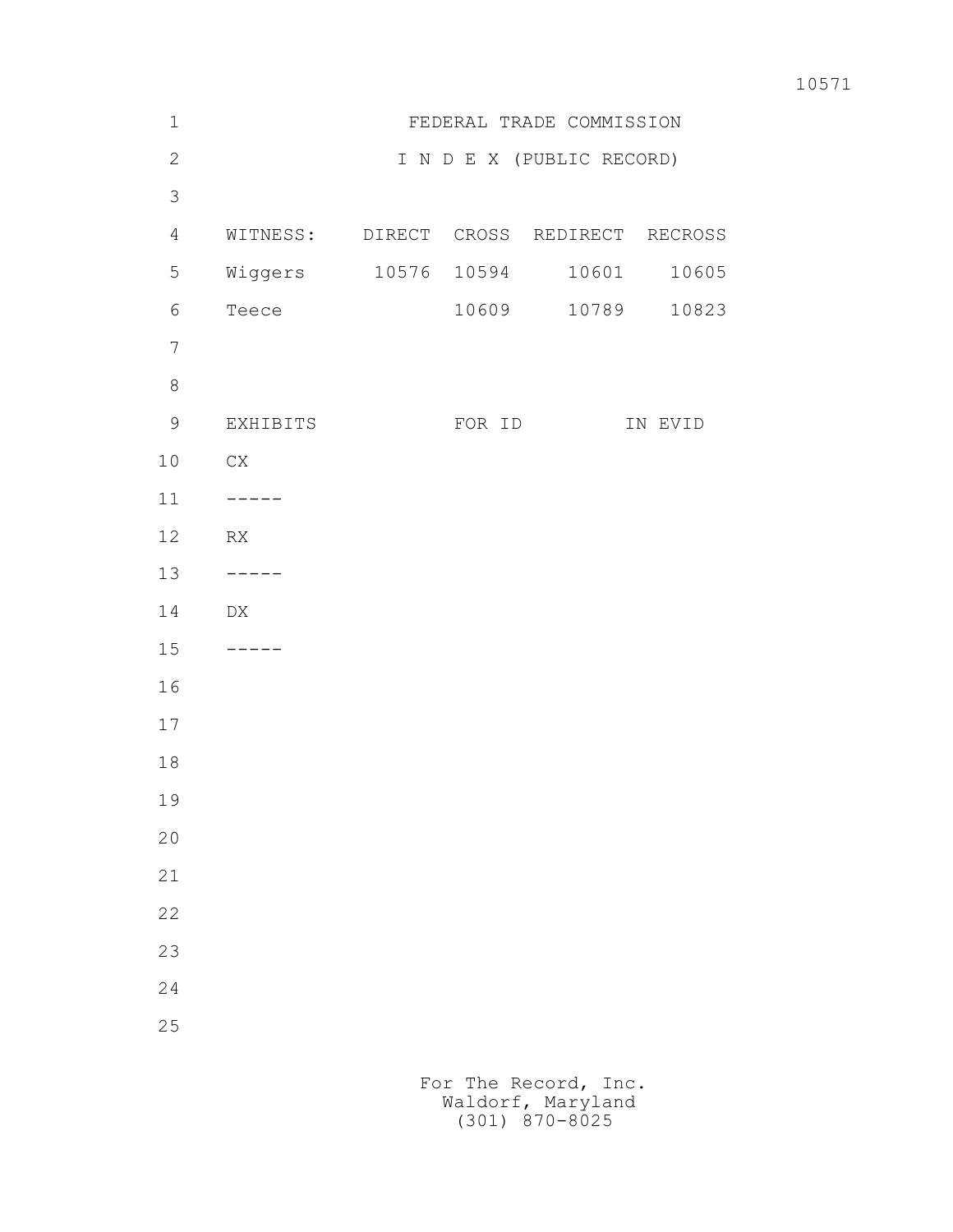FEDERAL TRADE COMMISSION

I N D E X (PUBLIC RECORD)

| WITNESS: | DIRECT | CROSS | REDIRECT | RECROSS |
|---|---|---|---|---|
| Wiggers | 10576 | 10594 | 10601 | 10605 |
| Teece | | 10609 | 10789 | 10823 |

| EXHIBITS | FOR ID | IN EVID |
|---|---|---|
| CX | | |
| ----- | | |
| RX | | |
| ----- | | |
| DX | | |
| ----- | | |

For The Record, Inc.
Waldorf, Maryland
(301) 870-8025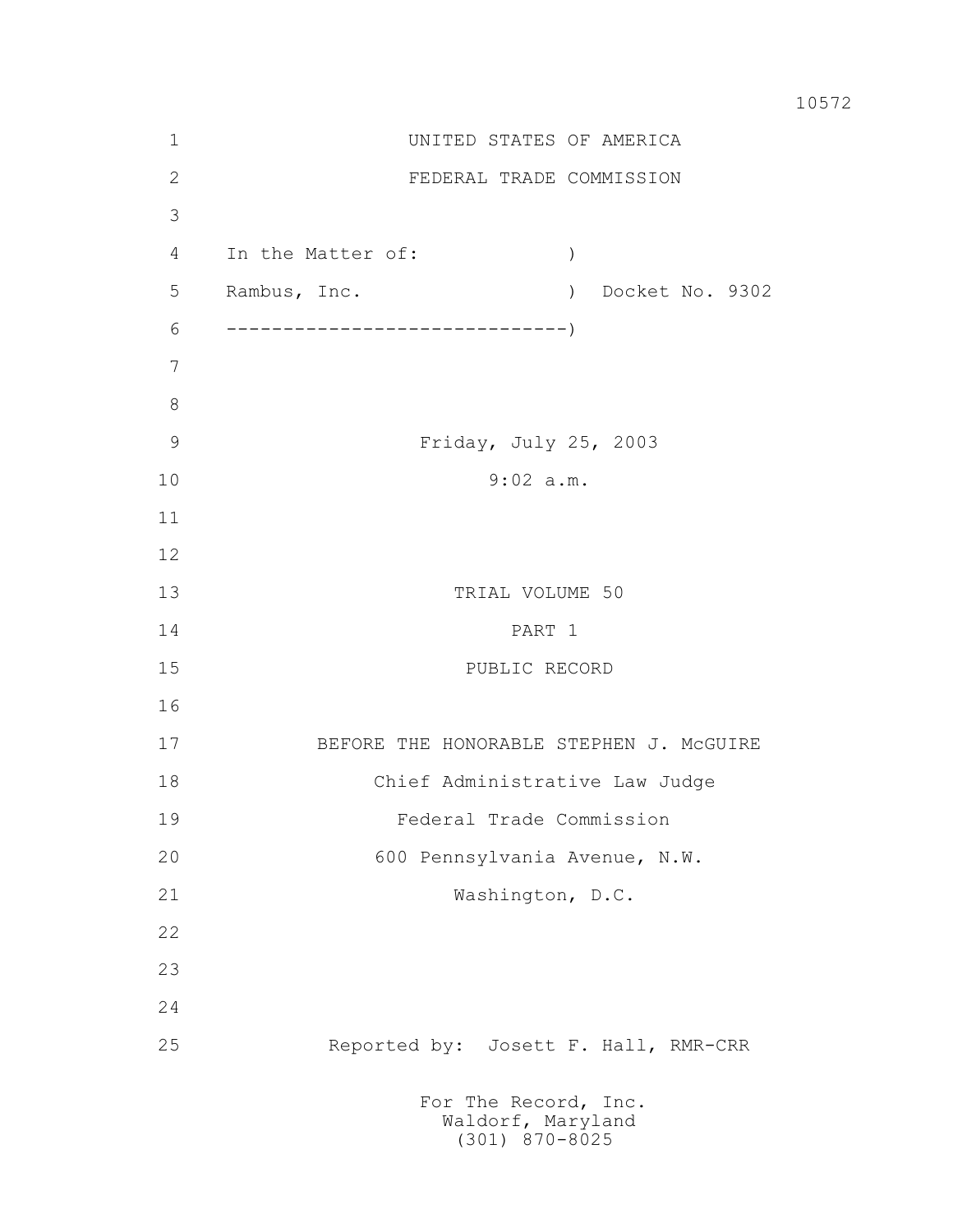UNITED STATES OF AMERICA

FEDERAL TRADE COMMISSION

In the Matter of: )

Rambus, Inc. ) Docket No. 9302

------------------------------)

Friday, July 25, 2003

9:02 a.m.

TRIAL VOLUME 50

PART 1

PUBLIC RECORD

BEFORE THE HONORABLE STEPHEN J. McGUIRE

Chief Administrative Law Judge

Federal Trade Commission

600 Pennsylvania Avenue, N.W.

Washington, D.C.

Reported by: Josett F. Hall, RMR-CRR

For The Record, Inc.
Waldorf, Maryland
(301) 870-8025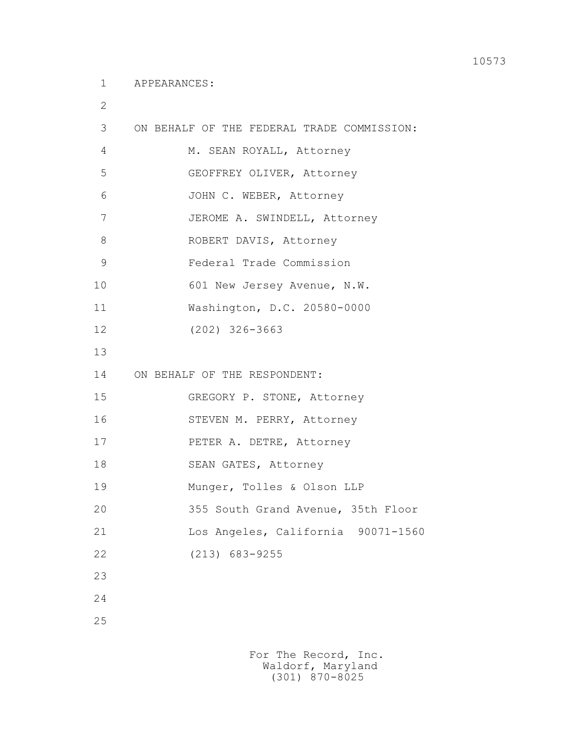APPEARANCES:

ON BEHALF OF THE FEDERAL TRADE COMMISSION:

M. SEAN ROYALL, Attorney
GEOFFREY OLIVER, Attorney
JOHN C. WEBER, Attorney
JEROME A. SWINDELL, Attorney
ROBERT DAVIS, Attorney
Federal Trade Commission
601 New Jersey Avenue, N.W.
Washington, D.C. 20580-0000
(202) 326-3663

ON BEHALF OF THE RESPONDENT:

GREGORY P. STONE, Attorney
STEVEN M. PERRY, Attorney
PETER A. DETRE, Attorney
SEAN GATES, Attorney
Munger, Tolles & Olson LLP
355 South Grand Avenue, 35th Floor
Los Angeles, California 90071-1560
(213) 683-9255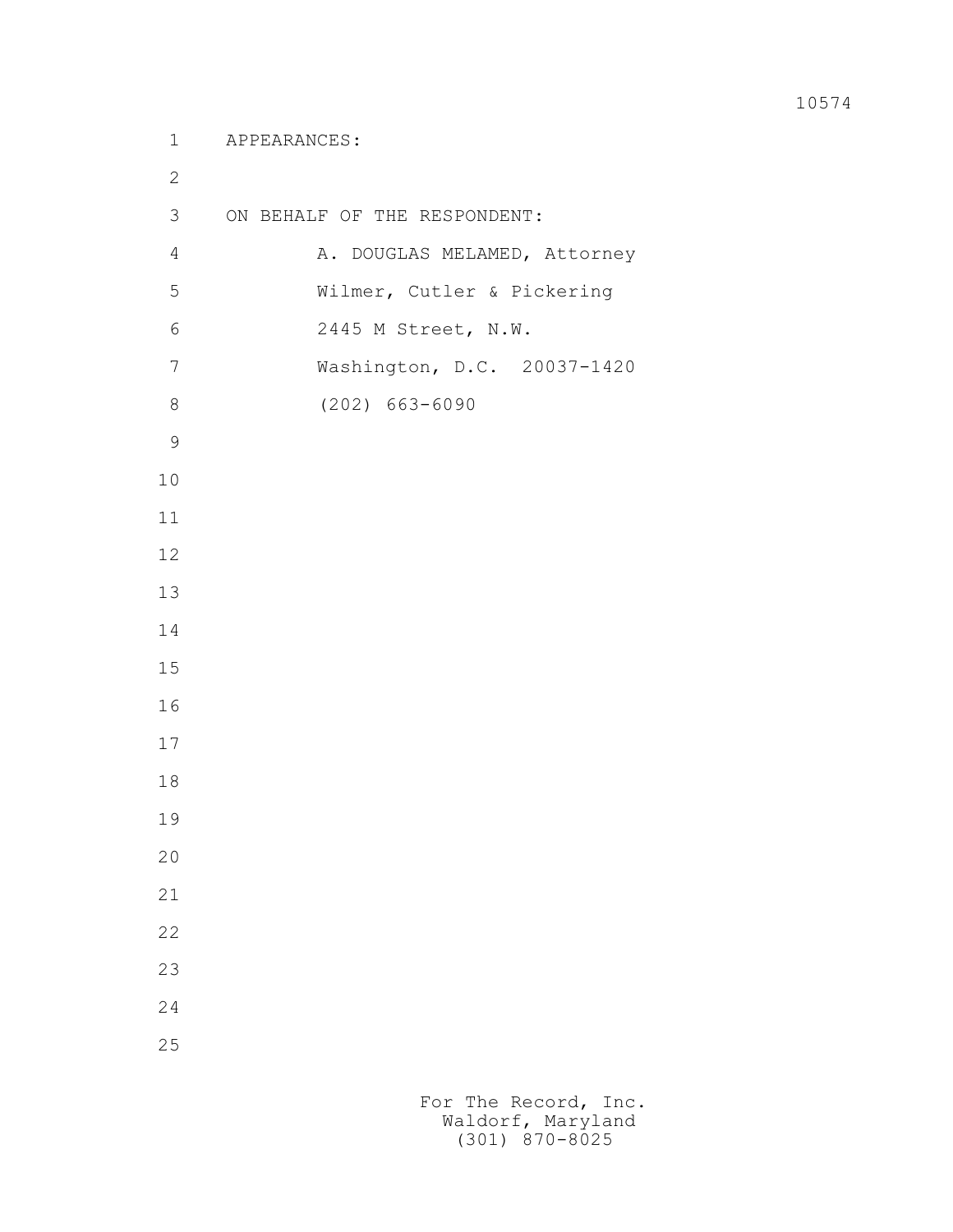APPEARANCES:

ON BEHALF OF THE RESPONDENT:

A. DOUGLAS MELAMED, Attorney
Wilmer, Cutler & Pickering
2445 M Street, N.W.
Washington, D.C. 20037-1420
(202) 663-6090

For The Record, Inc.
Waldorf, Maryland
(301) 870-8025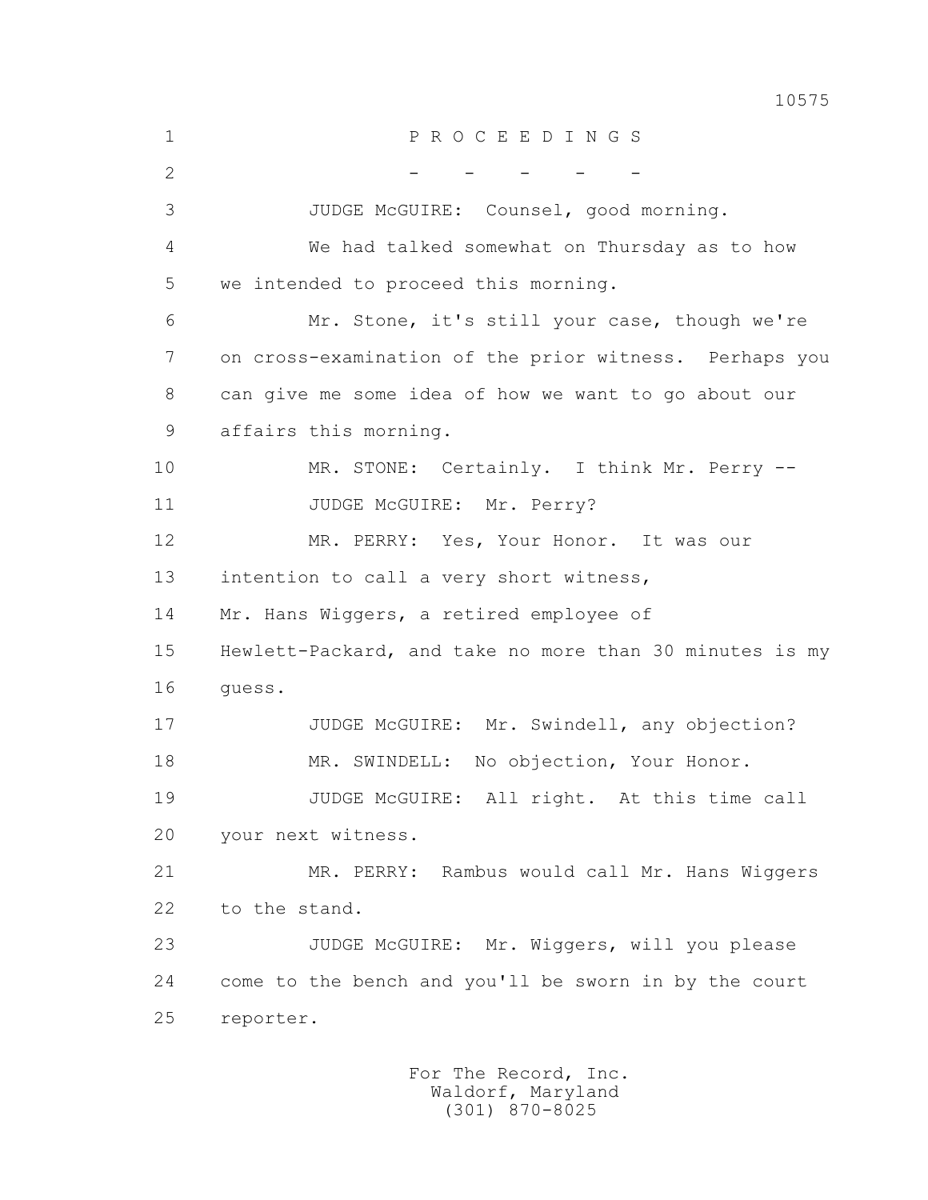P R O C E E D I N G S

\- - - - -

JUDGE McGUIRE: Counsel, good morning.

We had talked somewhat on Thursday as to how we intended to proceed this morning.

Mr. Stone, it's still your case, though we're on cross-examination of the prior witness. Perhaps you can give me some idea of how we want to go about our affairs this morning.

MR. STONE: Certainly. I think Mr. Perry --

JUDGE McGUIRE: Mr. Perry?

MR. PERRY: Yes, Your Honor. It was our intention to call a very short witness, Mr. Hans Wiggers, a retired employee of Hewlett-Packard, and take no more than 30 minutes is my guess.

JUDGE McGUIRE: Mr. Swindell, any objection?

MR. SWINDELL: No objection, Your Honor.

JUDGE McGUIRE: All right. At this time call your next witness.

MR. PERRY: Rambus would call Mr. Hans Wiggers to the stand.

JUDGE McGUIRE: Mr. Wiggers, will you please come to the bench and you'll be sworn in by the court reporter.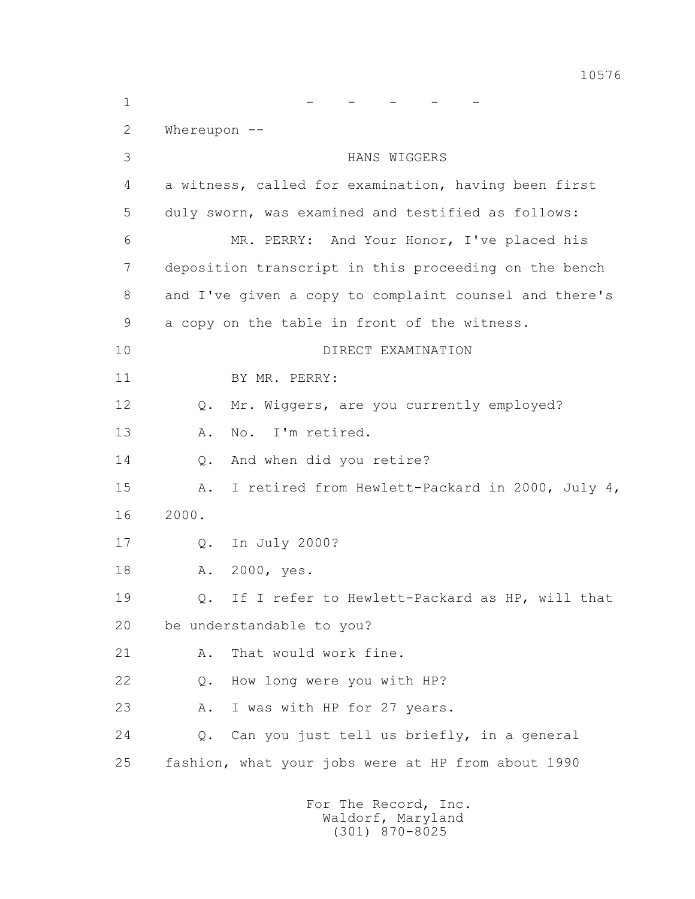\- - - - -

Whereupon --

HANS WIGGERS

a witness, called for examination, having been first duly sworn, was examined and testified as follows:

MR. PERRY: And Your Honor, I've placed his deposition transcript in this proceeding on the bench and I've given a copy to complaint counsel and there's a copy on the table in front of the witness.

DIRECT EXAMINATION

BY MR. PERRY:

Q. Mr. Wiggers, are you currently employed?

A. No. I'm retired.

Q. And when did you retire?

A. I retired from Hewlett-Packard in 2000, July 4, 2000.

Q. In July 2000?

A. 2000, yes.

Q. If I refer to Hewlett-Packard as HP, will that be understandable to you?

A. That would work fine.

Q. How long were you with HP?

A. I was with HP for 27 years.

Q. Can you just tell us briefly, in a general fashion, what your jobs were at HP from about 1990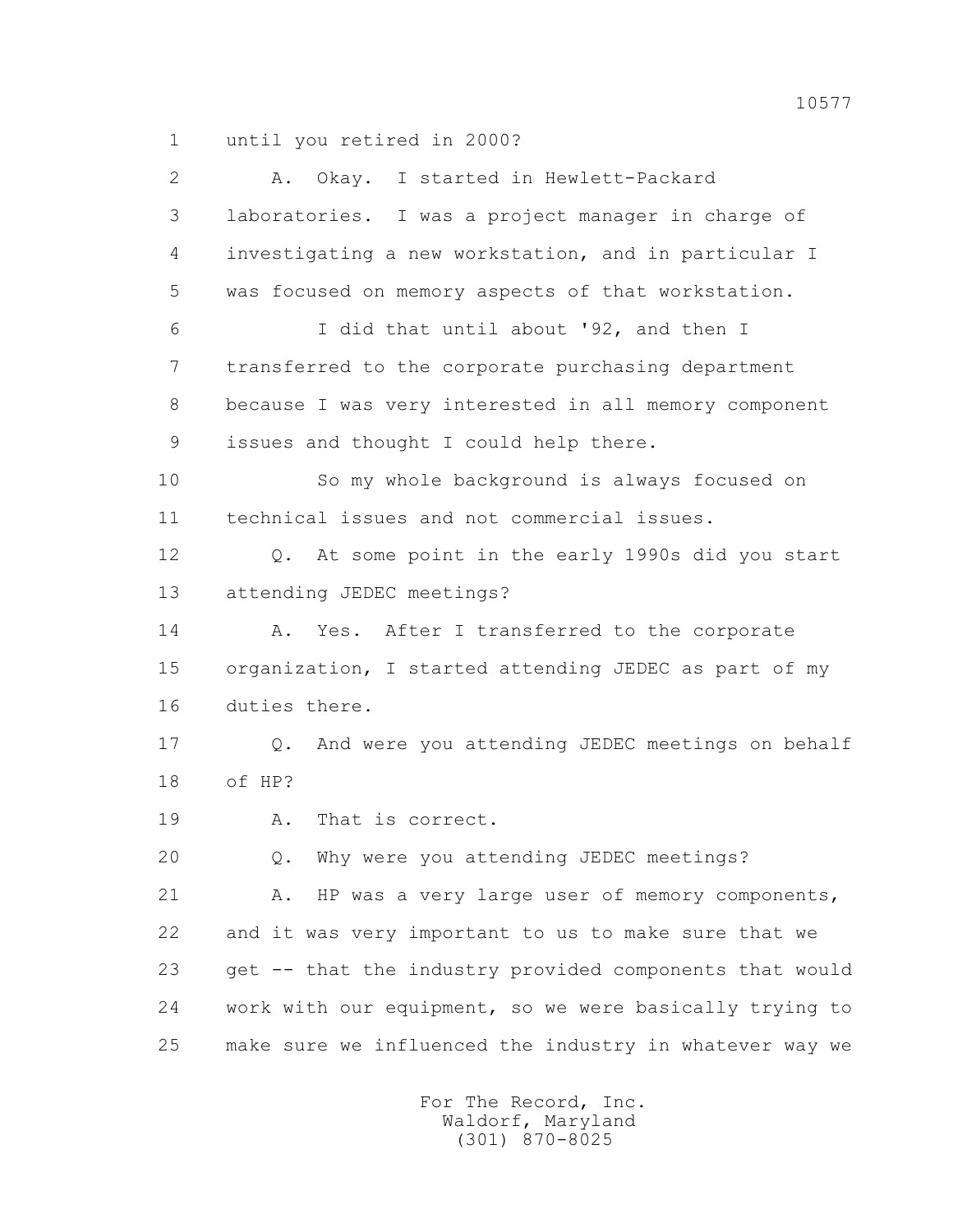1 until you retired in 2000?

2 A. Okay. I started in Hewlett-Packard

3 laboratories. I was a project manager in charge of

4 investigating a new workstation, and in particular I

5 was focused on memory aspects of that workstation.

6 I did that until about '92, and then I

7 transferred to the corporate purchasing department

8 because I was very interested in all memory component

9 issues and thought I could help there.

10 So my whole background is always focused on

11 technical issues and not commercial issues.

12 Q. At some point in the early 1990s did you start

13 attending JEDEC meetings?

14 A. Yes. After I transferred to the corporate

15 organization, I started attending JEDEC as part of my

16 duties there.

17 Q. And were you attending JEDEC meetings on behalf

18 of HP?

19 A. That is correct.

20 Q. Why were you attending JEDEC meetings?

21 A. HP was a very large user of memory components,

22 and it was very important to us to make sure that we

23 get -- that the industry provided components that would

24 work with our equipment, so we were basically trying to

25 make sure we influenced the industry in whatever way we

For The Record, Inc.
Waldorf, Maryland
(301) 870-8025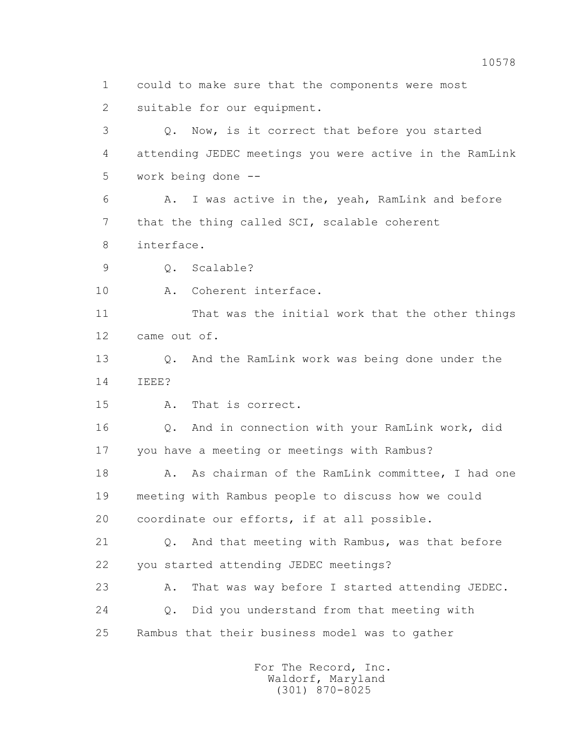1 could to make sure that the components were most
2 suitable for our equipment.

3 Q. Now, is it correct that before you started
4 attending JEDEC meetings you were active in the RamLink
5 work being done --

6 A. I was active in the, yeah, RamLink and before
7 that the thing called SCI, scalable coherent
8 interface.

9 Q. Scalable?

10 A. Coherent interface.

11 That was the initial work that the other things
12 came out of.

13 Q. And the RamLink work was being done under the
14 IEEE?

15 A. That is correct.

16 Q. And in connection with your RamLink work, did
17 you have a meeting or meetings with Rambus?

18 A. As chairman of the RamLink committee, I had one
19 meeting with Rambus people to discuss how we could
20 coordinate our efforts, if at all possible.

21 Q. And that meeting with Rambus, was that before
22 you started attending JEDEC meetings?

23 A. That was way before I started attending JEDEC.

24 Q. Did you understand from that meeting with
25 Rambus that their business model was to gather

For The Record, Inc.
Waldorf, Maryland
(301) 870-8025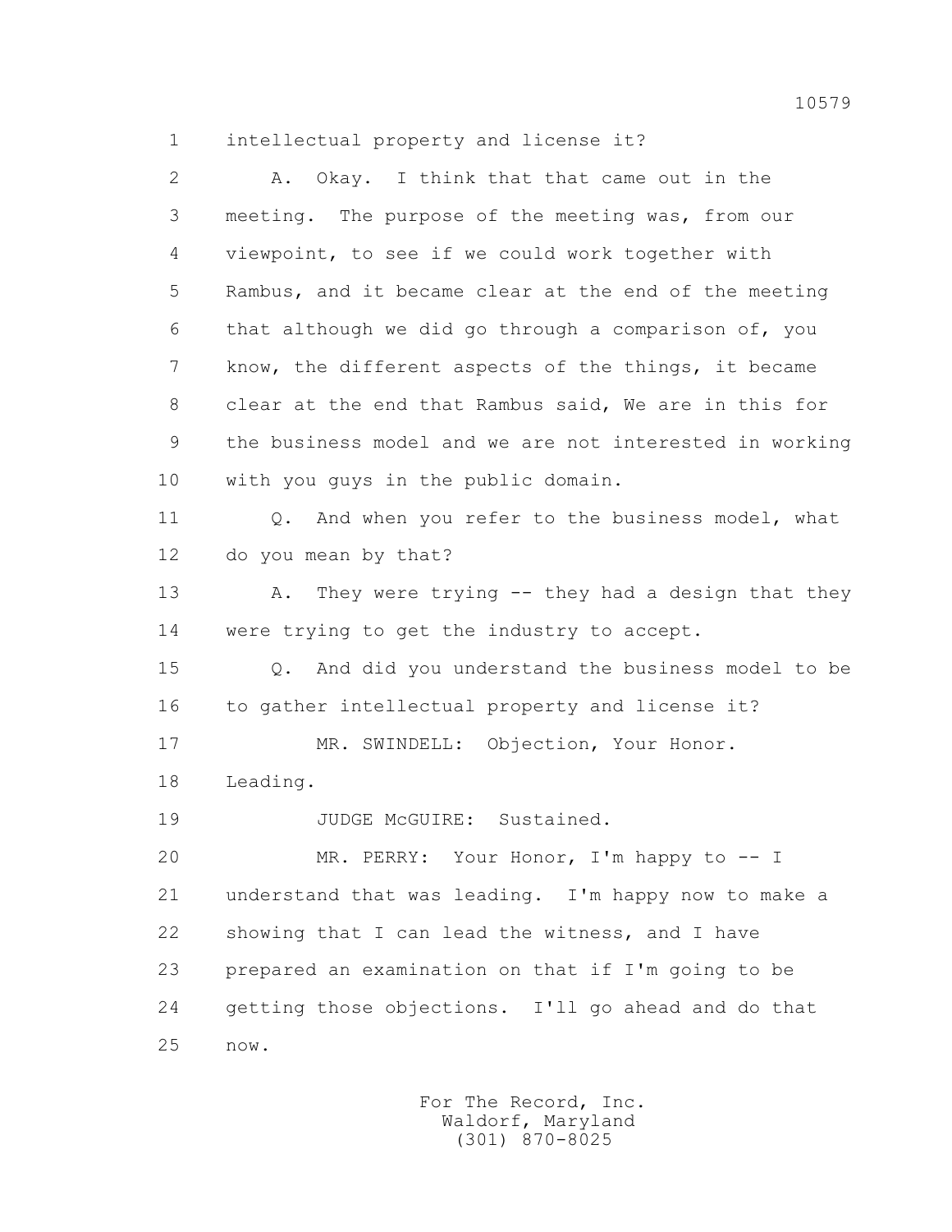1 intellectual property and license it?

2 A. Okay. I think that that came out in the

3 meeting. The purpose of the meeting was, from our

4 viewpoint, to see if we could work together with

5 Rambus, and it became clear at the end of the meeting

6 that although we did go through a comparison of, you

7 know, the different aspects of the things, it became

8 clear at the end that Rambus said, We are in this for

9 the business model and we are not interested in working

10 with you guys in the public domain.

11 Q. And when you refer to the business model, what

12 do you mean by that?

13 A. They were trying -- they had a design that they

14 were trying to get the industry to accept.

15 Q. And did you understand the business model to be

16 to gather intellectual property and license it?

17 MR. SWINDELL: Objection, Your Honor.

18 Leading.

19 JUDGE McGUIRE: Sustained.

20 MR. PERRY: Your Honor, I'm happy to -- I

21 understand that was leading. I'm happy now to make a

22 showing that I can lead the witness, and I have

23 prepared an examination on that if I'm going to be

24 getting those objections. I'll go ahead and do that

25 now.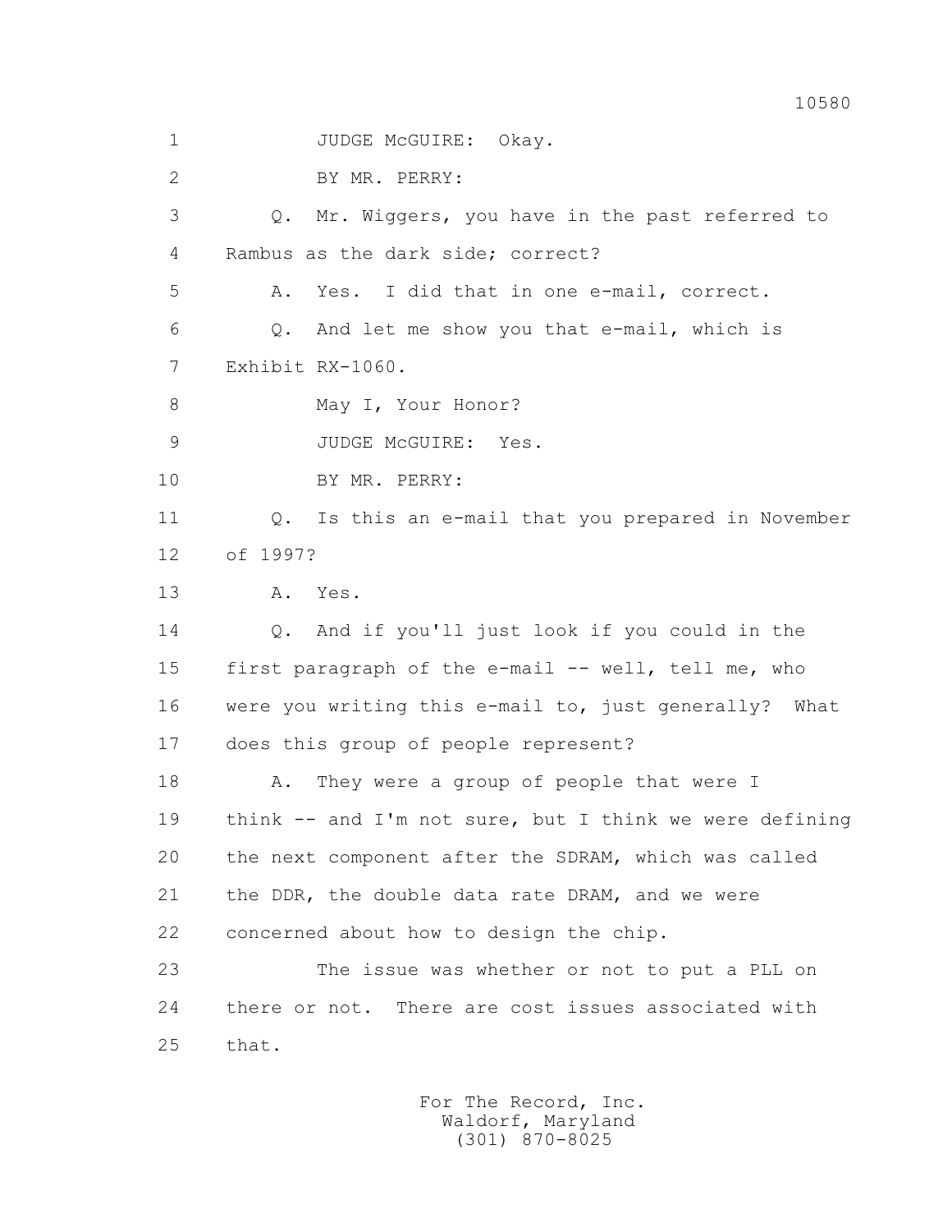1 JUDGE McGUIRE: Okay.

2 BY MR. PERRY:

3 Q. Mr. Wiggers, you have in the past referred to

4 Rambus as the dark side; correct?

5 A. Yes. I did that in one e-mail, correct.

6 Q. And let me show you that e-mail, which is

7 Exhibit RX-1060.

8 May I, Your Honor?

9 JUDGE McGUIRE: Yes.

10 BY MR. PERRY:

11 Q. Is this an e-mail that you prepared in November

12 of 1997?

13 A. Yes.

14 Q. And if you'll just look if you could in the

15 first paragraph of the e-mail -- well, tell me, who

16 were you writing this e-mail to, just generally? What

17 does this group of people represent?

18 A. They were a group of people that were I

19 think -- and I'm not sure, but I think we were defining

20 the next component after the SDRAM, which was called

21 the DDR, the double data rate DRAM, and we were

22 concerned about how to design the chip.

23 The issue was whether or not to put a PLL on

24 there or not. There are cost issues associated with

25 that.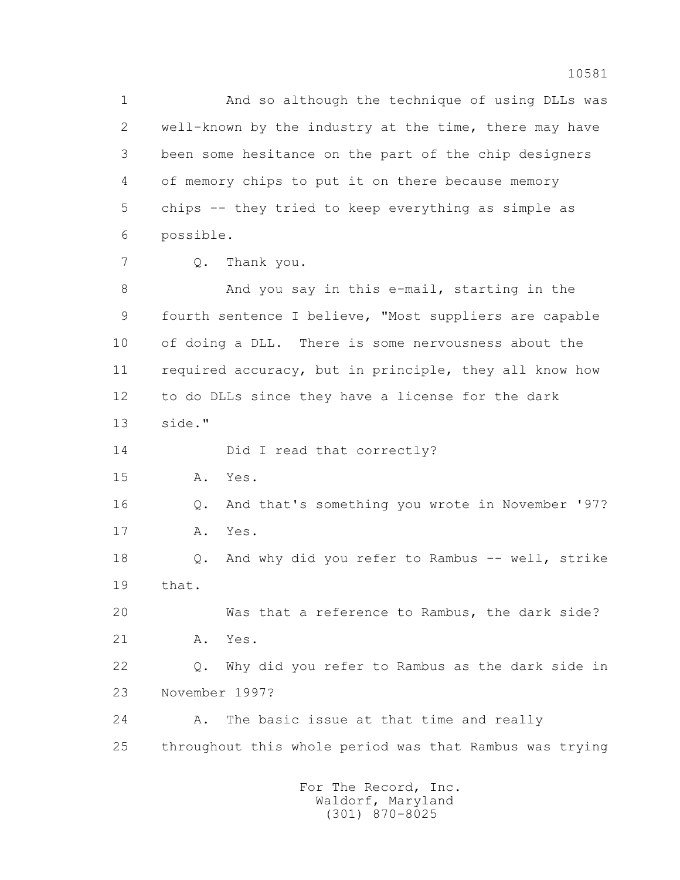1 And so although the technique of using DLLs was
2 well-known by the industry at the time, there may have
3 been some hesitance on the part of the chip designers
4 of memory chips to put it on there because memory
5 chips -- they tried to keep everything as simple as
6 possible.

7 Q. Thank you.

8 And you say in this e-mail, starting in the
9 fourth sentence I believe, "Most suppliers are capable
10 of doing a DLL. There is some nervousness about the
11 required accuracy, but in principle, they all know how
12 to do DLLs since they have a license for the dark
13 side."

14 Did I read that correctly?

15 A. Yes.

16 Q. And that's something you wrote in November '97?

17 A. Yes.

18 Q. And why did you refer to Rambus -- well, strike
19 that.

20 Was that a reference to Rambus, the dark side?

21 A. Yes.

22 Q. Why did you refer to Rambus as the dark side in
23 November 1997?

24 A. The basic issue at that time and really
25 throughout this whole period was that Rambus was trying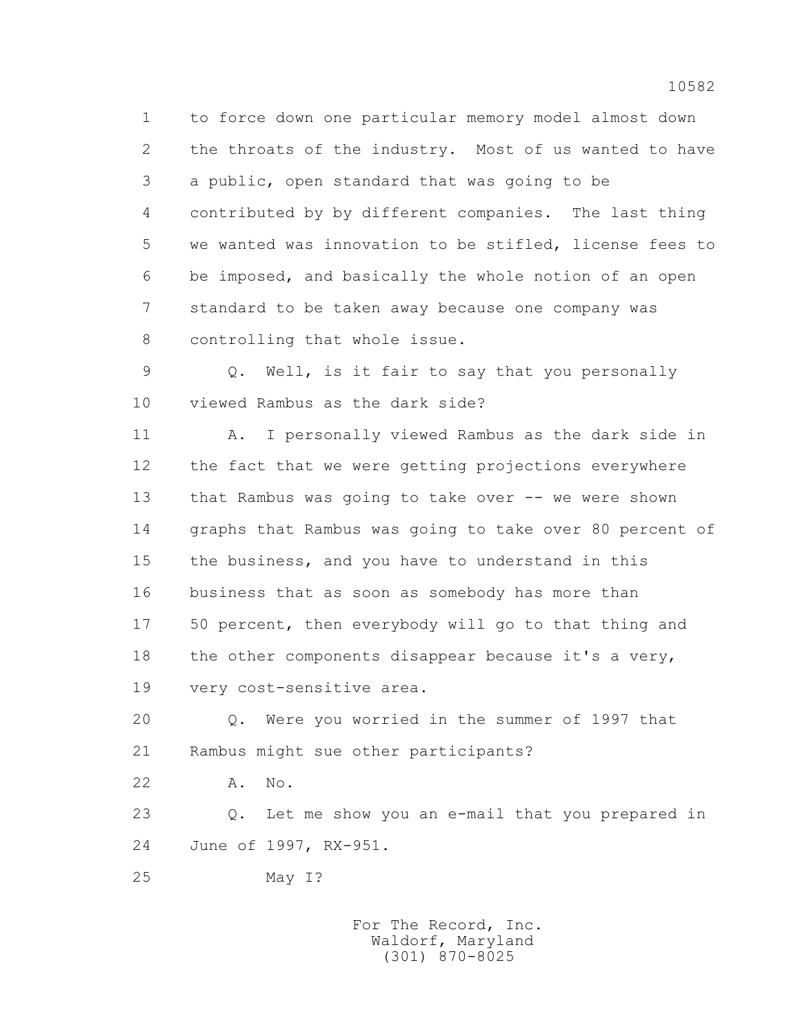1 to force down one particular memory model almost down
2 the throats of the industry. Most of us wanted to have
3 a public, open standard that was going to be
4 contributed by by different companies. The last thing
5 we wanted was innovation to be stifled, license fees to
6 be imposed, and basically the whole notion of an open
7 standard to be taken away because one company was
8 controlling that whole issue.

9 Q. Well, is it fair to say that you personally
10 viewed Rambus as the dark side?

11 A. I personally viewed Rambus as the dark side in
12 the fact that we were getting projections everywhere
13 that Rambus was going to take over -- we were shown
14 graphs that Rambus was going to take over 80 percent of
15 the business, and you have to understand in this
16 business that as soon as somebody has more than
17 50 percent, then everybody will go to that thing and
18 the other components disappear because it's a very,
19 very cost-sensitive area.

20 Q. Were you worried in the summer of 1997 that
21 Rambus might sue other participants?

22 A. No.

23 Q. Let me show you an e-mail that you prepared in
24 June of 1997, RX-951.

25 May I?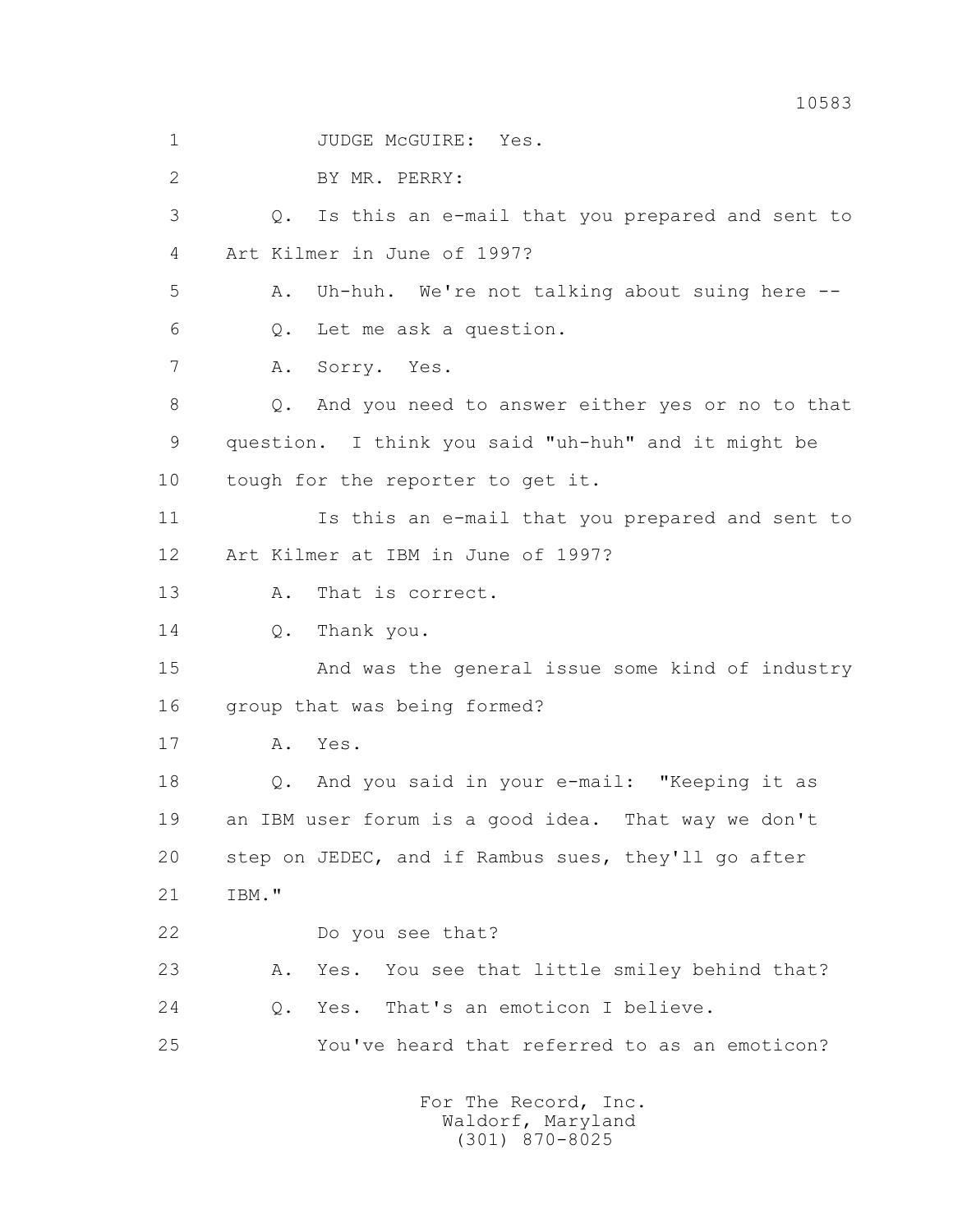1 JUDGE McGUIRE: Yes.

2 BY MR. PERRY:

3 Q. Is this an e-mail that you prepared and sent to

4 Art Kilmer in June of 1997?

5 A. Uh-huh. We're not talking about suing here --

6 Q. Let me ask a question.

7 A. Sorry. Yes.

8 Q. And you need to answer either yes or no to that

9 question. I think you said "uh-huh" and it might be

10 tough for the reporter to get it.

11 Is this an e-mail that you prepared and sent to

12 Art Kilmer at IBM in June of 1997?

13 A. That is correct.

14 Q. Thank you.

15 And was the general issue some kind of industry

16 group that was being formed?

17 A. Yes.

18 Q. And you said in your e-mail: "Keeping it as

19 an IBM user forum is a good idea. That way we don't

20 step on JEDEC, and if Rambus sues, they'll go after

21 IBM."

22 Do you see that?

23 A. Yes. You see that little smiley behind that?

24 Q. Yes. That's an emoticon I believe.

25 You've heard that referred to as an emoticon?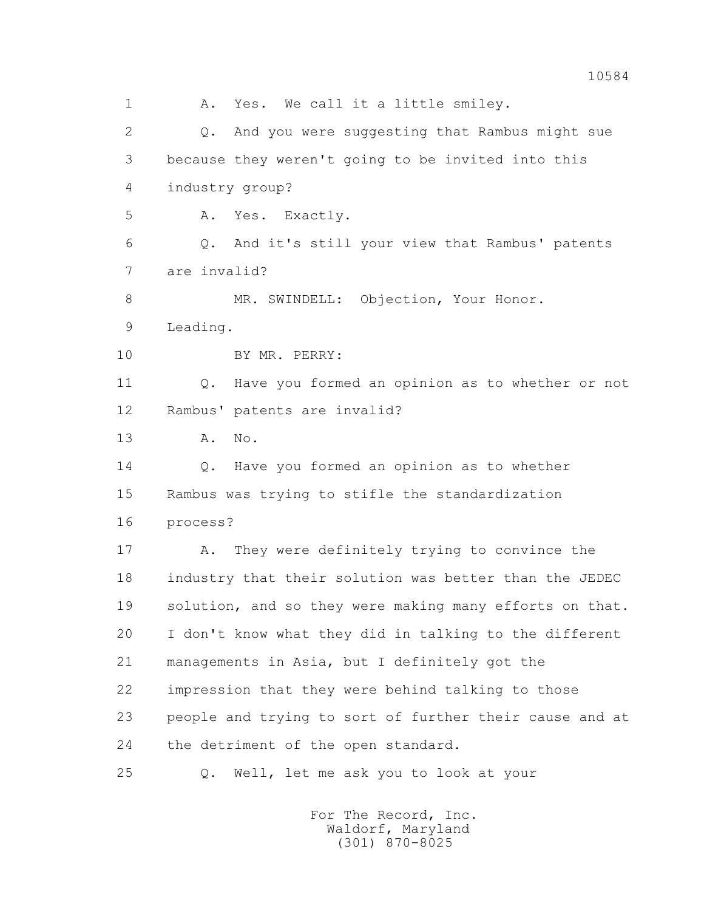1 A. Yes. We call it a little smiley.

2 Q. And you were suggesting that Rambus might sue

3 because they weren't going to be invited into this

4 industry group?

5 A. Yes. Exactly.

6 Q. And it's still your view that Rambus' patents

7 are invalid?

8 MR. SWINDELL: Objection, Your Honor.

9 Leading.

10 BY MR. PERRY:

11 Q. Have you formed an opinion as to whether or not

12 Rambus' patents are invalid?

13 A. No.

14 Q. Have you formed an opinion as to whether

15 Rambus was trying to stifle the standardization

16 process?

17 A. They were definitely trying to convince the

18 industry that their solution was better than the JEDEC

19 solution, and so they were making many efforts on that.

20 I don't know what they did in talking to the different

21 managements in Asia, but I definitely got the

22 impression that they were behind talking to those

23 people and trying to sort of further their cause and at

24 the detriment of the open standard.

25 Q. Well, let me ask you to look at your

For The Record, Inc.
Waldorf, Maryland
(301) 870-8025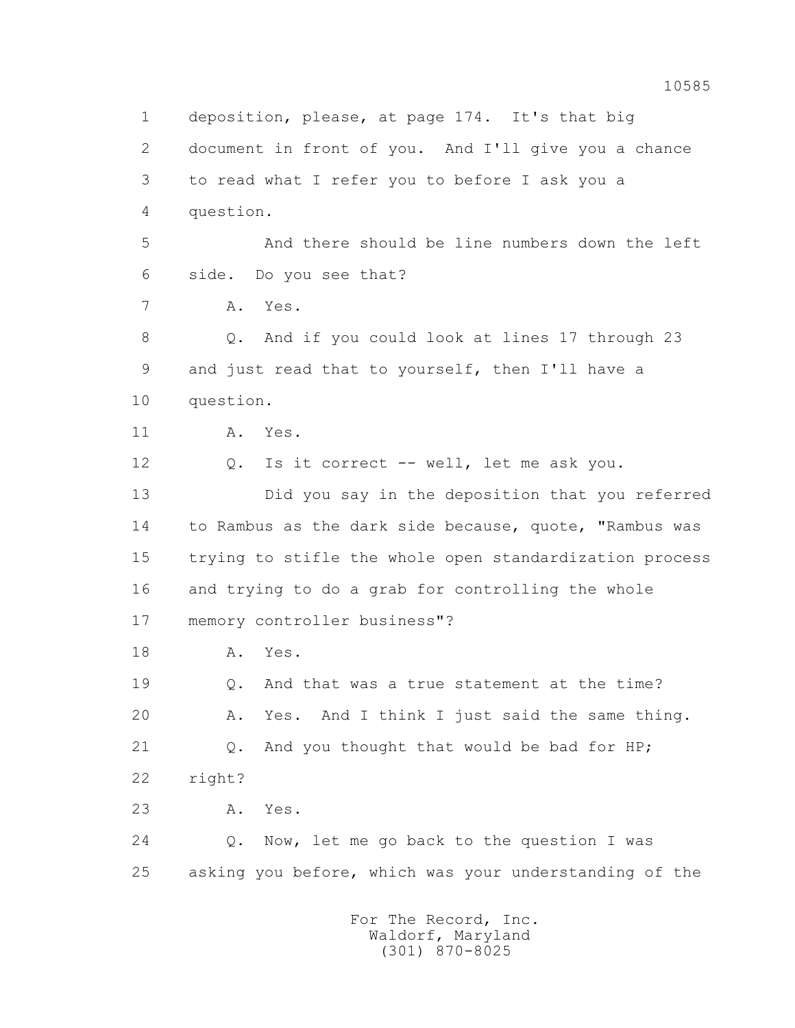1 deposition, please, at page 174. It's that big

2 document in front of you. And I'll give you a chance

3 to read what I refer you to before I ask you a

4 question.

5 And there should be line numbers down the left

6 side. Do you see that?

7 A. Yes.

8 Q. And if you could look at lines 17 through 23

9 and just read that to yourself, then I'll have a

10 question.

11 A. Yes.

12 Q. Is it correct -- well, let me ask you.

13 Did you say in the deposition that you referred

14 to Rambus as the dark side because, quote, "Rambus was

15 trying to stifle the whole open standardization process

16 and trying to do a grab for controlling the whole

17 memory controller business"?

18 A. Yes.

19 Q. And that was a true statement at the time?

20 A. Yes. And I think I just said the same thing.

21 Q. And you thought that would be bad for HP;

22 right?

23 A. Yes.

24 Q. Now, let me go back to the question I was

25 asking you before, which was your understanding of the

For The Record, Inc.
Waldorf, Maryland
(301) 870-8025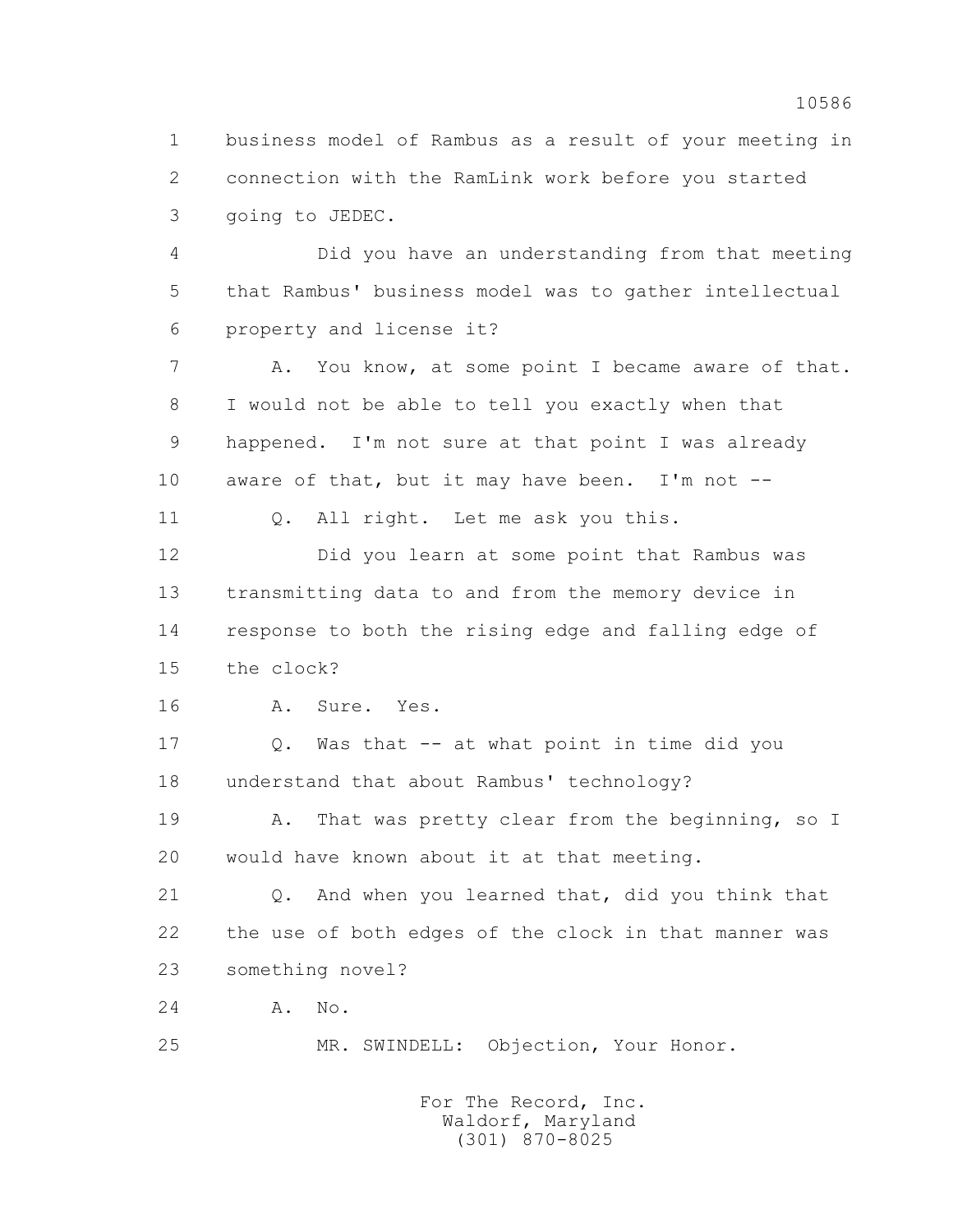1 business model of Rambus as a result of your meeting in
2 connection with the RamLink work before you started
3 going to JEDEC.

4 Did you have an understanding from that meeting
5 that Rambus' business model was to gather intellectual
6 property and license it?

7 A. You know, at some point I became aware of that.
8 I would not be able to tell you exactly when that
9 happened. I'm not sure at that point I was already
10 aware of that, but it may have been. I'm not --

11 Q. All right. Let me ask you this.

12 Did you learn at some point that Rambus was
13 transmitting data to and from the memory device in
14 response to both the rising edge and falling edge of
15 the clock?

16 A. Sure. Yes.

17 Q. Was that -- at what point in time did you
18 understand that about Rambus' technology?

19 A. That was pretty clear from the beginning, so I
20 would have known about it at that meeting.

21 Q. And when you learned that, did you think that
22 the use of both edges of the clock in that manner was
23 something novel?

24 A. No.

25 MR. SWINDELL: Objection, Your Honor.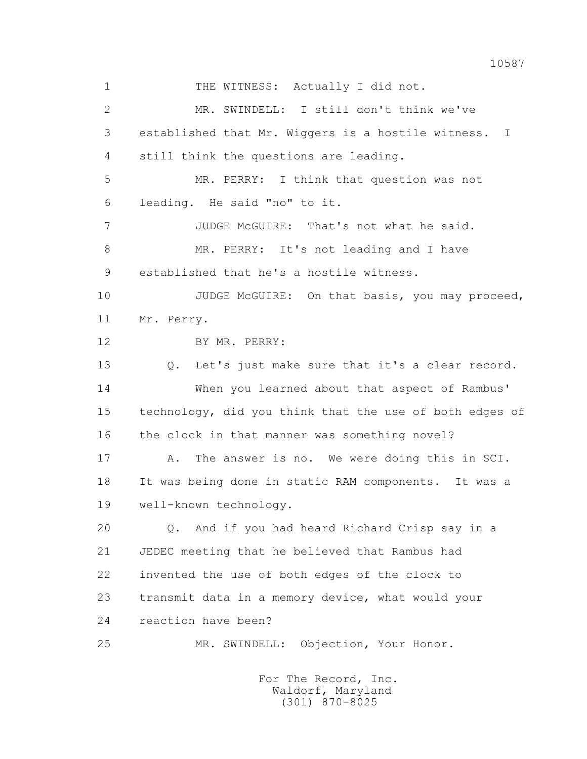1 THE WITNESS: Actually I did not.

2 MR. SWINDELL: I still don't think we've

3 established that Mr. Wiggers is a hostile witness. I

4 still think the questions are leading.

5 MR. PERRY: I think that question was not

6 leading. He said "no" to it.

7 JUDGE McGUIRE: That's not what he said.

8 MR. PERRY: It's not leading and I have

9 established that he's a hostile witness.

10 JUDGE McGUIRE: On that basis, you may proceed,

11 Mr. Perry.

12 BY MR. PERRY:

13 Q. Let's just make sure that it's a clear record.

14 When you learned about that aspect of Rambus'

15 technology, did you think that the use of both edges of

16 the clock in that manner was something novel?

17 A. The answer is no. We were doing this in SCI.

18 It was being done in static RAM components. It was a

19 well-known technology.

20 Q. And if you had heard Richard Crisp say in a

21 JEDEC meeting that he believed that Rambus had

22 invented the use of both edges of the clock to

23 transmit data in a memory device, what would your

24 reaction have been?

25 MR. SWINDELL: Objection, Your Honor.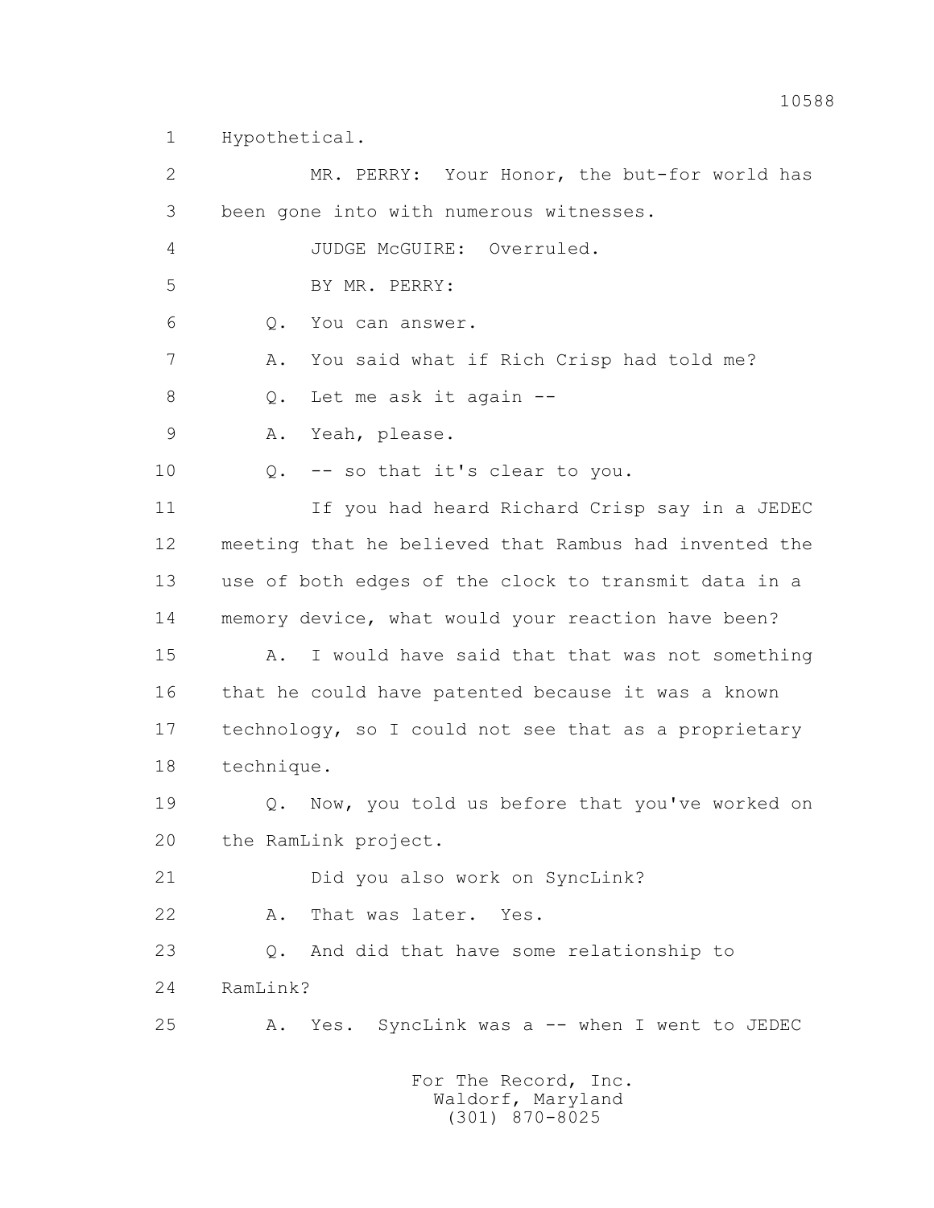1 Hypothetical.

2 MR. PERRY: Your Honor, the but-for world has

3 been gone into with numerous witnesses.

4 JUDGE McGUIRE: Overruled.

5 BY MR. PERRY:

6 Q. You can answer.

7 A. You said what if Rich Crisp had told me?

8 Q. Let me ask it again --

9 A. Yeah, please.

10 Q. -- so that it's clear to you.

11 If you had heard Richard Crisp say in a JEDEC

12 meeting that he believed that Rambus had invented the

13 use of both edges of the clock to transmit data in a

14 memory device, what would your reaction have been?

15 A. I would have said that that was not something

16 that he could have patented because it was a known

17 technology, so I could not see that as a proprietary

18 technique.

19 Q. Now, you told us before that you've worked on

20 the RamLink project.

21 Did you also work on SyncLink?

22 A. That was later. Yes.

23 Q. And did that have some relationship to

24 RamLink?

25 A. Yes. SyncLink was a -- when I went to JEDEC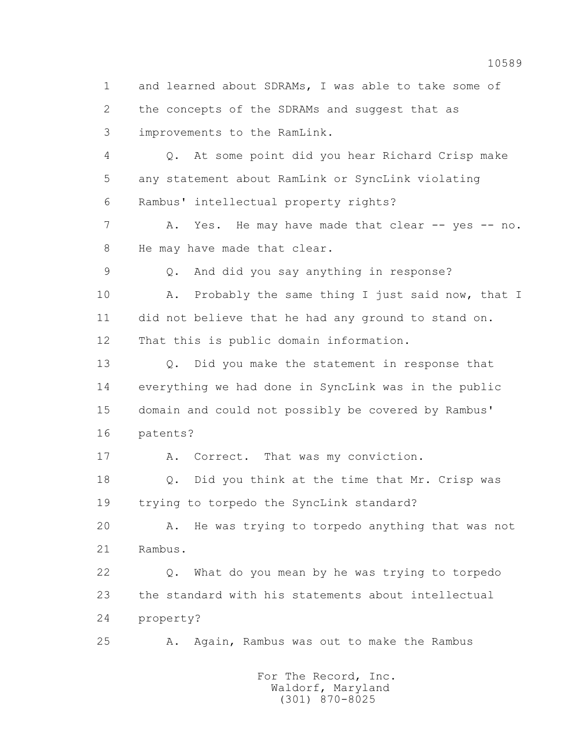and learned about SDRAMs, I was able to take some of the concepts of the SDRAMs and suggest that as improvements to the RamLink.

Q. At some point did you hear Richard Crisp make any statement about RamLink or SyncLink violating Rambus' intellectual property rights?

A. Yes. He may have made that clear -- yes -- no. He may have made that clear.

Q. And did you say anything in response?

A. Probably the same thing I just said now, that I did not believe that he had any ground to stand on. That this is public domain information.

Q. Did you make the statement in response that everything we had done in SyncLink was in the public domain and could not possibly be covered by Rambus' patents?

A. Correct. That was my conviction.

Q. Did you think at the time that Mr. Crisp was trying to torpedo the SyncLink standard?

A. He was trying to torpedo anything that was not Rambus.

Q. What do you mean by he was trying to torpedo the standard with his statements about intellectual property?

A. Again, Rambus was out to make the Rambus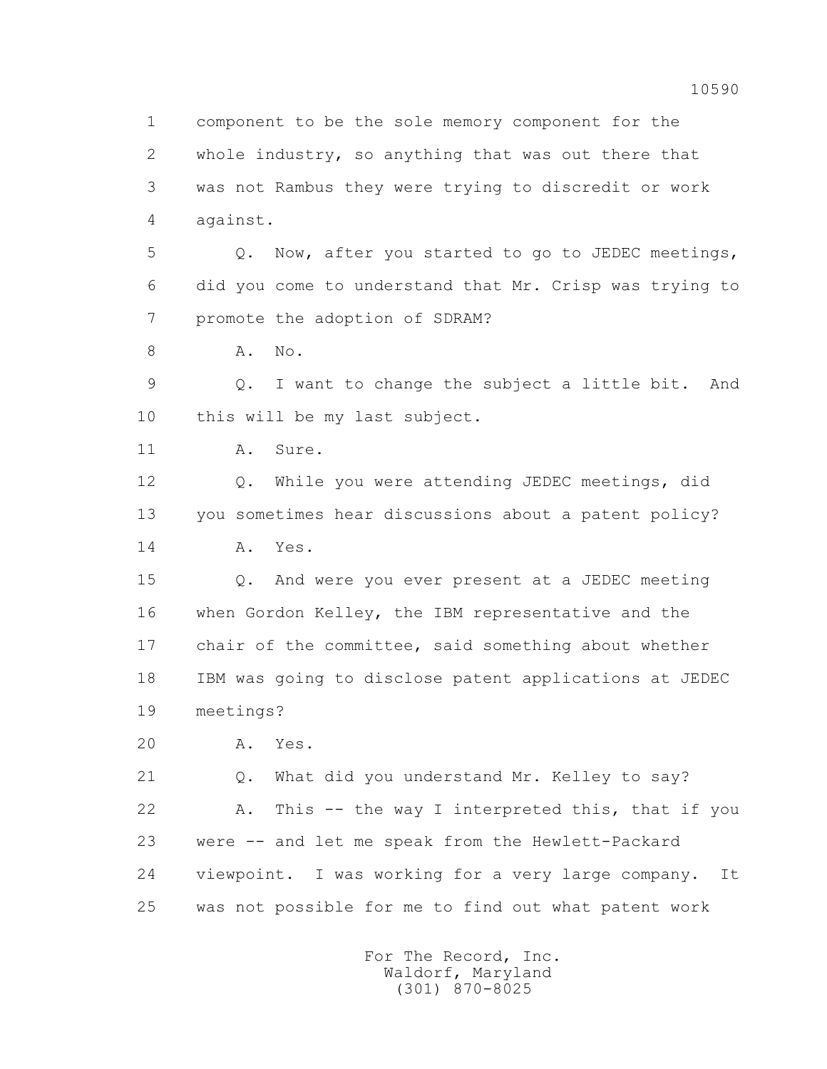1 component to be the sole memory component for the
2 whole industry, so anything that was out there that
3 was not Rambus they were trying to discredit or work
4 against.

5 Q. Now, after you started to go to JEDEC meetings,
6 did you come to understand that Mr. Crisp was trying to
7 promote the adoption of SDRAM?

8 A. No.

9 Q. I want to change the subject a little bit. And
10 this will be my last subject.

11 A. Sure.

12 Q. While you were attending JEDEC meetings, did
13 you sometimes hear discussions about a patent policy?

14 A. Yes.

15 Q. And were you ever present at a JEDEC meeting
16 when Gordon Kelley, the IBM representative and the
17 chair of the committee, said something about whether
18 IBM was going to disclose patent applications at JEDEC
19 meetings?

20 A. Yes.

21 Q. What did you understand Mr. Kelley to say?

22 A. This -- the way I interpreted this, that if you
23 were -- and let me speak from the Hewlett-Packard
24 viewpoint. I was working for a very large company. It
25 was not possible for me to find out what patent work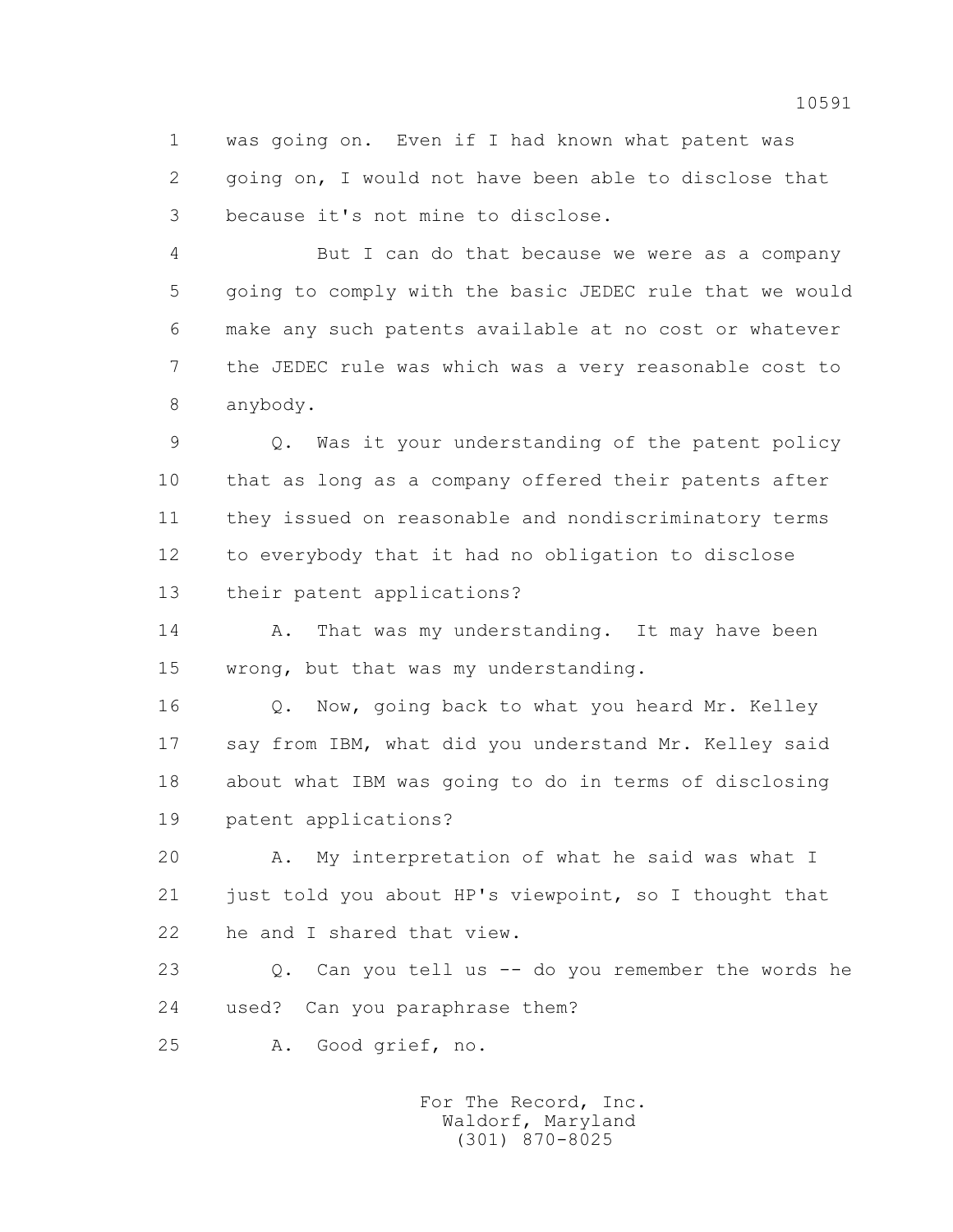1 was going on. Even if I had known what patent was
2 going on, I would not have been able to disclose that
3 because it's not mine to disclose.

4 But I can do that because we were as a company
5 going to comply with the basic JEDEC rule that we would
6 make any such patents available at no cost or whatever
7 the JEDEC rule was which was a very reasonable cost to
8 anybody.

9 Q. Was it your understanding of the patent policy
10 that as long as a company offered their patents after
11 they issued on reasonable and nondiscriminatory terms
12 to everybody that it had no obligation to disclose
13 their patent applications?

14 A. That was my understanding. It may have been
15 wrong, but that was my understanding.

16 Q. Now, going back to what you heard Mr. Kelley
17 say from IBM, what did you understand Mr. Kelley said
18 about what IBM was going to do in terms of disclosing
19 patent applications?

20 A. My interpretation of what he said was what I
21 just told you about HP's viewpoint, so I thought that
22 he and I shared that view.

23 Q. Can you tell us -- do you remember the words he
24 used? Can you paraphrase them?

25 A. Good grief, no.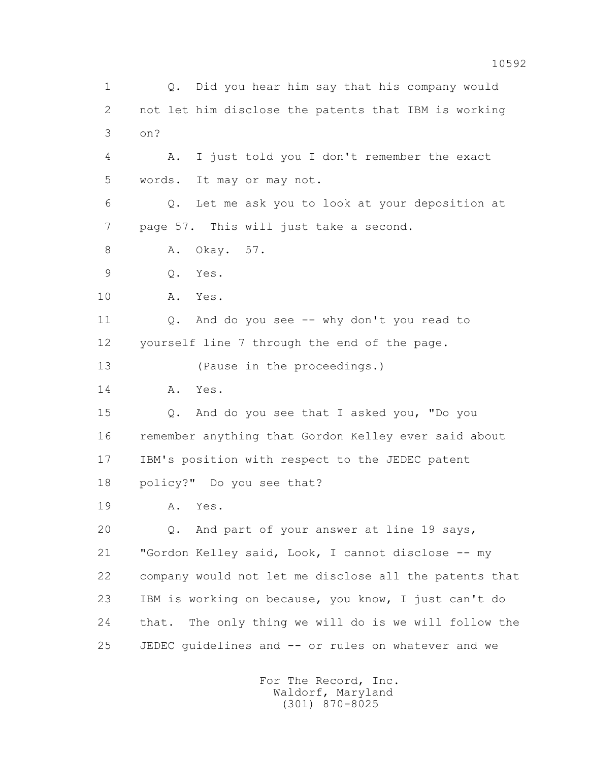1 Q. Did you hear him say that his company would
2 not let him disclose the patents that IBM is working
3 on?
4 A. I just told you I don't remember the exact
5 words. It may or may not.
6 Q. Let me ask you to look at your deposition at
7 page 57. This will just take a second.
8 A. Okay. 57.
9 Q. Yes.
10 A. Yes.
11 Q. And do you see -- why don't you read to
12 yourself line 7 through the end of the page.
13 (Pause in the proceedings.)
14 A. Yes.
15 Q. And do you see that I asked you, "Do you
16 remember anything that Gordon Kelley ever said about
17 IBM's position with respect to the JEDEC patent
18 policy?" Do you see that?
19 A. Yes.
20 Q. And part of your answer at line 19 says,
21 "Gordon Kelley said, Look, I cannot disclose -- my
22 company would not let me disclose all the patents that
23 IBM is working on because, you know, I just can't do
24 that. The only thing we will do is we will follow the
25 JEDEC guidelines and -- or rules on whatever and we

For The Record, Inc.
Waldorf, Maryland
(301) 870-8025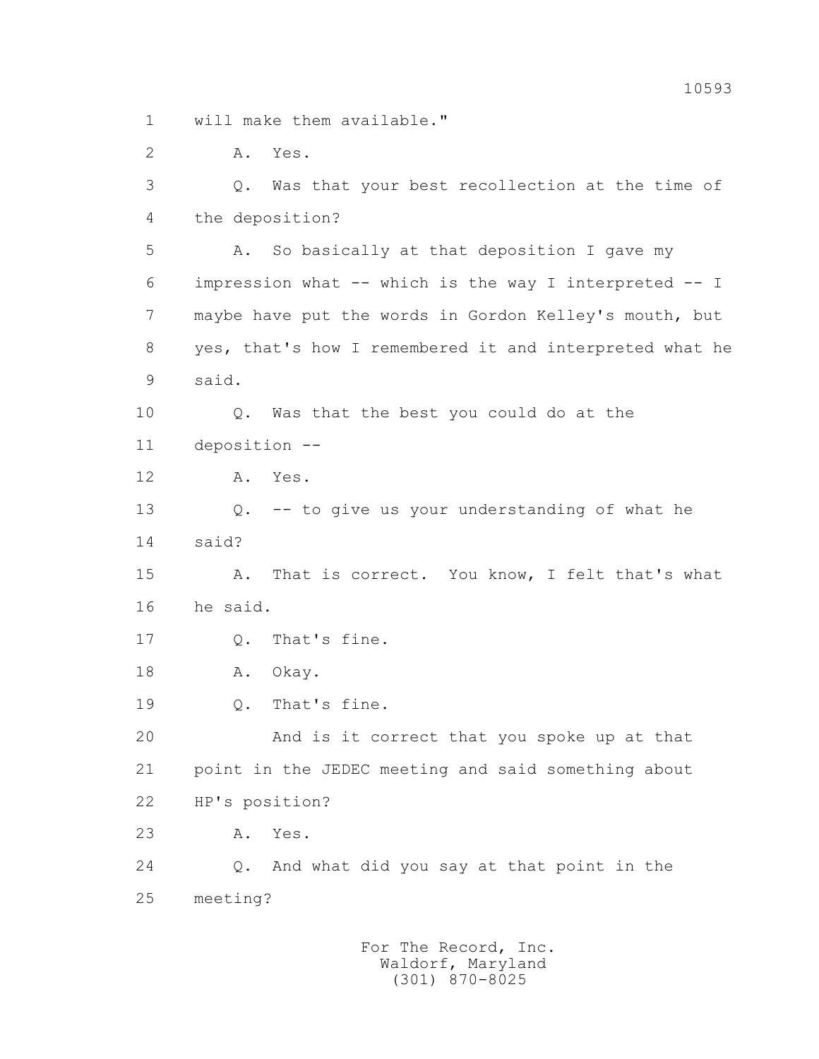1 will make them available."

2 A. Yes.

3 Q. Was that your best recollection at the time of

4 the deposition?

5 A. So basically at that deposition I gave my

6 impression what -- which is the way I interpreted -- I

7 maybe have put the words in Gordon Kelley's mouth, but

8 yes, that's how I remembered it and interpreted what he

9 said.

10 Q. Was that the best you could do at the

11 deposition --

12 A. Yes.

13 Q. -- to give us your understanding of what he

14 said?

15 A. That is correct. You know, I felt that's what

16 he said.

17 Q. That's fine.

18 A. Okay.

19 Q. That's fine.

20 And is it correct that you spoke up at that

21 point in the JEDEC meeting and said something about

22 HP's position?

23 A. Yes.

24 Q. And what did you say at that point in the

25 meeting?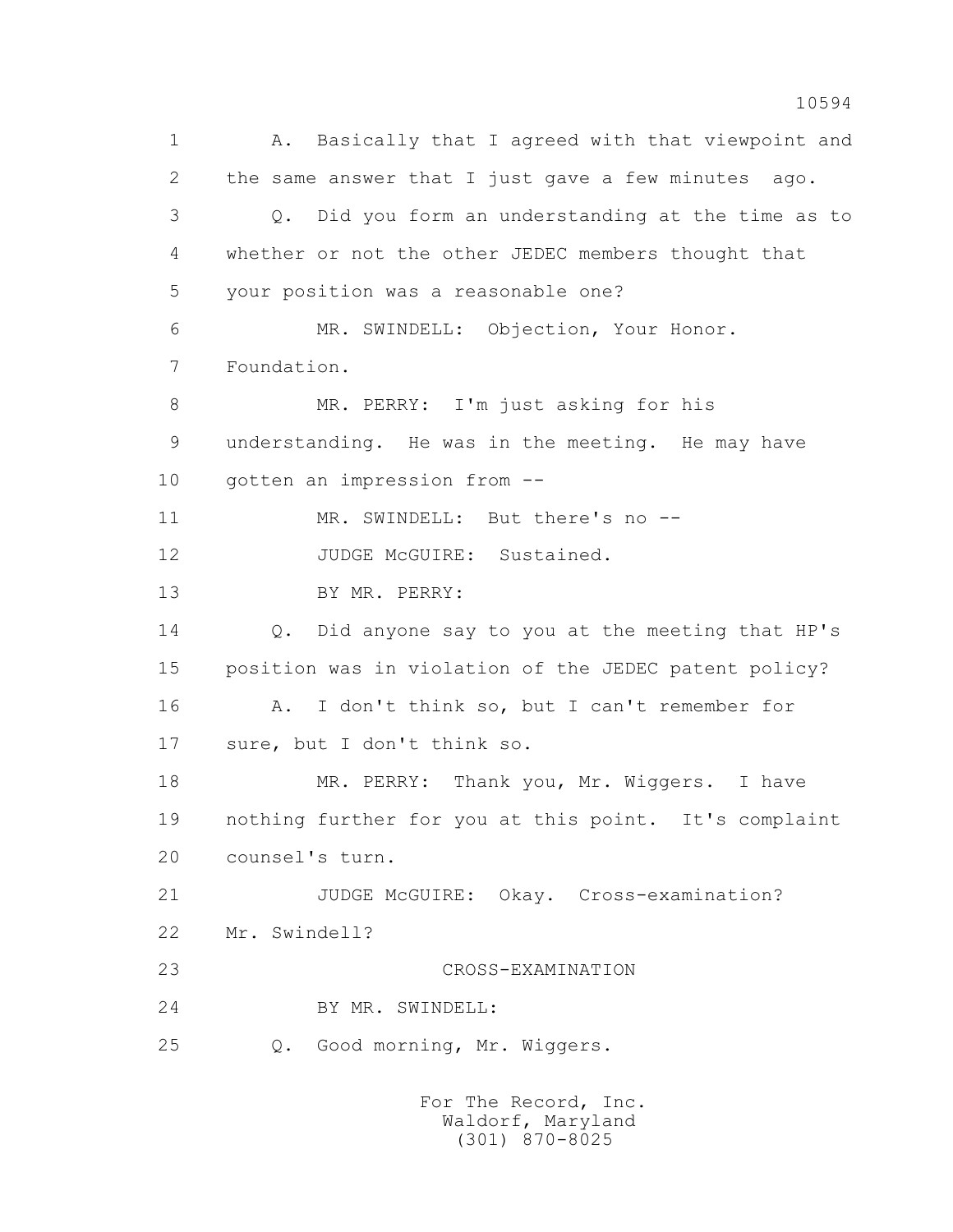A. Basically that I agreed with that viewpoint and the same answer that I just gave a few minutes ago.

Q. Did you form an understanding at the time as to whether or not the other JEDEC members thought that your position was a reasonable one?

MR. SWINDELL: Objection, Your Honor. Foundation.

MR. PERRY: I'm just asking for his understanding. He was in the meeting. He may have gotten an impression from --

MR. SWINDELL: But there's no --

JUDGE McGUIRE: Sustained.

BY MR. PERRY:

Q. Did anyone say to you at the meeting that HP's position was in violation of the JEDEC patent policy?

A. I don't think so, but I can't remember for sure, but I don't think so.

MR. PERRY: Thank you, Mr. Wiggers. I have nothing further for you at this point. It's complaint counsel's turn.

JUDGE McGUIRE: Okay. Cross-examination? Mr. Swindell?

CROSS-EXAMINATION

BY MR. SWINDELL:

Q. Good morning, Mr. Wiggers.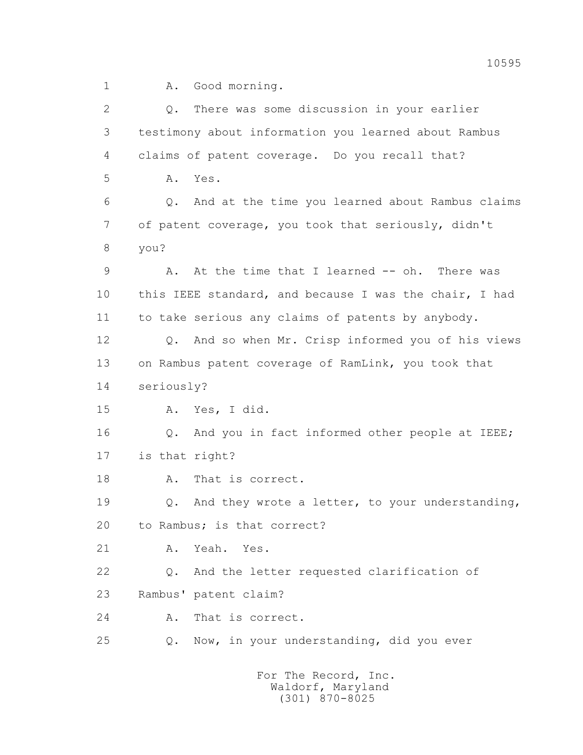1 A. Good morning.

2 Q. There was some discussion in your earlier

3 testimony about information you learned about Rambus

4 claims of patent coverage. Do you recall that?

5 A. Yes.

6 Q. And at the time you learned about Rambus claims

7 of patent coverage, you took that seriously, didn't

8 you?

9 A. At the time that I learned -- oh. There was

10 this IEEE standard, and because I was the chair, I had

11 to take serious any claims of patents by anybody.

12 Q. And so when Mr. Crisp informed you of his views

13 on Rambus patent coverage of RamLink, you took that

14 seriously?

15 A. Yes, I did.

16 Q. And you in fact informed other people at IEEE;

17 is that right?

18 A. That is correct.

19 Q. And they wrote a letter, to your understanding,

20 to Rambus; is that correct?

21 A. Yeah. Yes.

22 Q. And the letter requested clarification of

23 Rambus' patent claim?

24 A. That is correct.

25 Q. Now, in your understanding, did you ever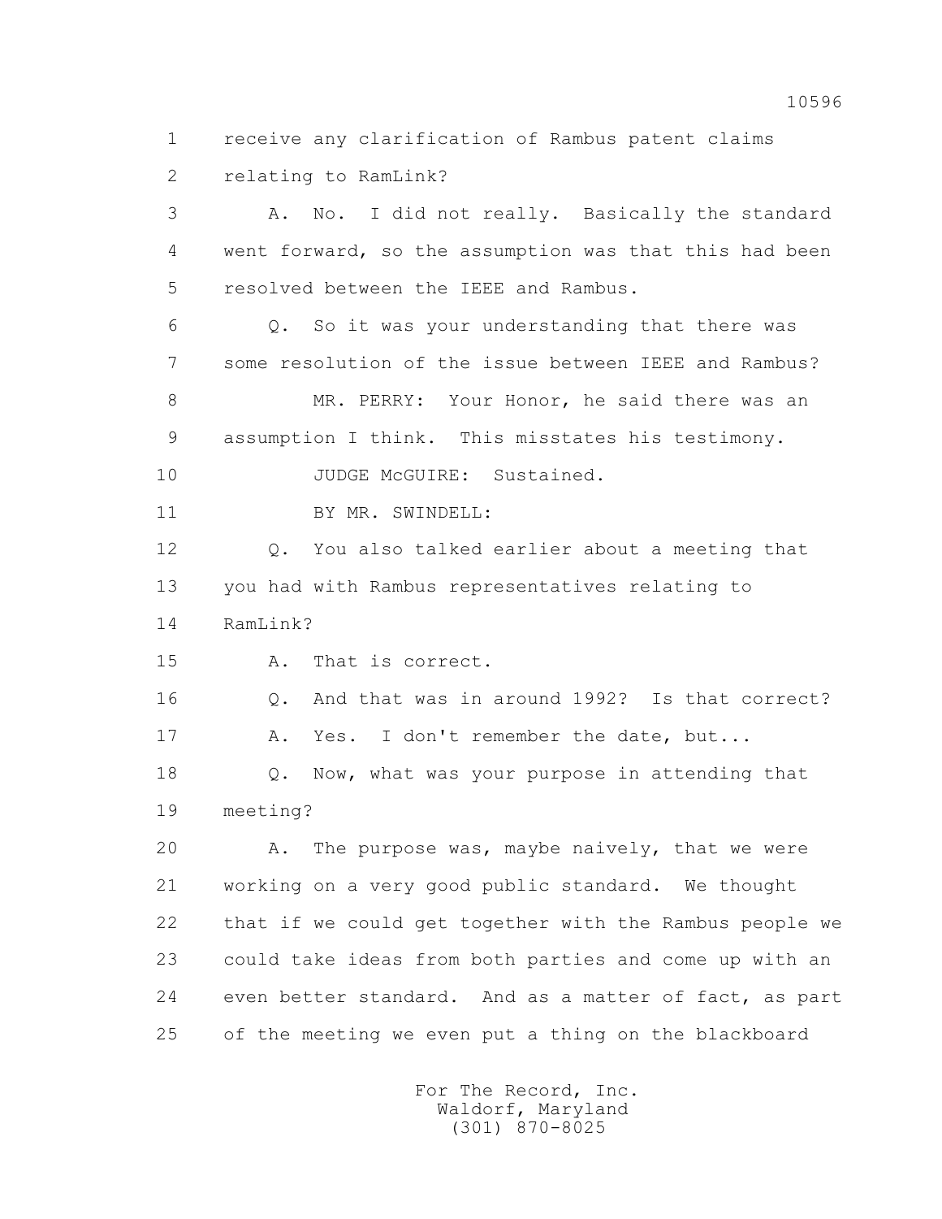receive any clarification of Rambus patent claims relating to RamLink?

A. No. I did not really. Basically the standard went forward, so the assumption was that this had been resolved between the IEEE and Rambus.

Q. So it was your understanding that there was some resolution of the issue between IEEE and Rambus?

MR. PERRY: Your Honor, he said there was an assumption I think. This misstates his testimony.

JUDGE McGUIRE: Sustained.

BY MR. SWINDELL:

Q. You also talked earlier about a meeting that you had with Rambus representatives relating to RamLink?

A. That is correct.

Q. And that was in around 1992? Is that correct?

A. Yes. I don't remember the date, but...

Q. Now, what was your purpose in attending that meeting?

A. The purpose was, maybe naively, that we were working on a very good public standard. We thought that if we could get together with the Rambus people we could take ideas from both parties and come up with an even better standard. And as a matter of fact, as part of the meeting we even put a thing on the blackboard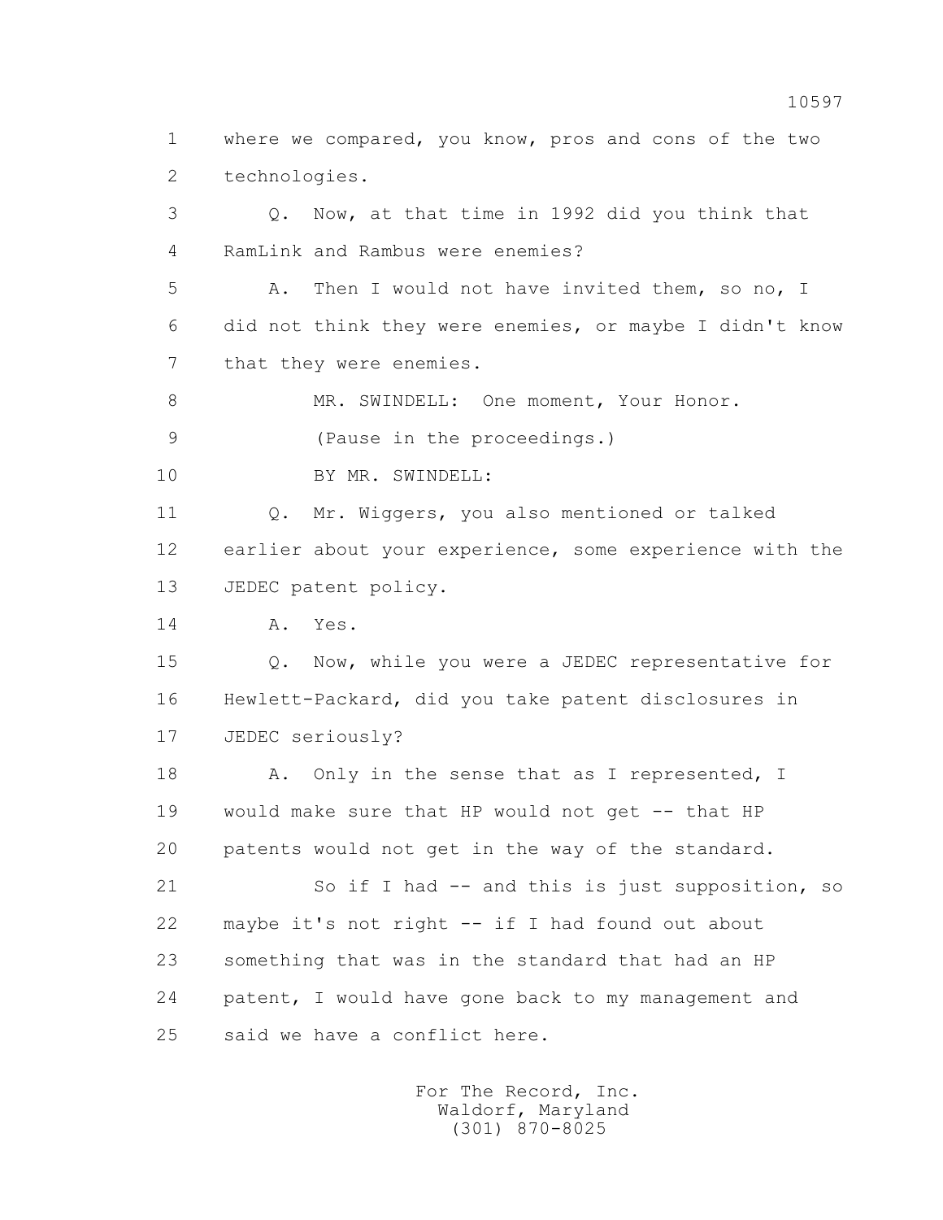1 where we compared, you know, pros and cons of the two
2 technologies.
3 Q. Now, at that time in 1992 did you think that
4 RamLink and Rambus were enemies?
5 A. Then I would not have invited them, so no, I
6 did not think they were enemies, or maybe I didn't know
7 that they were enemies.
8 MR. SWINDELL: One moment, Your Honor.
9 (Pause in the proceedings.)
10 BY MR. SWINDELL:
11 Q. Mr. Wiggers, you also mentioned or talked
12 earlier about your experience, some experience with the
13 JEDEC patent policy.
14 A. Yes.
15 Q. Now, while you were a JEDEC representative for
16 Hewlett-Packard, did you take patent disclosures in
17 JEDEC seriously?
18 A. Only in the sense that as I represented, I
19 would make sure that HP would not get -- that HP
20 patents would not get in the way of the standard.
21 So if I had -- and this is just supposition, so
22 maybe it's not right -- if I had found out about
23 something that was in the standard that had an HP
24 patent, I would have gone back to my management and
25 said we have a conflict here.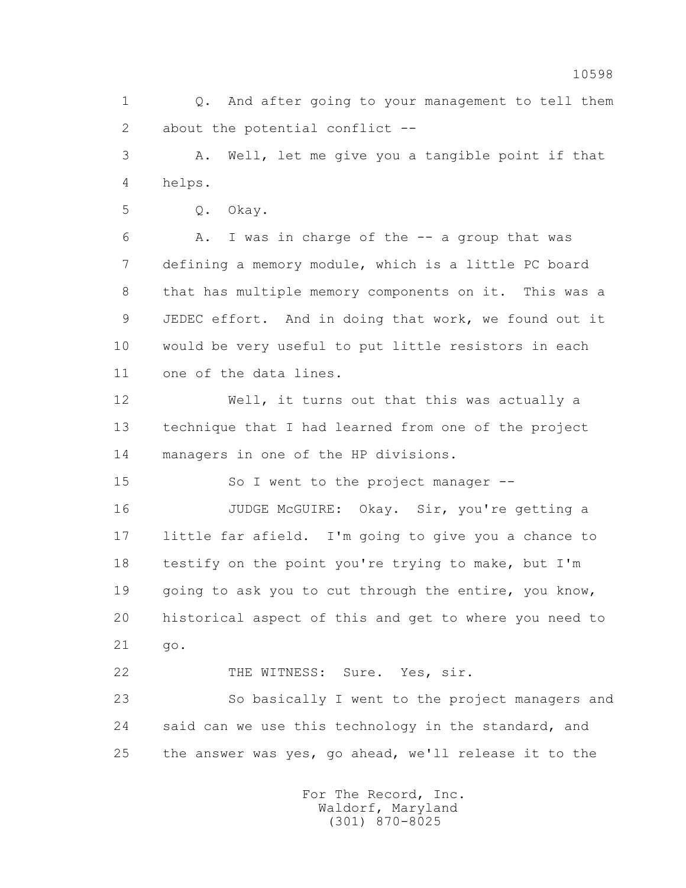1 Q. And after going to your management to tell them
2 about the potential conflict --

3 A. Well, let me give you a tangible point if that
4 helps.

5 Q. Okay.

6 A. I was in charge of the -- a group that was
7 defining a memory module, which is a little PC board
8 that has multiple memory components on it. This was a
9 JEDEC effort. And in doing that work, we found out it
10 would be very useful to put little resistors in each
11 one of the data lines.

12 Well, it turns out that this was actually a
13 technique that I had learned from one of the project
14 managers in one of the HP divisions.

15 So I went to the project manager --

16 JUDGE McGUIRE: Okay. Sir, you're getting a
17 little far afield. I'm going to give you a chance to
18 testify on the point you're trying to make, but I'm
19 going to ask you to cut through the entire, you know,
20 historical aspect of this and get to where you need to
21 go.

22 THE WITNESS: Sure. Yes, sir.

23 So basically I went to the project managers and
24 said can we use this technology in the standard, and
25 the answer was yes, go ahead, we'll release it to the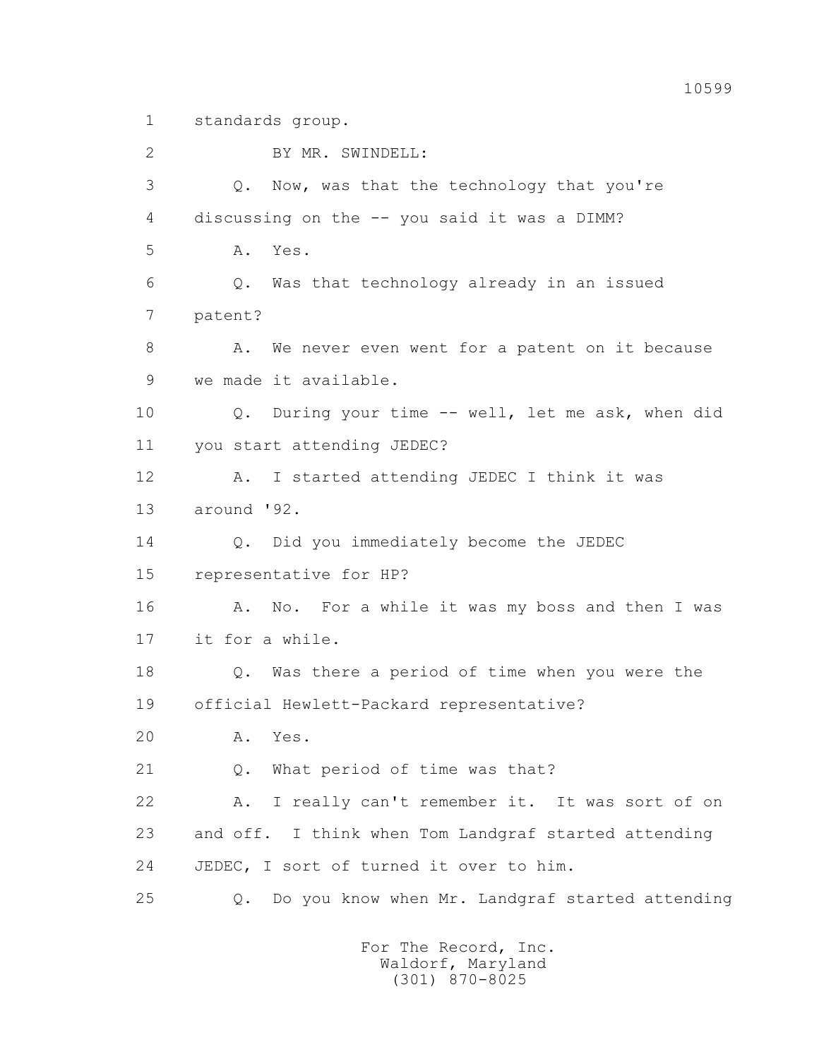1 standards group.

2 BY MR. SWINDELL:

3 Q. Now, was that the technology that you're

4 discussing on the -- you said it was a DIMM?

5 A. Yes.

6 Q. Was that technology already in an issued

7 patent?

8 A. We never even went for a patent on it because

9 we made it available.

10 Q. During your time -- well, let me ask, when did

11 you start attending JEDEC?

12 A. I started attending JEDEC I think it was

13 around '92.

14 Q. Did you immediately become the JEDEC

15 representative for HP?

16 A. No. For a while it was my boss and then I was

17 it for a while.

18 Q. Was there a period of time when you were the

19 official Hewlett-Packard representative?

20 A. Yes.

21 Q. What period of time was that?

22 A. I really can't remember it. It was sort of on

23 and off. I think when Tom Landgraf started attending

24 JEDEC, I sort of turned it over to him.

25 Q. Do you know when Mr. Landgraf started attending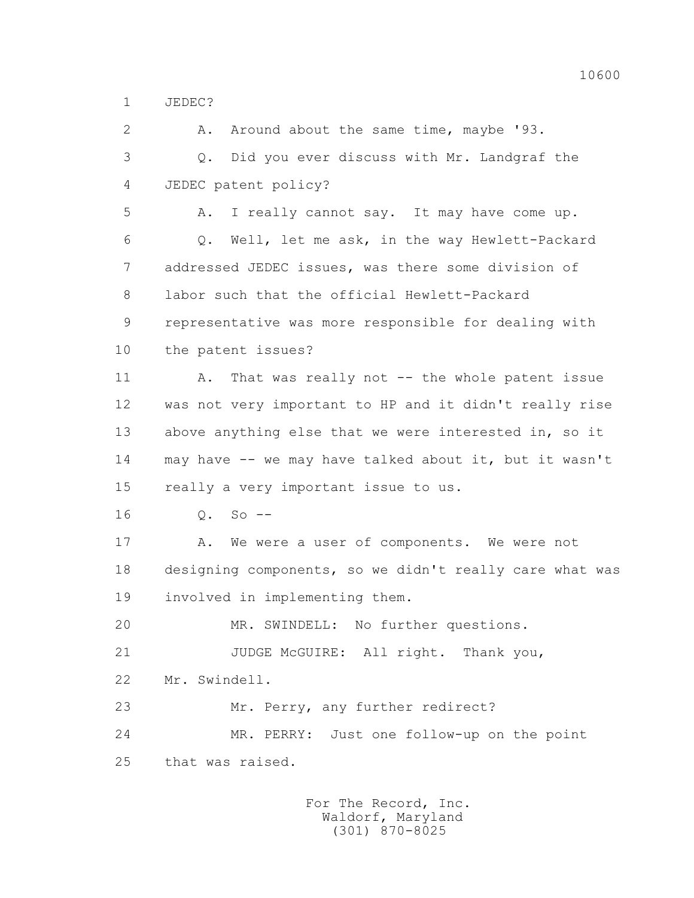1 JEDEC?

2 A. Around about the same time, maybe '93.

3 Q. Did you ever discuss with Mr. Landgraf the

4 JEDEC patent policy?

5 A. I really cannot say. It may have come up.

6 Q. Well, let me ask, in the way Hewlett-Packard

7 addressed JEDEC issues, was there some division of

8 labor such that the official Hewlett-Packard

9 representative was more responsible for dealing with

10 the patent issues?

11 A. That was really not -- the whole patent issue

12 was not very important to HP and it didn't really rise

13 above anything else that we were interested in, so it

14 may have -- we may have talked about it, but it wasn't

15 really a very important issue to us.

16 Q. So --

17 A. We were a user of components. We were not

18 designing components, so we didn't really care what was

19 involved in implementing them.

20 MR. SWINDELL: No further questions.

21 JUDGE McGUIRE: All right. Thank you,

22 Mr. Swindell.

23 Mr. Perry, any further redirect?

24 MR. PERRY: Just one follow-up on the point

25 that was raised.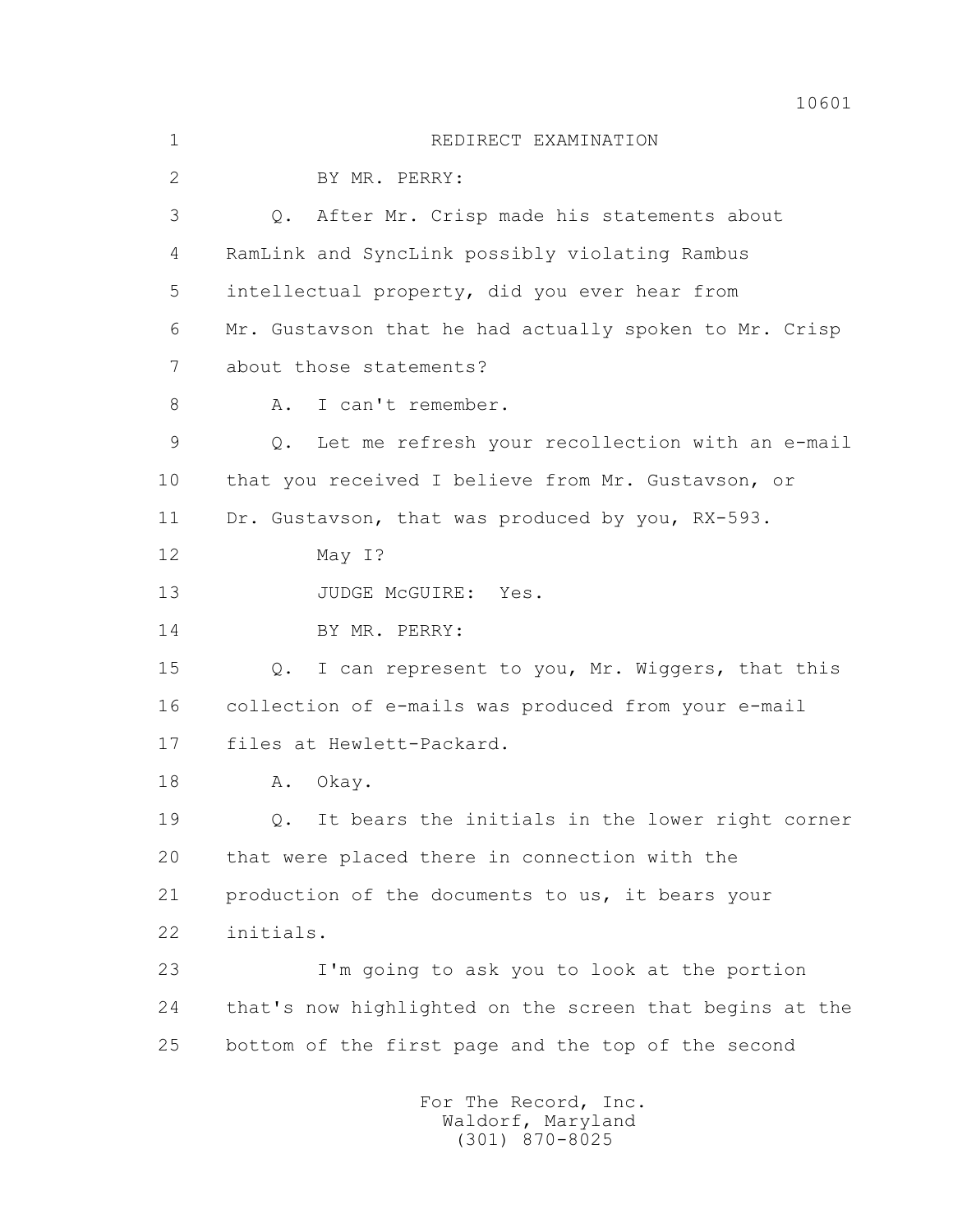REDIRECT EXAMINATION

BY MR. PERRY:

Q. After Mr. Crisp made his statements about RamLink and SyncLink possibly violating Rambus intellectual property, did you ever hear from Mr. Gustavson that he had actually spoken to Mr. Crisp about those statements?

A. I can't remember.

Q. Let me refresh your recollection with an e-mail that you received I believe from Mr. Gustavson, or Dr. Gustavson, that was produced by you, RX-593.

May I?

JUDGE McGUIRE: Yes.

BY MR. PERRY:

Q. I can represent to you, Mr. Wiggers, that this collection of e-mails was produced from your e-mail files at Hewlett-Packard.

A. Okay.

Q. It bears the initials in the lower right corner that were placed there in connection with the production of the documents to us, it bears your initials.

I'm going to ask you to look at the portion that's now highlighted on the screen that begins at the bottom of the first page and the top of the second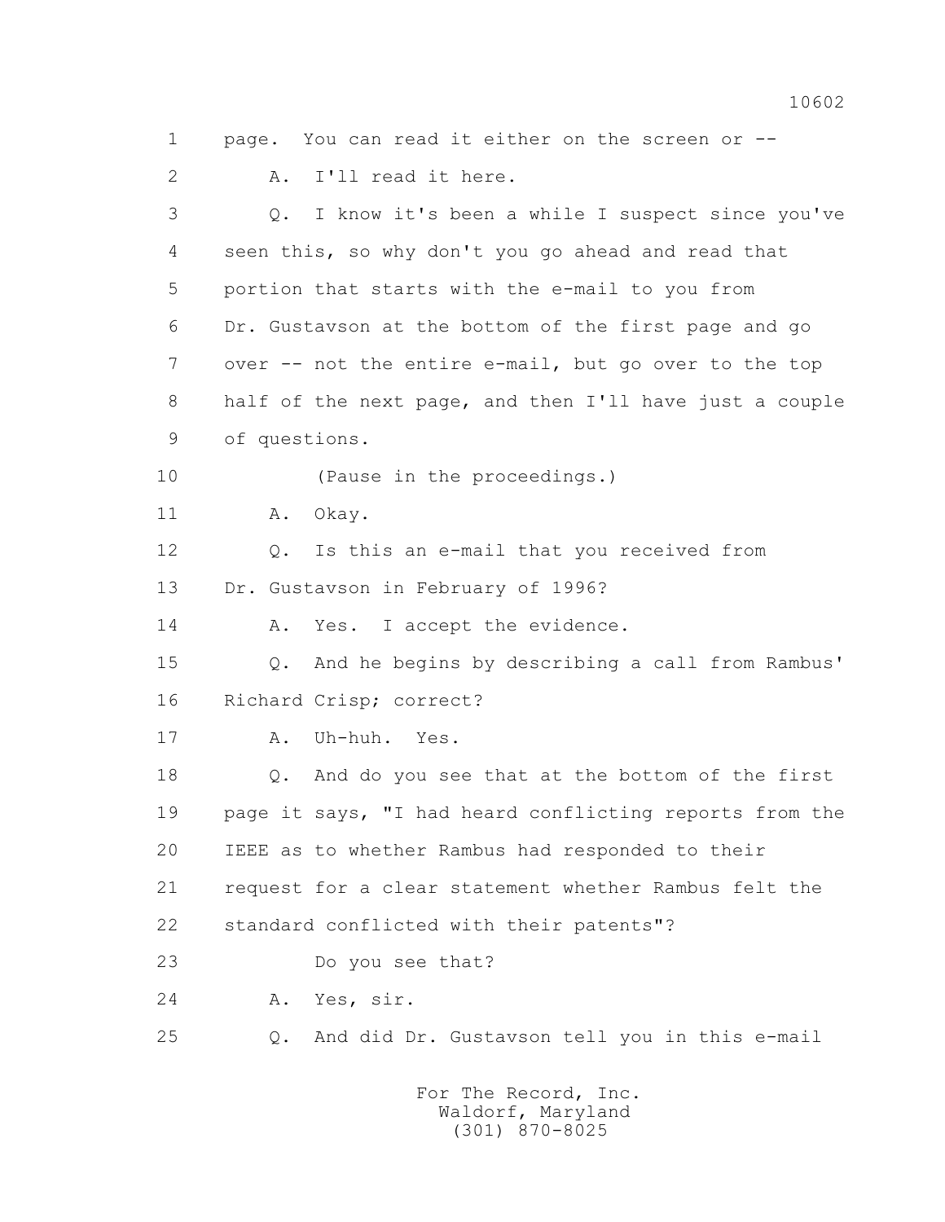1 page. You can read it either on the screen or --

2 A. I'll read it here.

3 Q. I know it's been a while I suspect since you've

4 seen this, so why don't you go ahead and read that

5 portion that starts with the e-mail to you from

6 Dr. Gustavson at the bottom of the first page and go

7 over -- not the entire e-mail, but go over to the top

8 half of the next page, and then I'll have just a couple

9 of questions.

10 (Pause in the proceedings.)

11 A. Okay.

12 Q. Is this an e-mail that you received from

13 Dr. Gustavson in February of 1996?

14 A. Yes. I accept the evidence.

15 Q. And he begins by describing a call from Rambus'

16 Richard Crisp; correct?

17 A. Uh-huh. Yes.

18 Q. And do you see that at the bottom of the first

19 page it says, "I had heard conflicting reports from the

20 IEEE as to whether Rambus had responded to their

21 request for a clear statement whether Rambus felt the

22 standard conflicted with their patents"?

23 Do you see that?

24 A. Yes, sir.

25 Q. And did Dr. Gustavson tell you in this e-mail

For The Record, Inc.
Waldorf, Maryland
(301) 870-8025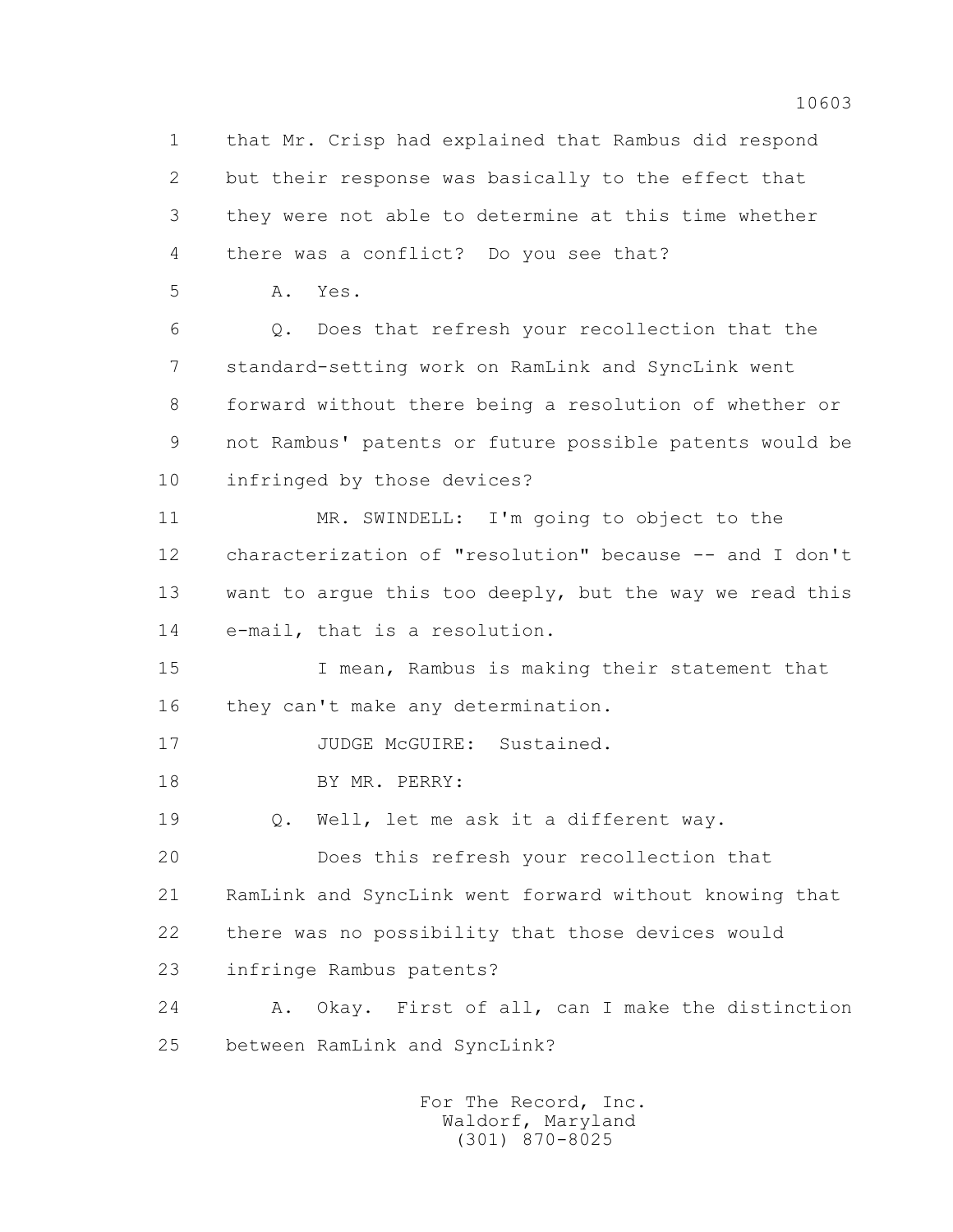1 that Mr. Crisp had explained that Rambus did respond
2 but their response was basically to the effect that
3 they were not able to determine at this time whether
4 there was a conflict? Do you see that?
5 A. Yes.
6 Q. Does that refresh your recollection that the
7 standard-setting work on RamLink and SyncLink went
8 forward without there being a resolution of whether or
9 not Rambus' patents or future possible patents would be
10 infringed by those devices?
11 MR. SWINDELL: I'm going to object to the
12 characterization of "resolution" because -- and I don't
13 want to argue this too deeply, but the way we read this
14 e-mail, that is a resolution.
15 I mean, Rambus is making their statement that
16 they can't make any determination.
17 JUDGE McGUIRE: Sustained.
18 BY MR. PERRY:
19 Q. Well, let me ask it a different way.
20 Does this refresh your recollection that
21 RamLink and SyncLink went forward without knowing that
22 there was no possibility that those devices would
23 infringe Rambus patents?
24 A. Okay. First of all, can I make the distinction
25 between RamLink and SyncLink?

For The Record, Inc.
Waldorf, Maryland
(301) 870-8025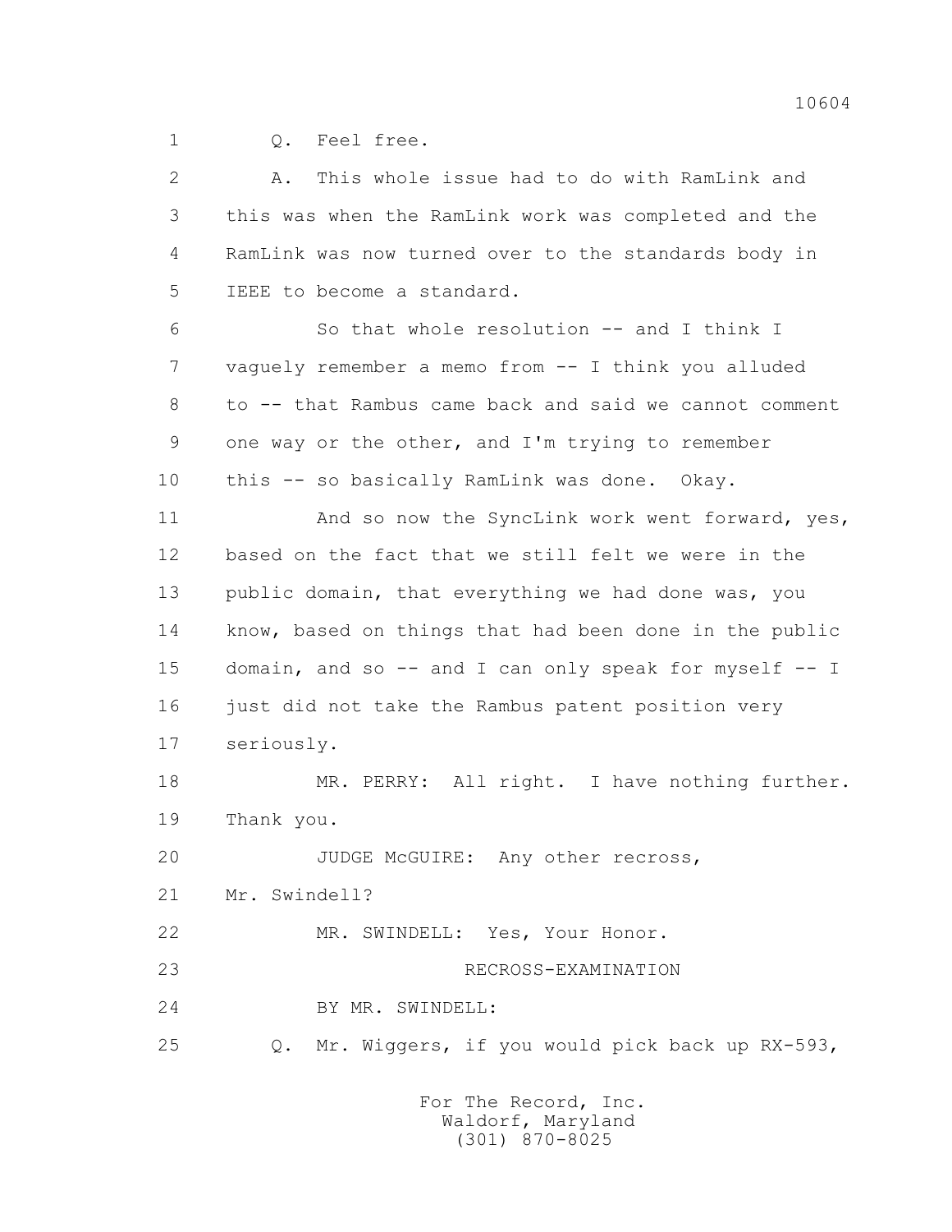1 Q. Feel free.

2 A. This whole issue had to do with RamLink and
3 this was when the RamLink work was completed and the
4 RamLink was now turned over to the standards body in
5 IEEE to become a standard.

6 So that whole resolution -- and I think I
7 vaguely remember a memo from -- I think you alluded
8 to -- that Rambus came back and said we cannot comment
9 one way or the other, and I'm trying to remember
10 this -- so basically RamLink was done. Okay.

11 And so now the SyncLink work went forward, yes,
12 based on the fact that we still felt we were in the
13 public domain, that everything we had done was, you
14 know, based on things that had been done in the public
15 domain, and so -- and I can only speak for myself -- I
16 just did not take the Rambus patent position very
17 seriously.

18 MR. PERRY: All right. I have nothing further.
19 Thank you.

20 JUDGE McGUIRE: Any other recross,
21 Mr. Swindell?

22 MR. SWINDELL: Yes, Your Honor.

23 RECROSS-EXAMINATION

24 BY MR. SWINDELL:

25 Q. Mr. Wiggers, if you would pick back up RX-593,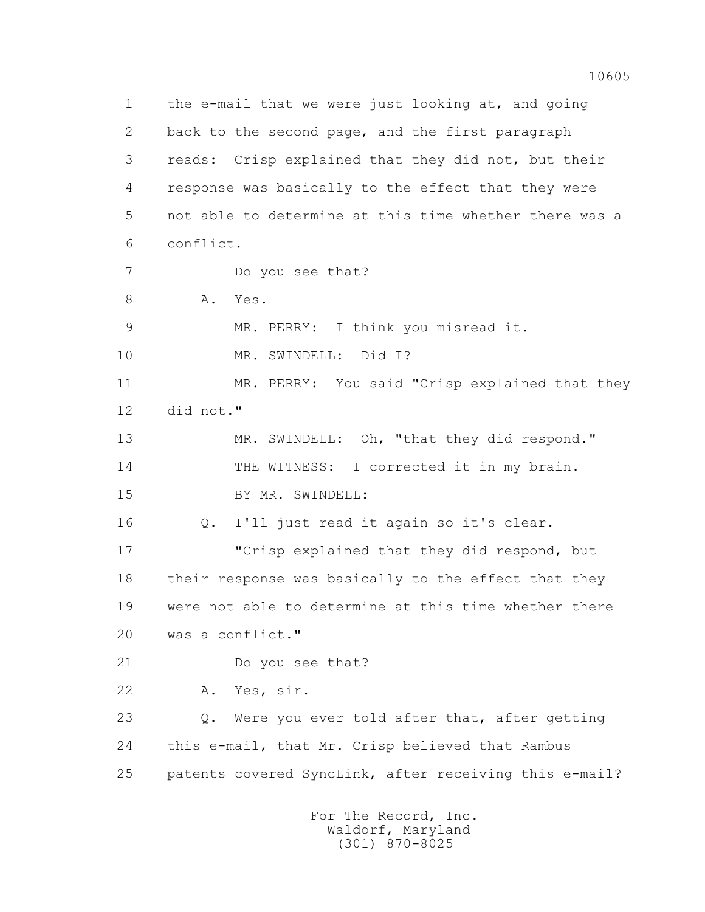1 the e-mail that we were just looking at, and going
2 back to the second page, and the first paragraph
3 reads: Crisp explained that they did not, but their
4 response was basically to the effect that they were
5 not able to determine at this time whether there was a
6 conflict.

7 Do you see that?

8 A. Yes.

9 MR. PERRY: I think you misread it.

10 MR. SWINDELL: Did I?

11 MR. PERRY: You said "Crisp explained that they
12 did not."

13 MR. SWINDELL: Oh, "that they did respond."

14 THE WITNESS: I corrected it in my brain.

15 BY MR. SWINDELL:

16 Q. I'll just read it again so it's clear.

17 "Crisp explained that they did respond, but
18 their response was basically to the effect that they
19 were not able to determine at this time whether there
20 was a conflict."

21 Do you see that?

22 A. Yes, sir.

23 Q. Were you ever told after that, after getting
24 this e-mail, that Mr. Crisp believed that Rambus
25 patents covered SyncLink, after receiving this e-mail?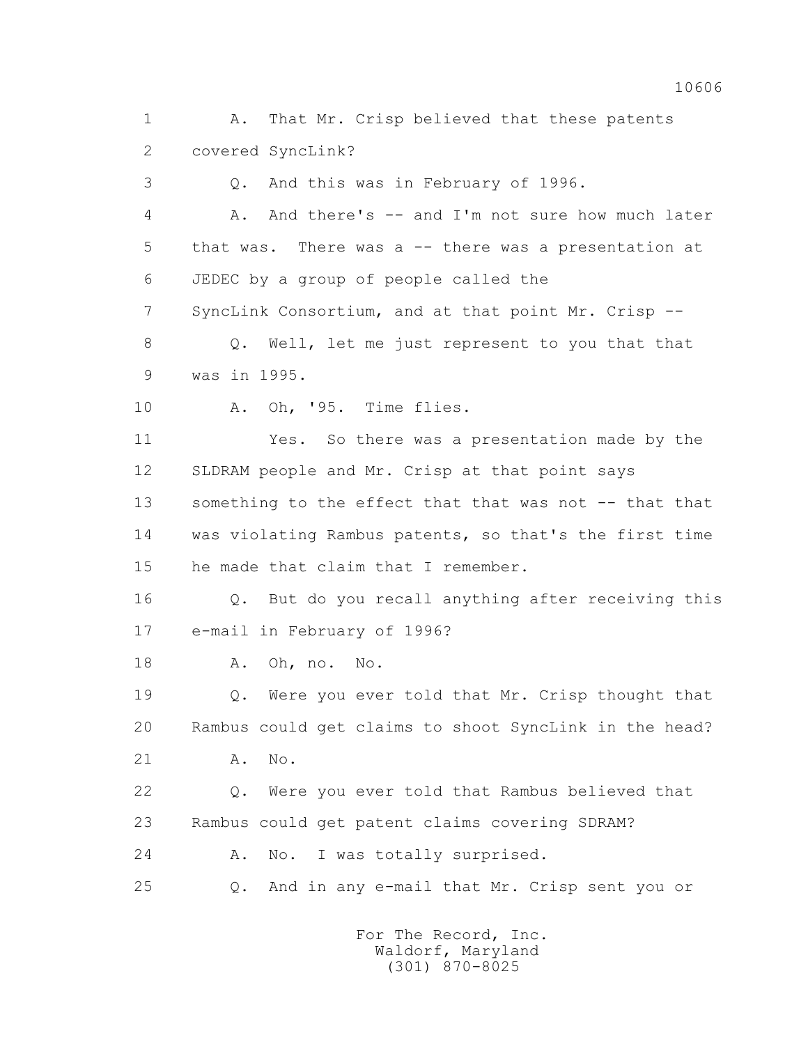1 A. That Mr. Crisp believed that these patents
2 covered SyncLink?
3 Q. And this was in February of 1996.
4 A. And there's -- and I'm not sure how much later
5 that was. There was a -- there was a presentation at
6 JEDEC by a group of people called the
7 SyncLink Consortium, and at that point Mr. Crisp --
8 Q. Well, let me just represent to you that that
9 was in 1995.
10 A. Oh, '95. Time flies.
11 Yes. So there was a presentation made by the
12 SLDRAM people and Mr. Crisp at that point says
13 something to the effect that that was not -- that that
14 was violating Rambus patents, so that's the first time
15 he made that claim that I remember.
16 Q. But do you recall anything after receiving this
17 e-mail in February of 1996?
18 A. Oh, no. No.
19 Q. Were you ever told that Mr. Crisp thought that
20 Rambus could get claims to shoot SyncLink in the head?
21 A. No.
22 Q. Were you ever told that Rambus believed that
23 Rambus could get patent claims covering SDRAM?
24 A. No. I was totally surprised.
25 Q. And in any e-mail that Mr. Crisp sent you or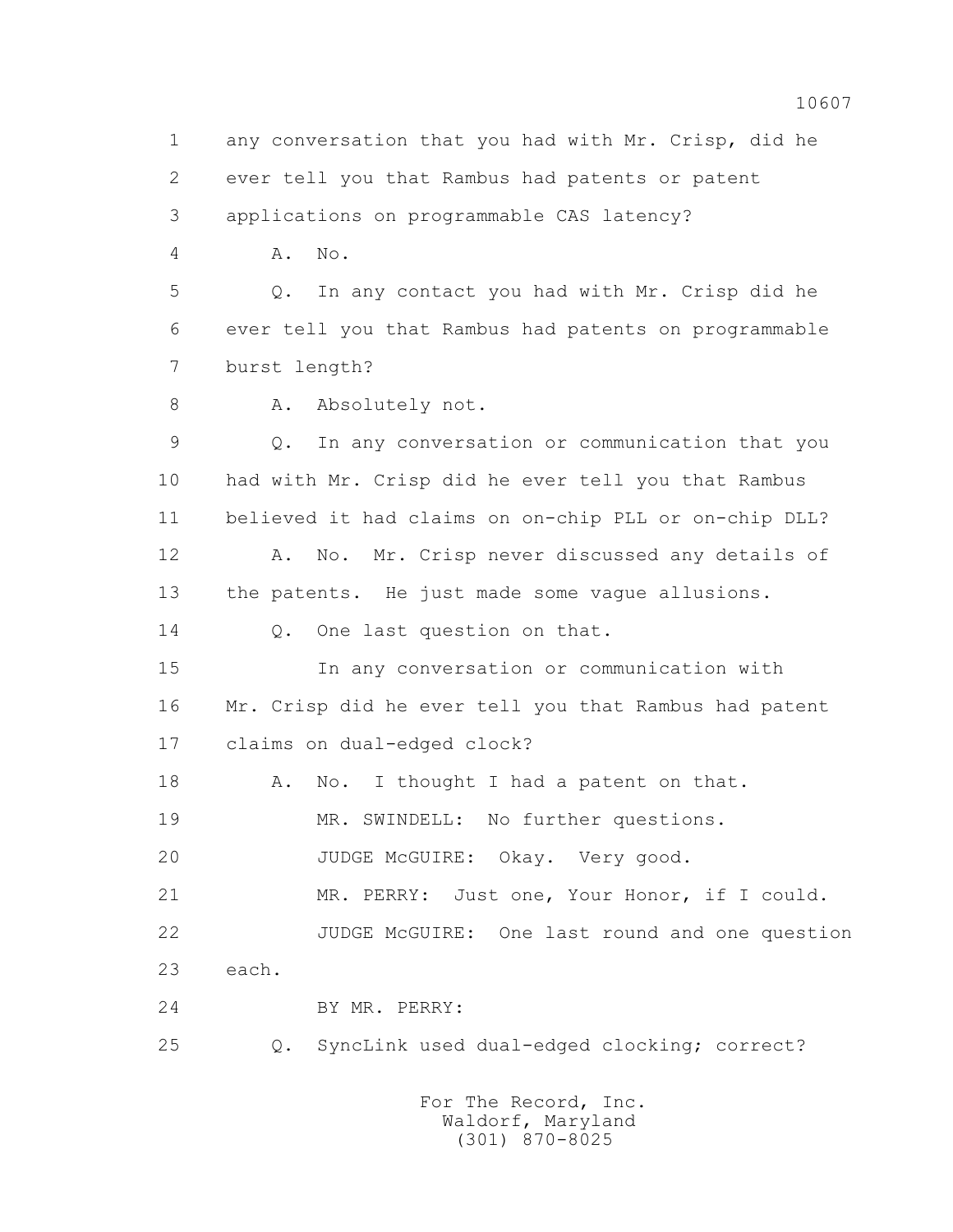any conversation that you had with Mr. Crisp, did he ever tell you that Rambus had patents or patent applications on programmable CAS latency?

A. No.

Q. In any contact you had with Mr. Crisp did he ever tell you that Rambus had patents on programmable burst length?

A. Absolutely not.

Q. In any conversation or communication that you had with Mr. Crisp did he ever tell you that Rambus believed it had claims on on-chip PLL or on-chip DLL?

A. No. Mr. Crisp never discussed any details of the patents. He just made some vague allusions.

Q. One last question on that.

In any conversation or communication with Mr. Crisp did he ever tell you that Rambus had patent claims on dual-edged clock?

A. No. I thought I had a patent on that.

MR. SWINDELL: No further questions.

JUDGE McGUIRE: Okay. Very good.

MR. PERRY: Just one, Your Honor, if I could.

JUDGE McGUIRE: One last round and one question each.

BY MR. PERRY:

Q. SyncLink used dual-edged clocking; correct?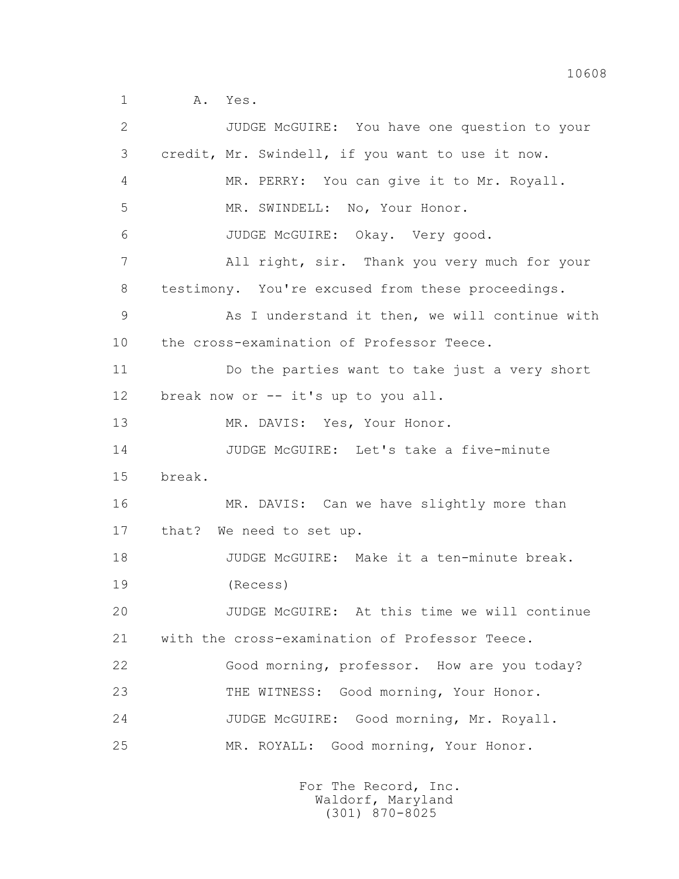1 A. Yes.

2 JUDGE McGUIRE: You have one question to your

3 credit, Mr. Swindell, if you want to use it now.

4 MR. PERRY: You can give it to Mr. Royall.

5 MR. SWINDELL: No, Your Honor.

6 JUDGE McGUIRE: Okay. Very good.

7 All right, sir. Thank you very much for your

8 testimony. You're excused from these proceedings.

9 As I understand it then, we will continue with

10 the cross-examination of Professor Teece.

11 Do the parties want to take just a very short

12 break now or -- it's up to you all.

13 MR. DAVIS: Yes, Your Honor.

14 JUDGE McGUIRE: Let's take a five-minute

15 break.

16 MR. DAVIS: Can we have slightly more than

17 that? We need to set up.

18 JUDGE McGUIRE: Make it a ten-minute break.

19 (Recess)

20 JUDGE McGUIRE: At this time we will continue

21 with the cross-examination of Professor Teece.

22 Good morning, professor. How are you today?

23 THE WITNESS: Good morning, Your Honor.

24 JUDGE McGUIRE: Good morning, Mr. Royall.

25 MR. ROYALL: Good morning, Your Honor.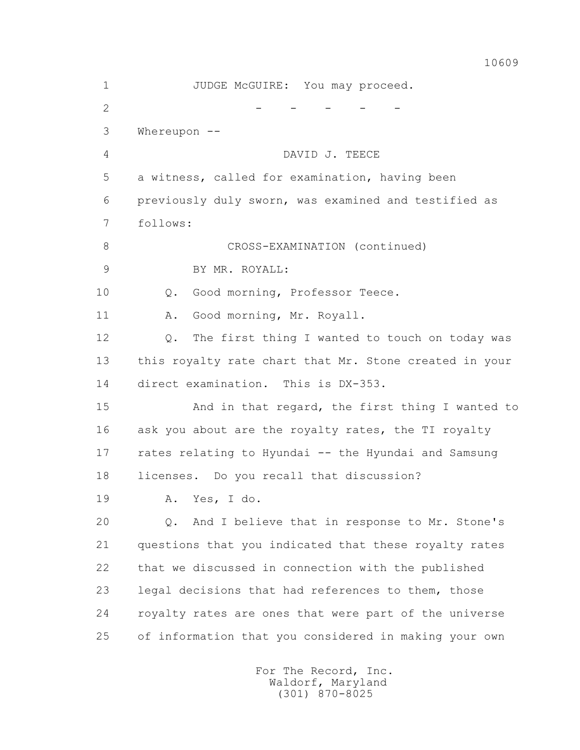JUDGE McGUIRE: You may proceed.

\- - - - -

Whereupon --

DAVID J. TEECE

a witness, called for examination, having been previously duly sworn, was examined and testified as follows:

CROSS-EXAMINATION (continued)

BY MR. ROYALL:

Q. Good morning, Professor Teece.

A. Good morning, Mr. Royall.

Q. The first thing I wanted to touch on today was this royalty rate chart that Mr. Stone created in your direct examination. This is DX-353.

And in that regard, the first thing I wanted to ask you about are the royalty rates, the TI royalty rates relating to Hyundai -- the Hyundai and Samsung licenses. Do you recall that discussion?

A. Yes, I do.

Q. And I believe that in response to Mr. Stone's questions that you indicated that these royalty rates that we discussed in connection with the published legal decisions that had references to them, those royalty rates are ones that were part of the universe of information that you considered in making your own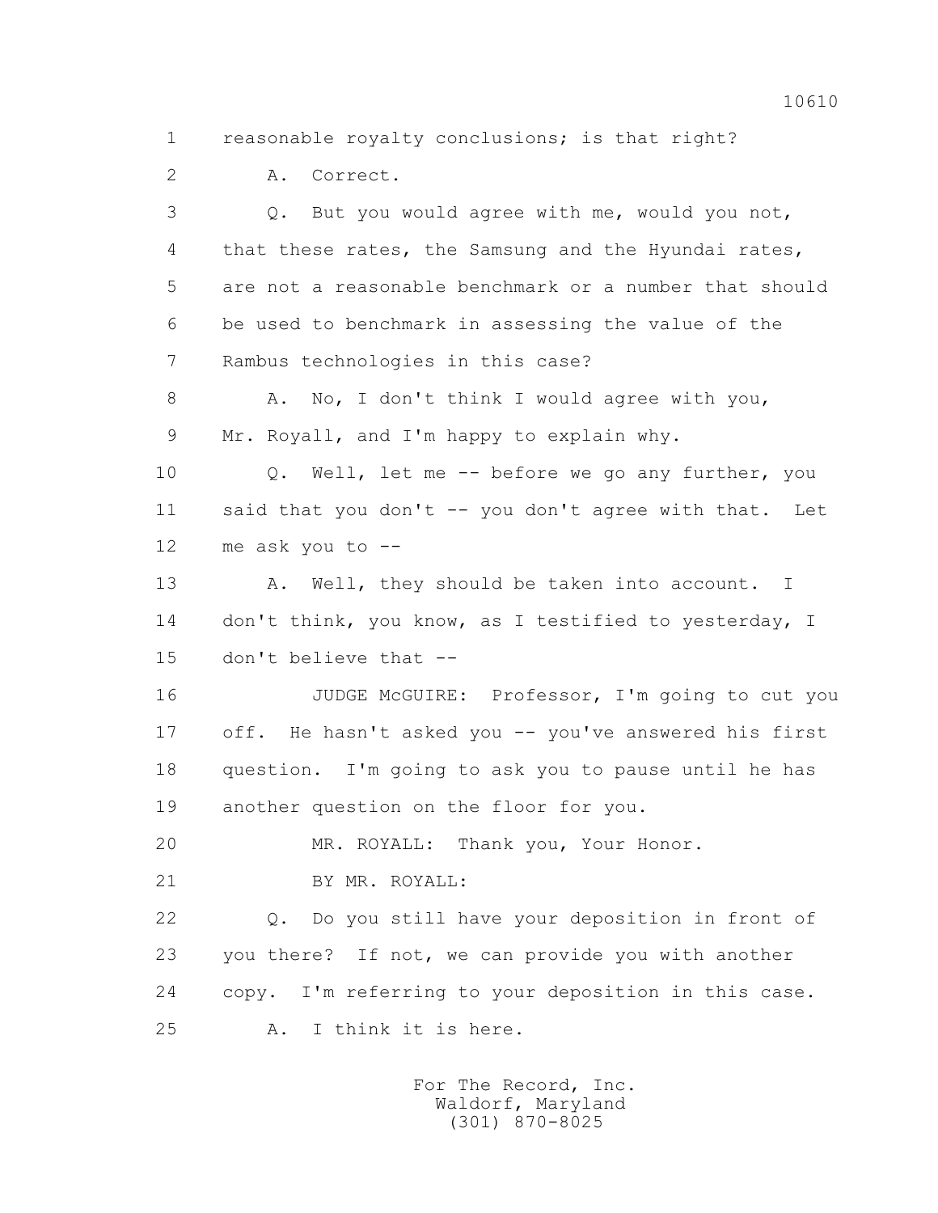1 reasonable royalty conclusions; is that right?

2 A. Correct.

3 Q. But you would agree with me, would you not,

4 that these rates, the Samsung and the Hyundai rates,

5 are not a reasonable benchmark or a number that should

6 be used to benchmark in assessing the value of the

7 Rambus technologies in this case?

8 A. No, I don't think I would agree with you,

9 Mr. Royall, and I'm happy to explain why.

10 Q. Well, let me -- before we go any further, you

11 said that you don't -- you don't agree with that. Let

12 me ask you to --

13 A. Well, they should be taken into account. I

14 don't think, you know, as I testified to yesterday, I

15 don't believe that --

16 JUDGE McGUIRE: Professor, I'm going to cut you

17 off. He hasn't asked you -- you've answered his first

18 question. I'm going to ask you to pause until he has

19 another question on the floor for you.

20 MR. ROYALL: Thank you, Your Honor.

21 BY MR. ROYALL:

22 Q. Do you still have your deposition in front of

23 you there? If not, we can provide you with another

24 copy. I'm referring to your deposition in this case.

25 A. I think it is here.

For The Record, Inc.
Waldorf, Maryland
(301) 870-8025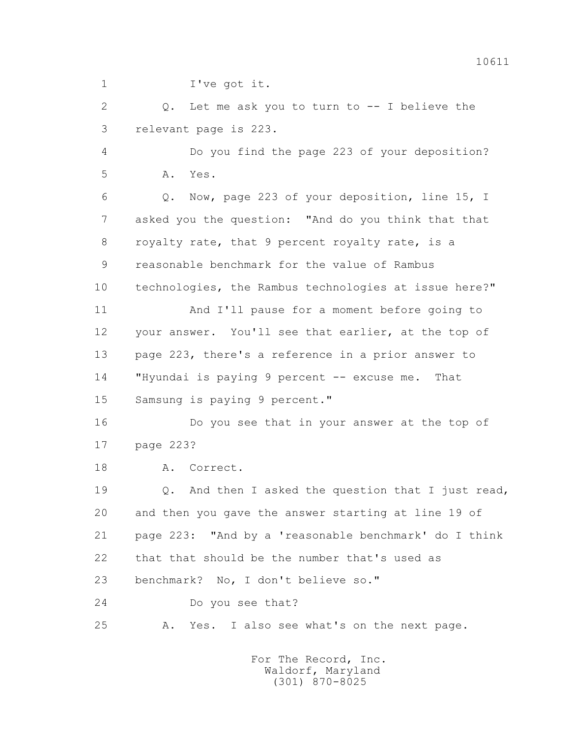1 I've got it.

2 Q. Let me ask you to turn to -- I believe the

3 relevant page is 223.

4 Do you find the page 223 of your deposition?

5 A. Yes.

6 Q. Now, page 223 of your deposition, line 15, I

7 asked you the question: "And do you think that that

8 royalty rate, that 9 percent royalty rate, is a

9 reasonable benchmark for the value of Rambus

10 technologies, the Rambus technologies at issue here?"

11 And I'll pause for a moment before going to

12 your answer. You'll see that earlier, at the top of

13 page 223, there's a reference in a prior answer to

14 "Hyundai is paying 9 percent -- excuse me. That

15 Samsung is paying 9 percent."

16 Do you see that in your answer at the top of

17 page 223?

18 A. Correct.

19 Q. And then I asked the question that I just read,

20 and then you gave the answer starting at line 19 of

21 page 223: "And by a 'reasonable benchmark' do I think

22 that that should be the number that's used as

23 benchmark? No, I don't believe so."

24 Do you see that?

25 A. Yes. I also see what's on the next page.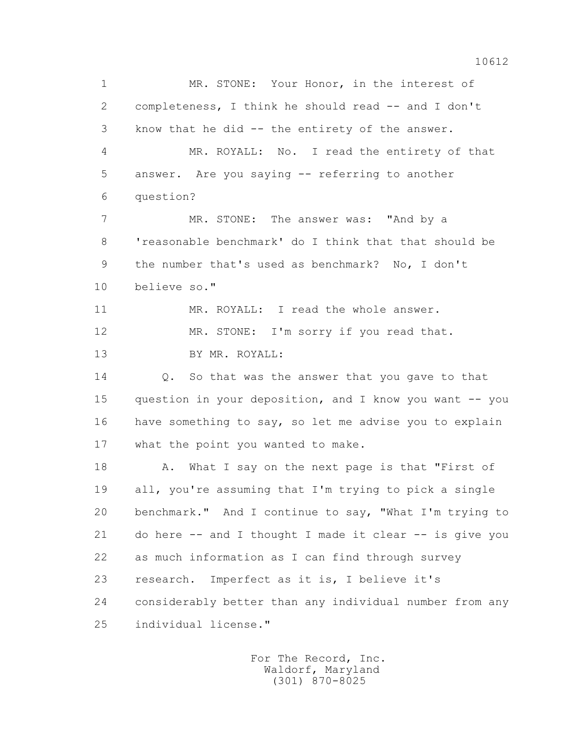MR. STONE: Your Honor, in the interest of completeness, I think he should read -- and I don't know that he did -- the entirety of the answer.

MR. ROYALL: No. I read the entirety of that answer. Are you saying -- referring to another question?

MR. STONE: The answer was: "And by a 'reasonable benchmark' do I think that that should be the number that's used as benchmark? No, I don't believe so."

MR. ROYALL: I read the whole answer.

MR. STONE: I'm sorry if you read that.

BY MR. ROYALL:

Q. So that was the answer that you gave to that question in your deposition, and I know you want -- you have something to say, so let me advise you to explain what the point you wanted to make.

A. What I say on the next page is that "First of all, you're assuming that I'm trying to pick a single benchmark." And I continue to say, "What I'm trying to do here -- and I thought I made it clear -- is give you as much information as I can find through survey research. Imperfect as it is, I believe it's considerably better than any individual number from any individual license."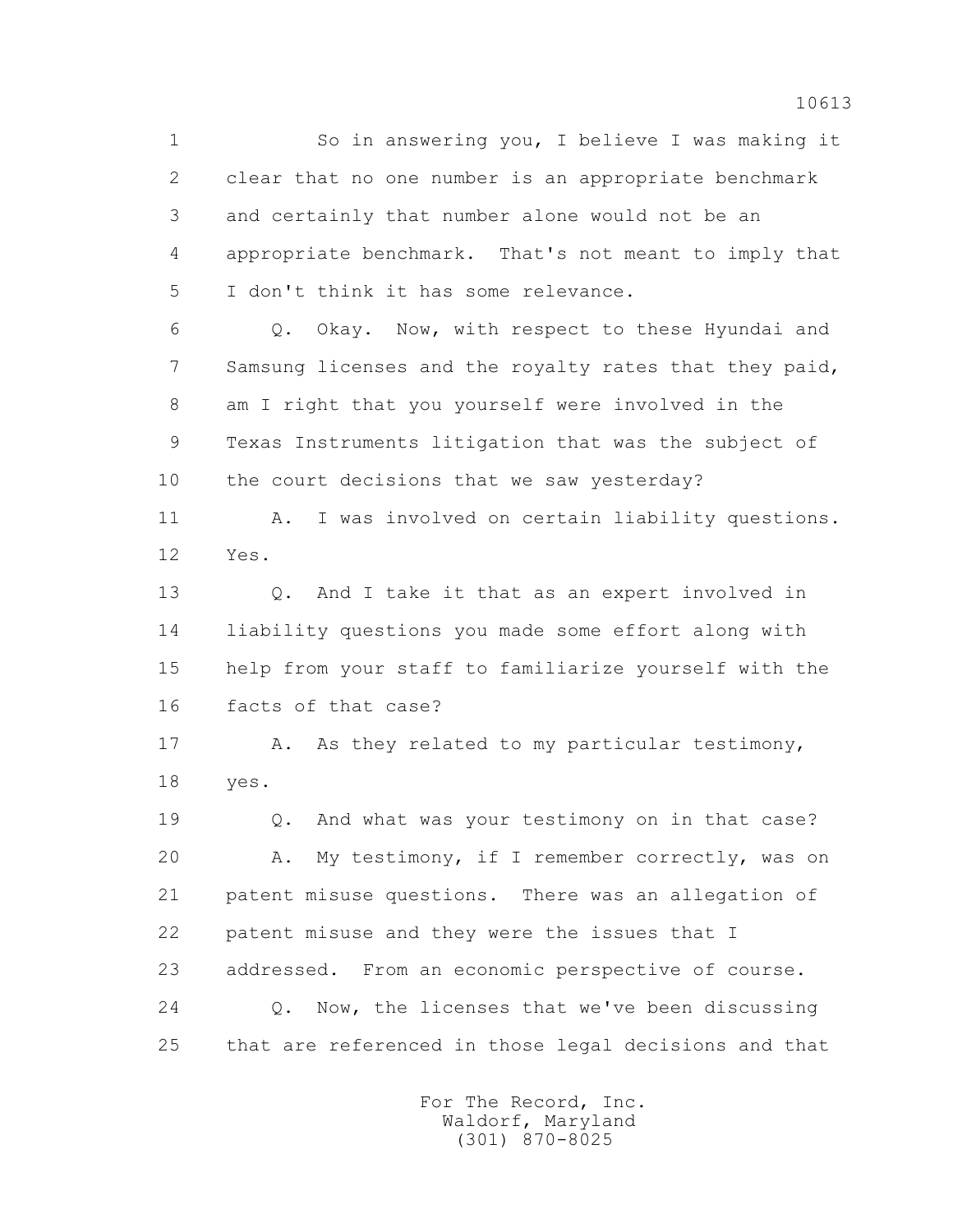So in answering you, I believe I was making it clear that no one number is an appropriate benchmark and certainly that number alone would not be an appropriate benchmark. That's not meant to imply that I don't think it has some relevance.

Q. Okay. Now, with respect to these Hyundai and Samsung licenses and the royalty rates that they paid, am I right that you yourself were involved in the Texas Instruments litigation that was the subject of the court decisions that we saw yesterday?

A. I was involved on certain liability questions. Yes.

Q. And I take it that as an expert involved in liability questions you made some effort along with help from your staff to familiarize yourself with the facts of that case?

A. As they related to my particular testimony, yes.

Q. And what was your testimony on in that case?

A. My testimony, if I remember correctly, was on patent misuse questions. There was an allegation of patent misuse and they were the issues that I addressed. From an economic perspective of course.

Q. Now, the licenses that we've been discussing that are referenced in those legal decisions and that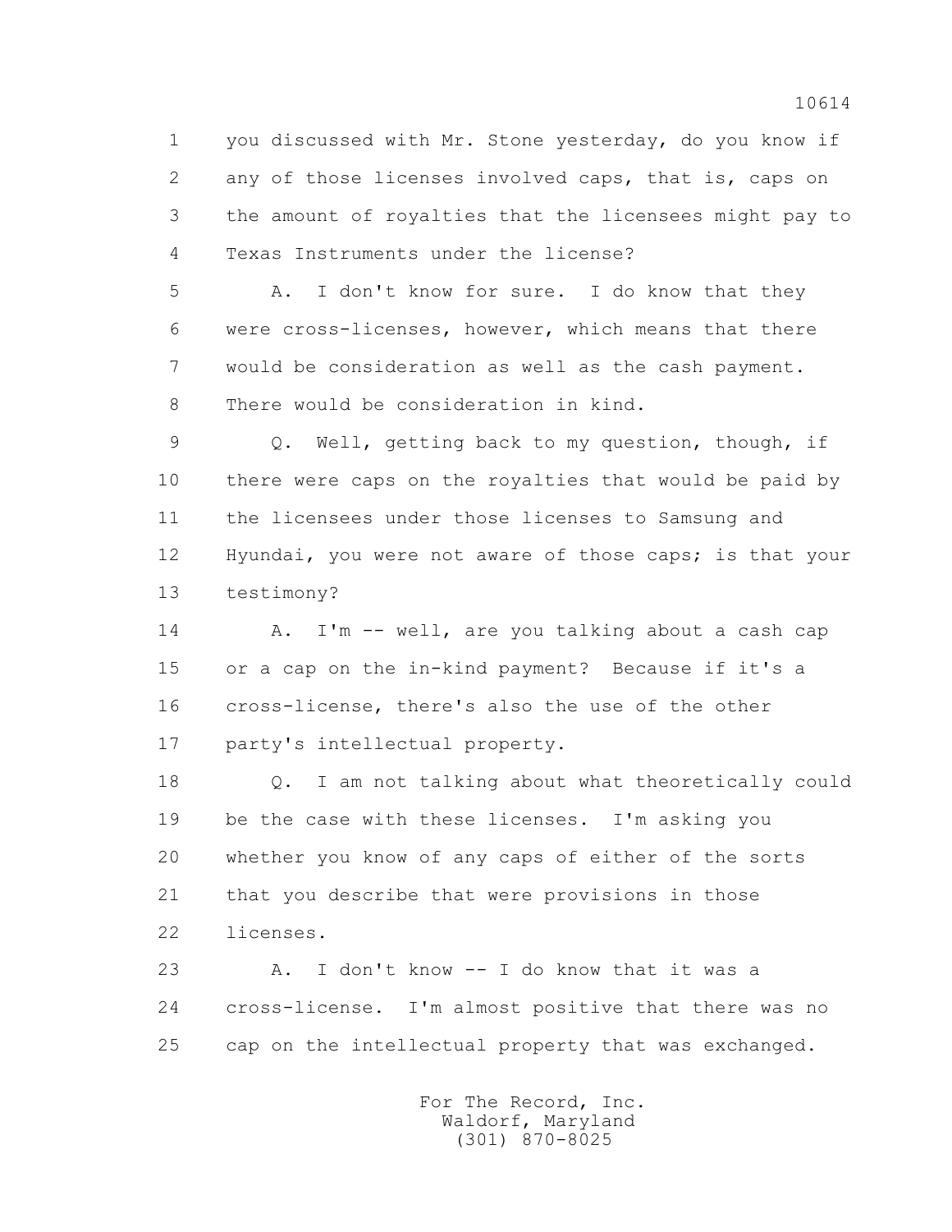1 you discussed with Mr. Stone yesterday, do you know if
2 any of those licenses involved caps, that is, caps on
3 the amount of royalties that the licensees might pay to
4 Texas Instruments under the license?

5 A. I don't know for sure. I do know that they
6 were cross-licenses, however, which means that there
7 would be consideration as well as the cash payment.
8 There would be consideration in kind.

9 Q. Well, getting back to my question, though, if
10 there were caps on the royalties that would be paid by
11 the licensees under those licenses to Samsung and
12 Hyundai, you were not aware of those caps; is that your
13 testimony?

14 A. I'm -- well, are you talking about a cash cap
15 or a cap on the in-kind payment? Because if it's a
16 cross-license, there's also the use of the other
17 party's intellectual property.

18 Q. I am not talking about what theoretically could
19 be the case with these licenses. I'm asking you
20 whether you know of any caps of either of the sorts
21 that you describe that were provisions in those
22 licenses.

23 A. I don't know -- I do know that it was a
24 cross-license. I'm almost positive that there was no
25 cap on the intellectual property that was exchanged.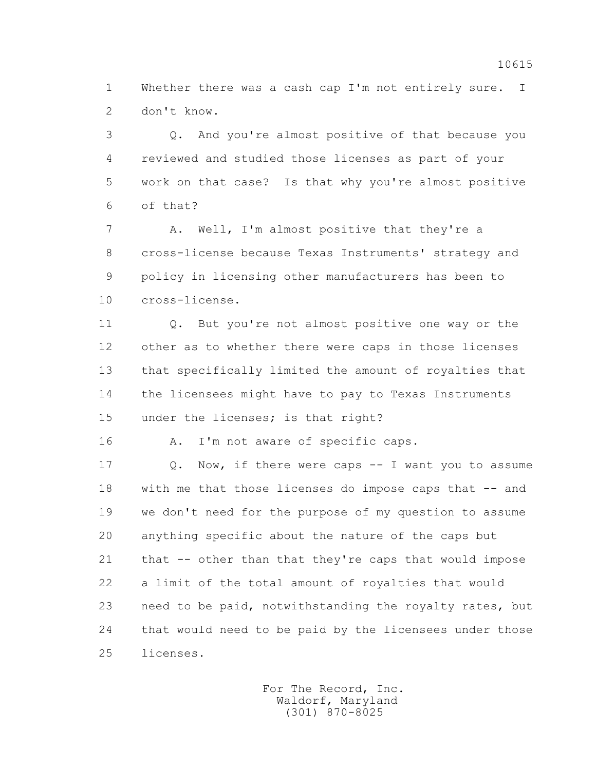Whether there was a cash cap I'm not entirely sure. I don't know.

Q. And you're almost positive of that because you reviewed and studied those licenses as part of your work on that case? Is that why you're almost positive of that?

A. Well, I'm almost positive that they're a cross-license because Texas Instruments' strategy and policy in licensing other manufacturers has been to cross-license.

Q. But you're not almost positive one way or the other as to whether there were caps in those licenses that specifically limited the amount of royalties that the licensees might have to pay to Texas Instruments under the licenses; is that right?

A. I'm not aware of specific caps.

Q. Now, if there were caps -- I want you to assume with me that those licenses do impose caps that -- and we don't need for the purpose of my question to assume anything specific about the nature of the caps but that -- other than that they're caps that would impose a limit of the total amount of royalties that would need to be paid, notwithstanding the royalty rates, but that would need to be paid by the licensees under those licenses.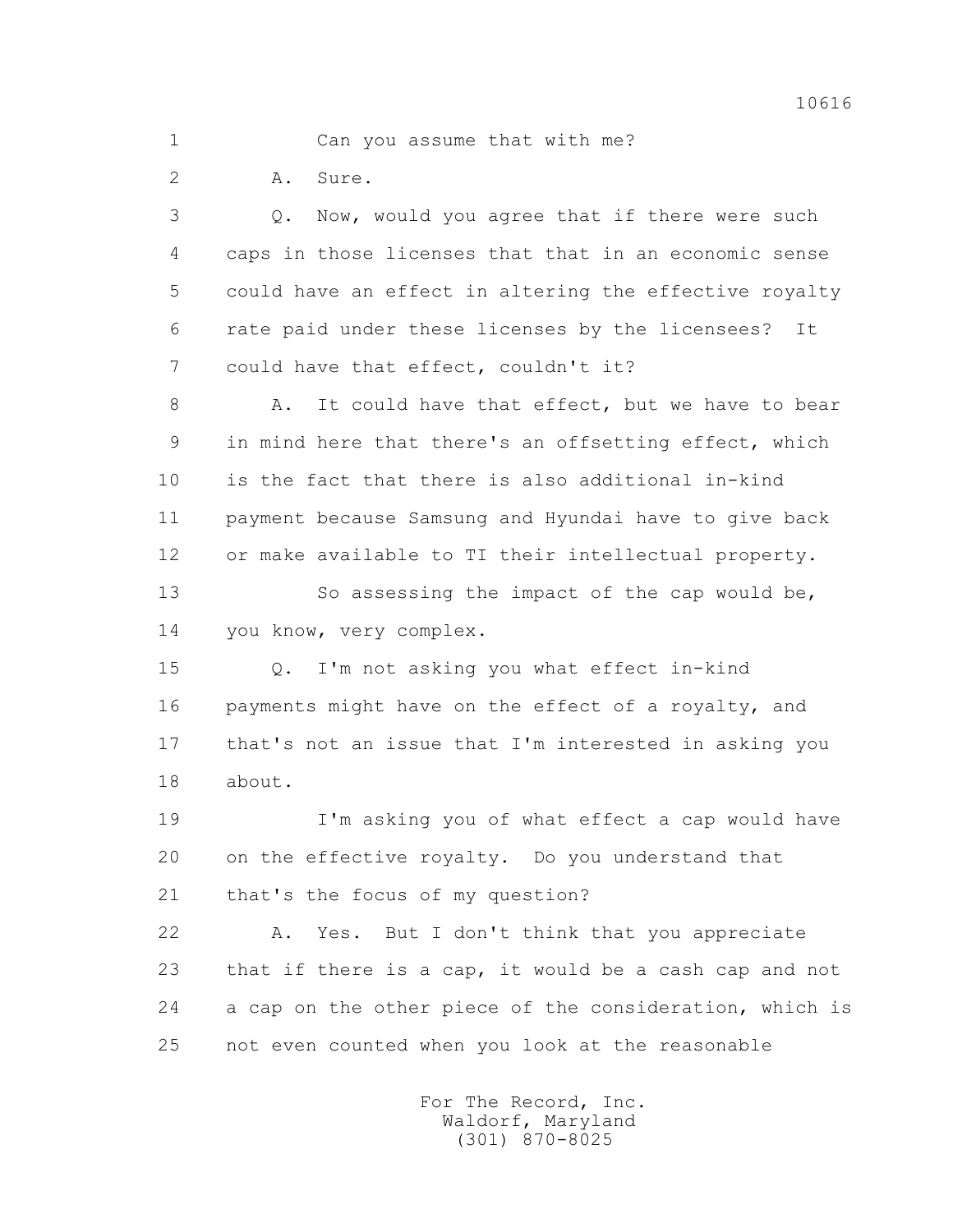1 Can you assume that with me?

2 A. Sure.

3 Q. Now, would you agree that if there were such
4 caps in those licenses that that in an economic sense
5 could have an effect in altering the effective royalty
6 rate paid under these licenses by the licensees? It
7 could have that effect, couldn't it?

8 A. It could have that effect, but we have to bear
9 in mind here that there's an offsetting effect, which
10 is the fact that there is also additional in-kind
11 payment because Samsung and Hyundai have to give back
12 or make available to TI their intellectual property.

13 So assessing the impact of the cap would be,
14 you know, very complex.

15 Q. I'm not asking you what effect in-kind
16 payments might have on the effect of a royalty, and
17 that's not an issue that I'm interested in asking you
18 about.

19 I'm asking you of what effect a cap would have
20 on the effective royalty. Do you understand that
21 that's the focus of my question?

22 A. Yes. But I don't think that you appreciate
23 that if there is a cap, it would be a cash cap and not
24 a cap on the other piece of the consideration, which is
25 not even counted when you look at the reasonable

For The Record, Inc.
Waldorf, Maryland
(301) 870-8025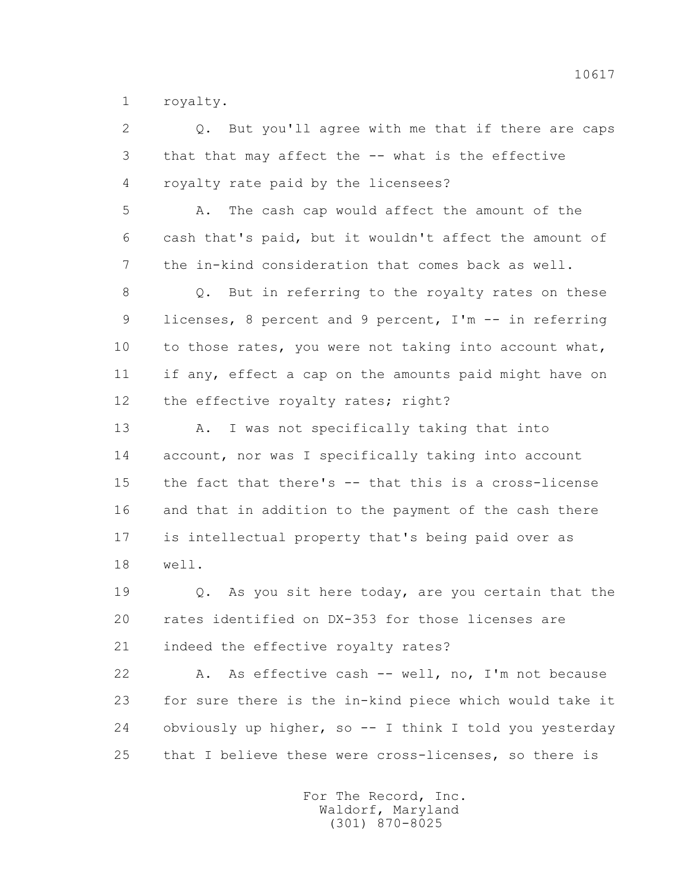royalty.

Q. But you'll agree with me that if there are caps that that may affect the -- what is the effective royalty rate paid by the licensees?

A. The cash cap would affect the amount of the cash that's paid, but it wouldn't affect the amount of the in-kind consideration that comes back as well.

Q. But in referring to the royalty rates on these licenses, 8 percent and 9 percent, I'm -- in referring to those rates, you were not taking into account what, if any, effect a cap on the amounts paid might have on the effective royalty rates; right?

A. I was not specifically taking that into account, nor was I specifically taking into account the fact that there's -- that this is a cross-license and that in addition to the payment of the cash there is intellectual property that's being paid over as well.

Q. As you sit here today, are you certain that the rates identified on DX-353 for those licenses are indeed the effective royalty rates?

A. As effective cash -- well, no, I'm not because for sure there is the in-kind piece which would take it obviously up higher, so -- I think I told you yesterday that I believe these were cross-licenses, so there is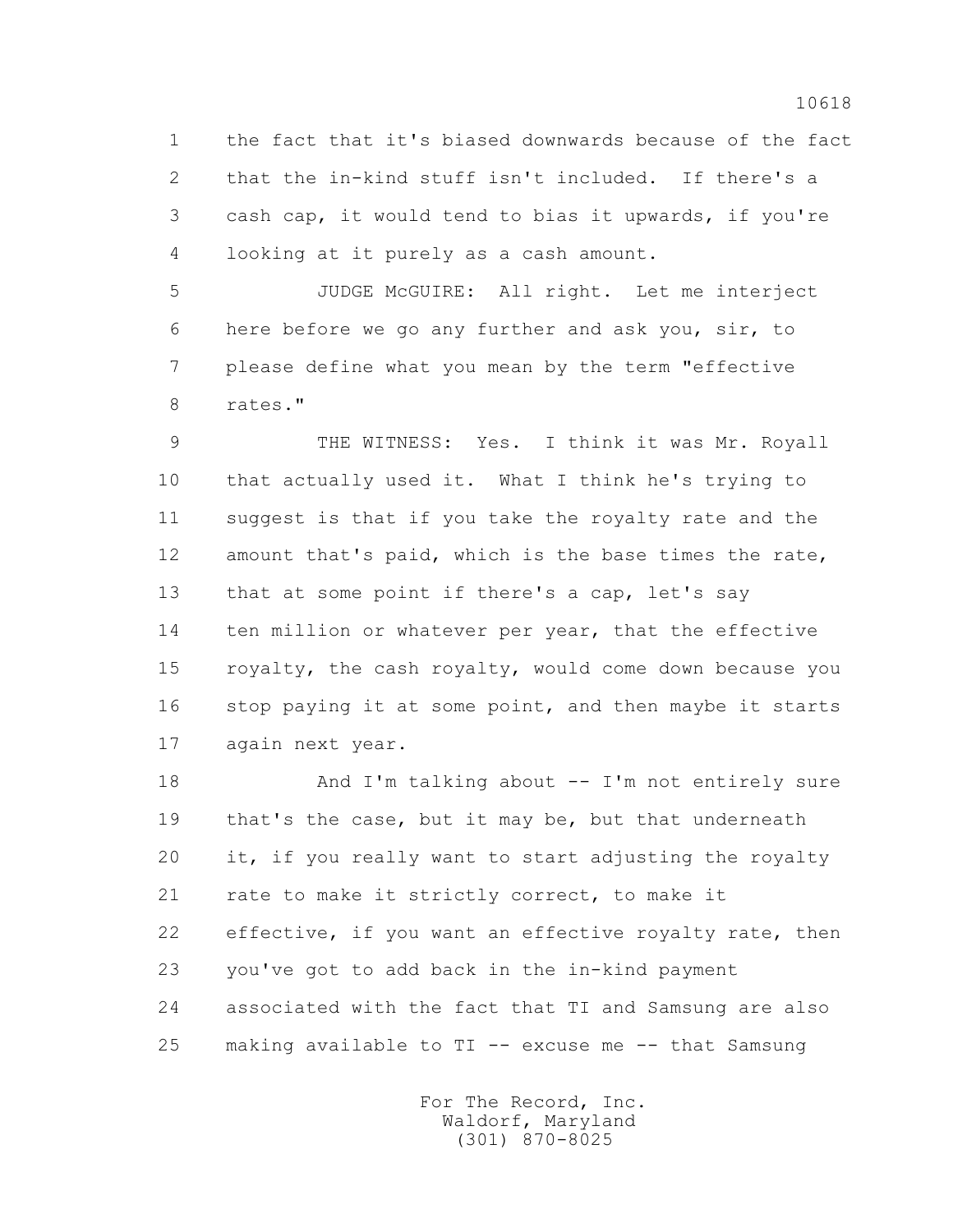1 the fact that it's biased downwards because of the fact
2 that the in-kind stuff isn't included. If there's a
3 cash cap, it would tend to bias it upwards, if you're
4 looking at it purely as a cash amount.

5 JUDGE McGUIRE: All right. Let me interject
6 here before we go any further and ask you, sir, to
7 please define what you mean by the term "effective
8 rates."

9 THE WITNESS: Yes. I think it was Mr. Royall
10 that actually used it. What I think he's trying to
11 suggest is that if you take the royalty rate and the
12 amount that's paid, which is the base times the rate,
13 that at some point if there's a cap, let's say
14 ten million or whatever per year, that the effective
15 royalty, the cash royalty, would come down because you
16 stop paying it at some point, and then maybe it starts
17 again next year.

18 And I'm talking about -- I'm not entirely sure
19 that's the case, but it may be, but that underneath
20 it, if you really want to start adjusting the royalty
21 rate to make it strictly correct, to make it
22 effective, if you want an effective royalty rate, then
23 you've got to add back in the in-kind payment
24 associated with the fact that TI and Samsung are also
25 making available to TI -- excuse me -- that Samsung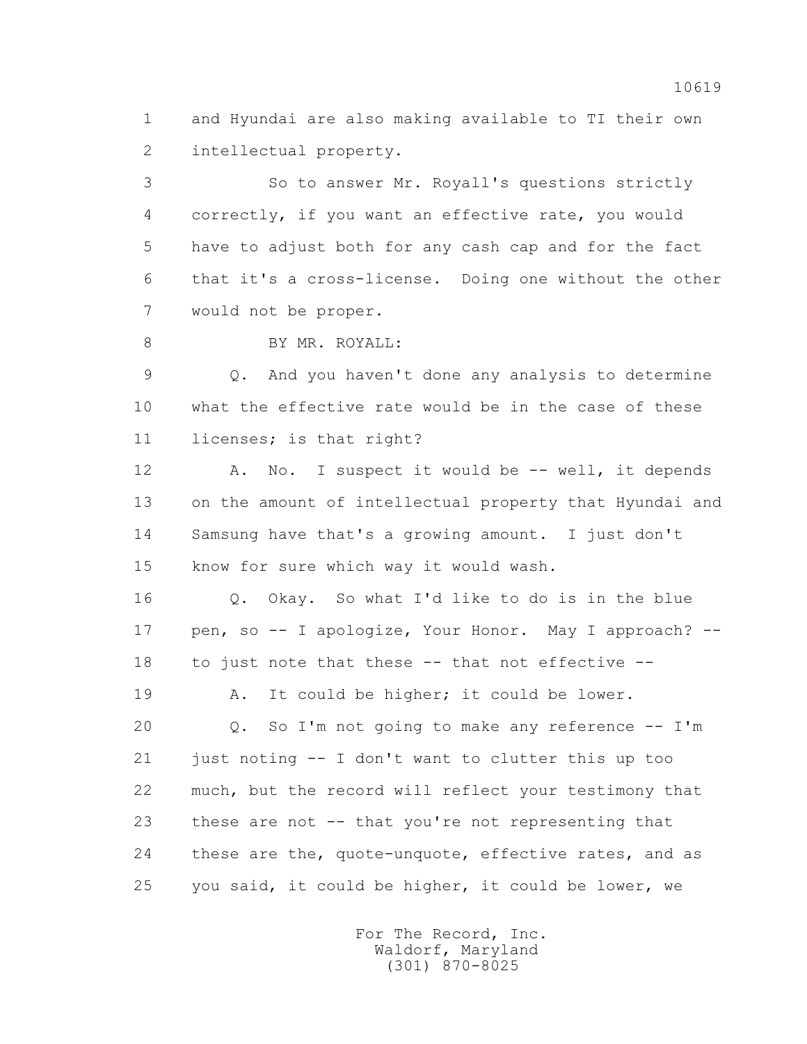1 and Hyundai are also making available to TI their own
2 intellectual property.

3 So to answer Mr. Royall's questions strictly
4 correctly, if you want an effective rate, you would
5 have to adjust both for any cash cap and for the fact
6 that it's a cross-license. Doing one without the other
7 would not be proper.

8 BY MR. ROYALL:

9 Q. And you haven't done any analysis to determine
10 what the effective rate would be in the case of these
11 licenses; is that right?

12 A. No. I suspect it would be -- well, it depends
13 on the amount of intellectual property that Hyundai and
14 Samsung have that's a growing amount. I just don't
15 know for sure which way it would wash.

16 Q. Okay. So what I'd like to do is in the blue
17 pen, so -- I apologize, Your Honor. May I approach? --
18 to just note that these -- that not effective --

19 A. It could be higher; it could be lower.

20 Q. So I'm not going to make any reference -- I'm
21 just noting -- I don't want to clutter this up too
22 much, but the record will reflect your testimony that
23 these are not -- that you're not representing that
24 these are the, quote-unquote, effective rates, and as
25 you said, it could be higher, it could be lower, we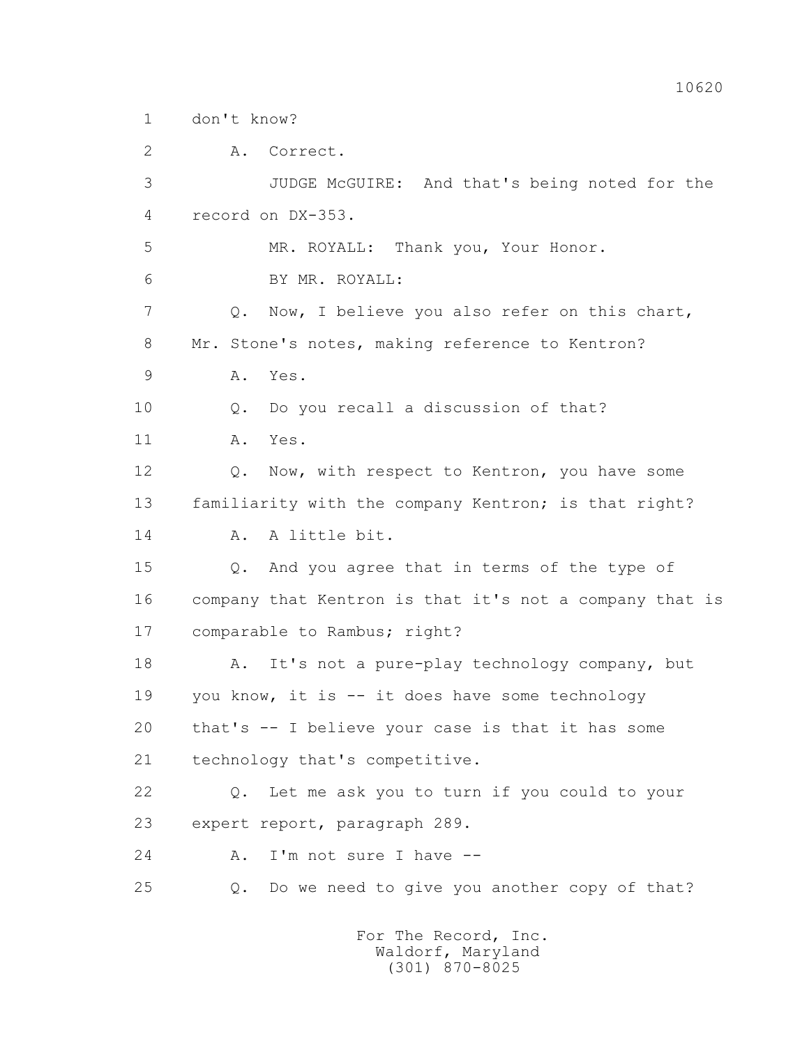1 don't know?

2 A. Correct.

3 JUDGE McGUIRE: And that's being noted for the

4 record on DX-353.

5 MR. ROYALL: Thank you, Your Honor.

6 BY MR. ROYALL:

7 Q. Now, I believe you also refer on this chart,

8 Mr. Stone's notes, making reference to Kentron?

9 A. Yes.

10 Q. Do you recall a discussion of that?

11 A. Yes.

12 Q. Now, with respect to Kentron, you have some

13 familiarity with the company Kentron; is that right?

14 A. A little bit.

15 Q. And you agree that in terms of the type of

16 company that Kentron is that it's not a company that is

17 comparable to Rambus; right?

18 A. It's not a pure-play technology company, but

19 you know, it is -- it does have some technology

20 that's -- I believe your case is that it has some

21 technology that's competitive.

22 Q. Let me ask you to turn if you could to your

23 expert report, paragraph 289.

24 A. I'm not sure I have --

25 Q. Do we need to give you another copy of that?

For The Record, Inc.
Waldorf, Maryland
(301) 870-8025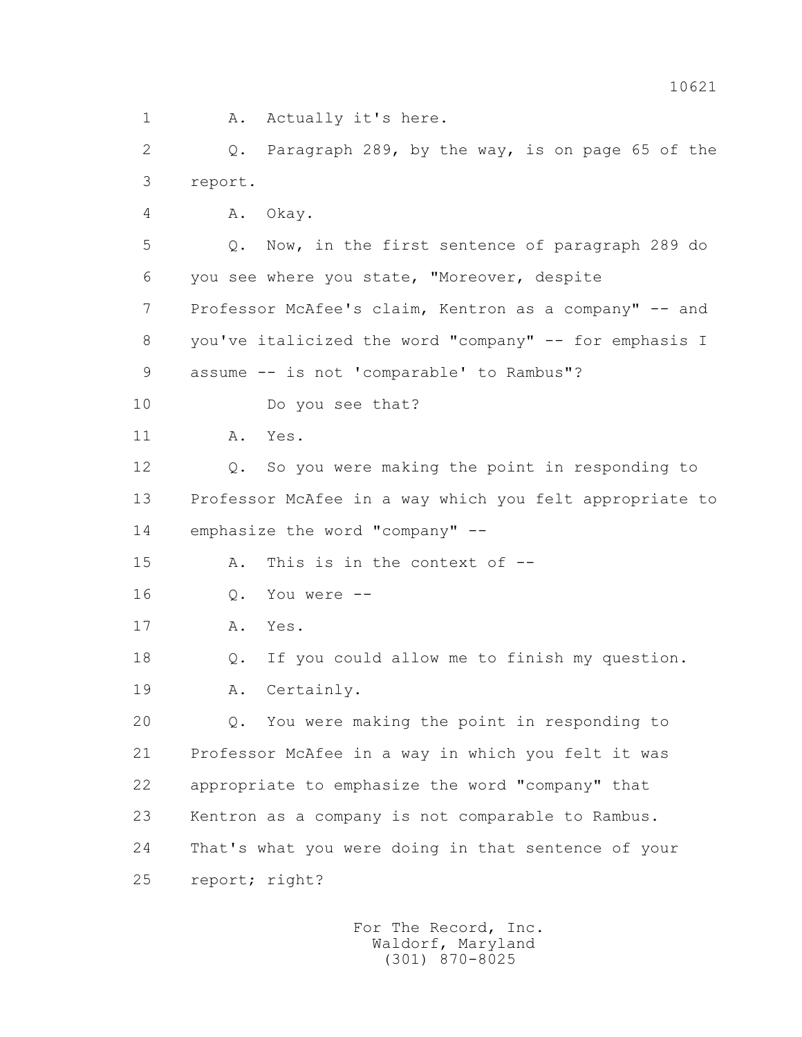1 A. Actually it's here.

2 Q. Paragraph 289, by the way, is on page 65 of the

3 report.

4 A. Okay.

5 Q. Now, in the first sentence of paragraph 289 do

6 you see where you state, "Moreover, despite

7 Professor McAfee's claim, Kentron as a company" -- and

8 you've italicized the word "company" -- for emphasis I

9 assume -- is not 'comparable' to Rambus"?

10 Do you see that?

11 A. Yes.

12 Q. So you were making the point in responding to

13 Professor McAfee in a way which you felt appropriate to

14 emphasize the word "company" --

15 A. This is in the context of --

16 Q. You were --

17 A. Yes.

18 Q. If you could allow me to finish my question.

19 A. Certainly.

20 Q. You were making the point in responding to

21 Professor McAfee in a way in which you felt it was

22 appropriate to emphasize the word "company" that

23 Kentron as a company is not comparable to Rambus.

24 That's what you were doing in that sentence of your

25 report; right?

For The Record, Inc.
Waldorf, Maryland
(301) 870-8025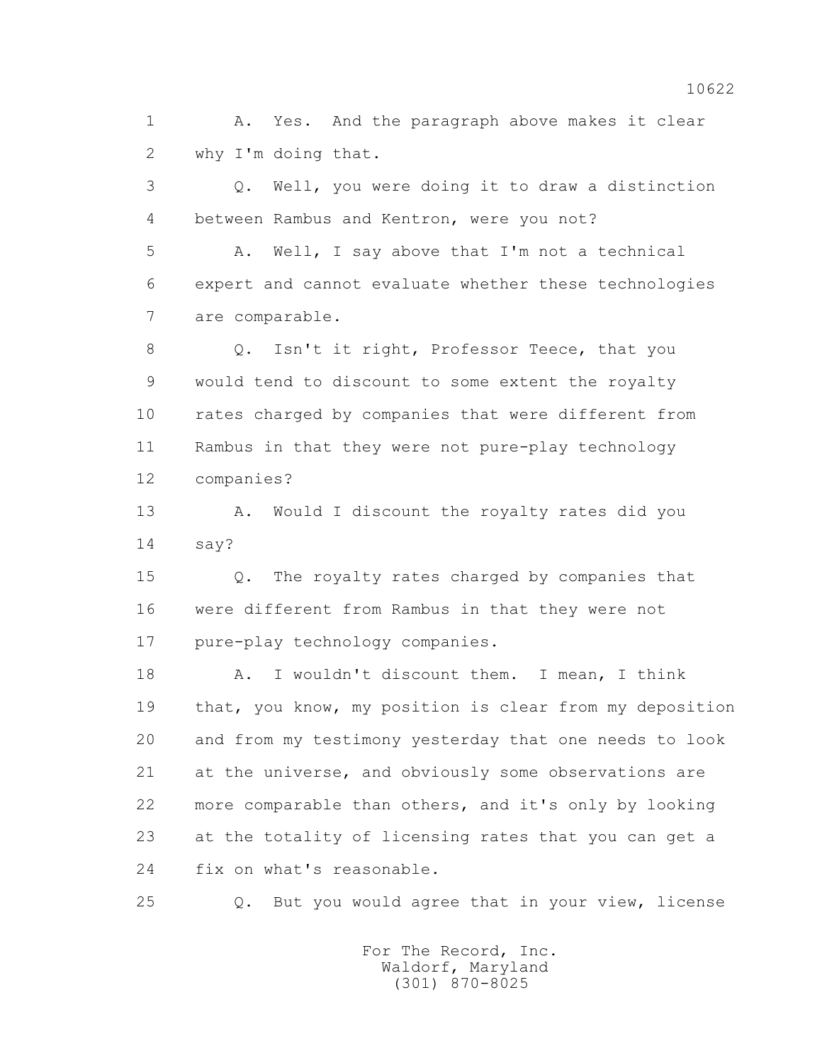1 A. Yes. And the paragraph above makes it clear
2 why I'm doing that.

3 Q. Well, you were doing it to draw a distinction
4 between Rambus and Kentron, were you not?

5 A. Well, I say above that I'm not a technical
6 expert and cannot evaluate whether these technologies
7 are comparable.

8 Q. Isn't it right, Professor Teece, that you
9 would tend to discount to some extent the royalty
10 rates charged by companies that were different from
11 Rambus in that they were not pure-play technology
12 companies?

13 A. Would I discount the royalty rates did you
14 say?

15 Q. The royalty rates charged by companies that
16 were different from Rambus in that they were not
17 pure-play technology companies.

18 A. I wouldn't discount them. I mean, I think
19 that, you know, my position is clear from my deposition
20 and from my testimony yesterday that one needs to look
21 at the universe, and obviously some observations are
22 more comparable than others, and it's only by looking
23 at the totality of licensing rates that you can get a
24 fix on what's reasonable.

25 Q. But you would agree that in your view, license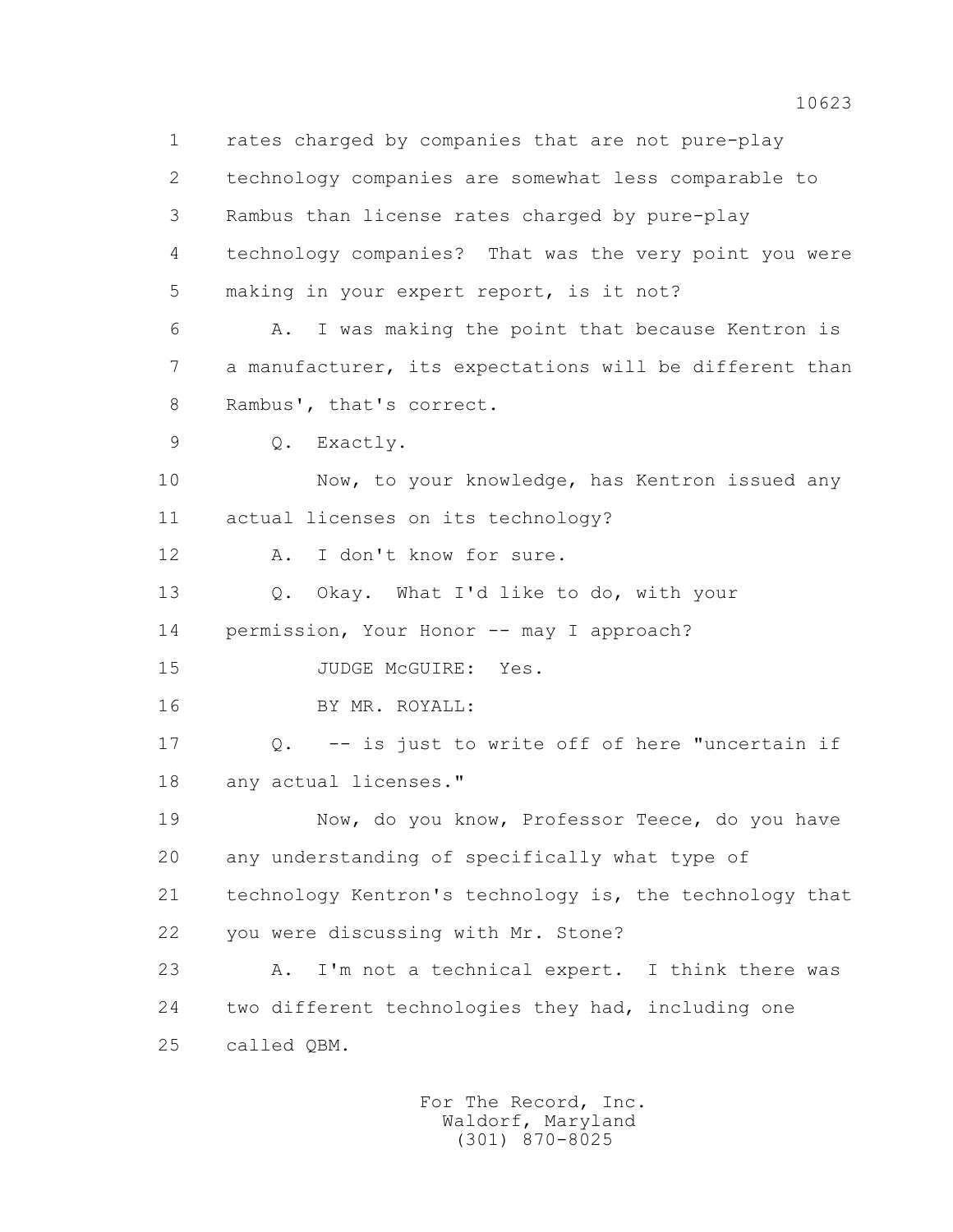1 rates charged by companies that are not pure-play
2 technology companies are somewhat less comparable to
3 Rambus than license rates charged by pure-play
4 technology companies? That was the very point you were
5 making in your expert report, is it not?
6 A. I was making the point that because Kentron is
7 a manufacturer, its expectations will be different than
8 Rambus', that's correct.
9 Q. Exactly.
10 Now, to your knowledge, has Kentron issued any
11 actual licenses on its technology?
12 A. I don't know for sure.
13 Q. Okay. What I'd like to do, with your
14 permission, Your Honor -- may I approach?
15 JUDGE McGUIRE: Yes.
16 BY MR. ROYALL:
17 Q. -- is just to write off of here "uncertain if
18 any actual licenses."
19 Now, do you know, Professor Teece, do you have
20 any understanding of specifically what type of
21 technology Kentron's technology is, the technology that
22 you were discussing with Mr. Stone?
23 A. I'm not a technical expert. I think there was
24 two different technologies they had, including one
25 called QBM.

For The Record, Inc.
Waldorf, Maryland
(301) 870-8025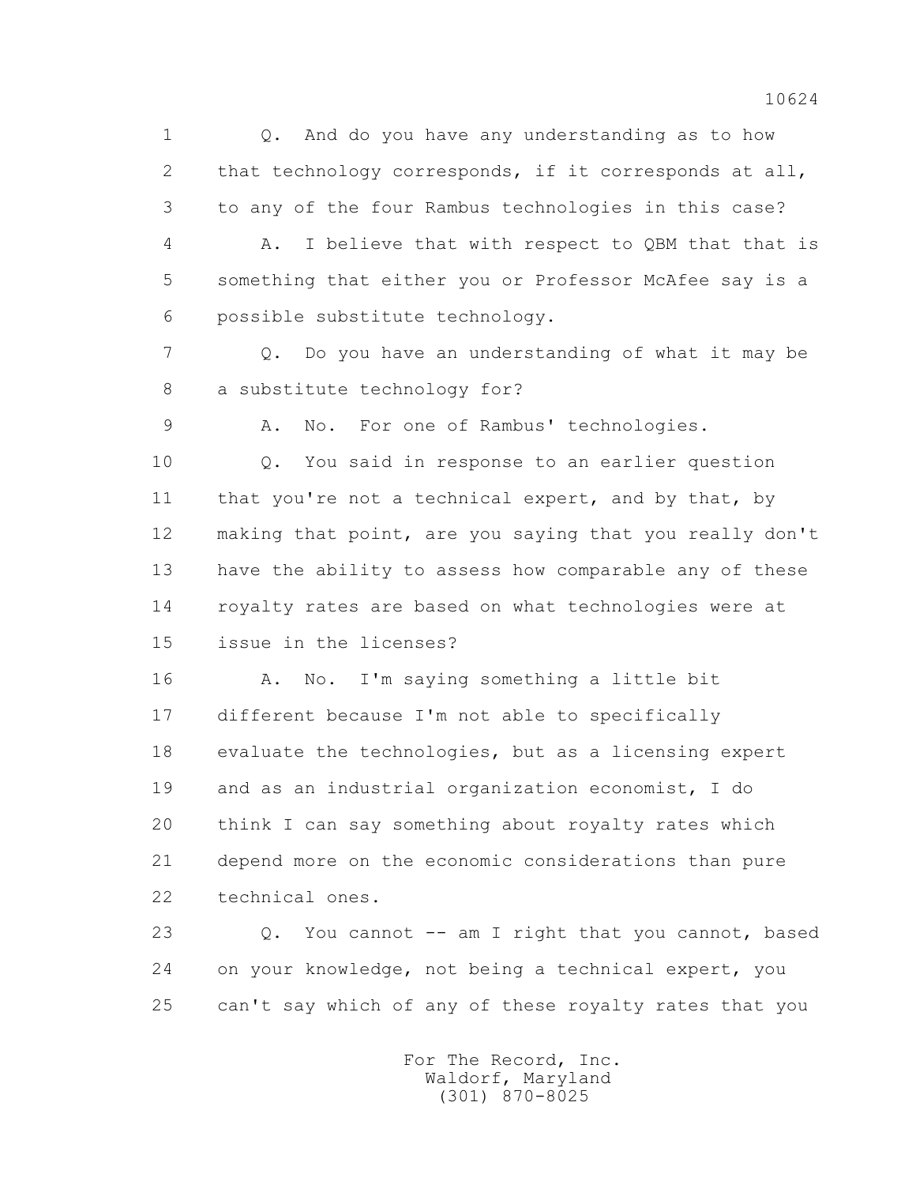1 Q. And do you have any understanding as to how
2 that technology corresponds, if it corresponds at all,
3 to any of the four Rambus technologies in this case?
4 A. I believe that with respect to QBM that that is
5 something that either you or Professor McAfee say is a
6 possible substitute technology.
7 Q. Do you have an understanding of what it may be
8 a substitute technology for?
9 A. No. For one of Rambus' technologies.
10 Q. You said in response to an earlier question
11 that you're not a technical expert, and by that, by
12 making that point, are you saying that you really don't
13 have the ability to assess how comparable any of these
14 royalty rates are based on what technologies were at
15 issue in the licenses?
16 A. No. I'm saying something a little bit
17 different because I'm not able to specifically
18 evaluate the technologies, but as a licensing expert
19 and as an industrial organization economist, I do
20 think I can say something about royalty rates which
21 depend more on the economic considerations than pure
22 technical ones.
23 Q. You cannot -- am I right that you cannot, based
24 on your knowledge, not being a technical expert, you
25 can't say which of any of these royalty rates that you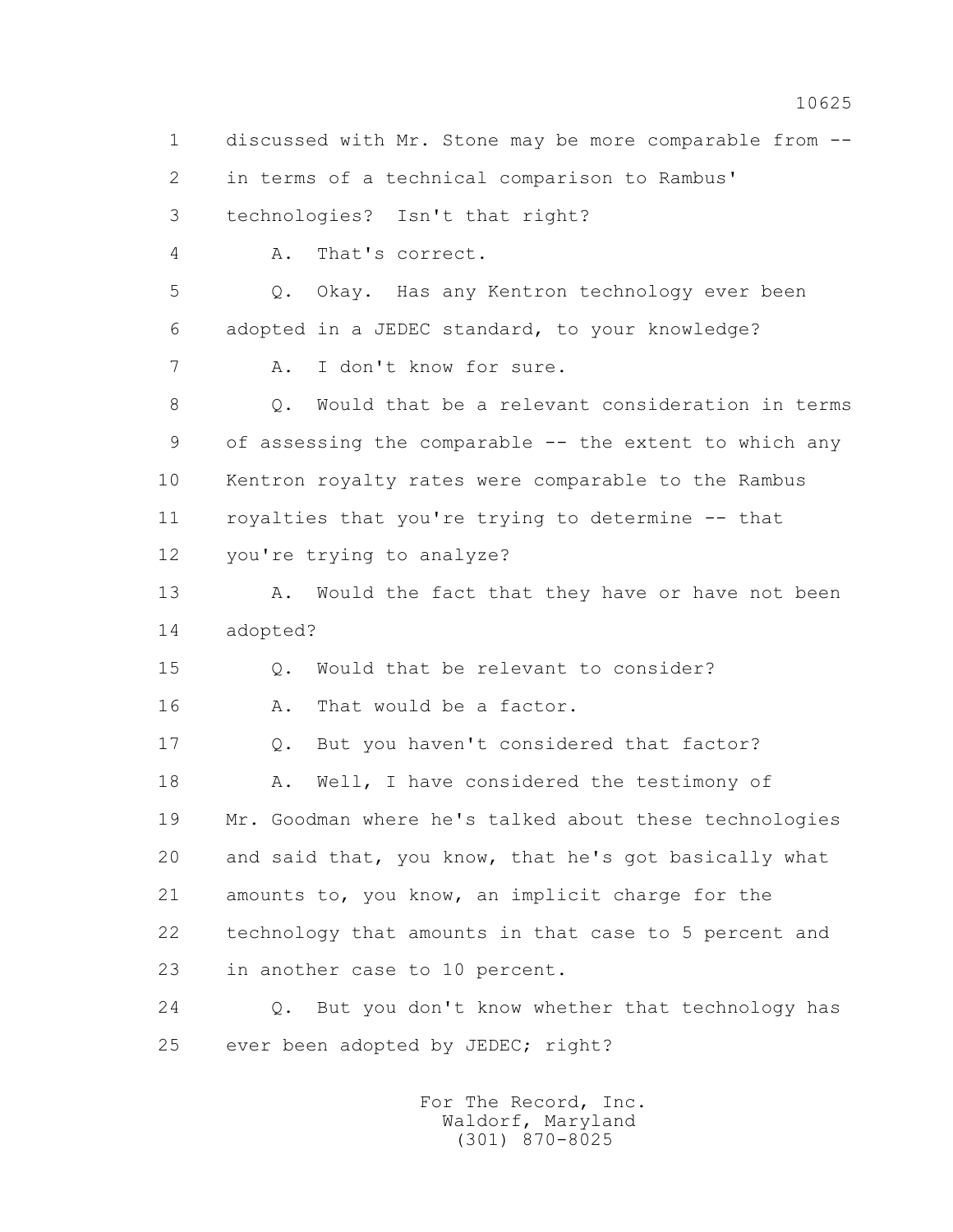1 discussed with Mr. Stone may be more comparable from --

2 in terms of a technical comparison to Rambus'

3 technologies? Isn't that right?

4 A. That's correct.

5 Q. Okay. Has any Kentron technology ever been

6 adopted in a JEDEC standard, to your knowledge?

7 A. I don't know for sure.

8 Q. Would that be a relevant consideration in terms

9 of assessing the comparable -- the extent to which any

10 Kentron royalty rates were comparable to the Rambus

11 royalties that you're trying to determine -- that

12 you're trying to analyze?

13 A. Would the fact that they have or have not been

14 adopted?

15 Q. Would that be relevant to consider?

16 A. That would be a factor.

17 Q. But you haven't considered that factor?

18 A. Well, I have considered the testimony of

19 Mr. Goodman where he's talked about these technologies

20 and said that, you know, that he's got basically what

21 amounts to, you know, an implicit charge for the

22 technology that amounts in that case to 5 percent and

23 in another case to 10 percent.

24 Q. But you don't know whether that technology has

25 ever been adopted by JEDEC; right?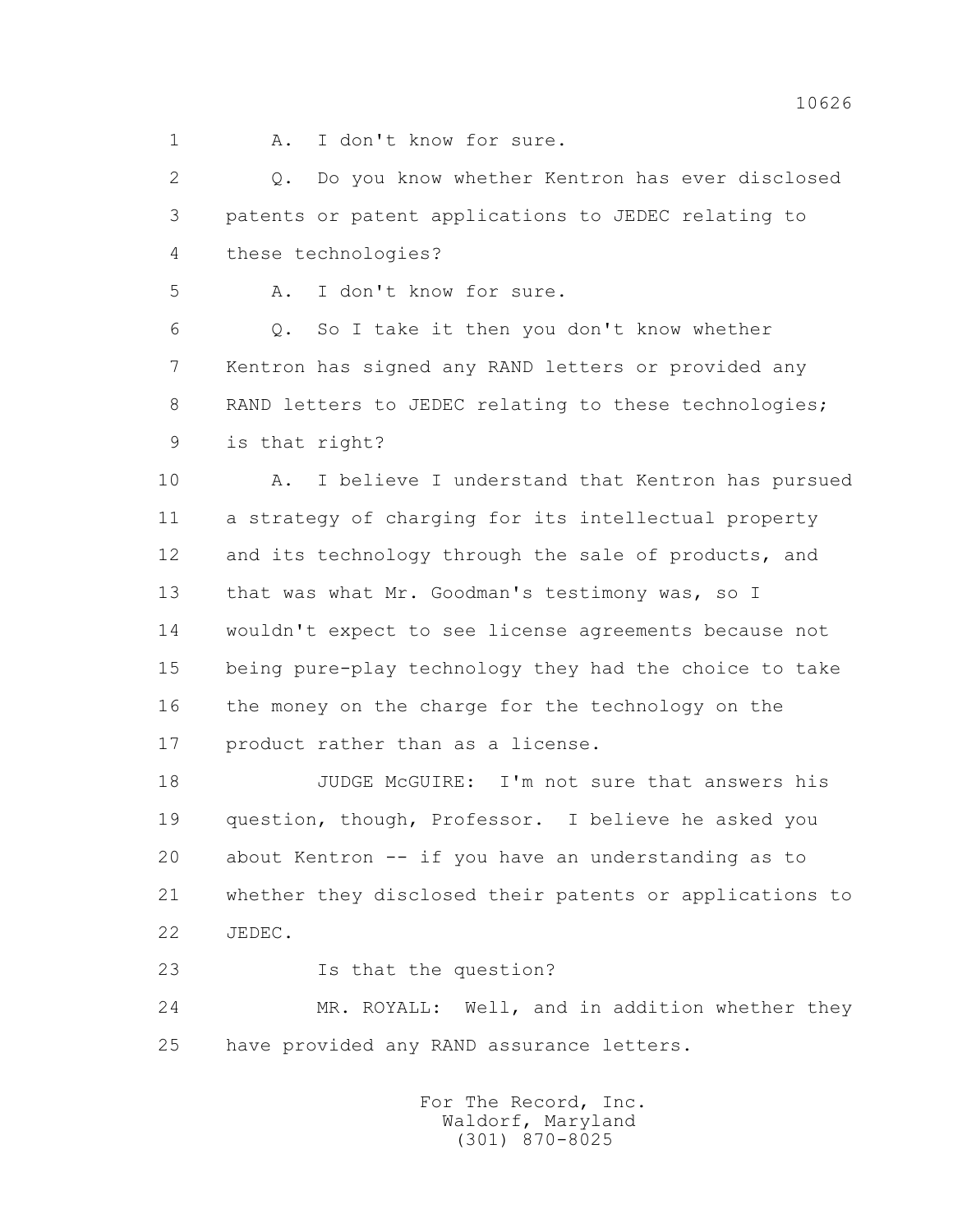1 A. I don't know for sure.

2 Q. Do you know whether Kentron has ever disclosed
3 patents or patent applications to JEDEC relating to
4 these technologies?

5 A. I don't know for sure.

6 Q. So I take it then you don't know whether
7 Kentron has signed any RAND letters or provided any
8 RAND letters to JEDEC relating to these technologies;
9 is that right?

10 A. I believe I understand that Kentron has pursued
11 a strategy of charging for its intellectual property
12 and its technology through the sale of products, and
13 that was what Mr. Goodman's testimony was, so I
14 wouldn't expect to see license agreements because not
15 being pure-play technology they had the choice to take
16 the money on the charge for the technology on the
17 product rather than as a license.

18 JUDGE McGUIRE: I'm not sure that answers his
19 question, though, Professor. I believe he asked you
20 about Kentron -- if you have an understanding as to
21 whether they disclosed their patents or applications to
22 JEDEC.

23 Is that the question?

24 MR. ROYALL: Well, and in addition whether they
25 have provided any RAND assurance letters.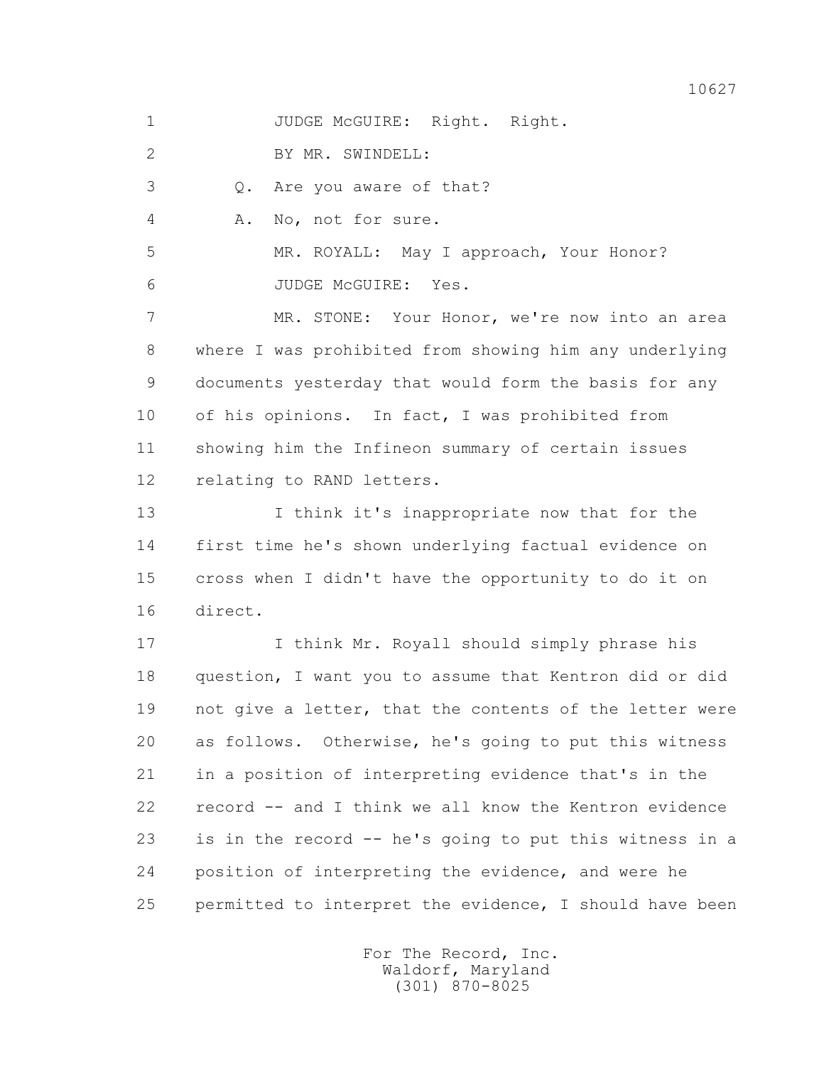1 JUDGE McGUIRE: Right. Right.

2 BY MR. SWINDELL:

3 Q. Are you aware of that?

4 A. No, not for sure.

5 MR. ROYALL: May I approach, Your Honor?

6 JUDGE McGUIRE: Yes.

7 MR. STONE: Your Honor, we're now into an area

8 where I was prohibited from showing him any underlying

9 documents yesterday that would form the basis for any

10 of his opinions. In fact, I was prohibited from

11 showing him the Infineon summary of certain issues

12 relating to RAND letters.

13 I think it's inappropriate now that for the

14 first time he's shown underlying factual evidence on

15 cross when I didn't have the opportunity to do it on

16 direct.

17 I think Mr. Royall should simply phrase his

18 question, I want you to assume that Kentron did or did

19 not give a letter, that the contents of the letter were

20 as follows. Otherwise, he's going to put this witness

21 in a position of interpreting evidence that's in the

22 record -- and I think we all know the Kentron evidence

23 is in the record -- he's going to put this witness in a

24 position of interpreting the evidence, and were he

25 permitted to interpret the evidence, I should have been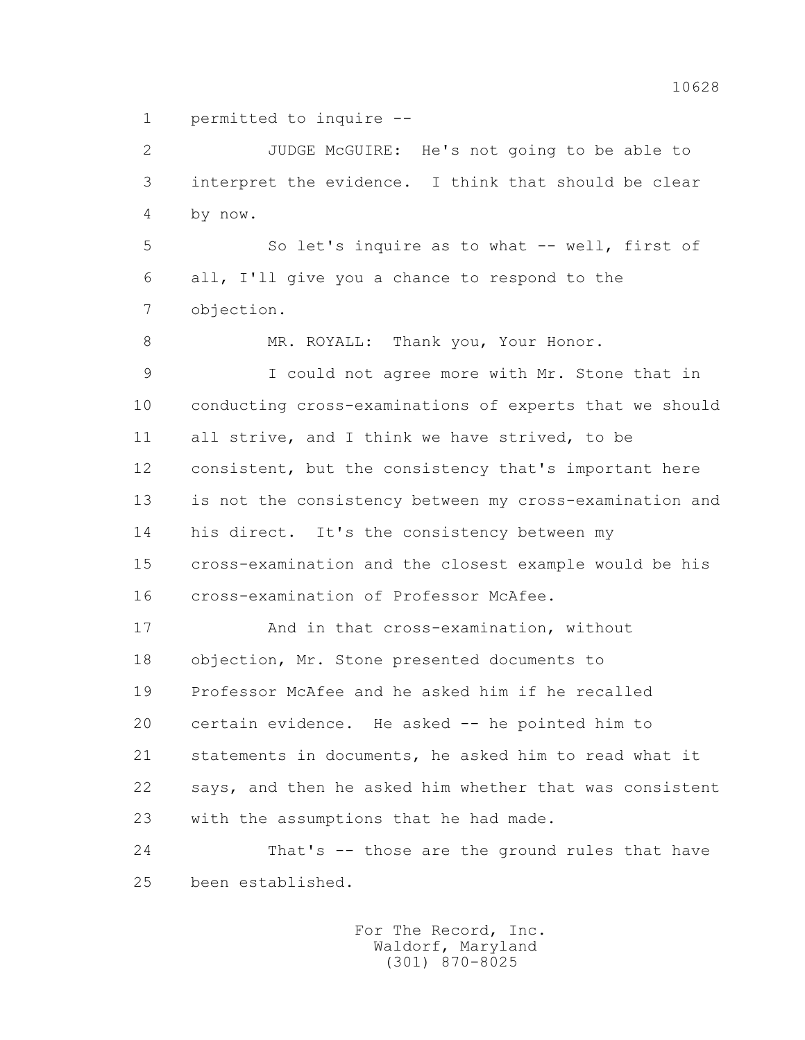1 permitted to inquire --

2 JUDGE McGUIRE: He's not going to be able to

3 interpret the evidence. I think that should be clear

4 by now.

5 So let's inquire as to what -- well, first of

6 all, I'll give you a chance to respond to the

7 objection.

8 MR. ROYALL: Thank you, Your Honor.

9 I could not agree more with Mr. Stone that in

10 conducting cross-examinations of experts that we should

11 all strive, and I think we have strived, to be

12 consistent, but the consistency that's important here

13 is not the consistency between my cross-examination and

14 his direct. It's the consistency between my

15 cross-examination and the closest example would be his

16 cross-examination of Professor McAfee.

17 And in that cross-examination, without

18 objection, Mr. Stone presented documents to

19 Professor McAfee and he asked him if he recalled

20 certain evidence. He asked -- he pointed him to

21 statements in documents, he asked him to read what it

22 says, and then he asked him whether that was consistent

23 with the assumptions that he had made.

24 That's -- those are the ground rules that have

25 been established.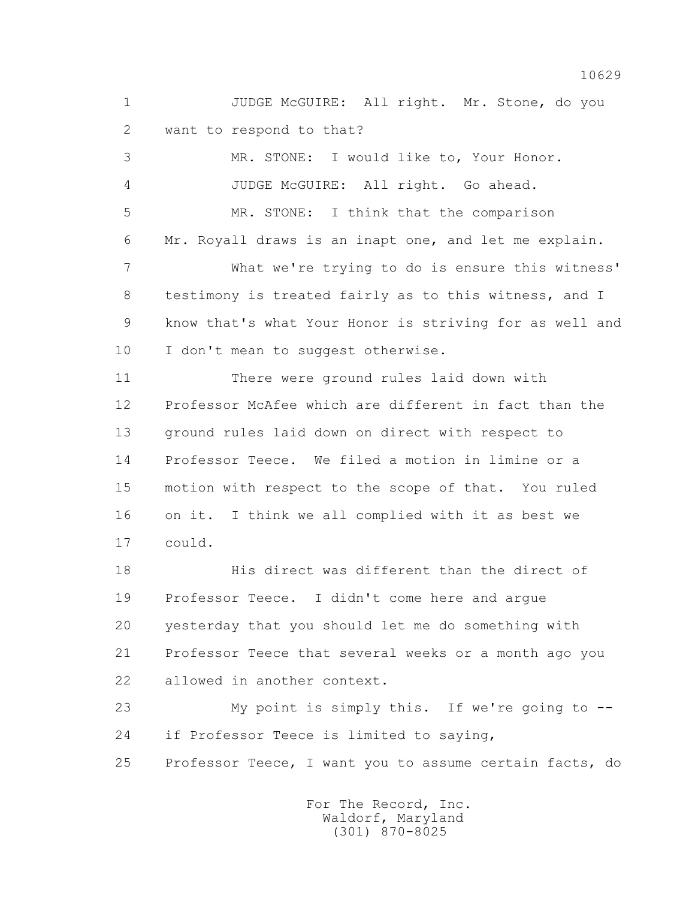JUDGE McGUIRE: All right. Mr. Stone, do you want to respond to that?

MR. STONE: I would like to, Your Honor.

JUDGE McGUIRE: All right. Go ahead.

MR. STONE: I think that the comparison Mr. Royall draws is an inapt one, and let me explain.

What we're trying to do is ensure this witness' testimony is treated fairly as to this witness, and I know that's what Your Honor is striving for as well and I don't mean to suggest otherwise.

There were ground rules laid down with Professor McAfee which are different in fact than the ground rules laid down on direct with respect to Professor Teece. We filed a motion in limine or a motion with respect to the scope of that. You ruled on it. I think we all complied with it as best we could.

His direct was different than the direct of Professor Teece. I didn't come here and argue yesterday that you should let me do something with Professor Teece that several weeks or a month ago you allowed in another context.

My point is simply this. If we're going to -- if Professor Teece is limited to saying, Professor Teece, I want you to assume certain facts, do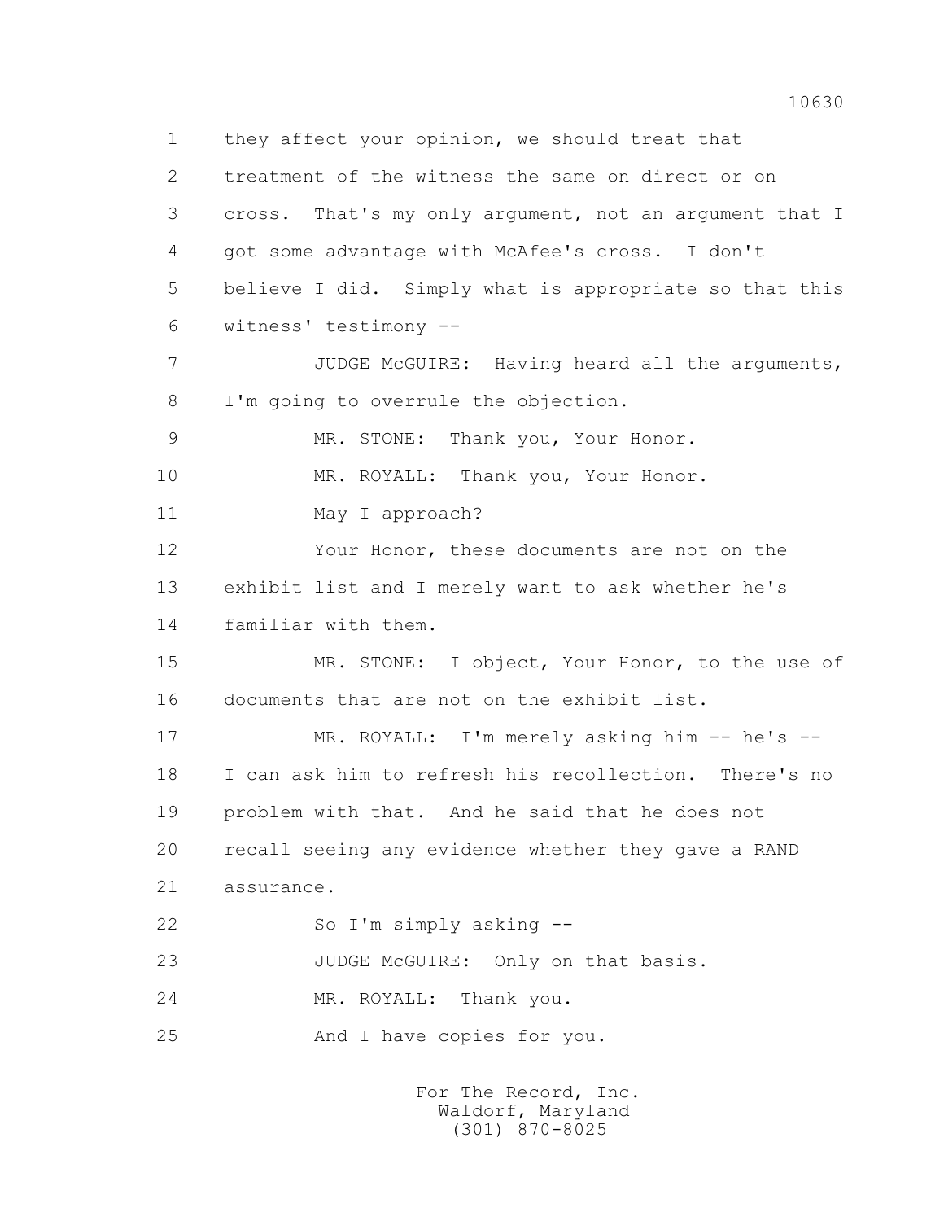1 they affect your opinion, we should treat that

2 treatment of the witness the same on direct or on

3 cross. That's my only argument, not an argument that I

4 got some advantage with McAfee's cross. I don't

5 believe I did. Simply what is appropriate so that this

6 witness' testimony --

7 JUDGE McGUIRE: Having heard all the arguments,

8 I'm going to overrule the objection.

9 MR. STONE: Thank you, Your Honor.

10 MR. ROYALL: Thank you, Your Honor.

11 May I approach?

12 Your Honor, these documents are not on the

13 exhibit list and I merely want to ask whether he's

14 familiar with them.

15 MR. STONE: I object, Your Honor, to the use of

16 documents that are not on the exhibit list.

17 MR. ROYALL: I'm merely asking him -- he's --

18 I can ask him to refresh his recollection. There's no

19 problem with that. And he said that he does not

20 recall seeing any evidence whether they gave a RAND

21 assurance.

22 So I'm simply asking --

23 JUDGE McGUIRE: Only on that basis.

24 MR. ROYALL: Thank you.

25 And I have copies for you.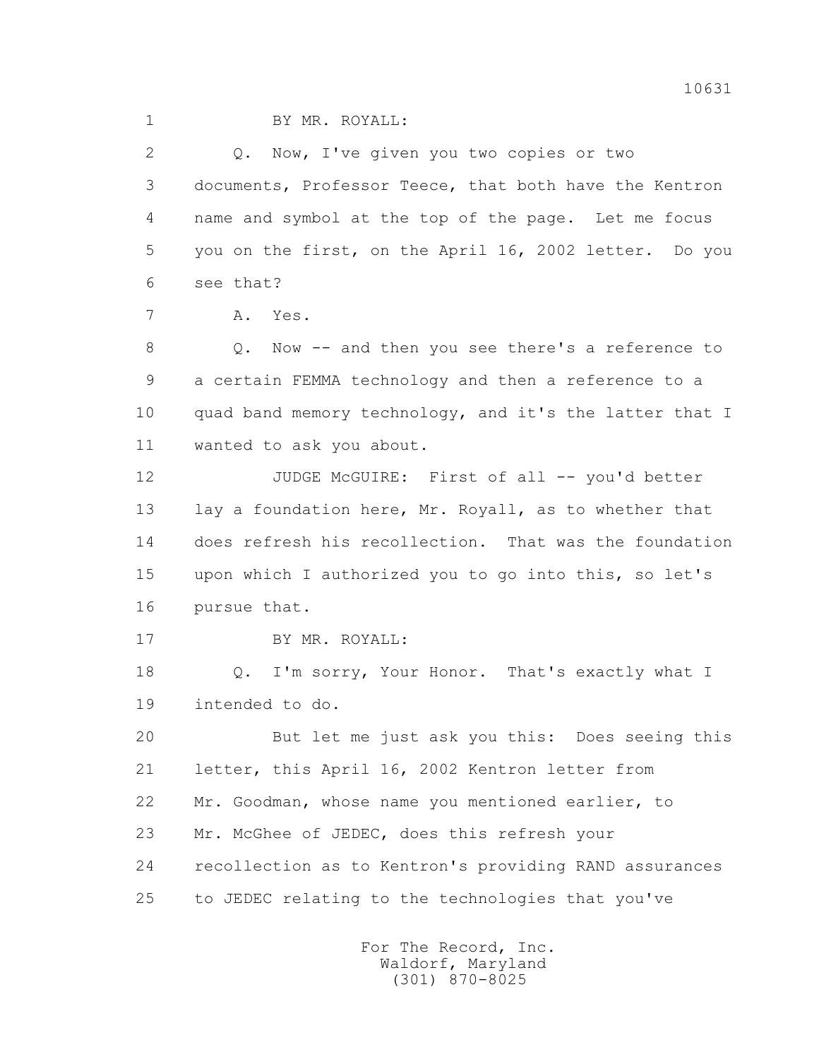1 BY MR. ROYALL:

2 Q. Now, I've given you two copies or two

3 documents, Professor Teece, that both have the Kentron

4 name and symbol at the top of the page. Let me focus

5 you on the first, on the April 16, 2002 letter. Do you

6 see that?

7 A. Yes.

8 Q. Now -- and then you see there's a reference to

9 a certain FEMMA technology and then a reference to a

10 quad band memory technology, and it's the latter that I

11 wanted to ask you about.

12 JUDGE McGUIRE: First of all -- you'd better

13 lay a foundation here, Mr. Royall, as to whether that

14 does refresh his recollection. That was the foundation

15 upon which I authorized you to go into this, so let's

16 pursue that.

17 BY MR. ROYALL:

18 Q. I'm sorry, Your Honor. That's exactly what I

19 intended to do.

20 But let me just ask you this: Does seeing this

21 letter, this April 16, 2002 Kentron letter from

22 Mr. Goodman, whose name you mentioned earlier, to

23 Mr. McGhee of JEDEC, does this refresh your

24 recollection as to Kentron's providing RAND assurances

25 to JEDEC relating to the technologies that you've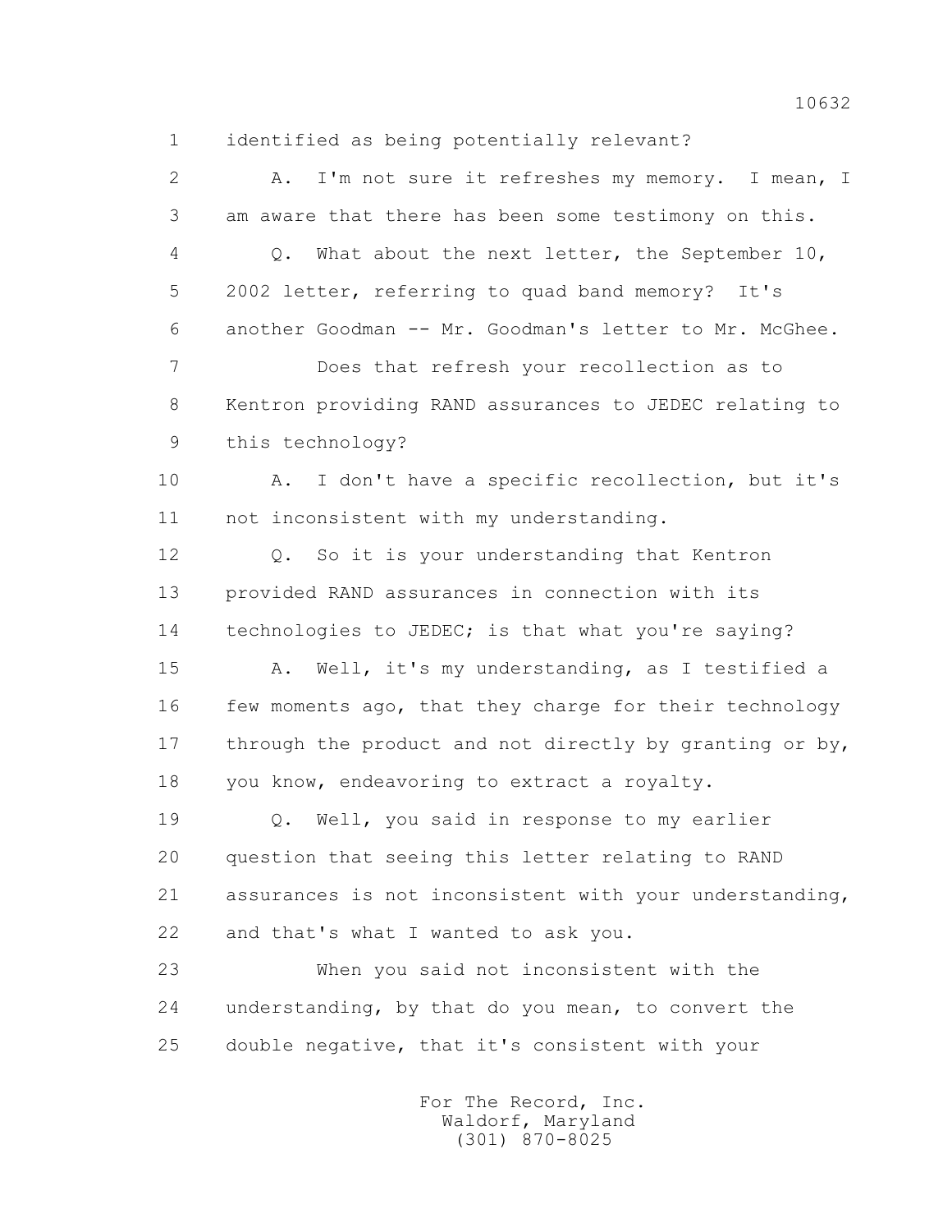1 identified as being potentially relevant?

2 A. I'm not sure it refreshes my memory. I mean, I

3 am aware that there has been some testimony on this.

4 Q. What about the next letter, the September 10,

5 2002 letter, referring to quad band memory? It's

6 another Goodman -- Mr. Goodman's letter to Mr. McGhee.

7 Does that refresh your recollection as to

8 Kentron providing RAND assurances to JEDEC relating to

9 this technology?

10 A. I don't have a specific recollection, but it's

11 not inconsistent with my understanding.

12 Q. So it is your understanding that Kentron

13 provided RAND assurances in connection with its

14 technologies to JEDEC; is that what you're saying?

15 A. Well, it's my understanding, as I testified a

16 few moments ago, that they charge for their technology

17 through the product and not directly by granting or by,

18 you know, endeavoring to extract a royalty.

19 Q. Well, you said in response to my earlier

20 question that seeing this letter relating to RAND

21 assurances is not inconsistent with your understanding,

22 and that's what I wanted to ask you.

23 When you said not inconsistent with the

24 understanding, by that do you mean, to convert the

25 double negative, that it's consistent with your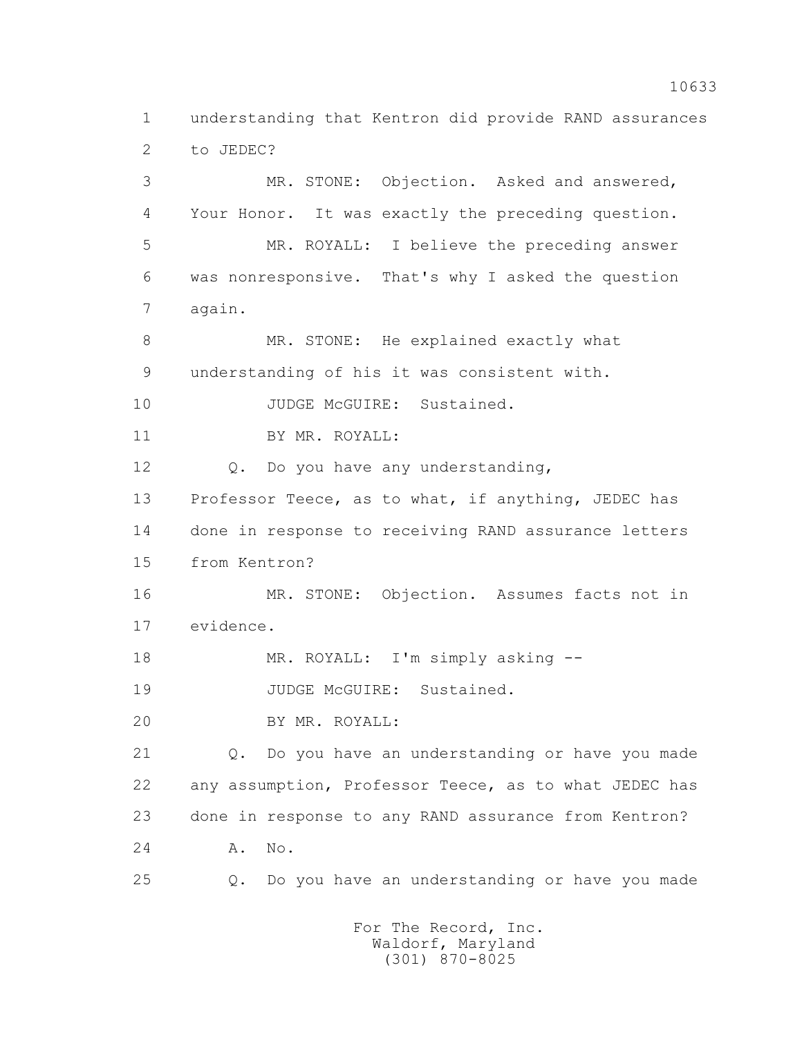1 understanding that Kentron did provide RAND assurances
2 to JEDEC?
3 MR. STONE: Objection. Asked and answered,
4 Your Honor. It was exactly the preceding question.
5 MR. ROYALL: I believe the preceding answer
6 was nonresponsive. That's why I asked the question
7 again.
8 MR. STONE: He explained exactly what
9 understanding of his it was consistent with.
10 JUDGE McGUIRE: Sustained.
11 BY MR. ROYALL:
12 Q. Do you have any understanding,
13 Professor Teece, as to what, if anything, JEDEC has
14 done in response to receiving RAND assurance letters
15 from Kentron?
16 MR. STONE: Objection. Assumes facts not in
17 evidence.
18 MR. ROYALL: I'm simply asking --
19 JUDGE McGUIRE: Sustained.
20 BY MR. ROYALL:
21 Q. Do you have an understanding or have you made
22 any assumption, Professor Teece, as to what JEDEC has
23 done in response to any RAND assurance from Kentron?
24 A. No.
25 Q. Do you have an understanding or have you made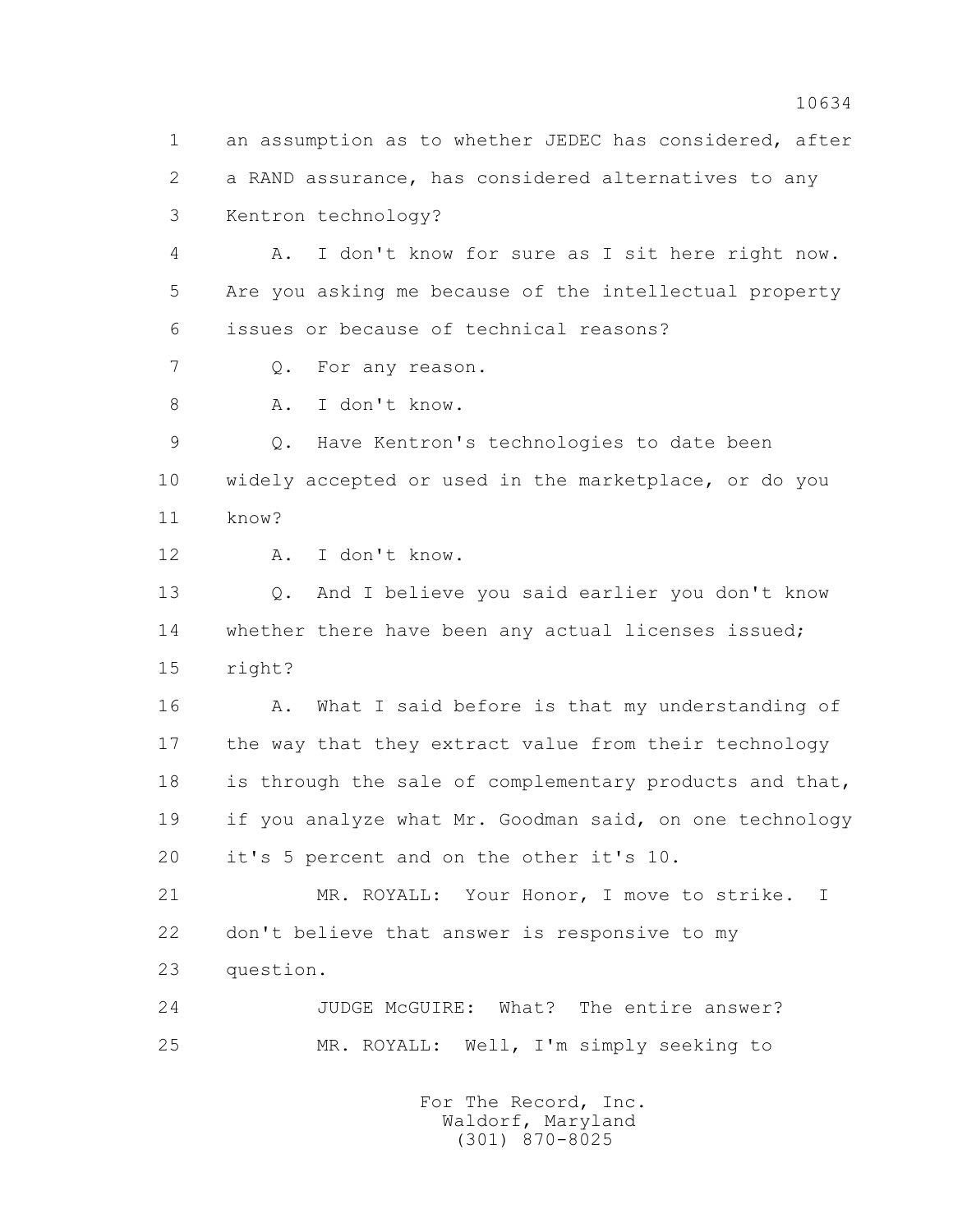1 an assumption as to whether JEDEC has considered, after
2 a RAND assurance, has considered alternatives to any
3 Kentron technology?

4 A. I don't know for sure as I sit here right now.
5 Are you asking me because of the intellectual property
6 issues or because of technical reasons?

7 Q. For any reason.

8 A. I don't know.

9 Q. Have Kentron's technologies to date been
10 widely accepted or used in the marketplace, or do you
11 know?

12 A. I don't know.

13 Q. And I believe you said earlier you don't know
14 whether there have been any actual licenses issued;
15 right?

16 A. What I said before is that my understanding of
17 the way that they extract value from their technology
18 is through the sale of complementary products and that,
19 if you analyze what Mr. Goodman said, on one technology
20 it's 5 percent and on the other it's 10.

21 MR. ROYALL: Your Honor, I move to strike. I
22 don't believe that answer is responsive to my
23 question.

24 JUDGE McGUIRE: What? The entire answer?

25 MR. ROYALL: Well, I'm simply seeking to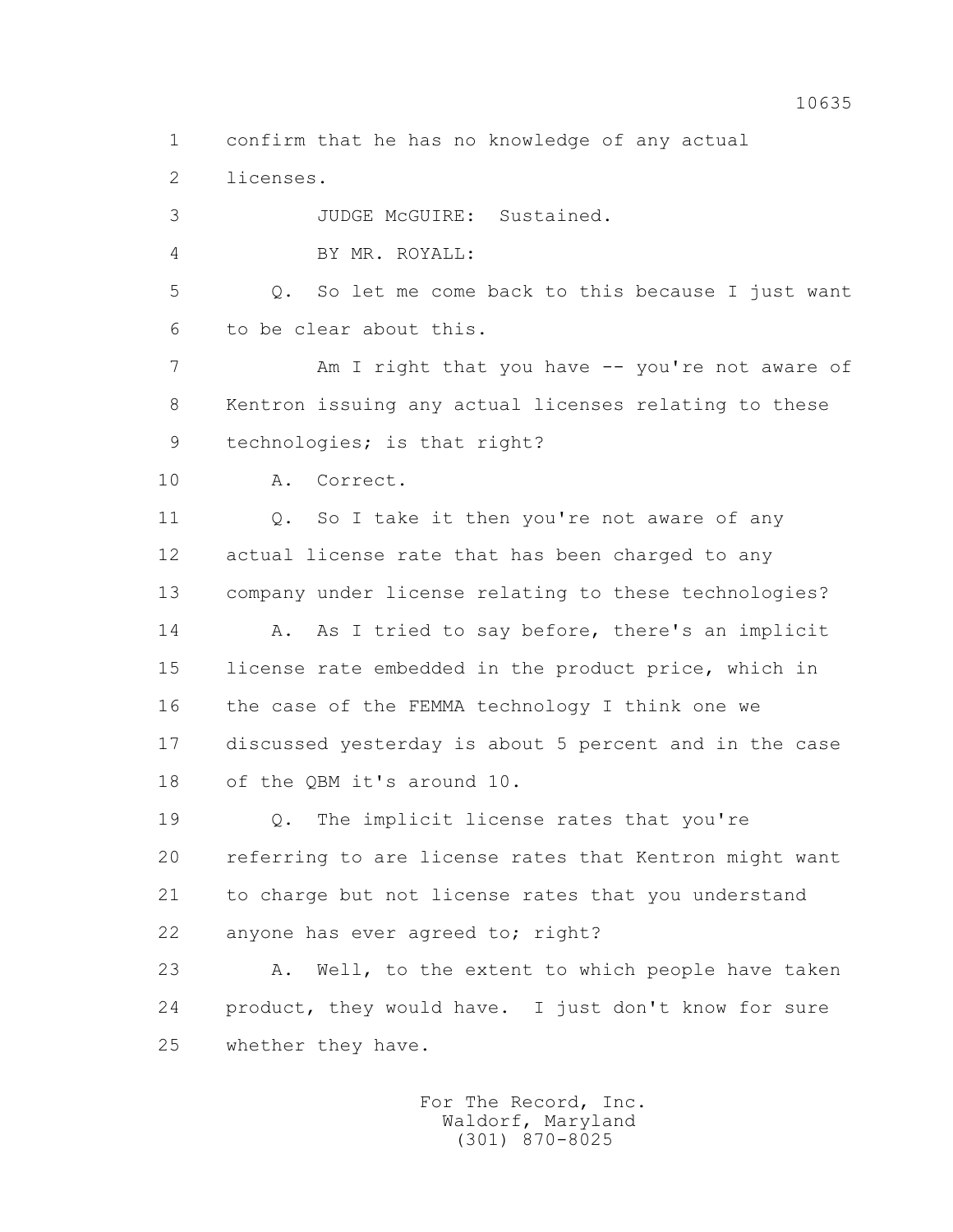1 confirm that he has no knowledge of any actual

2 licenses.

3 JUDGE McGUIRE: Sustained.

4 BY MR. ROYALL:

5 Q. So let me come back to this because I just want

6 to be clear about this.

7 Am I right that you have -- you're not aware of

8 Kentron issuing any actual licenses relating to these

9 technologies; is that right?

10 A. Correct.

11 Q. So I take it then you're not aware of any

12 actual license rate that has been charged to any

13 company under license relating to these technologies?

14 A. As I tried to say before, there's an implicit

15 license rate embedded in the product price, which in

16 the case of the FEMMA technology I think one we

17 discussed yesterday is about 5 percent and in the case

18 of the QBM it's around 10.

19 Q. The implicit license rates that you're

20 referring to are license rates that Kentron might want

21 to charge but not license rates that you understand

22 anyone has ever agreed to; right?

23 A. Well, to the extent to which people have taken

24 product, they would have. I just don't know for sure

25 whether they have.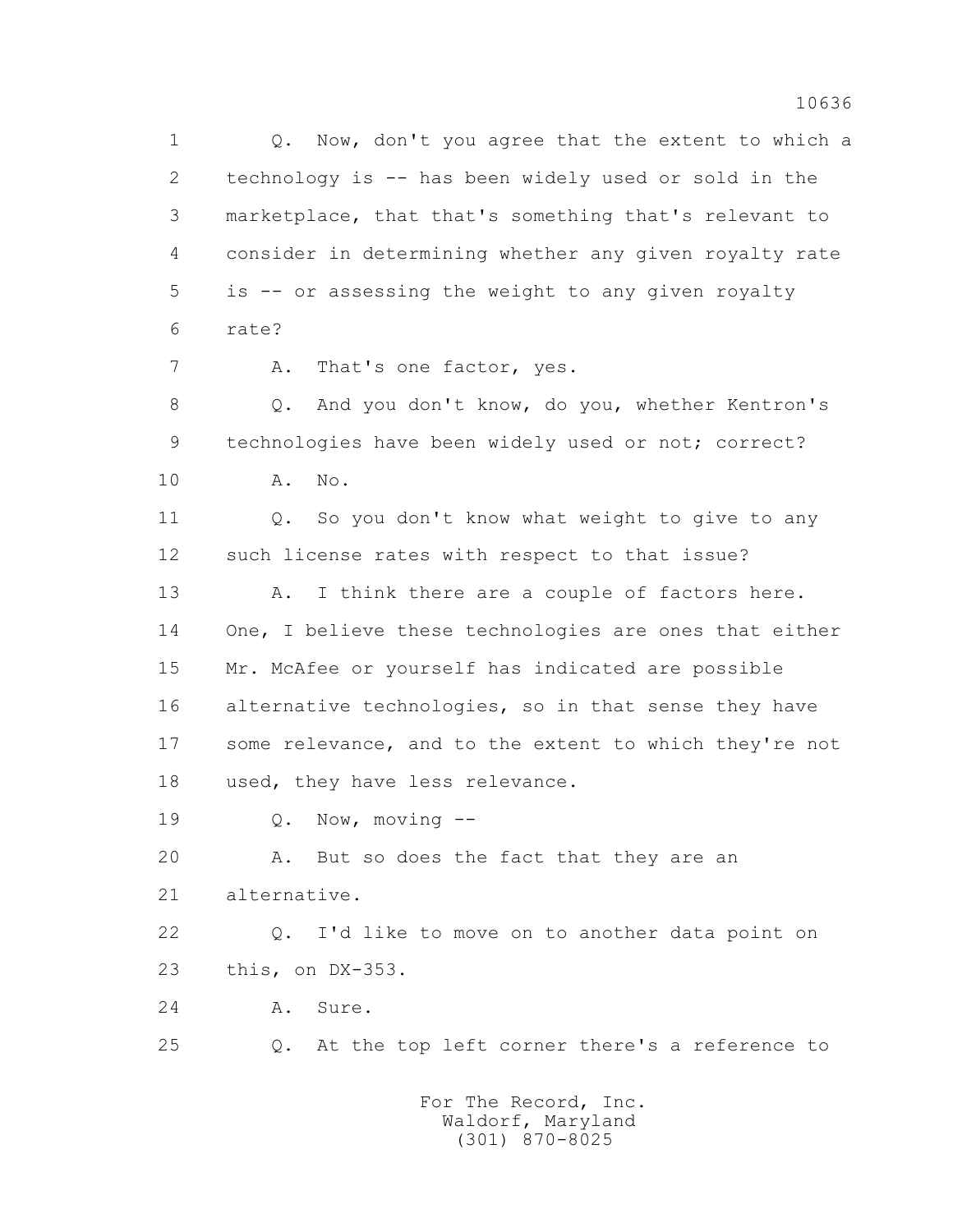1 Q. Now, don't you agree that the extent to which a
2 technology is -- has been widely used or sold in the
3 marketplace, that that's something that's relevant to
4 consider in determining whether any given royalty rate
5 is -- or assessing the weight to any given royalty
6 rate?

7 A. That's one factor, yes.

8 Q. And you don't know, do you, whether Kentron's
9 technologies have been widely used or not; correct?

10 A. No.

11 Q. So you don't know what weight to give to any
12 such license rates with respect to that issue?

13 A. I think there are a couple of factors here.
14 One, I believe these technologies are ones that either
15 Mr. McAfee or yourself has indicated are possible
16 alternative technologies, so in that sense they have
17 some relevance, and to the extent to which they're not
18 used, they have less relevance.

19 Q. Now, moving --

20 A. But so does the fact that they are an
21 alternative.

22 Q. I'd like to move on to another data point on
23 this, on DX-353.

24 A. Sure.

25 Q. At the top left corner there's a reference to

For The Record, Inc.
Waldorf, Maryland
(301) 870-8025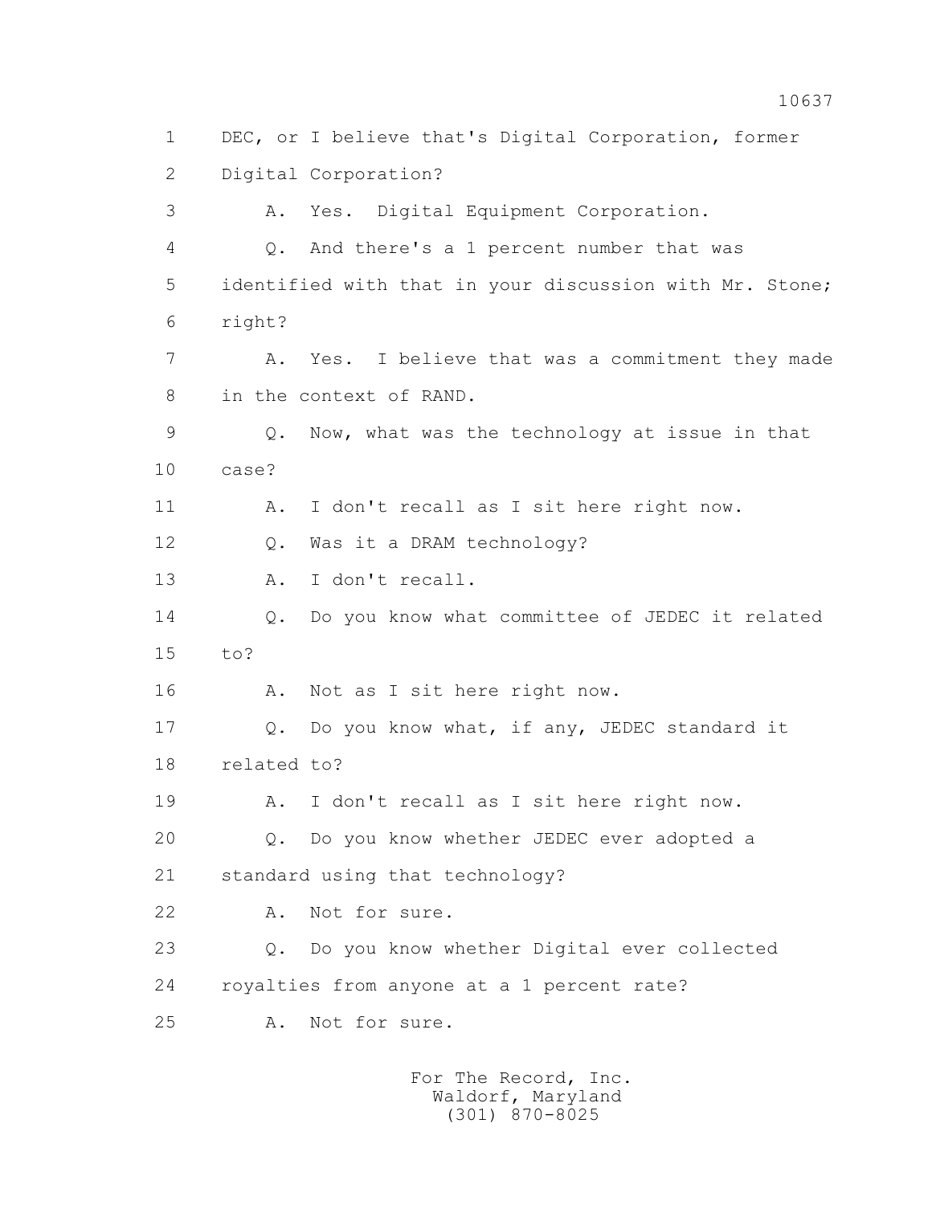1 DEC, or I believe that's Digital Corporation, former
2 Digital Corporation?
3 A. Yes. Digital Equipment Corporation.
4 Q. And there's a 1 percent number that was
5 identified with that in your discussion with Mr. Stone;
6 right?
7 A. Yes. I believe that was a commitment they made
8 in the context of RAND.
9 Q. Now, what was the technology at issue in that
10 case?
11 A. I don't recall as I sit here right now.
12 Q. Was it a DRAM technology?
13 A. I don't recall.
14 Q. Do you know what committee of JEDEC it related
15 to?
16 A. Not as I sit here right now.
17 Q. Do you know what, if any, JEDEC standard it
18 related to?
19 A. I don't recall as I sit here right now.
20 Q. Do you know whether JEDEC ever adopted a
21 standard using that technology?
22 A. Not for sure.
23 Q. Do you know whether Digital ever collected
24 royalties from anyone at a 1 percent rate?
25 A. Not for sure.

For The Record, Inc.
Waldorf, Maryland
(301) 870-8025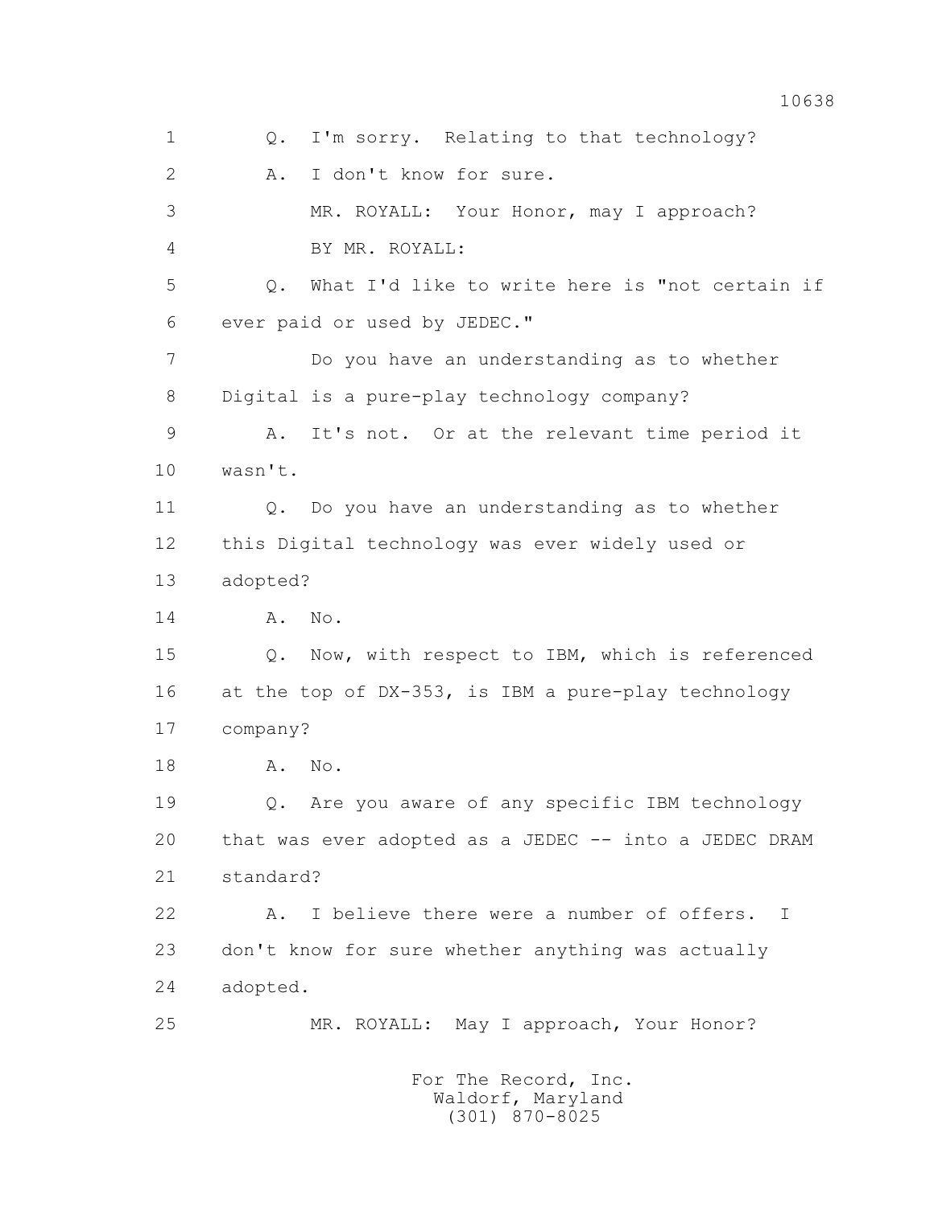1 Q. I'm sorry. Relating to that technology?

2 A. I don't know for sure.

3 MR. ROYALL: Your Honor, may I approach?

4 BY MR. ROYALL:

5 Q. What I'd like to write here is "not certain if

6 ever paid or used by JEDEC."

7 Do you have an understanding as to whether

8 Digital is a pure-play technology company?

9 A. It's not. Or at the relevant time period it

10 wasn't.

11 Q. Do you have an understanding as to whether

12 this Digital technology was ever widely used or

13 adopted?

14 A. No.

15 Q. Now, with respect to IBM, which is referenced

16 at the top of DX-353, is IBM a pure-play technology

17 company?

18 A. No.

19 Q. Are you aware of any specific IBM technology

20 that was ever adopted as a JEDEC -- into a JEDEC DRAM

21 standard?

22 A. I believe there were a number of offers. I

23 don't know for sure whether anything was actually

24 adopted.

25 MR. ROYALL: May I approach, Your Honor?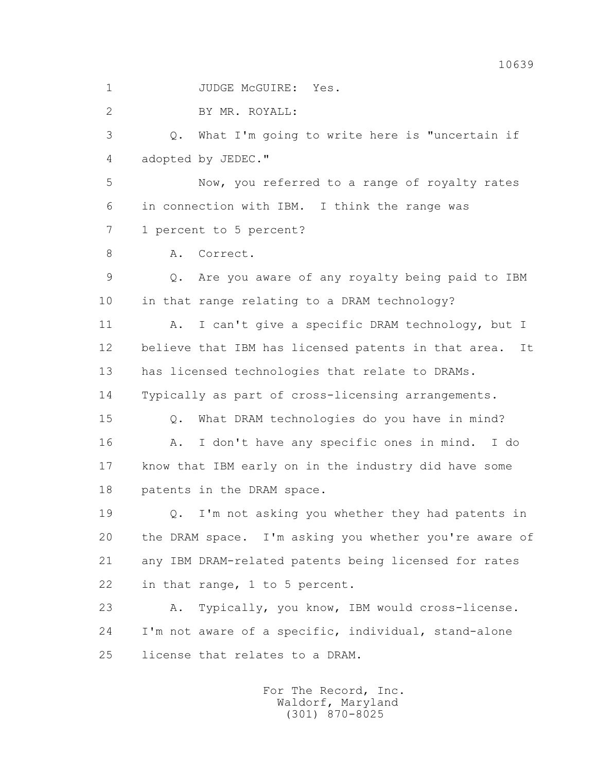JUDGE McGUIRE: Yes.

BY MR. ROYALL:

Q. What I'm going to write here is "uncertain if adopted by JEDEC."

Now, you referred to a range of royalty rates in connection with IBM. I think the range was 1 percent to 5 percent?

A. Correct.

Q. Are you aware of any royalty being paid to IBM in that range relating to a DRAM technology?

A. I can't give a specific DRAM technology, but I believe that IBM has licensed patents in that area. It has licensed technologies that relate to DRAMs. Typically as part of cross-licensing arrangements.

Q. What DRAM technologies do you have in mind?

A. I don't have any specific ones in mind. I do know that IBM early on in the industry did have some patents in the DRAM space.

Q. I'm not asking you whether they had patents in the DRAM space. I'm asking you whether you're aware of any IBM DRAM-related patents being licensed for rates in that range, 1 to 5 percent.

A. Typically, you know, IBM would cross-license. I'm not aware of a specific, individual, stand-alone license that relates to a DRAM.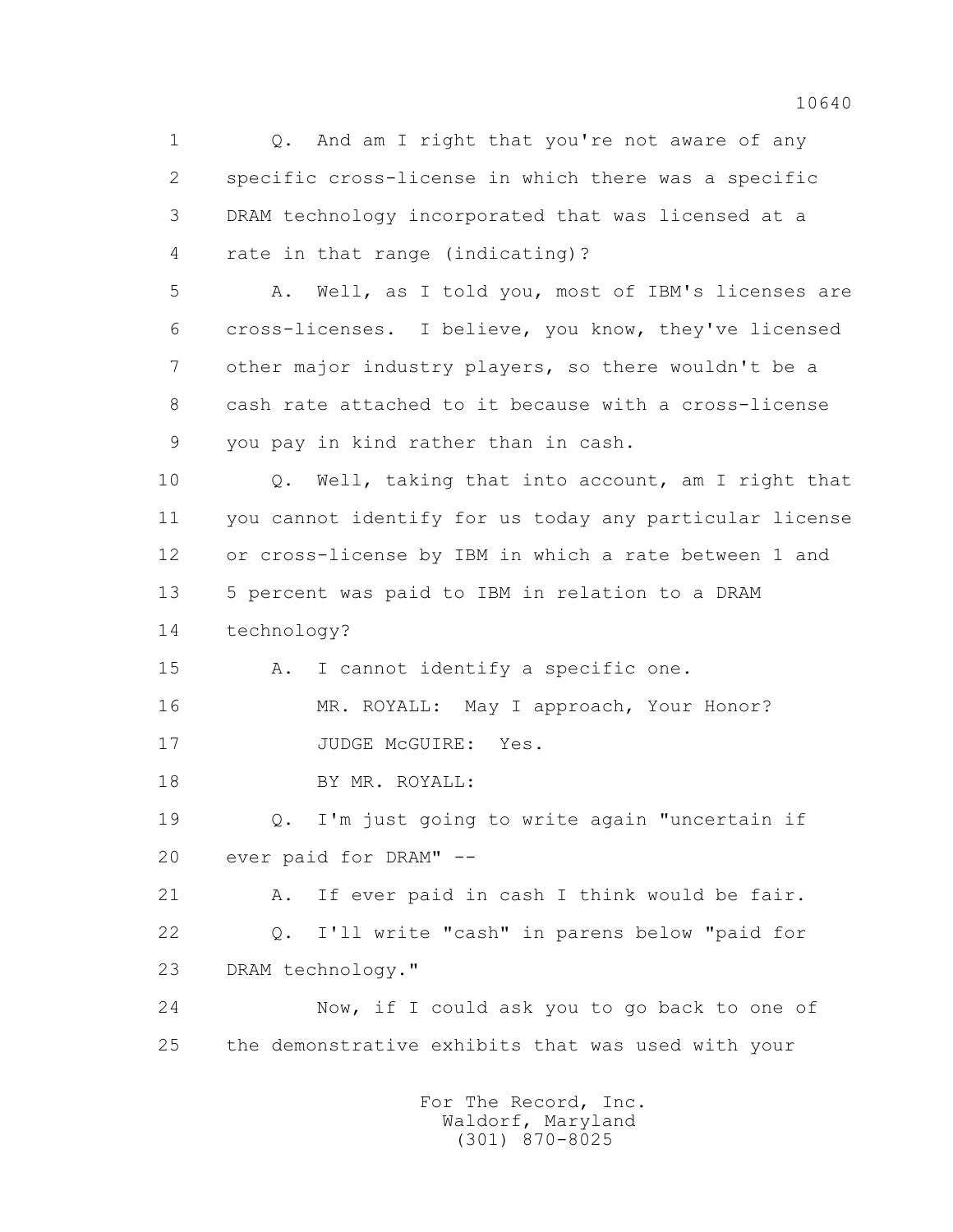1 Q. And am I right that you're not aware of any
2 specific cross-license in which there was a specific
3 DRAM technology incorporated that was licensed at a
4 rate in that range (indicating)?

5 A. Well, as I told you, most of IBM's licenses are
6 cross-licenses. I believe, you know, they've licensed
7 other major industry players, so there wouldn't be a
8 cash rate attached to it because with a cross-license
9 you pay in kind rather than in cash.

10 Q. Well, taking that into account, am I right that
11 you cannot identify for us today any particular license
12 or cross-license by IBM in which a rate between 1 and
13 5 percent was paid to IBM in relation to a DRAM
14 technology?

15 A. I cannot identify a specific one.

16 MR. ROYALL: May I approach, Your Honor?

17 JUDGE McGUIRE: Yes.

18 BY MR. ROYALL:

19 Q. I'm just going to write again "uncertain if
20 ever paid for DRAM" --

21 A. If ever paid in cash I think would be fair.

22 Q. I'll write "cash" in parens below "paid for
23 DRAM technology."

24 Now, if I could ask you to go back to one of
25 the demonstrative exhibits that was used with your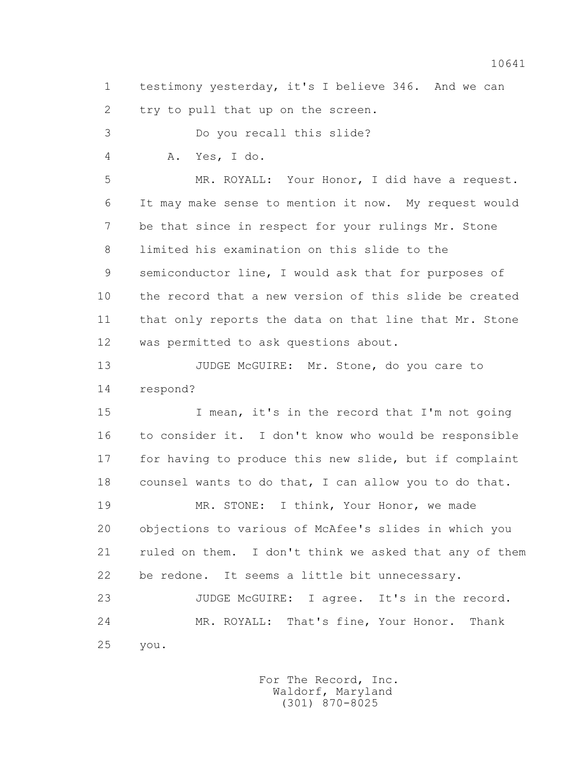1 testimony yesterday, it's I believe 346. And we can
2 try to pull that up on the screen.
3 Do you recall this slide?
4 A. Yes, I do.
5 MR. ROYALL: Your Honor, I did have a request.
6 It may make sense to mention it now. My request would
7 be that since in respect for your rulings Mr. Stone
8 limited his examination on this slide to the
9 semiconductor line, I would ask that for purposes of
10 the record that a new version of this slide be created
11 that only reports the data on that line that Mr. Stone
12 was permitted to ask questions about.
13 JUDGE McGUIRE: Mr. Stone, do you care to
14 respond?
15 I mean, it's in the record that I'm not going
16 to consider it. I don't know who would be responsible
17 for having to produce this new slide, but if complaint
18 counsel wants to do that, I can allow you to do that.
19 MR. STONE: I think, Your Honor, we made
20 objections to various of McAfee's slides in which you
21 ruled on them. I don't think we asked that any of them
22 be redone. It seems a little bit unnecessary.
23 JUDGE McGUIRE: I agree. It's in the record.
24 MR. ROYALL: That's fine, Your Honor. Thank
25 you.

For The Record, Inc.
Waldorf, Maryland
(301) 870-8025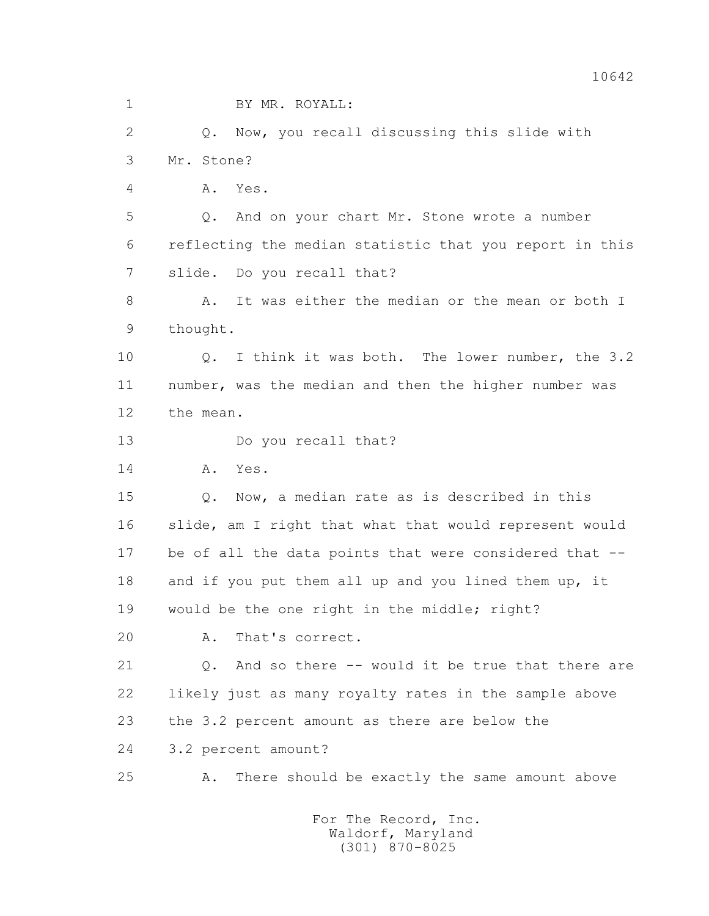BY MR. ROYALL:

Q. Now, you recall discussing this slide with Mr. Stone?

A. Yes.

Q. And on your chart Mr. Stone wrote a number reflecting the median statistic that you report in this slide. Do you recall that?

A. It was either the median or the mean or both I thought.

Q. I think it was both. The lower number, the 3.2 number, was the median and then the higher number was the mean.

Do you recall that?

A. Yes.

Q. Now, a median rate as is described in this slide, am I right that what that would represent would be of all the data points that were considered that -- and if you put them all up and you lined them up, it would be the one right in the middle; right?

A. That's correct.

Q. And so there -- would it be true that there are likely just as many royalty rates in the sample above the 3.2 percent amount as there are below the 3.2 percent amount?

A. There should be exactly the same amount above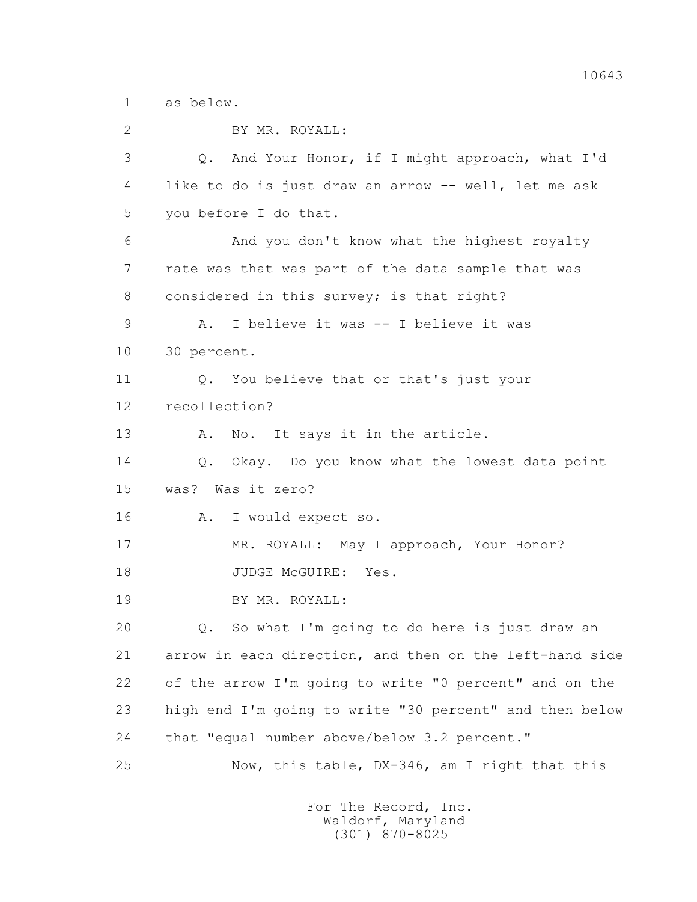1 as below.

2 BY MR. ROYALL:

3 Q. And Your Honor, if I might approach, what I'd

4 like to do is just draw an arrow -- well, let me ask

5 you before I do that.

6 And you don't know what the highest royalty

7 rate was that was part of the data sample that was

8 considered in this survey; is that right?

9 A. I believe it was -- I believe it was

10 30 percent.

11 Q. You believe that or that's just your

12 recollection?

13 A. No. It says it in the article.

14 Q. Okay. Do you know what the lowest data point

15 was? Was it zero?

16 A. I would expect so.

17 MR. ROYALL: May I approach, Your Honor?

18 JUDGE McGUIRE: Yes.

19 BY MR. ROYALL:

20 Q. So what I'm going to do here is just draw an

21 arrow in each direction, and then on the left-hand side

22 of the arrow I'm going to write "0 percent" and on the

23 high end I'm going to write "30 percent" and then below

24 that "equal number above/below 3.2 percent."

25 Now, this table, DX-346, am I right that this

For The Record, Inc.
Waldorf, Maryland
(301) 870-8025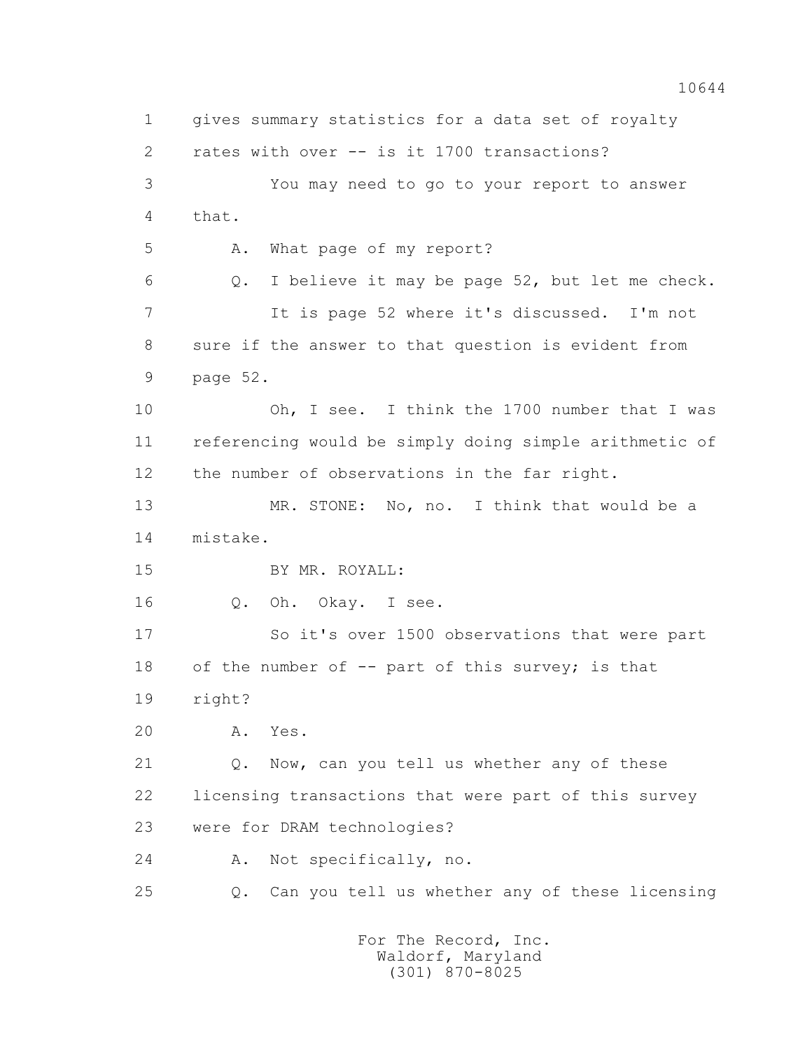1 gives summary statistics for a data set of royalty
2 rates with over -- is it 1700 transactions?
3 You may need to go to your report to answer
4 that.
5 A. What page of my report?
6 Q. I believe it may be page 52, but let me check.
7 It is page 52 where it's discussed. I'm not
8 sure if the answer to that question is evident from
9 page 52.
10 Oh, I see. I think the 1700 number that I was
11 referencing would be simply doing simple arithmetic of
12 the number of observations in the far right.
13 MR. STONE: No, no. I think that would be a
14 mistake.
15 BY MR. ROYALL:
16 Q. Oh. Okay. I see.
17 So it's over 1500 observations that were part
18 of the number of -- part of this survey; is that
19 right?
20 A. Yes.
21 Q. Now, can you tell us whether any of these
22 licensing transactions that were part of this survey
23 were for DRAM technologies?
24 A. Not specifically, no.
25 Q. Can you tell us whether any of these licensing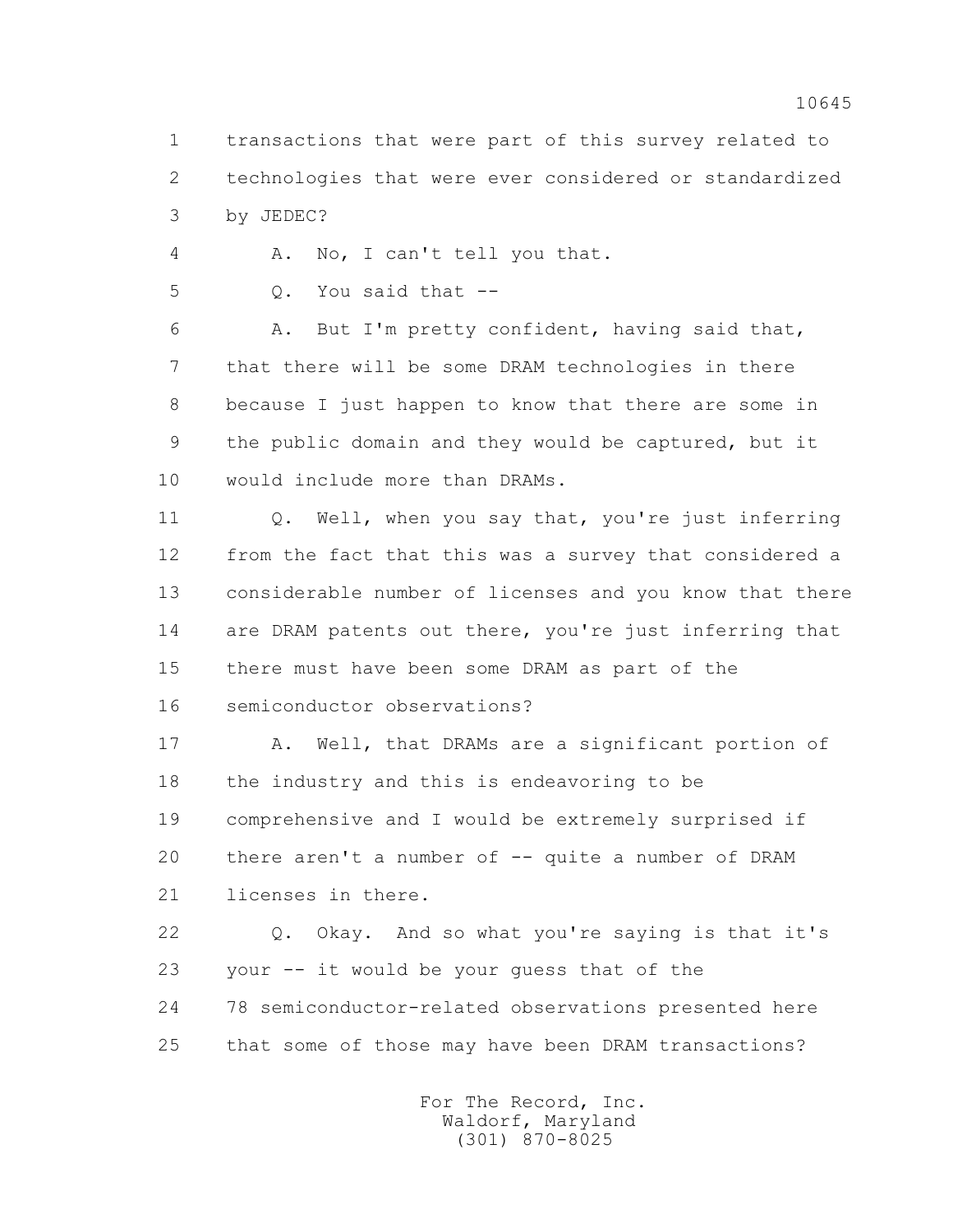1 transactions that were part of this survey related to
2 technologies that were ever considered or standardized
3 by JEDEC?

4 A. No, I can't tell you that.

5 Q. You said that --

6 A. But I'm pretty confident, having said that,
7 that there will be some DRAM technologies in there
8 because I just happen to know that there are some in
9 the public domain and they would be captured, but it
10 would include more than DRAMs.

11 Q. Well, when you say that, you're just inferring
12 from the fact that this was a survey that considered a
13 considerable number of licenses and you know that there
14 are DRAM patents out there, you're just inferring that
15 there must have been some DRAM as part of the
16 semiconductor observations?

17 A. Well, that DRAMs are a significant portion of
18 the industry and this is endeavoring to be
19 comprehensive and I would be extremely surprised if
20 there aren't a number of -- quite a number of DRAM
21 licenses in there.

22 Q. Okay. And so what you're saying is that it's
23 your -- it would be your guess that of the
24 78 semiconductor-related observations presented here
25 that some of those may have been DRAM transactions?

For The Record, Inc.
Waldorf, Maryland
(301) 870-8025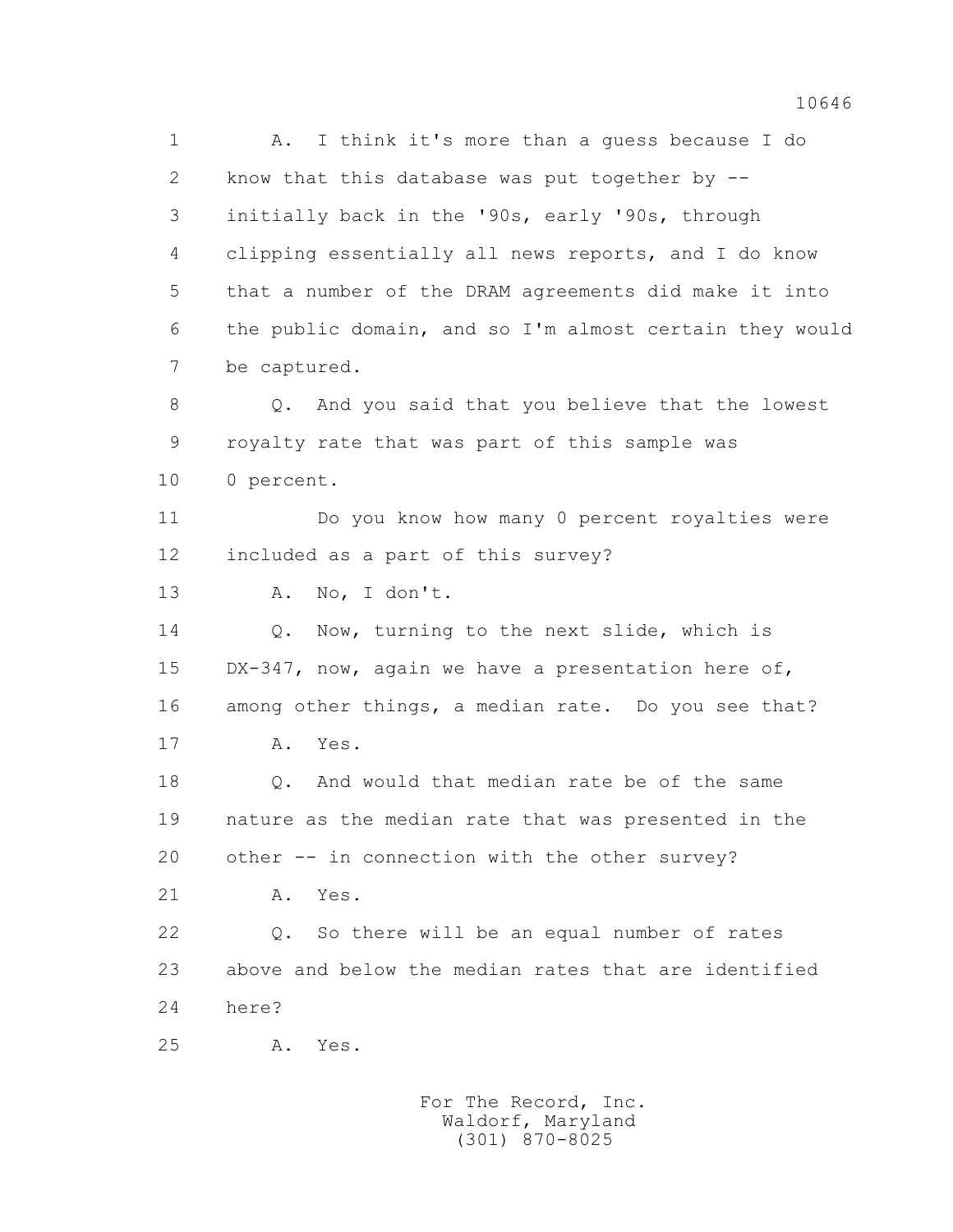A. I think it's more than a guess because I do know that this database was put together by -- initially back in the '90s, early '90s, through clipping essentially all news reports, and I do know that a number of the DRAM agreements did make it into the public domain, and so I'm almost certain they would be captured.

Q. And you said that you believe that the lowest royalty rate that was part of this sample was 0 percent.

Do you know how many 0 percent royalties were included as a part of this survey?

A. No, I don't.

Q. Now, turning to the next slide, which is DX-347, now, again we have a presentation here of, among other things, a median rate. Do you see that?

A. Yes.

Q. And would that median rate be of the same nature as the median rate that was presented in the other -- in connection with the other survey?

A. Yes.

Q. So there will be an equal number of rates above and below the median rates that are identified here?

A. Yes.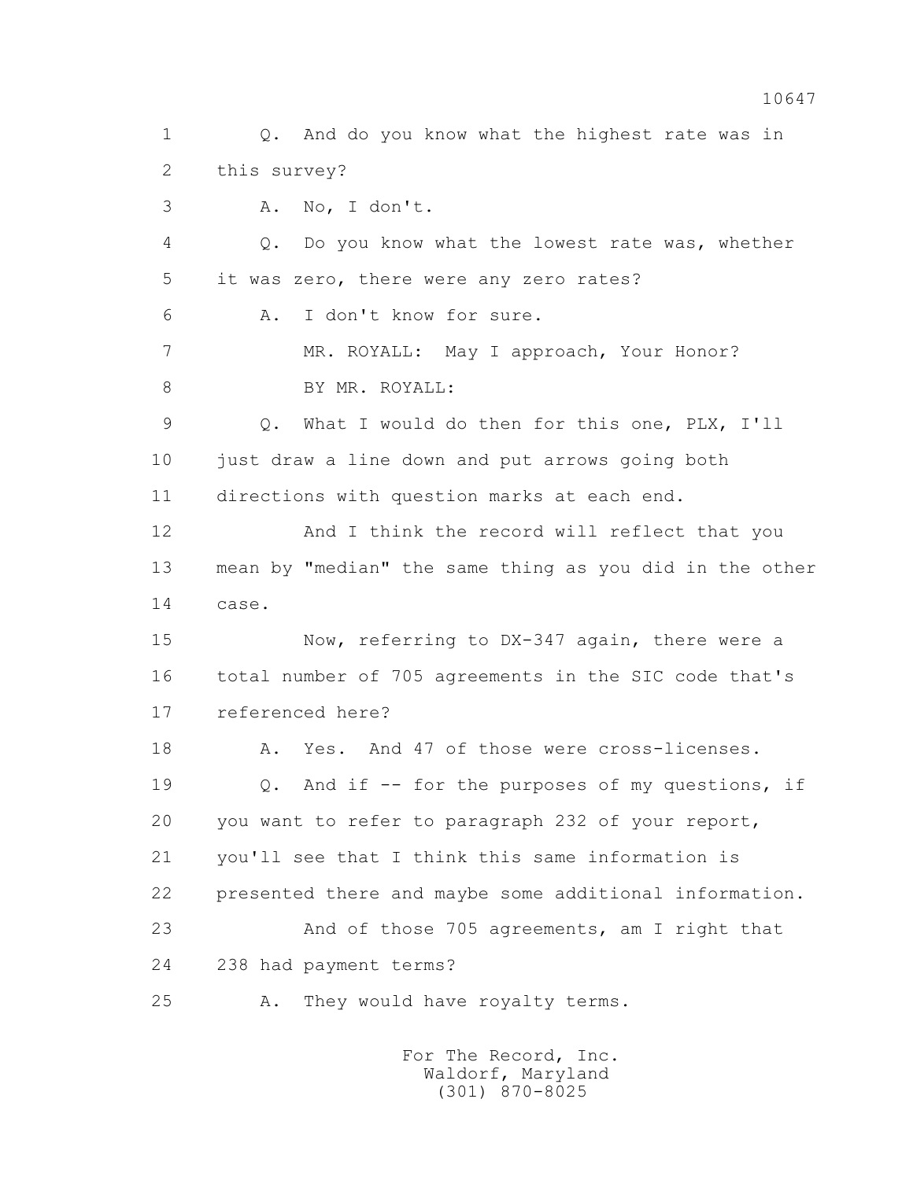1 Q. And do you know what the highest rate was in
2 this survey?
3 A. No, I don't.
4 Q. Do you know what the lowest rate was, whether
5 it was zero, there were any zero rates?
6 A. I don't know for sure.
7 MR. ROYALL: May I approach, Your Honor?
8 BY MR. ROYALL:
9 Q. What I would do then for this one, PLX, I'll
10 just draw a line down and put arrows going both
11 directions with question marks at each end.
12 And I think the record will reflect that you
13 mean by "median" the same thing as you did in the other
14 case.
15 Now, referring to DX-347 again, there were a
16 total number of 705 agreements in the SIC code that's
17 referenced here?
18 A. Yes. And 47 of those were cross-licenses.
19 Q. And if -- for the purposes of my questions, if
20 you want to refer to paragraph 232 of your report,
21 you'll see that I think this same information is
22 presented there and maybe some additional information.
23 And of those 705 agreements, am I right that
24 238 had payment terms?
25 A. They would have royalty terms.

For The Record, Inc.
Waldorf, Maryland
(301) 870-8025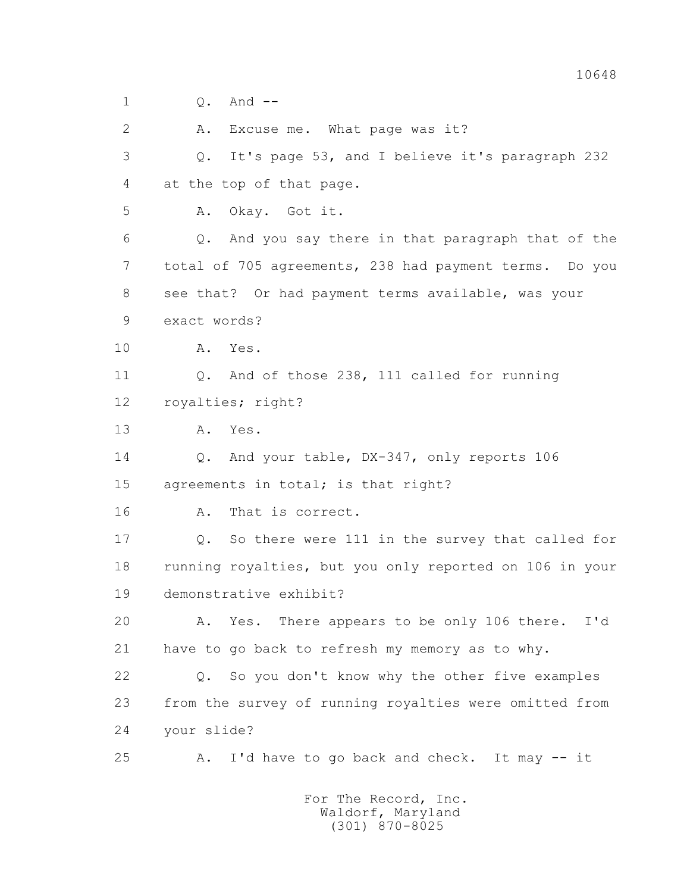1 Q. And --

2 A. Excuse me. What page was it?

3 Q. It's page 53, and I believe it's paragraph 232

4 at the top of that page.

5 A. Okay. Got it.

6 Q. And you say there in that paragraph that of the

7 total of 705 agreements, 238 had payment terms. Do you

8 see that? Or had payment terms available, was your

9 exact words?

10 A. Yes.

11 Q. And of those 238, 111 called for running

12 royalties; right?

13 A. Yes.

14 Q. And your table, DX-347, only reports 106

15 agreements in total; is that right?

16 A. That is correct.

17 Q. So there were 111 in the survey that called for

18 running royalties, but you only reported on 106 in your

19 demonstrative exhibit?

20 A. Yes. There appears to be only 106 there. I'd

21 have to go back to refresh my memory as to why.

22 Q. So you don't know why the other five examples

23 from the survey of running royalties were omitted from

24 your slide?

25 A. I'd have to go back and check. It may -- it

For The Record, Inc.
Waldorf, Maryland
(301) 870-8025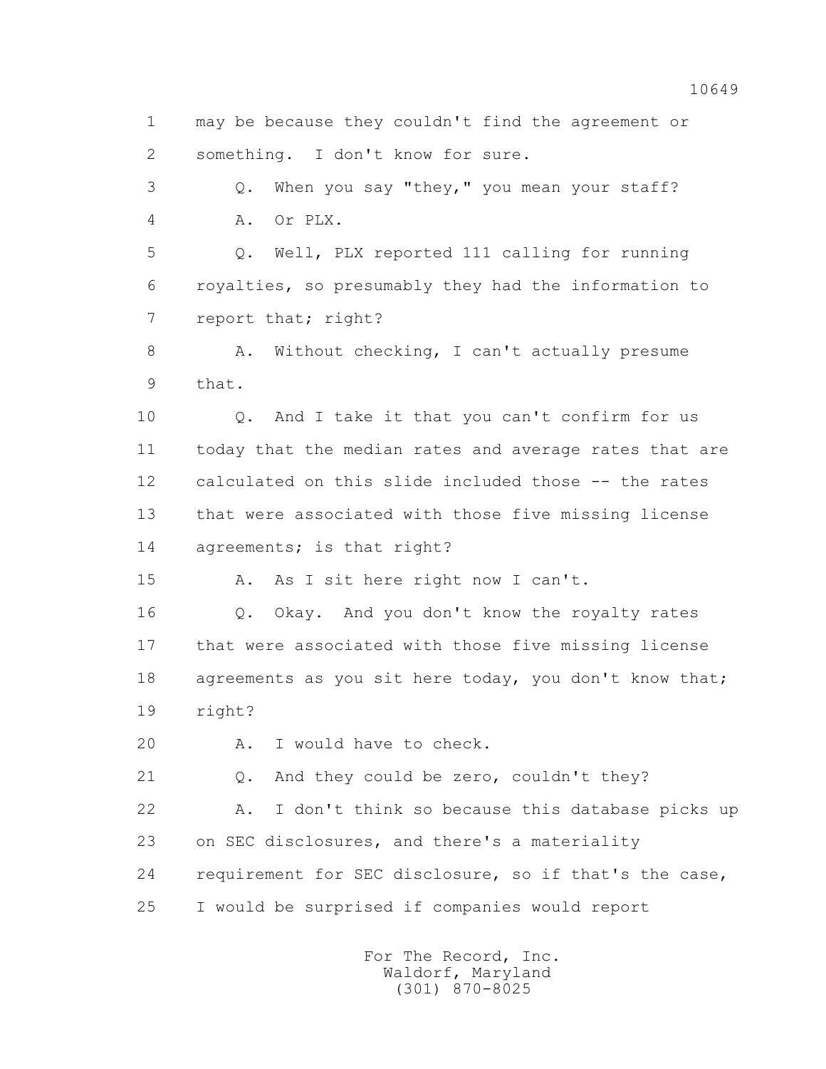may be because they couldn't find the agreement or something. I don't know for sure.

Q. When you say "they," you mean your staff?

A. Or PLX.

Q. Well, PLX reported 111 calling for running royalties, so presumably they had the information to report that; right?

A. Without checking, I can't actually presume that.

Q. And I take it that you can't confirm for us today that the median rates and average rates that are calculated on this slide included those -- the rates that were associated with those five missing license agreements; is that right?

A. As I sit here right now I can't.

Q. Okay. And you don't know the royalty rates that were associated with those five missing license agreements as you sit here today, you don't know that; right?

A. I would have to check.

Q. And they could be zero, couldn't they?

A. I don't think so because this database picks up on SEC disclosures, and there's a materiality requirement for SEC disclosure, so if that's the case, I would be surprised if companies would report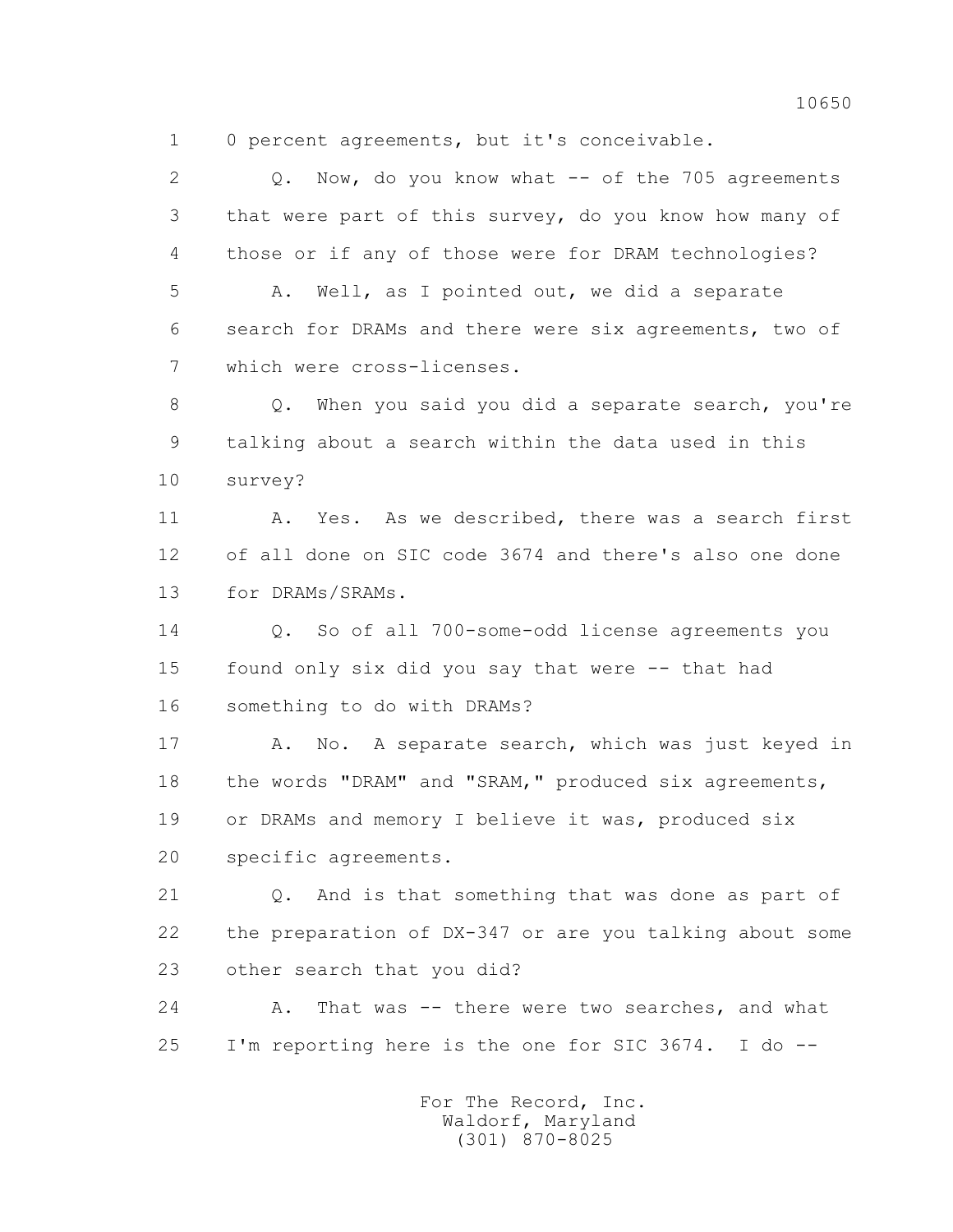1 0 percent agreements, but it's conceivable.

2 Q. Now, do you know what -- of the 705 agreements

3 that were part of this survey, do you know how many of

4 those or if any of those were for DRAM technologies?

5 A. Well, as I pointed out, we did a separate

6 search for DRAMs and there were six agreements, two of

7 which were cross-licenses.

8 Q. When you said you did a separate search, you're

9 talking about a search within the data used in this

10 survey?

11 A. Yes. As we described, there was a search first

12 of all done on SIC code 3674 and there's also one done

13 for DRAMs/SRAMs.

14 Q. So of all 700-some-odd license agreements you

15 found only six did you say that were -- that had

16 something to do with DRAMs?

17 A. No. A separate search, which was just keyed in

18 the words "DRAM" and "SRAM," produced six agreements,

19 or DRAMs and memory I believe it was, produced six

20 specific agreements.

21 Q. And is that something that was done as part of

22 the preparation of DX-347 or are you talking about some

23 other search that you did?

24 A. That was -- there were two searches, and what

25 I'm reporting here is the one for SIC 3674. I do --

For The Record, Inc.
Waldorf, Maryland
(301) 870-8025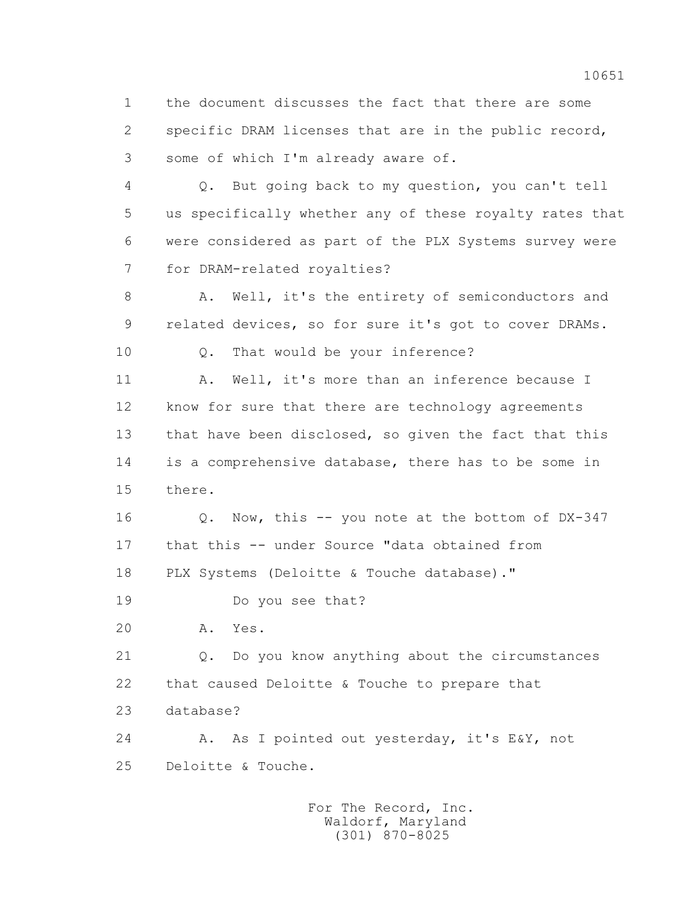1 the document discusses the fact that there are some
2 specific DRAM licenses that are in the public record,
3 some of which I'm already aware of.

4 Q. But going back to my question, you can't tell
5 us specifically whether any of these royalty rates that
6 were considered as part of the PLX Systems survey were
7 for DRAM-related royalties?

8 A. Well, it's the entirety of semiconductors and
9 related devices, so for sure it's got to cover DRAMs.

10 Q. That would be your inference?

11 A. Well, it's more than an inference because I
12 know for sure that there are technology agreements
13 that have been disclosed, so given the fact that this
14 is a comprehensive database, there has to be some in
15 there.

16 Q. Now, this -- you note at the bottom of DX-347
17 that this -- under Source "data obtained from
18 PLX Systems (Deloitte & Touche database)."

19 Do you see that?

20 A. Yes.

21 Q. Do you know anything about the circumstances
22 that caused Deloitte & Touche to prepare that
23 database?

24 A. As I pointed out yesterday, it's E&Y, not
25 Deloitte & Touche.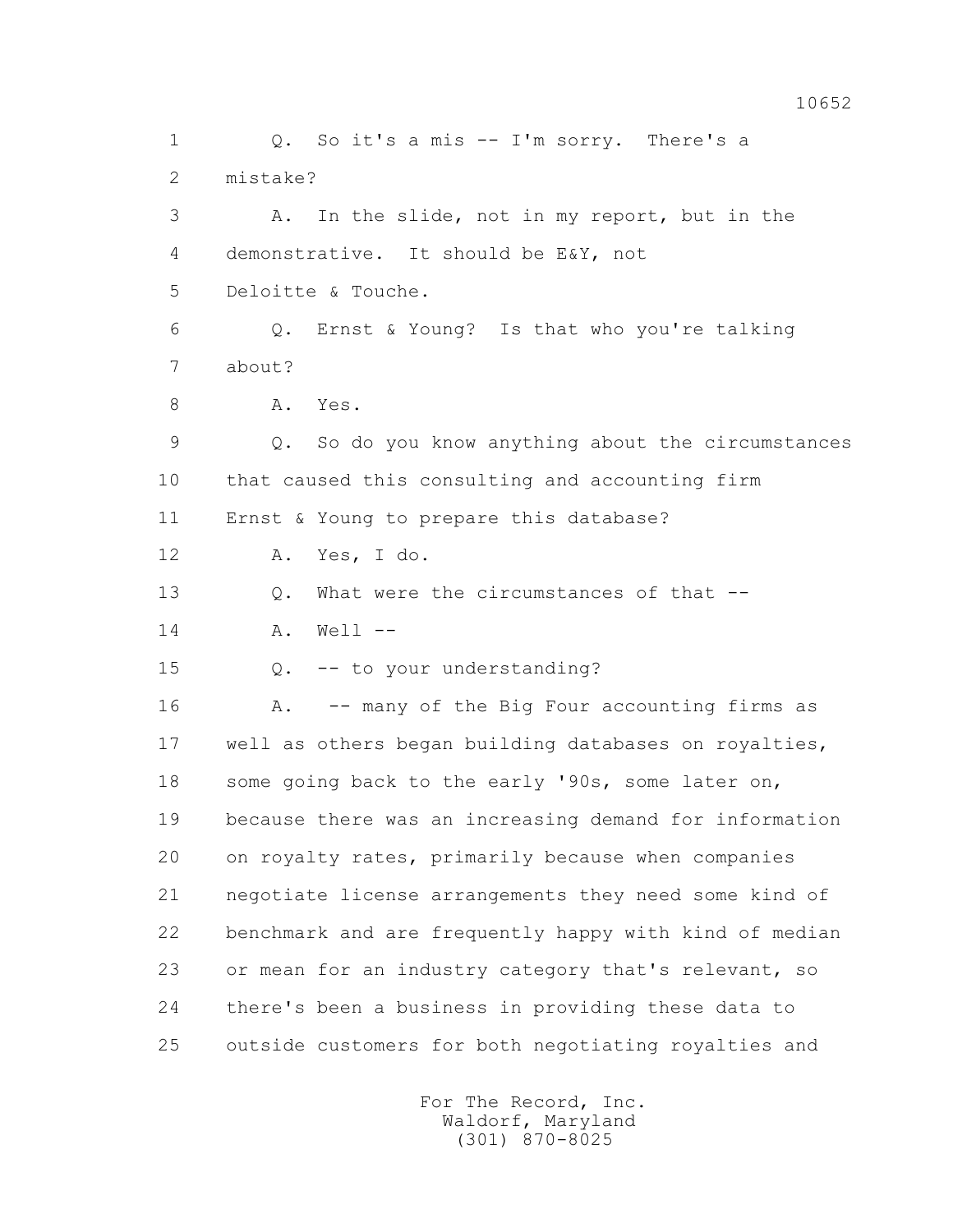1 Q. So it's a mis -- I'm sorry. There's a
2 mistake?
3 A. In the slide, not in my report, but in the
4 demonstrative. It should be E&Y, not
5 Deloitte & Touche.
6 Q. Ernst & Young? Is that who you're talking
7 about?
8 A. Yes.
9 Q. So do you know anything about the circumstances
10 that caused this consulting and accounting firm
11 Ernst & Young to prepare this database?
12 A. Yes, I do.
13 Q. What were the circumstances of that --
14 A. Well --
15 Q. -- to your understanding?
16 A. -- many of the Big Four accounting firms as
17 well as others began building databases on royalties,
18 some going back to the early '90s, some later on,
19 because there was an increasing demand for information
20 on royalty rates, primarily because when companies
21 negotiate license arrangements they need some kind of
22 benchmark and are frequently happy with kind of median
23 or mean for an industry category that's relevant, so
24 there's been a business in providing these data to
25 outside customers for both negotiating royalties and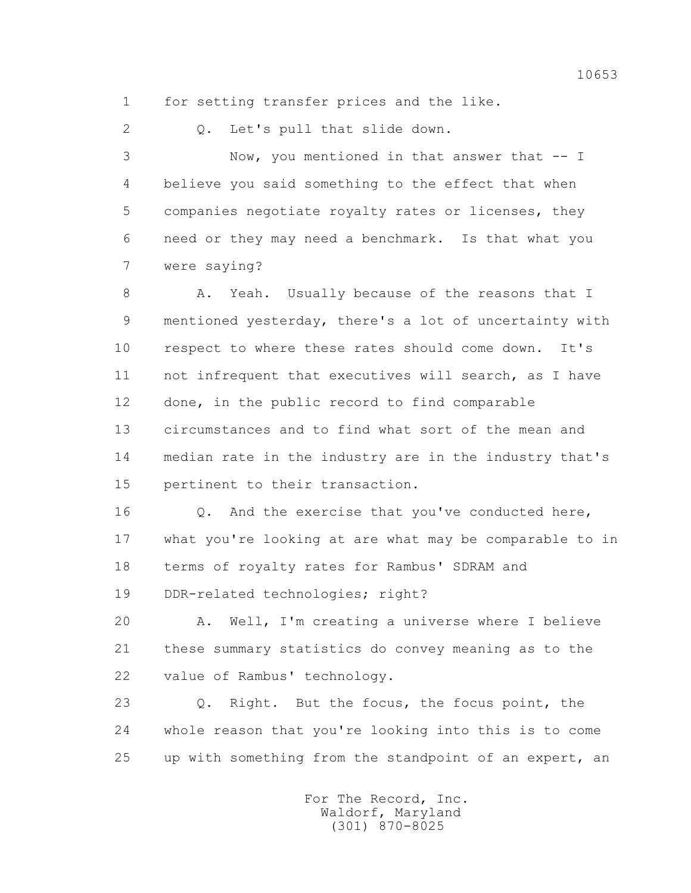1 for setting transfer prices and the like.

2 Q. Let's pull that slide down.

3 Now, you mentioned in that answer that -- I

4 believe you said something to the effect that when

5 companies negotiate royalty rates or licenses, they

6 need or they may need a benchmark. Is that what you

7 were saying?

8 A. Yeah. Usually because of the reasons that I

9 mentioned yesterday, there's a lot of uncertainty with

10 respect to where these rates should come down. It's

11 not infrequent that executives will search, as I have

12 done, in the public record to find comparable

13 circumstances and to find what sort of the mean and

14 median rate in the industry are in the industry that's

15 pertinent to their transaction.

16 Q. And the exercise that you've conducted here,

17 what you're looking at are what may be comparable to in

18 terms of royalty rates for Rambus' SDRAM and

19 DDR-related technologies; right?

20 A. Well, I'm creating a universe where I believe

21 these summary statistics do convey meaning as to the

22 value of Rambus' technology.

23 Q. Right. But the focus, the focus point, the

24 whole reason that you're looking into this is to come

25 up with something from the standpoint of an expert, an

For The Record, Inc.
Waldorf, Maryland
(301) 870-8025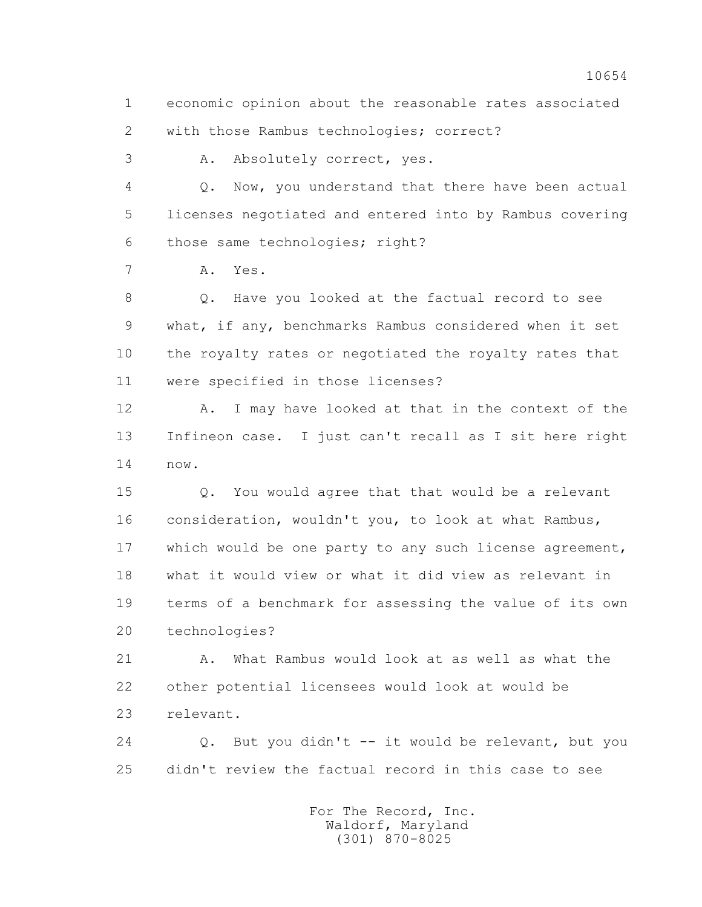1 economic opinion about the reasonable rates associated
2 with those Rambus technologies; correct?

3 A. Absolutely correct, yes.

4 Q. Now, you understand that there have been actual
5 licenses negotiated and entered into by Rambus covering
6 those same technologies; right?

7 A. Yes.

8 Q. Have you looked at the factual record to see
9 what, if any, benchmarks Rambus considered when it set
10 the royalty rates or negotiated the royalty rates that
11 were specified in those licenses?

12 A. I may have looked at that in the context of the
13 Infineon case. I just can't recall as I sit here right
14 now.

15 Q. You would agree that that would be a relevant
16 consideration, wouldn't you, to look at what Rambus,
17 which would be one party to any such license agreement,
18 what it would view or what it did view as relevant in
19 terms of a benchmark for assessing the value of its own
20 technologies?

21 A. What Rambus would look at as well as what the
22 other potential licensees would look at would be
23 relevant.

24 Q. But you didn't -- it would be relevant, but you
25 didn't review the factual record in this case to see

For The Record, Inc.
Waldorf, Maryland
(301) 870-8025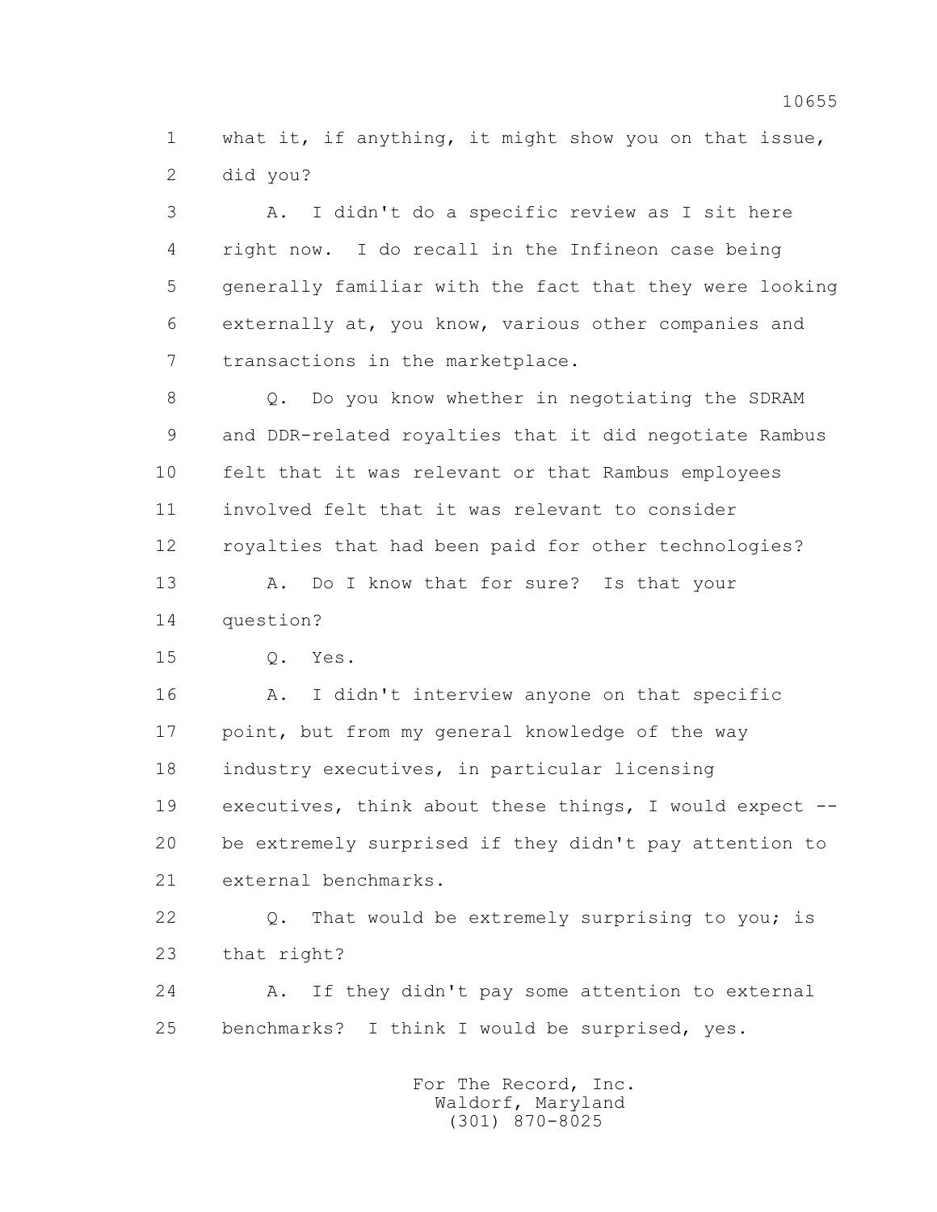1 what it, if anything, it might show you on that issue,
2 did you?

3 A. I didn't do a specific review as I sit here
4 right now. I do recall in the Infineon case being
5 generally familiar with the fact that they were looking
6 externally at, you know, various other companies and
7 transactions in the marketplace.

8 Q. Do you know whether in negotiating the SDRAM
9 and DDR-related royalties that it did negotiate Rambus
10 felt that it was relevant or that Rambus employees
11 involved felt that it was relevant to consider
12 royalties that had been paid for other technologies?

13 A. Do I know that for sure? Is that your
14 question?

15 Q. Yes.

16 A. I didn't interview anyone on that specific
17 point, but from my general knowledge of the way
18 industry executives, in particular licensing
19 executives, think about these things, I would expect --
20 be extremely surprised if they didn't pay attention to
21 external benchmarks.

22 Q. That would be extremely surprising to you; is
23 that right?

24 A. If they didn't pay some attention to external
25 benchmarks? I think I would be surprised, yes.

For The Record, Inc.
Waldorf, Maryland
(301) 870-8025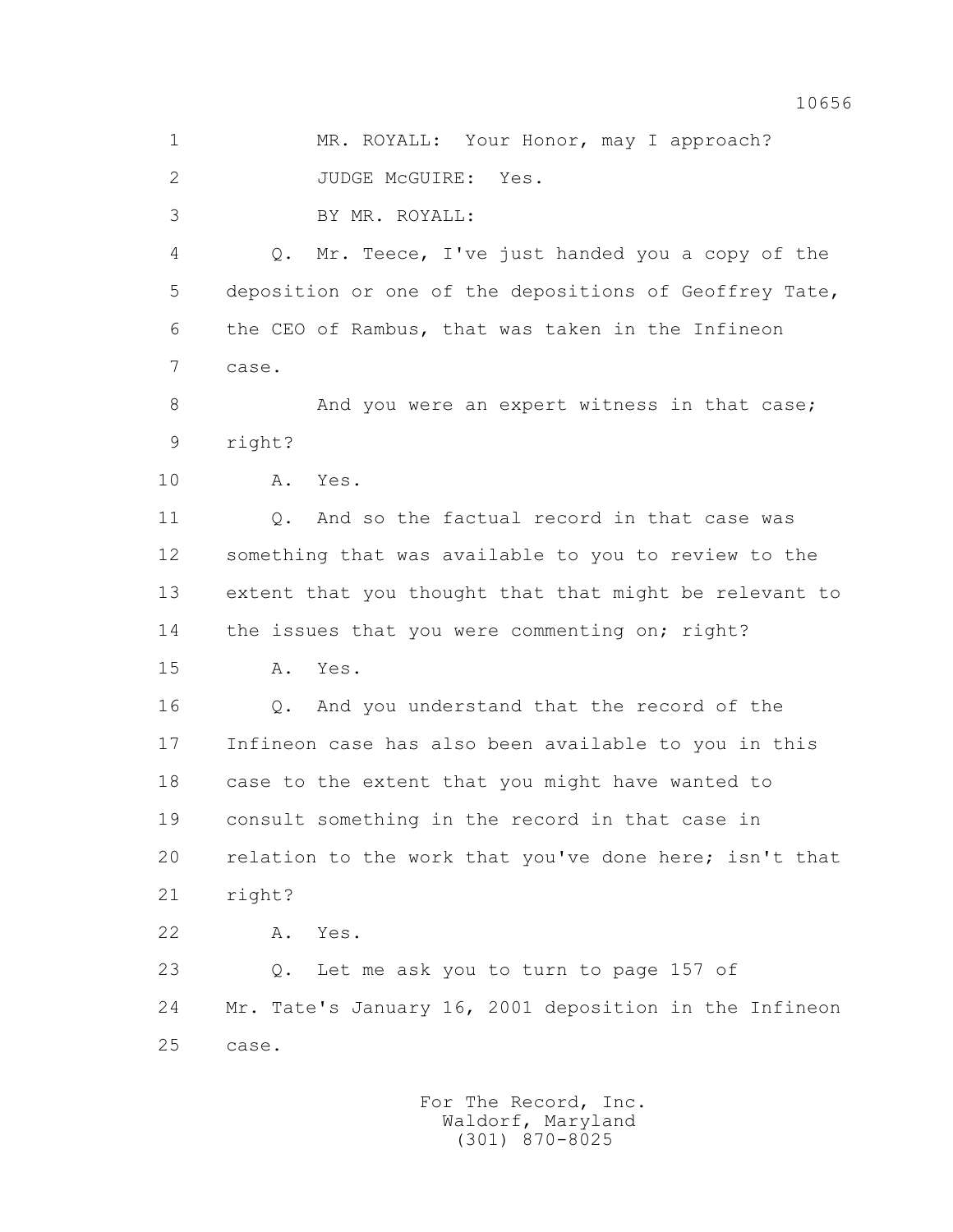1 MR. ROYALL: Your Honor, may I approach?

2 JUDGE McGUIRE: Yes.

3 BY MR. ROYALL:

4 Q. Mr. Teece, I've just handed you a copy of the

5 deposition or one of the depositions of Geoffrey Tate,

6 the CEO of Rambus, that was taken in the Infineon

7 case.

8 And you were an expert witness in that case;

9 right?

10 A. Yes.

11 Q. And so the factual record in that case was

12 something that was available to you to review to the

13 extent that you thought that that might be relevant to

14 the issues that you were commenting on; right?

15 A. Yes.

16 Q. And you understand that the record of the

17 Infineon case has also been available to you in this

18 case to the extent that you might have wanted to

19 consult something in the record in that case in

20 relation to the work that you've done here; isn't that

21 right?

22 A. Yes.

23 Q. Let me ask you to turn to page 157 of

24 Mr. Tate's January 16, 2001 deposition in the Infineon

25 case.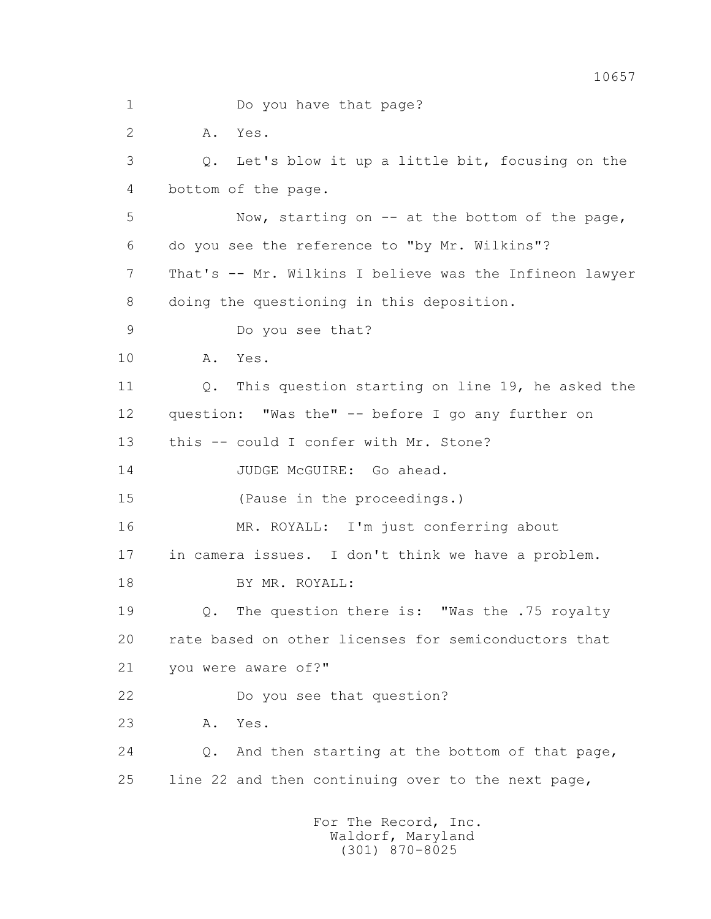1 Do you have that page?

2 A. Yes.

3 Q. Let's blow it up a little bit, focusing on the

4 bottom of the page.

5 Now, starting on -- at the bottom of the page,

6 do you see the reference to "by Mr. Wilkins"?

7 That's -- Mr. Wilkins I believe was the Infineon lawyer

8 doing the questioning in this deposition.

9 Do you see that?

10 A. Yes.

11 Q. This question starting on line 19, he asked the

12 question: "Was the" -- before I go any further on

13 this -- could I confer with Mr. Stone?

14 JUDGE McGUIRE: Go ahead.

15 (Pause in the proceedings.)

16 MR. ROYALL: I'm just conferring about

17 in camera issues. I don't think we have a problem.

18 BY MR. ROYALL:

19 Q. The question there is: "Was the .75 royalty

20 rate based on other licenses for semiconductors that

21 you were aware of?"

22 Do you see that question?

23 A. Yes.

24 Q. And then starting at the bottom of that page,

25 line 22 and then continuing over to the next page,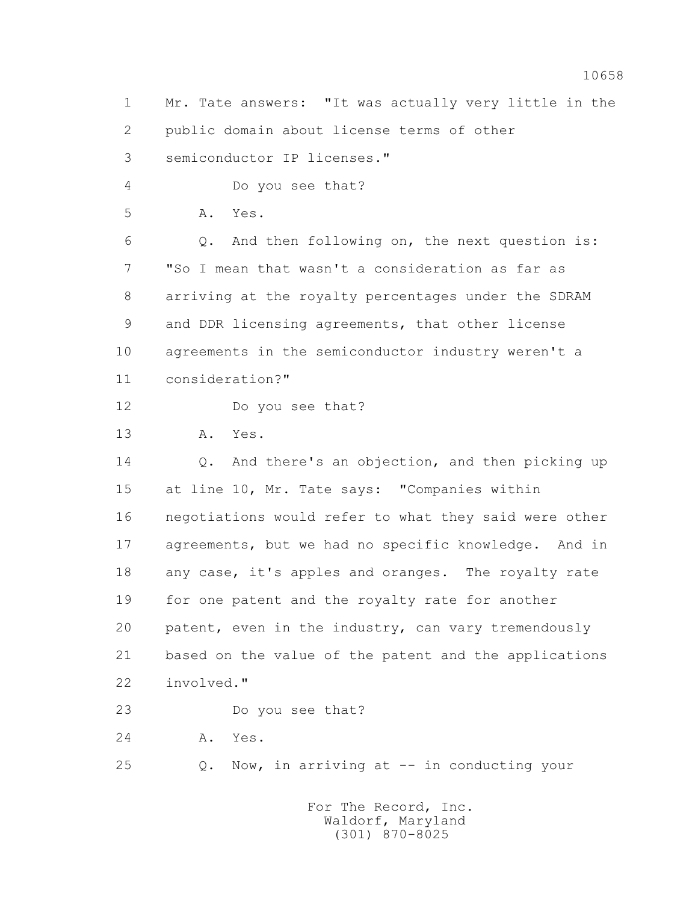1 Mr. Tate answers: "It was actually very little in the
2 public domain about license terms of other
3 semiconductor IP licenses."

4 Do you see that?

5 A. Yes.

6 Q. And then following on, the next question is:
7 "So I mean that wasn't a consideration as far as
8 arriving at the royalty percentages under the SDRAM
9 and DDR licensing agreements, that other license
10 agreements in the semiconductor industry weren't a
11 consideration?"

12 Do you see that?

13 A. Yes.

14 Q. And there's an objection, and then picking up
15 at line 10, Mr. Tate says: "Companies within
16 negotiations would refer to what they said were other
17 agreements, but we had no specific knowledge. And in
18 any case, it's apples and oranges. The royalty rate
19 for one patent and the royalty rate for another
20 patent, even in the industry, can vary tremendously
21 based on the value of the patent and the applications
22 involved."

23 Do you see that?

24 A. Yes.

25 Q. Now, in arriving at -- in conducting your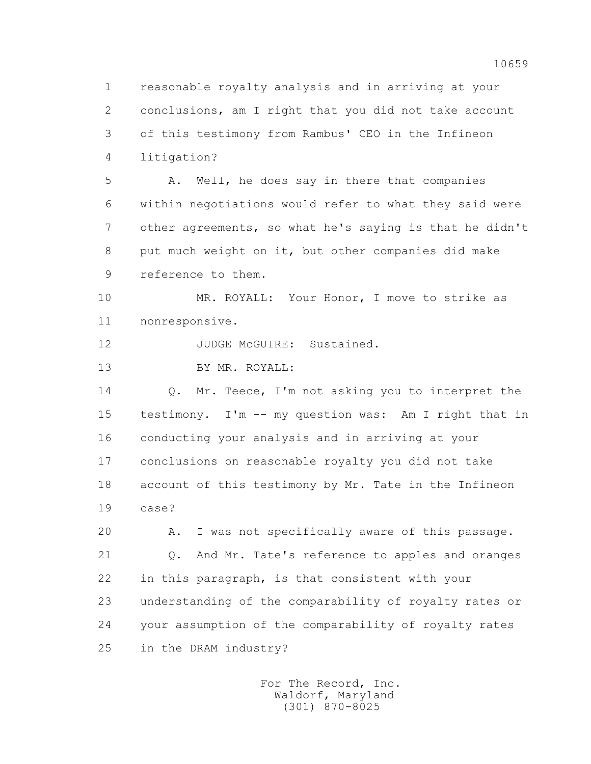1 reasonable royalty analysis and in arriving at your
2 conclusions, am I right that you did not take account
3 of this testimony from Rambus' CEO in the Infineon
4 litigation?

5 A. Well, he does say in there that companies
6 within negotiations would refer to what they said were
7 other agreements, so what he's saying is that he didn't
8 put much weight on it, but other companies did make
9 reference to them.

10 MR. ROYALL: Your Honor, I move to strike as
11 nonresponsive.

12 JUDGE McGUIRE: Sustained.

13 BY MR. ROYALL:

14 Q. Mr. Teece, I'm not asking you to interpret the
15 testimony. I'm -- my question was: Am I right that in
16 conducting your analysis and in arriving at your
17 conclusions on reasonable royalty you did not take
18 account of this testimony by Mr. Tate in the Infineon
19 case?

20 A. I was not specifically aware of this passage.

21 Q. And Mr. Tate's reference to apples and oranges
22 in this paragraph, is that consistent with your
23 understanding of the comparability of royalty rates or
24 your assumption of the comparability of royalty rates
25 in the DRAM industry?

For The Record, Inc.
Waldorf, Maryland
(301) 870-8025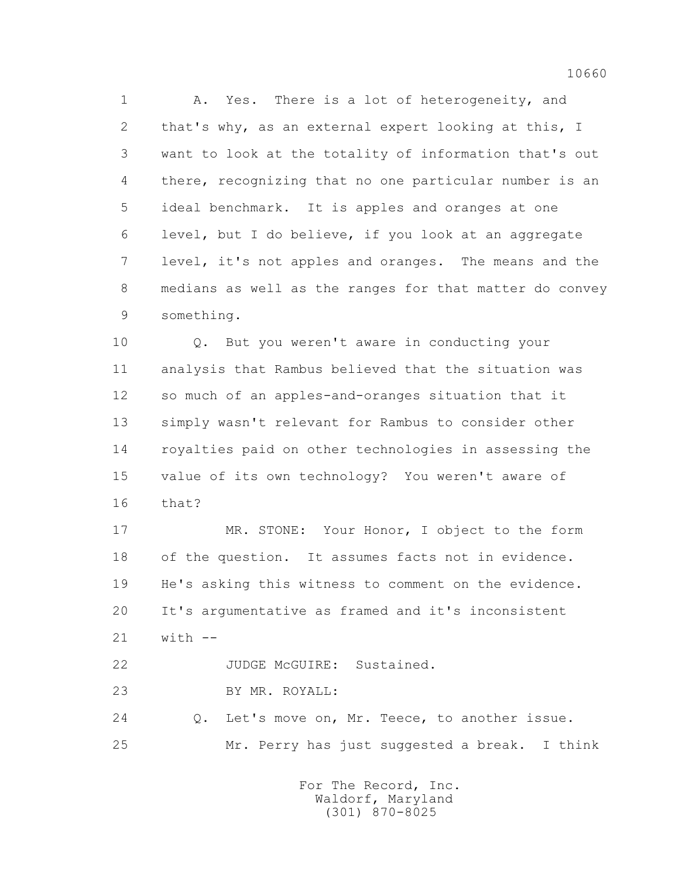A. Yes. There is a lot of heterogeneity, and that's why, as an external expert looking at this, I want to look at the totality of information that's out there, recognizing that no one particular number is an ideal benchmark. It is apples and oranges at one level, but I do believe, if you look at an aggregate level, it's not apples and oranges. The means and the medians as well as the ranges for that matter do convey something.

Q. But you weren't aware in conducting your analysis that Rambus believed that the situation was so much of an apples-and-oranges situation that it simply wasn't relevant for Rambus to consider other royalties paid on other technologies in assessing the value of its own technology? You weren't aware of that?

MR. STONE: Your Honor, I object to the form of the question. It assumes facts not in evidence. He's asking this witness to comment on the evidence. It's argumentative as framed and it's inconsistent with --

JUDGE McGUIRE: Sustained.

BY MR. ROYALL:

Q. Let's move on, Mr. Teece, to another issue.

Mr. Perry has just suggested a break. I think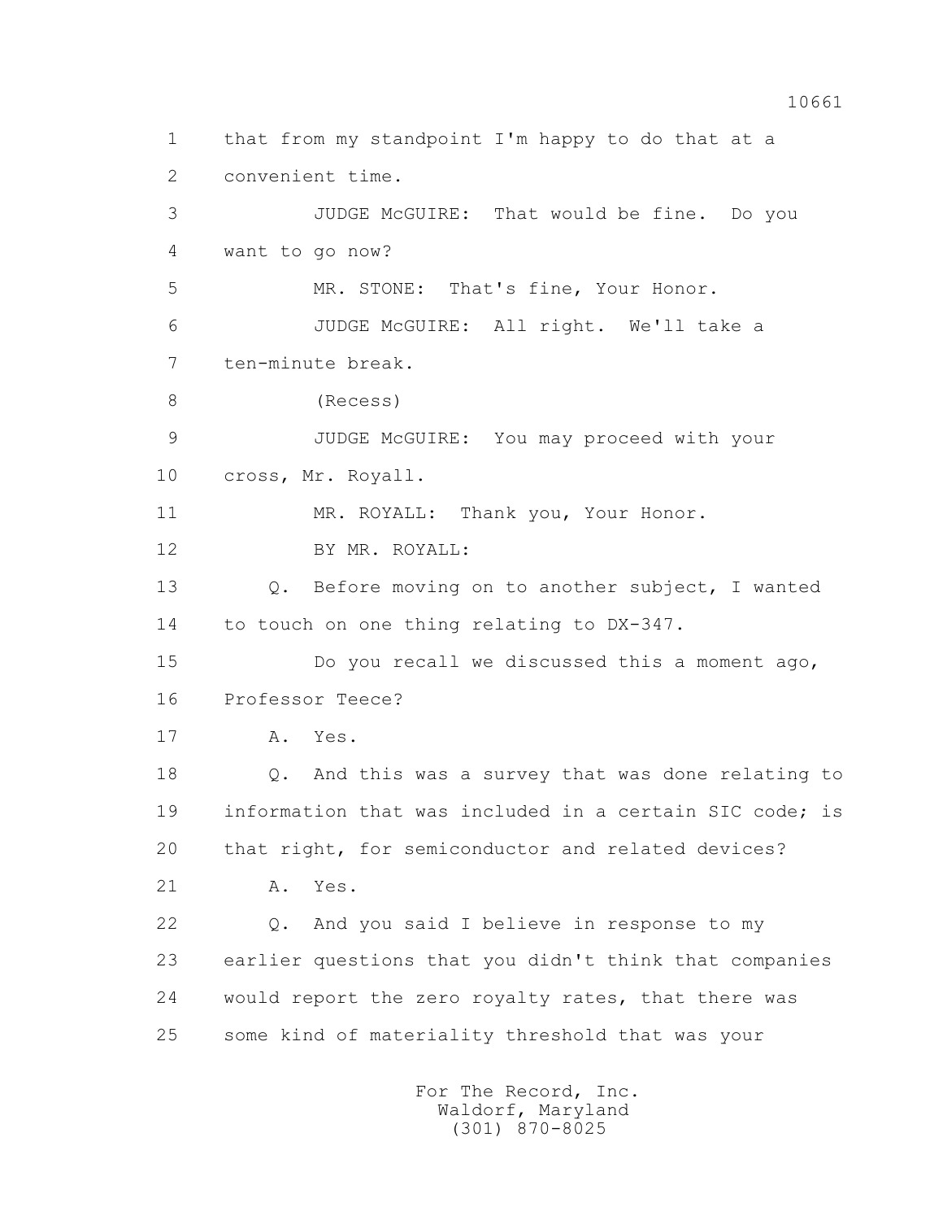1 that from my standpoint I'm happy to do that at a
2 convenient time.
3 JUDGE McGUIRE: That would be fine. Do you
4 want to go now?
5 MR. STONE: That's fine, Your Honor.
6 JUDGE McGUIRE: All right. We'll take a
7 ten-minute break.
8 (Recess)
9 JUDGE McGUIRE: You may proceed with your
10 cross, Mr. Royall.
11 MR. ROYALL: Thank you, Your Honor.
12 BY MR. ROYALL:
13 Q. Before moving on to another subject, I wanted
14 to touch on one thing relating to DX-347.
15 Do you recall we discussed this a moment ago,
16 Professor Teece?
17 A. Yes.
18 Q. And this was a survey that was done relating to
19 information that was included in a certain SIC code; is
20 that right, for semiconductor and related devices?
21 A. Yes.
22 Q. And you said I believe in response to my
23 earlier questions that you didn't think that companies
24 would report the zero royalty rates, that there was
25 some kind of materiality threshold that was your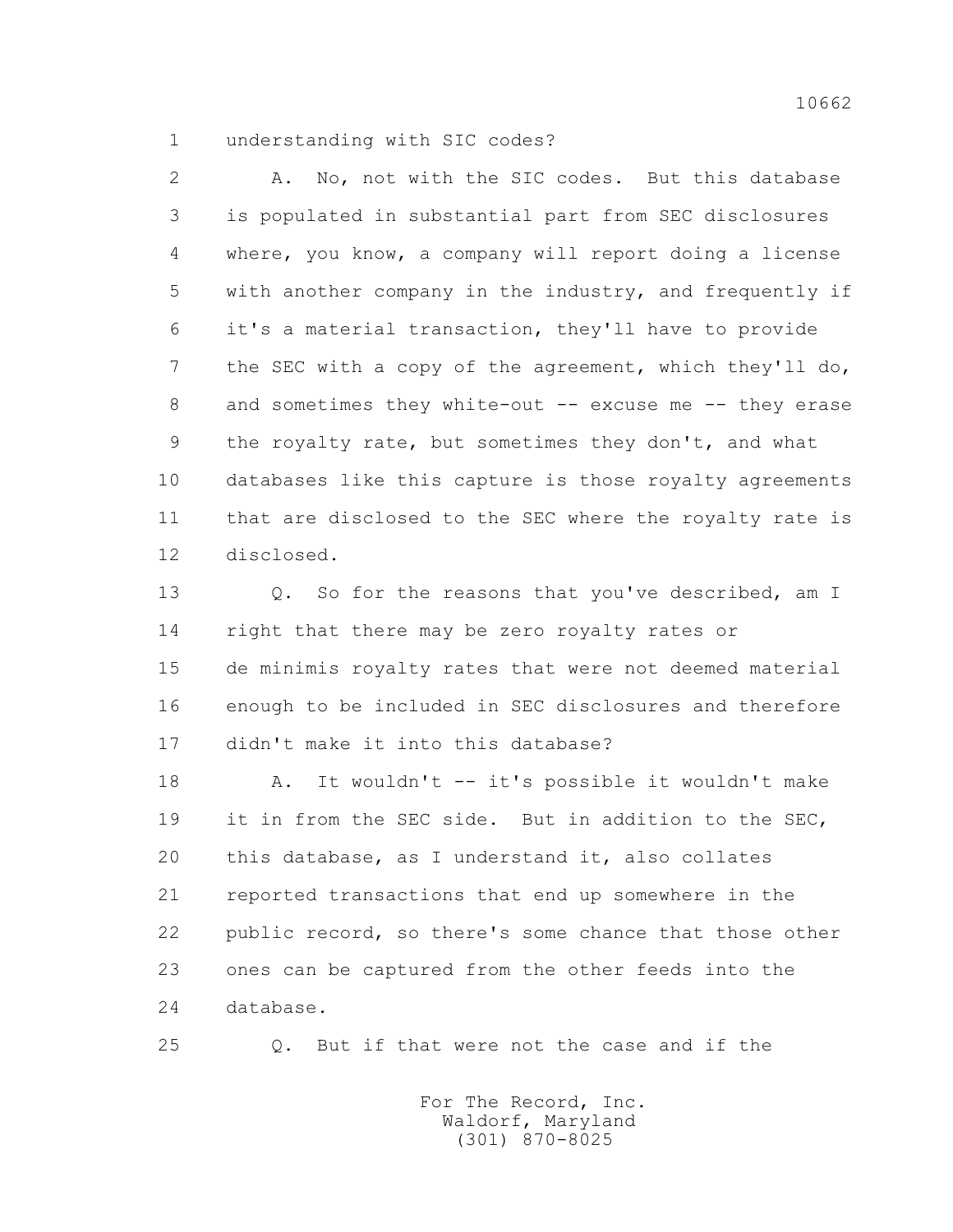understanding with SIC codes?

A. No, not with the SIC codes. But this database is populated in substantial part from SEC disclosures where, you know, a company will report doing a license with another company in the industry, and frequently if it's a material transaction, they'll have to provide the SEC with a copy of the agreement, which they'll do, and sometimes they white-out -- excuse me -- they erase the royalty rate, but sometimes they don't, and what databases like this capture is those royalty agreements that are disclosed to the SEC where the royalty rate is disclosed.

Q. So for the reasons that you've described, am I right that there may be zero royalty rates or de minimis royalty rates that were not deemed material enough to be included in SEC disclosures and therefore didn't make it into this database?

A. It wouldn't -- it's possible it wouldn't make it in from the SEC side. But in addition to the SEC, this database, as I understand it, also collates reported transactions that end up somewhere in the public record, so there's some chance that those other ones can be captured from the other feeds into the database.

Q. But if that were not the case and if the

For The Record, Inc.
Waldorf, Maryland
(301) 870-8025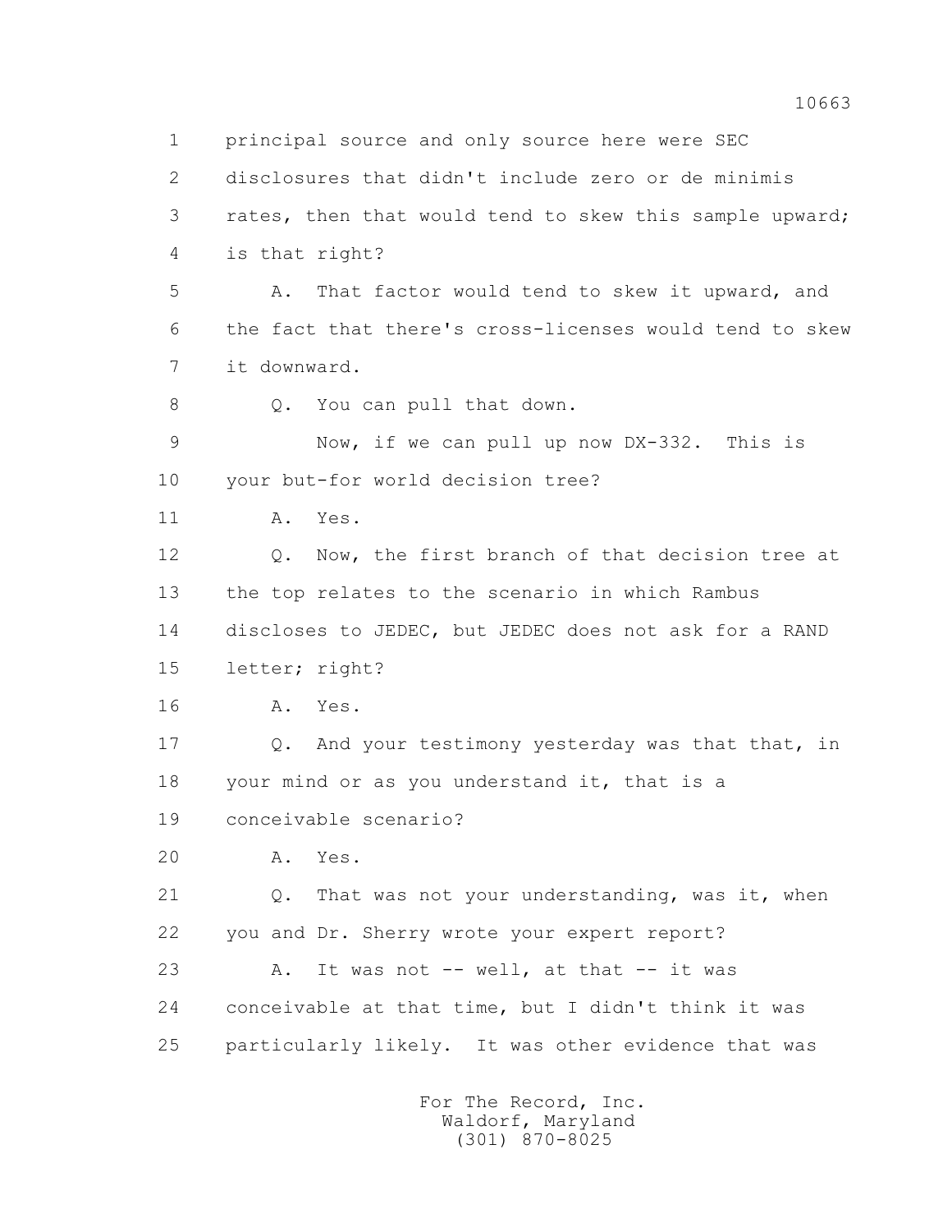1 principal source and only source here were SEC
2 disclosures that didn't include zero or de minimis
3 rates, then that would tend to skew this sample upward;
4 is that right?
5 A. That factor would tend to skew it upward, and
6 the fact that there's cross-licenses would tend to skew
7 it downward.
8 Q. You can pull that down.
9 Now, if we can pull up now DX-332. This is
10 your but-for world decision tree?
11 A. Yes.
12 Q. Now, the first branch of that decision tree at
13 the top relates to the scenario in which Rambus
14 discloses to JEDEC, but JEDEC does not ask for a RAND
15 letter; right?
16 A. Yes.
17 Q. And your testimony yesterday was that that, in
18 your mind or as you understand it, that is a
19 conceivable scenario?
20 A. Yes.
21 Q. That was not your understanding, was it, when
22 you and Dr. Sherry wrote your expert report?
23 A. It was not -- well, at that -- it was
24 conceivable at that time, but I didn't think it was
25 particularly likely. It was other evidence that was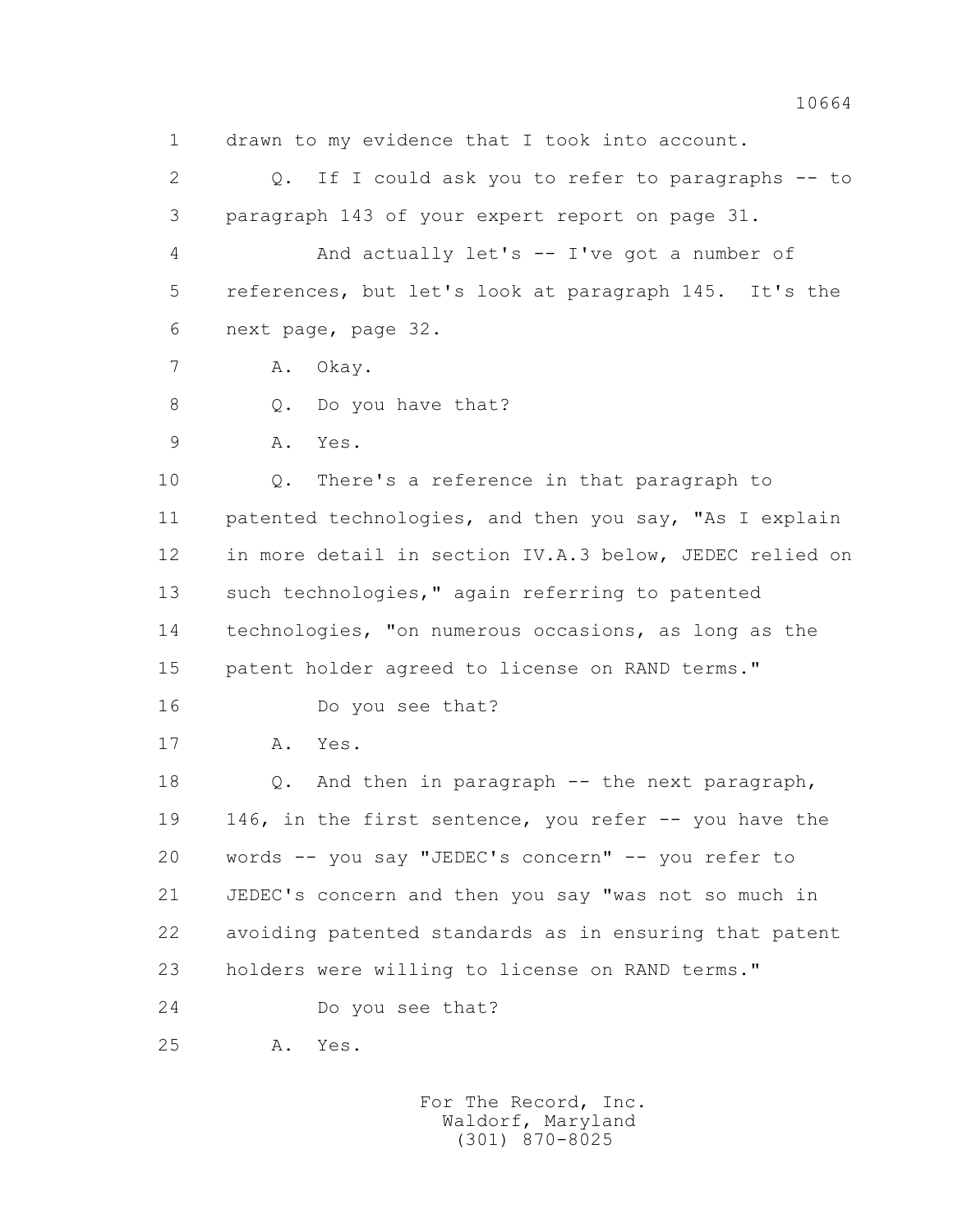1 drawn to my evidence that I took into account.

2 Q. If I could ask you to refer to paragraphs -- to

3 paragraph 143 of your expert report on page 31.

4 And actually let's -- I've got a number of

5 references, but let's look at paragraph 145. It's the

6 next page, page 32.

7 A. Okay.

8 Q. Do you have that?

9 A. Yes.

10 Q. There's a reference in that paragraph to

11 patented technologies, and then you say, "As I explain

12 in more detail in section IV.A.3 below, JEDEC relied on

13 such technologies," again referring to patented

14 technologies, "on numerous occasions, as long as the

15 patent holder agreed to license on RAND terms."

16 Do you see that?

17 A. Yes.

18 Q. And then in paragraph -- the next paragraph,

19 146, in the first sentence, you refer -- you have the

20 words -- you say "JEDEC's concern" -- you refer to

21 JEDEC's concern and then you say "was not so much in

22 avoiding patented standards as in ensuring that patent

23 holders were willing to license on RAND terms."

24 Do you see that?

25 A. Yes.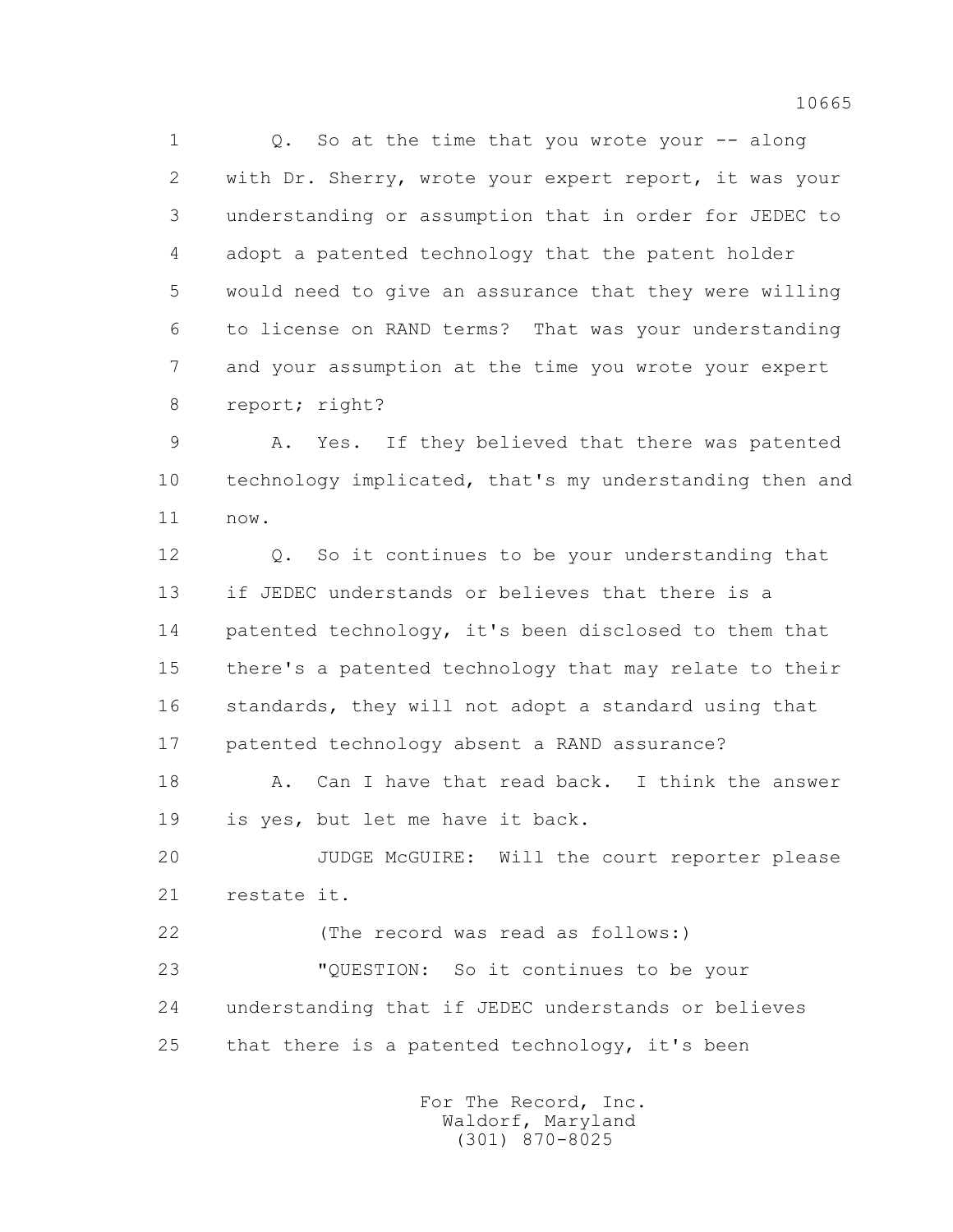1 Q. So at the time that you wrote your -- along

2 with Dr. Sherry, wrote your expert report, it was your

3 understanding or assumption that in order for JEDEC to

4 adopt a patented technology that the patent holder

5 would need to give an assurance that they were willing

6 to license on RAND terms? That was your understanding

7 and your assumption at the time you wrote your expert

8 report; right?

9 A. Yes. If they believed that there was patented

10 technology implicated, that's my understanding then and

11 now.

12 Q. So it continues to be your understanding that

13 if JEDEC understands or believes that there is a

14 patented technology, it's been disclosed to them that

15 there's a patented technology that may relate to their

16 standards, they will not adopt a standard using that

17 patented technology absent a RAND assurance?

18 A. Can I have that read back. I think the answer

19 is yes, but let me have it back.

20 JUDGE McGUIRE: Will the court reporter please

21 restate it.

22 (The record was read as follows:)

23 "QUESTION: So it continues to be your

24 understanding that if JEDEC understands or believes

25 that there is a patented technology, it's been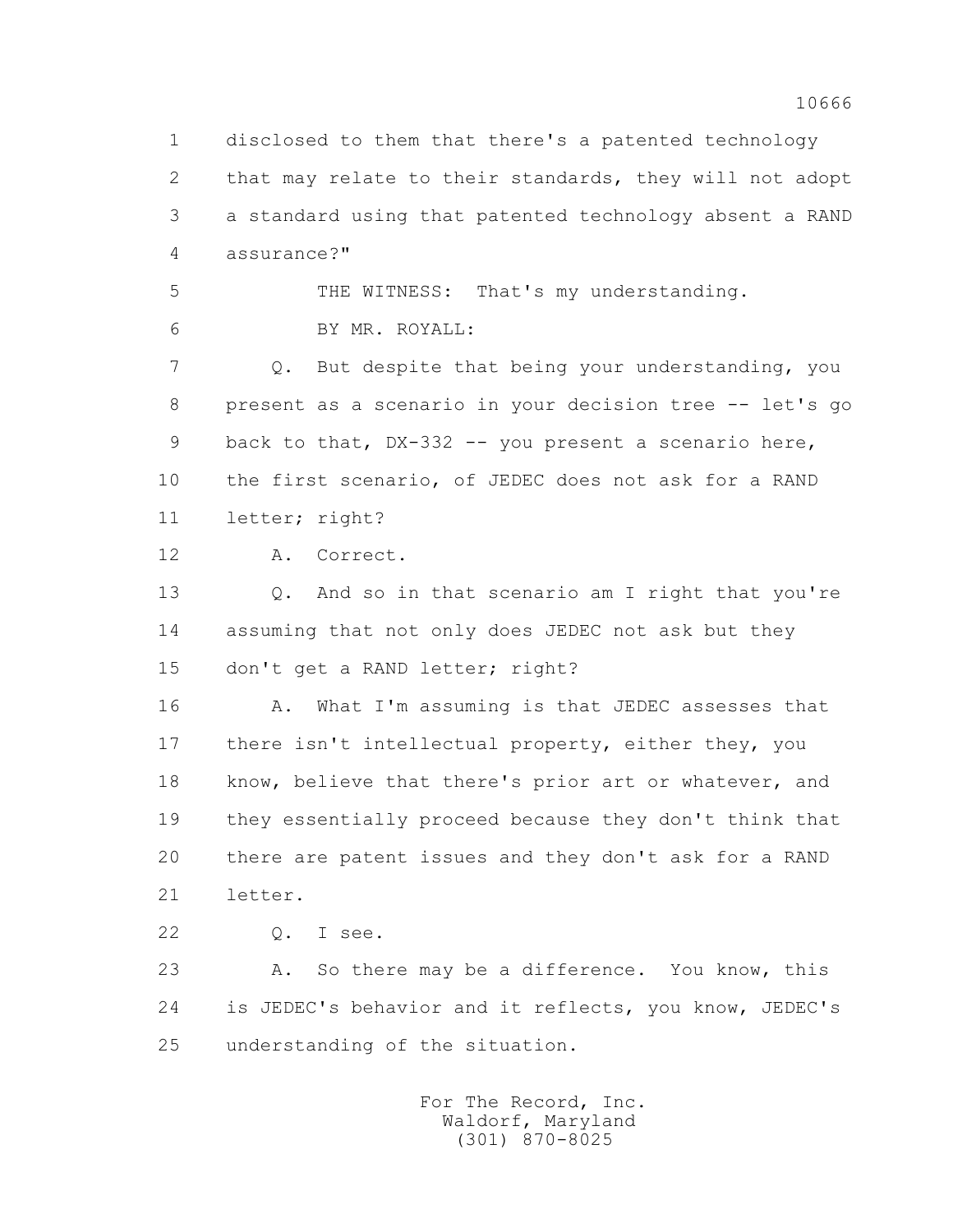disclosed to them that there's a patented technology that may relate to their standards, they will not adopt a standard using that patented technology absent a RAND assurance?"

THE WITNESS: That's my understanding.

BY MR. ROYALL:

Q. But despite that being your understanding, you present as a scenario in your decision tree -- let's go back to that, DX-332 -- you present a scenario here, the first scenario, of JEDEC does not ask for a RAND letter; right?

A. Correct.

Q. And so in that scenario am I right that you're assuming that not only does JEDEC not ask but they don't get a RAND letter; right?

A. What I'm assuming is that JEDEC assesses that there isn't intellectual property, either they, you know, believe that there's prior art or whatever, and they essentially proceed because they don't think that there are patent issues and they don't ask for a RAND letter.

Q. I see.

A. So there may be a difference. You know, this is JEDEC's behavior and it reflects, you know, JEDEC's understanding of the situation.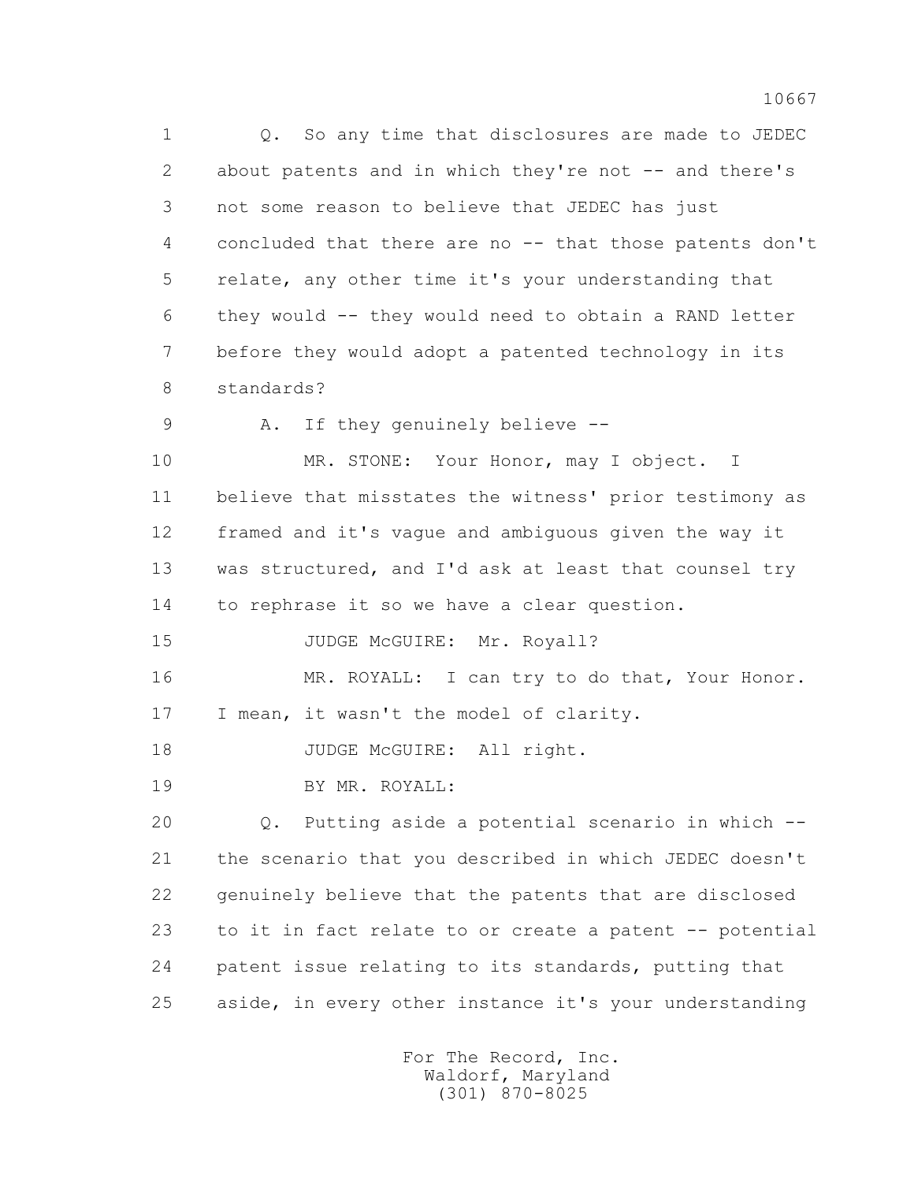1 Q. So any time that disclosures are made to JEDEC
2 about patents and in which they're not -- and there's
3 not some reason to believe that JEDEC has just
4 concluded that there are no -- that those patents don't
5 relate, any other time it's your understanding that
6 they would -- they would need to obtain a RAND letter
7 before they would adopt a patented technology in its
8 standards?

9 A. If they genuinely believe --

10 MR. STONE: Your Honor, may I object. I
11 believe that misstates the witness' prior testimony as
12 framed and it's vague and ambiguous given the way it
13 was structured, and I'd ask at least that counsel try
14 to rephrase it so we have a clear question.

15 JUDGE McGUIRE: Mr. Royall?

16 MR. ROYALL: I can try to do that, Your Honor.
17 I mean, it wasn't the model of clarity.

18 JUDGE McGUIRE: All right.

19 BY MR. ROYALL:

20 Q. Putting aside a potential scenario in which --
21 the scenario that you described in which JEDEC doesn't
22 genuinely believe that the patents that are disclosed
23 to it in fact relate to or create a patent -- potential
24 patent issue relating to its standards, putting that
25 aside, in every other instance it's your understanding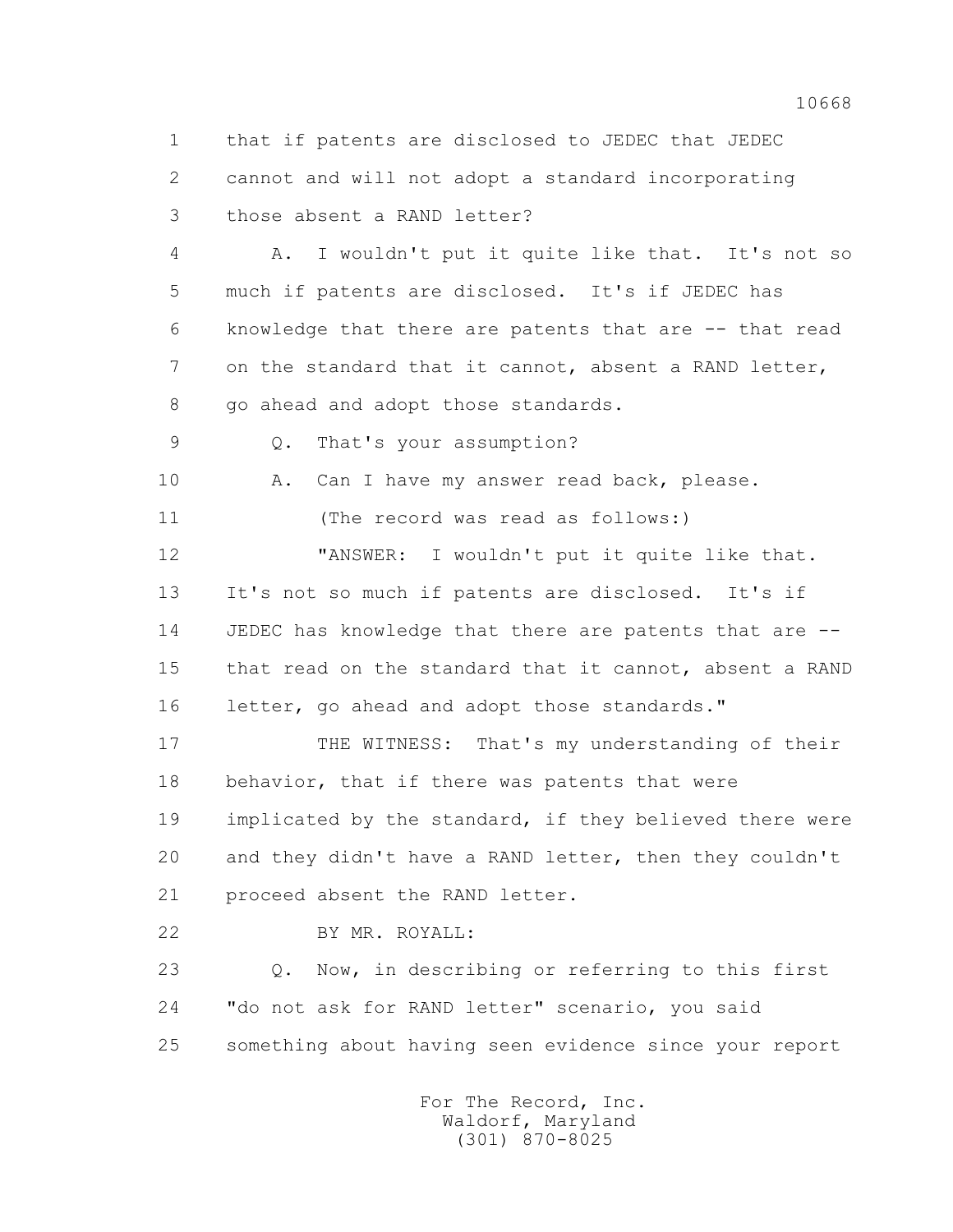1 that if patents are disclosed to JEDEC that JEDEC
2 cannot and will not adopt a standard incorporating
3 those absent a RAND letter?

4 A. I wouldn't put it quite like that. It's not so
5 much if patents are disclosed. It's if JEDEC has
6 knowledge that there are patents that are -- that read
7 on the standard that it cannot, absent a RAND letter,
8 go ahead and adopt those standards.

9 Q. That's your assumption?

10 A. Can I have my answer read back, please.

11 (The record was read as follows:)

12 "ANSWER: I wouldn't put it quite like that.
13 It's not so much if patents are disclosed. It's if
14 JEDEC has knowledge that there are patents that are --
15 that read on the standard that it cannot, absent a RAND
16 letter, go ahead and adopt those standards."

17 THE WITNESS: That's my understanding of their
18 behavior, that if there was patents that were
19 implicated by the standard, if they believed there were
20 and they didn't have a RAND letter, then they couldn't
21 proceed absent the RAND letter.

22 BY MR. ROYALL:

23 Q. Now, in describing or referring to this first
24 "do not ask for RAND letter" scenario, you said
25 something about having seen evidence since your report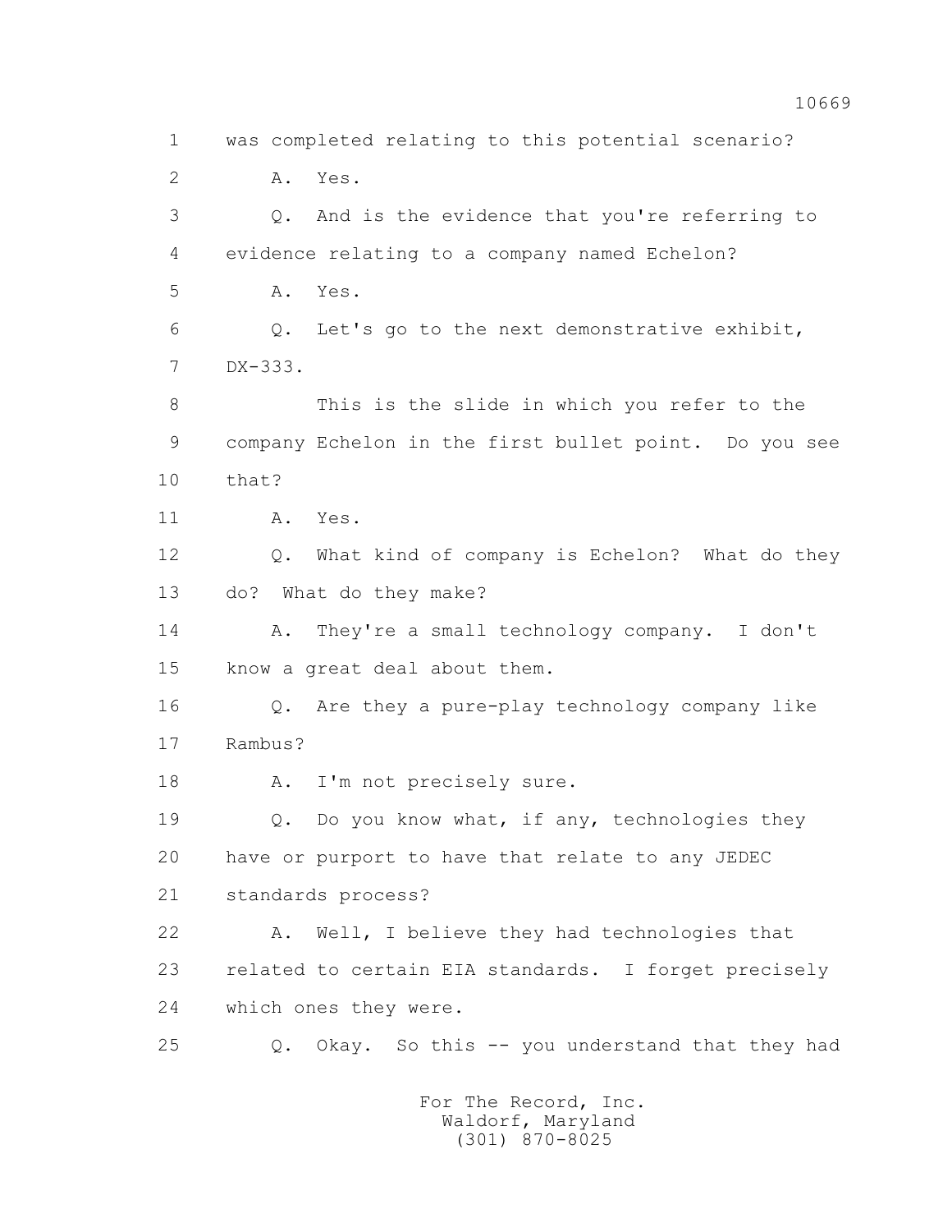1 was completed relating to this potential scenario?

2 A. Yes.

3 Q. And is the evidence that you're referring to

4 evidence relating to a company named Echelon?

5 A. Yes.

6 Q. Let's go to the next demonstrative exhibit,

7 DX-333.

8 This is the slide in which you refer to the

9 company Echelon in the first bullet point. Do you see

10 that?

11 A. Yes.

12 Q. What kind of company is Echelon? What do they

13 do? What do they make?

14 A. They're a small technology company. I don't

15 know a great deal about them.

16 Q. Are they a pure-play technology company like

17 Rambus?

18 A. I'm not precisely sure.

19 Q. Do you know what, if any, technologies they

20 have or purport to have that relate to any JEDEC

21 standards process?

22 A. Well, I believe they had technologies that

23 related to certain EIA standards. I forget precisely

24 which ones they were.

25 Q. Okay. So this -- you understand that they had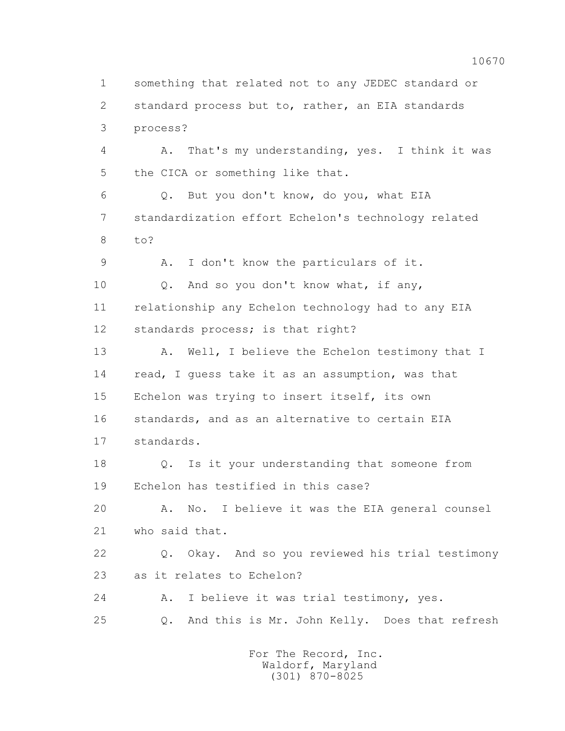1 something that related not to any JEDEC standard or
2 standard process but to, rather, an EIA standards
3 process?

4 A. That's my understanding, yes. I think it was
5 the CICA or something like that.

6 Q. But you don't know, do you, what EIA
7 standardization effort Echelon's technology related
8 to?

9 A. I don't know the particulars of it.

10 Q. And so you don't know what, if any,
11 relationship any Echelon technology had to any EIA
12 standards process; is that right?

13 A. Well, I believe the Echelon testimony that I
14 read, I guess take it as an assumption, was that
15 Echelon was trying to insert itself, its own
16 standards, and as an alternative to certain EIA
17 standards.

18 Q. Is it your understanding that someone from
19 Echelon has testified in this case?

20 A. No. I believe it was the EIA general counsel
21 who said that.

22 Q. Okay. And so you reviewed his trial testimony
23 as it relates to Echelon?

24 A. I believe it was trial testimony, yes.

25 Q. And this is Mr. John Kelly. Does that refresh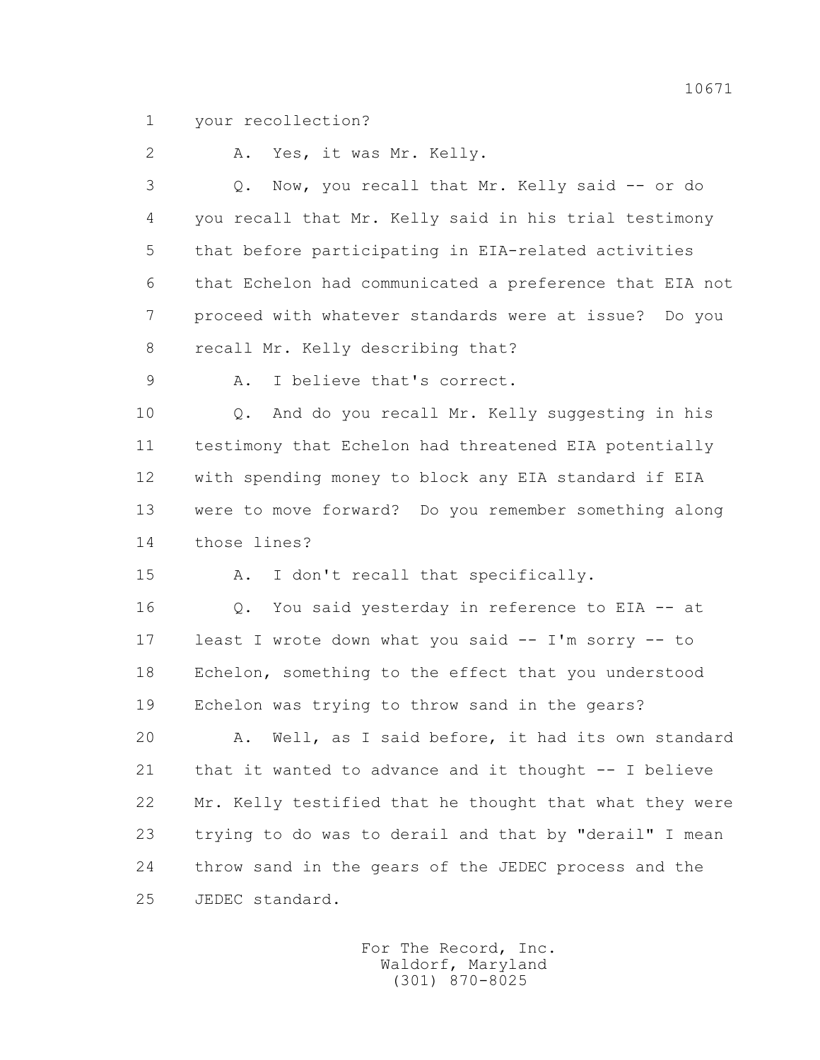1 your recollection?

2 A. Yes, it was Mr. Kelly.

3 Q. Now, you recall that Mr. Kelly said -- or do

4 you recall that Mr. Kelly said in his trial testimony

5 that before participating in EIA-related activities

6 that Echelon had communicated a preference that EIA not

7 proceed with whatever standards were at issue? Do you

8 recall Mr. Kelly describing that?

9 A. I believe that's correct.

10 Q. And do you recall Mr. Kelly suggesting in his

11 testimony that Echelon had threatened EIA potentially

12 with spending money to block any EIA standard if EIA

13 were to move forward? Do you remember something along

14 those lines?

15 A. I don't recall that specifically.

16 Q. You said yesterday in reference to EIA -- at

17 least I wrote down what you said -- I'm sorry -- to

18 Echelon, something to the effect that you understood

19 Echelon was trying to throw sand in the gears?

20 A. Well, as I said before, it had its own standard

21 that it wanted to advance and it thought -- I believe

22 Mr. Kelly testified that he thought that what they were

23 trying to do was to derail and that by "derail" I mean

24 throw sand in the gears of the JEDEC process and the

25 JEDEC standard.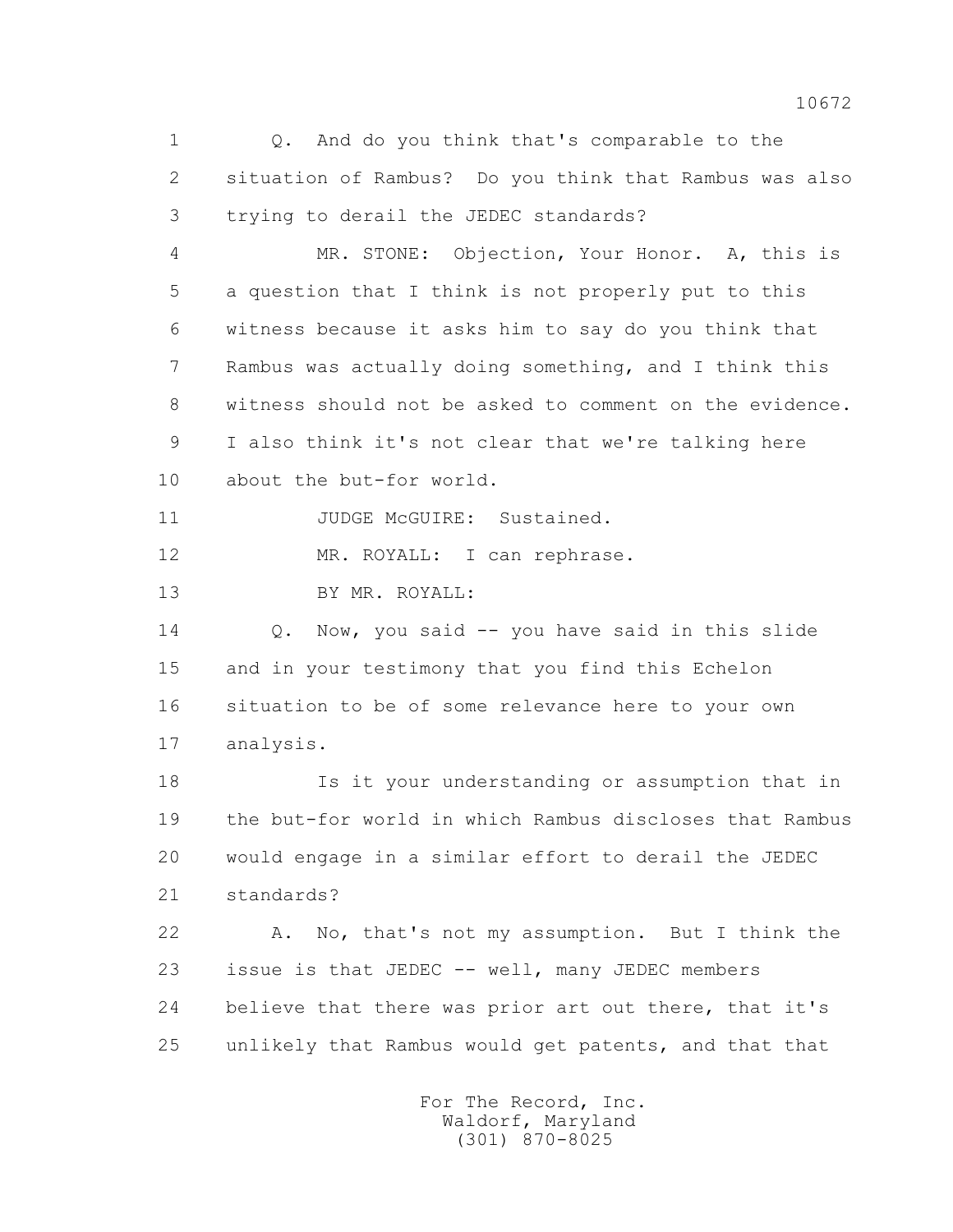1 Q. And do you think that's comparable to the
2 situation of Rambus? Do you think that Rambus was also
3 trying to derail the JEDEC standards?

4 MR. STONE: Objection, Your Honor. A, this is
5 a question that I think is not properly put to this
6 witness because it asks him to say do you think that
7 Rambus was actually doing something, and I think this
8 witness should not be asked to comment on the evidence.
9 I also think it's not clear that we're talking here
10 about the but-for world.

11 JUDGE McGUIRE: Sustained.

12 MR. ROYALL: I can rephrase.

13 BY MR. ROYALL:

14 Q. Now, you said -- you have said in this slide
15 and in your testimony that you find this Echelon
16 situation to be of some relevance here to your own
17 analysis.

18 Is it your understanding or assumption that in
19 the but-for world in which Rambus discloses that Rambus
20 would engage in a similar effort to derail the JEDEC
21 standards?

22 A. No, that's not my assumption. But I think the
23 issue is that JEDEC -- well, many JEDEC members
24 believe that there was prior art out there, that it's
25 unlikely that Rambus would get patents, and that that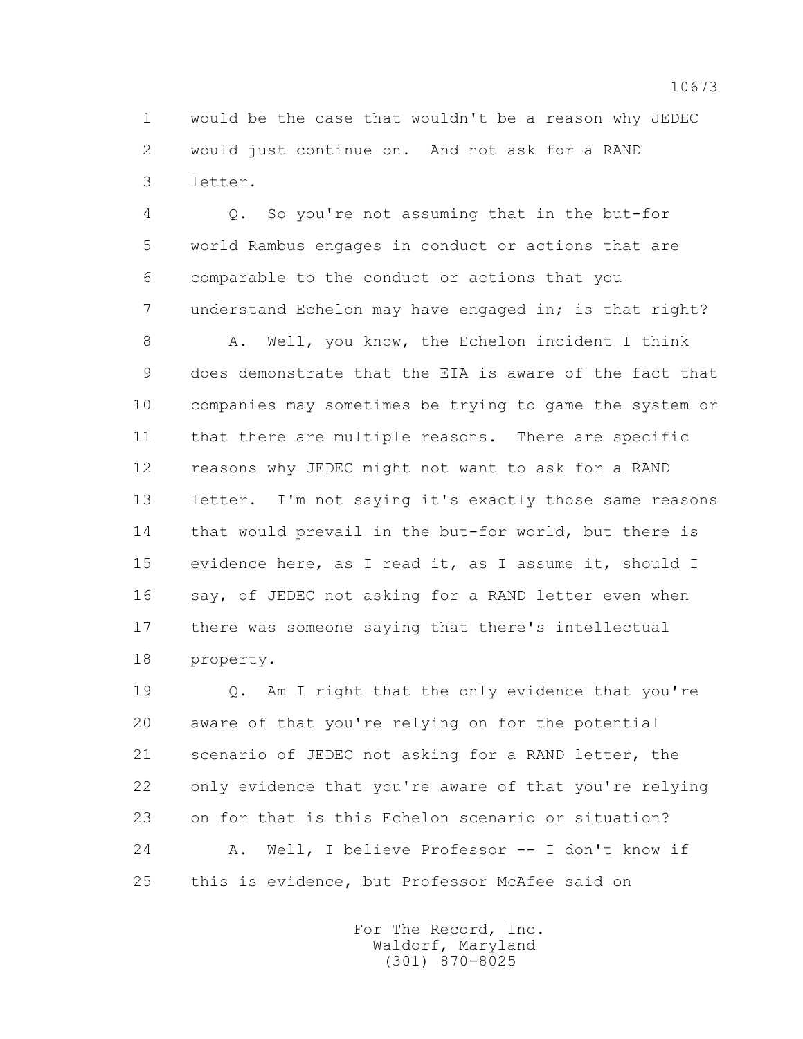would be the case that wouldn't be a reason why JEDEC would just continue on. And not ask for a RAND letter.

Q. So you're not assuming that in the but-for world Rambus engages in conduct or actions that are comparable to the conduct or actions that you understand Echelon may have engaged in; is that right?

A. Well, you know, the Echelon incident I think does demonstrate that the EIA is aware of the fact that companies may sometimes be trying to game the system or that there are multiple reasons. There are specific reasons why JEDEC might not want to ask for a RAND letter. I'm not saying it's exactly those same reasons that would prevail in the but-for world, but there is evidence here, as I read it, as I assume it, should I say, of JEDEC not asking for a RAND letter even when there was someone saying that there's intellectual property.

Q. Am I right that the only evidence that you're aware of that you're relying on for the potential scenario of JEDEC not asking for a RAND letter, the only evidence that you're aware of that you're relying on for that is this Echelon scenario or situation?

A. Well, I believe Professor -- I don't know if this is evidence, but Professor McAfee said on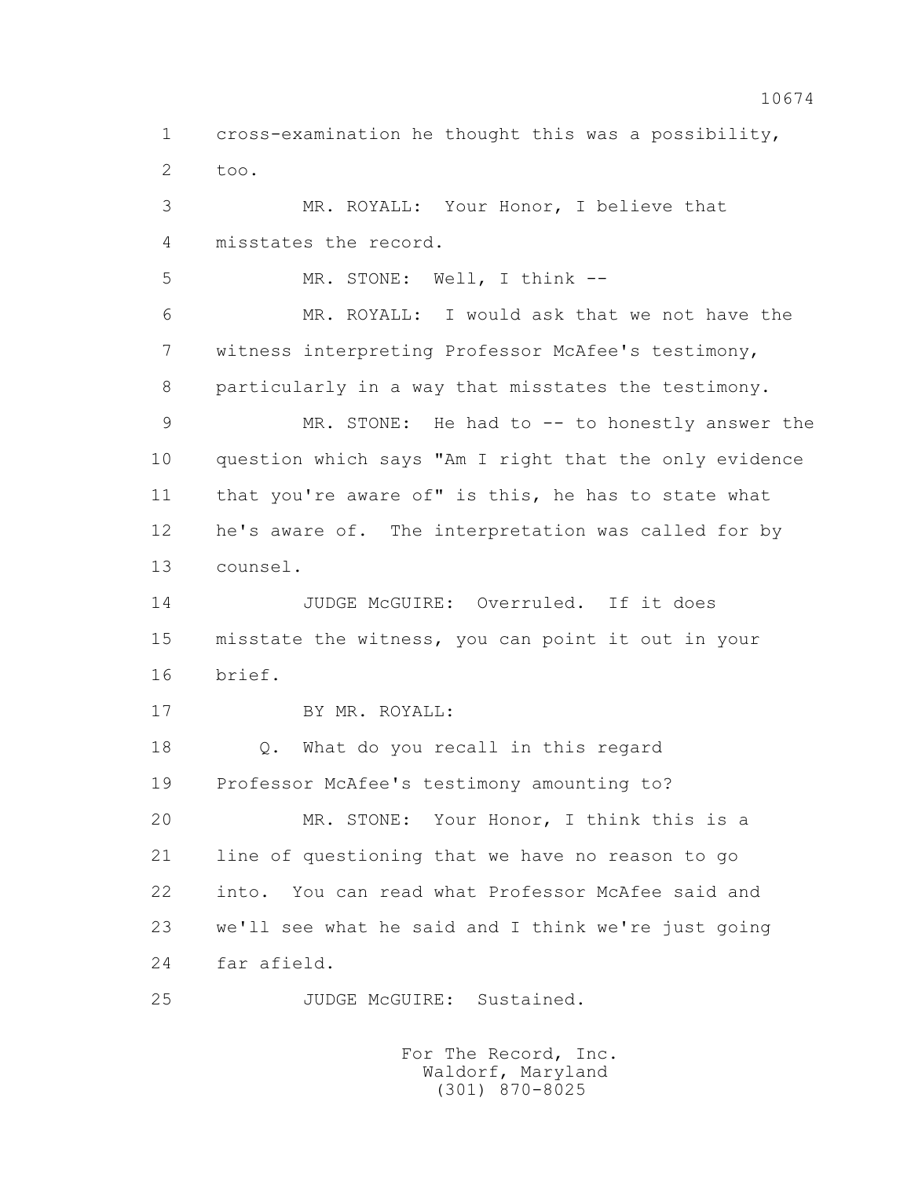cross-examination he thought this was a possibility, too.

MR. ROYALL: Your Honor, I believe that misstates the record.

MR. STONE: Well, I think --

MR. ROYALL: I would ask that we not have the witness interpreting Professor McAfee's testimony, particularly in a way that misstates the testimony.

MR. STONE: He had to -- to honestly answer the question which says "Am I right that the only evidence that you're aware of" is this, he has to state what he's aware of. The interpretation was called for by counsel.

JUDGE McGUIRE: Overruled. If it does misstate the witness, you can point it out in your brief.

BY MR. ROYALL:

Q. What do you recall in this regard Professor McAfee's testimony amounting to?

MR. STONE: Your Honor, I think this is a line of questioning that we have no reason to go into. You can read what Professor McAfee said and we'll see what he said and I think we're just going far afield.

JUDGE McGUIRE: Sustained.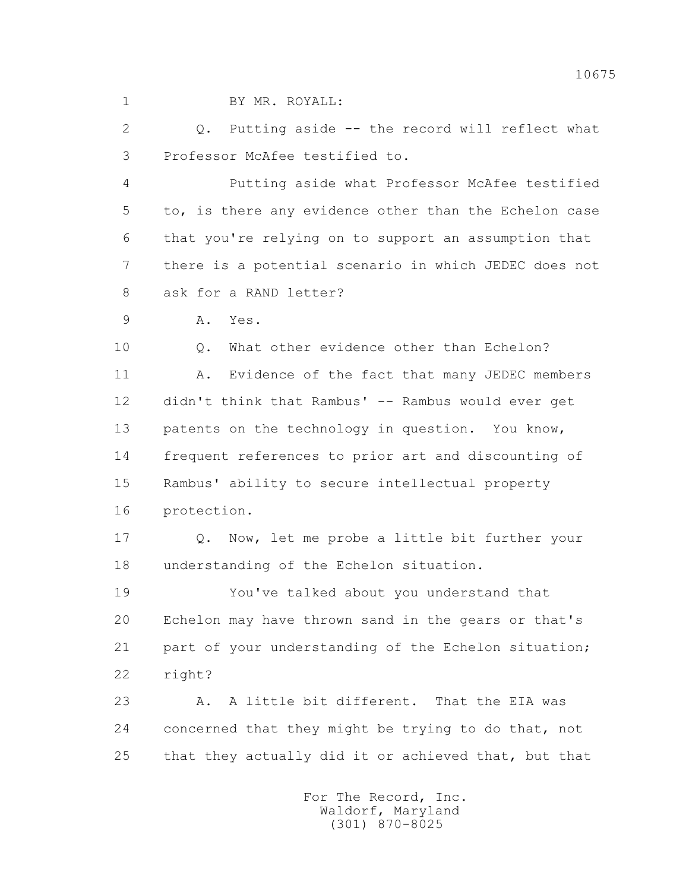BY MR. ROYALL:

Q. Putting aside -- the record will reflect what Professor McAfee testified to.

Putting aside what Professor McAfee testified to, is there any evidence other than the Echelon case that you're relying on to support an assumption that there is a potential scenario in which JEDEC does not ask for a RAND letter?

A. Yes.

Q. What other evidence other than Echelon?

A. Evidence of the fact that many JEDEC members didn't think that Rambus' -- Rambus would ever get patents on the technology in question. You know, frequent references to prior art and discounting of Rambus' ability to secure intellectual property protection.

Q. Now, let me probe a little bit further your understanding of the Echelon situation.

You've talked about you understand that Echelon may have thrown sand in the gears or that's part of your understanding of the Echelon situation; right?

A. A little bit different. That the EIA was concerned that they might be trying to do that, not that they actually did it or achieved that, but that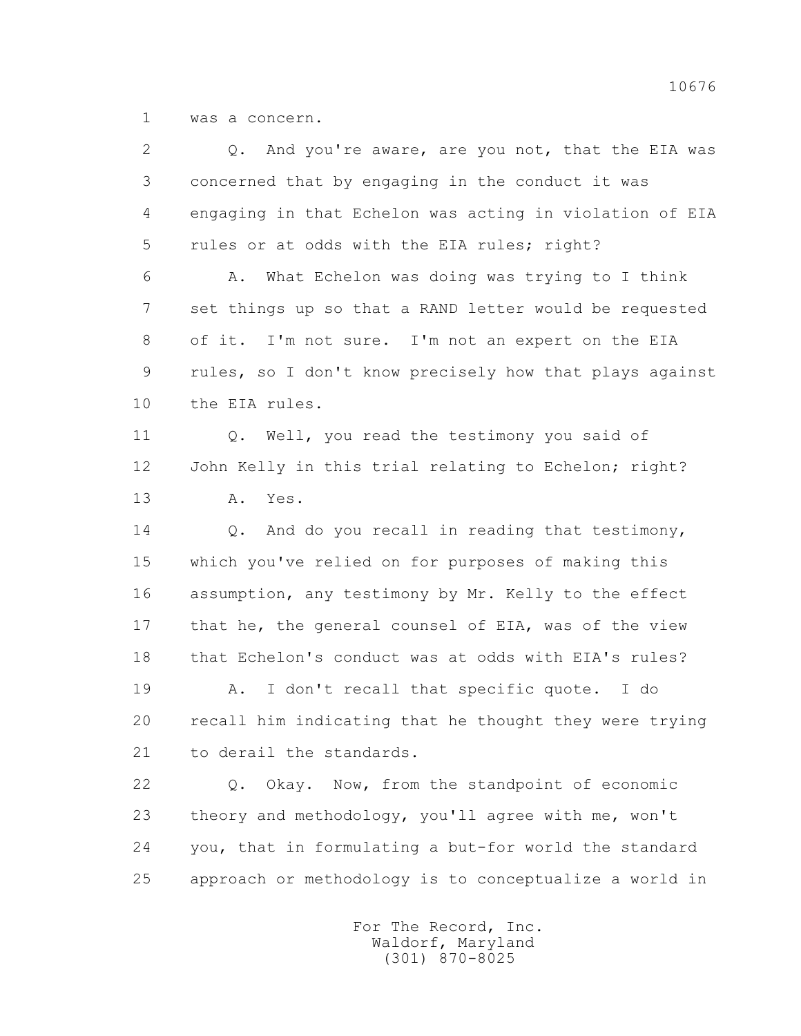1 was a concern.

2 Q. And you're aware, are you not, that the EIA was
3 concerned that by engaging in the conduct it was
4 engaging in that Echelon was acting in violation of EIA
5 rules or at odds with the EIA rules; right?

6 A. What Echelon was doing was trying to I think
7 set things up so that a RAND letter would be requested
8 of it. I'm not sure. I'm not an expert on the EIA
9 rules, so I don't know precisely how that plays against
10 the EIA rules.

11 Q. Well, you read the testimony you said of
12 John Kelly in this trial relating to Echelon; right?

13 A. Yes.

14 Q. And do you recall in reading that testimony,
15 which you've relied on for purposes of making this
16 assumption, any testimony by Mr. Kelly to the effect
17 that he, the general counsel of EIA, was of the view
18 that Echelon's conduct was at odds with EIA's rules?

19 A. I don't recall that specific quote. I do
20 recall him indicating that he thought they were trying
21 to derail the standards.

22 Q. Okay. Now, from the standpoint of economic
23 theory and methodology, you'll agree with me, won't
24 you, that in formulating a but-for world the standard
25 approach or methodology is to conceptualize a world in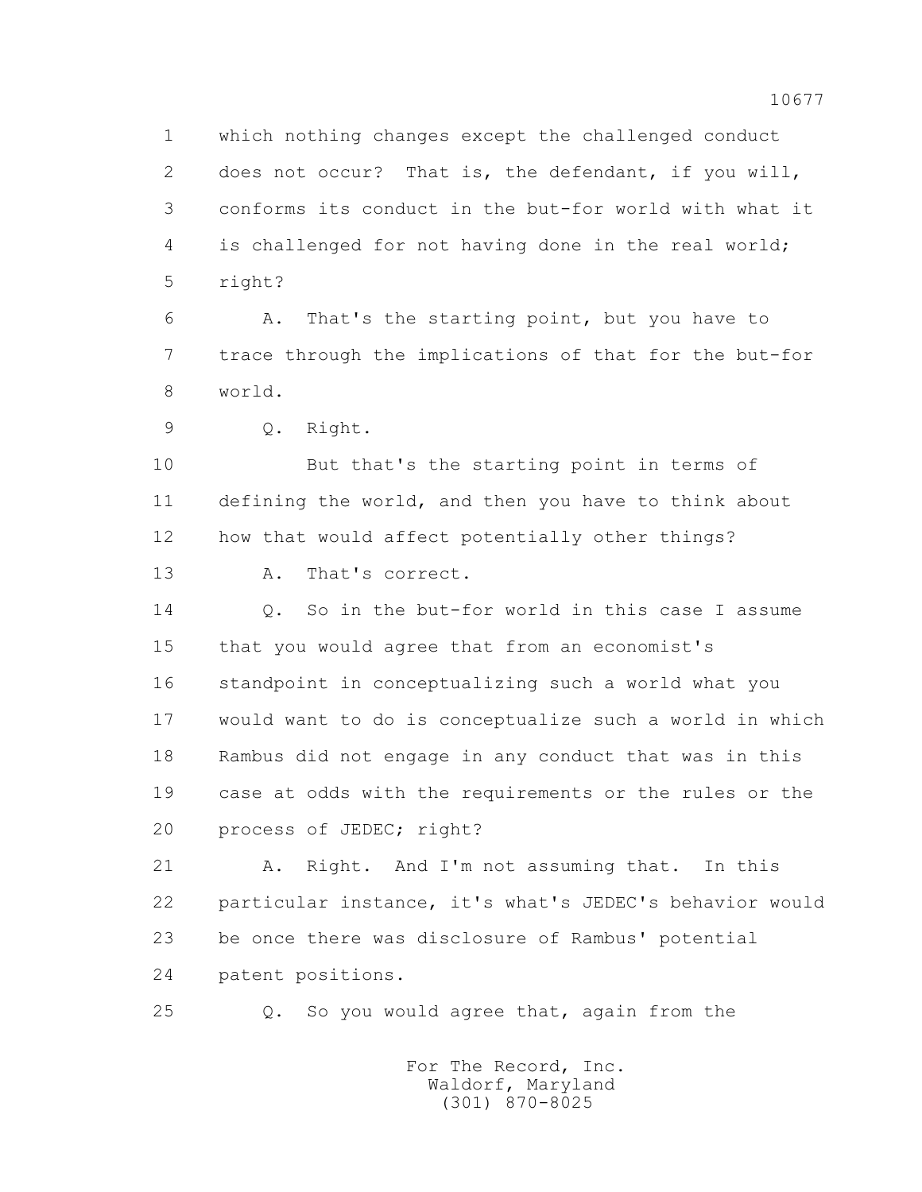1 which nothing changes except the challenged conduct
2 does not occur? That is, the defendant, if you will,
3 conforms its conduct in the but-for world with what it
4 is challenged for not having done in the real world;
5 right?

6 A. That's the starting point, but you have to
7 trace through the implications of that for the but-for
8 world.

9 Q. Right.

10 But that's the starting point in terms of
11 defining the world, and then you have to think about
12 how that would affect potentially other things?

13 A. That's correct.

14 Q. So in the but-for world in this case I assume
15 that you would agree that from an economist's
16 standpoint in conceptualizing such a world what you
17 would want to do is conceptualize such a world in which
18 Rambus did not engage in any conduct that was in this
19 case at odds with the requirements or the rules or the
20 process of JEDEC; right?

21 A. Right. And I'm not assuming that. In this
22 particular instance, it's what's JEDEC's behavior would
23 be once there was disclosure of Rambus' potential
24 patent positions.

25 Q. So you would agree that, again from the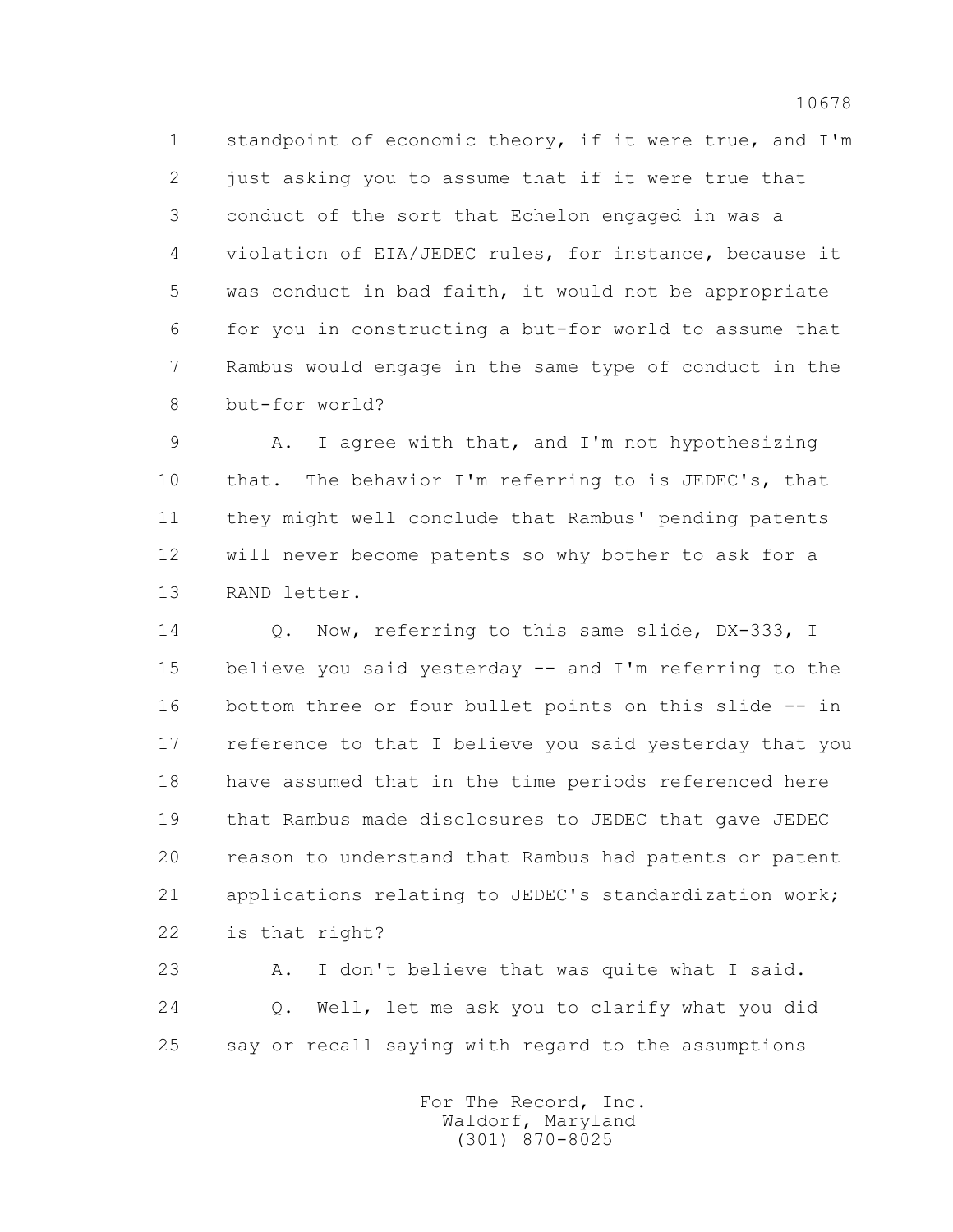standpoint of economic theory, if it were true, and I'm just asking you to assume that if it were true that conduct of the sort that Echelon engaged in was a violation of EIA/JEDEC rules, for instance, because it was conduct in bad faith, it would not be appropriate for you in constructing a but-for world to assume that Rambus would engage in the same type of conduct in the but-for world?

A. I agree with that, and I'm not hypothesizing that. The behavior I'm referring to is JEDEC's, that they might well conclude that Rambus' pending patents will never become patents so why bother to ask for a RAND letter.

Q. Now, referring to this same slide, DX-333, I believe you said yesterday -- and I'm referring to the bottom three or four bullet points on this slide -- in reference to that I believe you said yesterday that you have assumed that in the time periods referenced here that Rambus made disclosures to JEDEC that gave JEDEC reason to understand that Rambus had patents or patent applications relating to JEDEC's standardization work; is that right?

A. I don't believe that was quite what I said.

Q. Well, let me ask you to clarify what you did say or recall saying with regard to the assumptions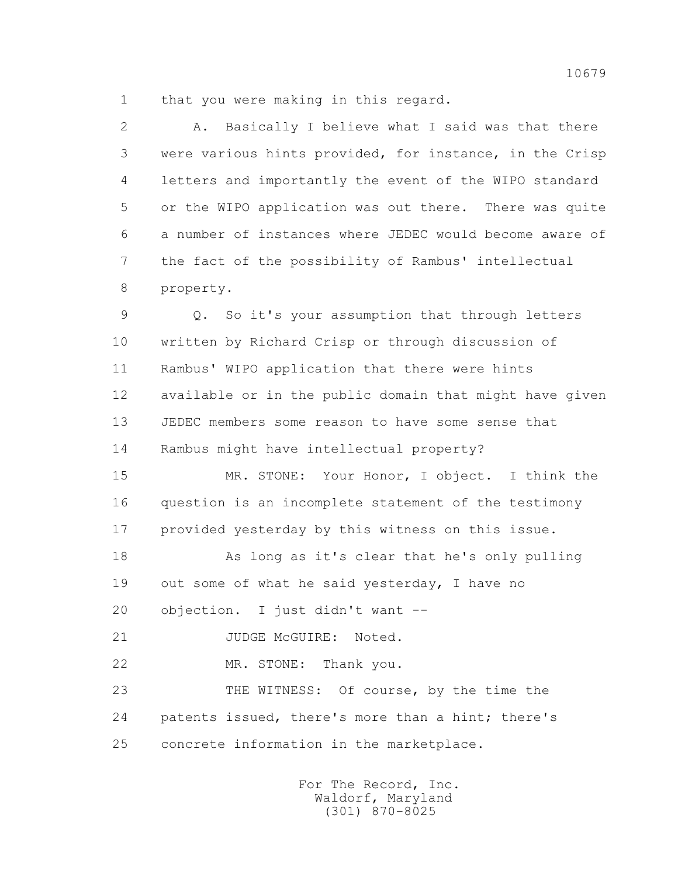1 that you were making in this regard.

2 A. Basically I believe what I said was that there
3 were various hints provided, for instance, in the Crisp
4 letters and importantly the event of the WIPO standard
5 or the WIPO application was out there. There was quite
6 a number of instances where JEDEC would become aware of
7 the fact of the possibility of Rambus' intellectual
8 property.

9 Q. So it's your assumption that through letters
10 written by Richard Crisp or through discussion of
11 Rambus' WIPO application that there were hints
12 available or in the public domain that might have given
13 JEDEC members some reason to have some sense that
14 Rambus might have intellectual property?

15 MR. STONE: Your Honor, I object. I think the
16 question is an incomplete statement of the testimony
17 provided yesterday by this witness on this issue.

18 As long as it's clear that he's only pulling
19 out some of what he said yesterday, I have no
20 objection. I just didn't want --

21 JUDGE McGUIRE: Noted.

22 MR. STONE: Thank you.

23 THE WITNESS: Of course, by the time the
24 patents issued, there's more than a hint; there's
25 concrete information in the marketplace.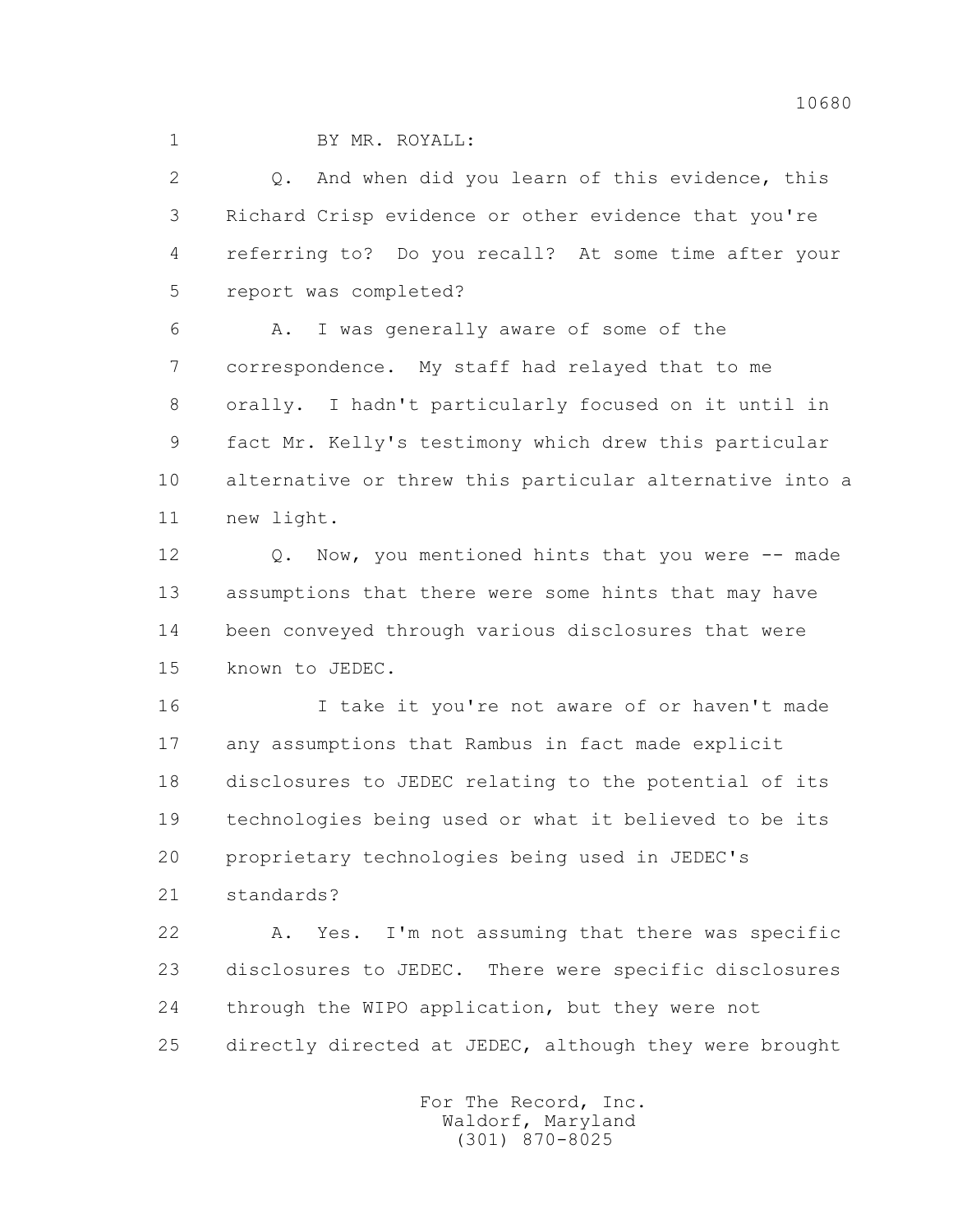BY MR. ROYALL:

Q. And when did you learn of this evidence, this Richard Crisp evidence or other evidence that you're referring to? Do you recall? At some time after your report was completed?

A. I was generally aware of some of the correspondence. My staff had relayed that to me orally. I hadn't particularly focused on it until in fact Mr. Kelly's testimony which drew this particular alternative or threw this particular alternative into a new light.

Q. Now, you mentioned hints that you were -- made assumptions that there were some hints that may have been conveyed through various disclosures that were known to JEDEC.

I take it you're not aware of or haven't made any assumptions that Rambus in fact made explicit disclosures to JEDEC relating to the potential of its technologies being used or what it believed to be its proprietary technologies being used in JEDEC's standards?

A. Yes. I'm not assuming that there was specific disclosures to JEDEC. There were specific disclosures through the WIPO application, but they were not directly directed at JEDEC, although they were brought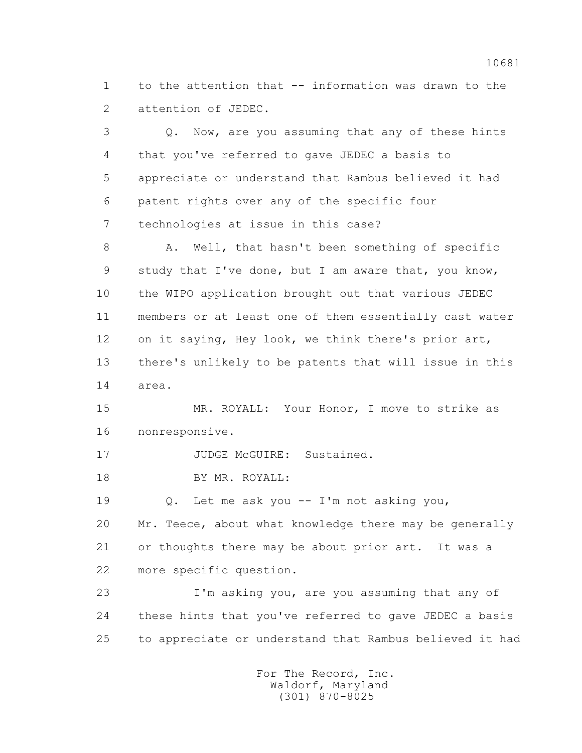to the attention that -- information was drawn to the attention of JEDEC.

Q. Now, are you assuming that any of these hints that you've referred to gave JEDEC a basis to appreciate or understand that Rambus believed it had patent rights over any of the specific four technologies at issue in this case?

A. Well, that hasn't been something of specific study that I've done, but I am aware that, you know, the WIPO application brought out that various JEDEC members or at least one of them essentially cast water on it saying, Hey look, we think there's prior art, there's unlikely to be patents that will issue in this area.

MR. ROYALL: Your Honor, I move to strike as nonresponsive.

JUDGE McGUIRE: Sustained.

BY MR. ROYALL:

Q. Let me ask you -- I'm not asking you, Mr. Teece, about what knowledge there may be generally or thoughts there may be about prior art. It was a more specific question.

I'm asking you, are you assuming that any of these hints that you've referred to gave JEDEC a basis to appreciate or understand that Rambus believed it had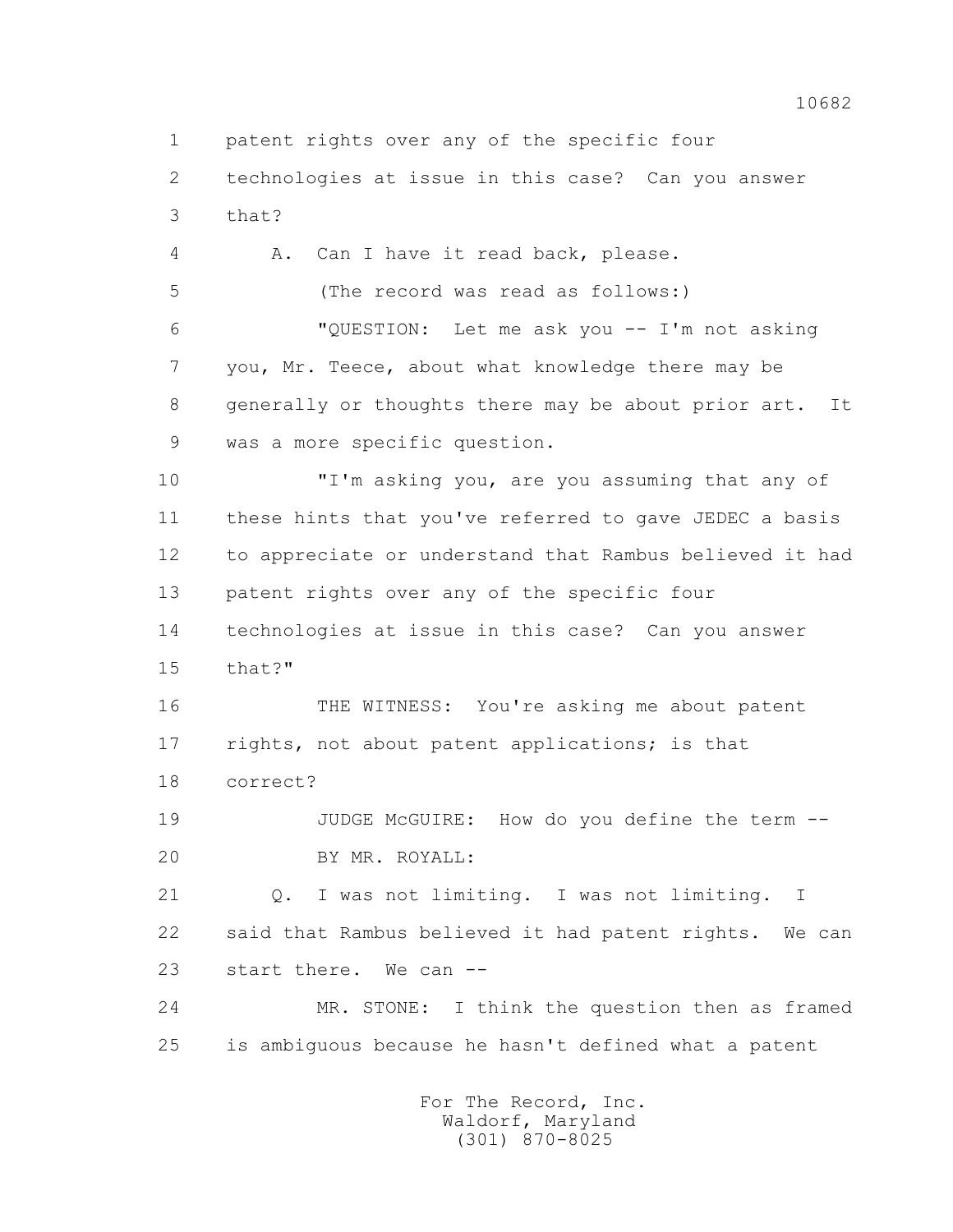1 patent rights over any of the specific four

2 technologies at issue in this case? Can you answer

3 that?

4 A. Can I have it read back, please.

5 (The record was read as follows:)

6 "QUESTION: Let me ask you -- I'm not asking

7 you, Mr. Teece, about what knowledge there may be

8 generally or thoughts there may be about prior art. It

9 was a more specific question.

10 "I'm asking you, are you assuming that any of

11 these hints that you've referred to gave JEDEC a basis

12 to appreciate or understand that Rambus believed it had

13 patent rights over any of the specific four

14 technologies at issue in this case? Can you answer

15 that?"

16 THE WITNESS: You're asking me about patent

17 rights, not about patent applications; is that

18 correct?

19 JUDGE McGUIRE: How do you define the term --

20 BY MR. ROYALL:

21 Q. I was not limiting. I was not limiting. I

22 said that Rambus believed it had patent rights. We can

23 start there. We can --

24 MR. STONE: I think the question then as framed

25 is ambiguous because he hasn't defined what a patent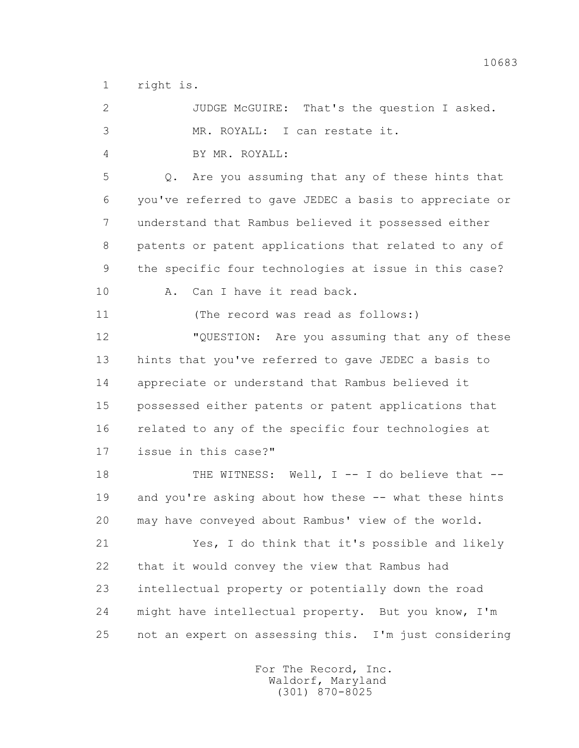1 right is.

2 JUDGE McGUIRE: That's the question I asked.

3 MR. ROYALL: I can restate it.

4 BY MR. ROYALL:

5 Q. Are you assuming that any of these hints that

6 you've referred to gave JEDEC a basis to appreciate or

7 understand that Rambus believed it possessed either

8 patents or patent applications that related to any of

9 the specific four technologies at issue in this case?

10 A. Can I have it read back.

11 (The record was read as follows:)

12 "QUESTION: Are you assuming that any of these

13 hints that you've referred to gave JEDEC a basis to

14 appreciate or understand that Rambus believed it

15 possessed either patents or patent applications that

16 related to any of the specific four technologies at

17 issue in this case?"

18 THE WITNESS: Well, I -- I do believe that --

19 and you're asking about how these -- what these hints

20 may have conveyed about Rambus' view of the world.

21 Yes, I do think that it's possible and likely

22 that it would convey the view that Rambus had

23 intellectual property or potentially down the road

24 might have intellectual property. But you know, I'm

25 not an expert on assessing this. I'm just considering

For The Record, Inc.
Waldorf, Maryland
(301) 870-8025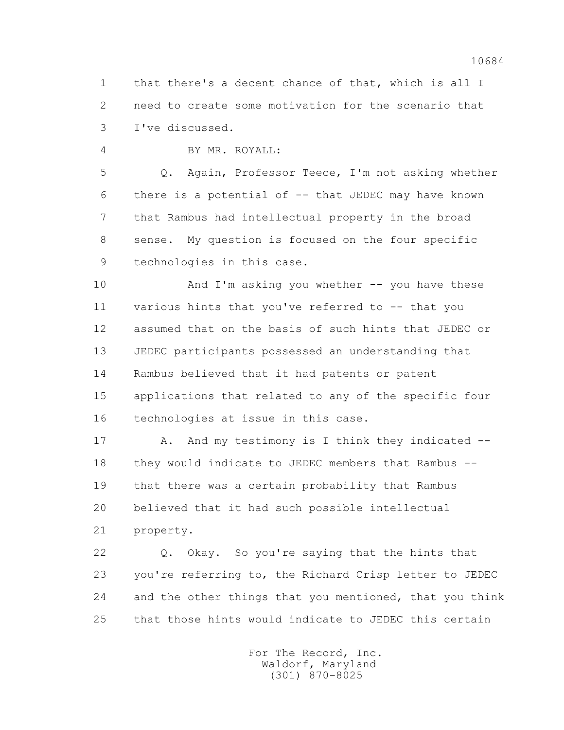1 that there's a decent chance of that, which is all I
2 need to create some motivation for the scenario that
3 I've discussed.

4 BY MR. ROYALL:

5 Q. Again, Professor Teece, I'm not asking whether
6 there is a potential of -- that JEDEC may have known
7 that Rambus had intellectual property in the broad
8 sense. My question is focused on the four specific
9 technologies in this case.

10 And I'm asking you whether -- you have these
11 various hints that you've referred to -- that you
12 assumed that on the basis of such hints that JEDEC or
13 JEDEC participants possessed an understanding that
14 Rambus believed that it had patents or patent
15 applications that related to any of the specific four
16 technologies at issue in this case.

17 A. And my testimony is I think they indicated --
18 they would indicate to JEDEC members that Rambus --
19 that there was a certain probability that Rambus
20 believed that it had such possible intellectual
21 property.

22 Q. Okay. So you're saying that the hints that
23 you're referring to, the Richard Crisp letter to JEDEC
24 and the other things that you mentioned, that you think
25 that those hints would indicate to JEDEC this certain

For The Record, Inc.
Waldorf, Maryland
(301) 870-8025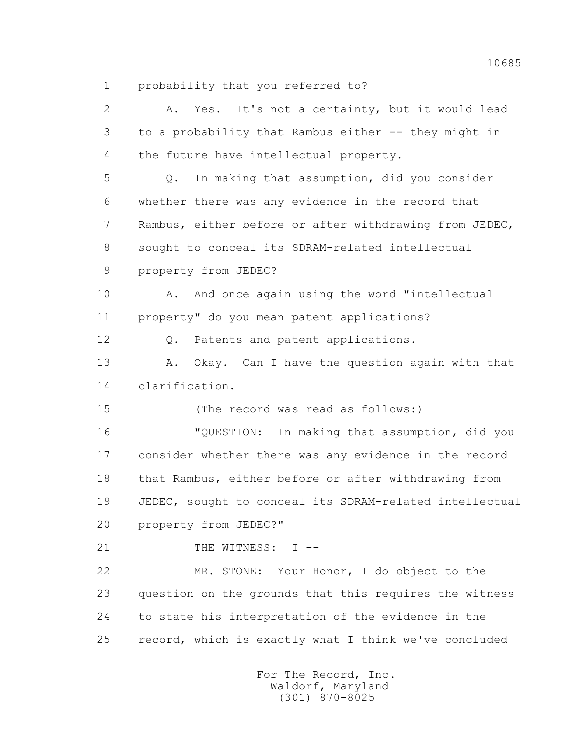1 probability that you referred to?

2 A. Yes. It's not a certainty, but it would lead

3 to a probability that Rambus either -- they might in

4 the future have intellectual property.

5 Q. In making that assumption, did you consider

6 whether there was any evidence in the record that

7 Rambus, either before or after withdrawing from JEDEC,

8 sought to conceal its SDRAM-related intellectual

9 property from JEDEC?

10 A. And once again using the word "intellectual

11 property" do you mean patent applications?

12 Q. Patents and patent applications.

13 A. Okay. Can I have the question again with that

14 clarification.

15 (The record was read as follows:)

16 "QUESTION: In making that assumption, did you

17 consider whether there was any evidence in the record

18 that Rambus, either before or after withdrawing from

19 JEDEC, sought to conceal its SDRAM-related intellectual

20 property from JEDEC?"

21 THE WITNESS: I --

22 MR. STONE: Your Honor, I do object to the

23 question on the grounds that this requires the witness

24 to state his interpretation of the evidence in the

25 record, which is exactly what I think we've concluded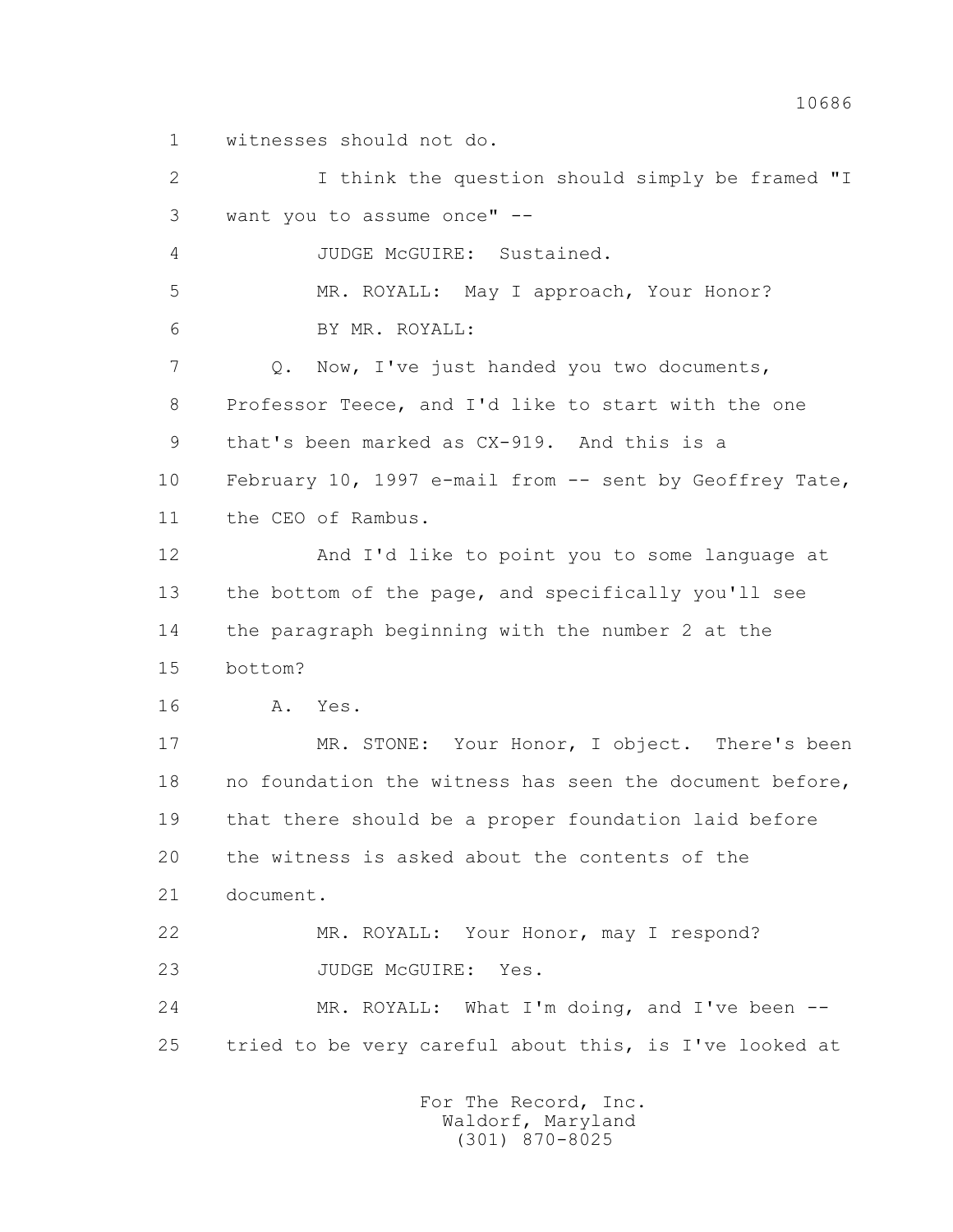1 witnesses should not do.

2 I think the question should simply be framed "I

3 want you to assume once" --

4 JUDGE McGUIRE: Sustained.

5 MR. ROYALL: May I approach, Your Honor?

6 BY MR. ROYALL:

7 Q. Now, I've just handed you two documents,

8 Professor Teece, and I'd like to start with the one

9 that's been marked as CX-919. And this is a

10 February 10, 1997 e-mail from -- sent by Geoffrey Tate,

11 the CEO of Rambus.

12 And I'd like to point you to some language at

13 the bottom of the page, and specifically you'll see

14 the paragraph beginning with the number 2 at the

15 bottom?

16 A. Yes.

17 MR. STONE: Your Honor, I object. There's been

18 no foundation the witness has seen the document before,

19 that there should be a proper foundation laid before

20 the witness is asked about the contents of the

21 document.

22 MR. ROYALL: Your Honor, may I respond?

23 JUDGE McGUIRE: Yes.

24 MR. ROYALL: What I'm doing, and I've been --

25 tried to be very careful about this, is I've looked at

For The Record, Inc.
Waldorf, Maryland
(301) 870-8025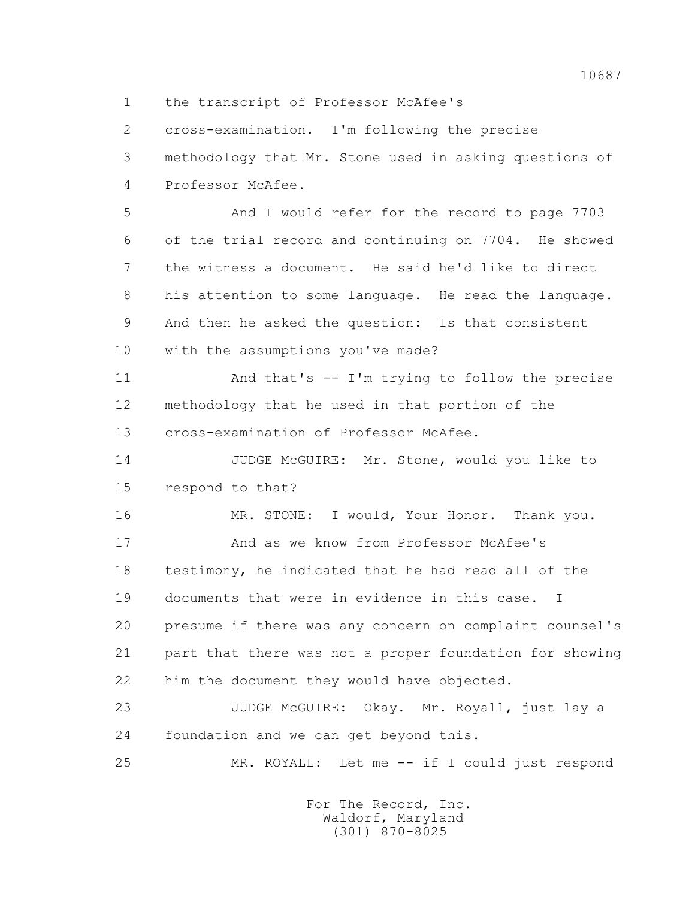the transcript of Professor McAfee's cross-examination. I'm following the precise methodology that Mr. Stone used in asking questions of Professor McAfee.

And I would refer for the record to page 7703 of the trial record and continuing on 7704. He showed the witness a document. He said he'd like to direct his attention to some language. He read the language. And then he asked the question: Is that consistent with the assumptions you've made?

And that's -- I'm trying to follow the precise methodology that he used in that portion of the cross-examination of Professor McAfee.

JUDGE McGUIRE: Mr. Stone, would you like to respond to that?

MR. STONE: I would, Your Honor. Thank you.

And as we know from Professor McAfee's testimony, he indicated that he had read all of the documents that were in evidence in this case. I presume if there was any concern on complaint counsel's part that there was not a proper foundation for showing him the document they would have objected.

JUDGE McGUIRE: Okay. Mr. Royall, just lay a foundation and we can get beyond this.

MR. ROYALL: Let me -- if I could just respond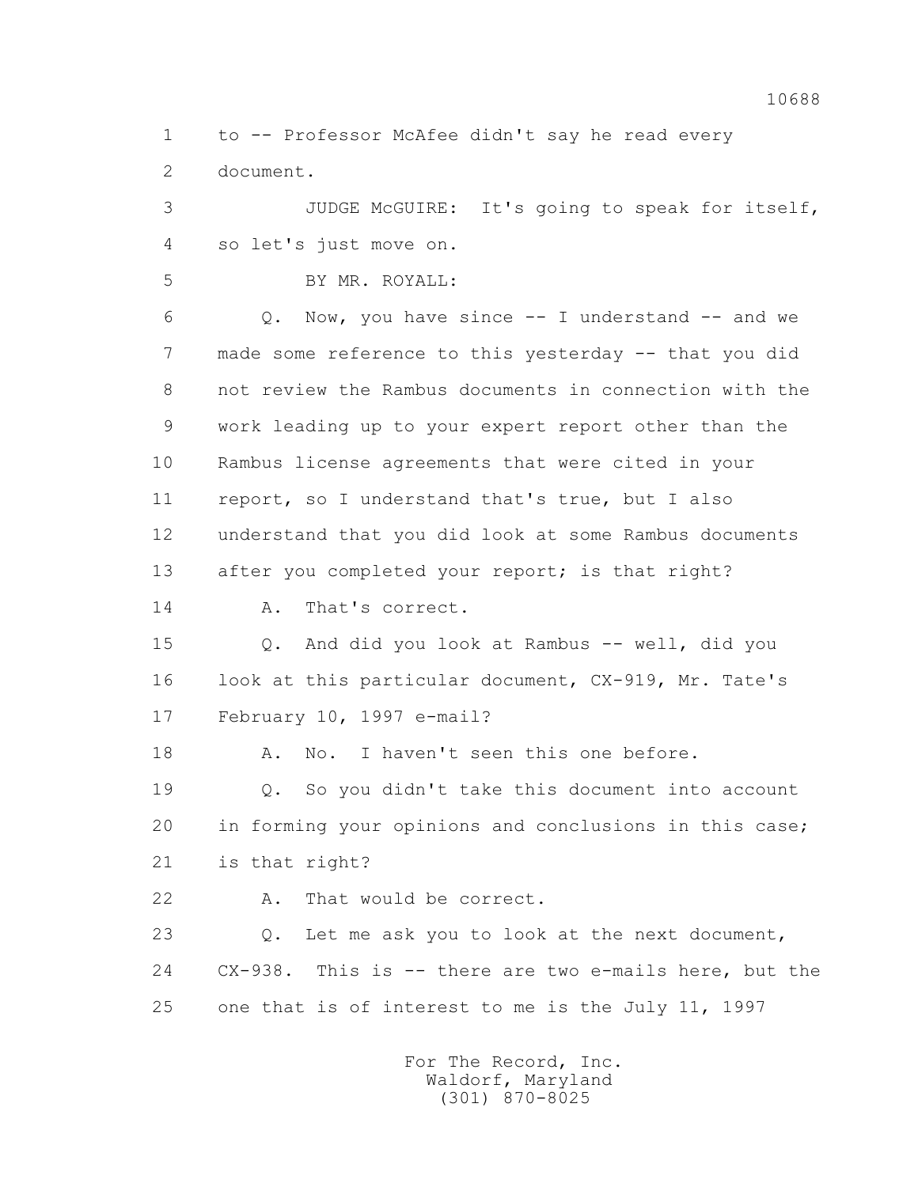1 to -- Professor McAfee didn't say he read every
2 document.
3 JUDGE McGUIRE: It's going to speak for itself,
4 so let's just move on.
5 BY MR. ROYALL:
6 Q. Now, you have since -- I understand -- and we
7 made some reference to this yesterday -- that you did
8 not review the Rambus documents in connection with the
9 work leading up to your expert report other than the
10 Rambus license agreements that were cited in your
11 report, so I understand that's true, but I also
12 understand that you did look at some Rambus documents
13 after you completed your report; is that right?
14 A. That's correct.
15 Q. And did you look at Rambus -- well, did you
16 look at this particular document, CX-919, Mr. Tate's
17 February 10, 1997 e-mail?
18 A. No. I haven't seen this one before.
19 Q. So you didn't take this document into account
20 in forming your opinions and conclusions in this case;
21 is that right?
22 A. That would be correct.
23 Q. Let me ask you to look at the next document,
24 CX-938. This is -- there are two e-mails here, but the
25 one that is of interest to me is the July 11, 1997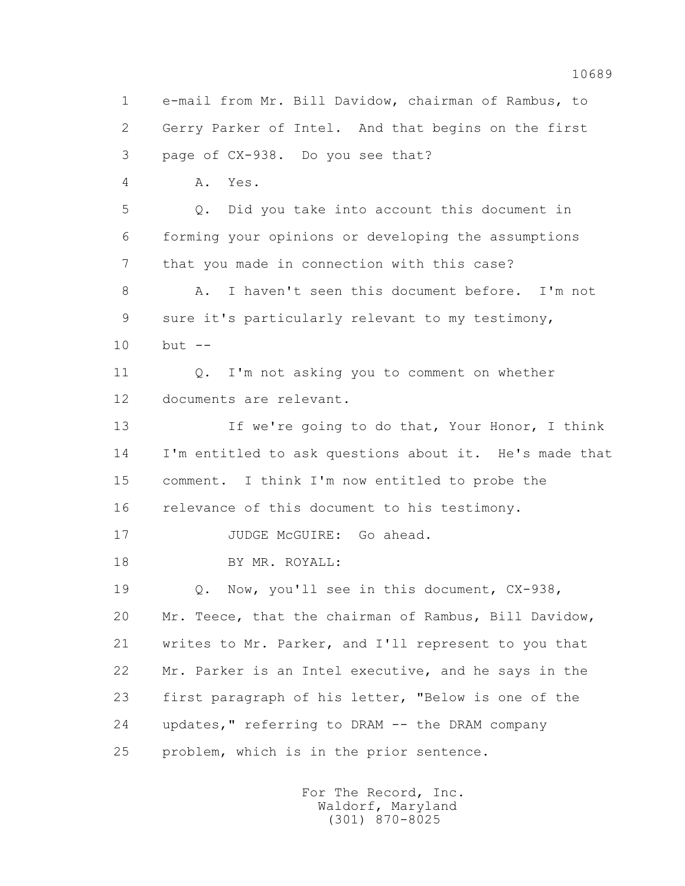1 e-mail from Mr. Bill Davidow, chairman of Rambus, to
2 Gerry Parker of Intel. And that begins on the first
3 page of CX-938. Do you see that?
4 A. Yes.
5 Q. Did you take into account this document in
6 forming your opinions or developing the assumptions
7 that you made in connection with this case?
8 A. I haven't seen this document before. I'm not
9 sure it's particularly relevant to my testimony,
10 but --
11 Q. I'm not asking you to comment on whether
12 documents are relevant.
13 If we're going to do that, Your Honor, I think
14 I'm entitled to ask questions about it. He's made that
15 comment. I think I'm now entitled to probe the
16 relevance of this document to his testimony.
17 JUDGE McGUIRE: Go ahead.
18 BY MR. ROYALL:
19 Q. Now, you'll see in this document, CX-938,
20 Mr. Teece, that the chairman of Rambus, Bill Davidow,
21 writes to Mr. Parker, and I'll represent to you that
22 Mr. Parker is an Intel executive, and he says in the
23 first paragraph of his letter, "Below is one of the
24 updates," referring to DRAM -- the DRAM company
25 problem, which is in the prior sentence.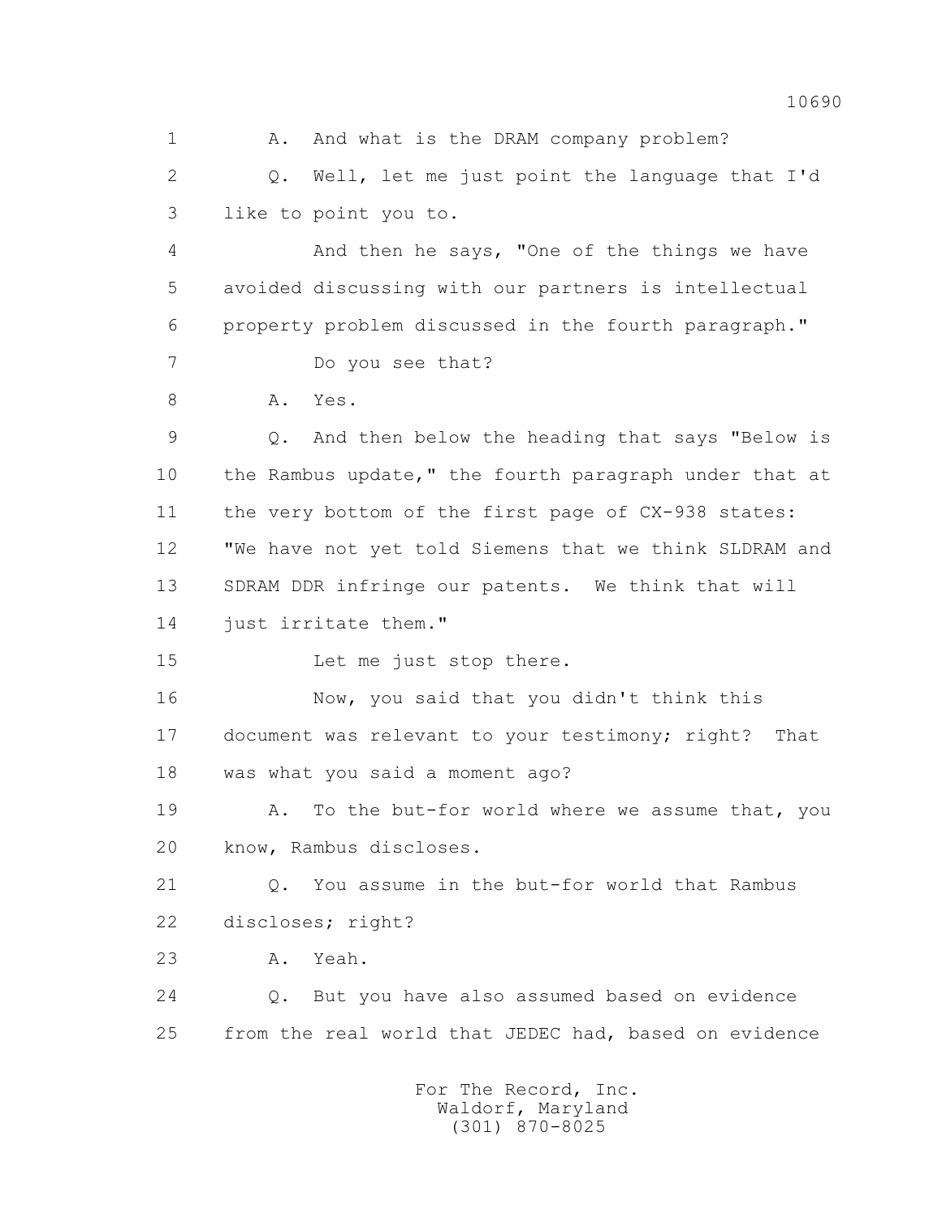1 A. And what is the DRAM company problem?

2 Q. Well, let me just point the language that I'd

3 like to point you to.

4 And then he says, "One of the things we have

5 avoided discussing with our partners is intellectual

6 property problem discussed in the fourth paragraph."

7 Do you see that?

8 A. Yes.

9 Q. And then below the heading that says "Below is

10 the Rambus update," the fourth paragraph under that at

11 the very bottom of the first page of CX-938 states:

12 "We have not yet told Siemens that we think SLDRAM and

13 SDRAM DDR infringe our patents. We think that will

14 just irritate them."

15 Let me just stop there.

16 Now, you said that you didn't think this

17 document was relevant to your testimony; right? That

18 was what you said a moment ago?

19 A. To the but-for world where we assume that, you

20 know, Rambus discloses.

21 Q. You assume in the but-for world that Rambus

22 discloses; right?

23 A. Yeah.

24 Q. But you have also assumed based on evidence

25 from the real world that JEDEC had, based on evidence

For The Record, Inc.
Waldorf, Maryland
(301) 870-8025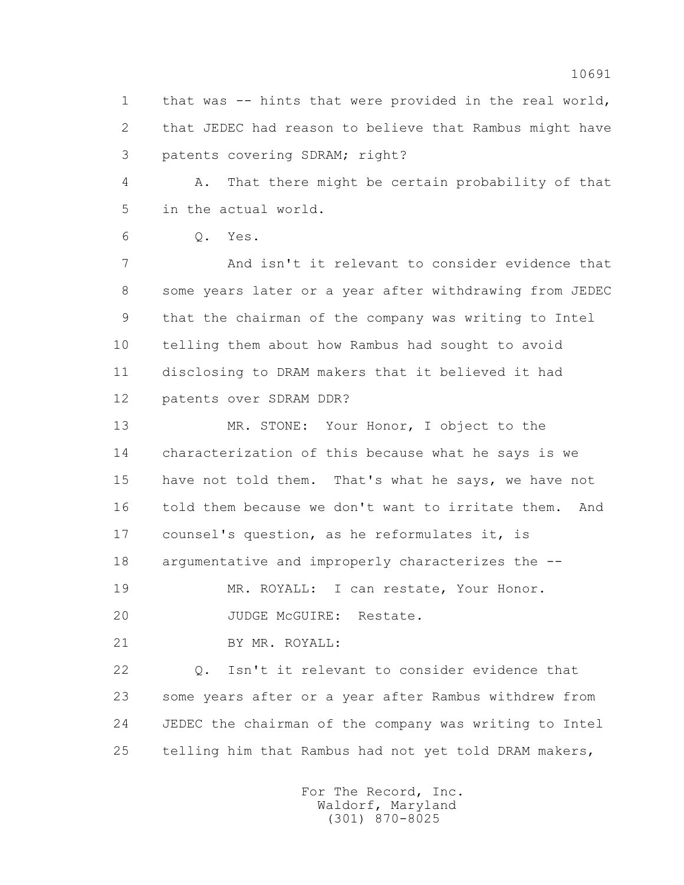1 that was -- hints that were provided in the real world,
2 that JEDEC had reason to believe that Rambus might have
3 patents covering SDRAM; right?

4 A. That there might be certain probability of that
5 in the actual world.

6 Q. Yes.

7 And isn't it relevant to consider evidence that
8 some years later or a year after withdrawing from JEDEC
9 that the chairman of the company was writing to Intel
10 telling them about how Rambus had sought to avoid
11 disclosing to DRAM makers that it believed it had
12 patents over SDRAM DDR?

13 MR. STONE: Your Honor, I object to the
14 characterization of this because what he says is we
15 have not told them. That's what he says, we have not
16 told them because we don't want to irritate them. And
17 counsel's question, as he reformulates it, is
18 argumentative and improperly characterizes the --

19 MR. ROYALL: I can restate, Your Honor.

20 JUDGE McGUIRE: Restate.

21 BY MR. ROYALL:

22 Q. Isn't it relevant to consider evidence that
23 some years after or a year after Rambus withdrew from
24 JEDEC the chairman of the company was writing to Intel
25 telling him that Rambus had not yet told DRAM makers,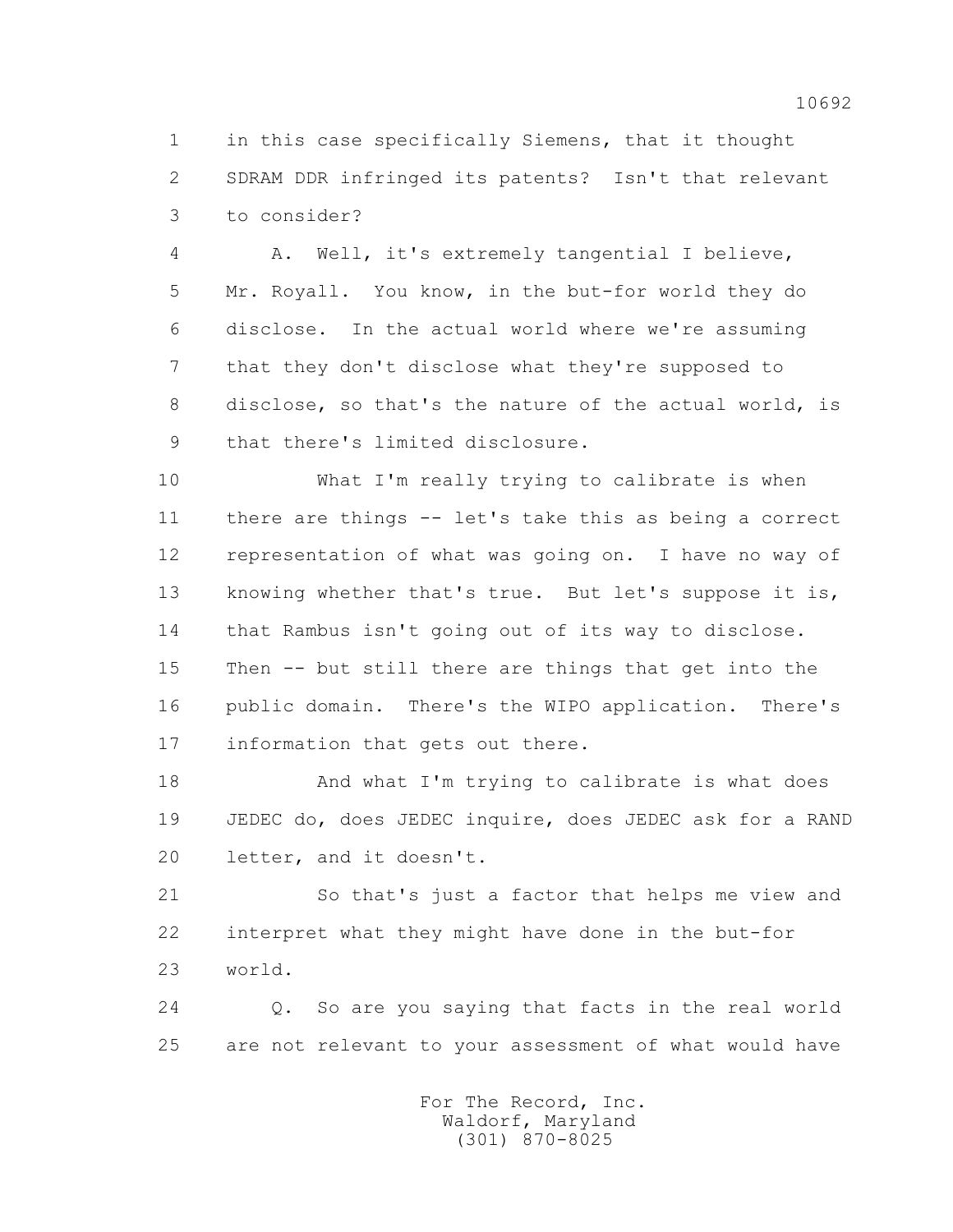1 in this case specifically Siemens, that it thought
2 SDRAM DDR infringed its patents? Isn't that relevant
3 to consider?

4 A. Well, it's extremely tangential I believe,
5 Mr. Royall. You know, in the but-for world they do
6 disclose. In the actual world where we're assuming
7 that they don't disclose what they're supposed to
8 disclose, so that's the nature of the actual world, is
9 that there's limited disclosure.

10 What I'm really trying to calibrate is when
11 there are things -- let's take this as being a correct
12 representation of what was going on. I have no way of
13 knowing whether that's true. But let's suppose it is,
14 that Rambus isn't going out of its way to disclose.
15 Then -- but still there are things that get into the
16 public domain. There's the WIPO application. There's
17 information that gets out there.

18 And what I'm trying to calibrate is what does
19 JEDEC do, does JEDEC inquire, does JEDEC ask for a RAND
20 letter, and it doesn't.

21 So that's just a factor that helps me view and
22 interpret what they might have done in the but-for
23 world.

24 Q. So are you saying that facts in the real world
25 are not relevant to your assessment of what would have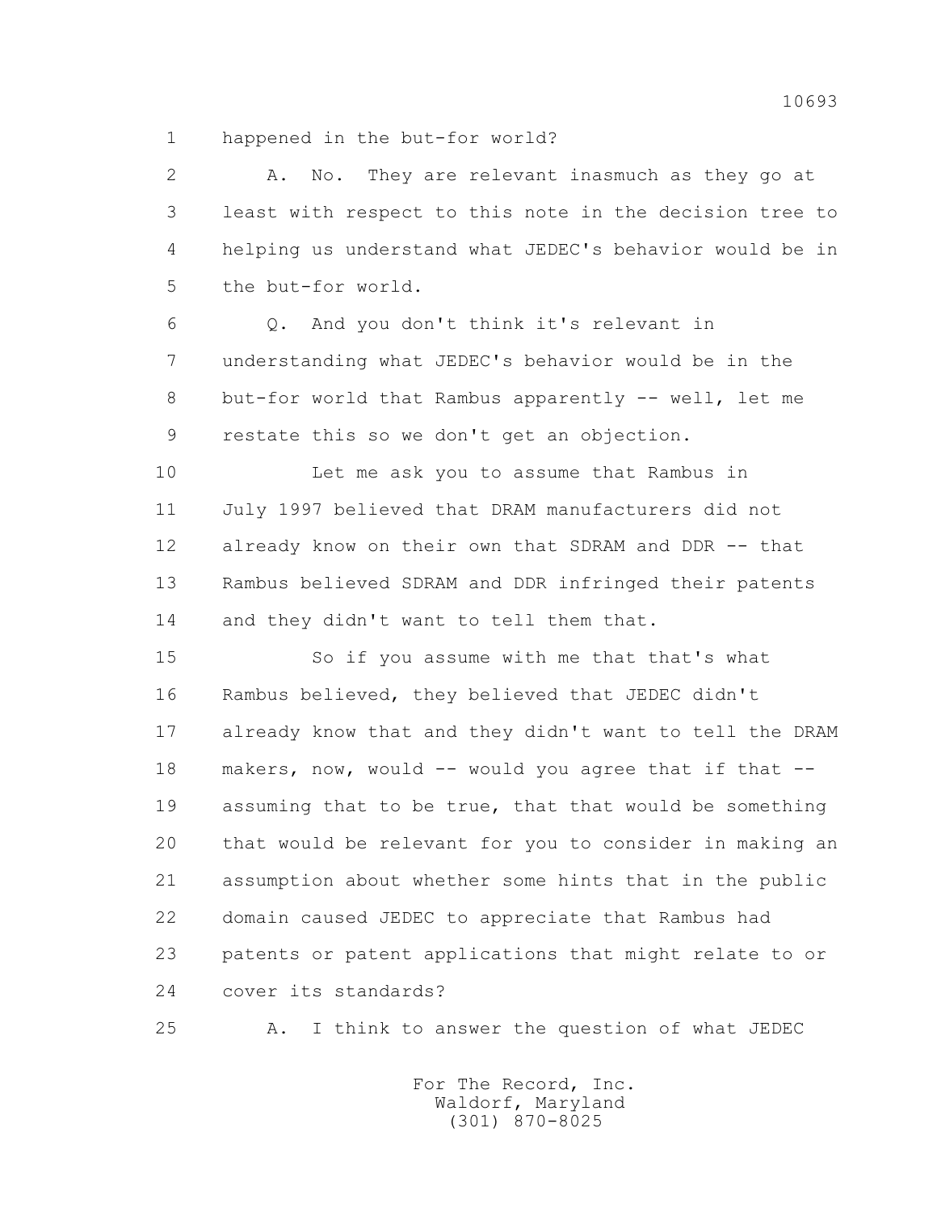1 happened in the but-for world?

2 A. No. They are relevant inasmuch as they go at

3 least with respect to this note in the decision tree to

4 helping us understand what JEDEC's behavior would be in

5 the but-for world.

6 Q. And you don't think it's relevant in

7 understanding what JEDEC's behavior would be in the

8 but-for world that Rambus apparently -- well, let me

9 restate this so we don't get an objection.

10 Let me ask you to assume that Rambus in

11 July 1997 believed that DRAM manufacturers did not

12 already know on their own that SDRAM and DDR -- that

13 Rambus believed SDRAM and DDR infringed their patents

14 and they didn't want to tell them that.

15 So if you assume with me that that's what

16 Rambus believed, they believed that JEDEC didn't

17 already know that and they didn't want to tell the DRAM

18 makers, now, would -- would you agree that if that --

19 assuming that to be true, that that would be something

20 that would be relevant for you to consider in making an

21 assumption about whether some hints that in the public

22 domain caused JEDEC to appreciate that Rambus had

23 patents or patent applications that might relate to or

24 cover its standards?

25 A. I think to answer the question of what JEDEC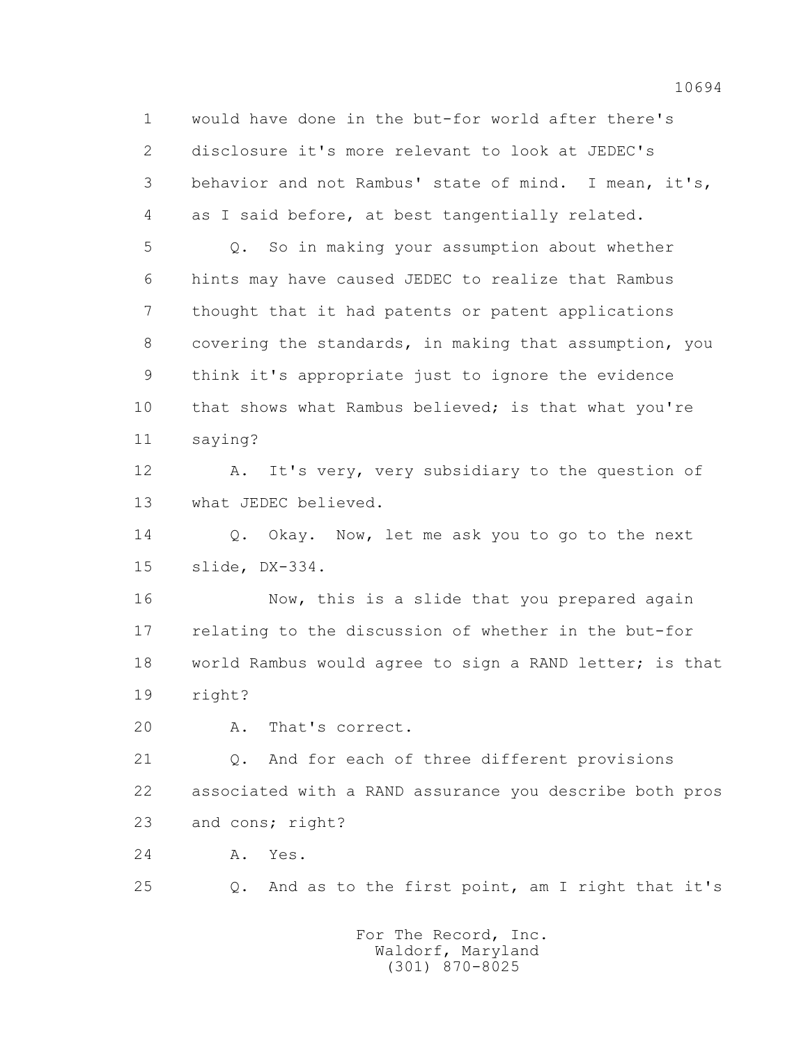would have done in the but-for world after there's disclosure it's more relevant to look at JEDEC's behavior and not Rambus' state of mind. I mean, it's, as I said before, at best tangentially related.

Q. So in making your assumption about whether hints may have caused JEDEC to realize that Rambus thought that it had patents or patent applications covering the standards, in making that assumption, you think it's appropriate just to ignore the evidence that shows what Rambus believed; is that what you're saying?

A. It's very, very subsidiary to the question of what JEDEC believed.

Q. Okay. Now, let me ask you to go to the next slide, DX-334.

Now, this is a slide that you prepared again relating to the discussion of whether in the but-for world Rambus would agree to sign a RAND letter; is that right?

A. That's correct.

Q. And for each of three different provisions associated with a RAND assurance you describe both pros and cons; right?

A. Yes.

Q. And as to the first point, am I right that it's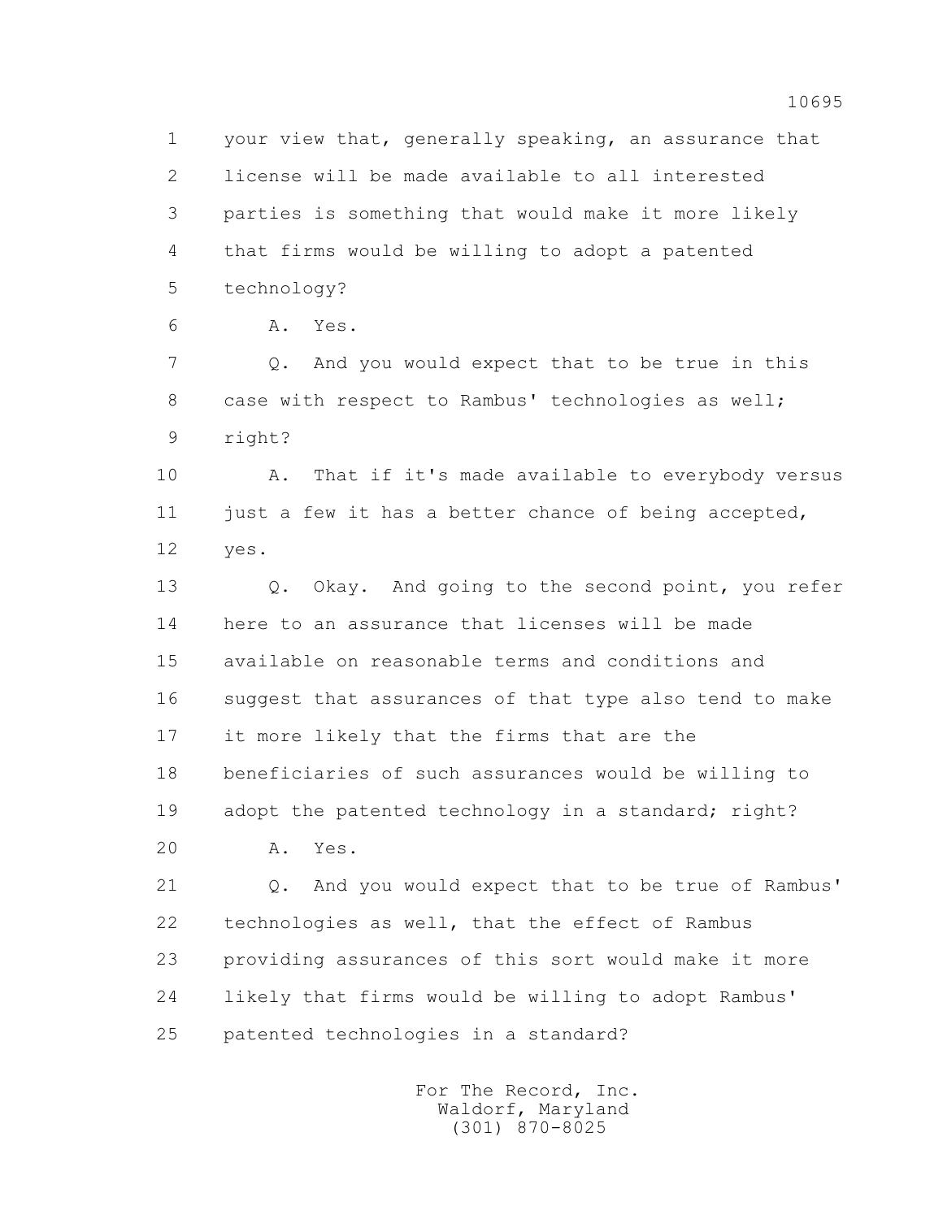1 your view that, generally speaking, an assurance that
2 license will be made available to all interested
3 parties is something that would make it more likely
4 that firms would be willing to adopt a patented
5 technology?

6 A. Yes.

7 Q. And you would expect that to be true in this
8 case with respect to Rambus' technologies as well;
9 right?

10 A. That if it's made available to everybody versus
11 just a few it has a better chance of being accepted,
12 yes.

13 Q. Okay. And going to the second point, you refer
14 here to an assurance that licenses will be made
15 available on reasonable terms and conditions and
16 suggest that assurances of that type also tend to make
17 it more likely that the firms that are the
18 beneficiaries of such assurances would be willing to
19 adopt the patented technology in a standard; right?

20 A. Yes.

21 Q. And you would expect that to be true of Rambus'
22 technologies as well, that the effect of Rambus
23 providing assurances of this sort would make it more
24 likely that firms would be willing to adopt Rambus'
25 patented technologies in a standard?

For The Record, Inc.
Waldorf, Maryland
(301) 870-8025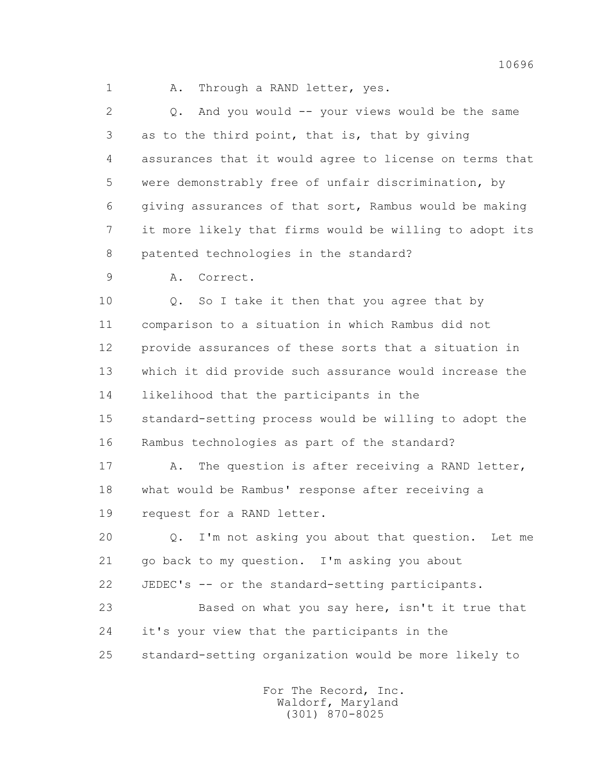1 A. Through a RAND letter, yes.

2 Q. And you would -- your views would be the same

3 as to the third point, that is, that by giving

4 assurances that it would agree to license on terms that

5 were demonstrably free of unfair discrimination, by

6 giving assurances of that sort, Rambus would be making

7 it more likely that firms would be willing to adopt its

8 patented technologies in the standard?

9 A. Correct.

10 Q. So I take it then that you agree that by

11 comparison to a situation in which Rambus did not

12 provide assurances of these sorts that a situation in

13 which it did provide such assurance would increase the

14 likelihood that the participants in the

15 standard-setting process would be willing to adopt the

16 Rambus technologies as part of the standard?

17 A. The question is after receiving a RAND letter,

18 what would be Rambus' response after receiving a

19 request for a RAND letter.

20 Q. I'm not asking you about that question. Let me

21 go back to my question. I'm asking you about

22 JEDEC's -- or the standard-setting participants.

23 Based on what you say here, isn't it true that

24 it's your view that the participants in the

25 standard-setting organization would be more likely to

For The Record, Inc.
Waldorf, Maryland
(301) 870-8025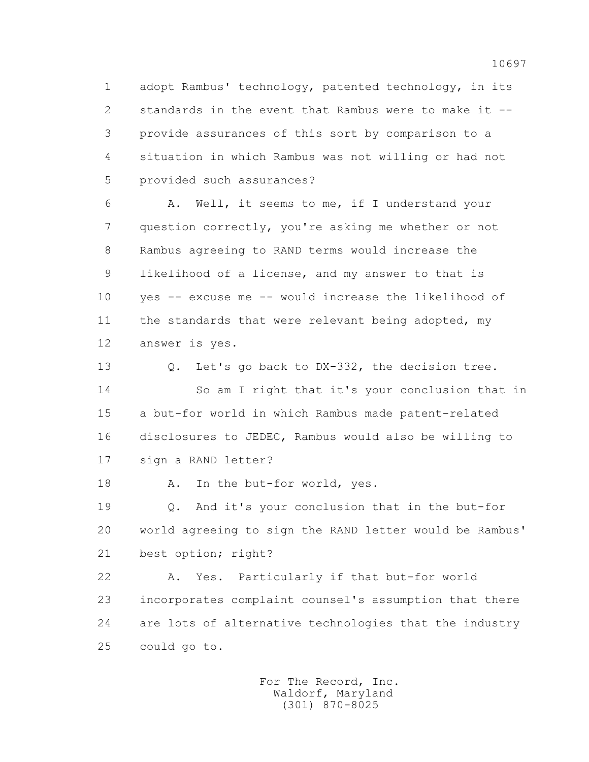1 adopt Rambus' technology, patented technology, in its
2 standards in the event that Rambus were to make it --
3 provide assurances of this sort by comparison to a
4 situation in which Rambus was not willing or had not
5 provided such assurances?

6 A. Well, it seems to me, if I understand your
7 question correctly, you're asking me whether or not
8 Rambus agreeing to RAND terms would increase the
9 likelihood of a license, and my answer to that is
10 yes -- excuse me -- would increase the likelihood of
11 the standards that were relevant being adopted, my
12 answer is yes.

13 Q. Let's go back to DX-332, the decision tree.
14 So am I right that it's your conclusion that in
15 a but-for world in which Rambus made patent-related
16 disclosures to JEDEC, Rambus would also be willing to
17 sign a RAND letter?

18 A. In the but-for world, yes.

19 Q. And it's your conclusion that in the but-for
20 world agreeing to sign the RAND letter would be Rambus'
21 best option; right?

22 A. Yes. Particularly if that but-for world
23 incorporates complaint counsel's assumption that there
24 are lots of alternative technologies that the industry
25 could go to.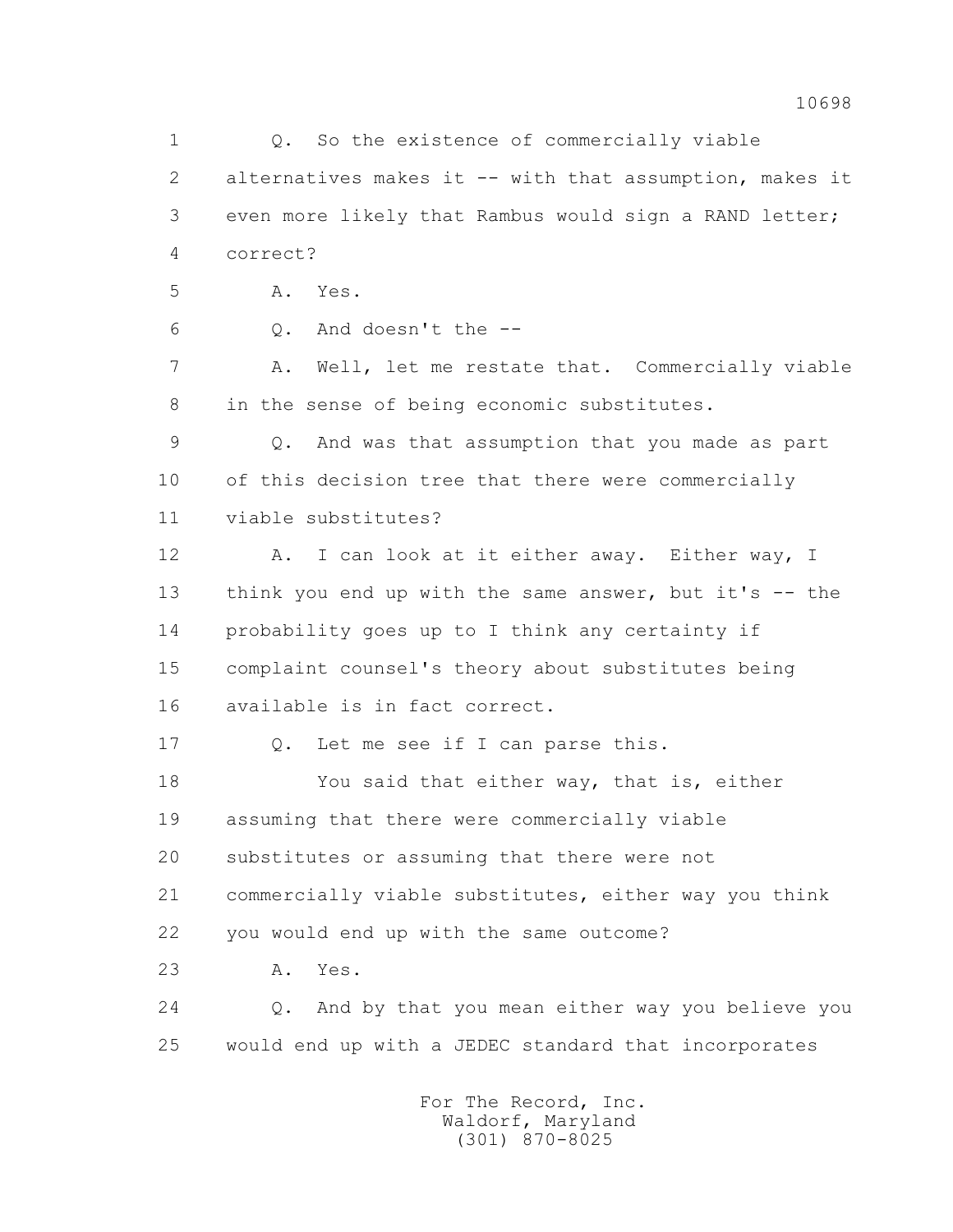1 Q. So the existence of commercially viable
2 alternatives makes it -- with that assumption, makes it
3 even more likely that Rambus would sign a RAND letter;
4 correct?
5 A. Yes.
6 Q. And doesn't the --
7 A. Well, let me restate that. Commercially viable
8 in the sense of being economic substitutes.
9 Q. And was that assumption that you made as part
10 of this decision tree that there were commercially
11 viable substitutes?
12 A. I can look at it either away. Either way, I
13 think you end up with the same answer, but it's -- the
14 probability goes up to I think any certainty if
15 complaint counsel's theory about substitutes being
16 available is in fact correct.
17 Q. Let me see if I can parse this.
18 You said that either way, that is, either
19 assuming that there were commercially viable
20 substitutes or assuming that there were not
21 commercially viable substitutes, either way you think
22 you would end up with the same outcome?
23 A. Yes.
24 Q. And by that you mean either way you believe you
25 would end up with a JEDEC standard that incorporates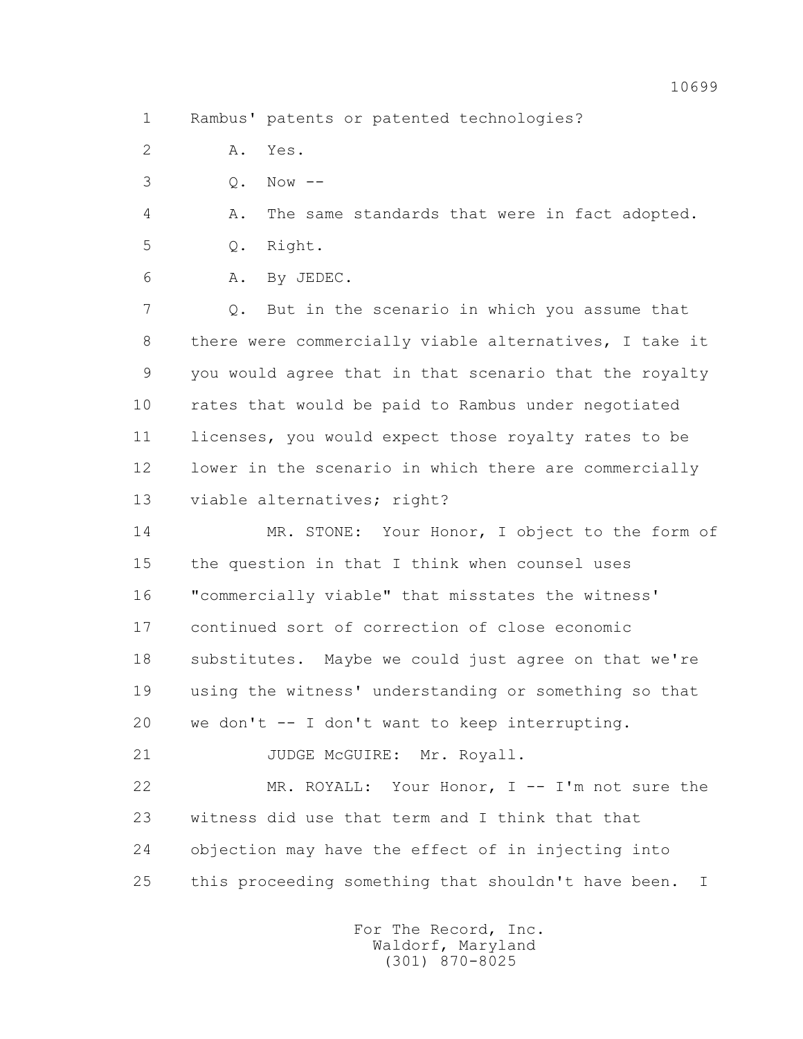1 Rambus' patents or patented technologies?

2 A. Yes.

3 Q. Now --

4 A. The same standards that were in fact adopted.

5 Q. Right.

6 A. By JEDEC.

7 Q. But in the scenario in which you assume that

8 there were commercially viable alternatives, I take it

9 you would agree that in that scenario that the royalty

10 rates that would be paid to Rambus under negotiated

11 licenses, you would expect those royalty rates to be

12 lower in the scenario in which there are commercially

13 viable alternatives; right?

14 MR. STONE: Your Honor, I object to the form of

15 the question in that I think when counsel uses

16 "commercially viable" that misstates the witness'

17 continued sort of correction of close economic

18 substitutes. Maybe we could just agree on that we're

19 using the witness' understanding or something so that

20 we don't -- I don't want to keep interrupting.

21 JUDGE McGUIRE: Mr. Royall.

22 MR. ROYALL: Your Honor, I -- I'm not sure the

23 witness did use that term and I think that that

24 objection may have the effect of in injecting into

25 this proceeding something that shouldn't have been. I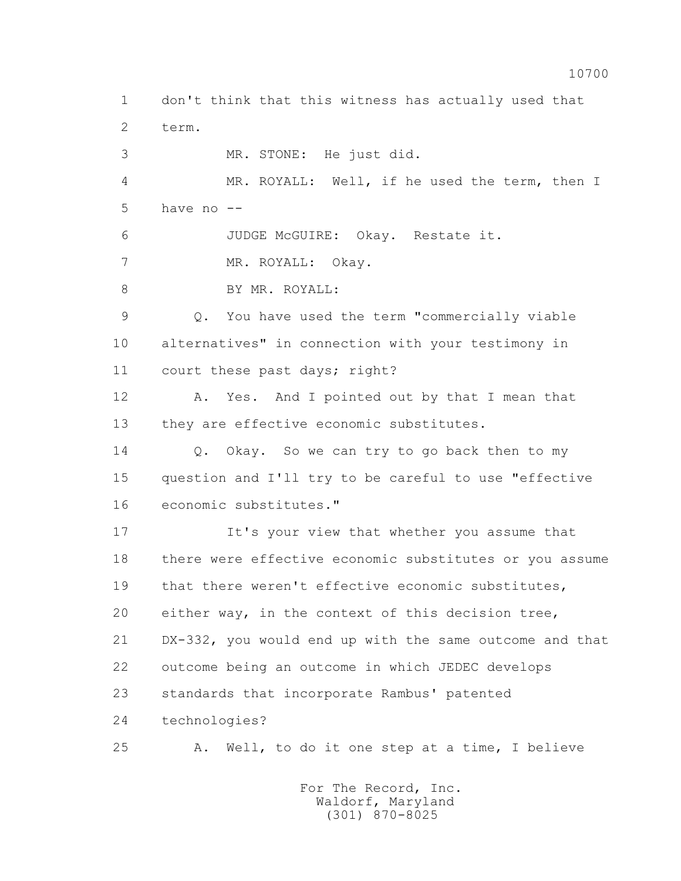1 don't think that this witness has actually used that
2 term.
3 MR. STONE: He just did.
4 MR. ROYALL: Well, if he used the term, then I
5 have no --
6 JUDGE McGUIRE: Okay. Restate it.
7 MR. ROYALL: Okay.
8 BY MR. ROYALL:
9 Q. You have used the term "commercially viable
10 alternatives" in connection with your testimony in
11 court these past days; right?
12 A. Yes. And I pointed out by that I mean that
13 they are effective economic substitutes.
14 Q. Okay. So we can try to go back then to my
15 question and I'll try to be careful to use "effective
16 economic substitutes."
17 It's your view that whether you assume that
18 there were effective economic substitutes or you assume
19 that there weren't effective economic substitutes,
20 either way, in the context of this decision tree,
21 DX-332, you would end up with the same outcome and that
22 outcome being an outcome in which JEDEC develops
23 standards that incorporate Rambus' patented
24 technologies?
25 A. Well, to do it one step at a time, I believe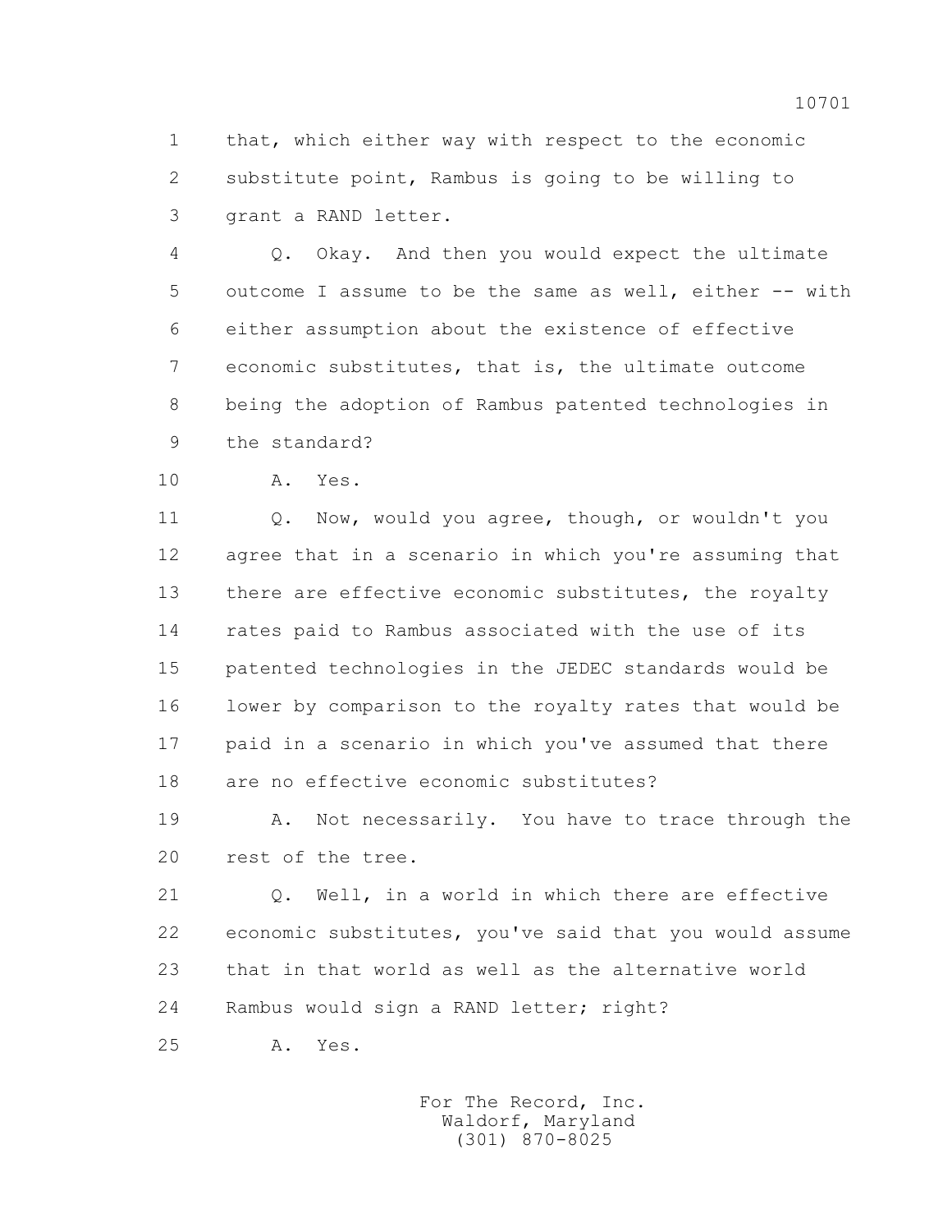1 that, which either way with respect to the economic
2 substitute point, Rambus is going to be willing to
3 grant a RAND letter.

4 Q. Okay. And then you would expect the ultimate
5 outcome I assume to be the same as well, either -- with
6 either assumption about the existence of effective
7 economic substitutes, that is, the ultimate outcome
8 being the adoption of Rambus patented technologies in
9 the standard?

10 A. Yes.

11 Q. Now, would you agree, though, or wouldn't you
12 agree that in a scenario in which you're assuming that
13 there are effective economic substitutes, the royalty
14 rates paid to Rambus associated with the use of its
15 patented technologies in the JEDEC standards would be
16 lower by comparison to the royalty rates that would be
17 paid in a scenario in which you've assumed that there
18 are no effective economic substitutes?

19 A. Not necessarily. You have to trace through the
20 rest of the tree.

21 Q. Well, in a world in which there are effective
22 economic substitutes, you've said that you would assume
23 that in that world as well as the alternative world
24 Rambus would sign a RAND letter; right?

25 A. Yes.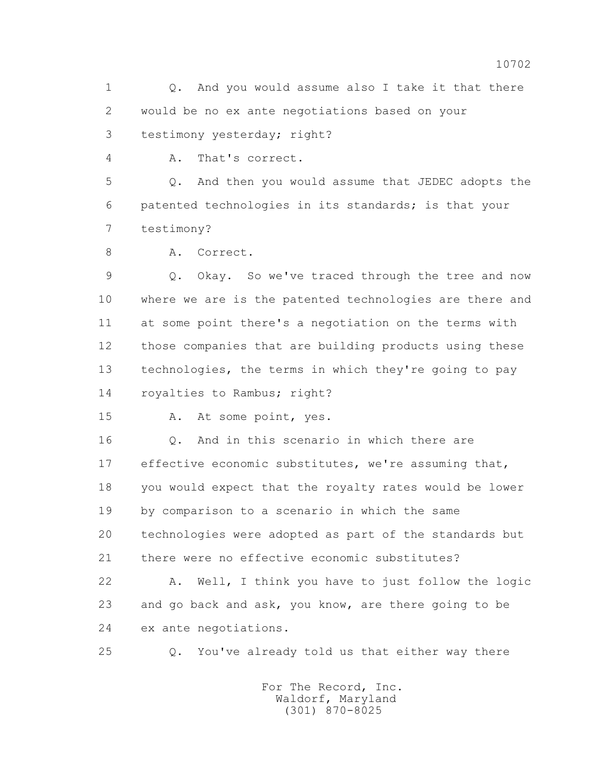1 Q. And you would assume also I take it that there
2 would be no ex ante negotiations based on your
3 testimony yesterday; right?

4 A. That's correct.

5 Q. And then you would assume that JEDEC adopts the
6 patented technologies in its standards; is that your
7 testimony?

8 A. Correct.

9 Q. Okay. So we've traced through the tree and now
10 where we are is the patented technologies are there and
11 at some point there's a negotiation on the terms with
12 those companies that are building products using these
13 technologies, the terms in which they're going to pay
14 royalties to Rambus; right?

15 A. At some point, yes.

16 Q. And in this scenario in which there are
17 effective economic substitutes, we're assuming that,
18 you would expect that the royalty rates would be lower
19 by comparison to a scenario in which the same
20 technologies were adopted as part of the standards but
21 there were no effective economic substitutes?

22 A. Well, I think you have to just follow the logic
23 and go back and ask, you know, are there going to be
24 ex ante negotiations.

25 Q. You've already told us that either way there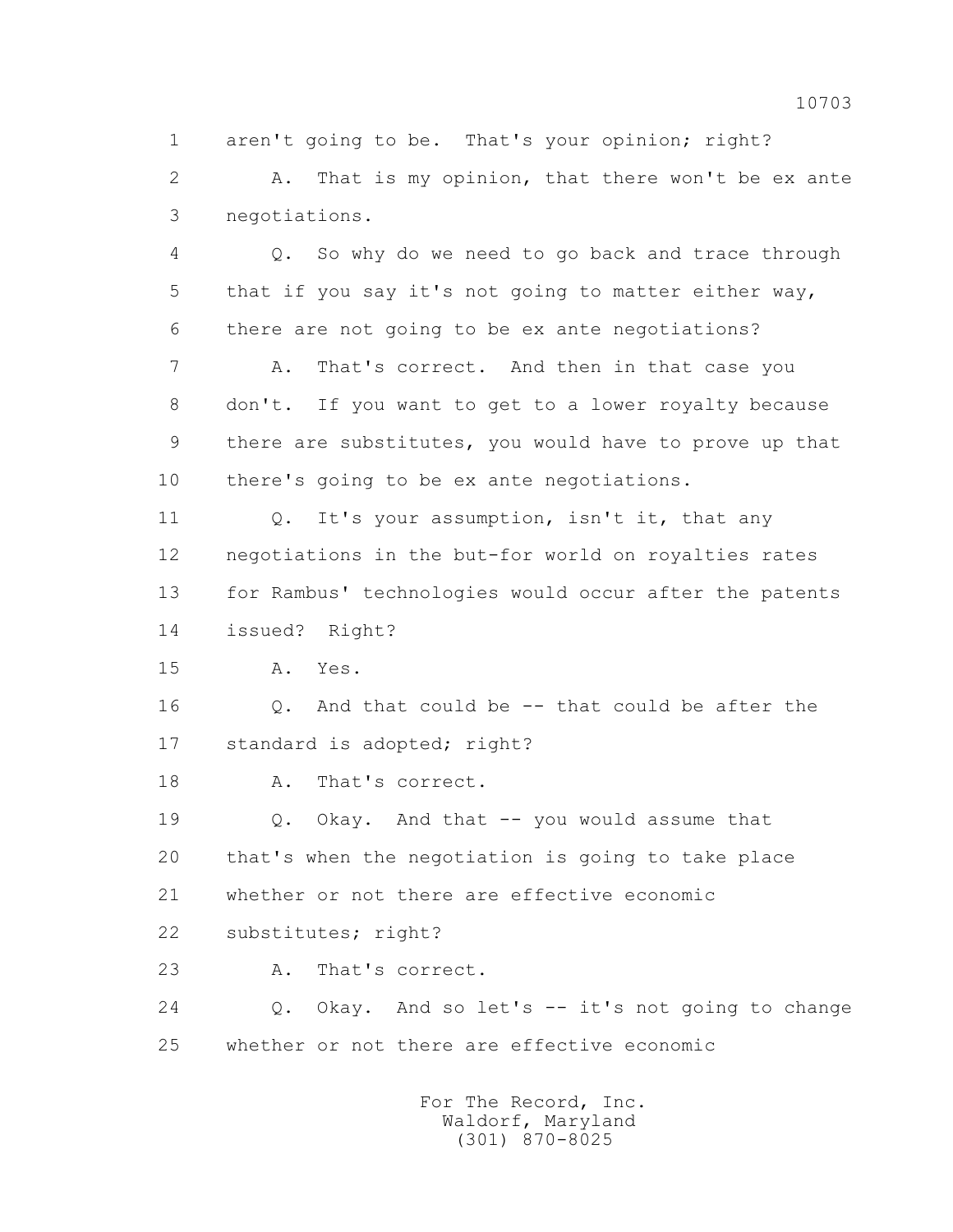1 aren't going to be. That's your opinion; right?

2 A. That is my opinion, that there won't be ex ante

3 negotiations.

4 Q. So why do we need to go back and trace through

5 that if you say it's not going to matter either way,

6 there are not going to be ex ante negotiations?

7 A. That's correct. And then in that case you

8 don't. If you want to get to a lower royalty because

9 there are substitutes, you would have to prove up that

10 there's going to be ex ante negotiations.

11 Q. It's your assumption, isn't it, that any

12 negotiations in the but-for world on royalties rates

13 for Rambus' technologies would occur after the patents

14 issued? Right?

15 A. Yes.

16 Q. And that could be -- that could be after the

17 standard is adopted; right?

18 A. That's correct.

19 Q. Okay. And that -- you would assume that

20 that's when the negotiation is going to take place

21 whether or not there are effective economic

22 substitutes; right?

23 A. That's correct.

24 Q. Okay. And so let's -- it's not going to change

25 whether or not there are effective economic

For The Record, Inc.
Waldorf, Maryland
(301) 870-8025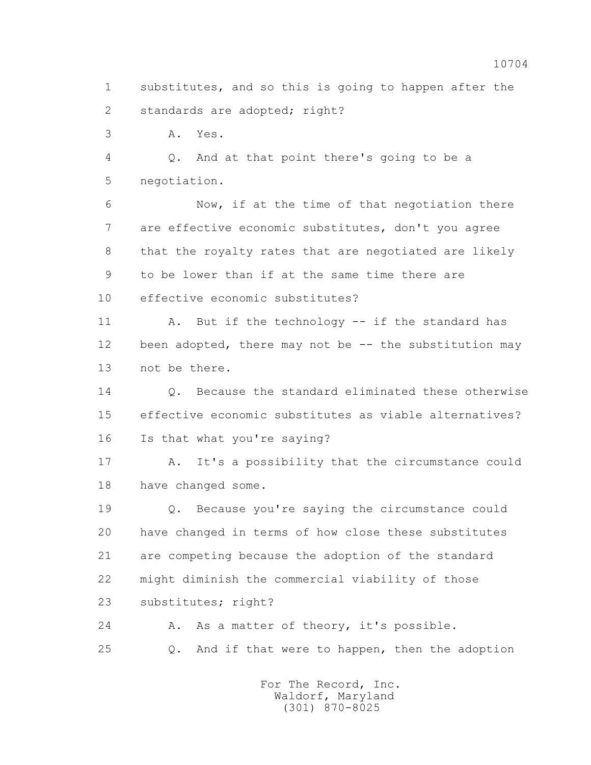1 substitutes, and so this is going to happen after the
2 standards are adopted; right?

3 A. Yes.

4 Q. And at that point there's going to be a
5 negotiation.

6 Now, if at the time of that negotiation there
7 are effective economic substitutes, don't you agree
8 that the royalty rates that are negotiated are likely
9 to be lower than if at the same time there are
10 effective economic substitutes?

11 A. But if the technology -- if the standard has
12 been adopted, there may not be -- the substitution may
13 not be there.

14 Q. Because the standard eliminated these otherwise
15 effective economic substitutes as viable alternatives?
16 Is that what you're saying?

17 A. It's a possibility that the circumstance could
18 have changed some.

19 Q. Because you're saying the circumstance could
20 have changed in terms of how close these substitutes
21 are competing because the adoption of the standard
22 might diminish the commercial viability of those
23 substitutes; right?

24 A. As a matter of theory, it's possible.

25 Q. And if that were to happen, then the adoption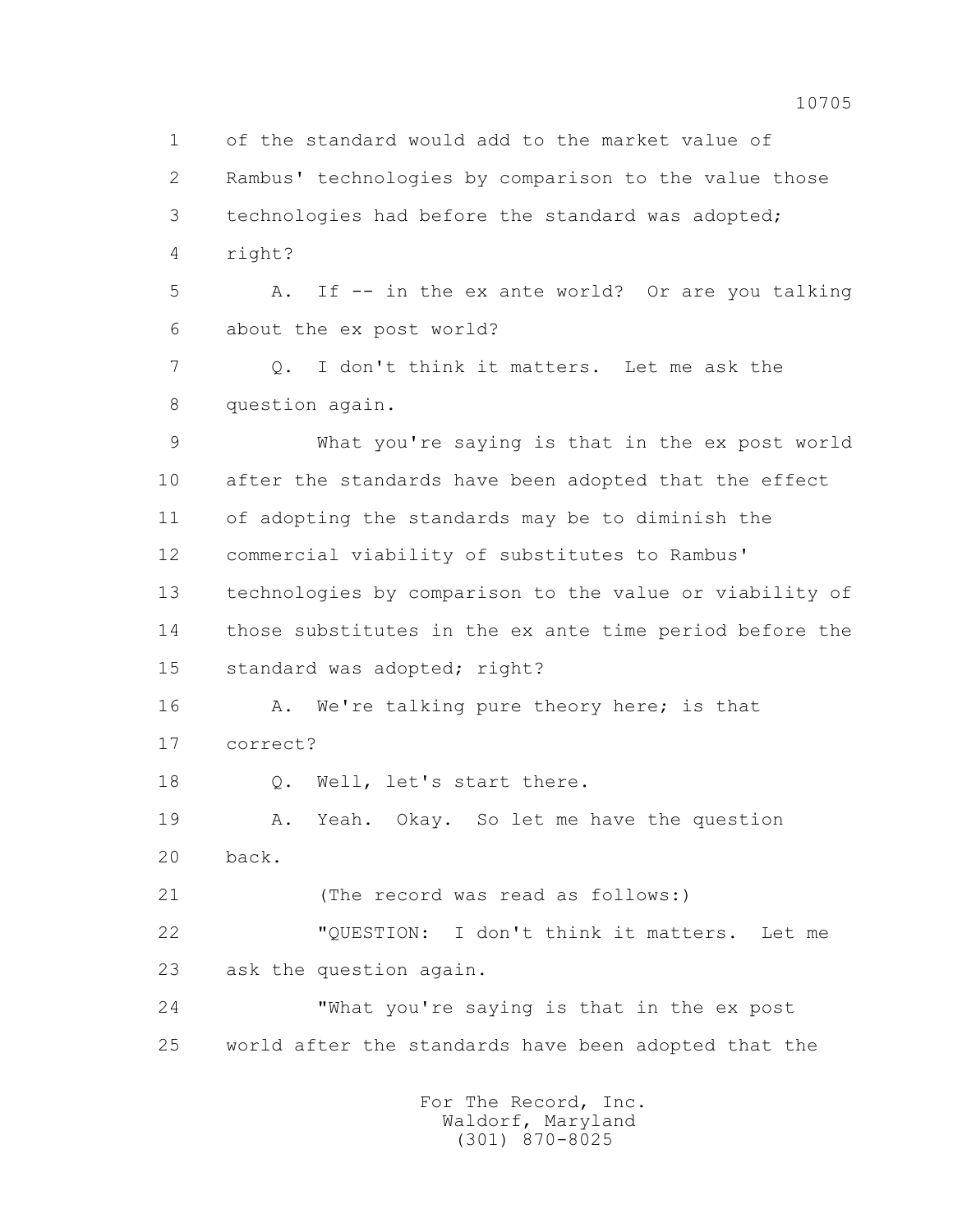1 of the standard would add to the market value of
2 Rambus' technologies by comparison to the value those
3 technologies had before the standard was adopted;
4 right?

5 A. If -- in the ex ante world? Or are you talking
6 about the ex post world?

7 Q. I don't think it matters. Let me ask the
8 question again.

9 What you're saying is that in the ex post world
10 after the standards have been adopted that the effect
11 of adopting the standards may be to diminish the
12 commercial viability of substitutes to Rambus'
13 technologies by comparison to the value or viability of
14 those substitutes in the ex ante time period before the
15 standard was adopted; right?

16 A. We're talking pure theory here; is that
17 correct?

18 Q. Well, let's start there.

19 A. Yeah. Okay. So let me have the question
20 back.

21 (The record was read as follows:)

22 "QUESTION: I don't think it matters. Let me
23 ask the question again.

24 "What you're saying is that in the ex post
25 world after the standards have been adopted that the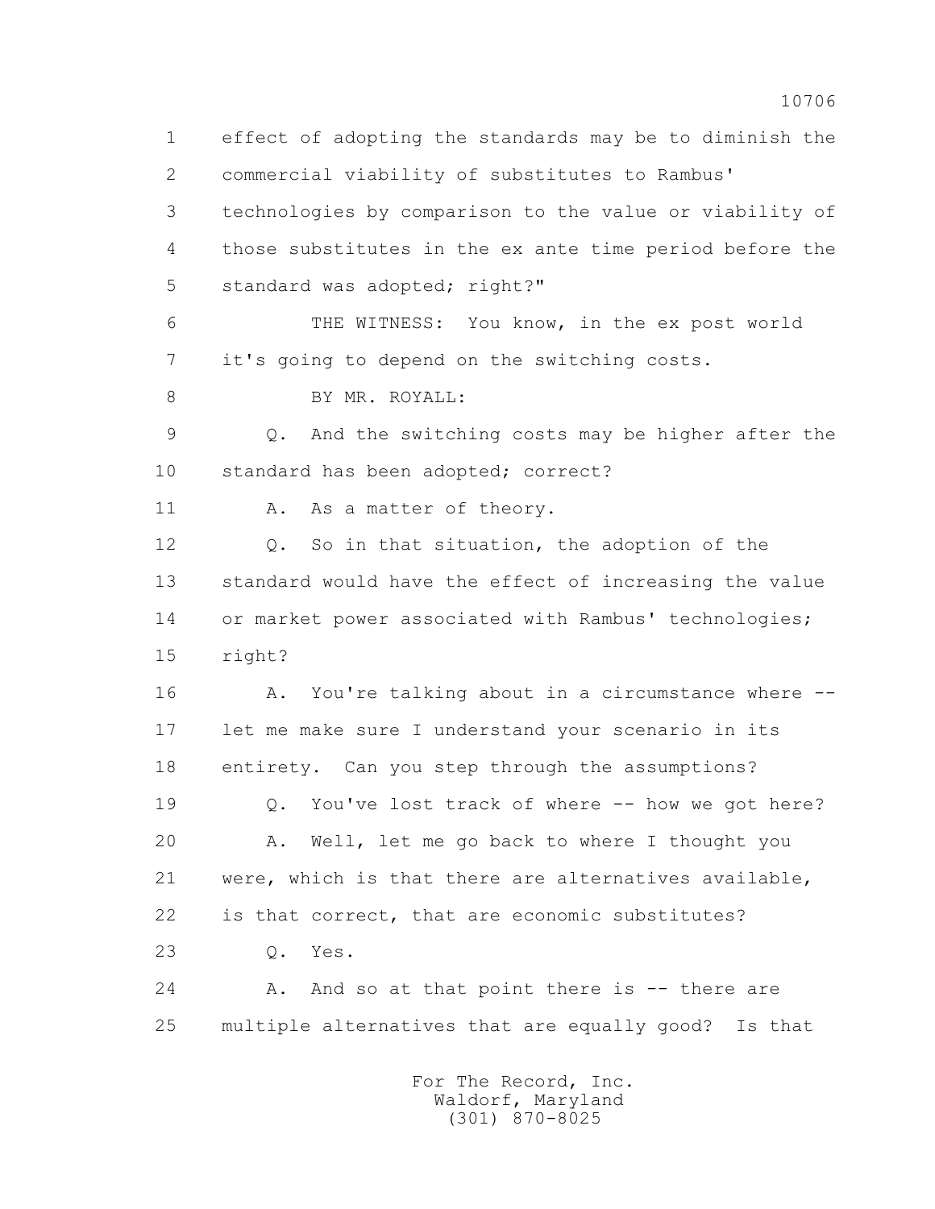effect of adopting the standards may be to diminish the commercial viability of substitutes to Rambus' technologies by comparison to the value or viability of those substitutes in the ex ante time period before the standard was adopted; right?"

THE WITNESS: You know, in the ex post world it's going to depend on the switching costs.

BY MR. ROYALL:

Q. And the switching costs may be higher after the standard has been adopted; correct?

A. As a matter of theory.

Q. So in that situation, the adoption of the standard would have the effect of increasing the value or market power associated with Rambus' technologies; right?

A. You're talking about in a circumstance where -- let me make sure I understand your scenario in its entirety. Can you step through the assumptions?

Q. You've lost track of where -- how we got here?

A. Well, let me go back to where I thought you were, which is that there are alternatives available, is that correct, that are economic substitutes?

Q. Yes.

A. And so at that point there is -- there are multiple alternatives that are equally good? Is that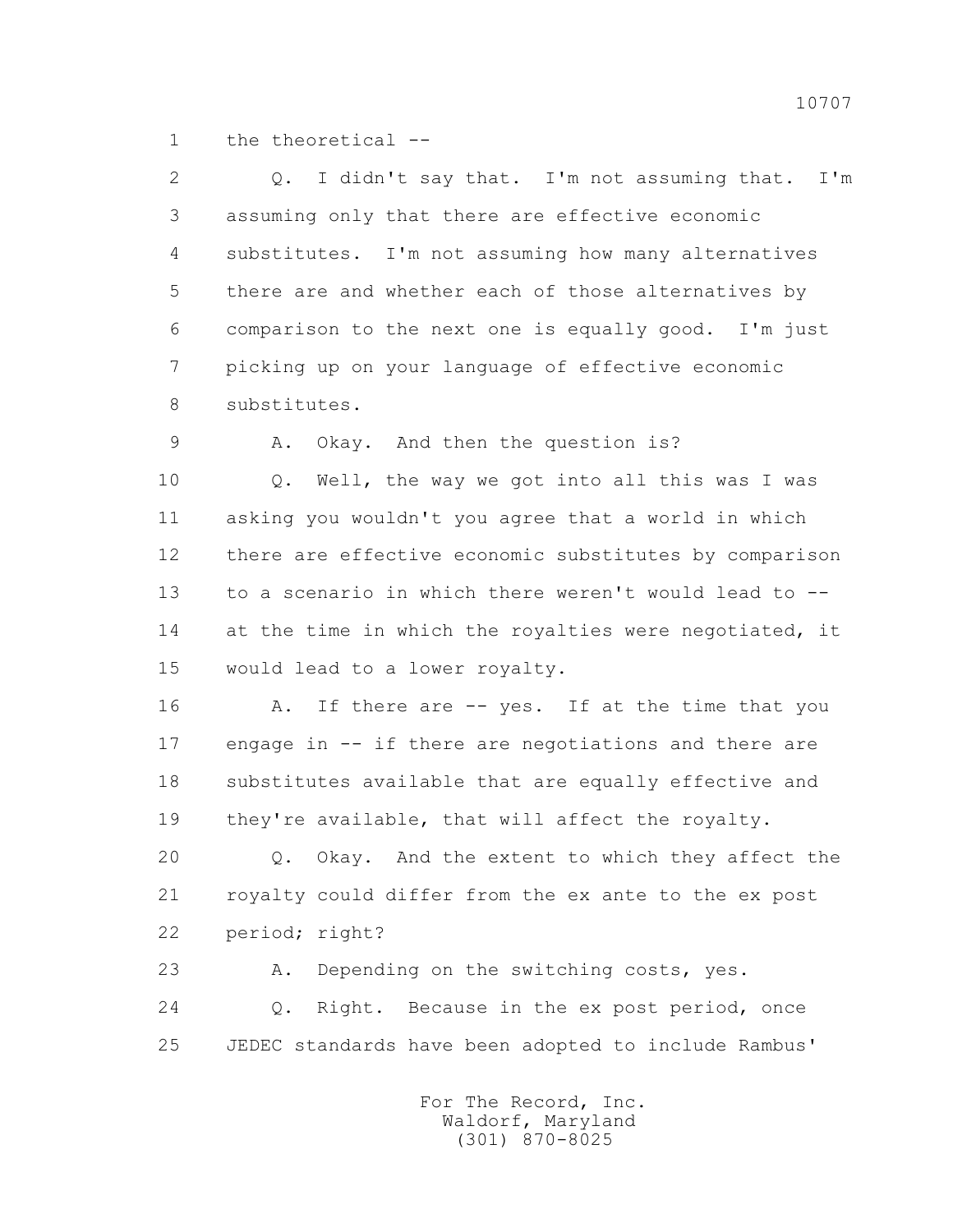1 the theoretical --

2 Q. I didn't say that. I'm not assuming that. I'm

3 assuming only that there are effective economic

4 substitutes. I'm not assuming how many alternatives

5 there are and whether each of those alternatives by

6 comparison to the next one is equally good. I'm just

7 picking up on your language of effective economic

8 substitutes.

9 A. Okay. And then the question is?

10 Q. Well, the way we got into all this was I was

11 asking you wouldn't you agree that a world in which

12 there are effective economic substitutes by comparison

13 to a scenario in which there weren't would lead to --

14 at the time in which the royalties were negotiated, it

15 would lead to a lower royalty.

16 A. If there are -- yes. If at the time that you

17 engage in -- if there are negotiations and there are

18 substitutes available that are equally effective and

19 they're available, that will affect the royalty.

20 Q. Okay. And the extent to which they affect the

21 royalty could differ from the ex ante to the ex post

22 period; right?

23 A. Depending on the switching costs, yes.

24 Q. Right. Because in the ex post period, once

25 JEDEC standards have been adopted to include Rambus'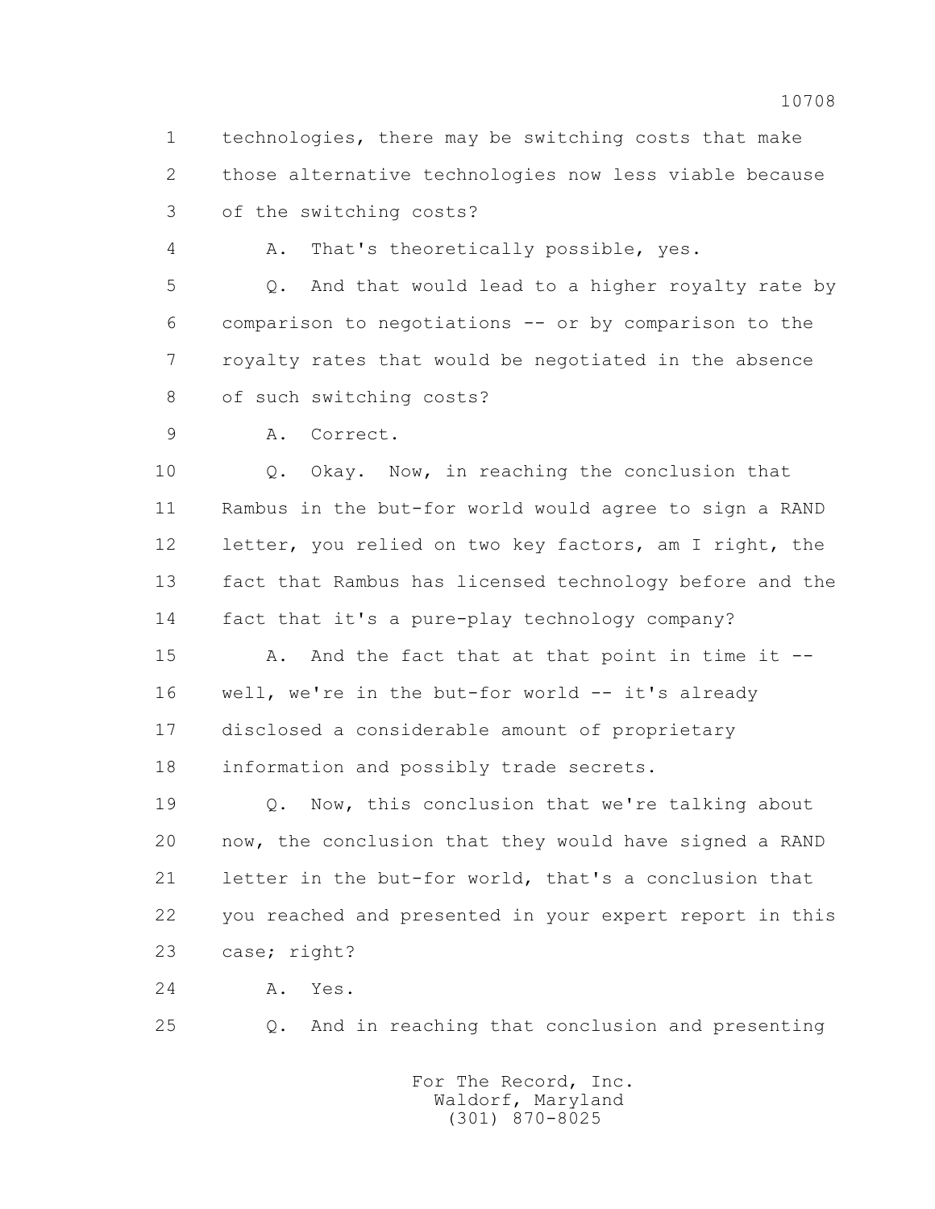1 technologies, there may be switching costs that make
2 those alternative technologies now less viable because
3 of the switching costs?
4 A. That's theoretically possible, yes.
5 Q. And that would lead to a higher royalty rate by
6 comparison to negotiations -- or by comparison to the
7 royalty rates that would be negotiated in the absence
8 of such switching costs?
9 A. Correct.
10 Q. Okay. Now, in reaching the conclusion that
11 Rambus in the but-for world would agree to sign a RAND
12 letter, you relied on two key factors, am I right, the
13 fact that Rambus has licensed technology before and the
14 fact that it's a pure-play technology company?
15 A. And the fact that at that point in time it --
16 well, we're in the but-for world -- it's already
17 disclosed a considerable amount of proprietary
18 information and possibly trade secrets.
19 Q. Now, this conclusion that we're talking about
20 now, the conclusion that they would have signed a RAND
21 letter in the but-for world, that's a conclusion that
22 you reached and presented in your expert report in this
23 case; right?
24 A. Yes.
25 Q. And in reaching that conclusion and presenting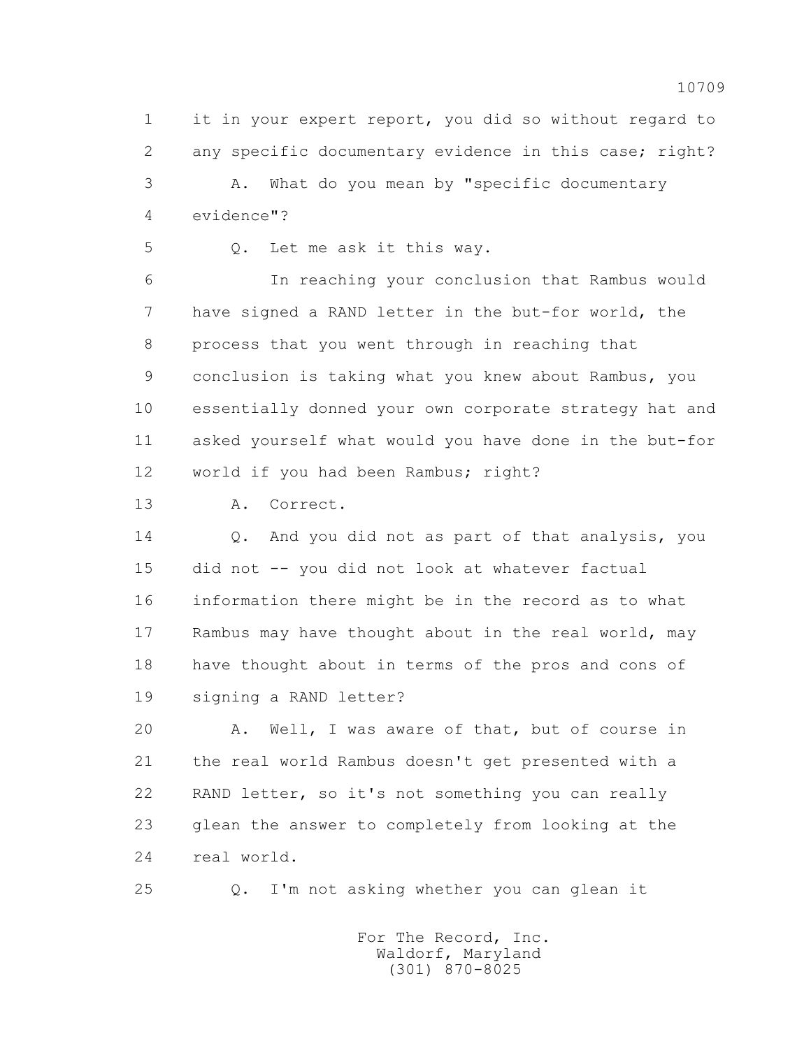1 it in your expert report, you did so without regard to
2 any specific documentary evidence in this case; right?
3 A. What do you mean by "specific documentary
4 evidence"?
5 Q. Let me ask it this way.
6 In reaching your conclusion that Rambus would
7 have signed a RAND letter in the but-for world, the
8 process that you went through in reaching that
9 conclusion is taking what you knew about Rambus, you
10 essentially donned your own corporate strategy hat and
11 asked yourself what would you have done in the but-for
12 world if you had been Rambus; right?
13 A. Correct.
14 Q. And you did not as part of that analysis, you
15 did not -- you did not look at whatever factual
16 information there might be in the record as to what
17 Rambus may have thought about in the real world, may
18 have thought about in terms of the pros and cons of
19 signing a RAND letter?
20 A. Well, I was aware of that, but of course in
21 the real world Rambus doesn't get presented with a
22 RAND letter, so it's not something you can really
23 glean the answer to completely from looking at the
24 real world.
25 Q. I'm not asking whether you can glean it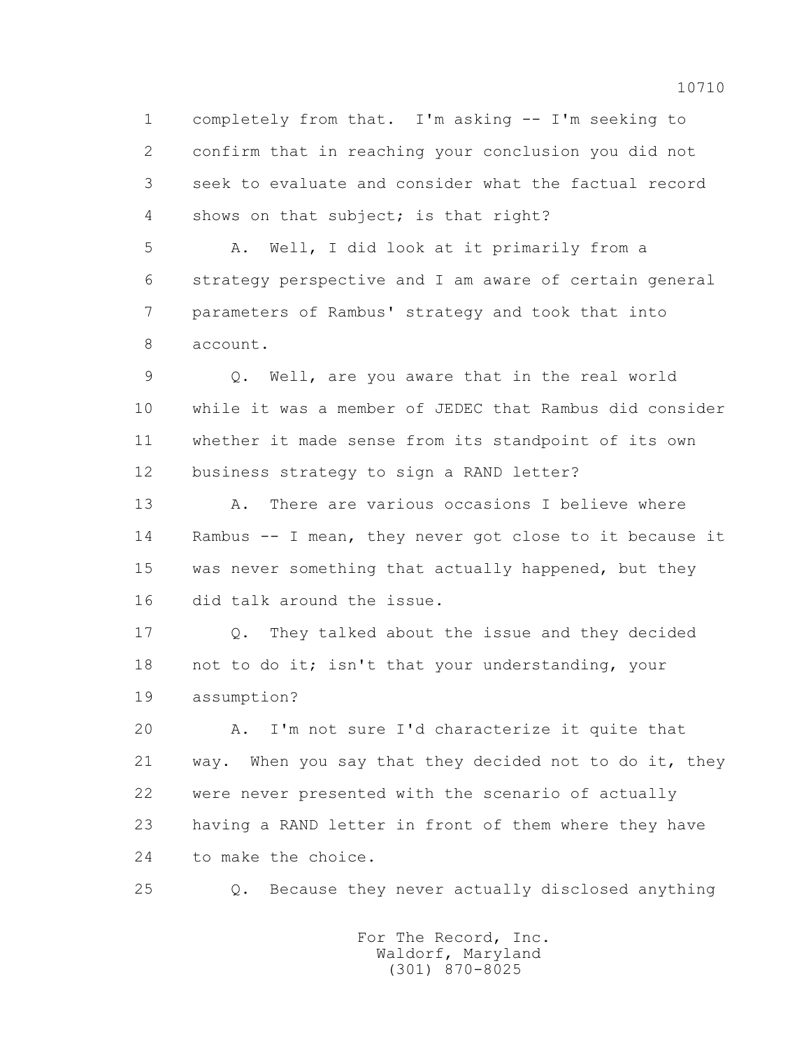completely from that. I'm asking -- I'm seeking to confirm that in reaching your conclusion you did not seek to evaluate and consider what the factual record shows on that subject; is that right?

A. Well, I did look at it primarily from a strategy perspective and I am aware of certain general parameters of Rambus' strategy and took that into account.

Q. Well, are you aware that in the real world while it was a member of JEDEC that Rambus did consider whether it made sense from its standpoint of its own business strategy to sign a RAND letter?

A. There are various occasions I believe where Rambus -- I mean, they never got close to it because it was never something that actually happened, but they did talk around the issue.

Q. They talked about the issue and they decided not to do it; isn't that your understanding, your assumption?

A. I'm not sure I'd characterize it quite that way. When you say that they decided not to do it, they were never presented with the scenario of actually having a RAND letter in front of them where they have to make the choice.

Q. Because they never actually disclosed anything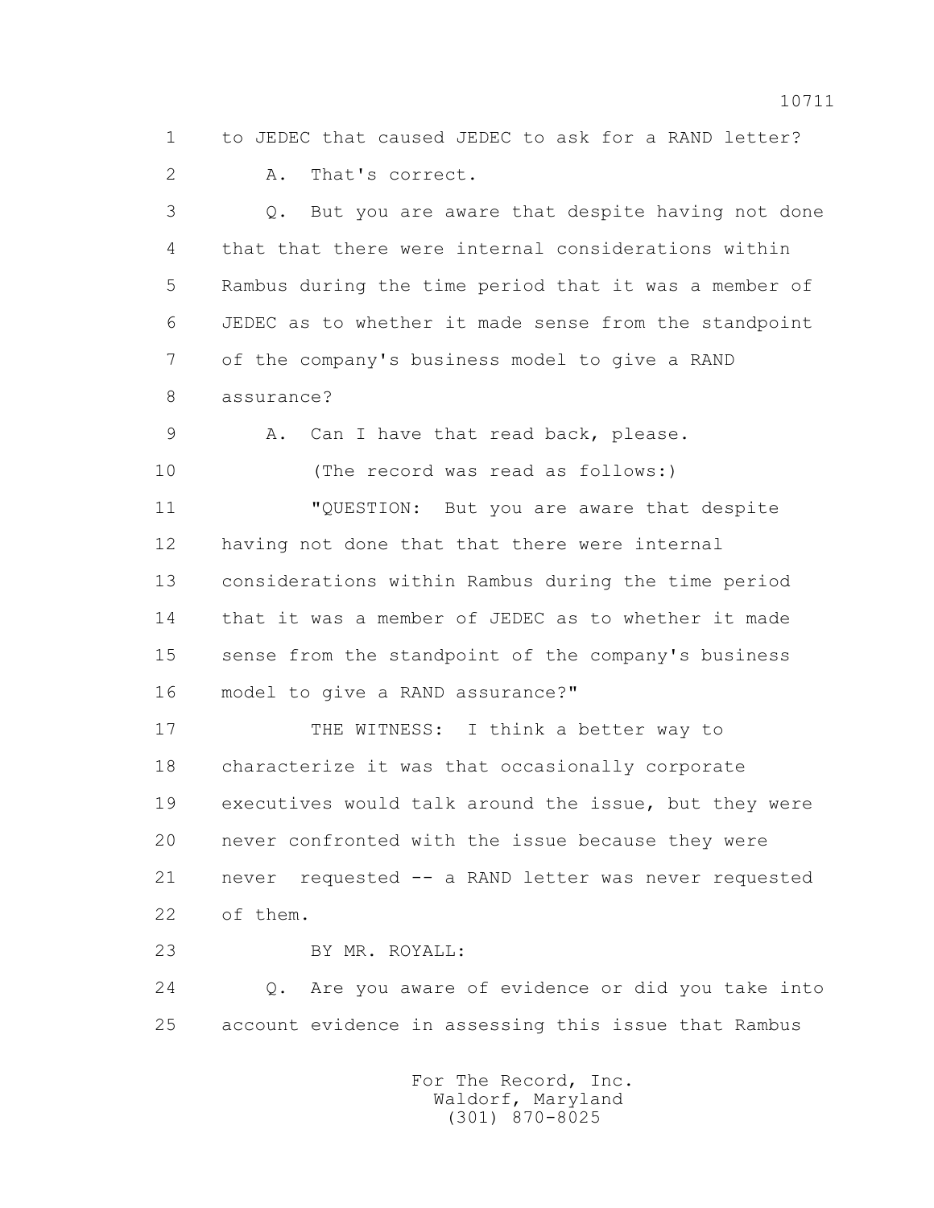1 to JEDEC that caused JEDEC to ask for a RAND letter?

2 A. That's correct.

3 Q. But you are aware that despite having not done

4 that that there were internal considerations within

5 Rambus during the time period that it was a member of

6 JEDEC as to whether it made sense from the standpoint

7 of the company's business model to give a RAND

8 assurance?

9 A. Can I have that read back, please.

10 (The record was read as follows:)

11 "QUESTION: But you are aware that despite

12 having not done that that there were internal

13 considerations within Rambus during the time period

14 that it was a member of JEDEC as to whether it made

15 sense from the standpoint of the company's business

16 model to give a RAND assurance?"

17 THE WITNESS: I think a better way to

18 characterize it was that occasionally corporate

19 executives would talk around the issue, but they were

20 never confronted with the issue because they were

21 never requested -- a RAND letter was never requested

22 of them.

23 BY MR. ROYALL:

24 Q. Are you aware of evidence or did you take into

25 account evidence in assessing this issue that Rambus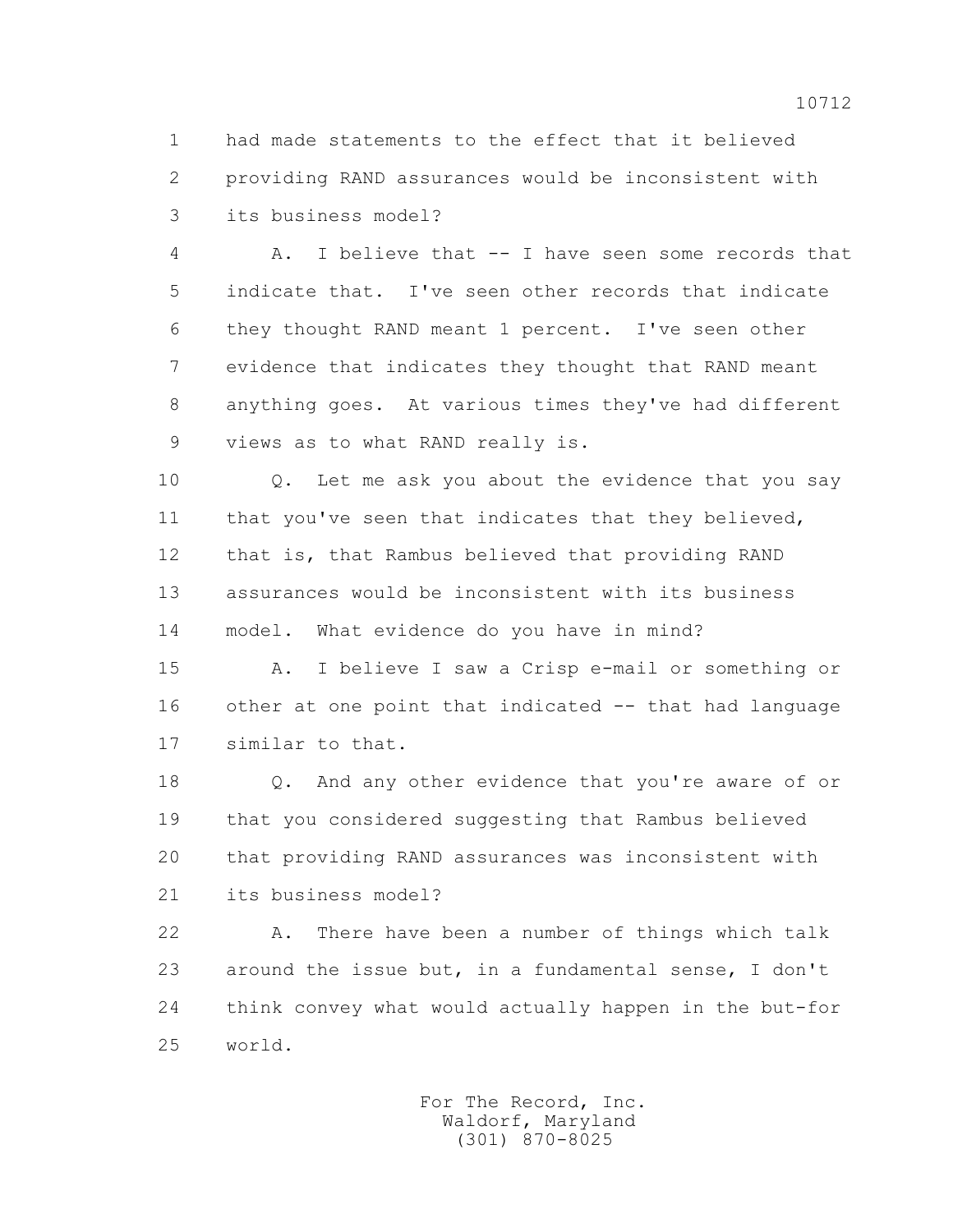1 had made statements to the effect that it believed
2 providing RAND assurances would be inconsistent with
3 its business model?

4 A. I believe that -- I have seen some records that
5 indicate that. I've seen other records that indicate
6 they thought RAND meant 1 percent. I've seen other
7 evidence that indicates they thought that RAND meant
8 anything goes. At various times they've had different
9 views as to what RAND really is.

10 Q. Let me ask you about the evidence that you say
11 that you've seen that indicates that they believed,
12 that is, that Rambus believed that providing RAND
13 assurances would be inconsistent with its business
14 model. What evidence do you have in mind?

15 A. I believe I saw a Crisp e-mail or something or
16 other at one point that indicated -- that had language
17 similar to that.

18 Q. And any other evidence that you're aware of or
19 that you considered suggesting that Rambus believed
20 that providing RAND assurances was inconsistent with
21 its business model?

22 A. There have been a number of things which talk
23 around the issue but, in a fundamental sense, I don't
24 think convey what would actually happen in the but-for
25 world.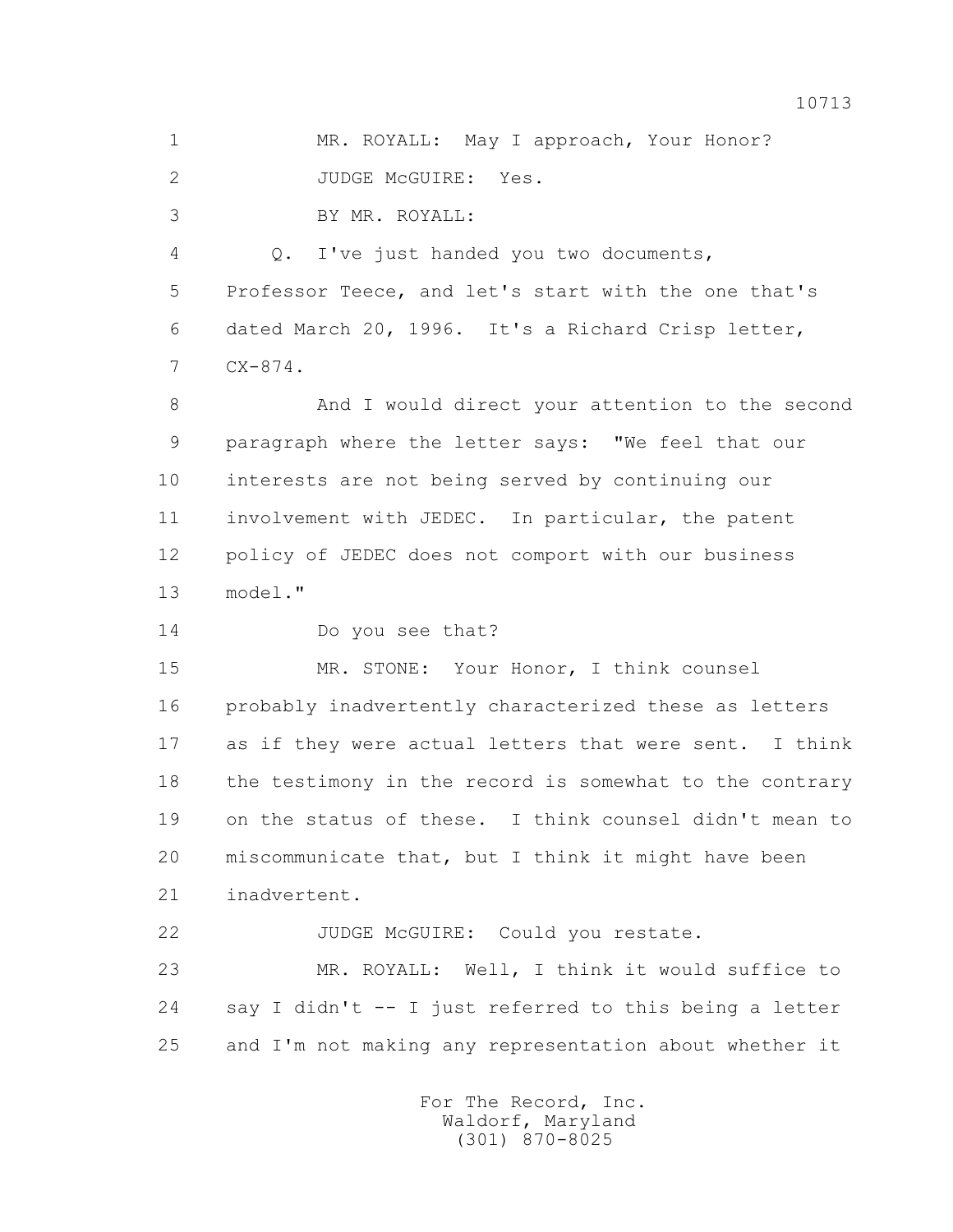1 MR. ROYALL: May I approach, Your Honor?

2 JUDGE McGUIRE: Yes.

3 BY MR. ROYALL:

4 Q. I've just handed you two documents,

5 Professor Teece, and let's start with the one that's

6 dated March 20, 1996. It's a Richard Crisp letter,

7 CX-874.

8 And I would direct your attention to the second

9 paragraph where the letter says: "We feel that our

10 interests are not being served by continuing our

11 involvement with JEDEC. In particular, the patent

12 policy of JEDEC does not comport with our business

13 model."

14 Do you see that?

15 MR. STONE: Your Honor, I think counsel

16 probably inadvertently characterized these as letters

17 as if they were actual letters that were sent. I think

18 the testimony in the record is somewhat to the contrary

19 on the status of these. I think counsel didn't mean to

20 miscommunicate that, but I think it might have been

21 inadvertent.

22 JUDGE McGUIRE: Could you restate.

23 MR. ROYALL: Well, I think it would suffice to

24 say I didn't -- I just referred to this being a letter

25 and I'm not making any representation about whether it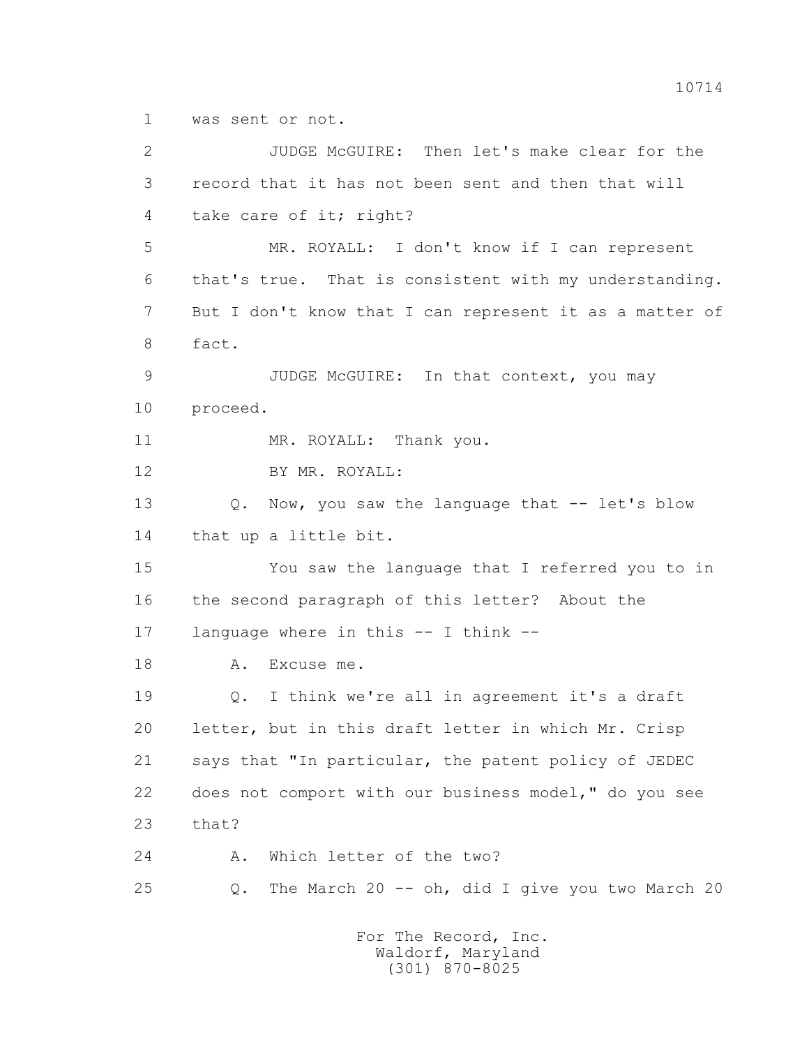1 was sent or not.

2 JUDGE McGUIRE: Then let's make clear for the

3 record that it has not been sent and then that will

4 take care of it; right?

5 MR. ROYALL: I don't know if I can represent

6 that's true. That is consistent with my understanding.

7 But I don't know that I can represent it as a matter of

8 fact.

9 JUDGE McGUIRE: In that context, you may

10 proceed.

11 MR. ROYALL: Thank you.

12 BY MR. ROYALL:

13 Q. Now, you saw the language that -- let's blow

14 that up a little bit.

15 You saw the language that I referred you to in

16 the second paragraph of this letter? About the

17 language where in this -- I think --

18 A. Excuse me.

19 Q. I think we're all in agreement it's a draft

20 letter, but in this draft letter in which Mr. Crisp

21 says that "In particular, the patent policy of JEDEC

22 does not comport with our business model," do you see

23 that?

24 A. Which letter of the two?

25 Q. The March 20 -- oh, did I give you two March 20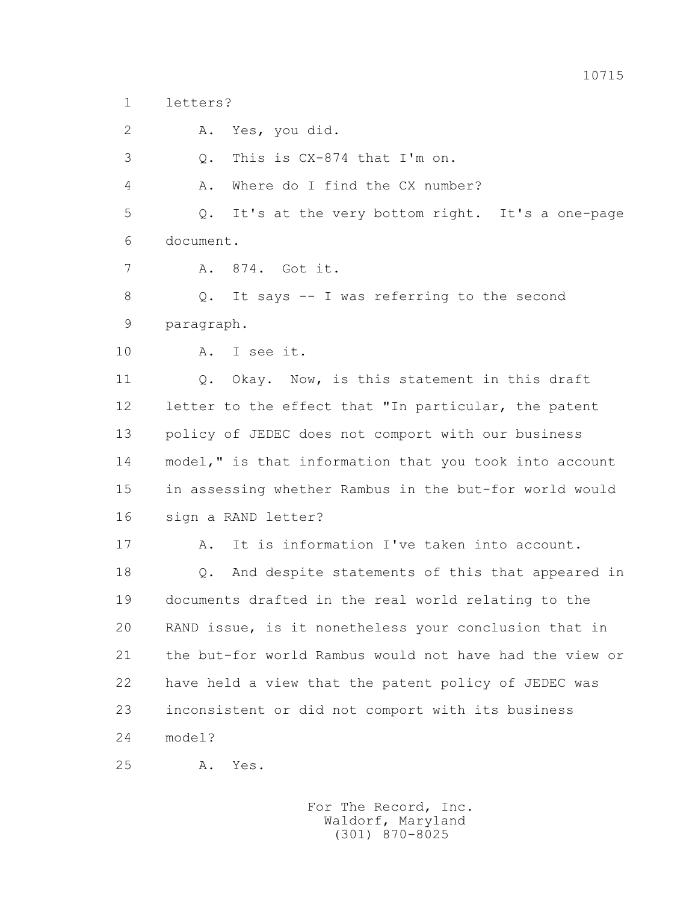1 letters?

2 A. Yes, you did.

3 Q. This is CX-874 that I'm on.

4 A. Where do I find the CX number?

5 Q. It's at the very bottom right. It's a one-page

6 document.

7 A. 874. Got it.

8 Q. It says -- I was referring to the second

9 paragraph.

10 A. I see it.

11 Q. Okay. Now, is this statement in this draft

12 letter to the effect that "In particular, the patent

13 policy of JEDEC does not comport with our business

14 model," is that information that you took into account

15 in assessing whether Rambus in the but-for world would

16 sign a RAND letter?

17 A. It is information I've taken into account.

18 Q. And despite statements of this that appeared in

19 documents drafted in the real world relating to the

20 RAND issue, is it nonetheless your conclusion that in

21 the but-for world Rambus would not have had the view or

22 have held a view that the patent policy of JEDEC was

23 inconsistent or did not comport with its business

24 model?

25 A. Yes.

For The Record, Inc.
Waldorf, Maryland
(301) 870-8025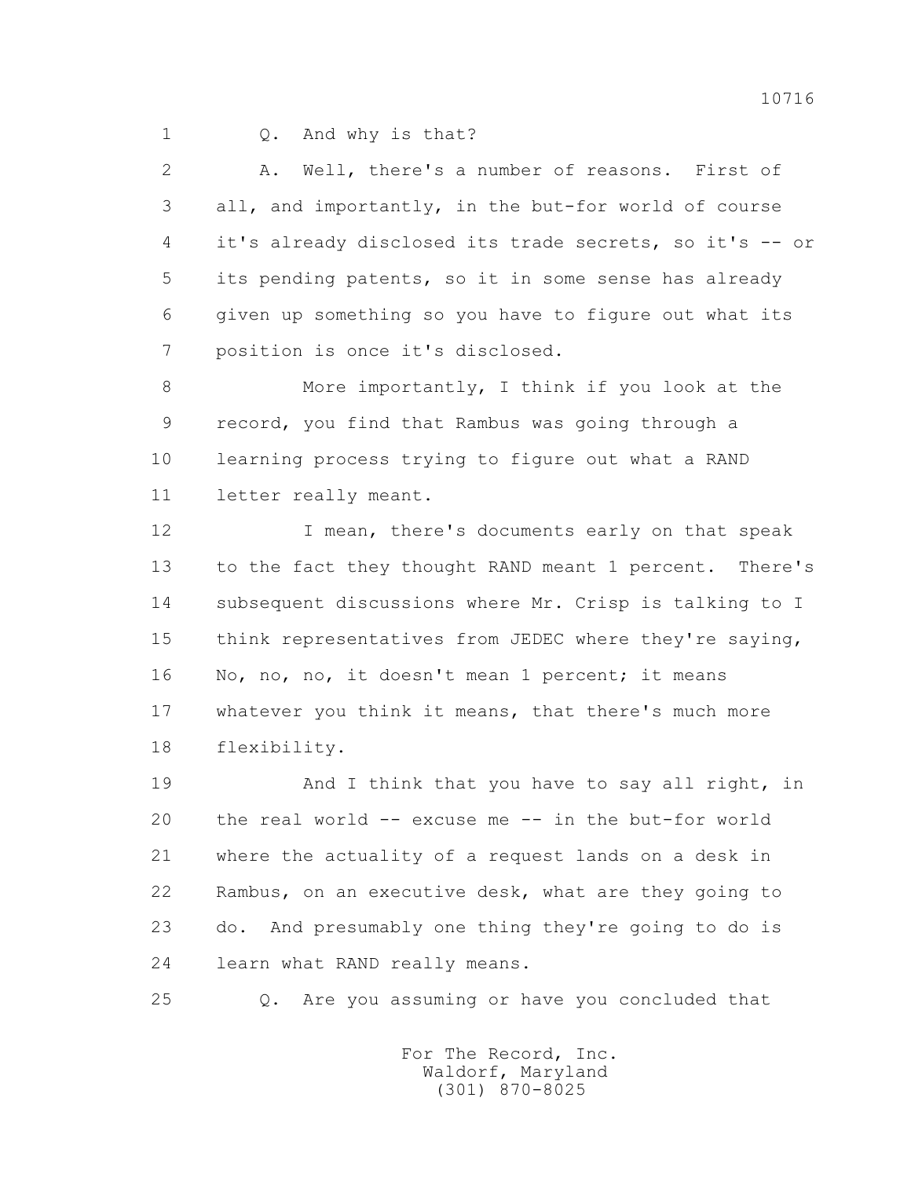Q. And why is that?

A. Well, there's a number of reasons. First of all, and importantly, in the but-for world of course it's already disclosed its trade secrets, so it's -- or its pending patents, so it in some sense has already given up something so you have to figure out what its position is once it's disclosed.

More importantly, I think if you look at the record, you find that Rambus was going through a learning process trying to figure out what a RAND letter really meant.

I mean, there's documents early on that speak to the fact they thought RAND meant 1 percent. There's subsequent discussions where Mr. Crisp is talking to I think representatives from JEDEC where they're saying, No, no, no, it doesn't mean 1 percent; it means whatever you think it means, that there's much more flexibility.

And I think that you have to say all right, in the real world -- excuse me -- in the but-for world where the actuality of a request lands on a desk in Rambus, on an executive desk, what are they going to do. And presumably one thing they're going to do is learn what RAND really means.

Q. Are you assuming or have you concluded that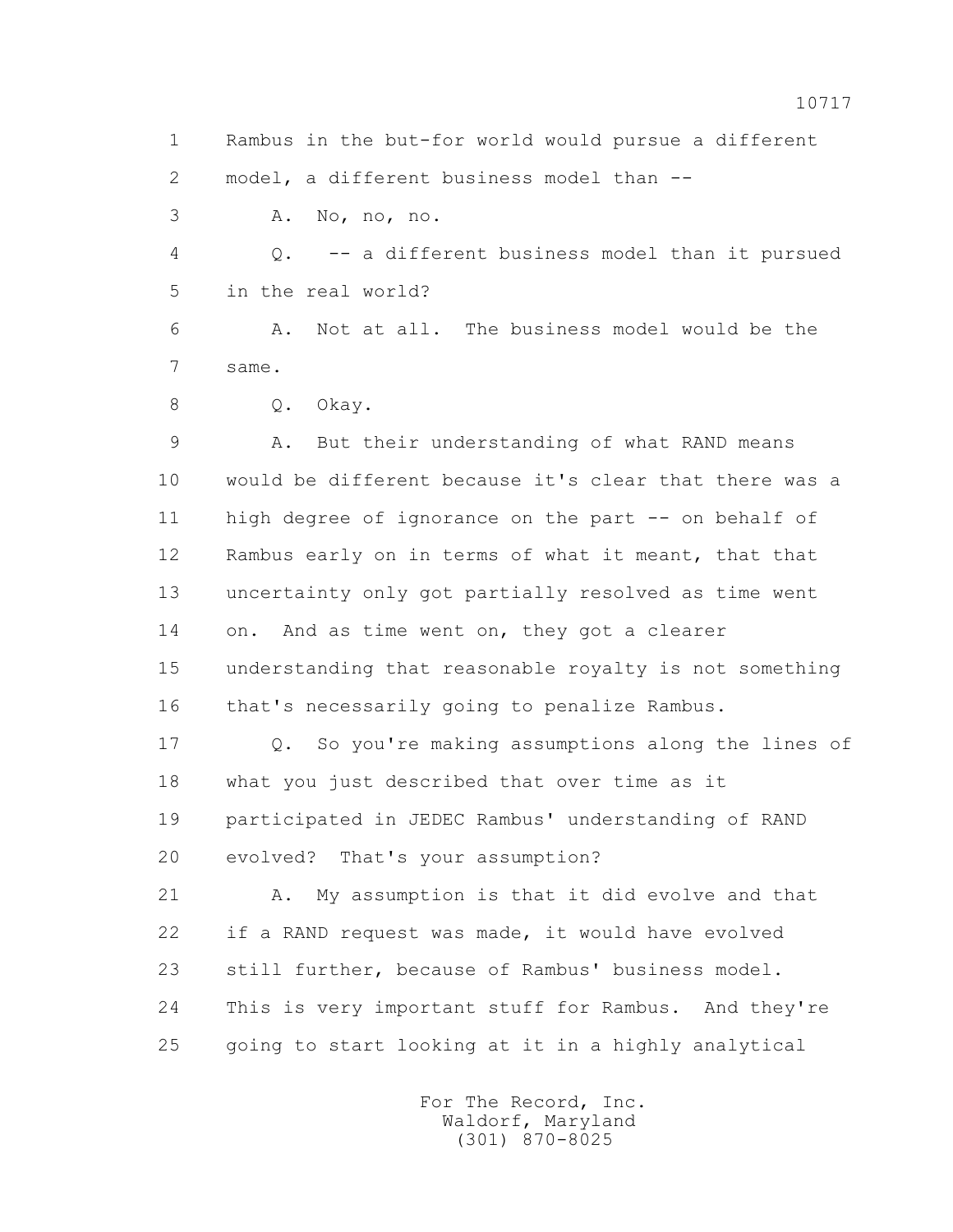1 Rambus in the but-for world would pursue a different
2 model, a different business model than --
3 A. No, no, no.
4 Q. -- a different business model than it pursued
5 in the real world?
6 A. Not at all. The business model would be the
7 same.
8 Q. Okay.
9 A. But their understanding of what RAND means
10 would be different because it's clear that there was a
11 high degree of ignorance on the part -- on behalf of
12 Rambus early on in terms of what it meant, that that
13 uncertainty only got partially resolved as time went
14 on. And as time went on, they got a clearer
15 understanding that reasonable royalty is not something
16 that's necessarily going to penalize Rambus.
17 Q. So you're making assumptions along the lines of
18 what you just described that over time as it
19 participated in JEDEC Rambus' understanding of RAND
20 evolved? That's your assumption?
21 A. My assumption is that it did evolve and that
22 if a RAND request was made, it would have evolved
23 still further, because of Rambus' business model.
24 This is very important stuff for Rambus. And they're
25 going to start looking at it in a highly analytical

For The Record, Inc.
Waldorf, Maryland
(301) 870-8025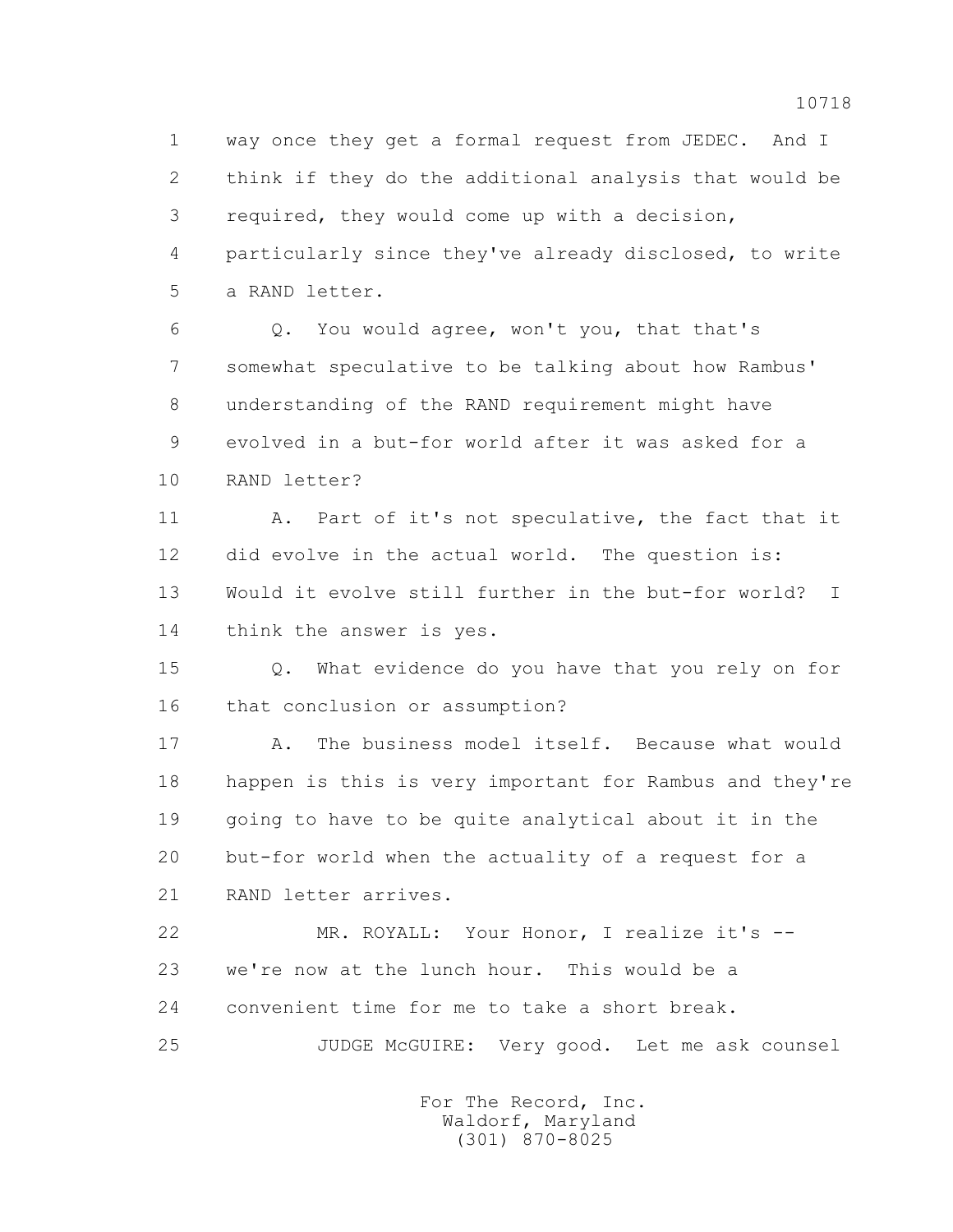1 way once they get a formal request from JEDEC. And I
2 think if they do the additional analysis that would be
3 required, they would come up with a decision,
4 particularly since they've already disclosed, to write
5 a RAND letter.

6 Q. You would agree, won't you, that that's
7 somewhat speculative to be talking about how Rambus'
8 understanding of the RAND requirement might have
9 evolved in a but-for world after it was asked for a
10 RAND letter?

11 A. Part of it's not speculative, the fact that it
12 did evolve in the actual world. The question is:
13 Would it evolve still further in the but-for world? I
14 think the answer is yes.

15 Q. What evidence do you have that you rely on for
16 that conclusion or assumption?

17 A. The business model itself. Because what would
18 happen is this is very important for Rambus and they're
19 going to have to be quite analytical about it in the
20 but-for world when the actuality of a request for a
21 RAND letter arrives.

22 MR. ROYALL: Your Honor, I realize it's --
23 we're now at the lunch hour. This would be a
24 convenient time for me to take a short break.

25 JUDGE McGUIRE: Very good. Let me ask counsel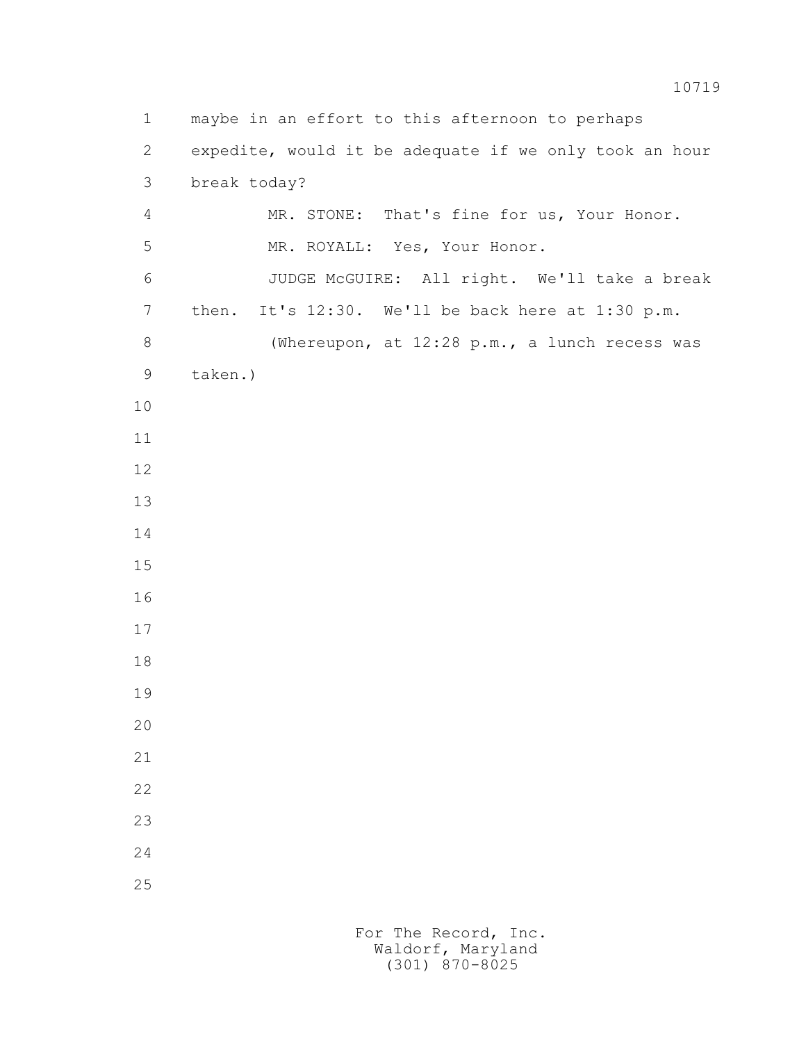maybe in an effort to this afternoon to perhaps expedite, would it be adequate if we only took an hour break today?

MR. STONE: That's fine for us, Your Honor.

MR. ROYALL: Yes, Your Honor.

JUDGE McGUIRE: All right. We'll take a break then. It's 12:30. We'll be back here at 1:30 p.m.

(Whereupon, at 12:28 p.m., a lunch recess was taken.)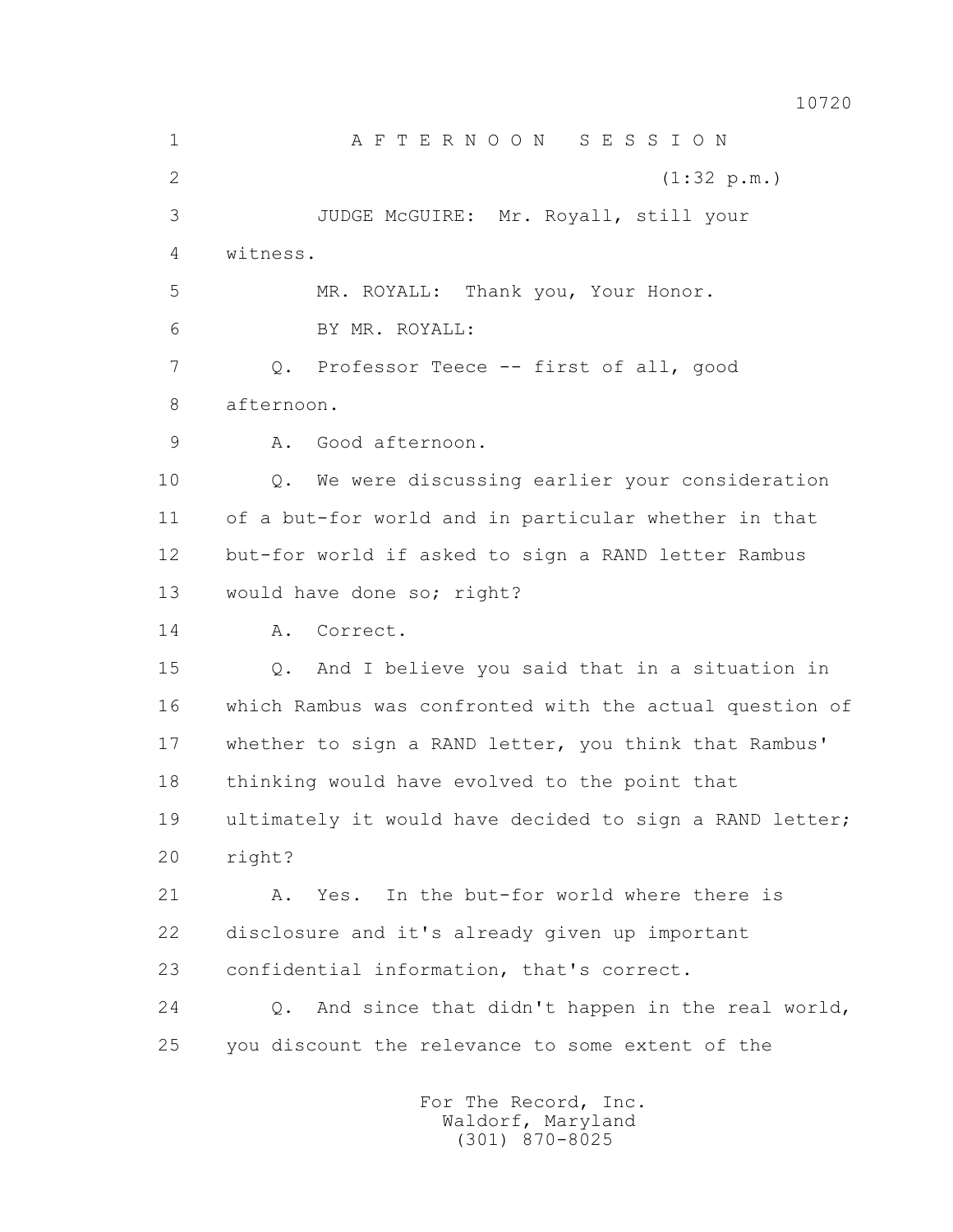AFTERNOON SESSION

(1:32 p.m.)

JUDGE McGUIRE: Mr. Royall, still your witness.

MR. ROYALL: Thank you, Your Honor.

BY MR. ROYALL:

Q. Professor Teece -- first of all, good afternoon.

A. Good afternoon.

Q. We were discussing earlier your consideration of a but-for world and in particular whether in that but-for world if asked to sign a RAND letter Rambus would have done so; right?

A. Correct.

Q. And I believe you said that in a situation in which Rambus was confronted with the actual question of whether to sign a RAND letter, you think that Rambus' thinking would have evolved to the point that ultimately it would have decided to sign a RAND letter; right?

A. Yes. In the but-for world where there is disclosure and it's already given up important confidential information, that's correct.

Q. And since that didn't happen in the real world, you discount the relevance to some extent of the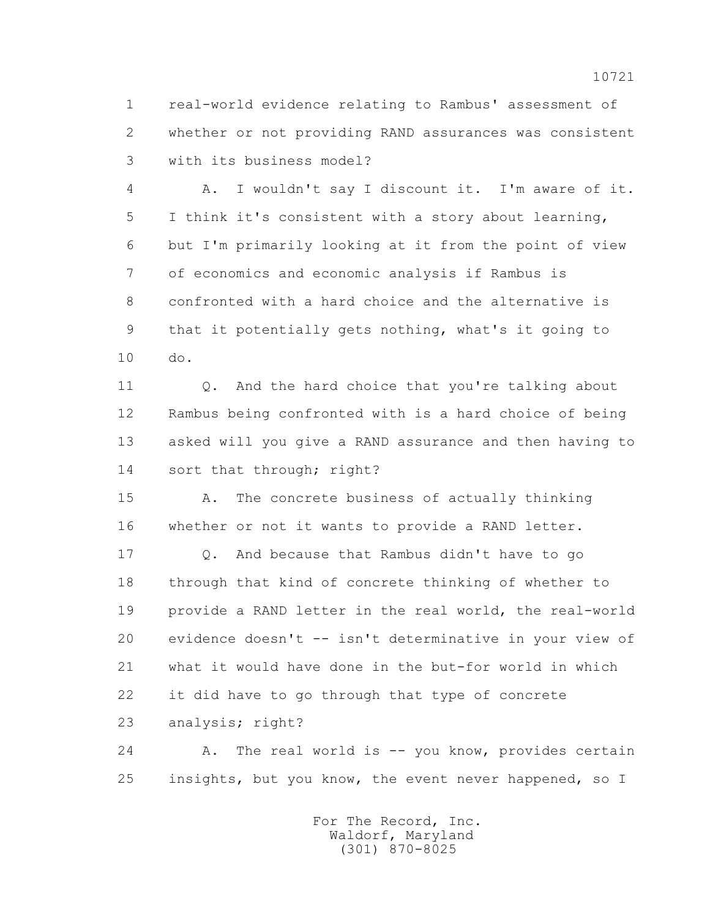1 real-world evidence relating to Rambus' assessment of
2 whether or not providing RAND assurances was consistent
3 with its business model?

4 A. I wouldn't say I discount it. I'm aware of it.
5 I think it's consistent with a story about learning,
6 but I'm primarily looking at it from the point of view
7 of economics and economic analysis if Rambus is
8 confronted with a hard choice and the alternative is
9 that it potentially gets nothing, what's it going to
10 do.

11 Q. And the hard choice that you're talking about
12 Rambus being confronted with is a hard choice of being
13 asked will you give a RAND assurance and then having to
14 sort that through; right?

15 A. The concrete business of actually thinking
16 whether or not it wants to provide a RAND letter.

17 Q. And because that Rambus didn't have to go
18 through that kind of concrete thinking of whether to
19 provide a RAND letter in the real world, the real-world
20 evidence doesn't -- isn't determinative in your view of
21 what it would have done in the but-for world in which
22 it did have to go through that type of concrete
23 analysis; right?

24 A. The real world is -- you know, provides certain
25 insights, but you know, the event never happened, so I

For The Record, Inc.
Waldorf, Maryland
(301) 870-8025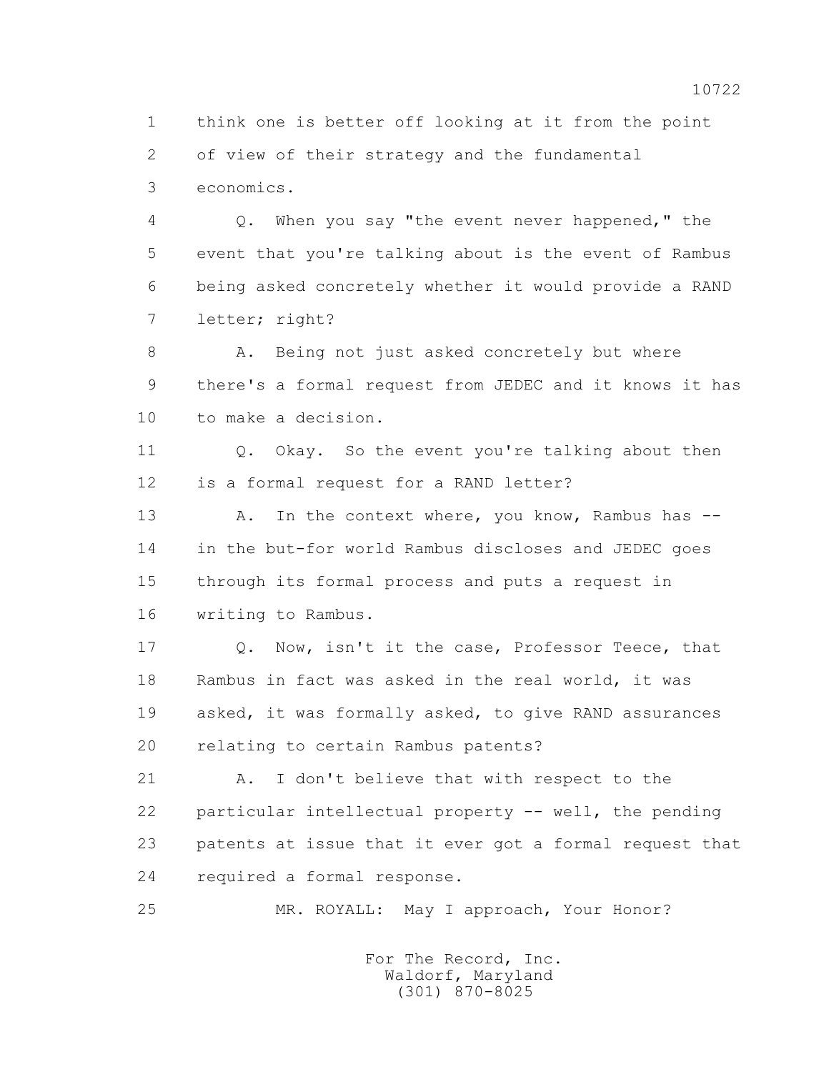1 think one is better off looking at it from the point
2 of view of their strategy and the fundamental
3 economics.

4 Q. When you say "the event never happened," the
5 event that you're talking about is the event of Rambus
6 being asked concretely whether it would provide a RAND
7 letter; right?

8 A. Being not just asked concretely but where
9 there's a formal request from JEDEC and it knows it has
10 to make a decision.

11 Q. Okay. So the event you're talking about then
12 is a formal request for a RAND letter?

13 A. In the context where, you know, Rambus has --
14 in the but-for world Rambus discloses and JEDEC goes
15 through its formal process and puts a request in
16 writing to Rambus.

17 Q. Now, isn't it the case, Professor Teece, that
18 Rambus in fact was asked in the real world, it was
19 asked, it was formally asked, to give RAND assurances
20 relating to certain Rambus patents?

21 A. I don't believe that with respect to the
22 particular intellectual property -- well, the pending
23 patents at issue that it ever got a formal request that
24 required a formal response.

25 MR. ROYALL: May I approach, Your Honor?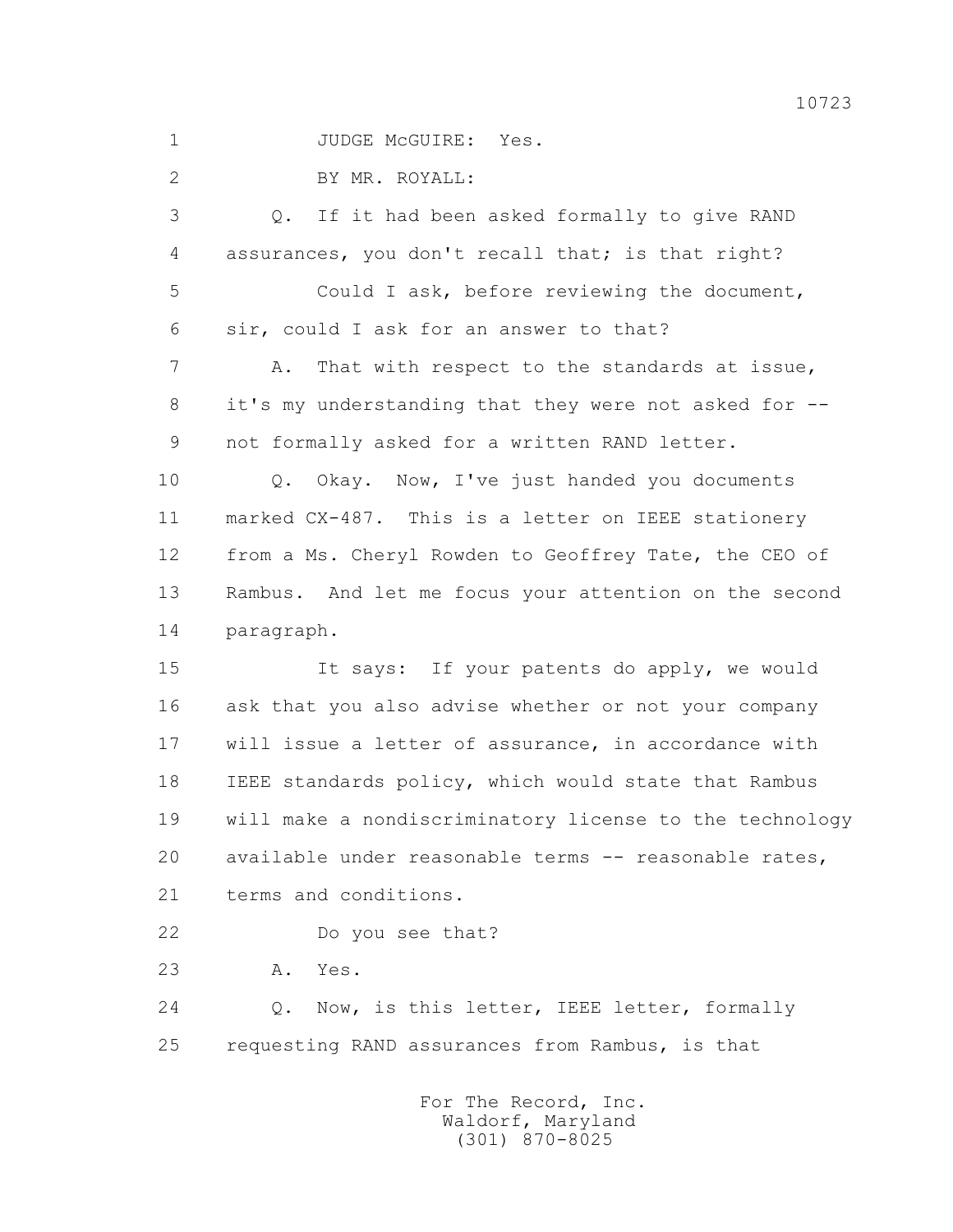1 JUDGE McGUIRE: Yes.

2 BY MR. ROYALL:

3 Q. If it had been asked formally to give RAND

4 assurances, you don't recall that; is that right?

5 Could I ask, before reviewing the document,

6 sir, could I ask for an answer to that?

7 A. That with respect to the standards at issue,

8 it's my understanding that they were not asked for --

9 not formally asked for a written RAND letter.

10 Q. Okay. Now, I've just handed you documents

11 marked CX-487. This is a letter on IEEE stationery

12 from a Ms. Cheryl Rowden to Geoffrey Tate, the CEO of

13 Rambus. And let me focus your attention on the second

14 paragraph.

15 It says: If your patents do apply, we would

16 ask that you also advise whether or not your company

17 will issue a letter of assurance, in accordance with

18 IEEE standards policy, which would state that Rambus

19 will make a nondiscriminatory license to the technology

20 available under reasonable terms -- reasonable rates,

21 terms and conditions.

22 Do you see that?

23 A. Yes.

24 Q. Now, is this letter, IEEE letter, formally

25 requesting RAND assurances from Rambus, is that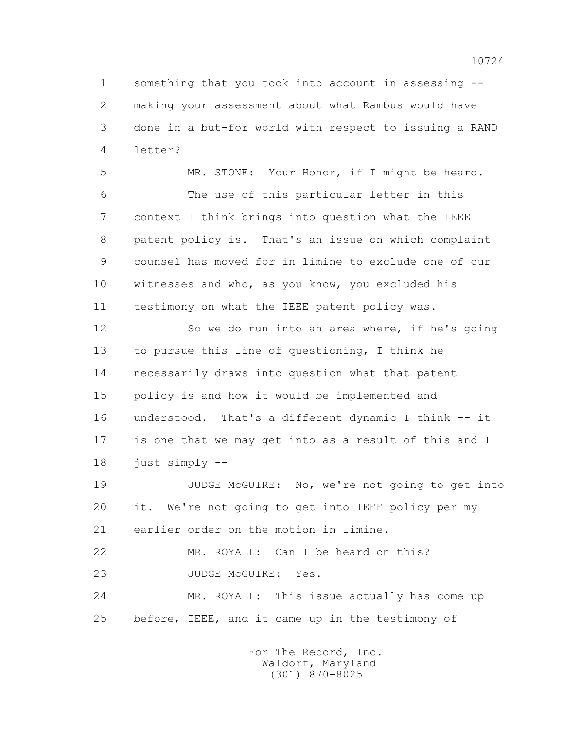something that you took into account in assessing -- making your assessment about what Rambus would have done in a but-for world with respect to issuing a RAND letter?

MR. STONE: Your Honor, if I might be heard.

The use of this particular letter in this context I think brings into question what the IEEE patent policy is. That's an issue on which complaint counsel has moved for in limine to exclude one of our witnesses and who, as you know, you excluded his testimony on what the IEEE patent policy was.

So we do run into an area where, if he's going to pursue this line of questioning, I think he necessarily draws into question what that patent policy is and how it would be implemented and understood. That's a different dynamic I think -- it is one that we may get into as a result of this and I just simply --

JUDGE McGUIRE: No, we're not going to get into it. We're not going to get into IEEE policy per my earlier order on the motion in limine.

MR. ROYALL: Can I be heard on this?

JUDGE McGUIRE: Yes.

MR. ROYALL: This issue actually has come up before, IEEE, and it came up in the testimony of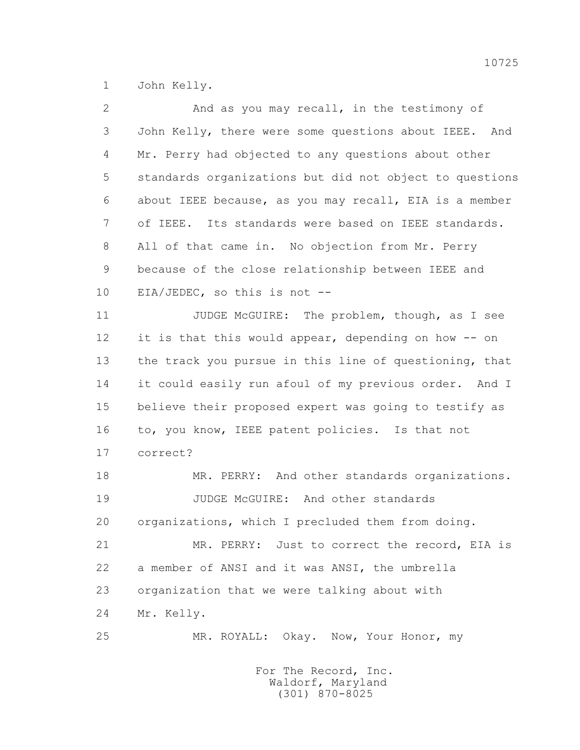1 John Kelly.

2 And as you may recall, in the testimony of
3 John Kelly, there were some questions about IEEE. And
4 Mr. Perry had objected to any questions about other
5 standards organizations but did not object to questions
6 about IEEE because, as you may recall, EIA is a member
7 of IEEE. Its standards were based on IEEE standards.
8 All of that came in. No objection from Mr. Perry
9 because of the close relationship between IEEE and
10 EIA/JEDEC, so this is not --

11 JUDGE McGUIRE: The problem, though, as I see
12 it is that this would appear, depending on how -- on
13 the track you pursue in this line of questioning, that
14 it could easily run afoul of my previous order. And I
15 believe their proposed expert was going to testify as
16 to, you know, IEEE patent policies. Is that not
17 correct?

18 MR. PERRY: And other standards organizations.

19 JUDGE McGUIRE: And other standards
20 organizations, which I precluded them from doing.

21 MR. PERRY: Just to correct the record, EIA is
22 a member of ANSI and it was ANSI, the umbrella
23 organization that we were talking about with
24 Mr. Kelly.

25 MR. ROYALL: Okay. Now, Your Honor, my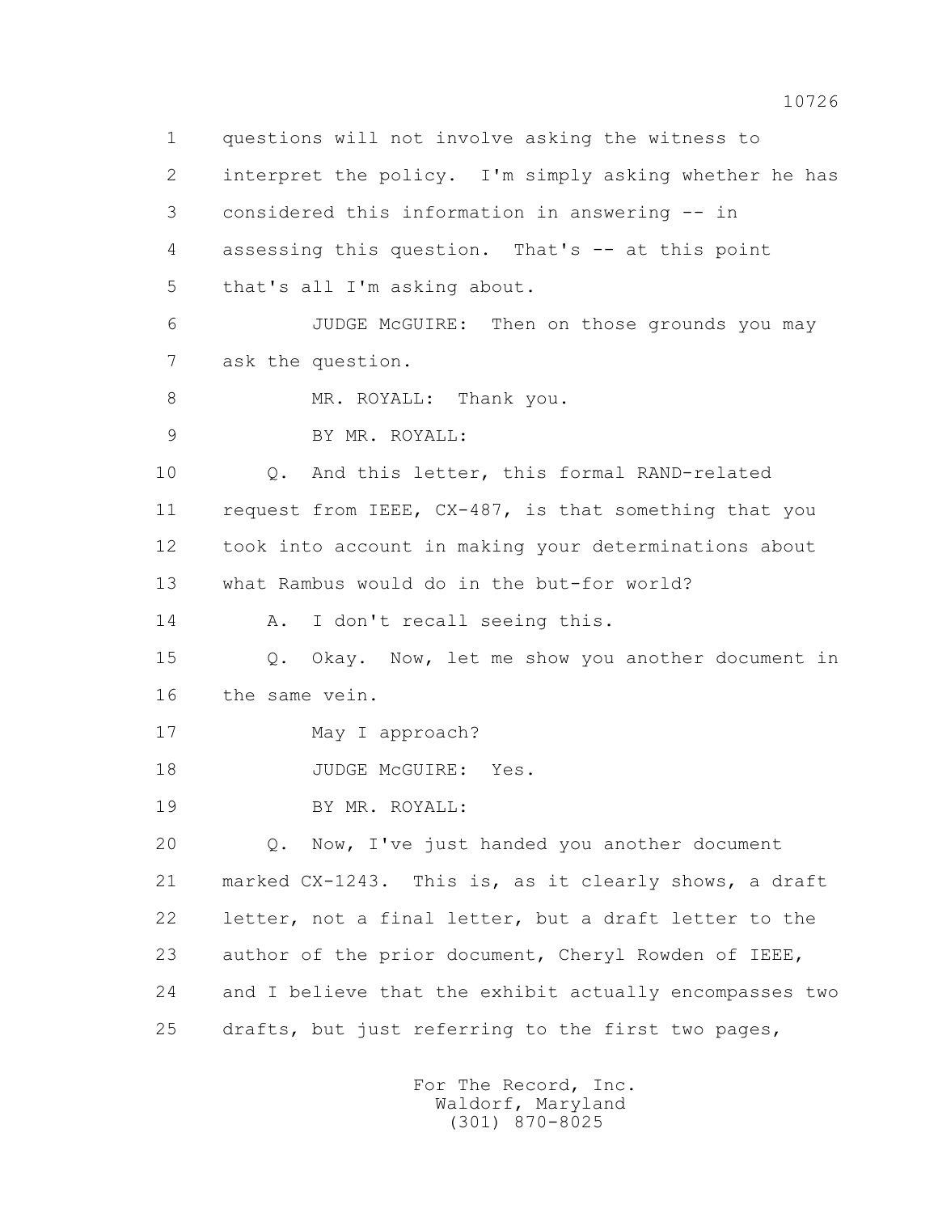1 questions will not involve asking the witness to
2 interpret the policy. I'm simply asking whether he has
3 considered this information in answering -- in
4 assessing this question. That's -- at this point
5 that's all I'm asking about.

6 JUDGE McGUIRE: Then on those grounds you may
7 ask the question.

8 MR. ROYALL: Thank you.

9 BY MR. ROYALL:

10 Q. And this letter, this formal RAND-related
11 request from IEEE, CX-487, is that something that you
12 took into account in making your determinations about
13 what Rambus would do in the but-for world?

14 A. I don't recall seeing this.

15 Q. Okay. Now, let me show you another document in
16 the same vein.

17 May I approach?

18 JUDGE McGUIRE: Yes.

19 BY MR. ROYALL:

20 Q. Now, I've just handed you another document
21 marked CX-1243. This is, as it clearly shows, a draft
22 letter, not a final letter, but a draft letter to the
23 author of the prior document, Cheryl Rowden of IEEE,
24 and I believe that the exhibit actually encompasses two
25 drafts, but just referring to the first two pages,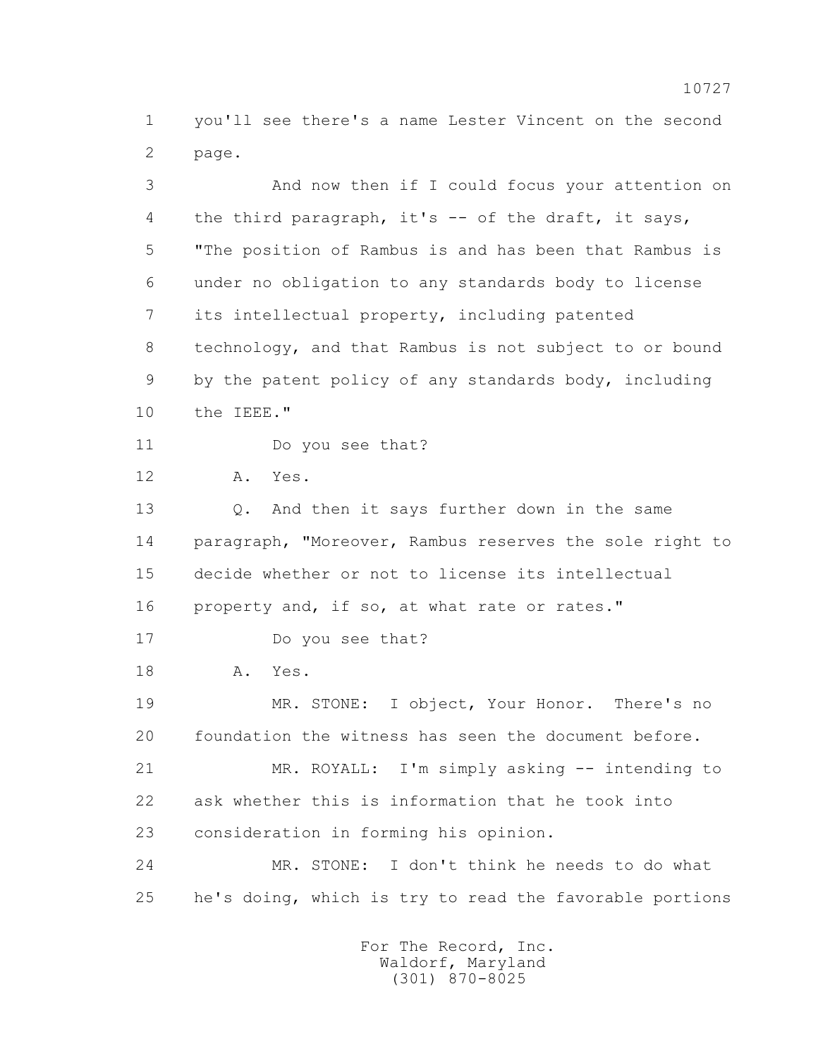1 you'll see there's a name Lester Vincent on the second
2 page.

3 And now then if I could focus your attention on
4 the third paragraph, it's -- of the draft, it says,
5 "The position of Rambus is and has been that Rambus is
6 under no obligation to any standards body to license
7 its intellectual property, including patented
8 technology, and that Rambus is not subject to or bound
9 by the patent policy of any standards body, including
10 the IEEE."

11 Do you see that?

12 A. Yes.

13 Q. And then it says further down in the same
14 paragraph, "Moreover, Rambus reserves the sole right to
15 decide whether or not to license its intellectual
16 property and, if so, at what rate or rates."

17 Do you see that?

18 A. Yes.

19 MR. STONE: I object, Your Honor. There's no
20 foundation the witness has seen the document before.

21 MR. ROYALL: I'm simply asking -- intending to
22 ask whether this is information that he took into
23 consideration in forming his opinion.

24 MR. STONE: I don't think he needs to do what
25 he's doing, which is try to read the favorable portions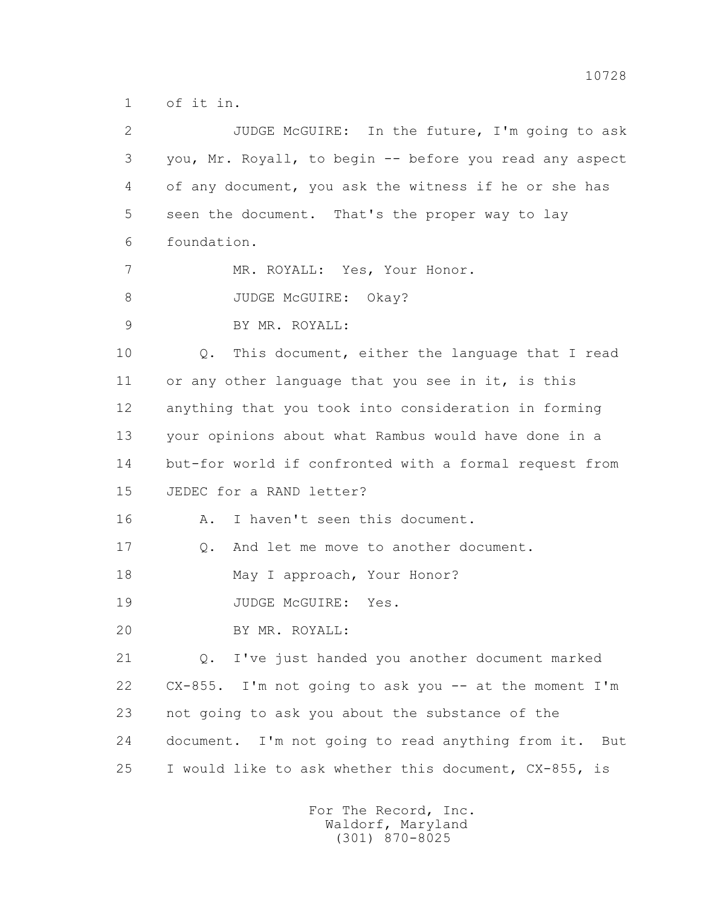1 of it in.

2 JUDGE McGUIRE: In the future, I'm going to ask

3 you, Mr. Royall, to begin -- before you read any aspect

4 of any document, you ask the witness if he or she has

5 seen the document. That's the proper way to lay

6 foundation.

7 MR. ROYALL: Yes, Your Honor.

8 JUDGE McGUIRE: Okay?

9 BY MR. ROYALL:

10 Q. This document, either the language that I read

11 or any other language that you see in it, is this

12 anything that you took into consideration in forming

13 your opinions about what Rambus would have done in a

14 but-for world if confronted with a formal request from

15 JEDEC for a RAND letter?

16 A. I haven't seen this document.

17 Q. And let me move to another document.

18 May I approach, Your Honor?

19 JUDGE McGUIRE: Yes.

20 BY MR. ROYALL:

21 Q. I've just handed you another document marked

22 CX-855. I'm not going to ask you -- at the moment I'm

23 not going to ask you about the substance of the

24 document. I'm not going to read anything from it. But

25 I would like to ask whether this document, CX-855, is

For The Record, Inc.
Waldorf, Maryland
(301) 870-8025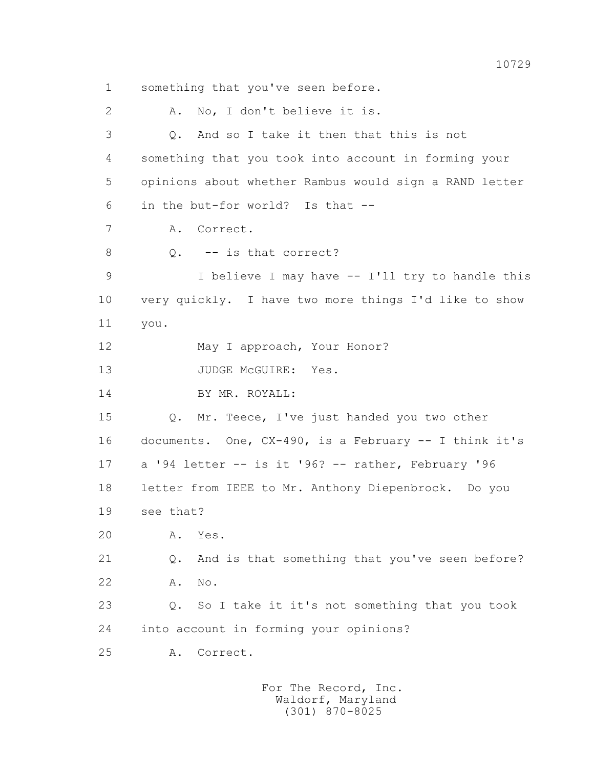1 something that you've seen before.

2 A. No, I don't believe it is.

3 Q. And so I take it then that this is not

4 something that you took into account in forming your

5 opinions about whether Rambus would sign a RAND letter

6 in the but-for world? Is that --

7 A. Correct.

8 Q. -- is that correct?

9 I believe I may have -- I'll try to handle this

10 very quickly. I have two more things I'd like to show

11 you.

12 May I approach, Your Honor?

13 JUDGE McGUIRE: Yes.

14 BY MR. ROYALL:

15 Q. Mr. Teece, I've just handed you two other

16 documents. One, CX-490, is a February -- I think it's

17 a '94 letter -- is it '96? -- rather, February '96

18 letter from IEEE to Mr. Anthony Diepenbrock. Do you

19 see that?

20 A. Yes.

21 Q. And is that something that you've seen before?

22 A. No.

23 Q. So I take it it's not something that you took

24 into account in forming your opinions?

25 A. Correct.

For The Record, Inc.
Waldorf, Maryland
(301) 870-8025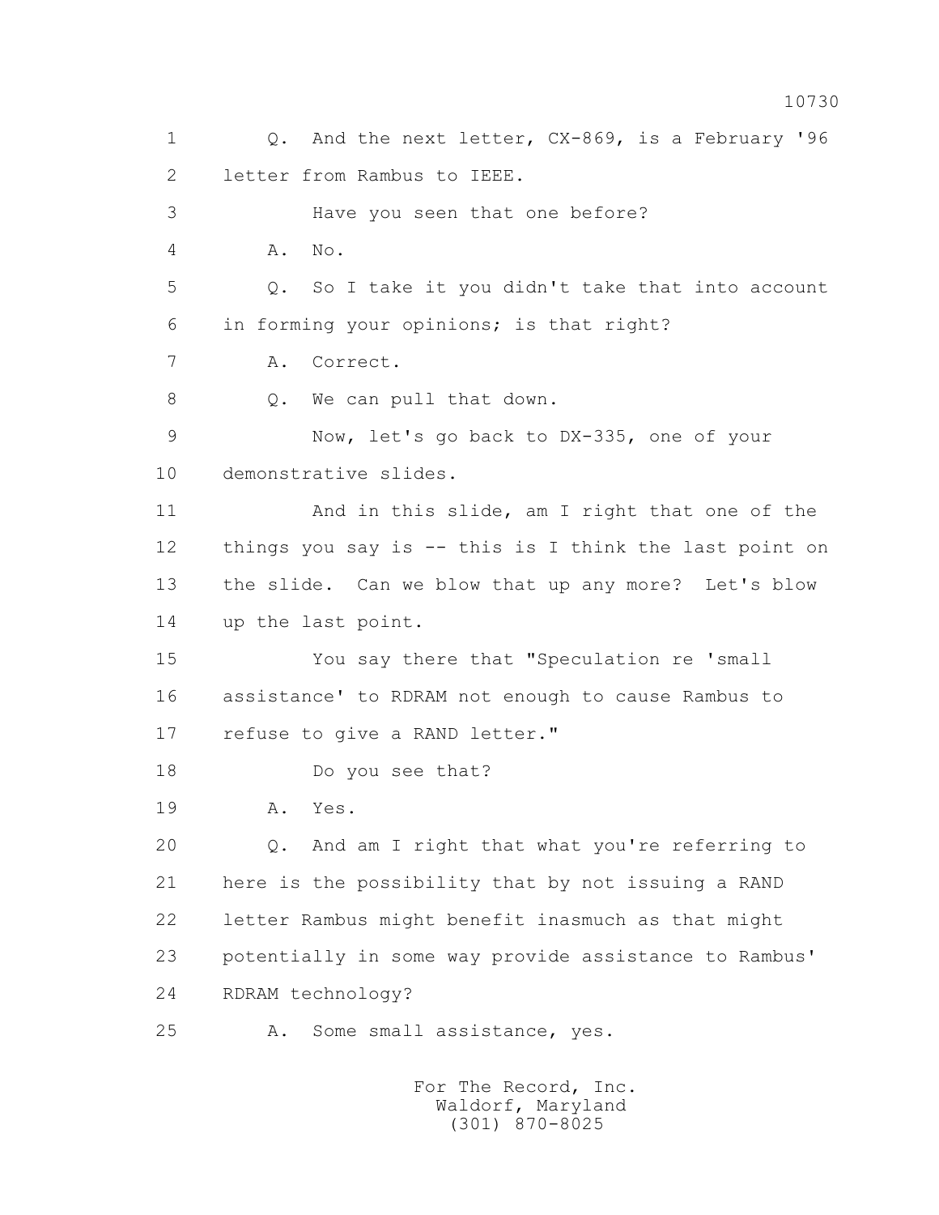1 Q. And the next letter, CX-869, is a February '96
2 letter from Rambus to IEEE.
3 Have you seen that one before?
4 A. No.
5 Q. So I take it you didn't take that into account
6 in forming your opinions; is that right?
7 A. Correct.
8 Q. We can pull that down.
9 Now, let's go back to DX-335, one of your
10 demonstrative slides.
11 And in this slide, am I right that one of the
12 things you say is -- this is I think the last point on
13 the slide. Can we blow that up any more? Let's blow
14 up the last point.
15 You say there that "Speculation re 'small
16 assistance' to RDRAM not enough to cause Rambus to
17 refuse to give a RAND letter."
18 Do you see that?
19 A. Yes.
20 Q. And am I right that what you're referring to
21 here is the possibility that by not issuing a RAND
22 letter Rambus might benefit inasmuch as that might
23 potentially in some way provide assistance to Rambus'
24 RDRAM technology?
25 A. Some small assistance, yes.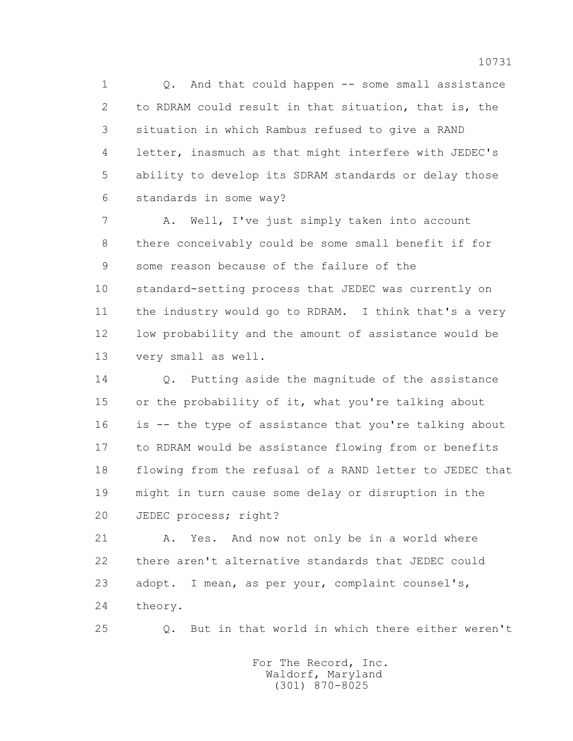1 Q. And that could happen -- some small assistance
2 to RDRAM could result in that situation, that is, the
3 situation in which Rambus refused to give a RAND
4 letter, inasmuch as that might interfere with JEDEC's
5 ability to develop its SDRAM standards or delay those
6 standards in some way?

7 A. Well, I've just simply taken into account
8 there conceivably could be some small benefit if for
9 some reason because of the failure of the
10 standard-setting process that JEDEC was currently on
11 the industry would go to RDRAM. I think that's a very
12 low probability and the amount of assistance would be
13 very small as well.

14 Q. Putting aside the magnitude of the assistance
15 or the probability of it, what you're talking about
16 is -- the type of assistance that you're talking about
17 to RDRAM would be assistance flowing from or benefits
18 flowing from the refusal of a RAND letter to JEDEC that
19 might in turn cause some delay or disruption in the
20 JEDEC process; right?

21 A. Yes. And now not only be in a world where
22 there aren't alternative standards that JEDEC could
23 adopt. I mean, as per your, complaint counsel's,
24 theory.

25 Q. But in that world in which there either weren't

For The Record, Inc.
Waldorf, Maryland
(301) 870-8025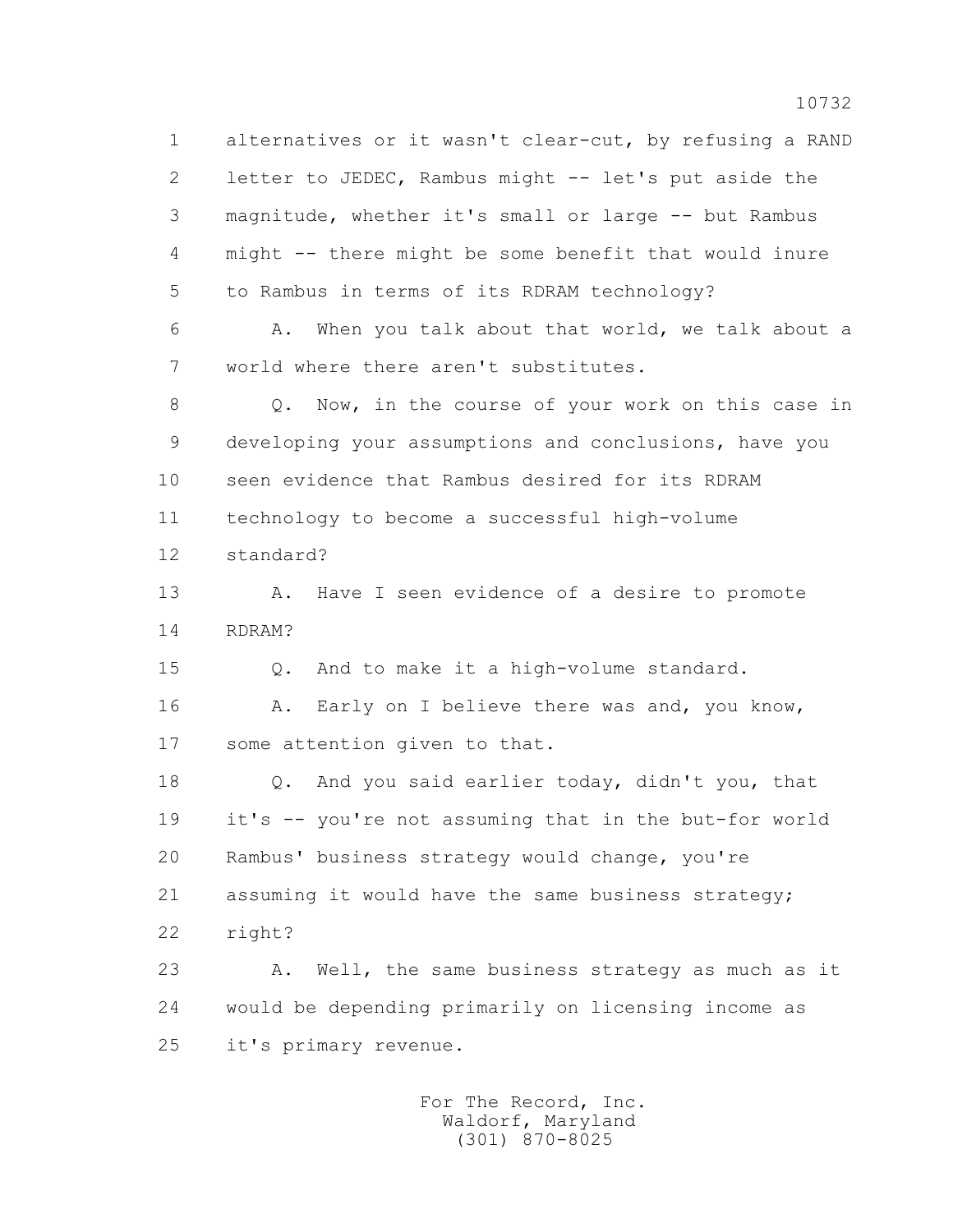1 alternatives or it wasn't clear-cut, by refusing a RAND
2 letter to JEDEC, Rambus might -- let's put aside the
3 magnitude, whether it's small or large -- but Rambus
4 might -- there might be some benefit that would inure
5 to Rambus in terms of its RDRAM technology?

6 A. When you talk about that world, we talk about a
7 world where there aren't substitutes.

8 Q. Now, in the course of your work on this case in
9 developing your assumptions and conclusions, have you
10 seen evidence that Rambus desired for its RDRAM
11 technology to become a successful high-volume
12 standard?

13 A. Have I seen evidence of a desire to promote
14 RDRAM?

15 Q. And to make it a high-volume standard.

16 A. Early on I believe there was and, you know,
17 some attention given to that.

18 Q. And you said earlier today, didn't you, that
19 it's -- you're not assuming that in the but-for world
20 Rambus' business strategy would change, you're
21 assuming it would have the same business strategy;
22 right?

23 A. Well, the same business strategy as much as it
24 would be depending primarily on licensing income as
25 it's primary revenue.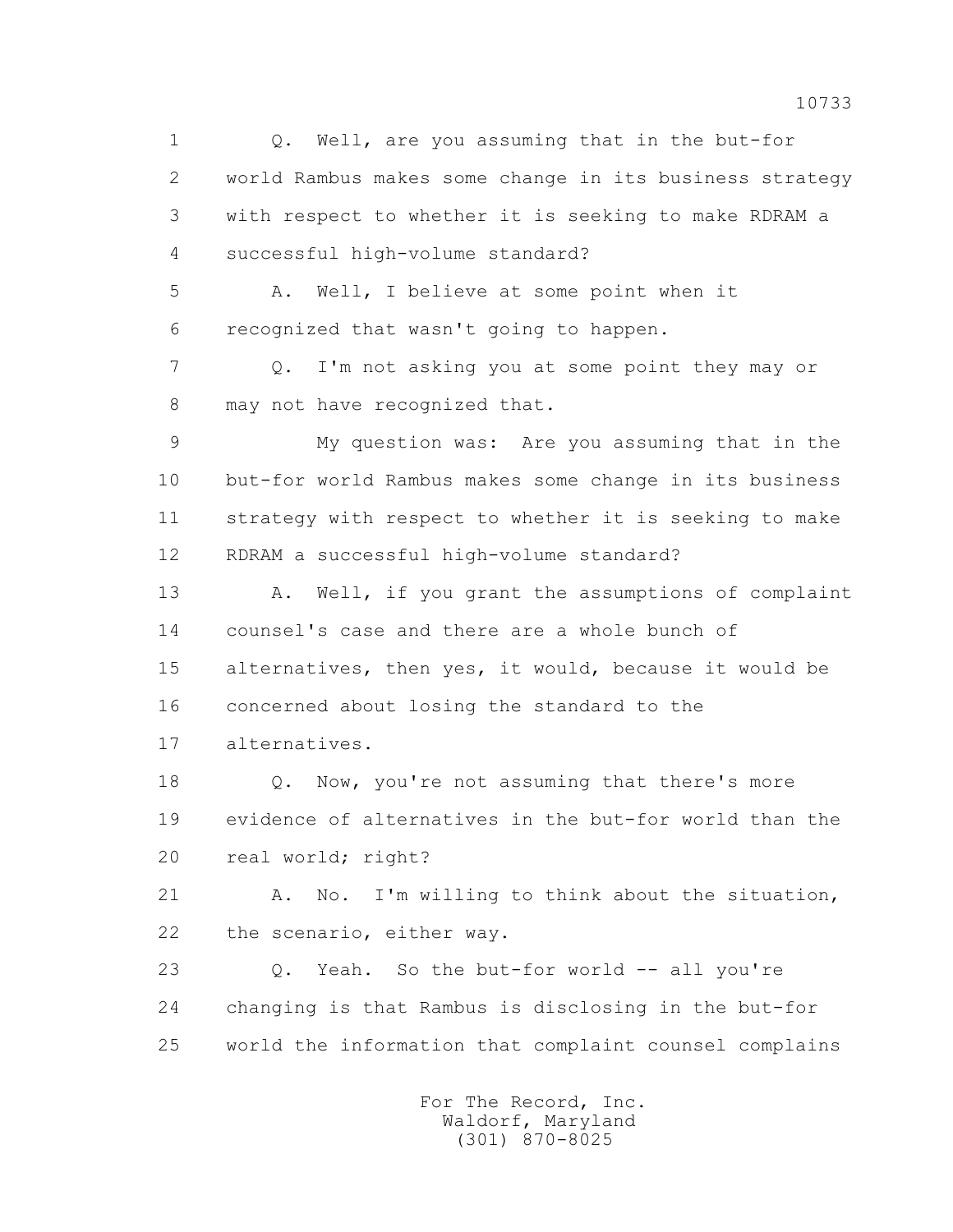1 Q. Well, are you assuming that in the but-for
2 world Rambus makes some change in its business strategy
3 with respect to whether it is seeking to make RDRAM a
4 successful high-volume standard?
5 A. Well, I believe at some point when it
6 recognized that wasn't going to happen.
7 Q. I'm not asking you at some point they may or
8 may not have recognized that.
9 My question was: Are you assuming that in the
10 but-for world Rambus makes some change in its business
11 strategy with respect to whether it is seeking to make
12 RDRAM a successful high-volume standard?
13 A. Well, if you grant the assumptions of complaint
14 counsel's case and there are a whole bunch of
15 alternatives, then yes, it would, because it would be
16 concerned about losing the standard to the
17 alternatives.
18 Q. Now, you're not assuming that there's more
19 evidence of alternatives in the but-for world than the
20 real world; right?
21 A. No. I'm willing to think about the situation,
22 the scenario, either way.
23 Q. Yeah. So the but-for world -- all you're
24 changing is that Rambus is disclosing in the but-for
25 world the information that complaint counsel complains

For The Record, Inc.
Waldorf, Maryland
(301) 870-8025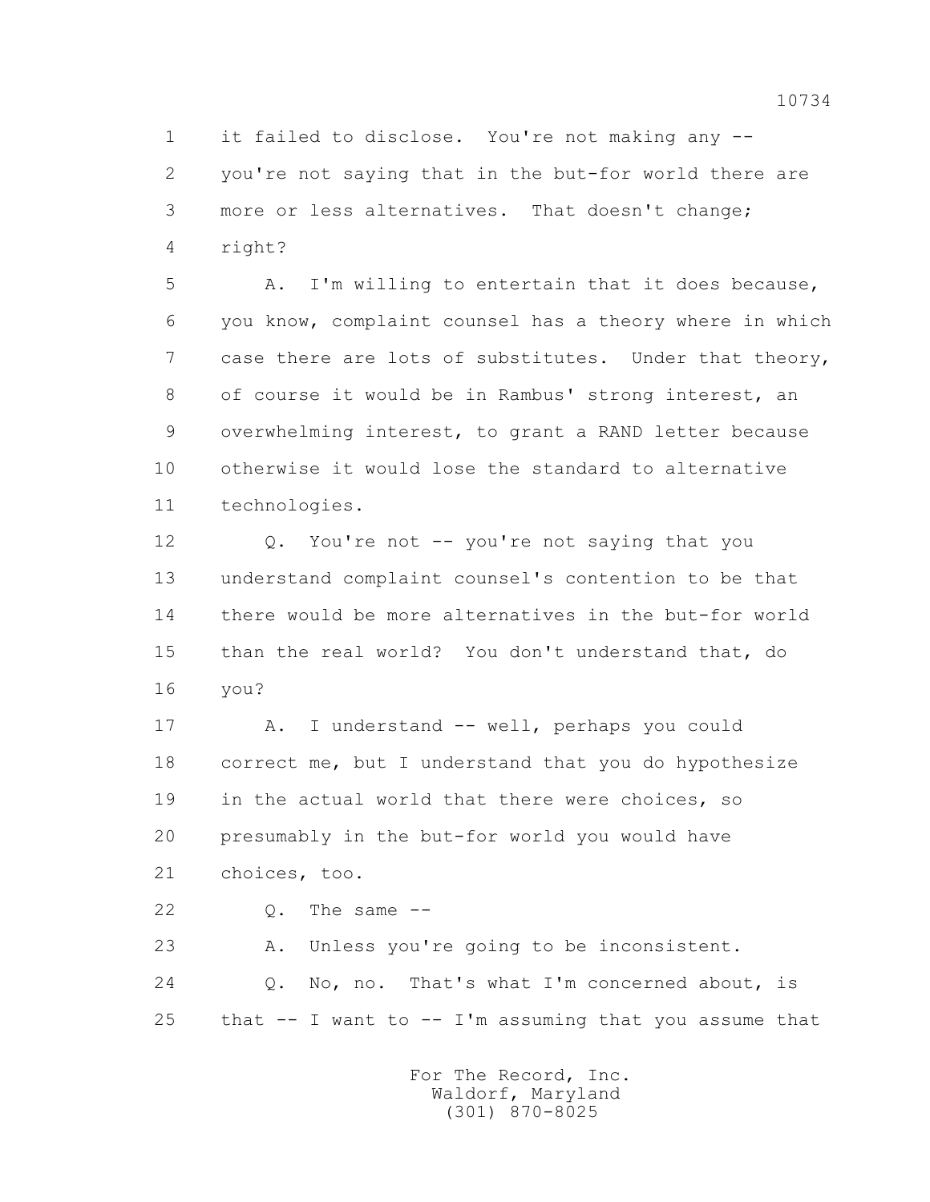1 it failed to disclose. You're not making any --
2 you're not saying that in the but-for world there are
3 more or less alternatives. That doesn't change;
4 right?

5 A. I'm willing to entertain that it does because,
6 you know, complaint counsel has a theory where in which
7 case there are lots of substitutes. Under that theory,
8 of course it would be in Rambus' strong interest, an
9 overwhelming interest, to grant a RAND letter because
10 otherwise it would lose the standard to alternative
11 technologies.

12 Q. You're not -- you're not saying that you
13 understand complaint counsel's contention to be that
14 there would be more alternatives in the but-for world
15 than the real world? You don't understand that, do
16 you?

17 A. I understand -- well, perhaps you could
18 correct me, but I understand that you do hypothesize
19 in the actual world that there were choices, so
20 presumably in the but-for world you would have
21 choices, too.

22 Q. The same --

23 A. Unless you're going to be inconsistent.

24 Q. No, no. That's what I'm concerned about, is
25 that -- I want to -- I'm assuming that you assume that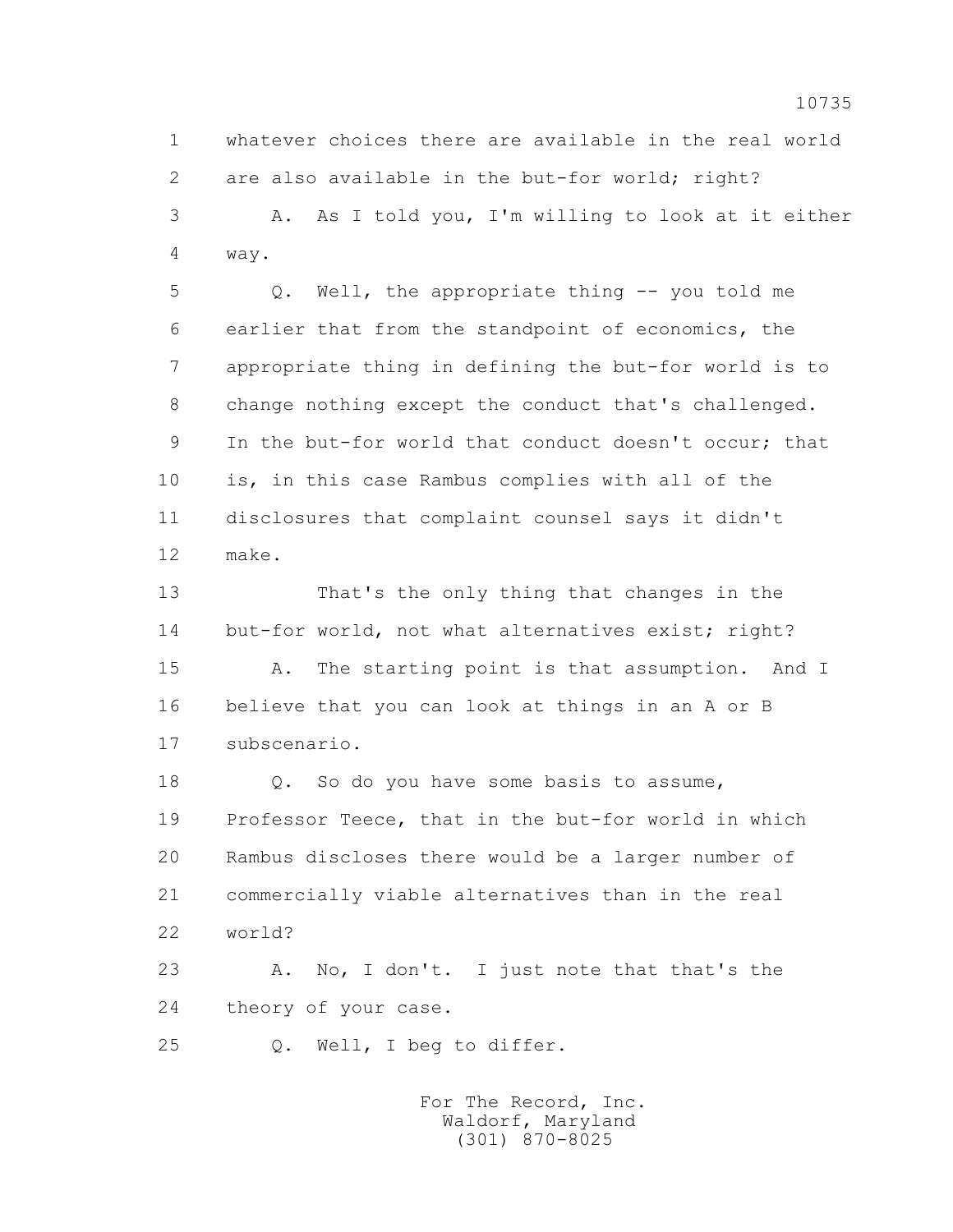1 whatever choices there are available in the real world
2 are also available in the but-for world; right?
3 A. As I told you, I'm willing to look at it either
4 way.
5 Q. Well, the appropriate thing -- you told me
6 earlier that from the standpoint of economics, the
7 appropriate thing in defining the but-for world is to
8 change nothing except the conduct that's challenged.
9 In the but-for world that conduct doesn't occur; that
10 is, in this case Rambus complies with all of the
11 disclosures that complaint counsel says it didn't
12 make.
13 That's the only thing that changes in the
14 but-for world, not what alternatives exist; right?
15 A. The starting point is that assumption. And I
16 believe that you can look at things in an A or B
17 subscenario.
18 Q. So do you have some basis to assume,
19 Professor Teece, that in the but-for world in which
20 Rambus discloses there would be a larger number of
21 commercially viable alternatives than in the real
22 world?
23 A. No, I don't. I just note that that's the
24 theory of your case.
25 Q. Well, I beg to differ.

For The Record, Inc.
Waldorf, Maryland
(301) 870-8025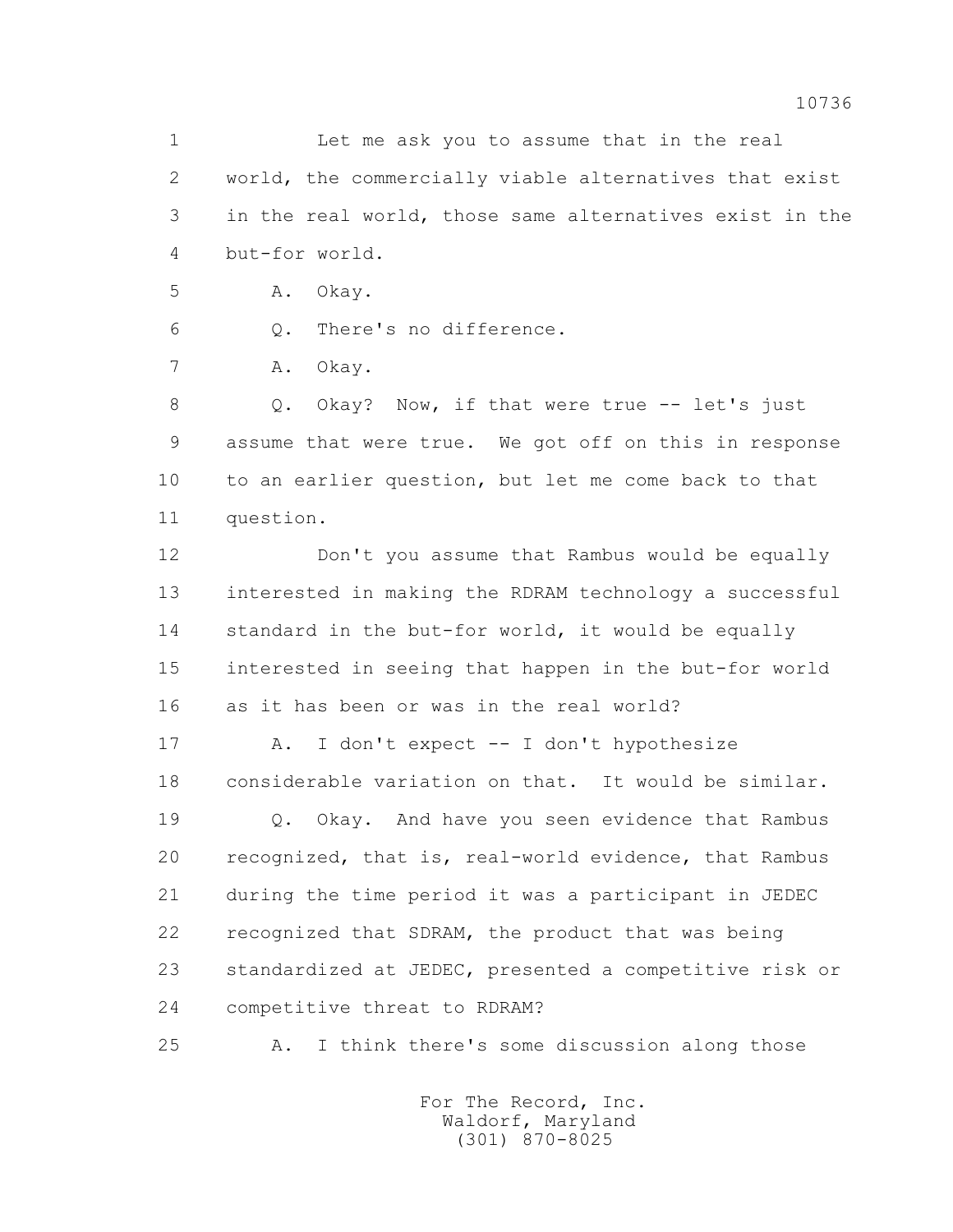1 Let me ask you to assume that in the real
2 world, the commercially viable alternatives that exist
3 in the real world, those same alternatives exist in the
4 but-for world.

5 A. Okay.

6 Q. There's no difference.

7 A. Okay.

8 Q. Okay? Now, if that were true -- let's just
9 assume that were true. We got off on this in response
10 to an earlier question, but let me come back to that
11 question.

12 Don't you assume that Rambus would be equally
13 interested in making the RDRAM technology a successful
14 standard in the but-for world, it would be equally
15 interested in seeing that happen in the but-for world
16 as it has been or was in the real world?

17 A. I don't expect -- I don't hypothesize
18 considerable variation on that. It would be similar.

19 Q. Okay. And have you seen evidence that Rambus
20 recognized, that is, real-world evidence, that Rambus
21 during the time period it was a participant in JEDEC
22 recognized that SDRAM, the product that was being
23 standardized at JEDEC, presented a competitive risk or
24 competitive threat to RDRAM?

25 A. I think there's some discussion along those

For The Record, Inc.
Waldorf, Maryland
(301) 870-8025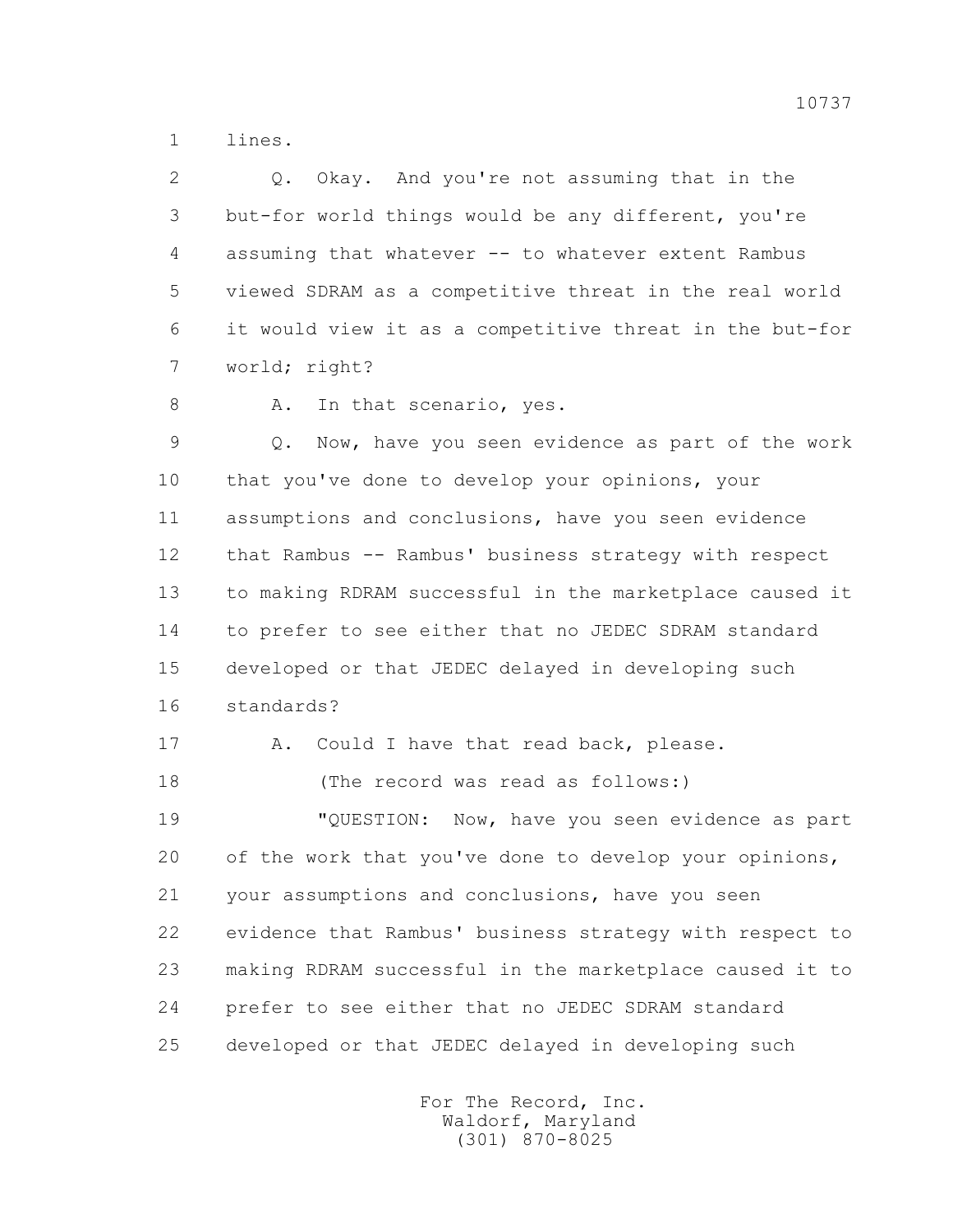1 lines.

2 Q. Okay. And you're not assuming that in the

3 but-for world things would be any different, you're

4 assuming that whatever -- to whatever extent Rambus

5 viewed SDRAM as a competitive threat in the real world

6 it would view it as a competitive threat in the but-for

7 world; right?

8 A. In that scenario, yes.

9 Q. Now, have you seen evidence as part of the work

10 that you've done to develop your opinions, your

11 assumptions and conclusions, have you seen evidence

12 that Rambus -- Rambus' business strategy with respect

13 to making RDRAM successful in the marketplace caused it

14 to prefer to see either that no JEDEC SDRAM standard

15 developed or that JEDEC delayed in developing such

16 standards?

17 A. Could I have that read back, please.

18 (The record was read as follows:)

19 "QUESTION: Now, have you seen evidence as part

20 of the work that you've done to develop your opinions,

21 your assumptions and conclusions, have you seen

22 evidence that Rambus' business strategy with respect to

23 making RDRAM successful in the marketplace caused it to

24 prefer to see either that no JEDEC SDRAM standard

25 developed or that JEDEC delayed in developing such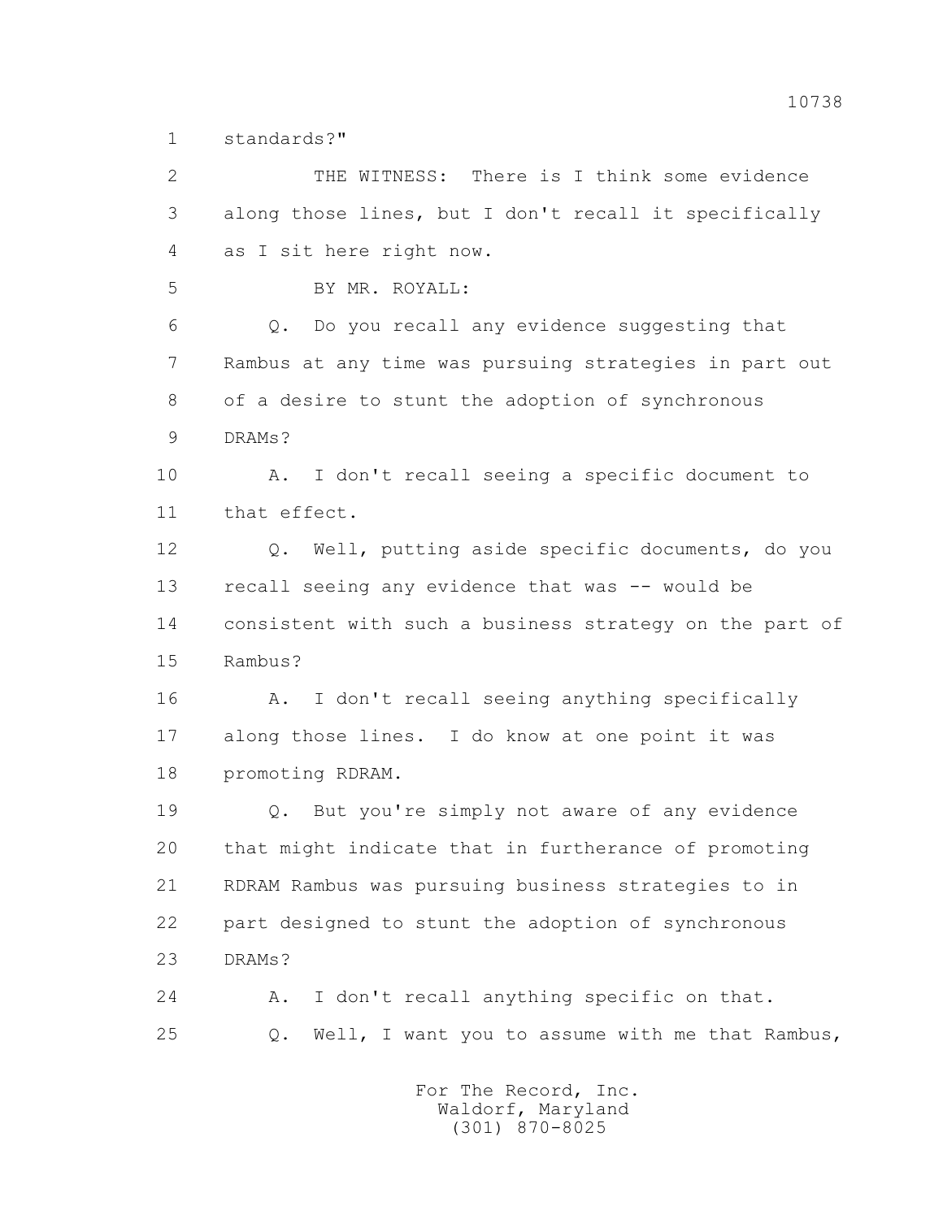1 standards?"

2 THE WITNESS: There is I think some evidence

3 along those lines, but I don't recall it specifically

4 as I sit here right now.

5 BY MR. ROYALL:

6 Q. Do you recall any evidence suggesting that

7 Rambus at any time was pursuing strategies in part out

8 of a desire to stunt the adoption of synchronous

9 DRAMs?

10 A. I don't recall seeing a specific document to

11 that effect.

12 Q. Well, putting aside specific documents, do you

13 recall seeing any evidence that was -- would be

14 consistent with such a business strategy on the part of

15 Rambus?

16 A. I don't recall seeing anything specifically

17 along those lines. I do know at one point it was

18 promoting RDRAM.

19 Q. But you're simply not aware of any evidence

20 that might indicate that in furtherance of promoting

21 RDRAM Rambus was pursuing business strategies to in

22 part designed to stunt the adoption of synchronous

23 DRAMs?

24 A. I don't recall anything specific on that.

25 Q. Well, I want you to assume with me that Rambus,

For The Record, Inc.
Waldorf, Maryland
(301) 870-8025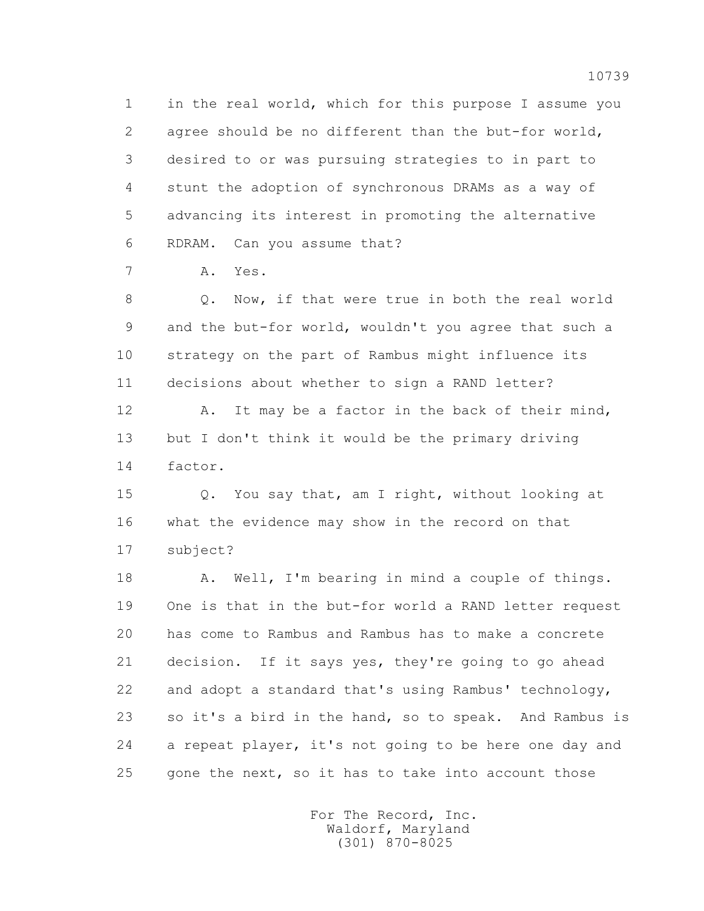1 in the real world, which for this purpose I assume you
2 agree should be no different than the but-for world,
3 desired to or was pursuing strategies to in part to
4 stunt the adoption of synchronous DRAMs as a way of
5 advancing its interest in promoting the alternative
6 RDRAM. Can you assume that?

7 A. Yes.

8 Q. Now, if that were true in both the real world
9 and the but-for world, wouldn't you agree that such a
10 strategy on the part of Rambus might influence its
11 decisions about whether to sign a RAND letter?

12 A. It may be a factor in the back of their mind,
13 but I don't think it would be the primary driving
14 factor.

15 Q. You say that, am I right, without looking at
16 what the evidence may show in the record on that
17 subject?

18 A. Well, I'm bearing in mind a couple of things.
19 One is that in the but-for world a RAND letter request
20 has come to Rambus and Rambus has to make a concrete
21 decision. If it says yes, they're going to go ahead
22 and adopt a standard that's using Rambus' technology,
23 so it's a bird in the hand, so to speak. And Rambus is
24 a repeat player, it's not going to be here one day and
25 gone the next, so it has to take into account those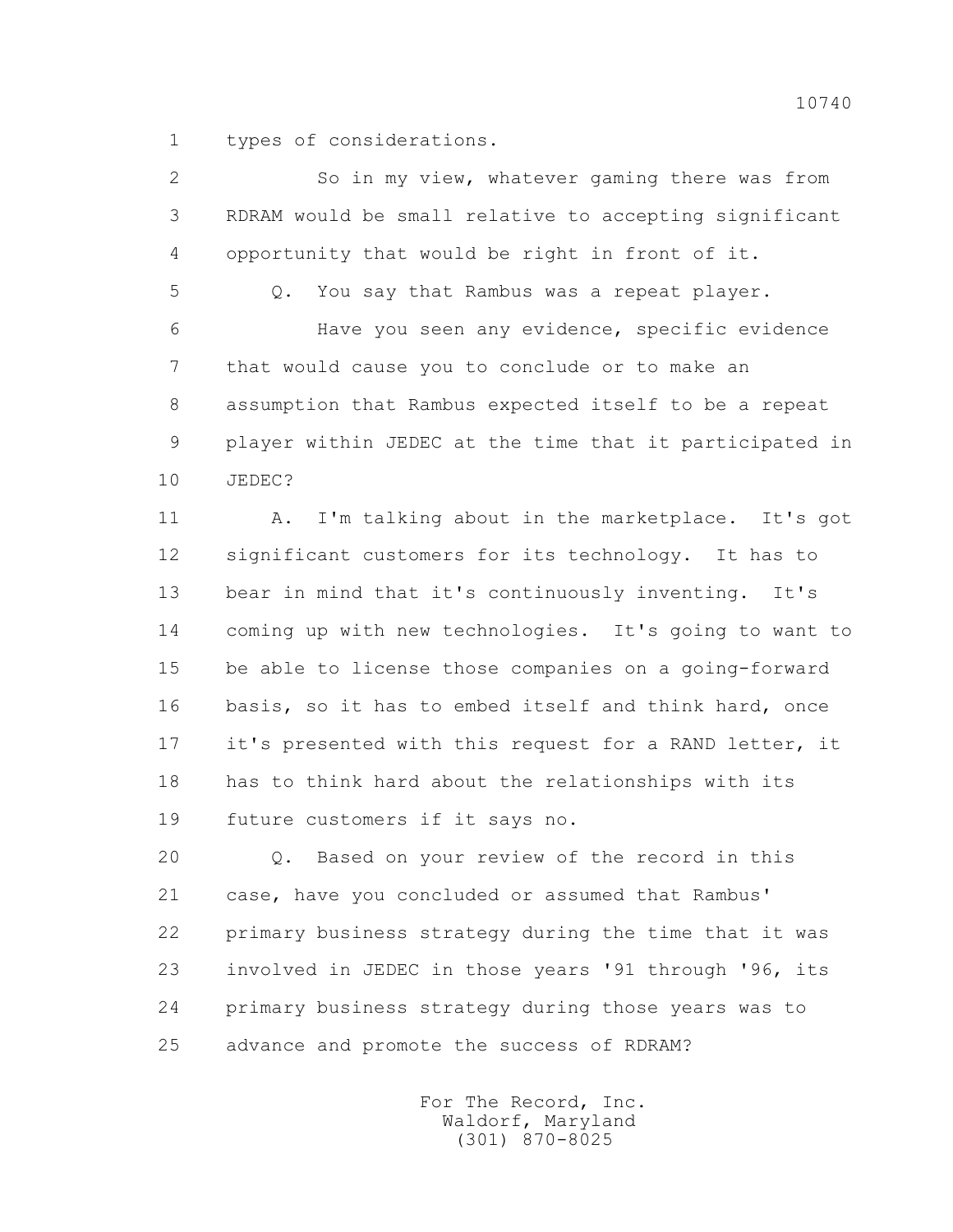1 types of considerations.

2 So in my view, whatever gaming there was from
3 RDRAM would be small relative to accepting significant
4 opportunity that would be right in front of it.

5 Q. You say that Rambus was a repeat player.

6 Have you seen any evidence, specific evidence
7 that would cause you to conclude or to make an
8 assumption that Rambus expected itself to be a repeat
9 player within JEDEC at the time that it participated in
10 JEDEC?

11 A. I'm talking about in the marketplace. It's got
12 significant customers for its technology. It has to
13 bear in mind that it's continuously inventing. It's
14 coming up with new technologies. It's going to want to
15 be able to license those companies on a going-forward
16 basis, so it has to embed itself and think hard, once
17 it's presented with this request for a RAND letter, it
18 has to think hard about the relationships with its
19 future customers if it says no.

20 Q. Based on your review of the record in this
21 case, have you concluded or assumed that Rambus'
22 primary business strategy during the time that it was
23 involved in JEDEC in those years '91 through '96, its
24 primary business strategy during those years was to
25 advance and promote the success of RDRAM?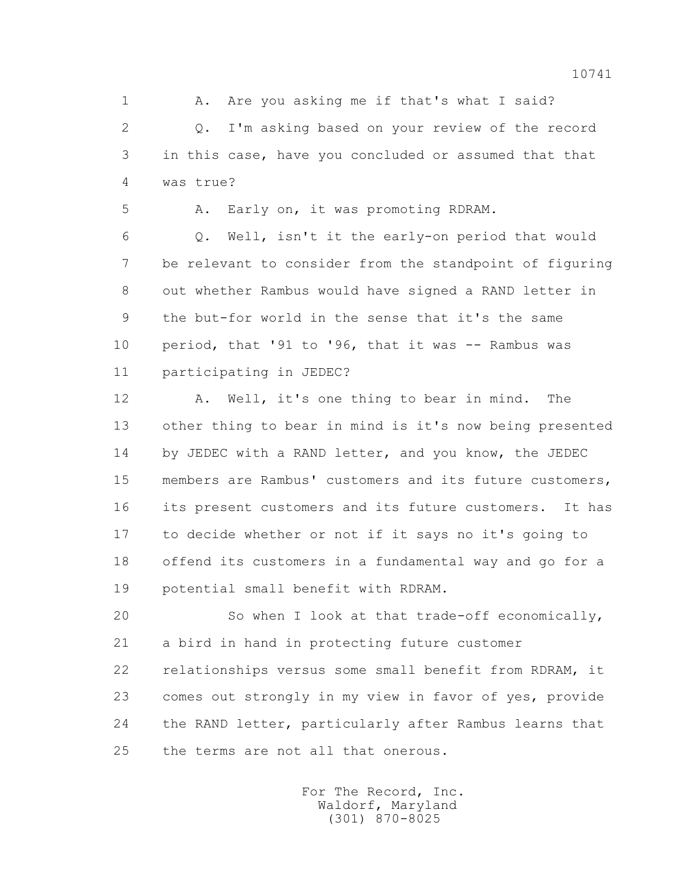A. Are you asking me if that's what I said?

Q. I'm asking based on your review of the record in this case, have you concluded or assumed that that was true?

A. Early on, it was promoting RDRAM.

Q. Well, isn't it the early-on period that would be relevant to consider from the standpoint of figuring out whether Rambus would have signed a RAND letter in the but-for world in the sense that it's the same period, that '91 to '96, that it was -- Rambus was participating in JEDEC?

A. Well, it's one thing to bear in mind. The other thing to bear in mind is it's now being presented by JEDEC with a RAND letter, and you know, the JEDEC members are Rambus' customers and its future customers, its present customers and its future customers. It has to decide whether or not if it says no it's going to offend its customers in a fundamental way and go for a potential small benefit with RDRAM.

So when I look at that trade-off economically, a bird in hand in protecting future customer relationships versus some small benefit from RDRAM, it comes out strongly in my view in favor of yes, provide the RAND letter, particularly after Rambus learns that the terms are not all that onerous.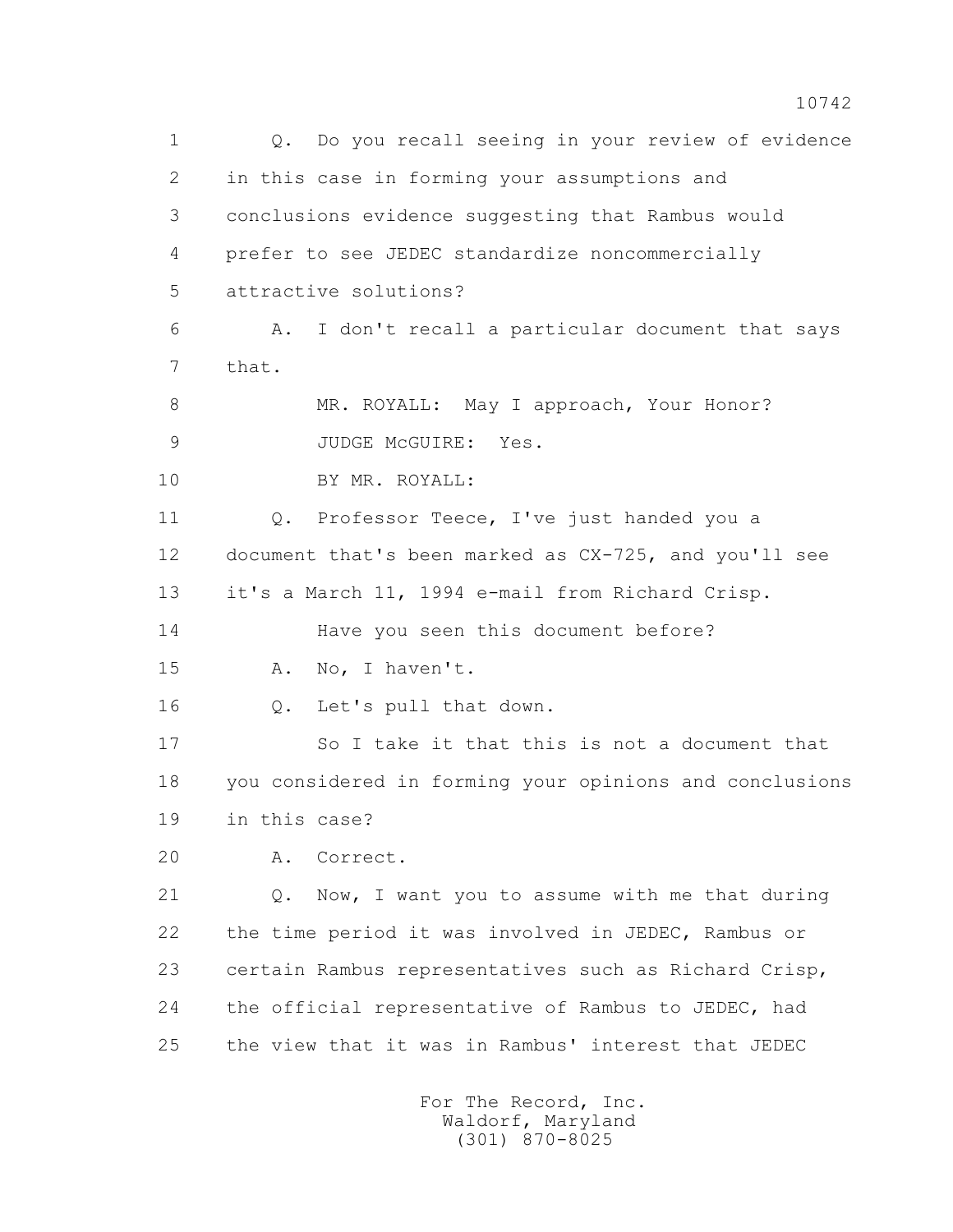1 Q. Do you recall seeing in your review of evidence
2 in this case in forming your assumptions and
3 conclusions evidence suggesting that Rambus would
4 prefer to see JEDEC standardize noncommercially
5 attractive solutions?
6 A. I don't recall a particular document that says
7 that.
8 MR. ROYALL: May I approach, Your Honor?
9 JUDGE McGUIRE: Yes.
10 BY MR. ROYALL:
11 Q. Professor Teece, I've just handed you a
12 document that's been marked as CX-725, and you'll see
13 it's a March 11, 1994 e-mail from Richard Crisp.
14 Have you seen this document before?
15 A. No, I haven't.
16 Q. Let's pull that down.
17 So I take it that this is not a document that
18 you considered in forming your opinions and conclusions
19 in this case?
20 A. Correct.
21 Q. Now, I want you to assume with me that during
22 the time period it was involved in JEDEC, Rambus or
23 certain Rambus representatives such as Richard Crisp,
24 the official representative of Rambus to JEDEC, had
25 the view that it was in Rambus' interest that JEDEC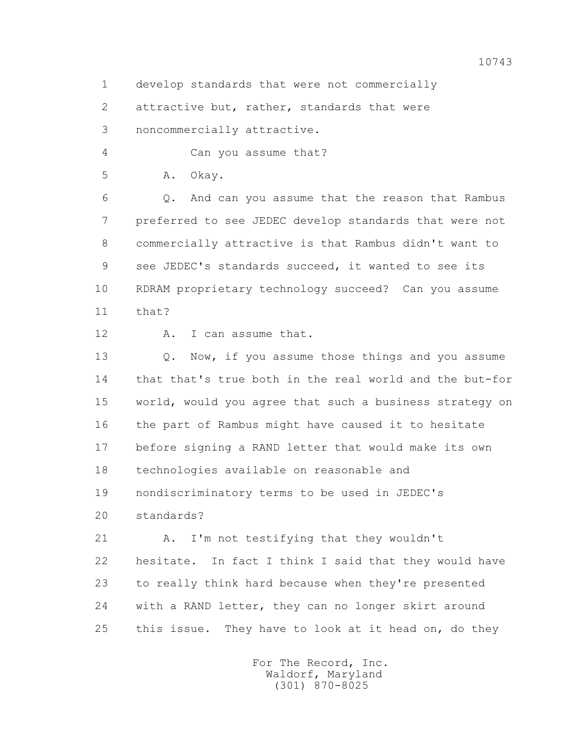develop standards that were not commercially attractive but, rather, standards that were noncommercially attractive.

Can you assume that?

A. Okay.

Q. And can you assume that the reason that Rambus preferred to see JEDEC develop standards that were not commercially attractive is that Rambus didn't want to see JEDEC's standards succeed, it wanted to see its RDRAM proprietary technology succeed? Can you assume that?

A. I can assume that.

Q. Now, if you assume those things and you assume that that's true both in the real world and the but-for world, would you agree that such a business strategy on the part of Rambus might have caused it to hesitate before signing a RAND letter that would make its own technologies available on reasonable and nondiscriminatory terms to be used in JEDEC's standards?

A. I'm not testifying that they wouldn't hesitate. In fact I think I said that they would have to really think hard because when they're presented with a RAND letter, they can no longer skirt around this issue. They have to look at it head on, do they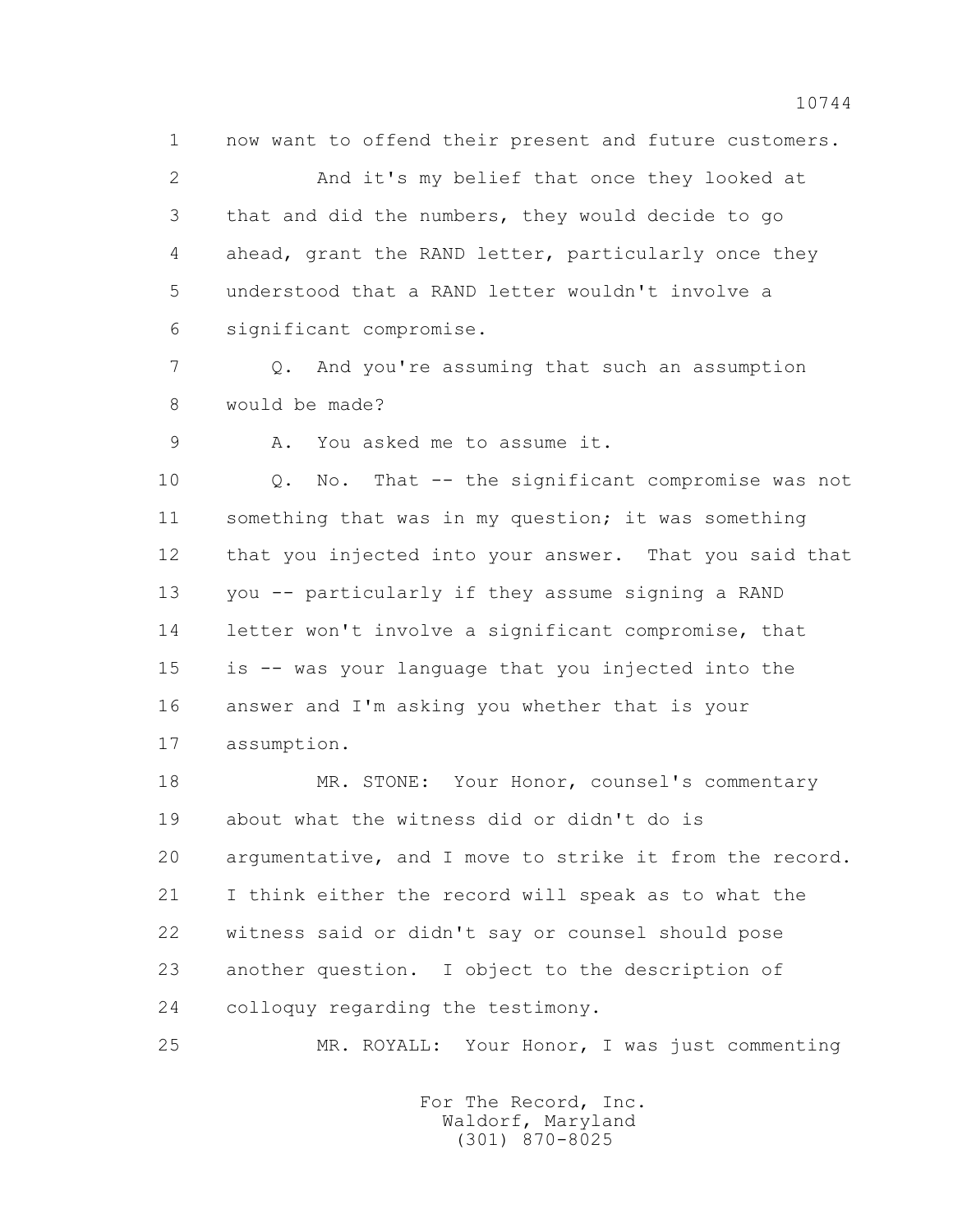1 now want to offend their present and future customers.

2 And it's my belief that once they looked at

3 that and did the numbers, they would decide to go

4 ahead, grant the RAND letter, particularly once they

5 understood that a RAND letter wouldn't involve a

6 significant compromise.

7 Q. And you're assuming that such an assumption

8 would be made?

9 A. You asked me to assume it.

10 Q. No. That -- the significant compromise was not

11 something that was in my question; it was something

12 that you injected into your answer. That you said that

13 you -- particularly if they assume signing a RAND

14 letter won't involve a significant compromise, that

15 is -- was your language that you injected into the

16 answer and I'm asking you whether that is your

17 assumption.

18 MR. STONE: Your Honor, counsel's commentary

19 about what the witness did or didn't do is

20 argumentative, and I move to strike it from the record.

21 I think either the record will speak as to what the

22 witness said or didn't say or counsel should pose

23 another question. I object to the description of

24 colloquy regarding the testimony.

25 MR. ROYALL: Your Honor, I was just commenting

For The Record, Inc.
Waldorf, Maryland
(301) 870-8025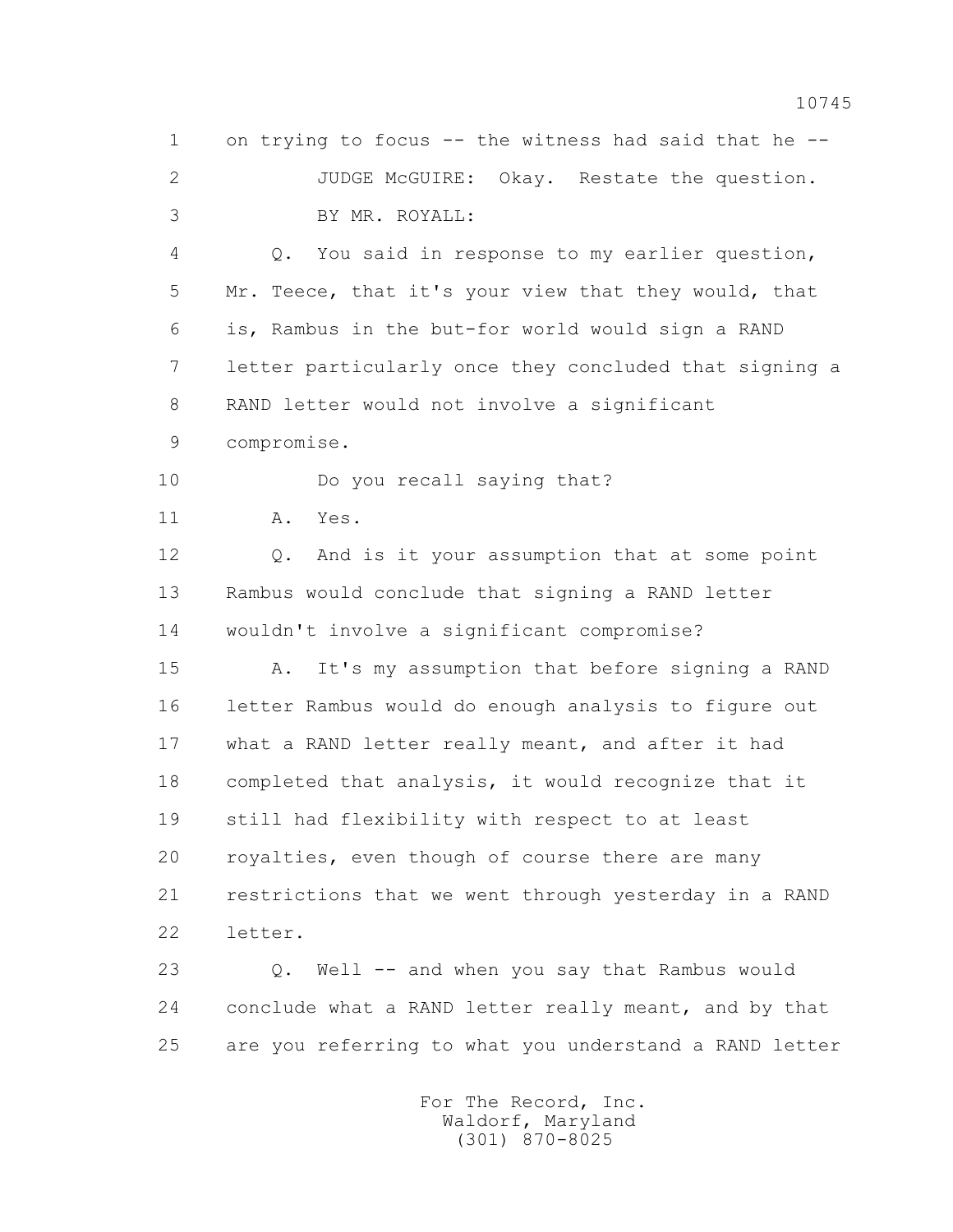1 on trying to focus -- the witness had said that he --

2 JUDGE McGUIRE: Okay. Restate the question.

3 BY MR. ROYALL:

4 Q. You said in response to my earlier question,

5 Mr. Teece, that it's your view that they would, that

6 is, Rambus in the but-for world would sign a RAND

7 letter particularly once they concluded that signing a

8 RAND letter would not involve a significant

9 compromise.

10 Do you recall saying that?

11 A. Yes.

12 Q. And is it your assumption that at some point

13 Rambus would conclude that signing a RAND letter

14 wouldn't involve a significant compromise?

15 A. It's my assumption that before signing a RAND

16 letter Rambus would do enough analysis to figure out

17 what a RAND letter really meant, and after it had

18 completed that analysis, it would recognize that it

19 still had flexibility with respect to at least

20 royalties, even though of course there are many

21 restrictions that we went through yesterday in a RAND

22 letter.

23 Q. Well -- and when you say that Rambus would

24 conclude what a RAND letter really meant, and by that

25 are you referring to what you understand a RAND letter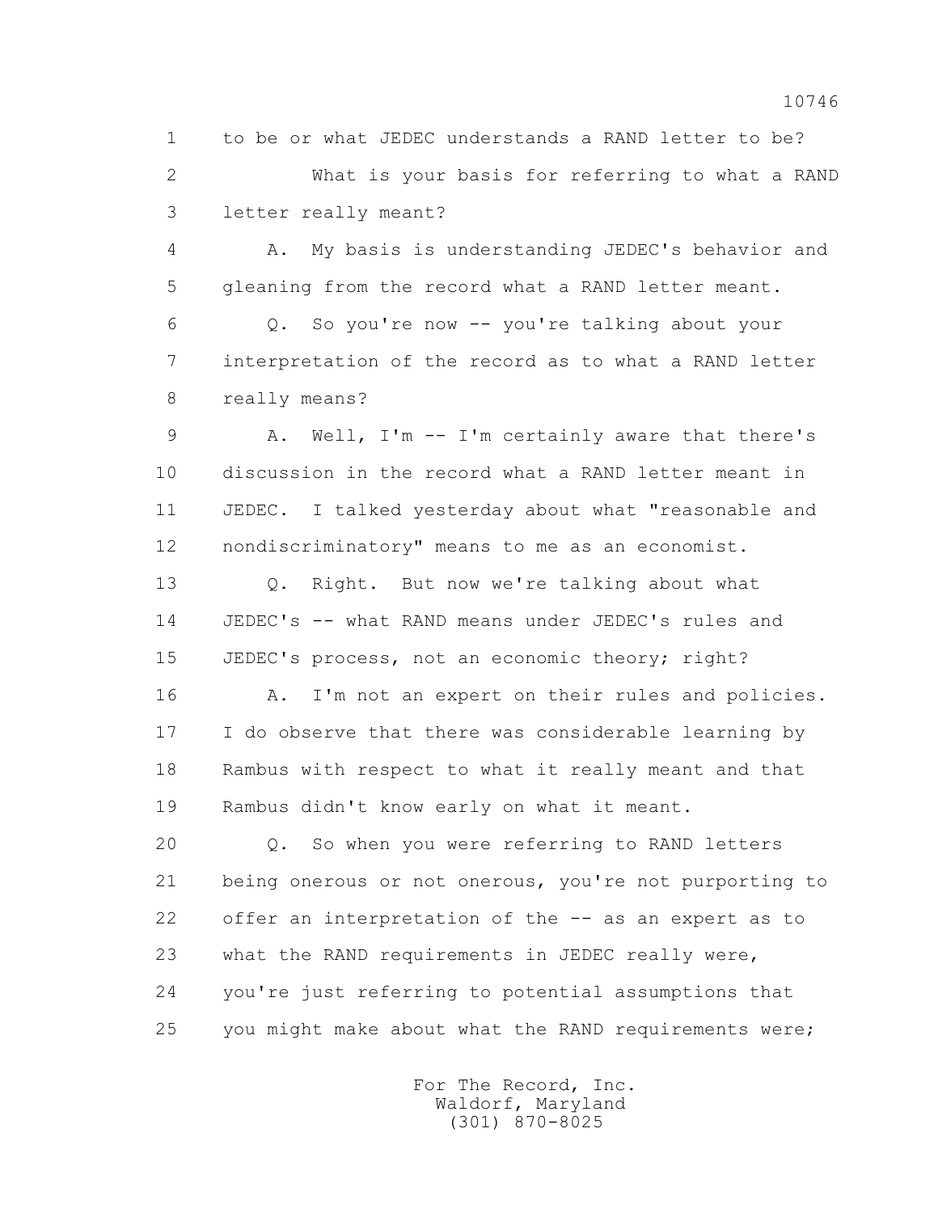1 to be or what JEDEC understands a RAND letter to be?

2 What is your basis for referring to what a RAND

3 letter really meant?

4 A. My basis is understanding JEDEC's behavior and

5 gleaning from the record what a RAND letter meant.

6 Q. So you're now -- you're talking about your

7 interpretation of the record as to what a RAND letter

8 really means?

9 A. Well, I'm -- I'm certainly aware that there's

10 discussion in the record what a RAND letter meant in

11 JEDEC. I talked yesterday about what "reasonable and

12 nondiscriminatory" means to me as an economist.

13 Q. Right. But now we're talking about what

14 JEDEC's -- what RAND means under JEDEC's rules and

15 JEDEC's process, not an economic theory; right?

16 A. I'm not an expert on their rules and policies.

17 I do observe that there was considerable learning by

18 Rambus with respect to what it really meant and that

19 Rambus didn't know early on what it meant.

20 Q. So when you were referring to RAND letters

21 being onerous or not onerous, you're not purporting to

22 offer an interpretation of the -- as an expert as to

23 what the RAND requirements in JEDEC really were,

24 you're just referring to potential assumptions that

25 you might make about what the RAND requirements were;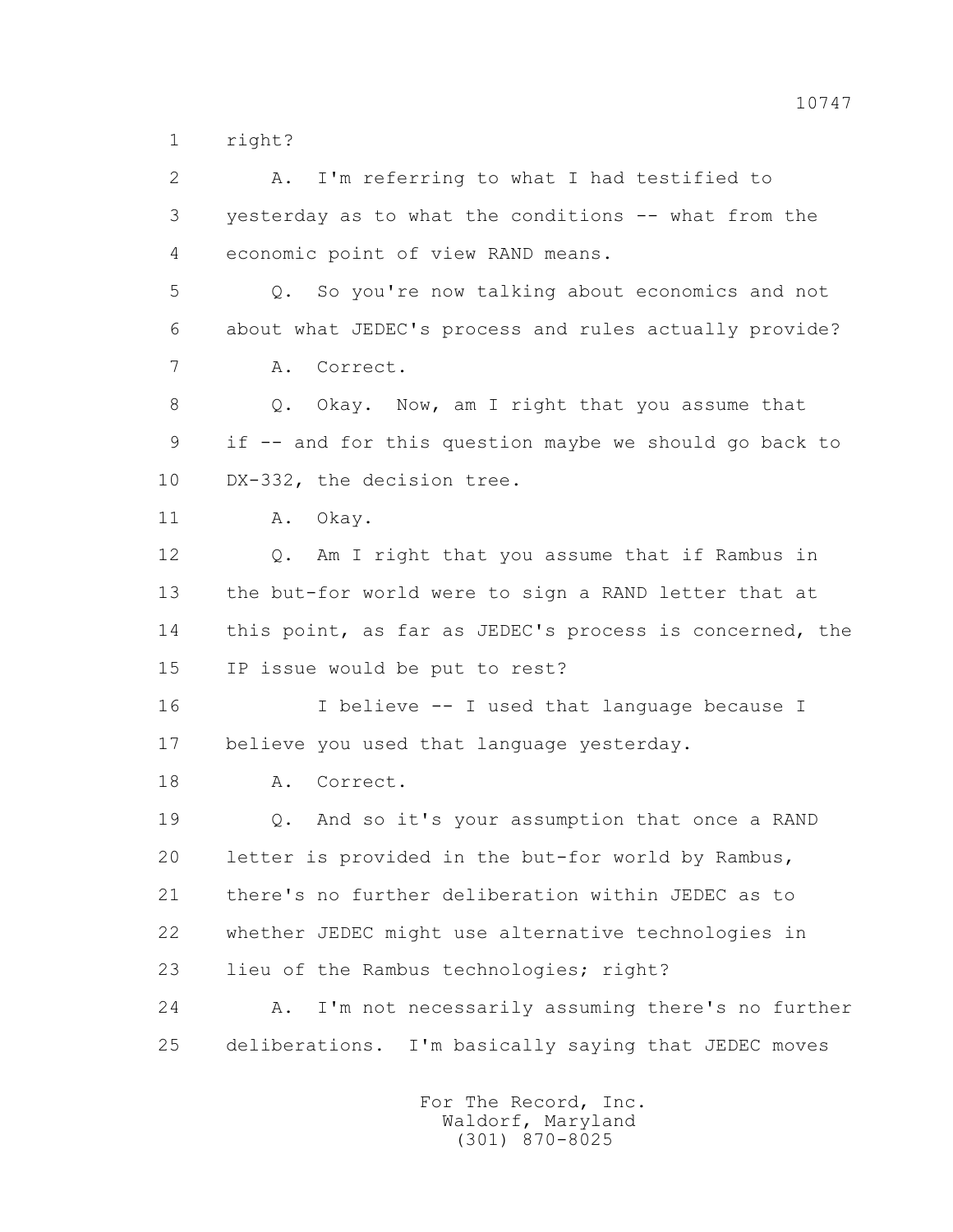1 right?

2 A. I'm referring to what I had testified to

3 yesterday as to what the conditions -- what from the

4 economic point of view RAND means.

5 Q. So you're now talking about economics and not

6 about what JEDEC's process and rules actually provide?

7 A. Correct.

8 Q. Okay. Now, am I right that you assume that

9 if -- and for this question maybe we should go back to

10 DX-332, the decision tree.

11 A. Okay.

12 Q. Am I right that you assume that if Rambus in

13 the but-for world were to sign a RAND letter that at

14 this point, as far as JEDEC's process is concerned, the

15 IP issue would be put to rest?

16 I believe -- I used that language because I

17 believe you used that language yesterday.

18 A. Correct.

19 Q. And so it's your assumption that once a RAND

20 letter is provided in the but-for world by Rambus,

21 there's no further deliberation within JEDEC as to

22 whether JEDEC might use alternative technologies in

23 lieu of the Rambus technologies; right?

24 A. I'm not necessarily assuming there's no further

25 deliberations. I'm basically saying that JEDEC moves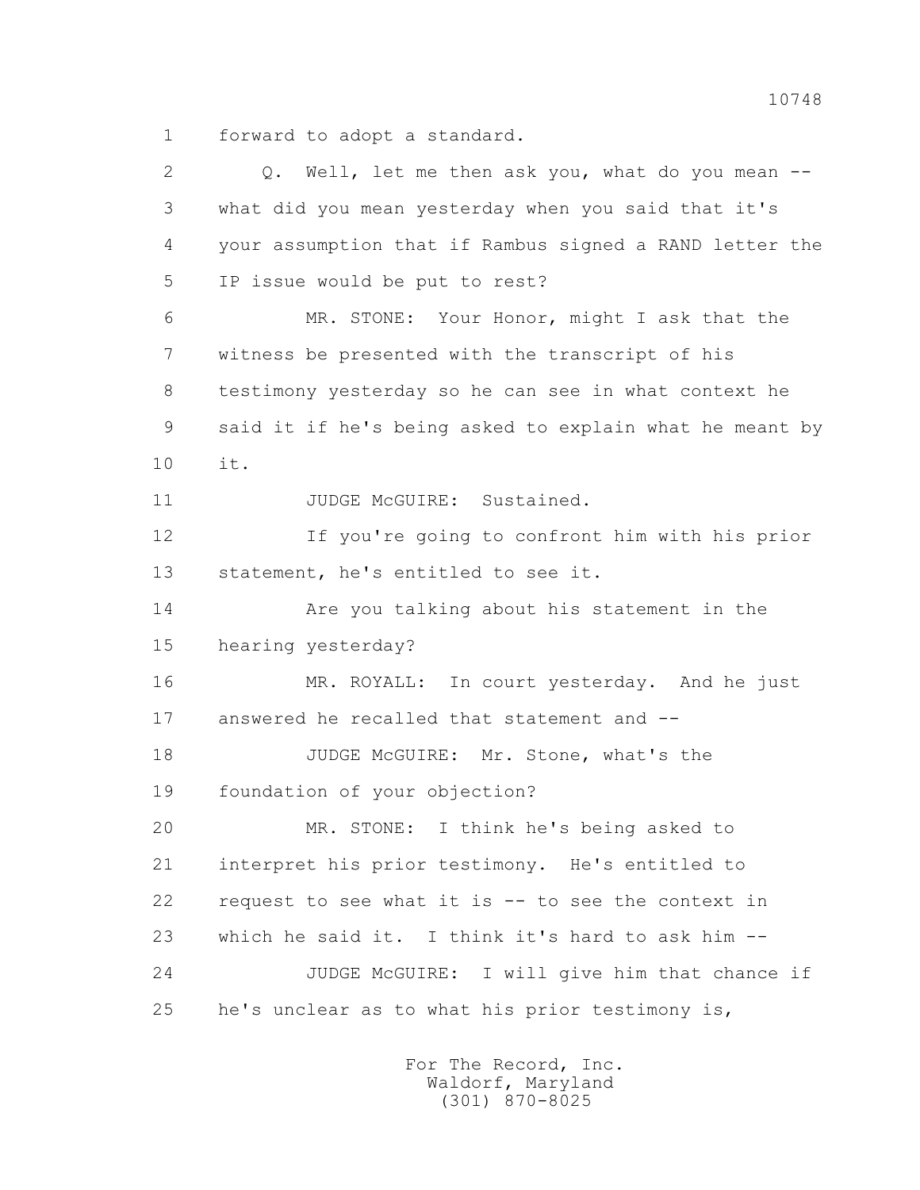1 forward to adopt a standard.

2 Q. Well, let me then ask you, what do you mean --

3 what did you mean yesterday when you said that it's

4 your assumption that if Rambus signed a RAND letter the

5 IP issue would be put to rest?

6 MR. STONE: Your Honor, might I ask that the

7 witness be presented with the transcript of his

8 testimony yesterday so he can see in what context he

9 said it if he's being asked to explain what he meant by

10 it.

11 JUDGE McGUIRE: Sustained.

12 If you're going to confront him with his prior

13 statement, he's entitled to see it.

14 Are you talking about his statement in the

15 hearing yesterday?

16 MR. ROYALL: In court yesterday. And he just

17 answered he recalled that statement and --

18 JUDGE McGUIRE: Mr. Stone, what's the

19 foundation of your objection?

20 MR. STONE: I think he's being asked to

21 interpret his prior testimony. He's entitled to

22 request to see what it is -- to see the context in

23 which he said it. I think it's hard to ask him --

24 JUDGE McGUIRE: I will give him that chance if

25 he's unclear as to what his prior testimony is,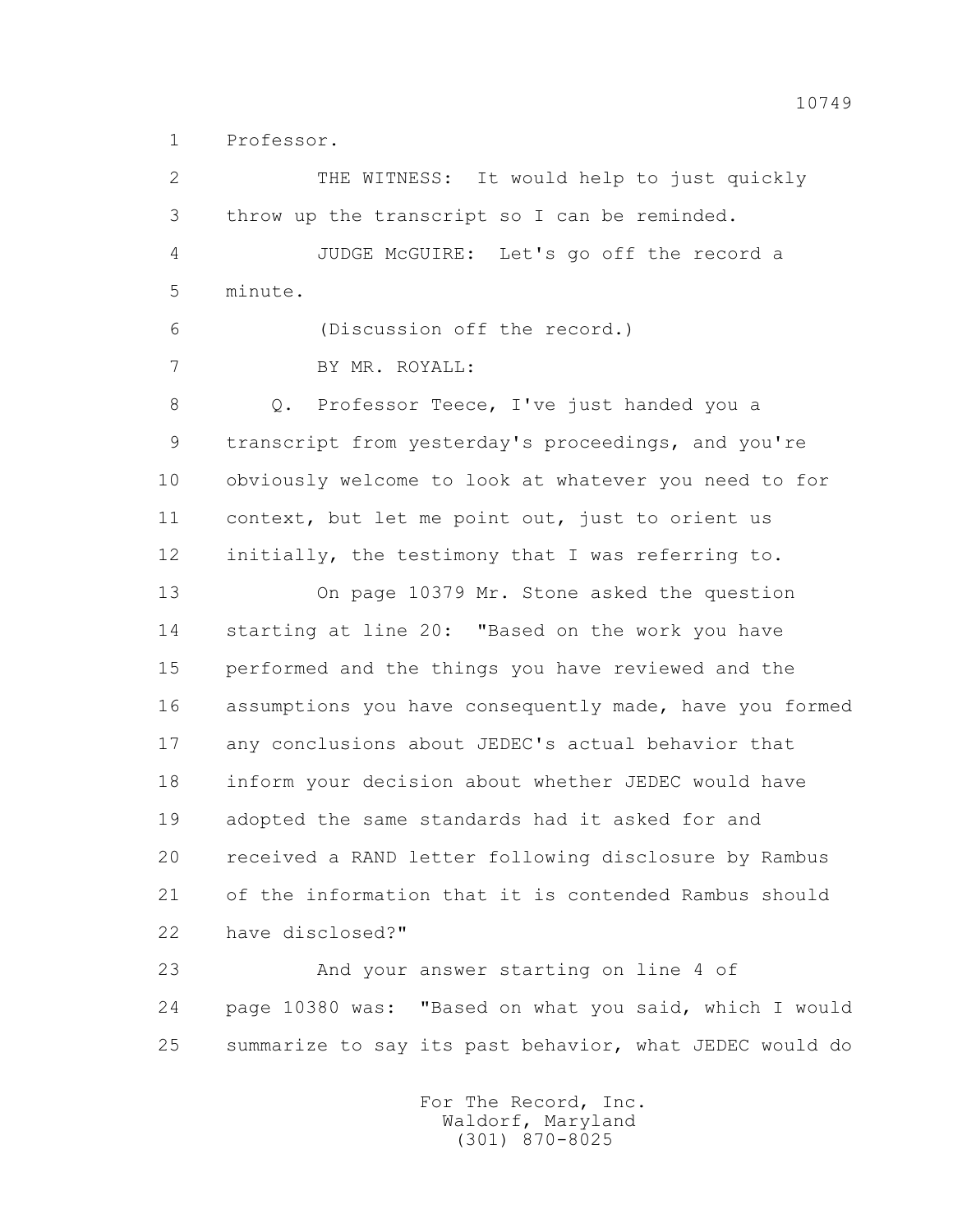1 Professor.

2 THE WITNESS: It would help to just quickly

3 throw up the transcript so I can be reminded.

4 JUDGE McGUIRE: Let's go off the record a

5 minute.

6 (Discussion off the record.)

7 BY MR. ROYALL:

8 Q. Professor Teece, I've just handed you a

9 transcript from yesterday's proceedings, and you're

10 obviously welcome to look at whatever you need to for

11 context, but let me point out, just to orient us

12 initially, the testimony that I was referring to.

13 On page 10379 Mr. Stone asked the question

14 starting at line 20: "Based on the work you have

15 performed and the things you have reviewed and the

16 assumptions you have consequently made, have you formed

17 any conclusions about JEDEC's actual behavior that

18 inform your decision about whether JEDEC would have

19 adopted the same standards had it asked for and

20 received a RAND letter following disclosure by Rambus

21 of the information that it is contended Rambus should

22 have disclosed?"

23 And your answer starting on line 4 of

24 page 10380 was: "Based on what you said, which I would

25 summarize to say its past behavior, what JEDEC would do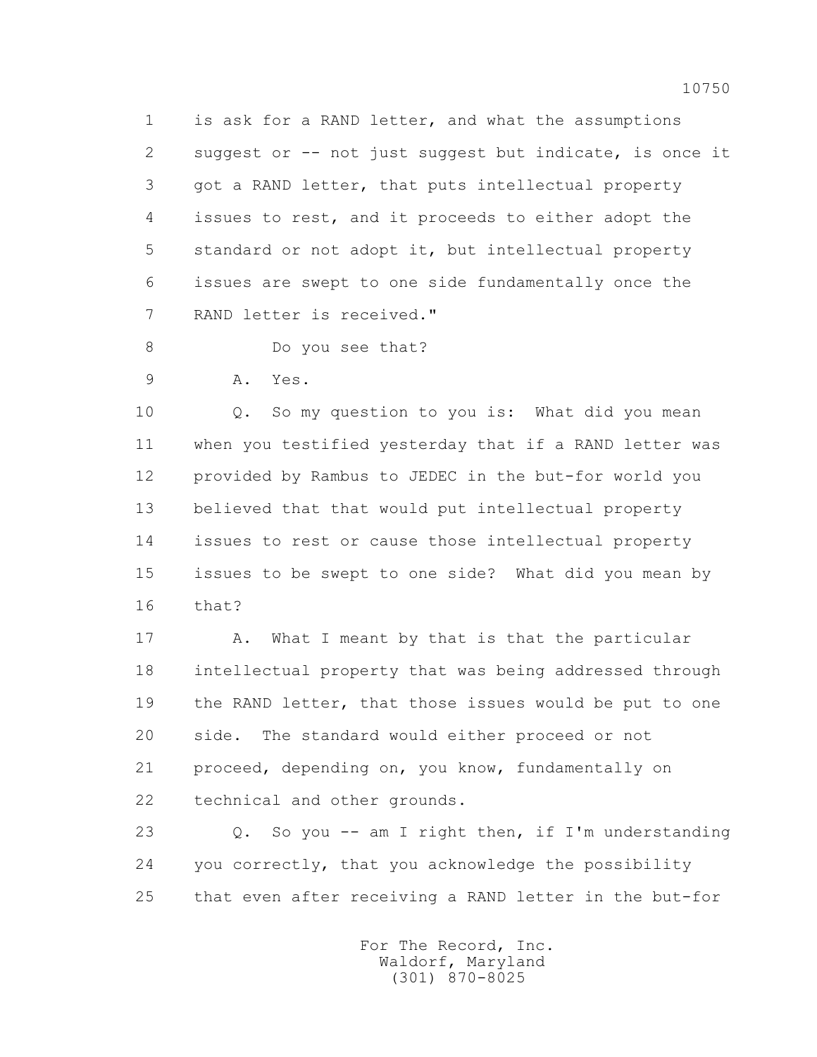1 is ask for a RAND letter, and what the assumptions
2 suggest or -- not just suggest but indicate, is once it
3 got a RAND letter, that puts intellectual property
4 issues to rest, and it proceeds to either adopt the
5 standard or not adopt it, but intellectual property
6 issues are swept to one side fundamentally once the
7 RAND letter is received."

8 Do you see that?

9 A. Yes.

10 Q. So my question to you is: What did you mean
11 when you testified yesterday that if a RAND letter was
12 provided by Rambus to JEDEC in the but-for world you
13 believed that that would put intellectual property
14 issues to rest or cause those intellectual property
15 issues to be swept to one side? What did you mean by
16 that?

17 A. What I meant by that is that the particular
18 intellectual property that was being addressed through
19 the RAND letter, that those issues would be put to one
20 side. The standard would either proceed or not
21 proceed, depending on, you know, fundamentally on
22 technical and other grounds.

23 Q. So you -- am I right then, if I'm understanding
24 you correctly, that you acknowledge the possibility
25 that even after receiving a RAND letter in the but-for

For The Record, Inc.
Waldorf, Maryland
(301) 870-8025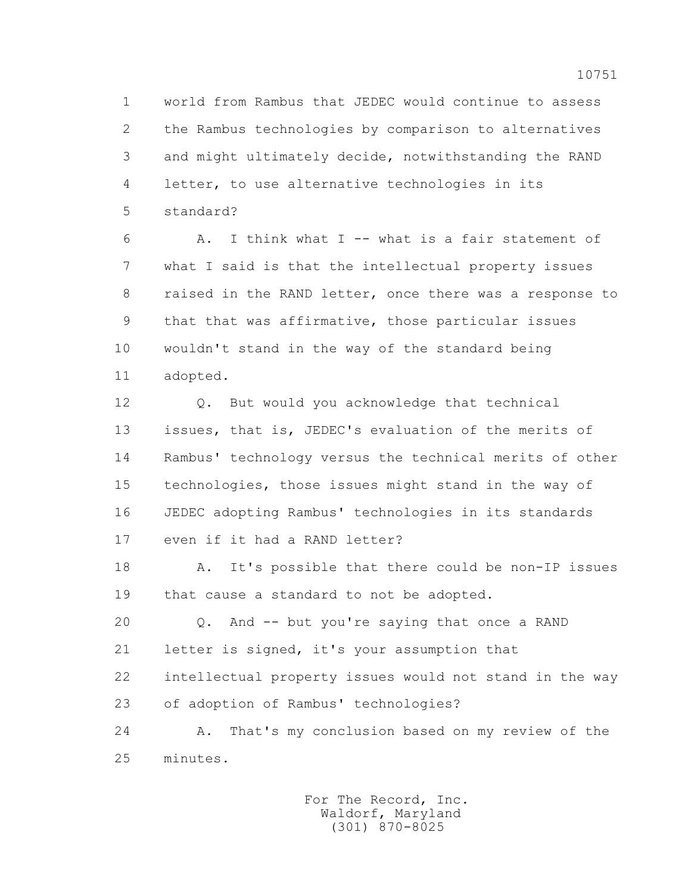1 world from Rambus that JEDEC would continue to assess
2 the Rambus technologies by comparison to alternatives
3 and might ultimately decide, notwithstanding the RAND
4 letter, to use alternative technologies in its
5 standard?

6 A. I think what I -- what is a fair statement of
7 what I said is that the intellectual property issues
8 raised in the RAND letter, once there was a response to
9 that that was affirmative, those particular issues
10 wouldn't stand in the way of the standard being
11 adopted.

12 Q. But would you acknowledge that technical
13 issues, that is, JEDEC's evaluation of the merits of
14 Rambus' technology versus the technical merits of other
15 technologies, those issues might stand in the way of
16 JEDEC adopting Rambus' technologies in its standards
17 even if it had a RAND letter?

18 A. It's possible that there could be non-IP issues
19 that cause a standard to not be adopted.

20 Q. And -- but you're saying that once a RAND
21 letter is signed, it's your assumption that
22 intellectual property issues would not stand in the way
23 of adoption of Rambus' technologies?

24 A. That's my conclusion based on my review of the
25 minutes.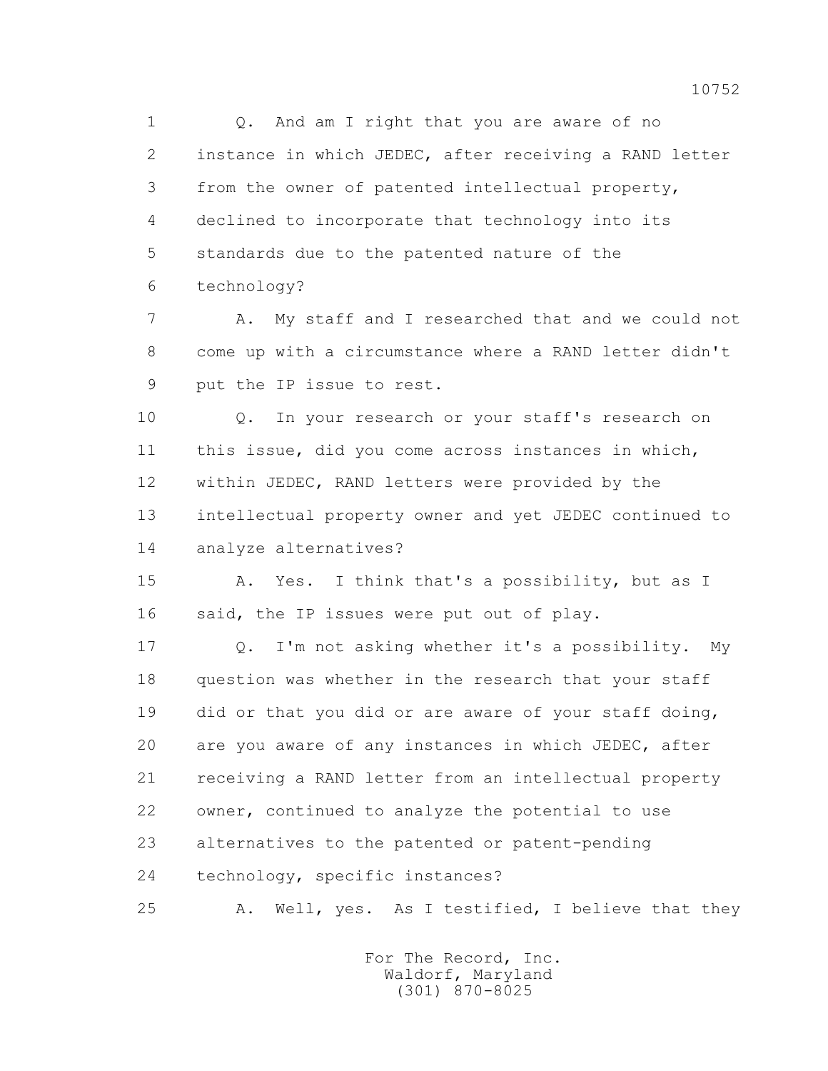1 Q. And am I right that you are aware of no
2 instance in which JEDEC, after receiving a RAND letter
3 from the owner of patented intellectual property,
4 declined to incorporate that technology into its
5 standards due to the patented nature of the
6 technology?

7 A. My staff and I researched that and we could not
8 come up with a circumstance where a RAND letter didn't
9 put the IP issue to rest.

10 Q. In your research or your staff's research on
11 this issue, did you come across instances in which,
12 within JEDEC, RAND letters were provided by the
13 intellectual property owner and yet JEDEC continued to
14 analyze alternatives?

15 A. Yes. I think that's a possibility, but as I
16 said, the IP issues were put out of play.

17 Q. I'm not asking whether it's a possibility. My
18 question was whether in the research that your staff
19 did or that you did or are aware of your staff doing,
20 are you aware of any instances in which JEDEC, after
21 receiving a RAND letter from an intellectual property
22 owner, continued to analyze the potential to use
23 alternatives to the patented or patent-pending
24 technology, specific instances?

25 A. Well, yes. As I testified, I believe that they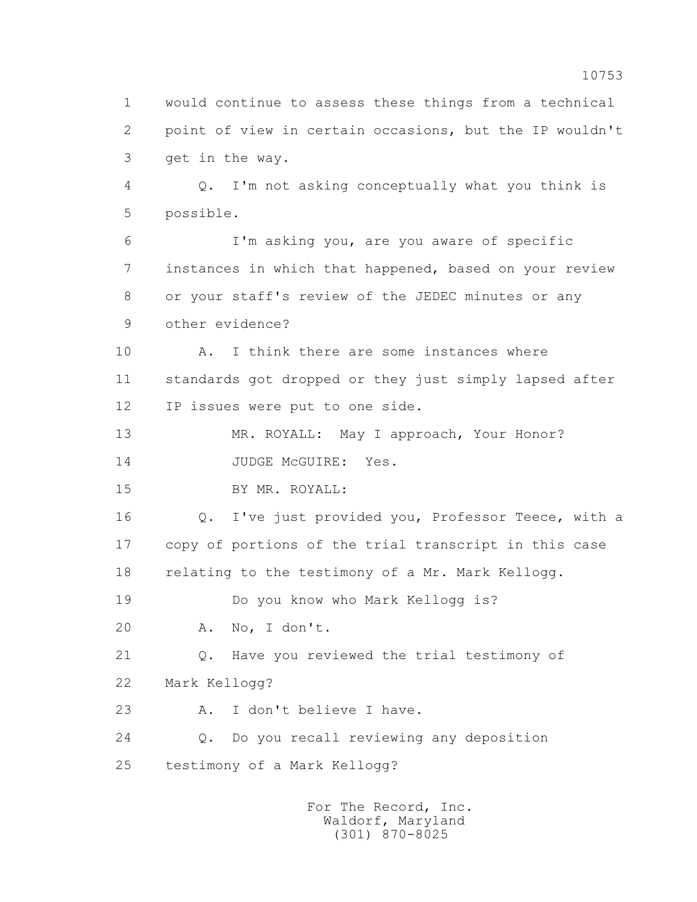1 would continue to assess these things from a technical
2 point of view in certain occasions, but the IP wouldn't
3 get in the way.

4 Q. I'm not asking conceptually what you think is
5 possible.

6 I'm asking you, are you aware of specific
7 instances in which that happened, based on your review
8 or your staff's review of the JEDEC minutes or any
9 other evidence?

10 A. I think there are some instances where
11 standards got dropped or they just simply lapsed after
12 IP issues were put to one side.

13 MR. ROYALL: May I approach, Your Honor?

14 JUDGE McGUIRE: Yes.

15 BY MR. ROYALL:

16 Q. I've just provided you, Professor Teece, with a
17 copy of portions of the trial transcript in this case
18 relating to the testimony of a Mr. Mark Kellogg.

19 Do you know who Mark Kellogg is?

20 A. No, I don't.

21 Q. Have you reviewed the trial testimony of
22 Mark Kellogg?

23 A. I don't believe I have.

24 Q. Do you recall reviewing any deposition
25 testimony of a Mark Kellogg?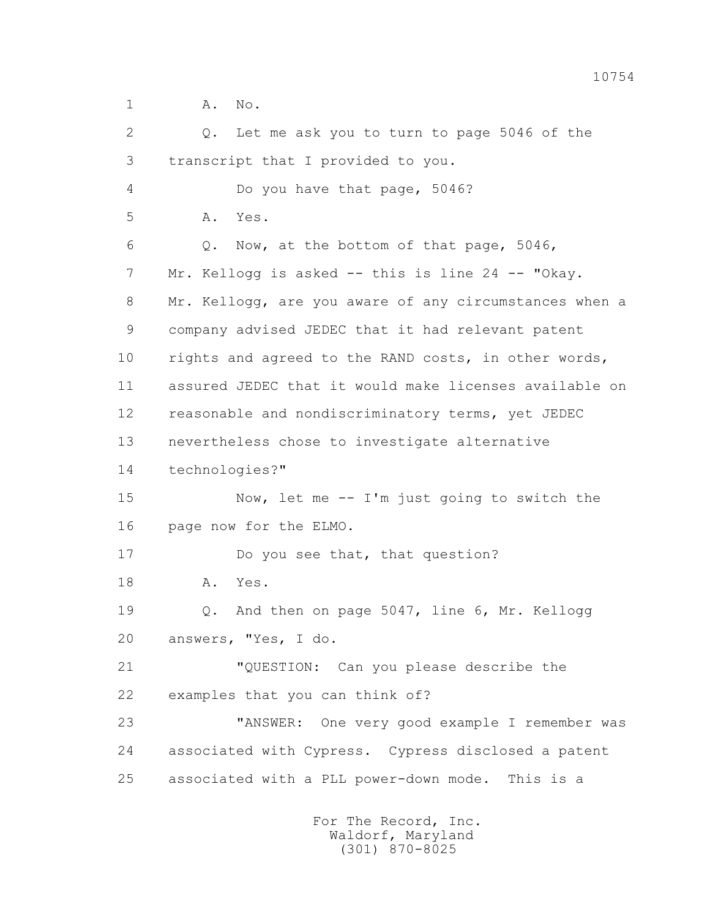1 A. No.

2 Q. Let me ask you to turn to page 5046 of the

3 transcript that I provided to you.

4 Do you have that page, 5046?

5 A. Yes.

6 Q. Now, at the bottom of that page, 5046,

7 Mr. Kellogg is asked -- this is line 24 -- "Okay.

8 Mr. Kellogg, are you aware of any circumstances when a

9 company advised JEDEC that it had relevant patent

10 rights and agreed to the RAND costs, in other words,

11 assured JEDEC that it would make licenses available on

12 reasonable and nondiscriminatory terms, yet JEDEC

13 nevertheless chose to investigate alternative

14 technologies?"

15 Now, let me -- I'm just going to switch the

16 page now for the ELMO.

17 Do you see that, that question?

18 A. Yes.

19 Q. And then on page 5047, line 6, Mr. Kellogg

20 answers, "Yes, I do.

21 "QUESTION: Can you please describe the

22 examples that you can think of?

23 "ANSWER: One very good example I remember was

24 associated with Cypress. Cypress disclosed a patent

25 associated with a PLL power-down mode. This is a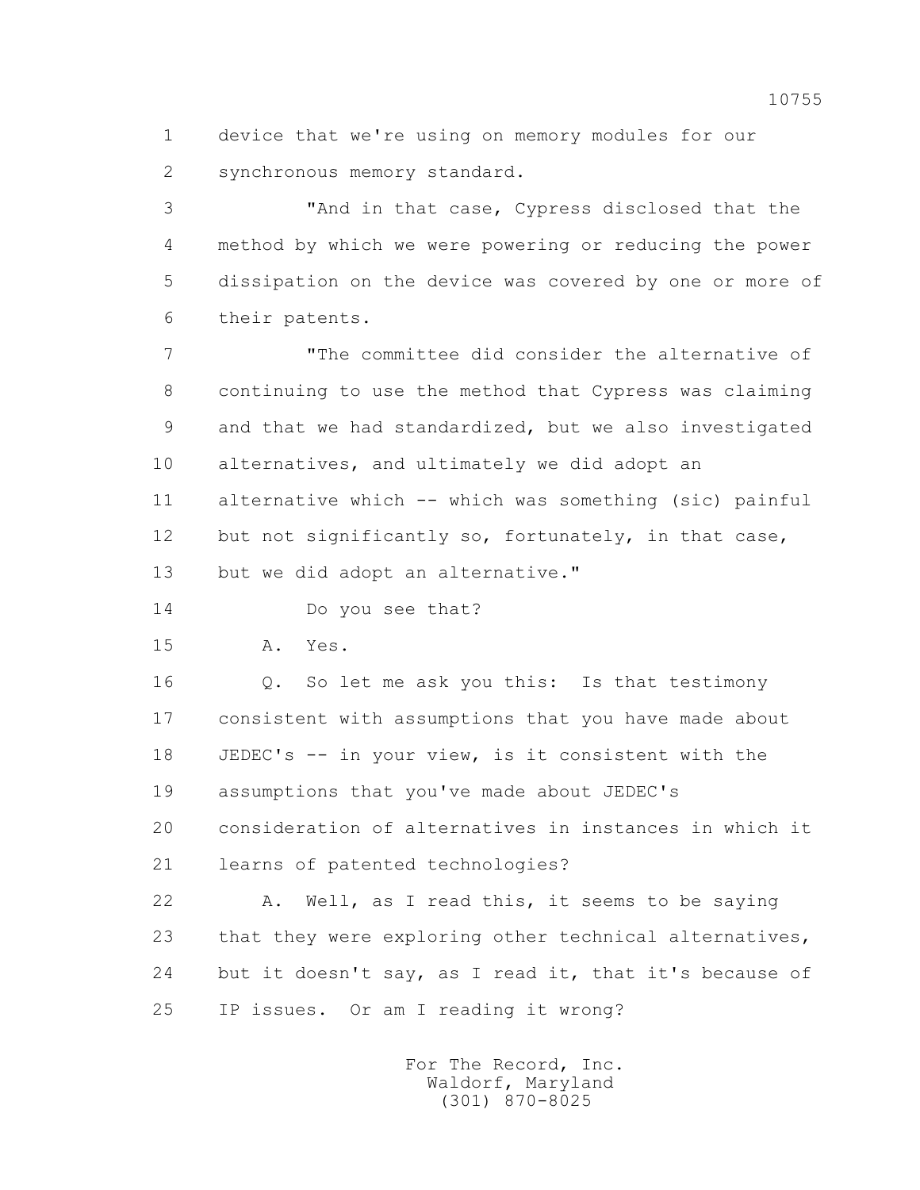1 device that we're using on memory modules for our
2 synchronous memory standard.

3 "And in that case, Cypress disclosed that the
4 method by which we were powering or reducing the power
5 dissipation on the device was covered by one or more of
6 their patents.

7 "The committee did consider the alternative of
8 continuing to use the method that Cypress was claiming
9 and that we had standardized, but we also investigated
10 alternatives, and ultimately we did adopt an
11 alternative which -- which was something (sic) painful
12 but not significantly so, fortunately, in that case,
13 but we did adopt an alternative."

14 Do you see that?

15 A. Yes.

16 Q. So let me ask you this: Is that testimony
17 consistent with assumptions that you have made about
18 JEDEC's -- in your view, is it consistent with the
19 assumptions that you've made about JEDEC's
20 consideration of alternatives in instances in which it
21 learns of patented technologies?

22 A. Well, as I read this, it seems to be saying
23 that they were exploring other technical alternatives,
24 but it doesn't say, as I read it, that it's because of
25 IP issues. Or am I reading it wrong?

For The Record, Inc.
Waldorf, Maryland
(301) 870-8025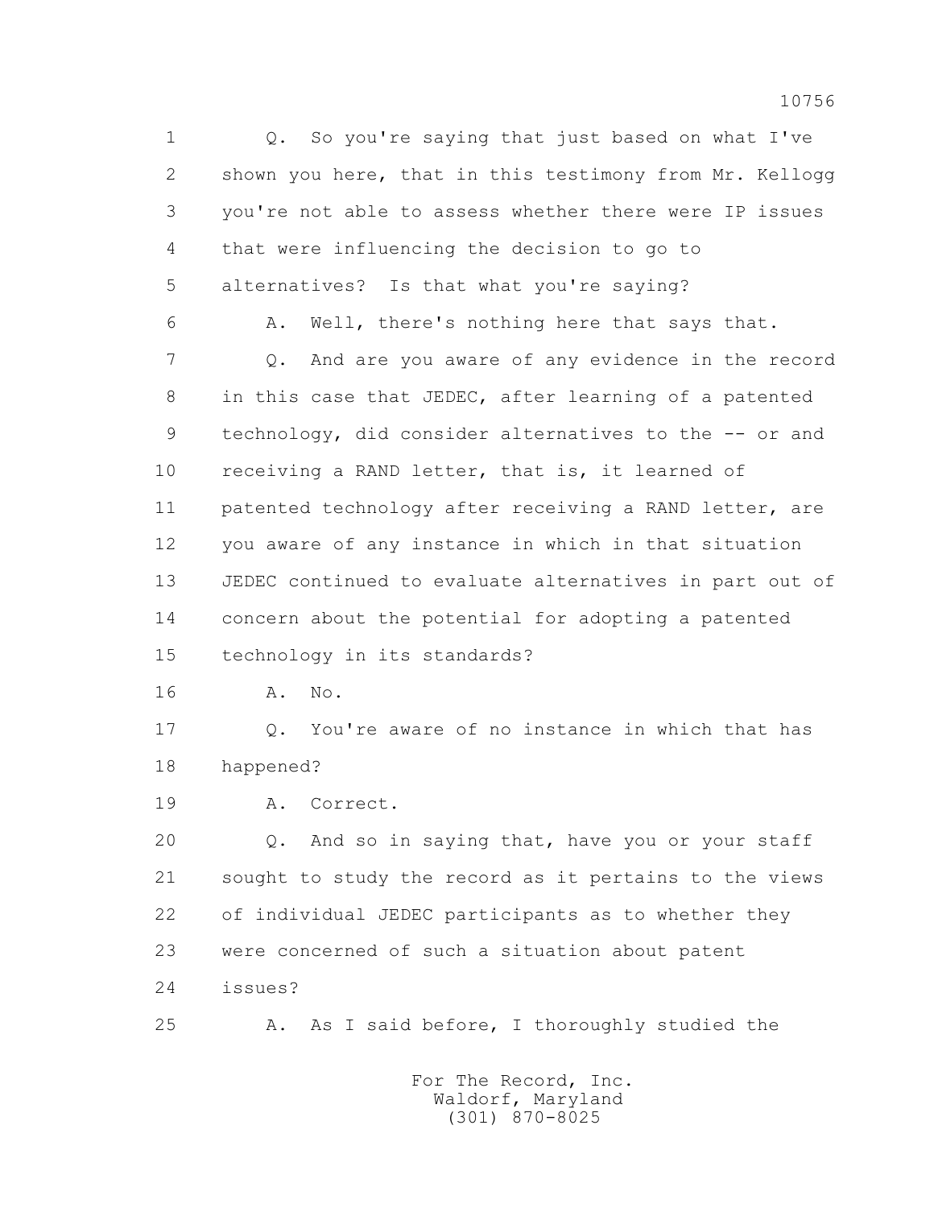1 Q. So you're saying that just based on what I've
2 shown you here, that in this testimony from Mr. Kellogg
3 you're not able to assess whether there were IP issues
4 that were influencing the decision to go to
5 alternatives? Is that what you're saying?
6 A. Well, there's nothing here that says that.
7 Q. And are you aware of any evidence in the record
8 in this case that JEDEC, after learning of a patented
9 technology, did consider alternatives to the -- or and
10 receiving a RAND letter, that is, it learned of
11 patented technology after receiving a RAND letter, are
12 you aware of any instance in which in that situation
13 JEDEC continued to evaluate alternatives in part out of
14 concern about the potential for adopting a patented
15 technology in its standards?
16 A. No.
17 Q. You're aware of no instance in which that has
18 happened?
19 A. Correct.
20 Q. And so in saying that, have you or your staff
21 sought to study the record as it pertains to the views
22 of individual JEDEC participants as to whether they
23 were concerned of such a situation about patent
24 issues?
25 A. As I said before, I thoroughly studied the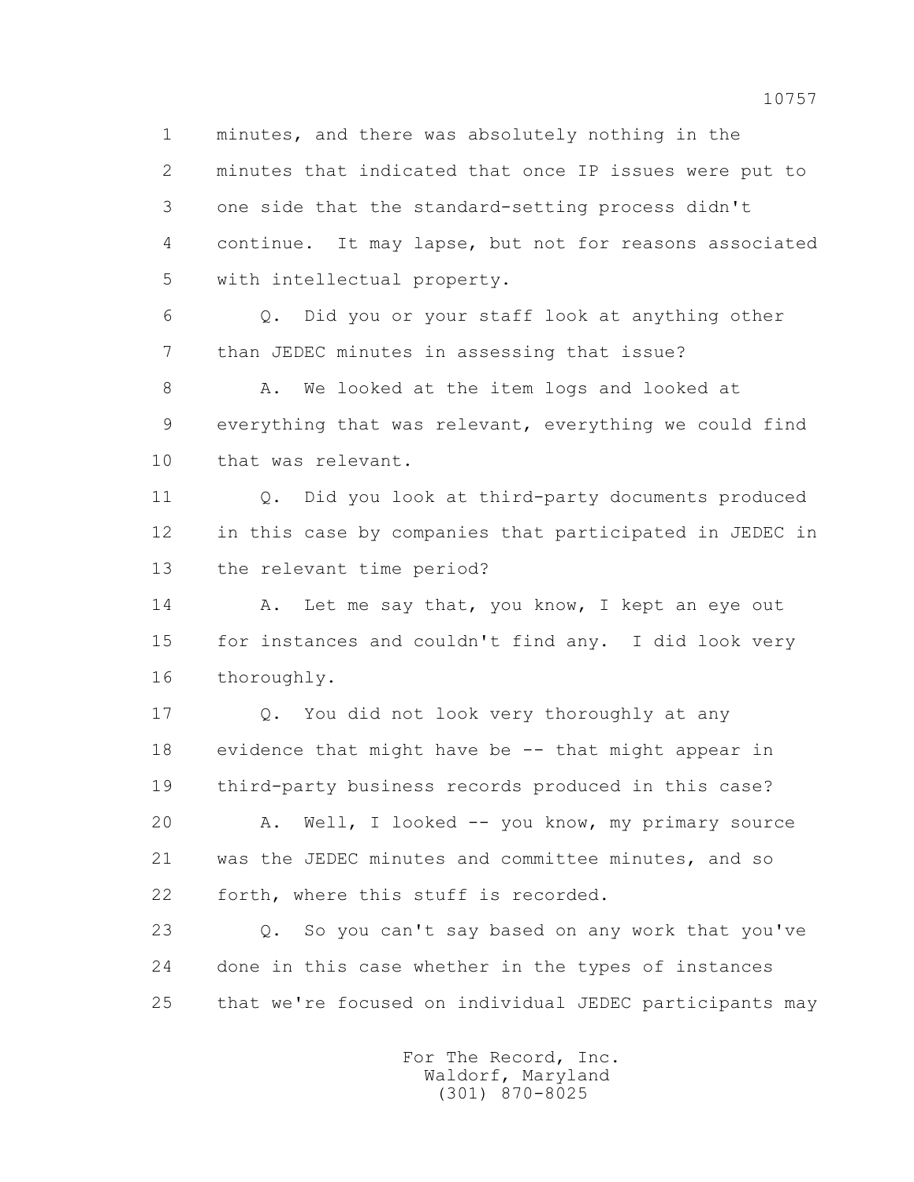1 minutes, and there was absolutely nothing in the
2 minutes that indicated that once IP issues were put to
3 one side that the standard-setting process didn't
4 continue. It may lapse, but not for reasons associated
5 with intellectual property.

6 Q. Did you or your staff look at anything other
7 than JEDEC minutes in assessing that issue?

8 A. We looked at the item logs and looked at
9 everything that was relevant, everything we could find
10 that was relevant.

11 Q. Did you look at third-party documents produced
12 in this case by companies that participated in JEDEC in
13 the relevant time period?

14 A. Let me say that, you know, I kept an eye out
15 for instances and couldn't find any. I did look very
16 thoroughly.

17 Q. You did not look very thoroughly at any
18 evidence that might have be -- that might appear in
19 third-party business records produced in this case?

20 A. Well, I looked -- you know, my primary source
21 was the JEDEC minutes and committee minutes, and so
22 forth, where this stuff is recorded.

23 Q. So you can't say based on any work that you've
24 done in this case whether in the types of instances
25 that we're focused on individual JEDEC participants may

For The Record, Inc.
Waldorf, Maryland
(301) 870-8025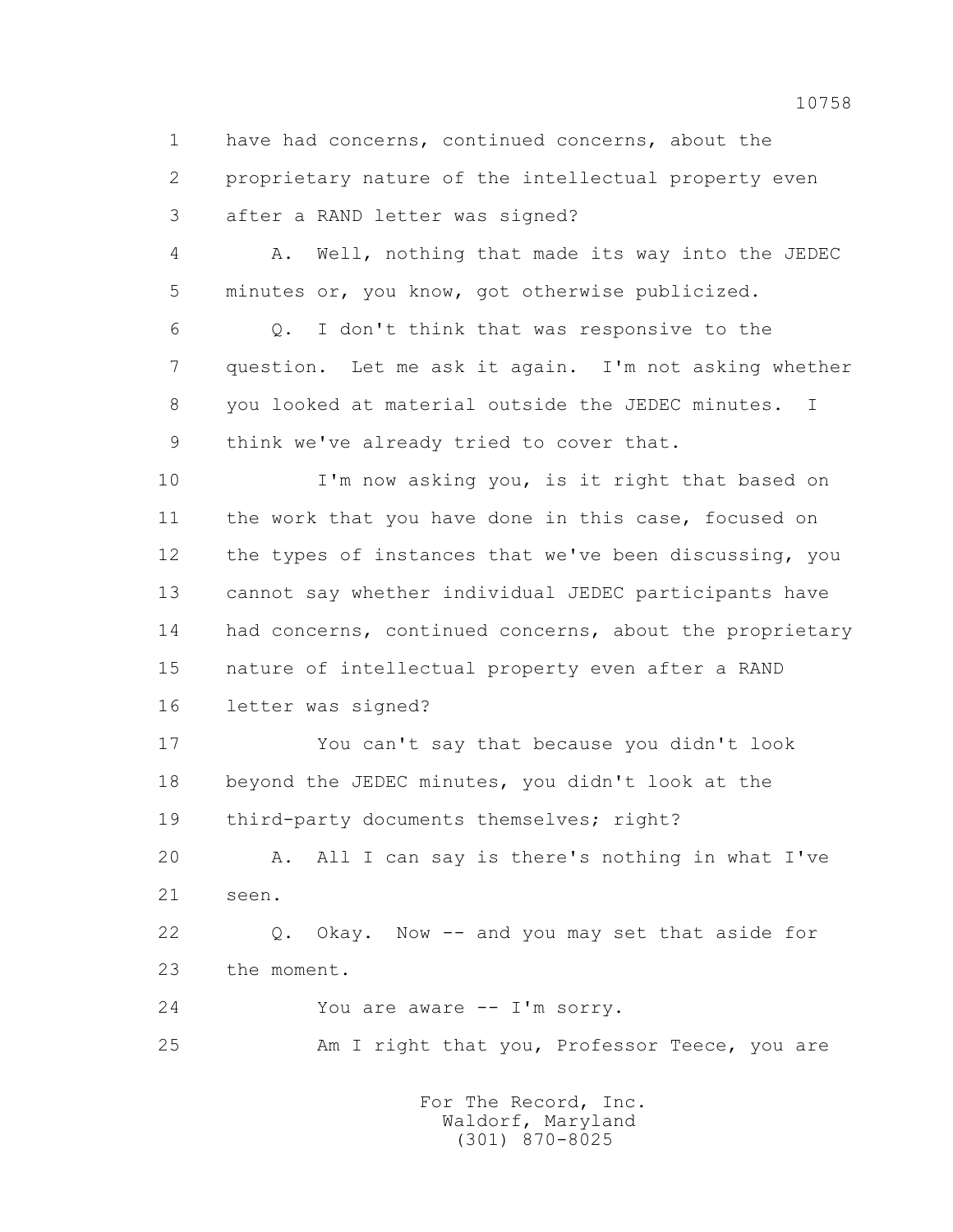1 have had concerns, continued concerns, about the
2 proprietary nature of the intellectual property even
3 after a RAND letter was signed?

4 A. Well, nothing that made its way into the JEDEC
5 minutes or, you know, got otherwise publicized.

6 Q. I don't think that was responsive to the
7 question. Let me ask it again. I'm not asking whether
8 you looked at material outside the JEDEC minutes. I
9 think we've already tried to cover that.

10 I'm now asking you, is it right that based on
11 the work that you have done in this case, focused on
12 the types of instances that we've been discussing, you
13 cannot say whether individual JEDEC participants have
14 had concerns, continued concerns, about the proprietary
15 nature of intellectual property even after a RAND
16 letter was signed?

17 You can't say that because you didn't look
18 beyond the JEDEC minutes, you didn't look at the
19 third-party documents themselves; right?

20 A. All I can say is there's nothing in what I've
21 seen.

22 Q. Okay. Now -- and you may set that aside for
23 the moment.

24 You are aware -- I'm sorry.

25 Am I right that you, Professor Teece, you are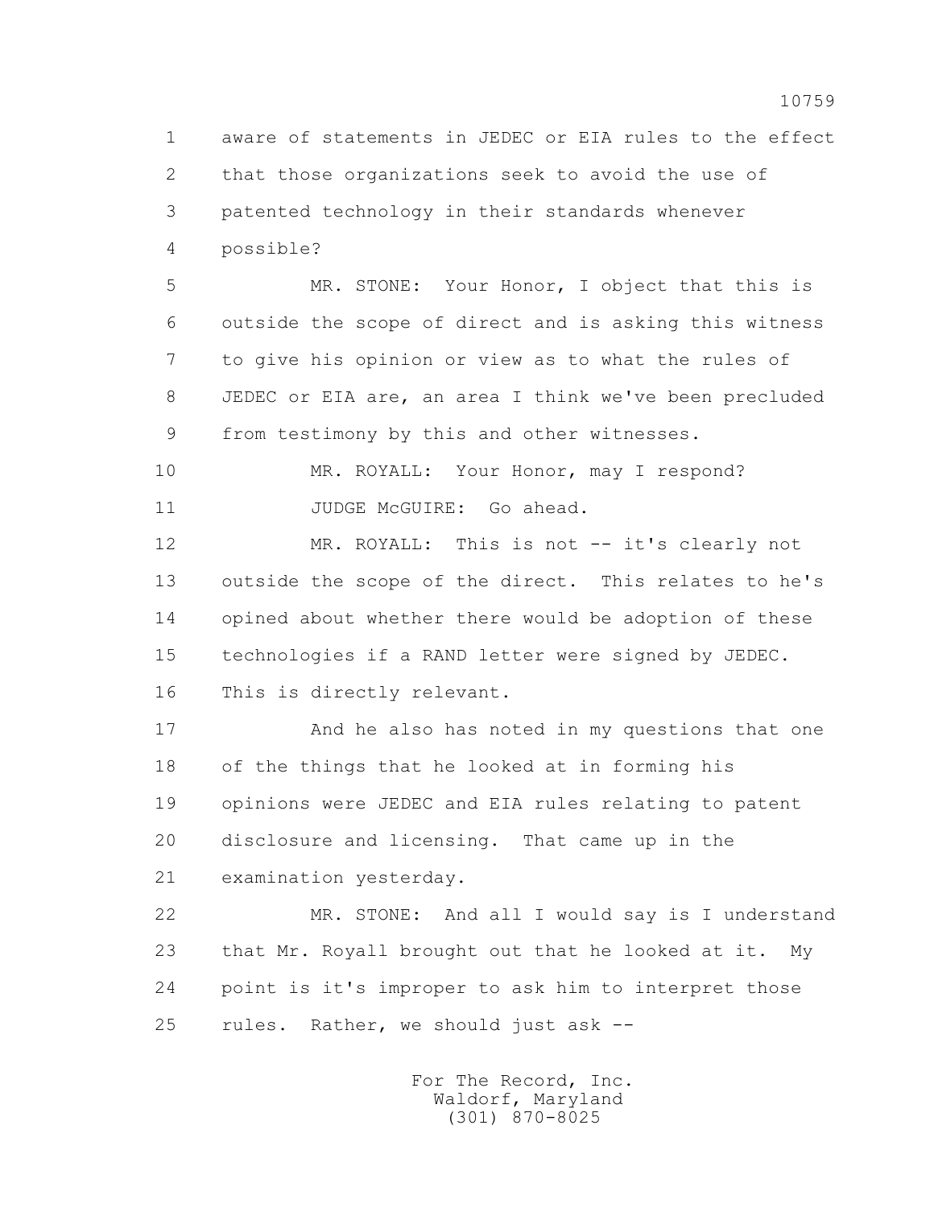aware of statements in JEDEC or EIA rules to the effect that those organizations seek to avoid the use of patented technology in their standards whenever possible?

MR. STONE: Your Honor, I object that this is outside the scope of direct and is asking this witness to give his opinion or view as to what the rules of JEDEC or EIA are, an area I think we've been precluded from testimony by this and other witnesses.

MR. ROYALL: Your Honor, may I respond?

JUDGE McGUIRE: Go ahead.

MR. ROYALL: This is not -- it's clearly not outside the scope of the direct. This relates to he's opined about whether there would be adoption of these technologies if a RAND letter were signed by JEDEC. This is directly relevant.

And he also has noted in my questions that one of the things that he looked at in forming his opinions were JEDEC and EIA rules relating to patent disclosure and licensing. That came up in the examination yesterday.

MR. STONE: And all I would say is I understand that Mr. Royall brought out that he looked at it. My point is it's improper to ask him to interpret those rules. Rather, we should just ask --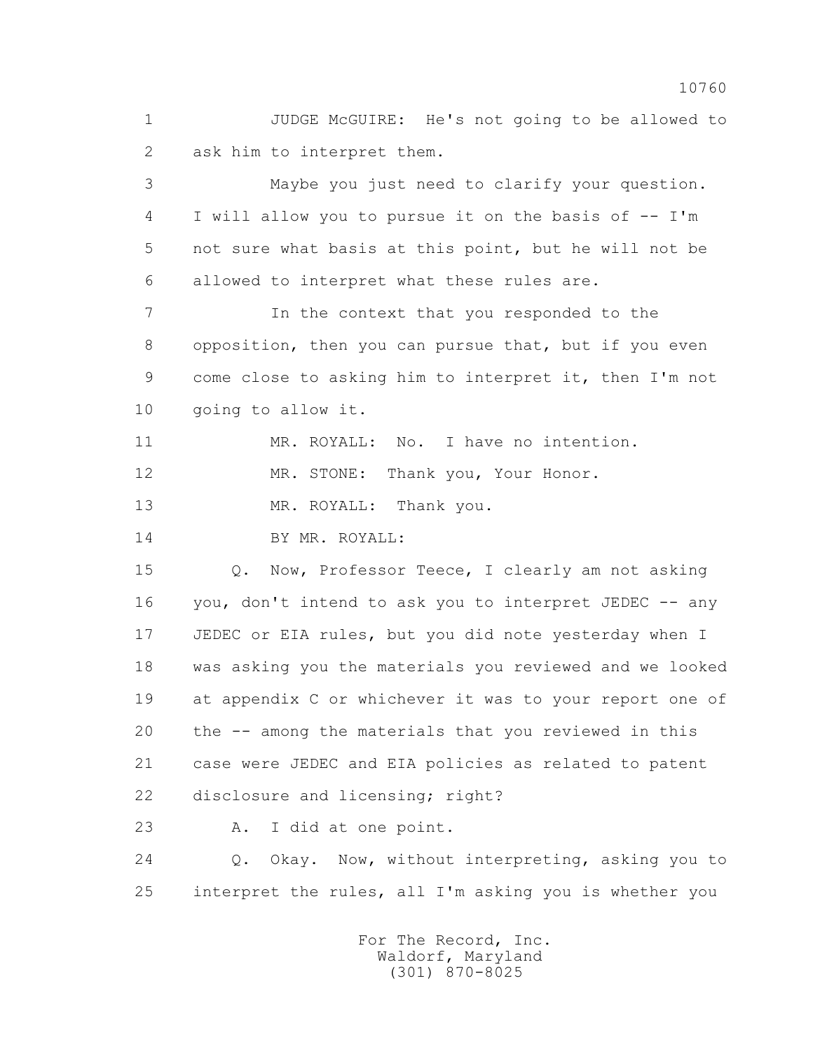1 JUDGE McGUIRE: He's not going to be allowed to
2 ask him to interpret them.
3 Maybe you just need to clarify your question.
4 I will allow you to pursue it on the basis of -- I'm
5 not sure what basis at this point, but he will not be
6 allowed to interpret what these rules are.
7 In the context that you responded to the
8 opposition, then you can pursue that, but if you even
9 come close to asking him to interpret it, then I'm not
10 going to allow it.
11 MR. ROYALL: No. I have no intention.
12 MR. STONE: Thank you, Your Honor.
13 MR. ROYALL: Thank you.
14 BY MR. ROYALL:
15 Q. Now, Professor Teece, I clearly am not asking
16 you, don't intend to ask you to interpret JEDEC -- any
17 JEDEC or EIA rules, but you did note yesterday when I
18 was asking you the materials you reviewed and we looked
19 at appendix C or whichever it was to your report one of
20 the -- among the materials that you reviewed in this
21 case were JEDEC and EIA policies as related to patent
22 disclosure and licensing; right?
23 A. I did at one point.
24 Q. Okay. Now, without interpreting, asking you to
25 interpret the rules, all I'm asking you is whether you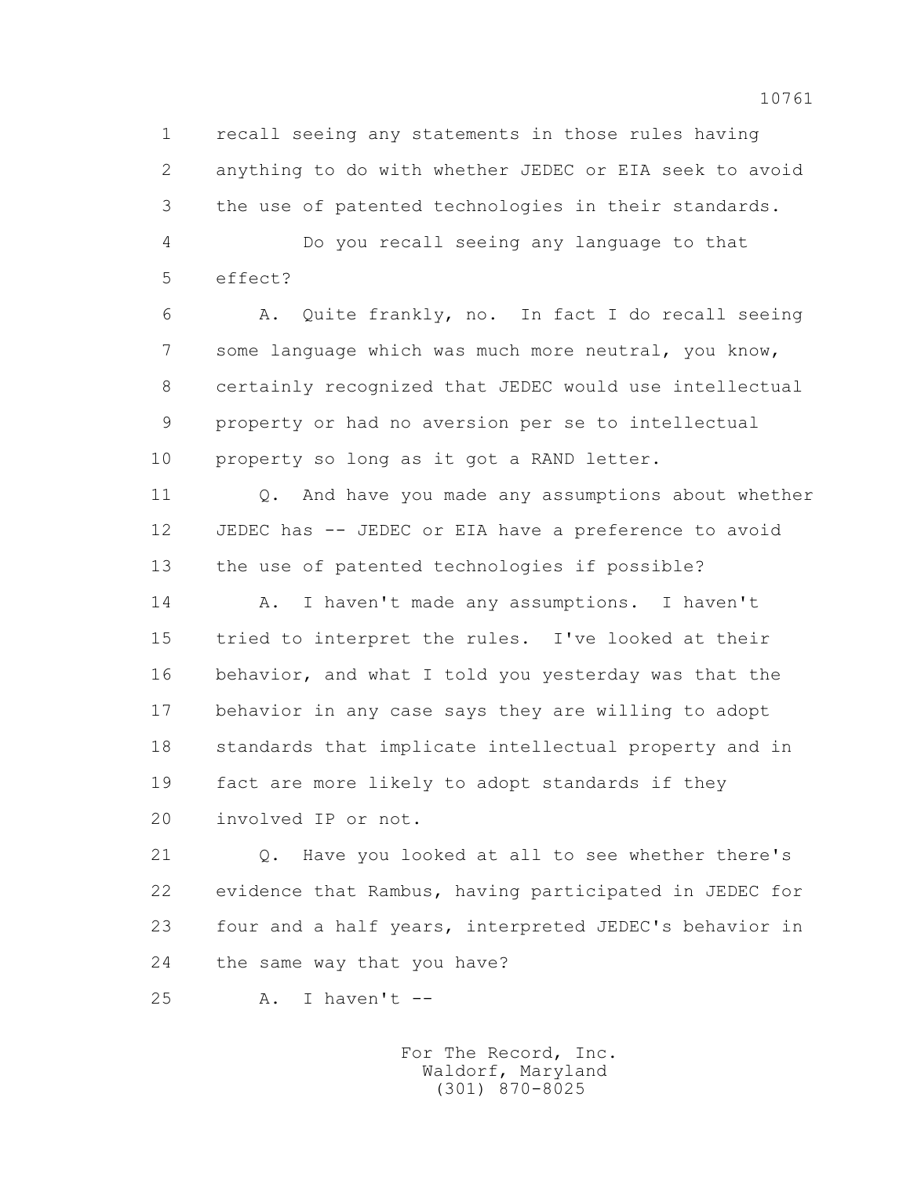1 recall seeing any statements in those rules having
2 anything to do with whether JEDEC or EIA seek to avoid
3 the use of patented technologies in their standards.

4 Do you recall seeing any language to that
5 effect?

6 A. Quite frankly, no. In fact I do recall seeing
7 some language which was much more neutral, you know,
8 certainly recognized that JEDEC would use intellectual
9 property or had no aversion per se to intellectual
10 property so long as it got a RAND letter.

11 Q. And have you made any assumptions about whether
12 JEDEC has -- JEDEC or EIA have a preference to avoid
13 the use of patented technologies if possible?

14 A. I haven't made any assumptions. I haven't
15 tried to interpret the rules. I've looked at their
16 behavior, and what I told you yesterday was that the
17 behavior in any case says they are willing to adopt
18 standards that implicate intellectual property and in
19 fact are more likely to adopt standards if they
20 involved IP or not.

21 Q. Have you looked at all to see whether there's
22 evidence that Rambus, having participated in JEDEC for
23 four and a half years, interpreted JEDEC's behavior in
24 the same way that you have?

25 A. I haven't --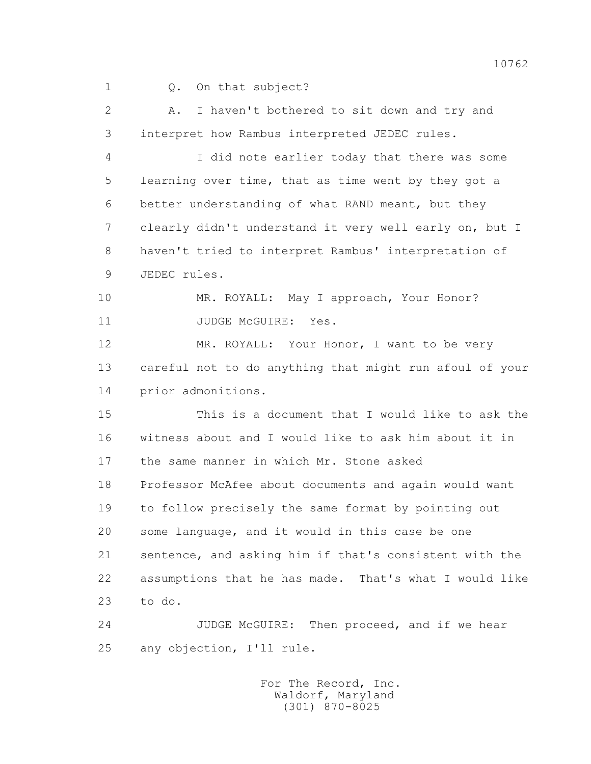1 Q. On that subject?

2 A. I haven't bothered to sit down and try and

3 interpret how Rambus interpreted JEDEC rules.

4 I did note earlier today that there was some

5 learning over time, that as time went by they got a

6 better understanding of what RAND meant, but they

7 clearly didn't understand it very well early on, but I

8 haven't tried to interpret Rambus' interpretation of

9 JEDEC rules.

10 MR. ROYALL: May I approach, Your Honor?

11 JUDGE McGUIRE: Yes.

12 MR. ROYALL: Your Honor, I want to be very

13 careful not to do anything that might run afoul of your

14 prior admonitions.

15 This is a document that I would like to ask the

16 witness about and I would like to ask him about it in

17 the same manner in which Mr. Stone asked

18 Professor McAfee about documents and again would want

19 to follow precisely the same format by pointing out

20 some language, and it would in this case be one

21 sentence, and asking him if that's consistent with the

22 assumptions that he has made. That's what I would like

23 to do.

24 JUDGE McGUIRE: Then proceed, and if we hear

25 any objection, I'll rule.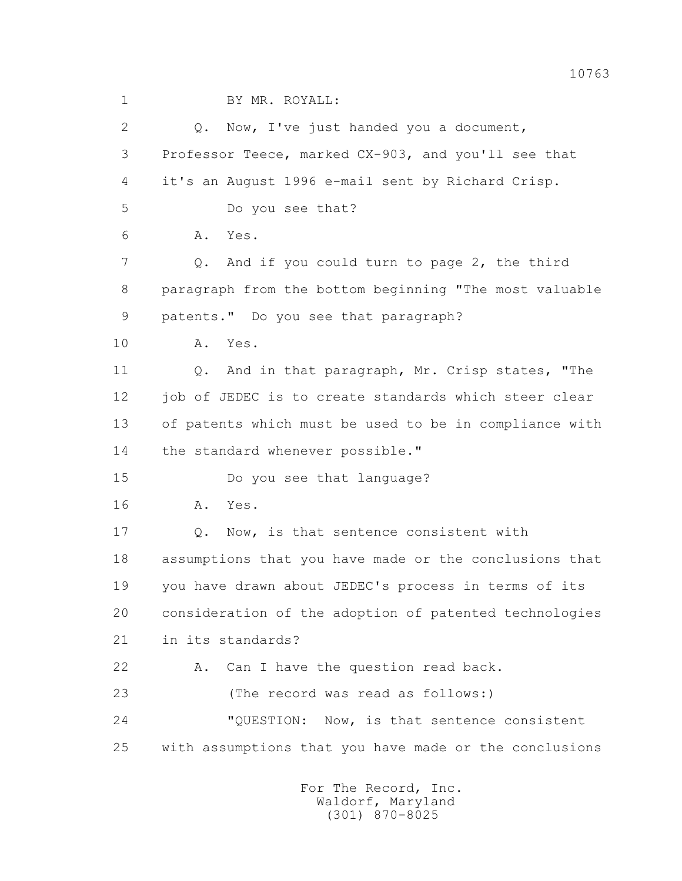1 BY MR. ROYALL:

2 Q. Now, I've just handed you a document,

3 Professor Teece, marked CX-903, and you'll see that

4 it's an August 1996 e-mail sent by Richard Crisp.

5 Do you see that?

6 A. Yes.

7 Q. And if you could turn to page 2, the third

8 paragraph from the bottom beginning "The most valuable

9 patents." Do you see that paragraph?

10 A. Yes.

11 Q. And in that paragraph, Mr. Crisp states, "The

12 job of JEDEC is to create standards which steer clear

13 of patents which must be used to be in compliance with

14 the standard whenever possible."

15 Do you see that language?

16 A. Yes.

17 Q. Now, is that sentence consistent with

18 assumptions that you have made or the conclusions that

19 you have drawn about JEDEC's process in terms of its

20 consideration of the adoption of patented technologies

21 in its standards?

22 A. Can I have the question read back.

23 (The record was read as follows:)

24 "QUESTION: Now, is that sentence consistent

25 with assumptions that you have made or the conclusions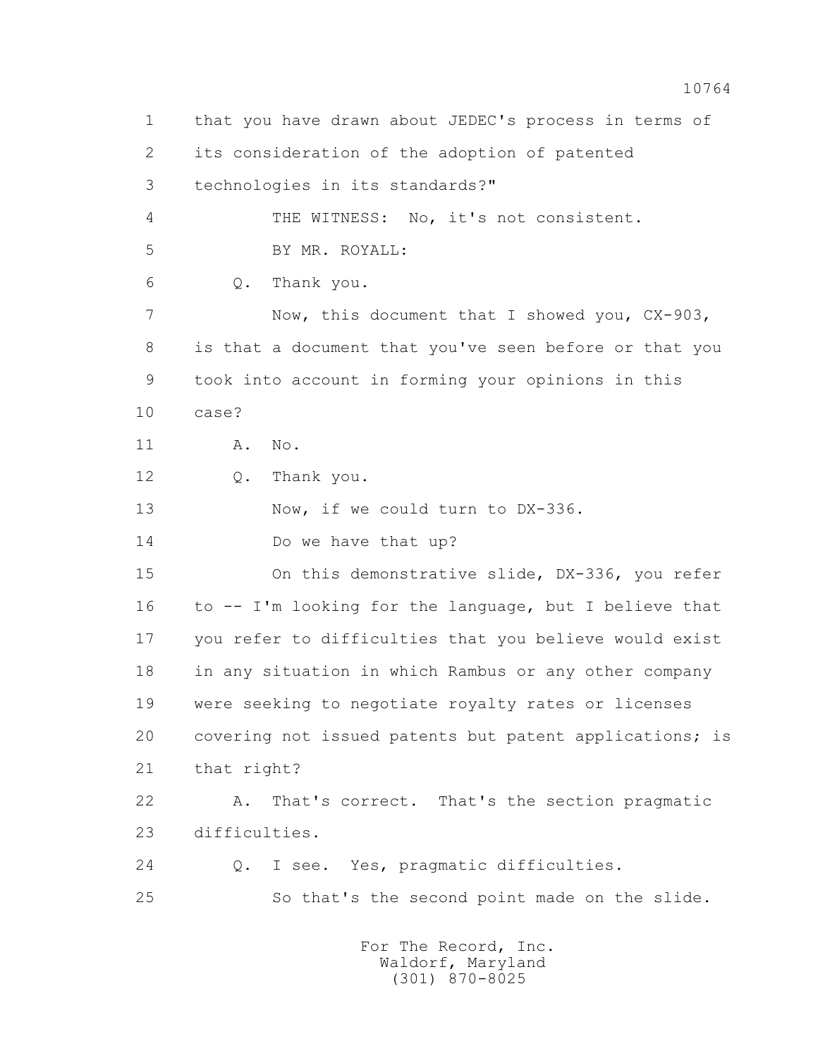1 that you have drawn about JEDEC's process in terms of
2 its consideration of the adoption of patented
3 technologies in its standards?"
4 THE WITNESS: No, it's not consistent.
5 BY MR. ROYALL:
6 Q. Thank you.
7 Now, this document that I showed you, CX-903,
8 is that a document that you've seen before or that you
9 took into account in forming your opinions in this
10 case?
11 A. No.
12 Q. Thank you.
13 Now, if we could turn to DX-336.
14 Do we have that up?
15 On this demonstrative slide, DX-336, you refer
16 to -- I'm looking for the language, but I believe that
17 you refer to difficulties that you believe would exist
18 in any situation in which Rambus or any other company
19 were seeking to negotiate royalty rates or licenses
20 covering not issued patents but patent applications; is
21 that right?
22 A. That's correct. That's the section pragmatic
23 difficulties.
24 Q. I see. Yes, pragmatic difficulties.
25 So that's the second point made on the slide.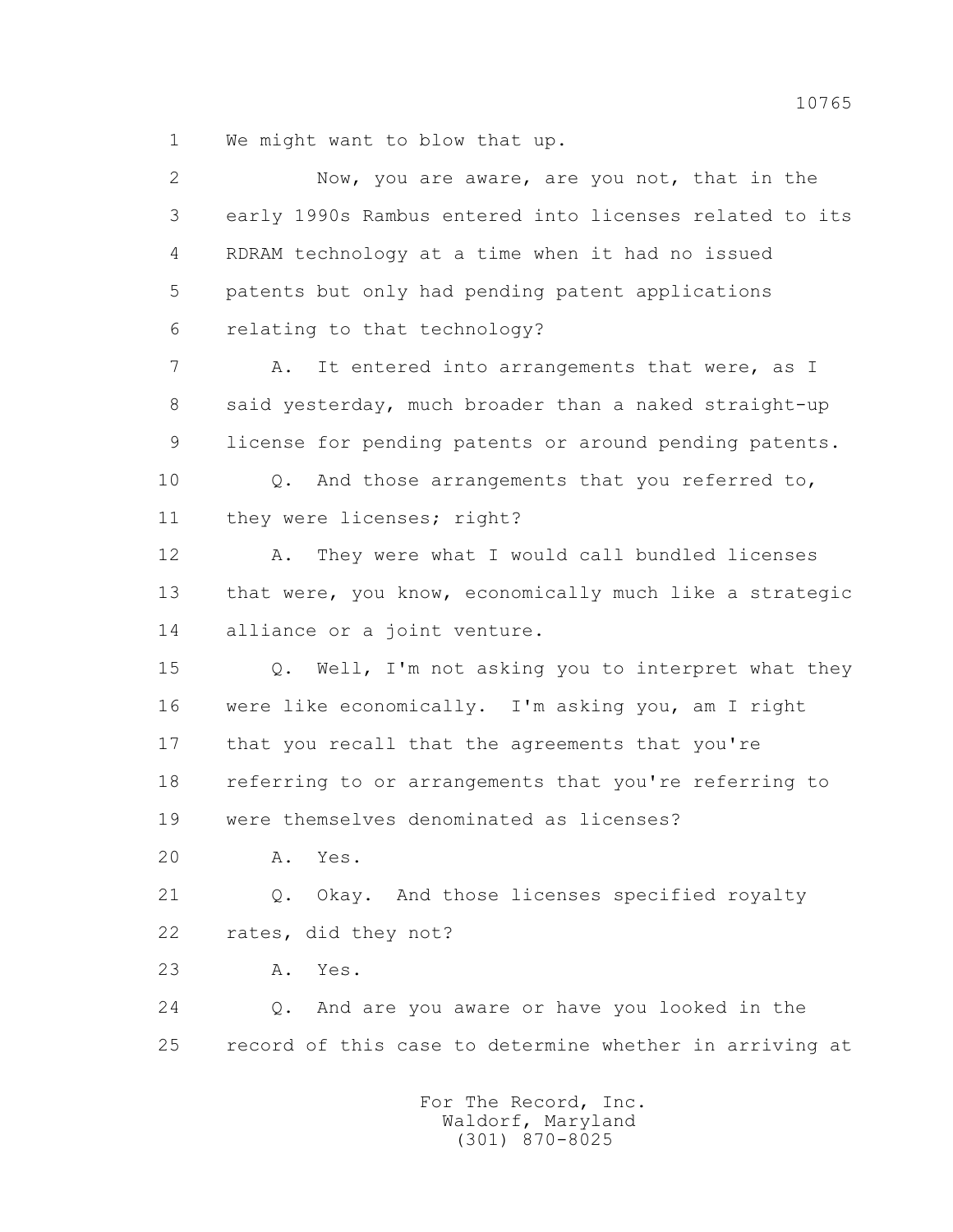1 We might want to blow that up.

2 Now, you are aware, are you not, that in the

3 early 1990s Rambus entered into licenses related to its

4 RDRAM technology at a time when it had no issued

5 patents but only had pending patent applications

6 relating to that technology?

7 A. It entered into arrangements that were, as I

8 said yesterday, much broader than a naked straight-up

9 license for pending patents or around pending patents.

10 Q. And those arrangements that you referred to,

11 they were licenses; right?

12 A. They were what I would call bundled licenses

13 that were, you know, economically much like a strategic

14 alliance or a joint venture.

15 Q. Well, I'm not asking you to interpret what they

16 were like economically. I'm asking you, am I right

17 that you recall that the agreements that you're

18 referring to or arrangements that you're referring to

19 were themselves denominated as licenses?

20 A. Yes.

21 Q. Okay. And those licenses specified royalty

22 rates, did they not?

23 A. Yes.

24 Q. And are you aware or have you looked in the

25 record of this case to determine whether in arriving at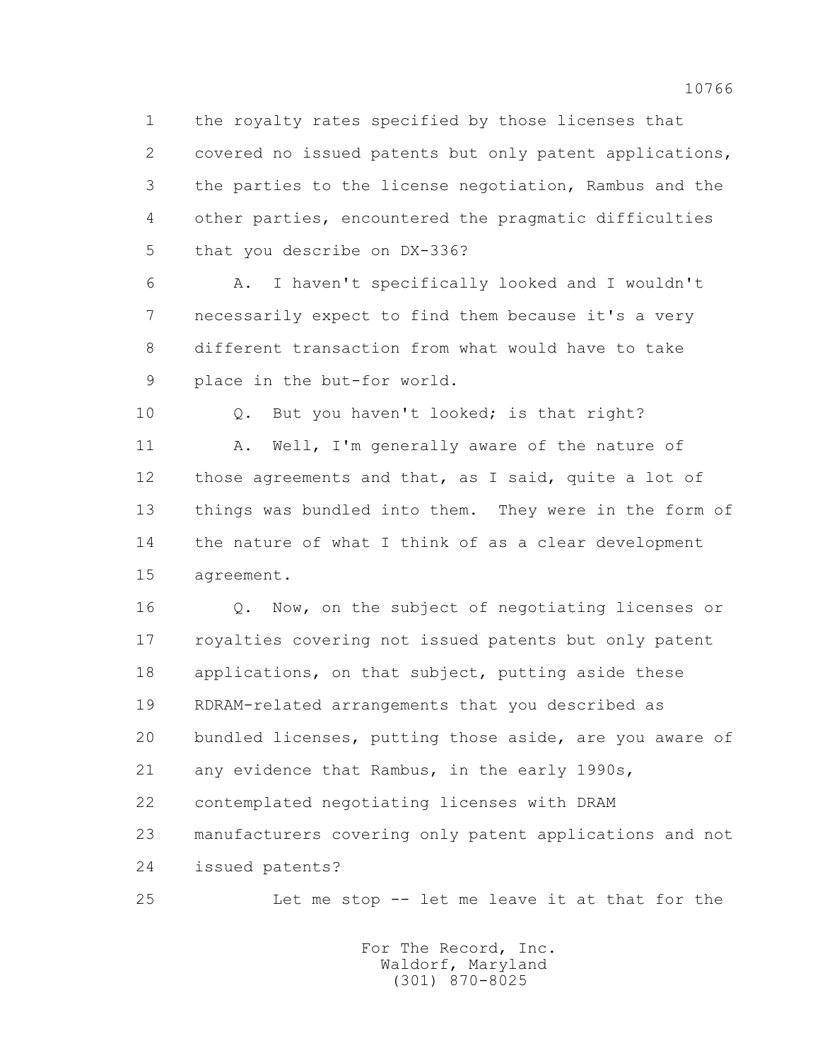1 the royalty rates specified by those licenses that
2 covered no issued patents but only patent applications,
3 the parties to the license negotiation, Rambus and the
4 other parties, encountered the pragmatic difficulties
5 that you describe on DX-336?

6 A. I haven't specifically looked and I wouldn't
7 necessarily expect to find them because it's a very
8 different transaction from what would have to take
9 place in the but-for world.

10 Q. But you haven't looked; is that right?

11 A. Well, I'm generally aware of the nature of
12 those agreements and that, as I said, quite a lot of
13 things was bundled into them. They were in the form of
14 the nature of what I think of as a clear development
15 agreement.

16 Q. Now, on the subject of negotiating licenses or
17 royalties covering not issued patents but only patent
18 applications, on that subject, putting aside these
19 RDRAM-related arrangements that you described as
20 bundled licenses, putting those aside, are you aware of
21 any evidence that Rambus, in the early 1990s,
22 contemplated negotiating licenses with DRAM
23 manufacturers covering only patent applications and not
24 issued patents?

25 Let me stop -- let me leave it at that for the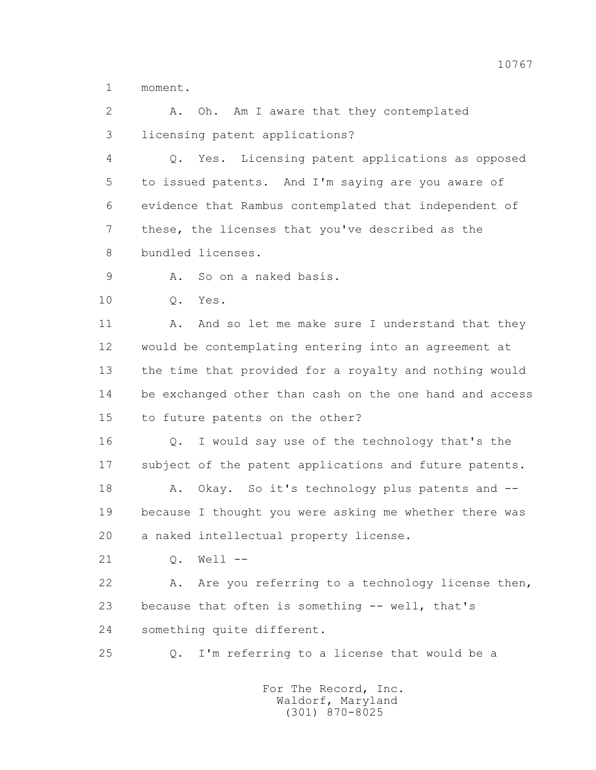1 moment.

2 A. Oh. Am I aware that they contemplated

3 licensing patent applications?

4 Q. Yes. Licensing patent applications as opposed

5 to issued patents. And I'm saying are you aware of

6 evidence that Rambus contemplated that independent of

7 these, the licenses that you've described as the

8 bundled licenses.

9 A. So on a naked basis.

10 Q. Yes.

11 A. And so let me make sure I understand that they

12 would be contemplating entering into an agreement at

13 the time that provided for a royalty and nothing would

14 be exchanged other than cash on the one hand and access

15 to future patents on the other?

16 Q. I would say use of the technology that's the

17 subject of the patent applications and future patents.

18 A. Okay. So it's technology plus patents and --

19 because I thought you were asking me whether there was

20 a naked intellectual property license.

21 Q. Well --

22 A. Are you referring to a technology license then,

23 because that often is something -- well, that's

24 something quite different.

25 Q. I'm referring to a license that would be a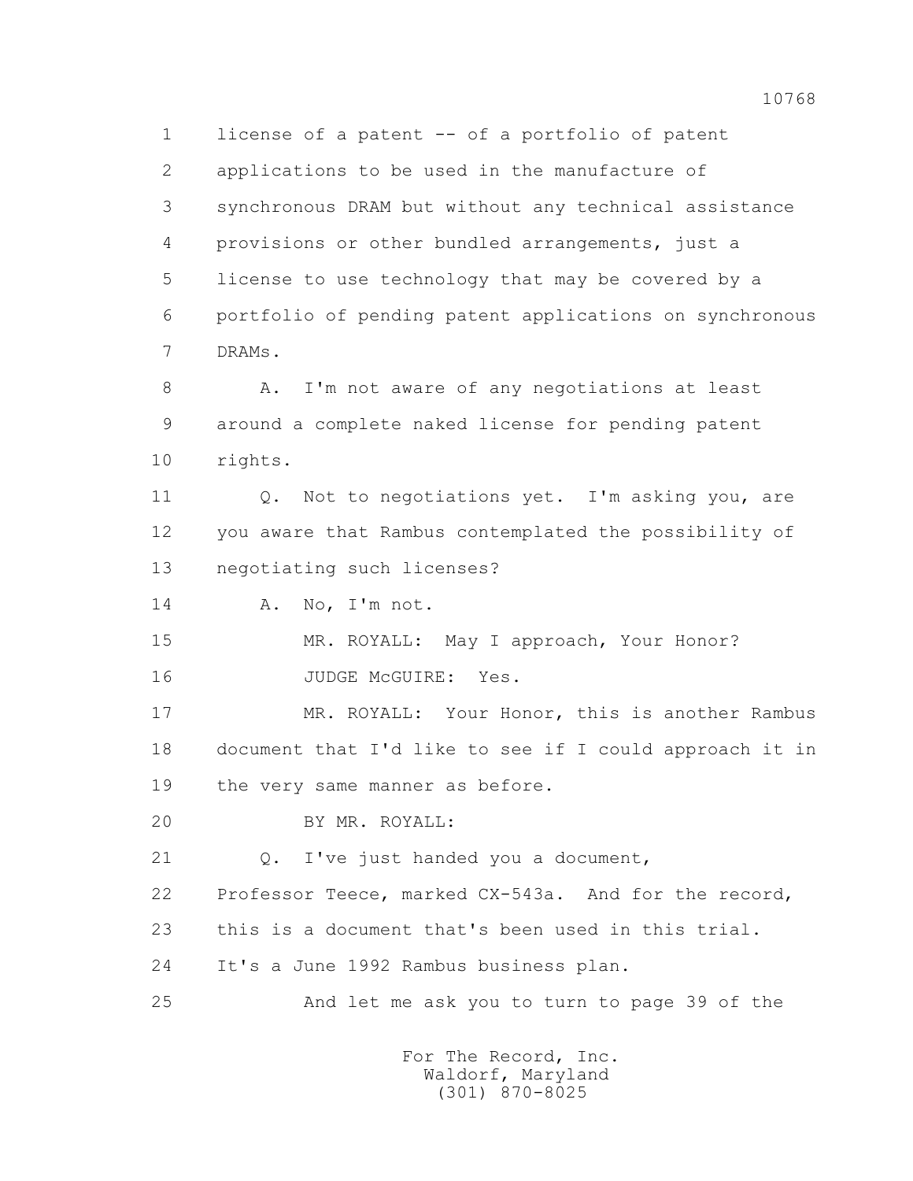1 license of a patent -- of a portfolio of patent
2 applications to be used in the manufacture of
3 synchronous DRAM but without any technical assistance
4 provisions or other bundled arrangements, just a
5 license to use technology that may be covered by a
6 portfolio of pending patent applications on synchronous
7 DRAMs.

8 A. I'm not aware of any negotiations at least
9 around a complete naked license for pending patent
10 rights.

11 Q. Not to negotiations yet. I'm asking you, are
12 you aware that Rambus contemplated the possibility of
13 negotiating such licenses?

14 A. No, I'm not.

15 MR. ROYALL: May I approach, Your Honor?

16 JUDGE McGUIRE: Yes.

17 MR. ROYALL: Your Honor, this is another Rambus
18 document that I'd like to see if I could approach it in
19 the very same manner as before.

20 BY MR. ROYALL:

21 Q. I've just handed you a document,
22 Professor Teece, marked CX-543a. And for the record,
23 this is a document that's been used in this trial.
24 It's a June 1992 Rambus business plan.

25 And let me ask you to turn to page 39 of the

For The Record, Inc.
Waldorf, Maryland
(301) 870-8025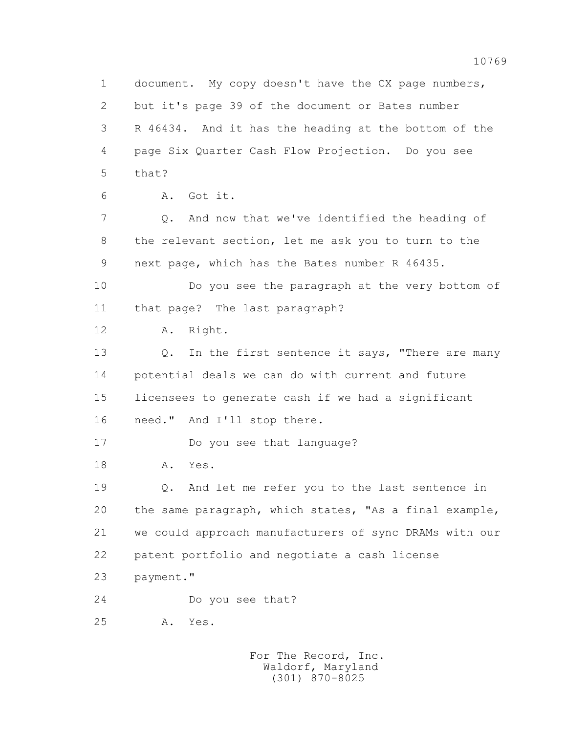1 document. My copy doesn't have the CX page numbers,
2 but it's page 39 of the document or Bates number
3 R 46434. And it has the heading at the bottom of the
4 page Six Quarter Cash Flow Projection. Do you see
5 that?
6 A. Got it.
7 Q. And now that we've identified the heading of
8 the relevant section, let me ask you to turn to the
9 next page, which has the Bates number R 46435.
10 Do you see the paragraph at the very bottom of
11 that page? The last paragraph?
12 A. Right.
13 Q. In the first sentence it says, "There are many
14 potential deals we can do with current and future
15 licensees to generate cash if we had a significant
16 need." And I'll stop there.
17 Do you see that language?
18 A. Yes.
19 Q. And let me refer you to the last sentence in
20 the same paragraph, which states, "As a final example,
21 we could approach manufacturers of sync DRAMs with our
22 patent portfolio and negotiate a cash license
23 payment."
24 Do you see that?
25 A. Yes.

For The Record, Inc.
Waldorf, Maryland
(301) 870-8025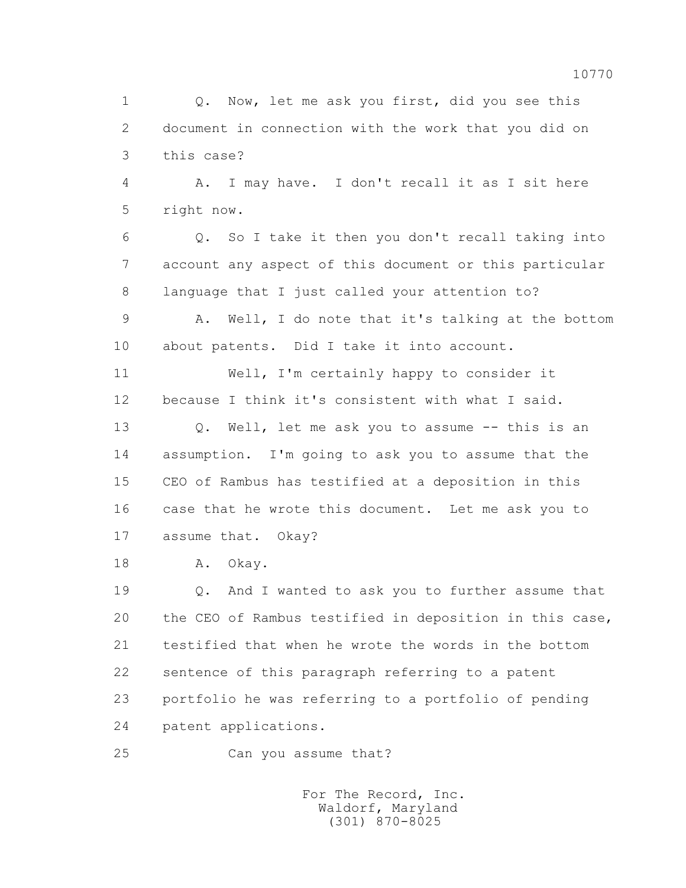1 Q. Now, let me ask you first, did you see this
2 document in connection with the work that you did on
3 this case?

4 A. I may have. I don't recall it as I sit here
5 right now.

6 Q. So I take it then you don't recall taking into
7 account any aspect of this document or this particular
8 language that I just called your attention to?

9 A. Well, I do note that it's talking at the bottom
10 about patents. Did I take it into account.

11 Well, I'm certainly happy to consider it
12 because I think it's consistent with what I said.

13 Q. Well, let me ask you to assume -- this is an
14 assumption. I'm going to ask you to assume that the
15 CEO of Rambus has testified at a deposition in this
16 case that he wrote this document. Let me ask you to
17 assume that. Okay?

18 A. Okay.

19 Q. And I wanted to ask you to further assume that
20 the CEO of Rambus testified in deposition in this case,
21 testified that when he wrote the words in the bottom
22 sentence of this paragraph referring to a patent
23 portfolio he was referring to a portfolio of pending
24 patent applications.

25 Can you assume that?

For The Record, Inc.
Waldorf, Maryland
(301) 870-8025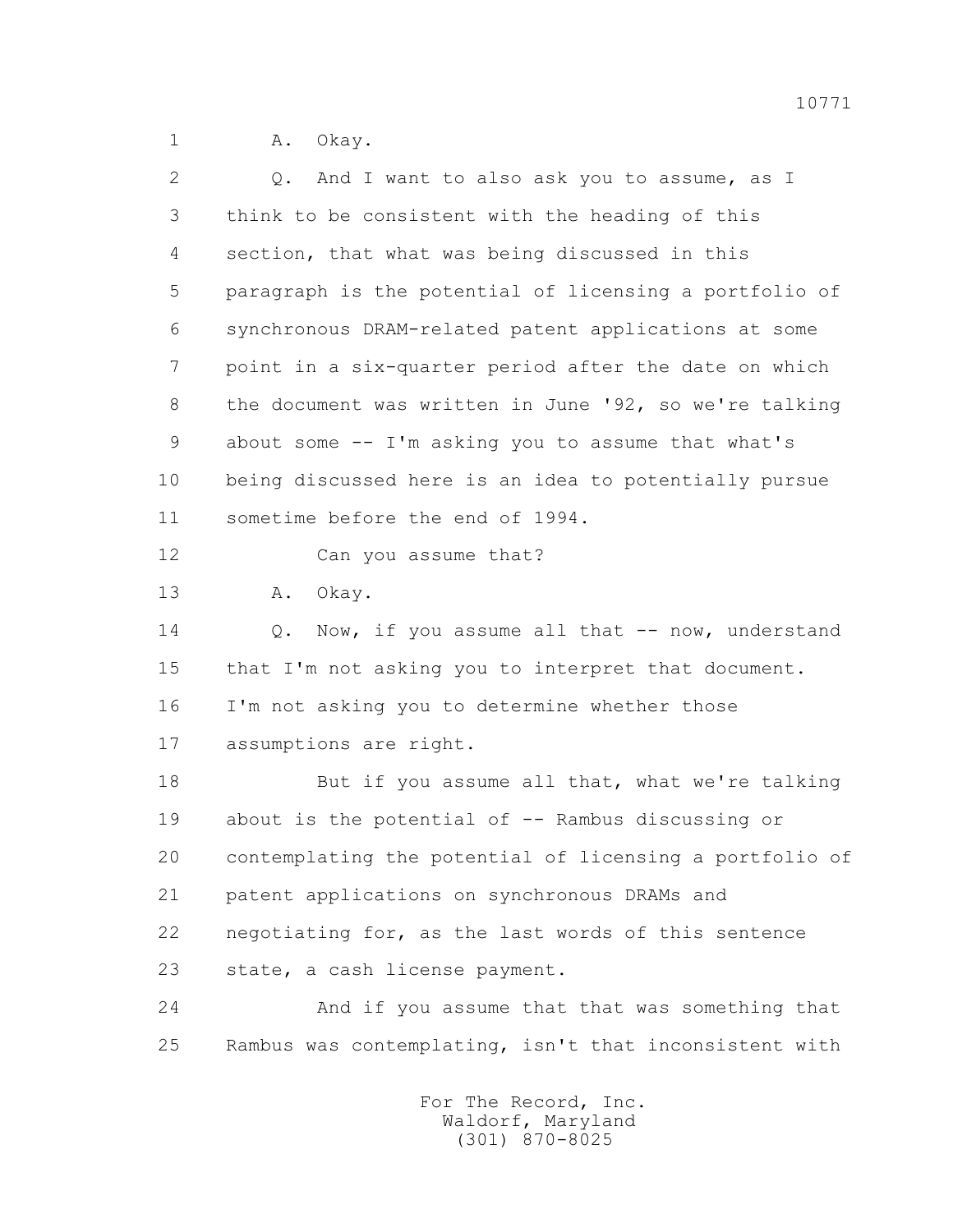1 A. Okay.

2 Q. And I want to also ask you to assume, as I
3 think to be consistent with the heading of this
4 section, that what was being discussed in this
5 paragraph is the potential of licensing a portfolio of
6 synchronous DRAM-related patent applications at some
7 point in a six-quarter period after the date on which
8 the document was written in June '92, so we're talking
9 about some -- I'm asking you to assume that what's
10 being discussed here is an idea to potentially pursue
11 sometime before the end of 1994.

12 Can you assume that?

13 A. Okay.

14 Q. Now, if you assume all that -- now, understand
15 that I'm not asking you to interpret that document.
16 I'm not asking you to determine whether those
17 assumptions are right.

18 But if you assume all that, what we're talking
19 about is the potential of -- Rambus discussing or
20 contemplating the potential of licensing a portfolio of
21 patent applications on synchronous DRAMs and
22 negotiating for, as the last words of this sentence
23 state, a cash license payment.

24 And if you assume that that was something that
25 Rambus was contemplating, isn't that inconsistent with

For The Record, Inc.
Waldorf, Maryland
(301) 870-8025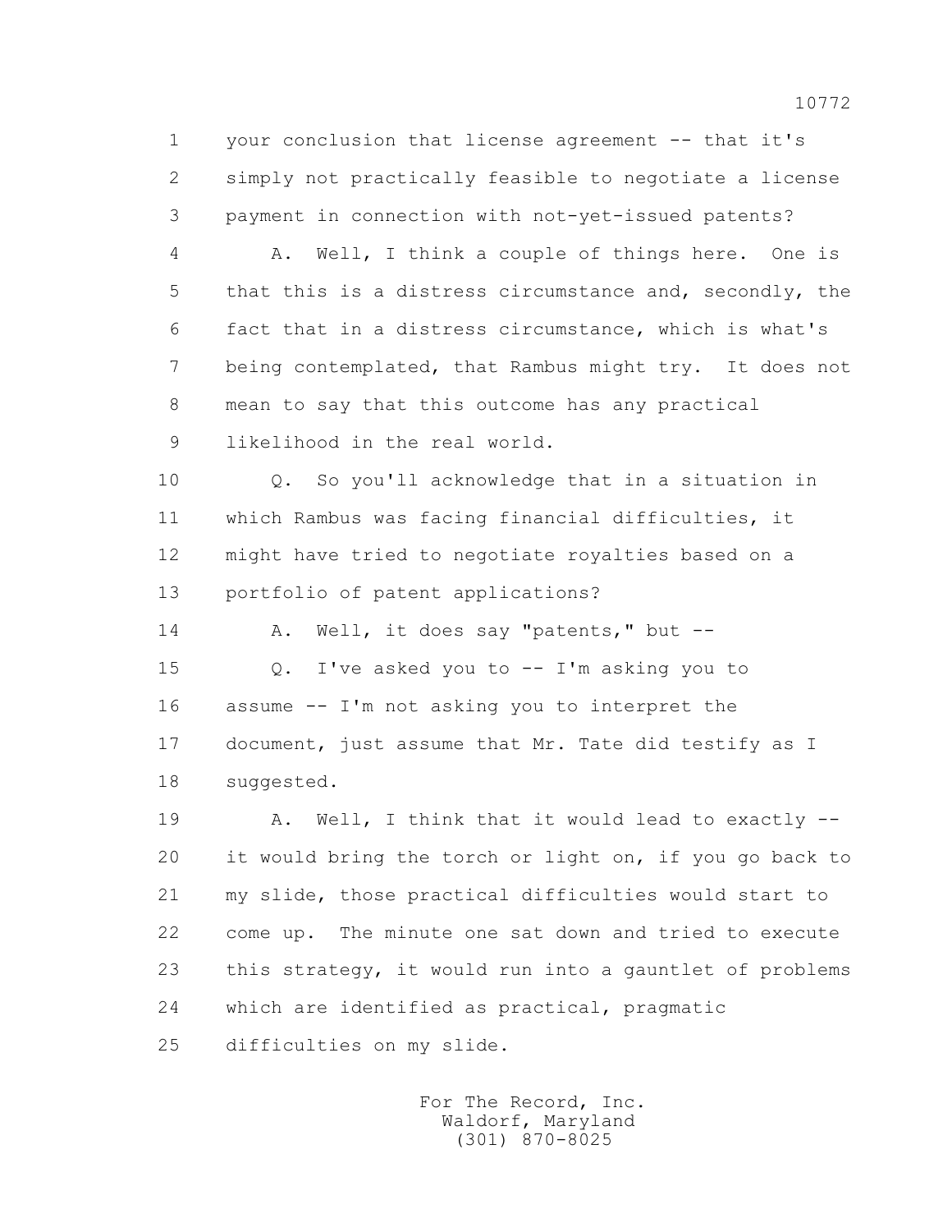1 your conclusion that license agreement -- that it's
2 simply not practically feasible to negotiate a license
3 payment in connection with not-yet-issued patents?

4 A. Well, I think a couple of things here. One is
5 that this is a distress circumstance and, secondly, the
6 fact that in a distress circumstance, which is what's
7 being contemplated, that Rambus might try. It does not
8 mean to say that this outcome has any practical
9 likelihood in the real world.

10 Q. So you'll acknowledge that in a situation in
11 which Rambus was facing financial difficulties, it
12 might have tried to negotiate royalties based on a
13 portfolio of patent applications?

14 A. Well, it does say "patents," but --

15 Q. I've asked you to -- I'm asking you to
16 assume -- I'm not asking you to interpret the
17 document, just assume that Mr. Tate did testify as I
18 suggested.

19 A. Well, I think that it would lead to exactly --
20 it would bring the torch or light on, if you go back to
21 my slide, those practical difficulties would start to
22 come up. The minute one sat down and tried to execute
23 this strategy, it would run into a gauntlet of problems
24 which are identified as practical, pragmatic
25 difficulties on my slide.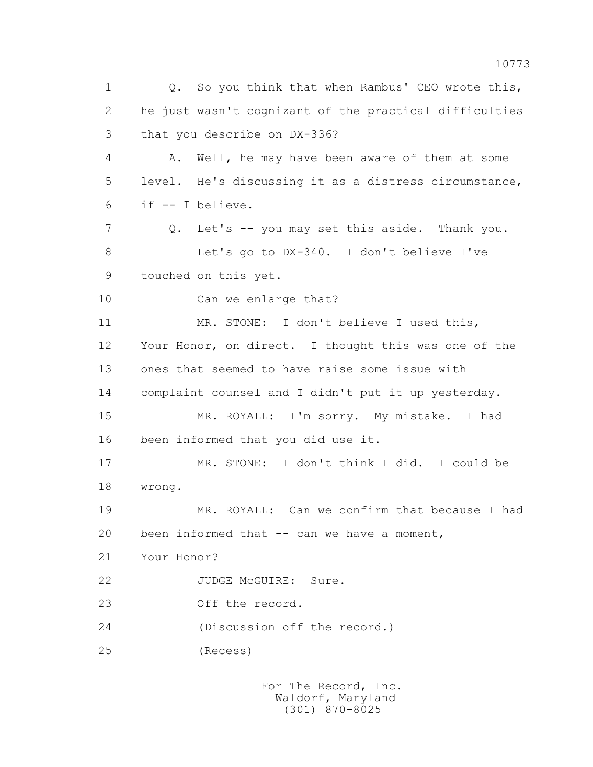1 Q. So you think that when Rambus' CEO wrote this,
2 he just wasn't cognizant of the practical difficulties
3 that you describe on DX-336?
4 A. Well, he may have been aware of them at some
5 level. He's discussing it as a distress circumstance,
6 if -- I believe.
7 Q. Let's -- you may set this aside. Thank you.
8 Let's go to DX-340. I don't believe I've
9 touched on this yet.
10 Can we enlarge that?
11 MR. STONE: I don't believe I used this,
12 Your Honor, on direct. I thought this was one of the
13 ones that seemed to have raise some issue with
14 complaint counsel and I didn't put it up yesterday.
15 MR. ROYALL: I'm sorry. My mistake. I had
16 been informed that you did use it.
17 MR. STONE: I don't think I did. I could be
18 wrong.
19 MR. ROYALL: Can we confirm that because I had
20 been informed that -- can we have a moment,
21 Your Honor?
22 JUDGE McGUIRE: Sure.
23 Off the record.
24 (Discussion off the record.)
25 (Recess)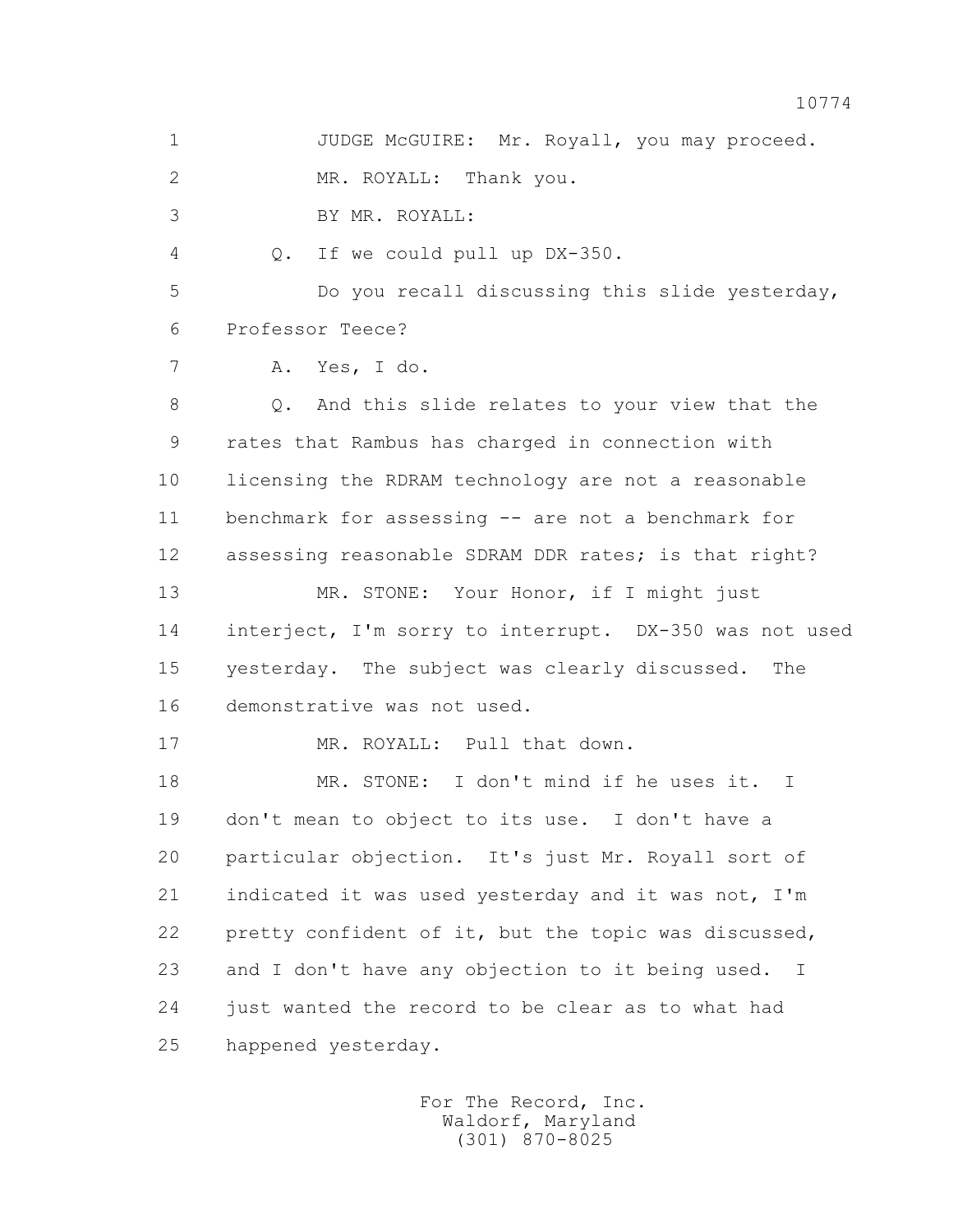JUDGE McGUIRE: Mr. Royall, you may proceed.

MR. ROYALL: Thank you.

BY MR. ROYALL:

Q. If we could pull up DX-350.

Do you recall discussing this slide yesterday, Professor Teece?

A. Yes, I do.

Q. And this slide relates to your view that the rates that Rambus has charged in connection with licensing the RDRAM technology are not a reasonable benchmark for assessing -- are not a benchmark for assessing reasonable SDRAM DDR rates; is that right?

MR. STONE: Your Honor, if I might just interject, I'm sorry to interrupt. DX-350 was not used yesterday. The subject was clearly discussed. The demonstrative was not used.

MR. ROYALL: Pull that down.

MR. STONE: I don't mind if he uses it. I don't mean to object to its use. I don't have a particular objection. It's just Mr. Royall sort of indicated it was used yesterday and it was not, I'm pretty confident of it, but the topic was discussed, and I don't have any objection to it being used. I just wanted the record to be clear as to what had happened yesterday.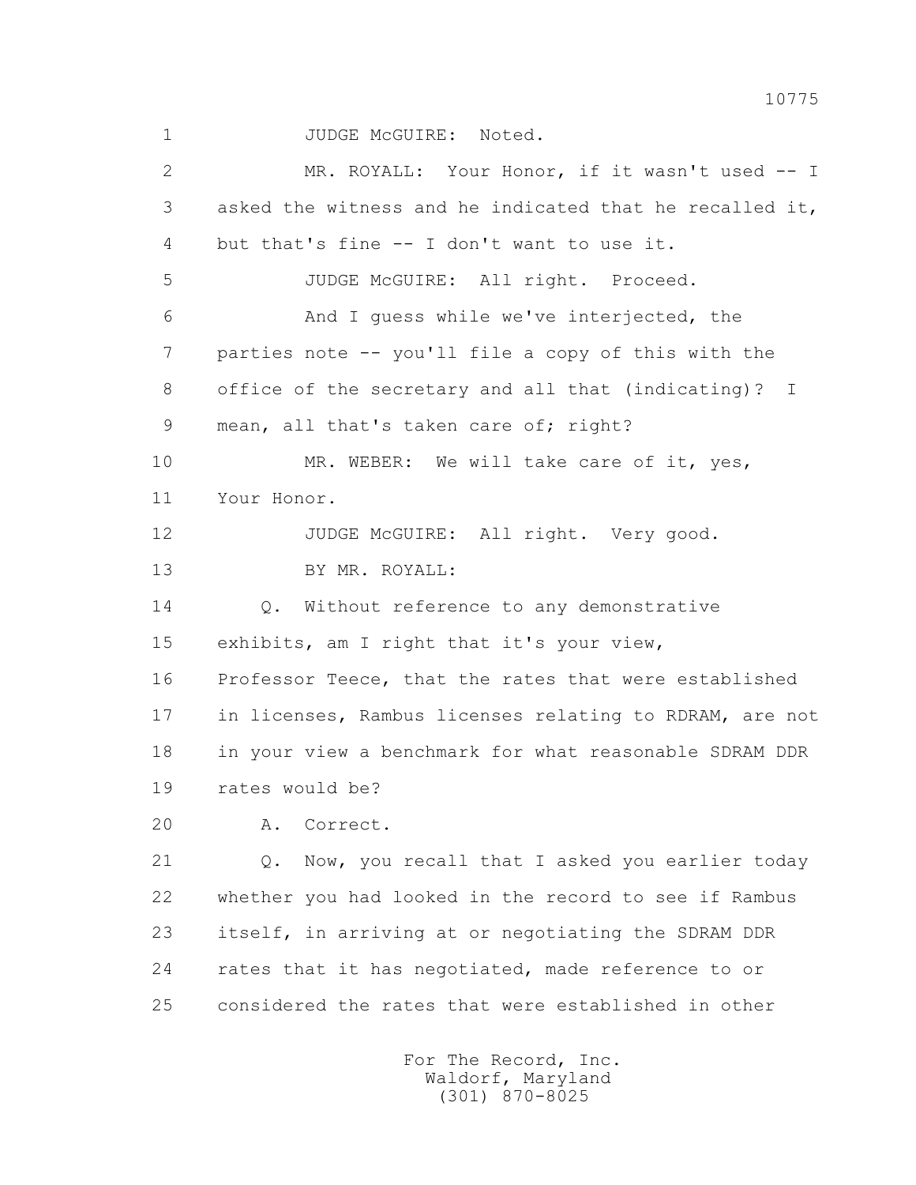1 JUDGE McGUIRE: Noted.

2 MR. ROYALL: Your Honor, if it wasn't used -- I

3 asked the witness and he indicated that he recalled it,

4 but that's fine -- I don't want to use it.

5 JUDGE McGUIRE: All right. Proceed.

6 And I guess while we've interjected, the

7 parties note -- you'll file a copy of this with the

8 office of the secretary and all that (indicating)? I

9 mean, all that's taken care of; right?

10 MR. WEBER: We will take care of it, yes,

11 Your Honor.

12 JUDGE McGUIRE: All right. Very good.

13 BY MR. ROYALL:

14 Q. Without reference to any demonstrative

15 exhibits, am I right that it's your view,

16 Professor Teece, that the rates that were established

17 in licenses, Rambus licenses relating to RDRAM, are not

18 in your view a benchmark for what reasonable SDRAM DDR

19 rates would be?

20 A. Correct.

21 Q. Now, you recall that I asked you earlier today

22 whether you had looked in the record to see if Rambus

23 itself, in arriving at or negotiating the SDRAM DDR

24 rates that it has negotiated, made reference to or

25 considered the rates that were established in other

For The Record, Inc.
Waldorf, Maryland
(301) 870-8025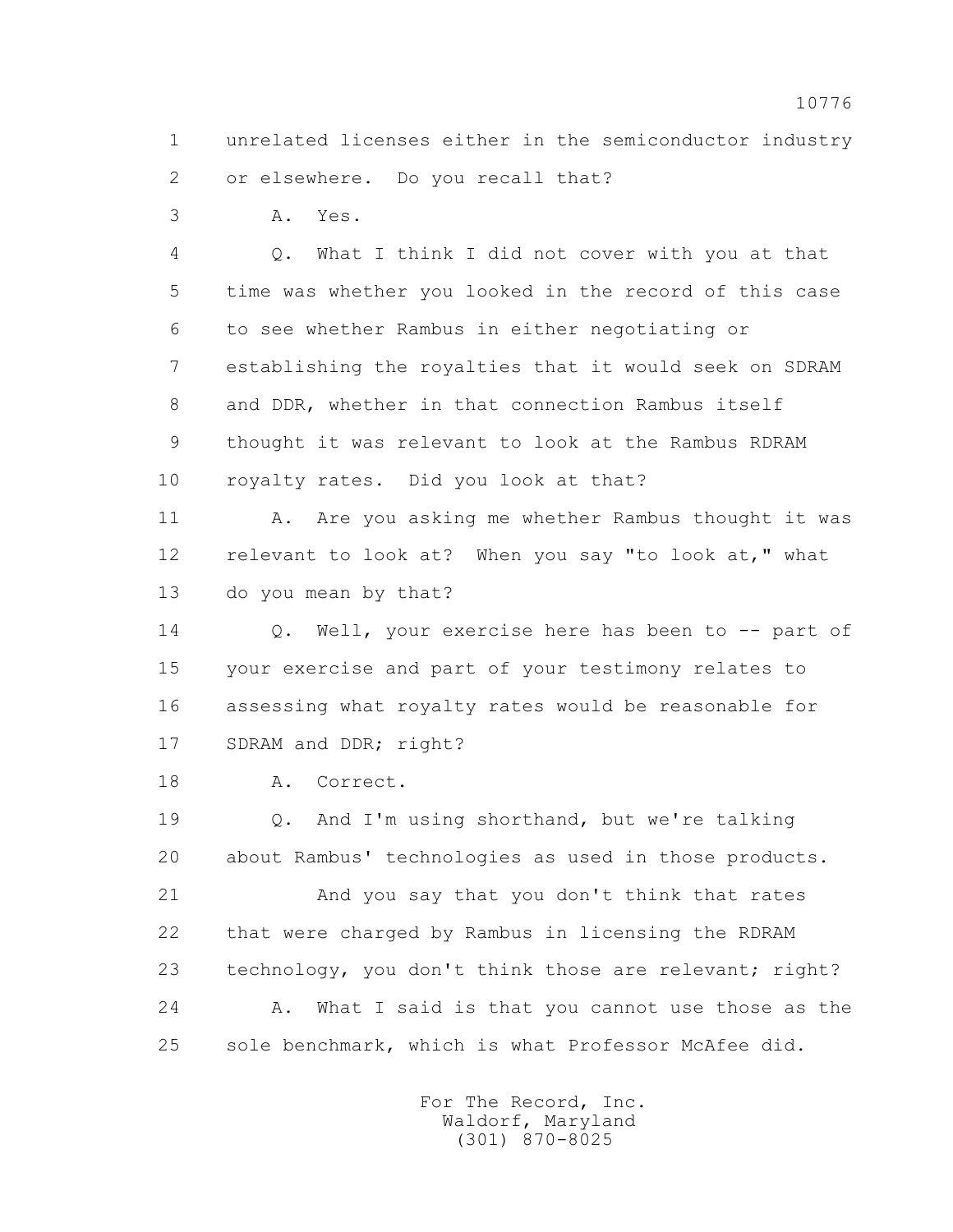1 unrelated licenses either in the semiconductor industry
2 or elsewhere. Do you recall that?

3 A. Yes.

4 Q. What I think I did not cover with you at that
5 time was whether you looked in the record of this case
6 to see whether Rambus in either negotiating or
7 establishing the royalties that it would seek on SDRAM
8 and DDR, whether in that connection Rambus itself
9 thought it was relevant to look at the Rambus RDRAM
10 royalty rates. Did you look at that?

11 A. Are you asking me whether Rambus thought it was
12 relevant to look at? When you say "to look at," what
13 do you mean by that?

14 Q. Well, your exercise here has been to -- part of
15 your exercise and part of your testimony relates to
16 assessing what royalty rates would be reasonable for
17 SDRAM and DDR; right?

18 A. Correct.

19 Q. And I'm using shorthand, but we're talking
20 about Rambus' technologies as used in those products.

21 And you say that you don't think that rates
22 that were charged by Rambus in licensing the RDRAM
23 technology, you don't think those are relevant; right?

24 A. What I said is that you cannot use those as the
25 sole benchmark, which is what Professor McAfee did.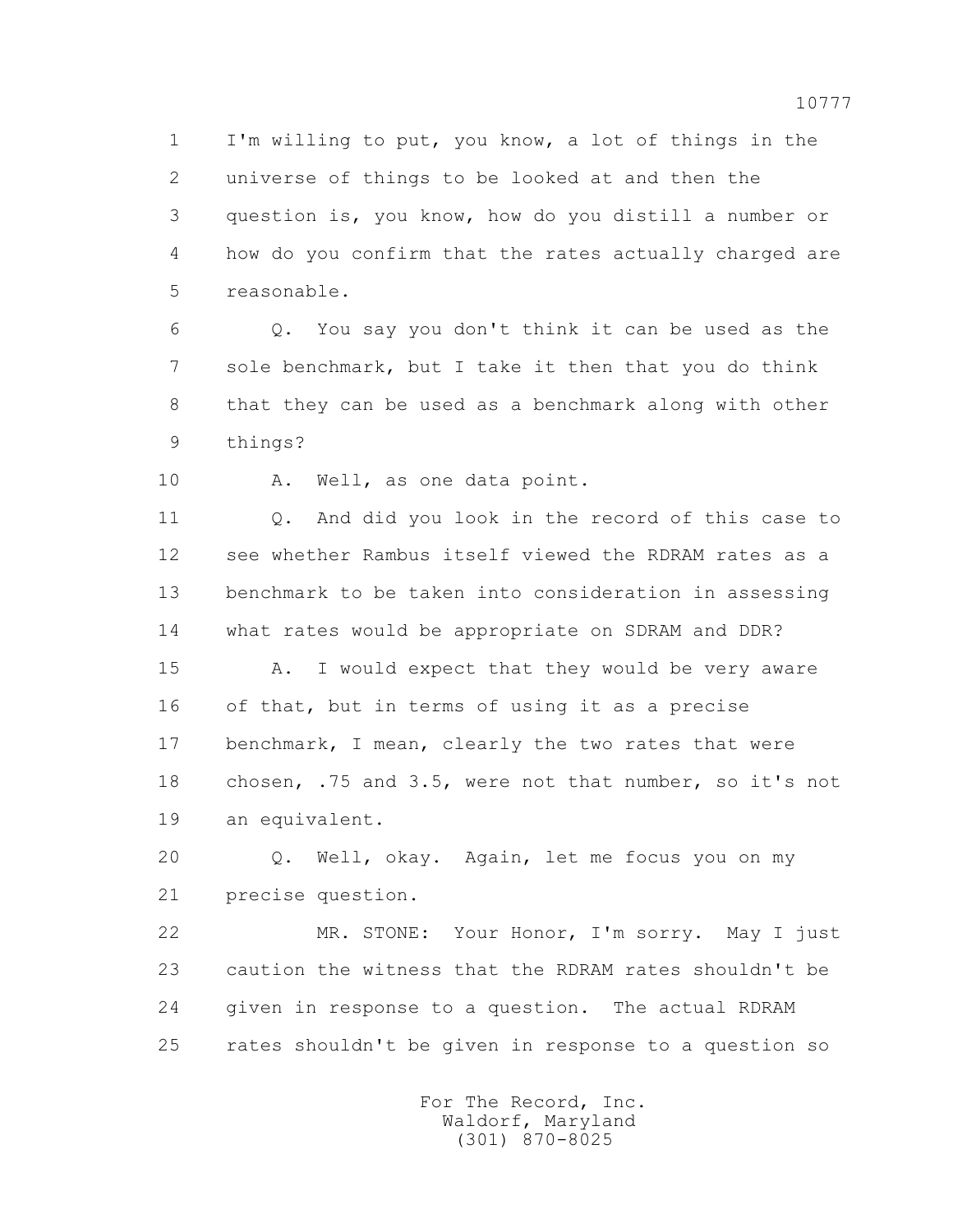1 I'm willing to put, you know, a lot of things in the
2 universe of things to be looked at and then the
3 question is, you know, how do you distill a number or
4 how do you confirm that the rates actually charged are
5 reasonable.

6 Q. You say you don't think it can be used as the
7 sole benchmark, but I take it then that you do think
8 that they can be used as a benchmark along with other
9 things?

10 A. Well, as one data point.

11 Q. And did you look in the record of this case to
12 see whether Rambus itself viewed the RDRAM rates as a
13 benchmark to be taken into consideration in assessing
14 what rates would be appropriate on SDRAM and DDR?

15 A. I would expect that they would be very aware
16 of that, but in terms of using it as a precise
17 benchmark, I mean, clearly the two rates that were
18 chosen, .75 and 3.5, were not that number, so it's not
19 an equivalent.

20 Q. Well, okay. Again, let me focus you on my
21 precise question.

22 MR. STONE: Your Honor, I'm sorry. May I just
23 caution the witness that the RDRAM rates shouldn't be
24 given in response to a question. The actual RDRAM
25 rates shouldn't be given in response to a question so

For The Record, Inc.
Waldorf, Maryland
(301) 870-8025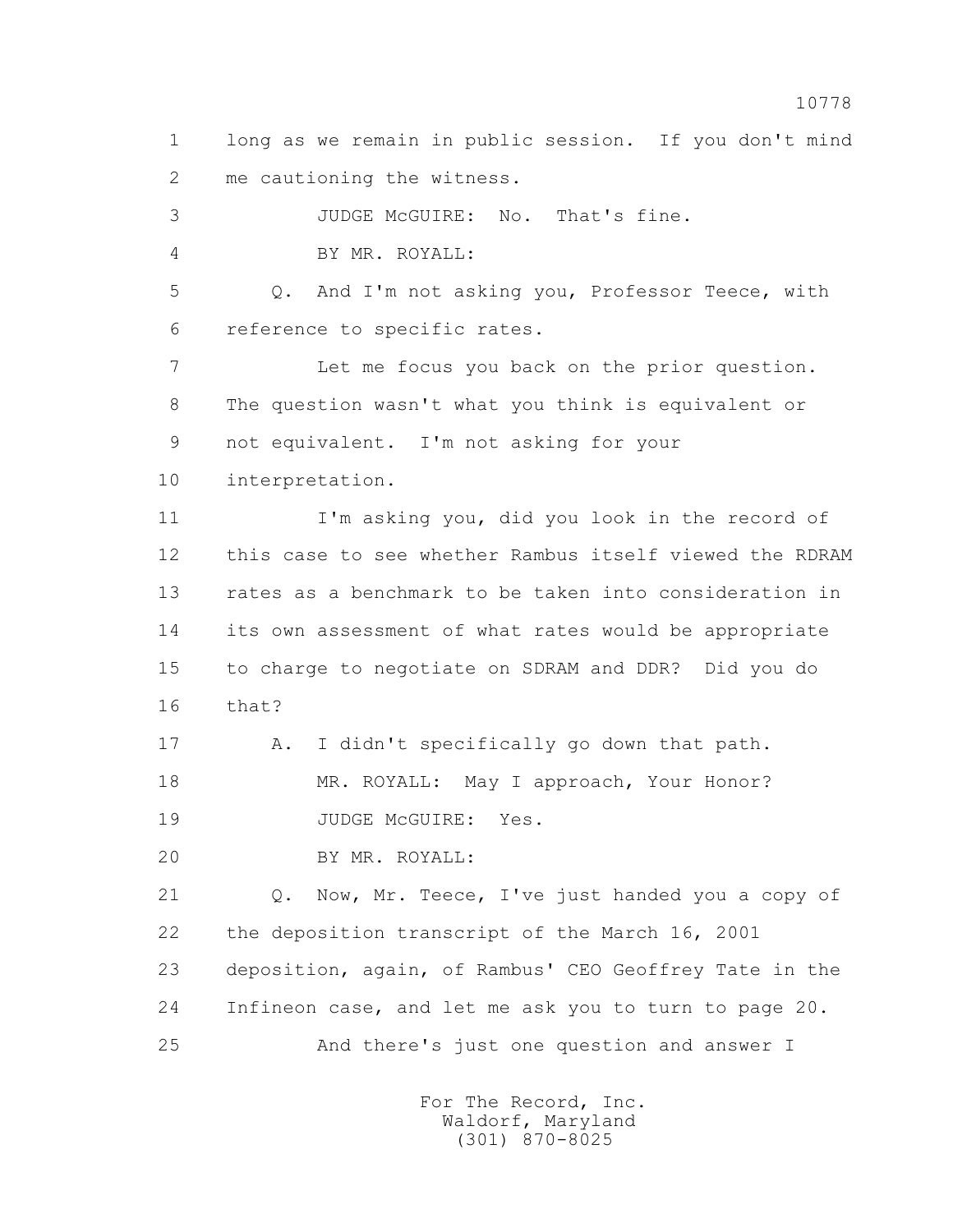1 long as we remain in public session. If you don't mind
2 me cautioning the witness.

3 JUDGE McGUIRE: No. That's fine.

4 BY MR. ROYALL:

5 Q. And I'm not asking you, Professor Teece, with
6 reference to specific rates.

7 Let me focus you back on the prior question.
8 The question wasn't what you think is equivalent or
9 not equivalent. I'm not asking for your
10 interpretation.

11 I'm asking you, did you look in the record of
12 this case to see whether Rambus itself viewed the RDRAM
13 rates as a benchmark to be taken into consideration in
14 its own assessment of what rates would be appropriate
15 to charge to negotiate on SDRAM and DDR? Did you do
16 that?

17 A. I didn't specifically go down that path.

18 MR. ROYALL: May I approach, Your Honor?

19 JUDGE McGUIRE: Yes.

20 BY MR. ROYALL:

21 Q. Now, Mr. Teece, I've just handed you a copy of
22 the deposition transcript of the March 16, 2001
23 deposition, again, of Rambus' CEO Geoffrey Tate in the
24 Infineon case, and let me ask you to turn to page 20.

25 And there's just one question and answer I

For The Record, Inc.
Waldorf, Maryland
(301) 870-8025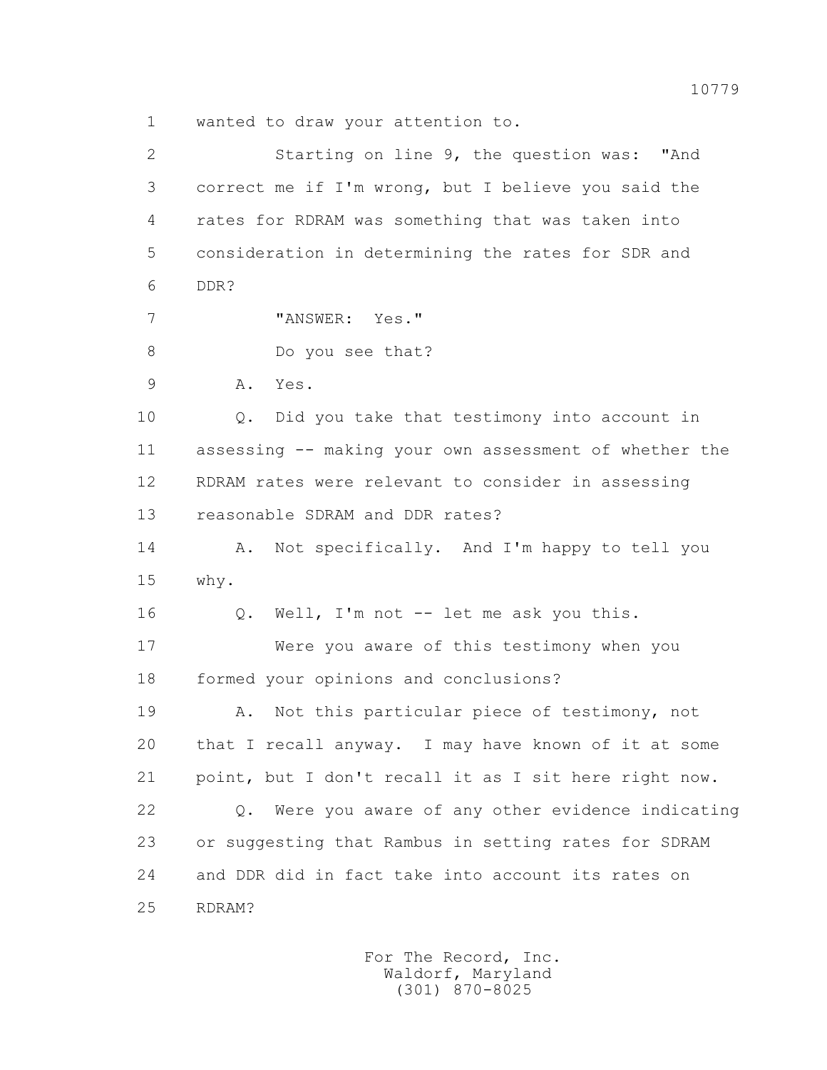1 wanted to draw your attention to.

2 Starting on line 9, the question was: "And

3 correct me if I'm wrong, but I believe you said the

4 rates for RDRAM was something that was taken into

5 consideration in determining the rates for SDR and

6 DDR?

7 "ANSWER: Yes."

8 Do you see that?

9 A. Yes.

10 Q. Did you take that testimony into account in

11 assessing -- making your own assessment of whether the

12 RDRAM rates were relevant to consider in assessing

13 reasonable SDRAM and DDR rates?

14 A. Not specifically. And I'm happy to tell you

15 why.

16 Q. Well, I'm not -- let me ask you this.

17 Were you aware of this testimony when you

18 formed your opinions and conclusions?

19 A. Not this particular piece of testimony, not

20 that I recall anyway. I may have known of it at some

21 point, but I don't recall it as I sit here right now.

22 Q. Were you aware of any other evidence indicating

23 or suggesting that Rambus in setting rates for SDRAM

24 and DDR did in fact take into account its rates on

25 RDRAM?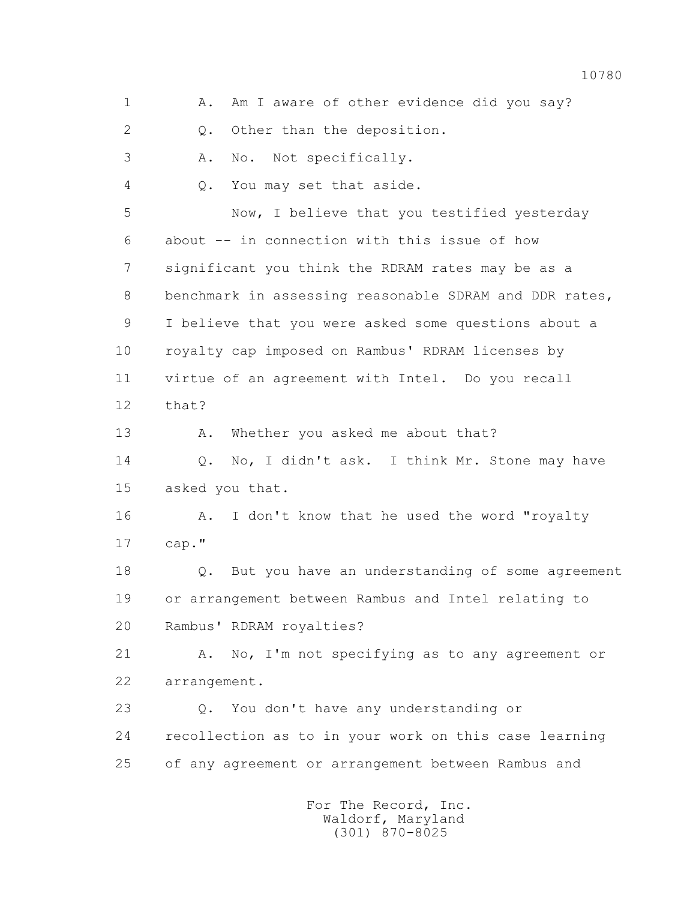1 A. Am I aware of other evidence did you say?

2 Q. Other than the deposition.

3 A. No. Not specifically.

4 Q. You may set that aside.

5 Now, I believe that you testified yesterday

6 about -- in connection with this issue of how

7 significant you think the RDRAM rates may be as a

8 benchmark in assessing reasonable SDRAM and DDR rates,

9 I believe that you were asked some questions about a

10 royalty cap imposed on Rambus' RDRAM licenses by

11 virtue of an agreement with Intel. Do you recall

12 that?

13 A. Whether you asked me about that?

14 Q. No, I didn't ask. I think Mr. Stone may have

15 asked you that.

16 A. I don't know that he used the word "royalty

17 cap."

18 Q. But you have an understanding of some agreement

19 or arrangement between Rambus and Intel relating to

20 Rambus' RDRAM royalties?

21 A. No, I'm not specifying as to any agreement or

22 arrangement.

23 Q. You don't have any understanding or

24 recollection as to in your work on this case learning

25 of any agreement or arrangement between Rambus and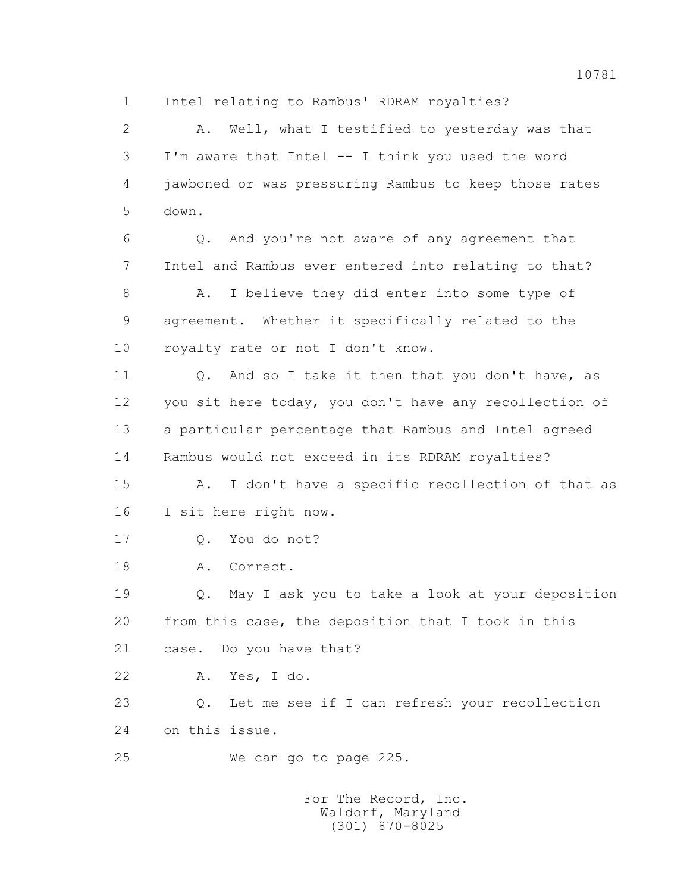1 Intel relating to Rambus' RDRAM royalties?

2 A. Well, what I testified to yesterday was that

3 I'm aware that Intel -- I think you used the word

4 jawboned or was pressuring Rambus to keep those rates

5 down.

6 Q. And you're not aware of any agreement that

7 Intel and Rambus ever entered into relating to that?

8 A. I believe they did enter into some type of

9 agreement. Whether it specifically related to the

10 royalty rate or not I don't know.

11 Q. And so I take it then that you don't have, as

12 you sit here today, you don't have any recollection of

13 a particular percentage that Rambus and Intel agreed

14 Rambus would not exceed in its RDRAM royalties?

15 A. I don't have a specific recollection of that as

16 I sit here right now.

17 Q. You do not?

18 A. Correct.

19 Q. May I ask you to take a look at your deposition

20 from this case, the deposition that I took in this

21 case. Do you have that?

22 A. Yes, I do.

23 Q. Let me see if I can refresh your recollection

24 on this issue.

25 We can go to page 225.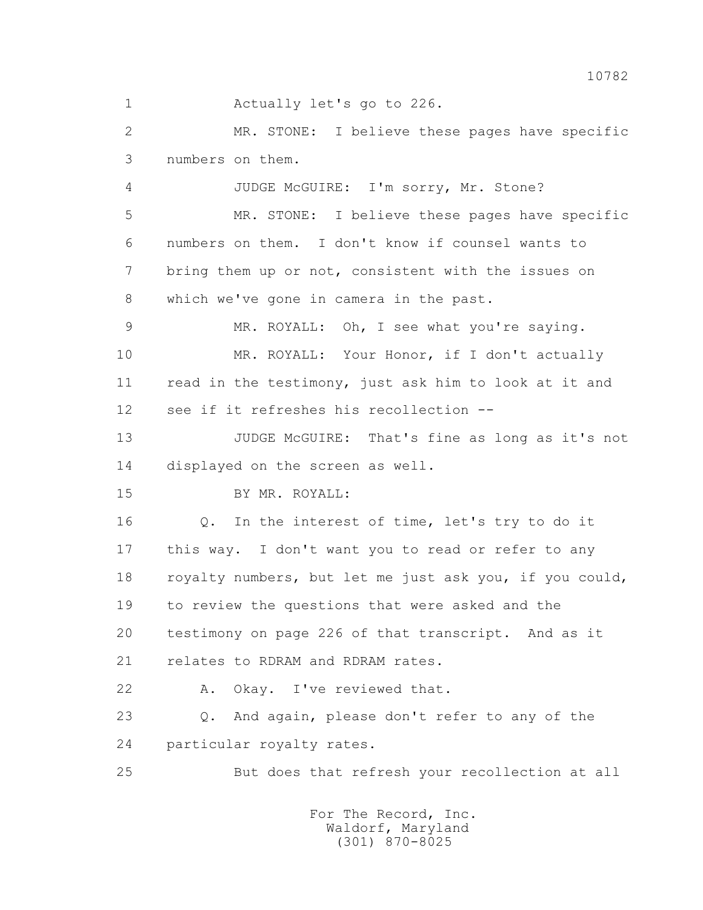1 Actually let's go to 226.

2 MR. STONE: I believe these pages have specific

3 numbers on them.

4 JUDGE McGUIRE: I'm sorry, Mr. Stone?

5 MR. STONE: I believe these pages have specific

6 numbers on them. I don't know if counsel wants to

7 bring them up or not, consistent with the issues on

8 which we've gone in camera in the past.

9 MR. ROYALL: Oh, I see what you're saying.

10 MR. ROYALL: Your Honor, if I don't actually

11 read in the testimony, just ask him to look at it and

12 see if it refreshes his recollection --

13 JUDGE McGUIRE: That's fine as long as it's not

14 displayed on the screen as well.

15 BY MR. ROYALL:

16 Q. In the interest of time, let's try to do it

17 this way. I don't want you to read or refer to any

18 royalty numbers, but let me just ask you, if you could,

19 to review the questions that were asked and the

20 testimony on page 226 of that transcript. And as it

21 relates to RDRAM and RDRAM rates.

22 A. Okay. I've reviewed that.

23 Q. And again, please don't refer to any of the

24 particular royalty rates.

25 But does that refresh your recollection at all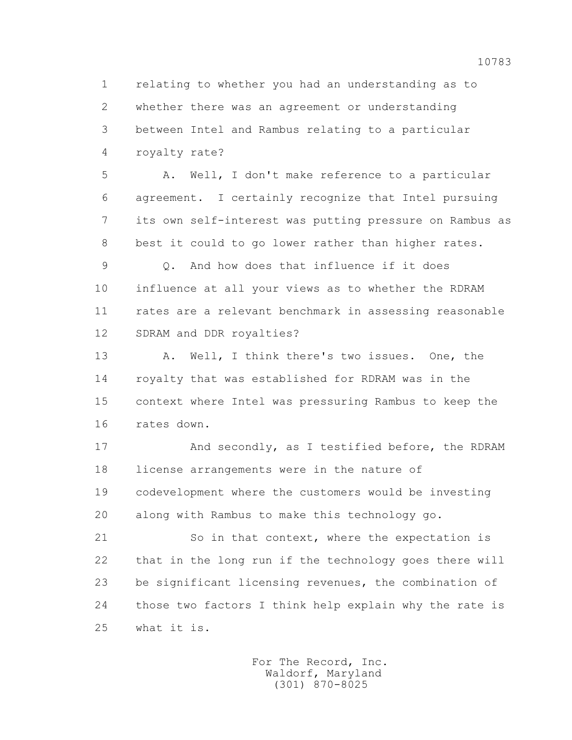1 relating to whether you had an understanding as to
2 whether there was an agreement or understanding
3 between Intel and Rambus relating to a particular
4 royalty rate?

5 A. Well, I don't make reference to a particular
6 agreement. I certainly recognize that Intel pursuing
7 its own self-interest was putting pressure on Rambus as
8 best it could to go lower rather than higher rates.

9 Q. And how does that influence if it does
10 influence at all your views as to whether the RDRAM
11 rates are a relevant benchmark in assessing reasonable
12 SDRAM and DDR royalties?

13 A. Well, I think there's two issues. One, the
14 royalty that was established for RDRAM was in the
15 context where Intel was pressuring Rambus to keep the
16 rates down.

17 And secondly, as I testified before, the RDRAM
18 license arrangements were in the nature of
19 codevelopment where the customers would be investing
20 along with Rambus to make this technology go.

21 So in that context, where the expectation is
22 that in the long run if the technology goes there will
23 be significant licensing revenues, the combination of
24 those two factors I think help explain why the rate is
25 what it is.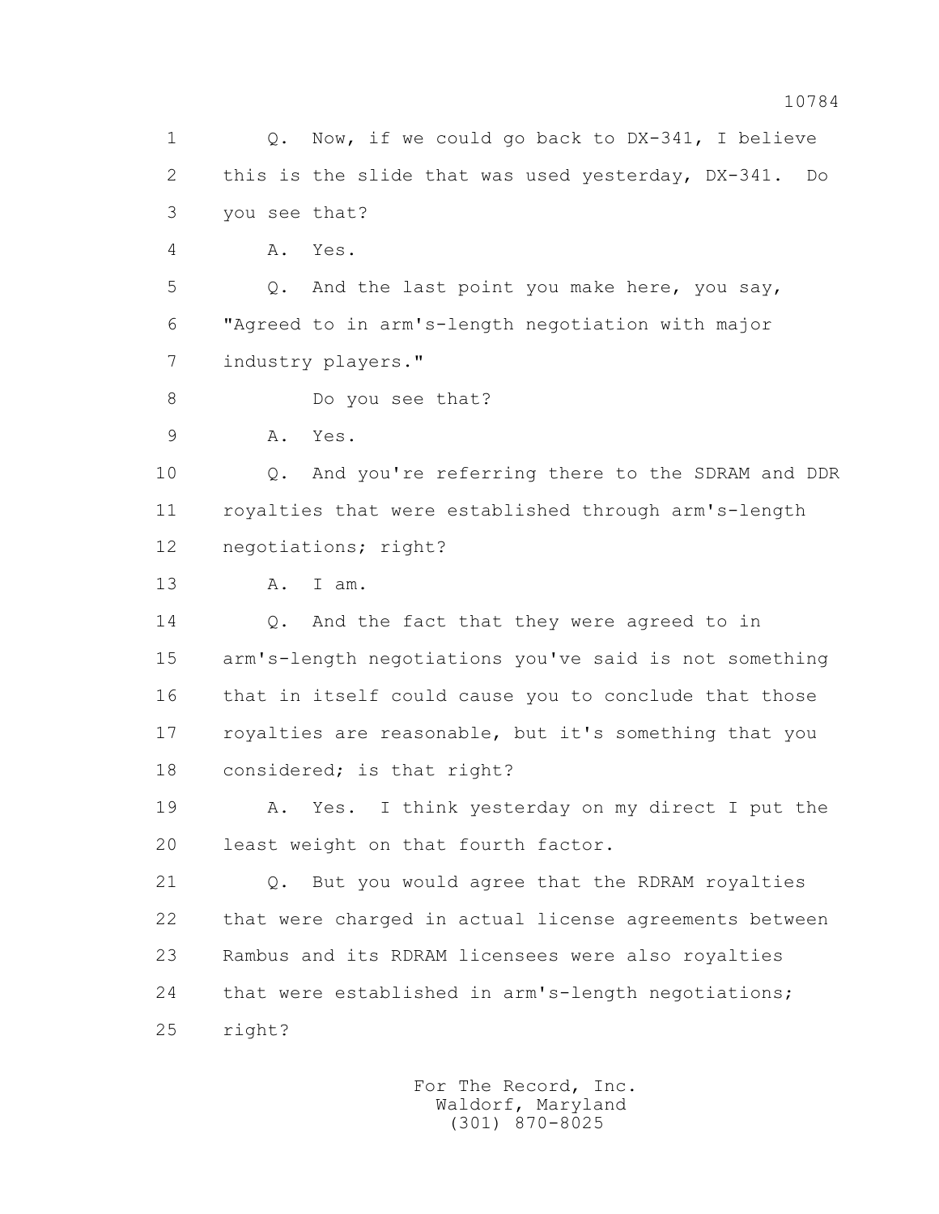1 Q. Now, if we could go back to DX-341, I believe
2 this is the slide that was used yesterday, DX-341. Do
3 you see that?

4 A. Yes.

5 Q. And the last point you make here, you say,
6 "Agreed to in arm's-length negotiation with major
7 industry players."

8 Do you see that?

9 A. Yes.

10 Q. And you're referring there to the SDRAM and DDR
11 royalties that were established through arm's-length
12 negotiations; right?

13 A. I am.

14 Q. And the fact that they were agreed to in
15 arm's-length negotiations you've said is not something
16 that in itself could cause you to conclude that those
17 royalties are reasonable, but it's something that you
18 considered; is that right?

19 A. Yes. I think yesterday on my direct I put the
20 least weight on that fourth factor.

21 Q. But you would agree that the RDRAM royalties
22 that were charged in actual license agreements between
23 Rambus and its RDRAM licensees were also royalties
24 that were established in arm's-length negotiations;
25 right?

For The Record, Inc.
Waldorf, Maryland
(301) 870-8025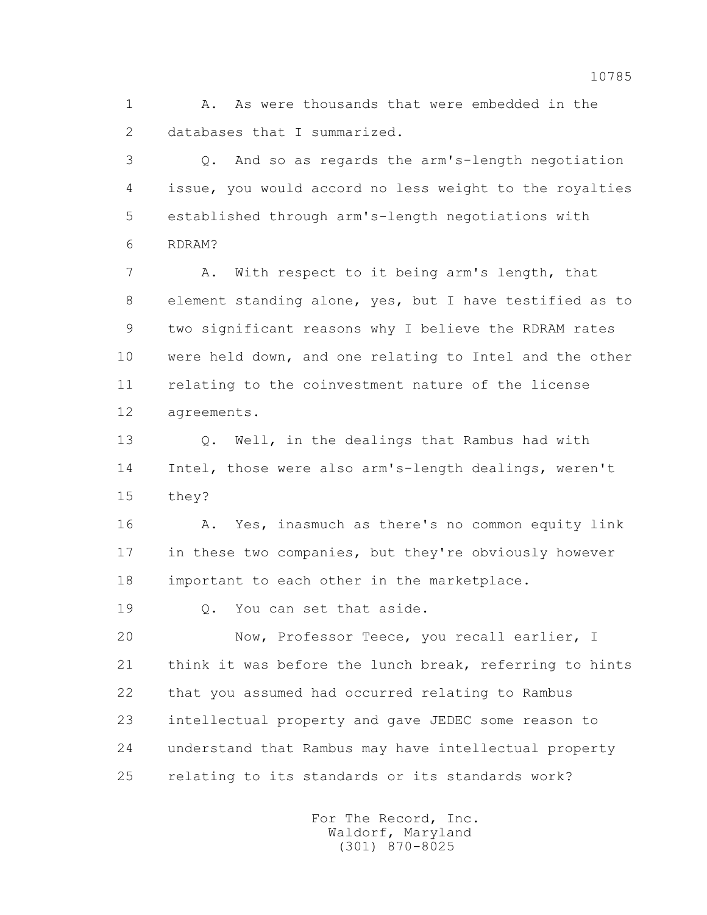1 A. As were thousands that were embedded in the
2 databases that I summarized.

3 Q. And so as regards the arm's-length negotiation
4 issue, you would accord no less weight to the royalties
5 established through arm's-length negotiations with
6 RDRAM?

7 A. With respect to it being arm's length, that
8 element standing alone, yes, but I have testified as to
9 two significant reasons why I believe the RDRAM rates
10 were held down, and one relating to Intel and the other
11 relating to the coinvestment nature of the license
12 agreements.

13 Q. Well, in the dealings that Rambus had with
14 Intel, those were also arm's-length dealings, weren't
15 they?

16 A. Yes, inasmuch as there's no common equity link
17 in these two companies, but they're obviously however
18 important to each other in the marketplace.

19 Q. You can set that aside.

20 Now, Professor Teece, you recall earlier, I
21 think it was before the lunch break, referring to hints
22 that you assumed had occurred relating to Rambus
23 intellectual property and gave JEDEC some reason to
24 understand that Rambus may have intellectual property
25 relating to its standards or its standards work?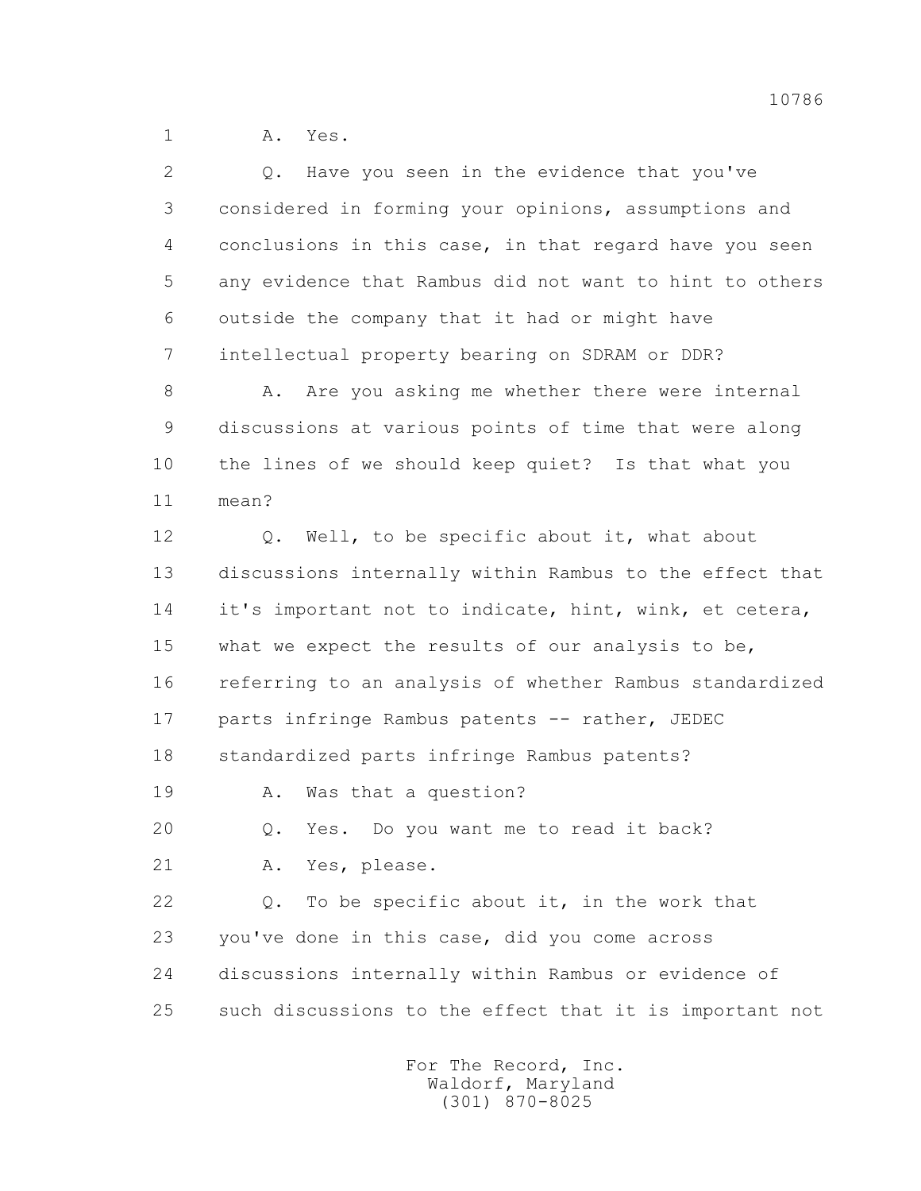1 A. Yes.

2 Q. Have you seen in the evidence that you've
3 considered in forming your opinions, assumptions and
4 conclusions in this case, in that regard have you seen
5 any evidence that Rambus did not want to hint to others
6 outside the company that it had or might have
7 intellectual property bearing on SDRAM or DDR?

8 A. Are you asking me whether there were internal
9 discussions at various points of time that were along
10 the lines of we should keep quiet? Is that what you
11 mean?

12 Q. Well, to be specific about it, what about
13 discussions internally within Rambus to the effect that
14 it's important not to indicate, hint, wink, et cetera,
15 what we expect the results of our analysis to be,
16 referring to an analysis of whether Rambus standardized
17 parts infringe Rambus patents -- rather, JEDEC
18 standardized parts infringe Rambus patents?

19 A. Was that a question?

20 Q. Yes. Do you want me to read it back?

21 A. Yes, please.

22 Q. To be specific about it, in the work that
23 you've done in this case, did you come across
24 discussions internally within Rambus or evidence of
25 such discussions to the effect that it is important not

For The Record, Inc.
Waldorf, Maryland
(301) 870-8025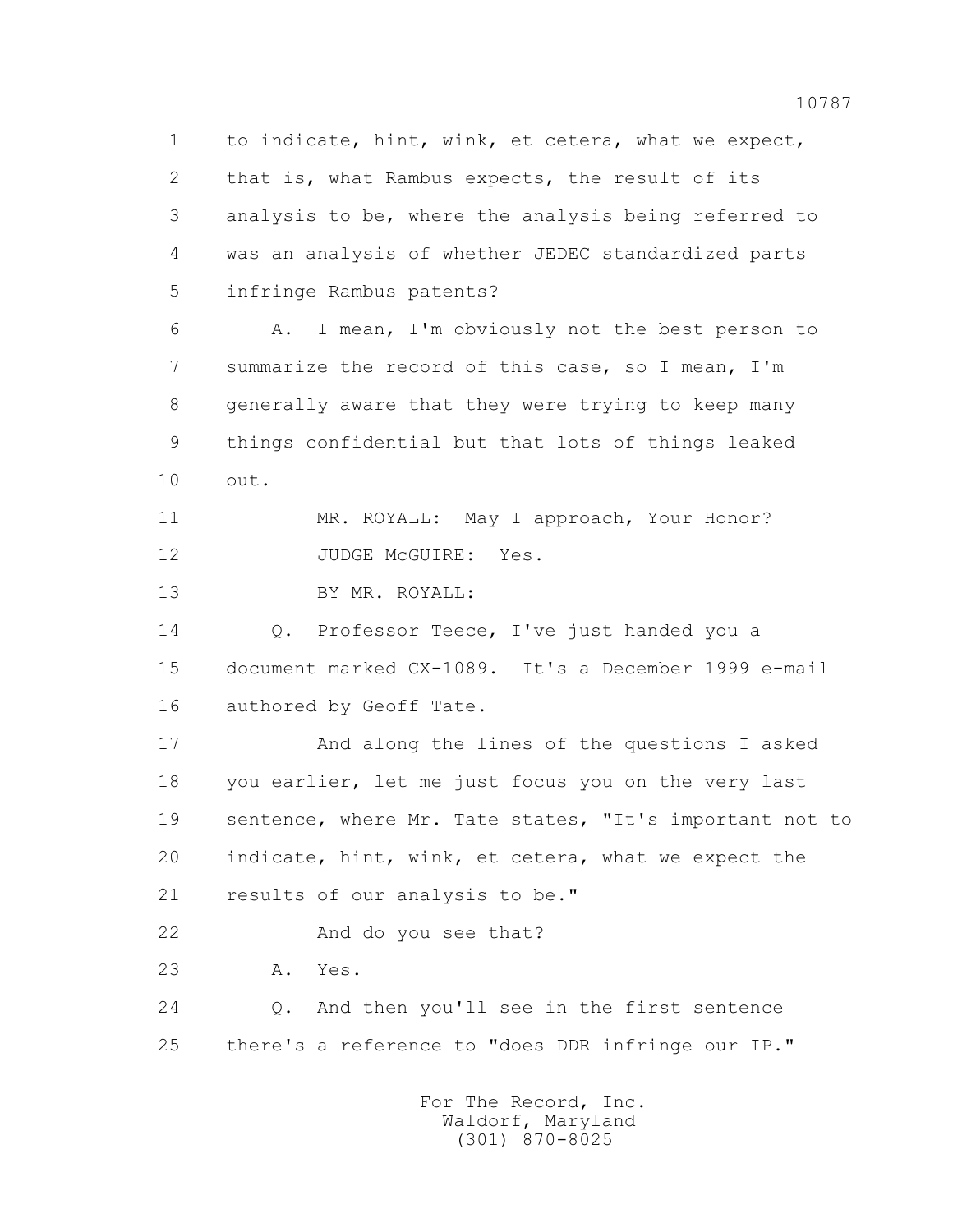1 to indicate, hint, wink, et cetera, what we expect,
2 that is, what Rambus expects, the result of its
3 analysis to be, where the analysis being referred to
4 was an analysis of whether JEDEC standardized parts
5 infringe Rambus patents?

6 A. I mean, I'm obviously not the best person to
7 summarize the record of this case, so I mean, I'm
8 generally aware that they were trying to keep many
9 things confidential but that lots of things leaked
10 out.

11 MR. ROYALL: May I approach, Your Honor?

12 JUDGE McGUIRE: Yes.

13 BY MR. ROYALL:

14 Q. Professor Teece, I've just handed you a
15 document marked CX-1089. It's a December 1999 e-mail
16 authored by Geoff Tate.

17 And along the lines of the questions I asked
18 you earlier, let me just focus you on the very last
19 sentence, where Mr. Tate states, "It's important not to
20 indicate, hint, wink, et cetera, what we expect the
21 results of our analysis to be."

22 And do you see that?

23 A. Yes.

24 Q. And then you'll see in the first sentence
25 there's a reference to "does DDR infringe our IP."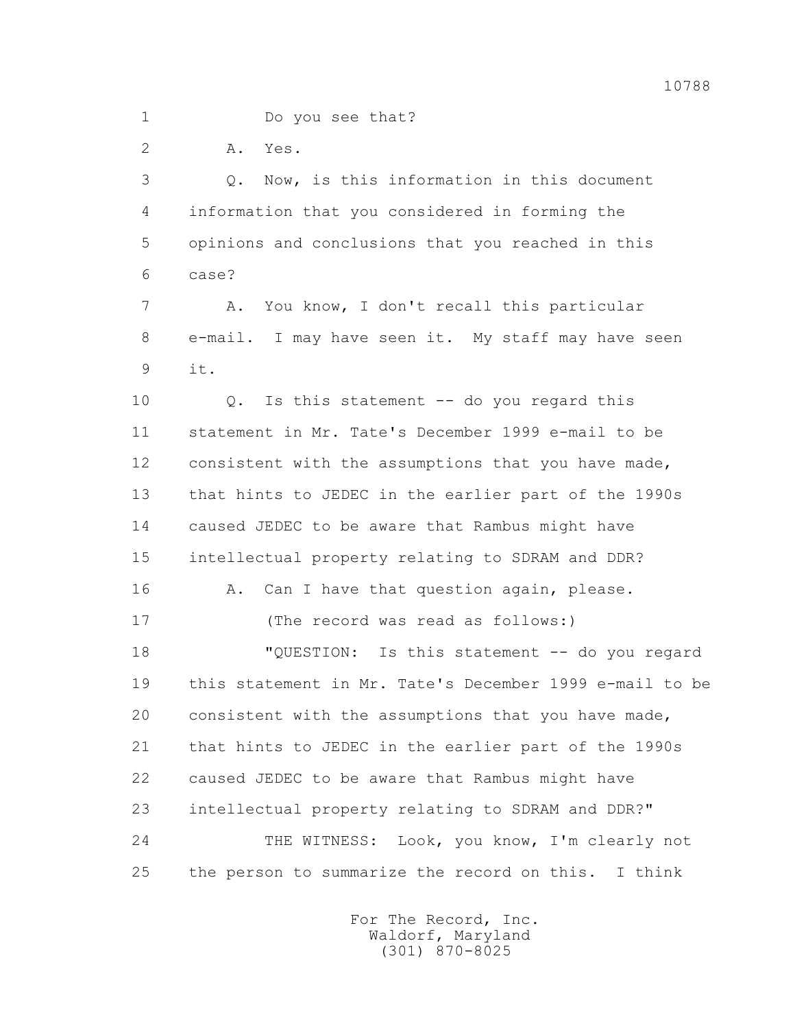1 Do you see that?

2 A. Yes.

3 Q. Now, is this information in this document

4 information that you considered in forming the

5 opinions and conclusions that you reached in this

6 case?

7 A. You know, I don't recall this particular

8 e-mail. I may have seen it. My staff may have seen

9 it.

10 Q. Is this statement -- do you regard this

11 statement in Mr. Tate's December 1999 e-mail to be

12 consistent with the assumptions that you have made,

13 that hints to JEDEC in the earlier part of the 1990s

14 caused JEDEC to be aware that Rambus might have

15 intellectual property relating to SDRAM and DDR?

16 A. Can I have that question again, please.

17 (The record was read as follows:)

18 "QUESTION: Is this statement -- do you regard

19 this statement in Mr. Tate's December 1999 e-mail to be

20 consistent with the assumptions that you have made,

21 that hints to JEDEC in the earlier part of the 1990s

22 caused JEDEC to be aware that Rambus might have

23 intellectual property relating to SDRAM and DDR?"

24 THE WITNESS: Look, you know, I'm clearly not

25 the person to summarize the record on this. I think

For The Record, Inc.
Waldorf, Maryland
(301) 870-8025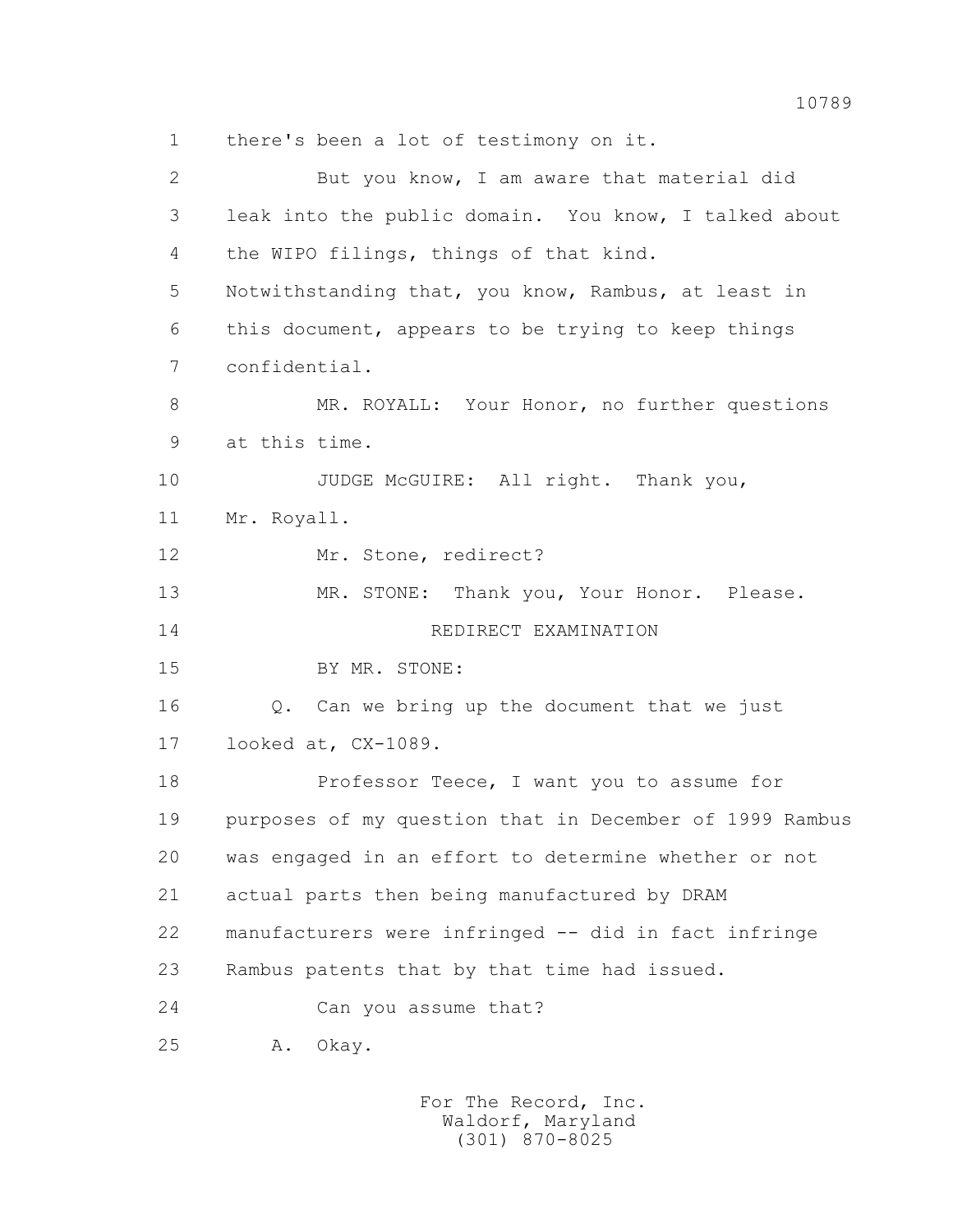1 there's been a lot of testimony on it.

2 But you know, I am aware that material did

3 leak into the public domain. You know, I talked about

4 the WIPO filings, things of that kind.

5 Notwithstanding that, you know, Rambus, at least in

6 this document, appears to be trying to keep things

7 confidential.

8 MR. ROYALL: Your Honor, no further questions

9 at this time.

10 JUDGE McGUIRE: All right. Thank you,

11 Mr. Royall.

12 Mr. Stone, redirect?

13 MR. STONE: Thank you, Your Honor. Please.

14 REDIRECT EXAMINATION

15 BY MR. STONE:

16 Q. Can we bring up the document that we just

17 looked at, CX-1089.

18 Professor Teece, I want you to assume for

19 purposes of my question that in December of 1999 Rambus

20 was engaged in an effort to determine whether or not

21 actual parts then being manufactured by DRAM

22 manufacturers were infringed -- did in fact infringe

23 Rambus patents that by that time had issued.

24 Can you assume that?

25 A. Okay.

For The Record, Inc.
Waldorf, Maryland
(301) 870-8025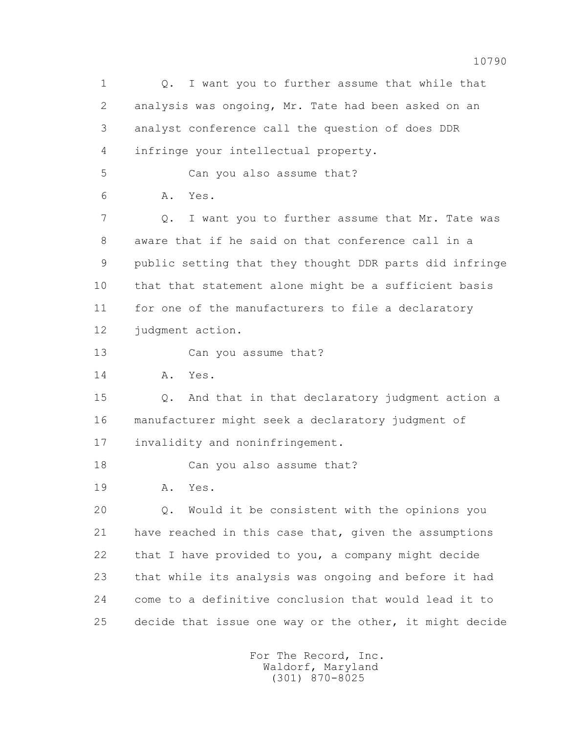1 Q. I want you to further assume that while that
2 analysis was ongoing, Mr. Tate had been asked on an
3 analyst conference call the question of does DDR
4 infringe your intellectual property.
5 Can you also assume that?
6 A. Yes.
7 Q. I want you to further assume that Mr. Tate was
8 aware that if he said on that conference call in a
9 public setting that they thought DDR parts did infringe
10 that that statement alone might be a sufficient basis
11 for one of the manufacturers to file a declaratory
12 judgment action.
13 Can you assume that?
14 A. Yes.
15 Q. And that in that declaratory judgment action a
16 manufacturer might seek a declaratory judgment of
17 invalidity and noninfringement.
18 Can you also assume that?
19 A. Yes.
20 Q. Would it be consistent with the opinions you
21 have reached in this case that, given the assumptions
22 that I have provided to you, a company might decide
23 that while its analysis was ongoing and before it had
24 come to a definitive conclusion that would lead it to
25 decide that issue one way or the other, it might decide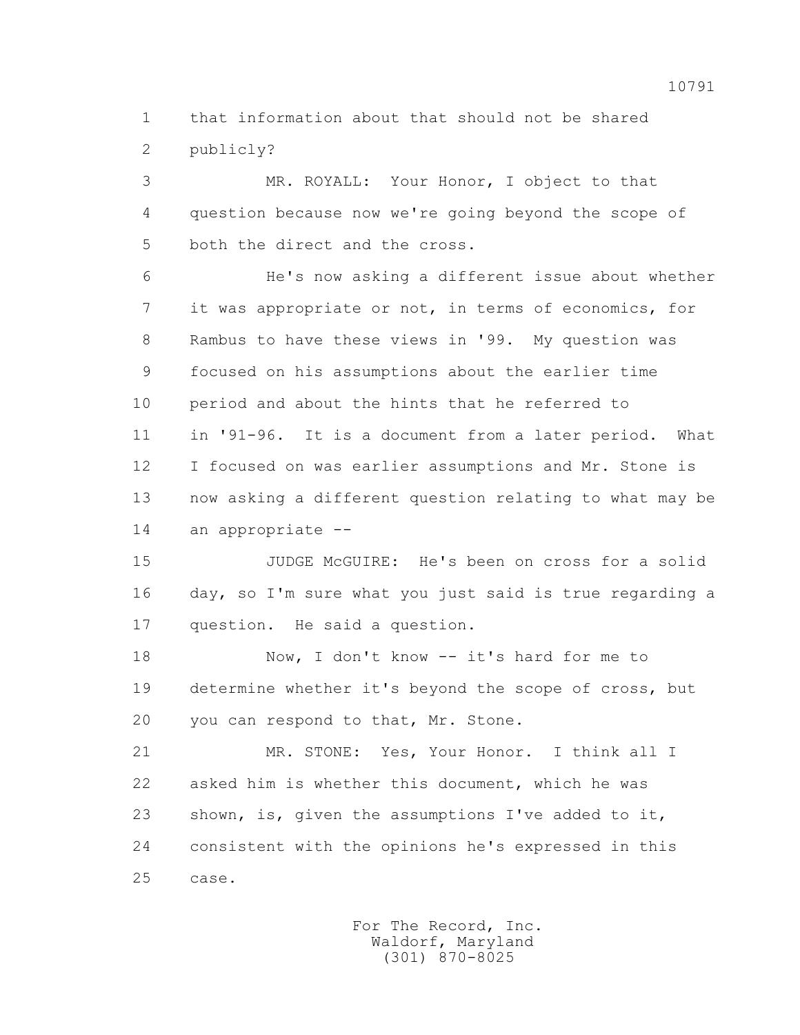1 that information about that should not be shared
2 publicly?

3 MR. ROYALL: Your Honor, I object to that
4 question because now we're going beyond the scope of
5 both the direct and the cross.

6 He's now asking a different issue about whether
7 it was appropriate or not, in terms of economics, for
8 Rambus to have these views in '99. My question was
9 focused on his assumptions about the earlier time
10 period and about the hints that he referred to
11 in '91-96. It is a document from a later period. What
12 I focused on was earlier assumptions and Mr. Stone is
13 now asking a different question relating to what may be
14 an appropriate --

15 JUDGE McGUIRE: He's been on cross for a solid
16 day, so I'm sure what you just said is true regarding a
17 question. He said a question.

18 Now, I don't know -- it's hard for me to
19 determine whether it's beyond the scope of cross, but
20 you can respond to that, Mr. Stone.

21 MR. STONE: Yes, Your Honor. I think all I
22 asked him is whether this document, which he was
23 shown, is, given the assumptions I've added to it,
24 consistent with the opinions he's expressed in this
25 case.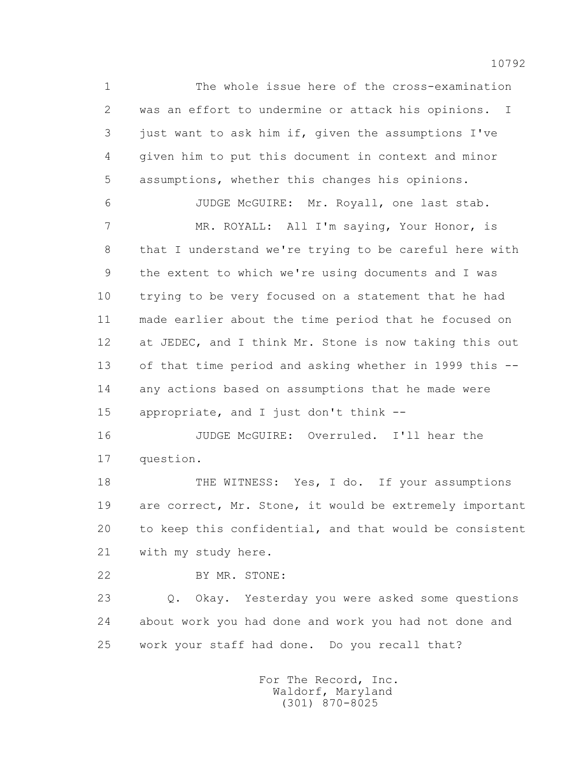1 The whole issue here of the cross-examination
2 was an effort to undermine or attack his opinions. I
3 just want to ask him if, given the assumptions I've
4 given him to put this document in context and minor
5 assumptions, whether this changes his opinions.

6 JUDGE McGUIRE: Mr. Royall, one last stab.

7 MR. ROYALL: All I'm saying, Your Honor, is
8 that I understand we're trying to be careful here with
9 the extent to which we're using documents and I was
10 trying to be very focused on a statement that he had
11 made earlier about the time period that he focused on
12 at JEDEC, and I think Mr. Stone is now taking this out
13 of that time period and asking whether in 1999 this --
14 any actions based on assumptions that he made were
15 appropriate, and I just don't think --

16 JUDGE McGUIRE: Overruled. I'll hear the
17 question.

18 THE WITNESS: Yes, I do. If your assumptions
19 are correct, Mr. Stone, it would be extremely important
20 to keep this confidential, and that would be consistent
21 with my study here.

22 BY MR. STONE:

23 Q. Okay. Yesterday you were asked some questions
24 about work you had done and work you had not done and
25 work your staff had done. Do you recall that?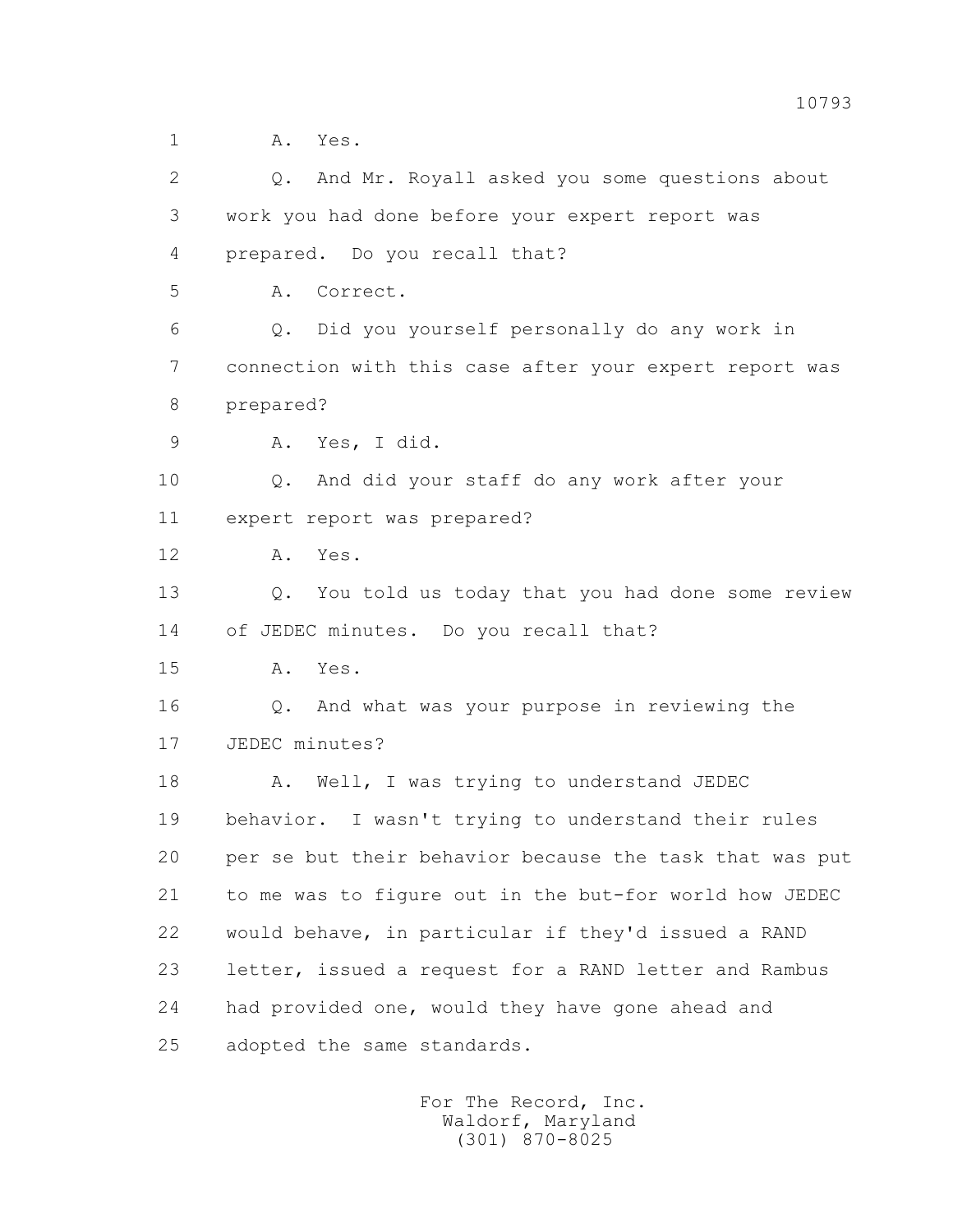1 A. Yes.

2 Q. And Mr. Royall asked you some questions about

3 work you had done before your expert report was

4 prepared. Do you recall that?

5 A. Correct.

6 Q. Did you yourself personally do any work in

7 connection with this case after your expert report was

8 prepared?

9 A. Yes, I did.

10 Q. And did your staff do any work after your

11 expert report was prepared?

12 A. Yes.

13 Q. You told us today that you had done some review

14 of JEDEC minutes. Do you recall that?

15 A. Yes.

16 Q. And what was your purpose in reviewing the

17 JEDEC minutes?

18 A. Well, I was trying to understand JEDEC

19 behavior. I wasn't trying to understand their rules

20 per se but their behavior because the task that was put

21 to me was to figure out in the but-for world how JEDEC

22 would behave, in particular if they'd issued a RAND

23 letter, issued a request for a RAND letter and Rambus

24 had provided one, would they have gone ahead and

25 adopted the same standards.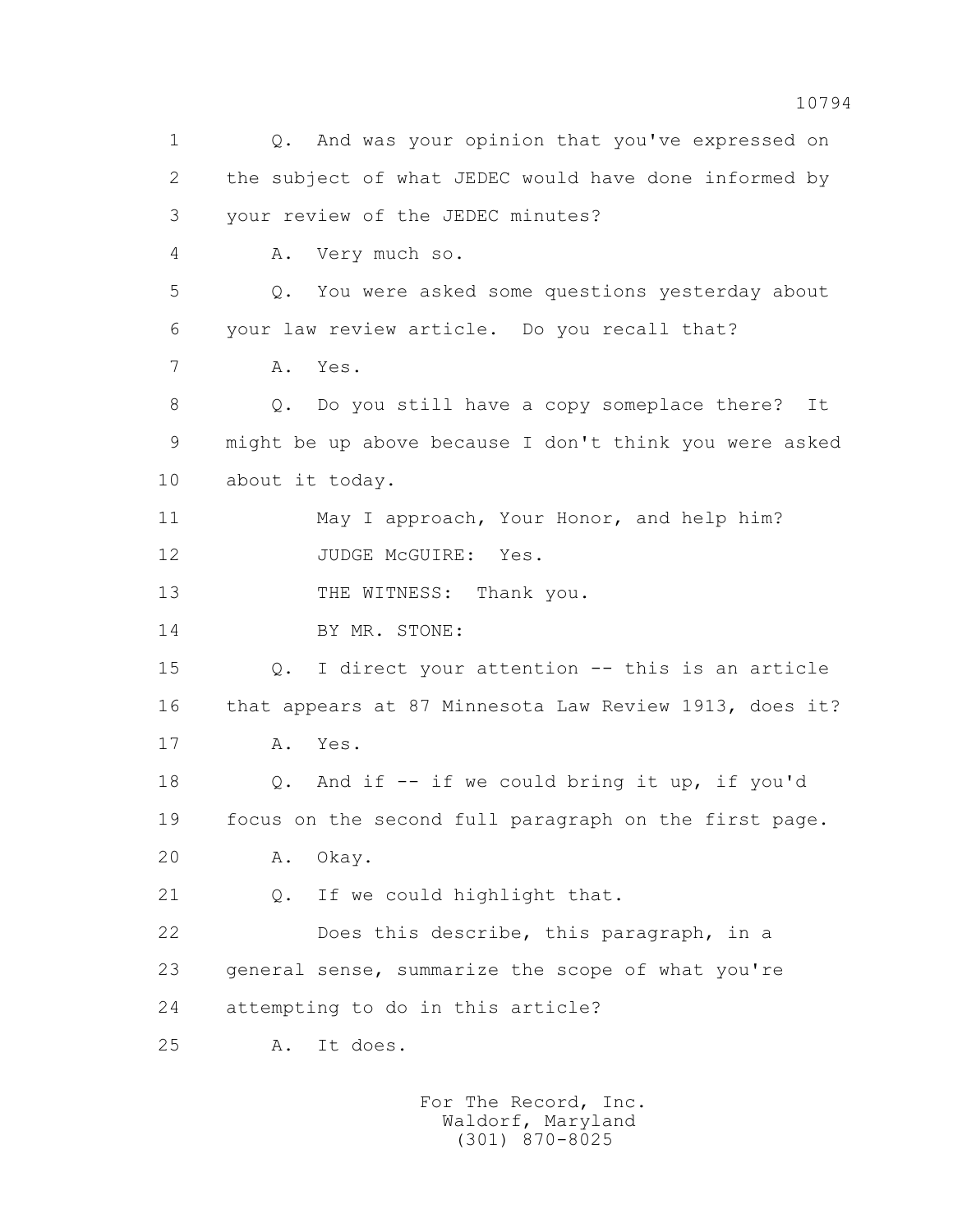1 Q. And was your opinion that you've expressed on
2 the subject of what JEDEC would have done informed by
3 your review of the JEDEC minutes?
4 A. Very much so.
5 Q. You were asked some questions yesterday about
6 your law review article. Do you recall that?
7 A. Yes.
8 Q. Do you still have a copy someplace there? It
9 might be up above because I don't think you were asked
10 about it today.
11 May I approach, Your Honor, and help him?
12 JUDGE McGUIRE: Yes.
13 THE WITNESS: Thank you.
14 BY MR. STONE:
15 Q. I direct your attention -- this is an article
16 that appears at 87 Minnesota Law Review 1913, does it?
17 A. Yes.
18 Q. And if -- if we could bring it up, if you'd
19 focus on the second full paragraph on the first page.
20 A. Okay.
21 Q. If we could highlight that.
22 Does this describe, this paragraph, in a
23 general sense, summarize the scope of what you're
24 attempting to do in this article?
25 A. It does.

For The Record, Inc.
Waldorf, Maryland
(301) 870-8025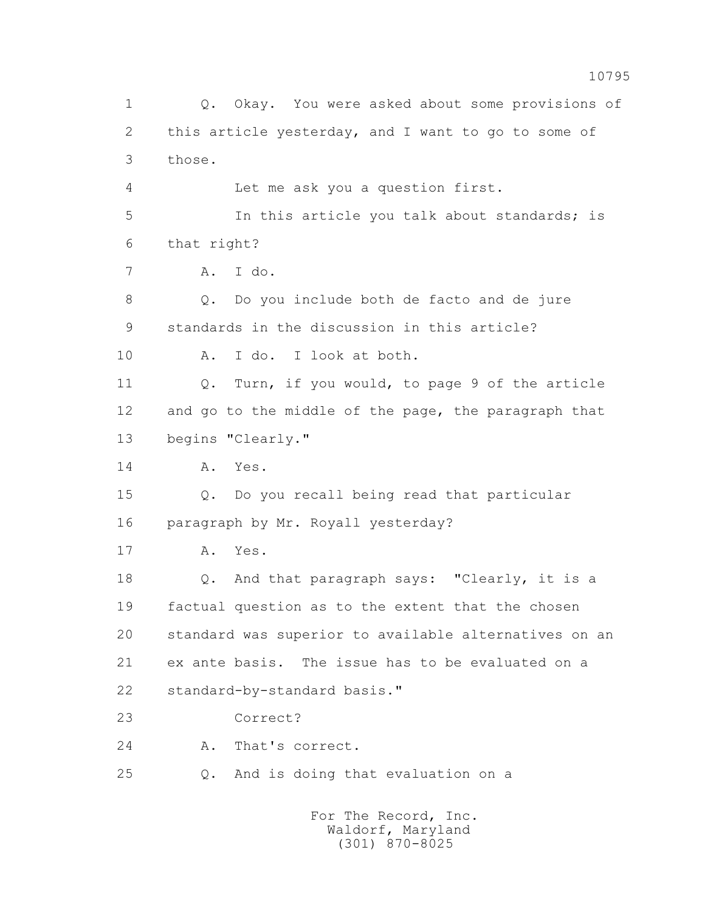1 Q. Okay. You were asked about some provisions of
2 this article yesterday, and I want to go to some of
3 those.
4 Let me ask you a question first.
5 In this article you talk about standards; is
6 that right?
7 A. I do.
8 Q. Do you include both de facto and de jure
9 standards in the discussion in this article?
10 A. I do. I look at both.
11 Q. Turn, if you would, to page 9 of the article
12 and go to the middle of the page, the paragraph that
13 begins "Clearly."
14 A. Yes.
15 Q. Do you recall being read that particular
16 paragraph by Mr. Royall yesterday?
17 A. Yes.
18 Q. And that paragraph says: "Clearly, it is a
19 factual question as to the extent that the chosen
20 standard was superior to available alternatives on an
21 ex ante basis. The issue has to be evaluated on a
22 standard-by-standard basis."
23 Correct?
24 A. That's correct.
25 Q. And is doing that evaluation on a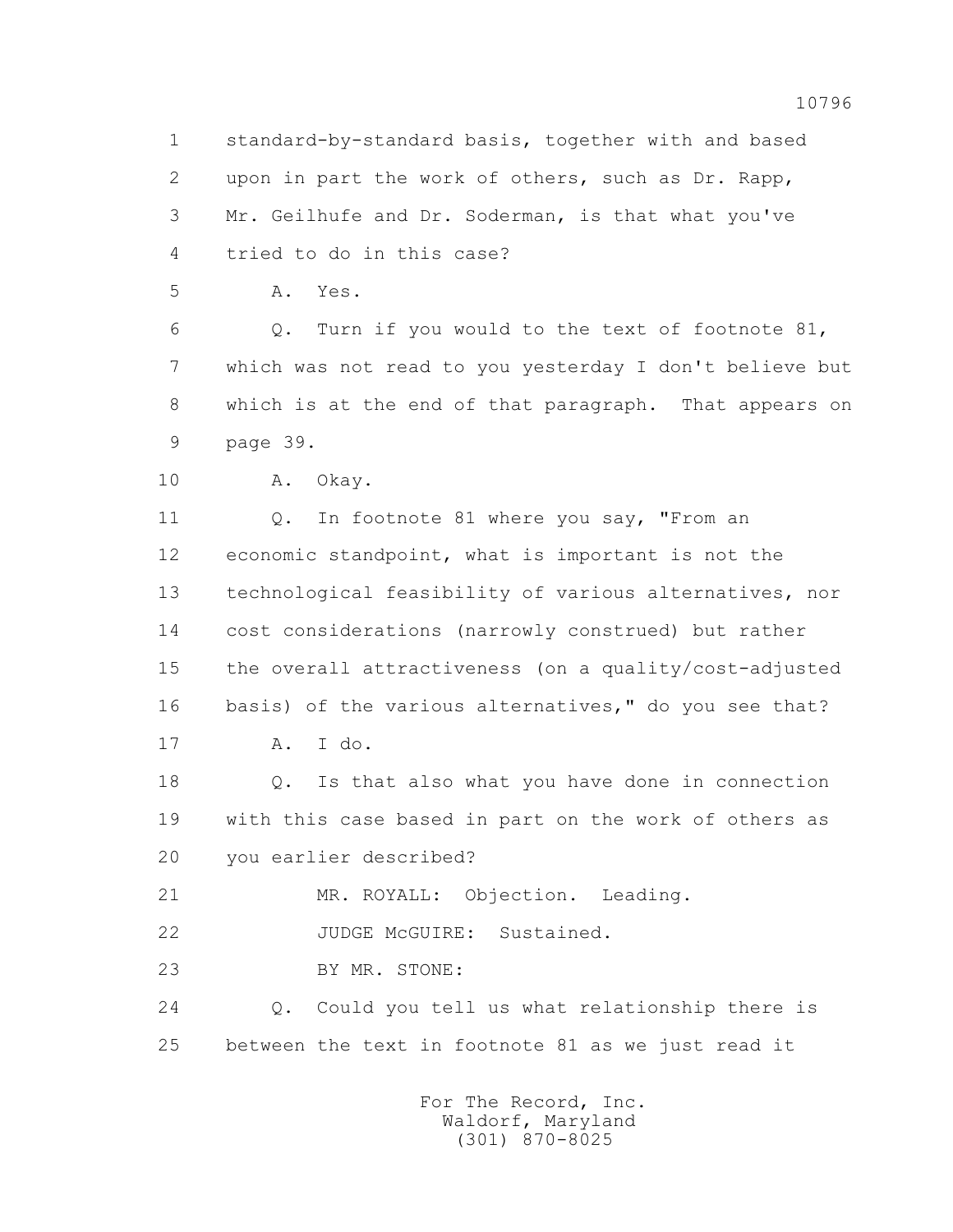1 standard-by-standard basis, together with and based
2 upon in part the work of others, such as Dr. Rapp,
3 Mr. Geilhufe and Dr. Soderman, is that what you've
4 tried to do in this case?

5 A. Yes.

6 Q. Turn if you would to the text of footnote 81,
7 which was not read to you yesterday I don't believe but
8 which is at the end of that paragraph. That appears on
9 page 39.

10 A. Okay.

11 Q. In footnote 81 where you say, "From an
12 economic standpoint, what is important is not the
13 technological feasibility of various alternatives, nor
14 cost considerations (narrowly construed) but rather
15 the overall attractiveness (on a quality/cost-adjusted
16 basis) of the various alternatives," do you see that?

17 A. I do.

18 Q. Is that also what you have done in connection
19 with this case based in part on the work of others as
20 you earlier described?

21 MR. ROYALL: Objection. Leading.

22 JUDGE McGUIRE: Sustained.

23 BY MR. STONE:

24 Q. Could you tell us what relationship there is
25 between the text in footnote 81 as we just read it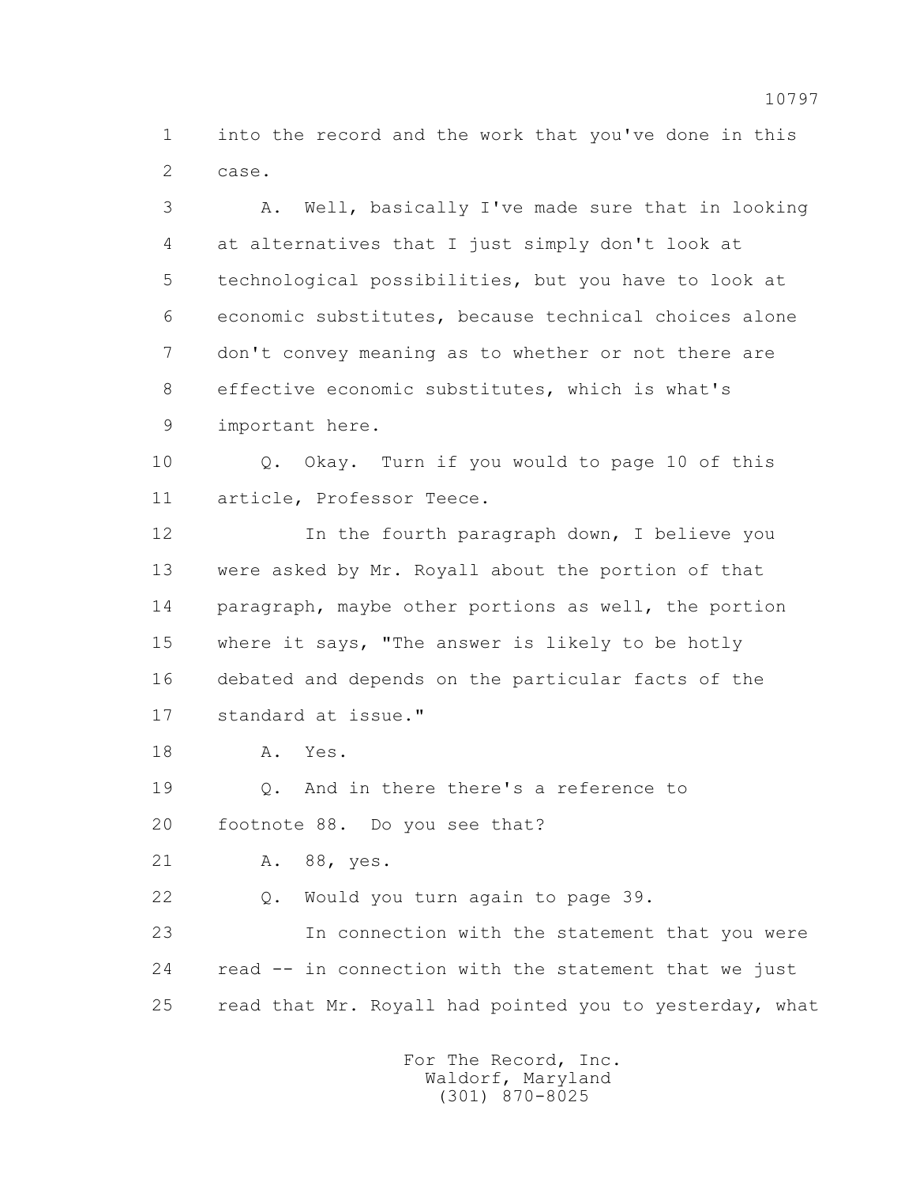1 into the record and the work that you've done in this
2 case.

3 A. Well, basically I've made sure that in looking
4 at alternatives that I just simply don't look at
5 technological possibilities, but you have to look at
6 economic substitutes, because technical choices alone
7 don't convey meaning as to whether or not there are
8 effective economic substitutes, which is what's
9 important here.

10 Q. Okay. Turn if you would to page 10 of this
11 article, Professor Teece.

12 In the fourth paragraph down, I believe you
13 were asked by Mr. Royall about the portion of that
14 paragraph, maybe other portions as well, the portion
15 where it says, "The answer is likely to be hotly
16 debated and depends on the particular facts of the
17 standard at issue."

18 A. Yes.

19 Q. And in there there's a reference to
20 footnote 88. Do you see that?

21 A. 88, yes.

22 Q. Would you turn again to page 39.

23 In connection with the statement that you were
24 read -- in connection with the statement that we just
25 read that Mr. Royall had pointed you to yesterday, what

For The Record, Inc.
Waldorf, Maryland
(301) 870-8025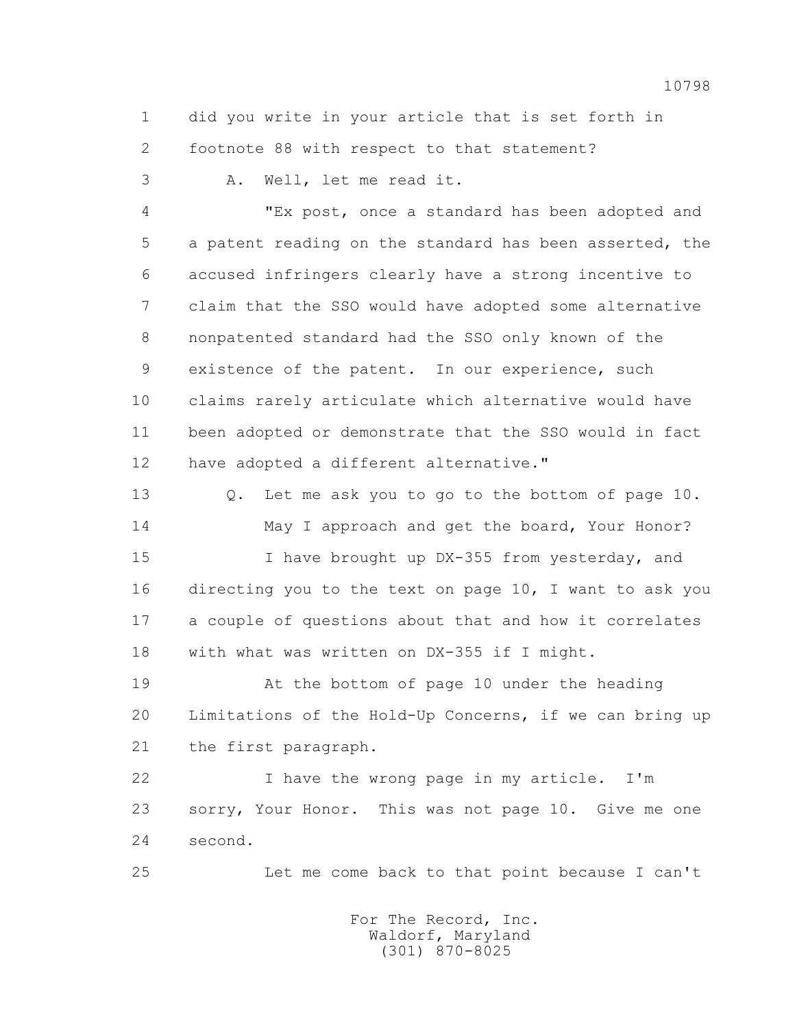1 did you write in your article that is set forth in
2 footnote 88 with respect to that statement?

3 A. Well, let me read it.

4 "Ex post, once a standard has been adopted and
5 a patent reading on the standard has been asserted, the
6 accused infringers clearly have a strong incentive to
7 claim that the SSO would have adopted some alternative
8 nonpatented standard had the SSO only known of the
9 existence of the patent. In our experience, such
10 claims rarely articulate which alternative would have
11 been adopted or demonstrate that the SSO would in fact
12 have adopted a different alternative."

13 Q. Let me ask you to go to the bottom of page 10.
14 May I approach and get the board, Your Honor?
15 I have brought up DX-355 from yesterday, and
16 directing you to the text on page 10, I want to ask you
17 a couple of questions about that and how it correlates
18 with what was written on DX-355 if I might.
19 At the bottom of page 10 under the heading
20 Limitations of the Hold-Up Concerns, if we can bring up
21 the first paragraph.
22 I have the wrong page in my article. I'm
23 sorry, Your Honor. This was not page 10. Give me one
24 second.
25 Let me come back to that point because I can't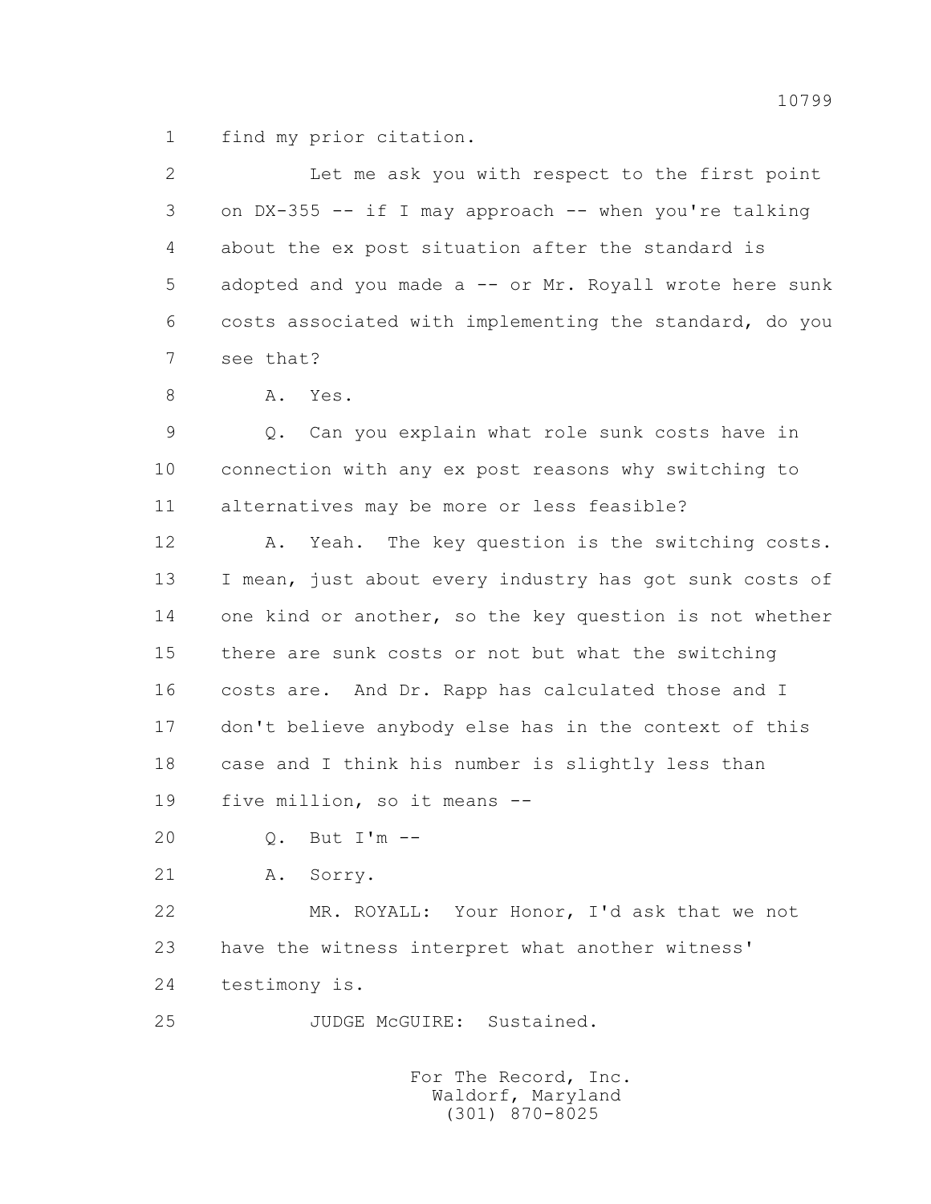1 find my prior citation.

2 Let me ask you with respect to the first point

3 on DX-355 -- if I may approach -- when you're talking

4 about the ex post situation after the standard is

5 adopted and you made a -- or Mr. Royall wrote here sunk

6 costs associated with implementing the standard, do you

7 see that?

8 A. Yes.

9 Q. Can you explain what role sunk costs have in

10 connection with any ex post reasons why switching to

11 alternatives may be more or less feasible?

12 A. Yeah. The key question is the switching costs.

13 I mean, just about every industry has got sunk costs of

14 one kind or another, so the key question is not whether

15 there are sunk costs or not but what the switching

16 costs are. And Dr. Rapp has calculated those and I

17 don't believe anybody else has in the context of this

18 case and I think his number is slightly less than

19 five million, so it means --

20 Q. But I'm --

21 A. Sorry.

22 MR. ROYALL: Your Honor, I'd ask that we not

23 have the witness interpret what another witness'

24 testimony is.

25 JUDGE McGUIRE: Sustained.

For The Record, Inc.
Waldorf, Maryland
(301) 870-8025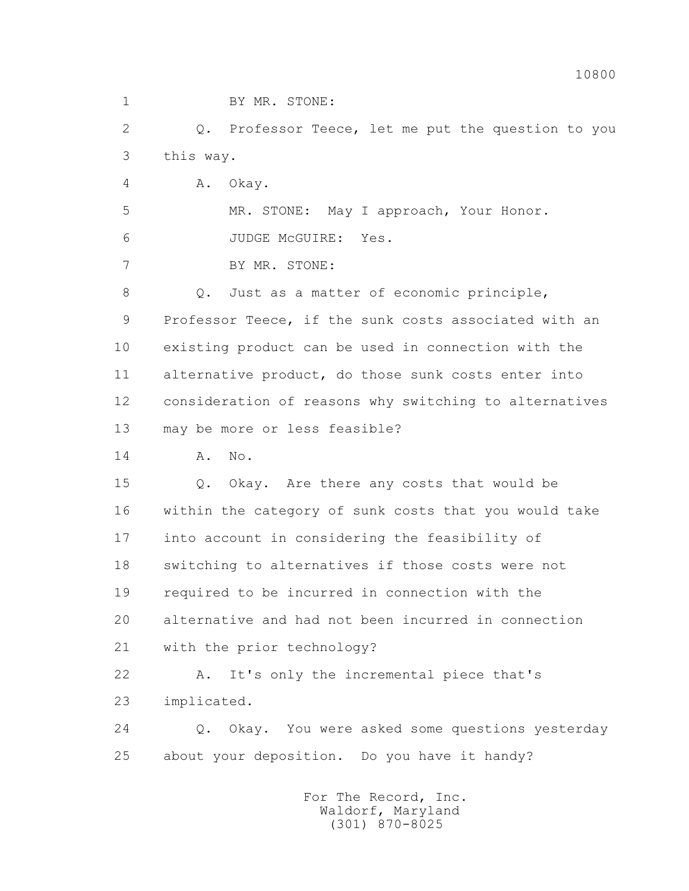1 BY MR. STONE:

2 Q. Professor Teece, let me put the question to you

3 this way.

4 A. Okay.

5 MR. STONE: May I approach, Your Honor.

6 JUDGE McGUIRE: Yes.

7 BY MR. STONE:

8 Q. Just as a matter of economic principle,

9 Professor Teece, if the sunk costs associated with an

10 existing product can be used in connection with the

11 alternative product, do those sunk costs enter into

12 consideration of reasons why switching to alternatives

13 may be more or less feasible?

14 A. No.

15 Q. Okay. Are there any costs that would be

16 within the category of sunk costs that you would take

17 into account in considering the feasibility of

18 switching to alternatives if those costs were not

19 required to be incurred in connection with the

20 alternative and had not been incurred in connection

21 with the prior technology?

22 A. It's only the incremental piece that's

23 implicated.

24 Q. Okay. You were asked some questions yesterday

25 about your deposition. Do you have it handy?

For The Record, Inc.
Waldorf, Maryland
(301) 870-8025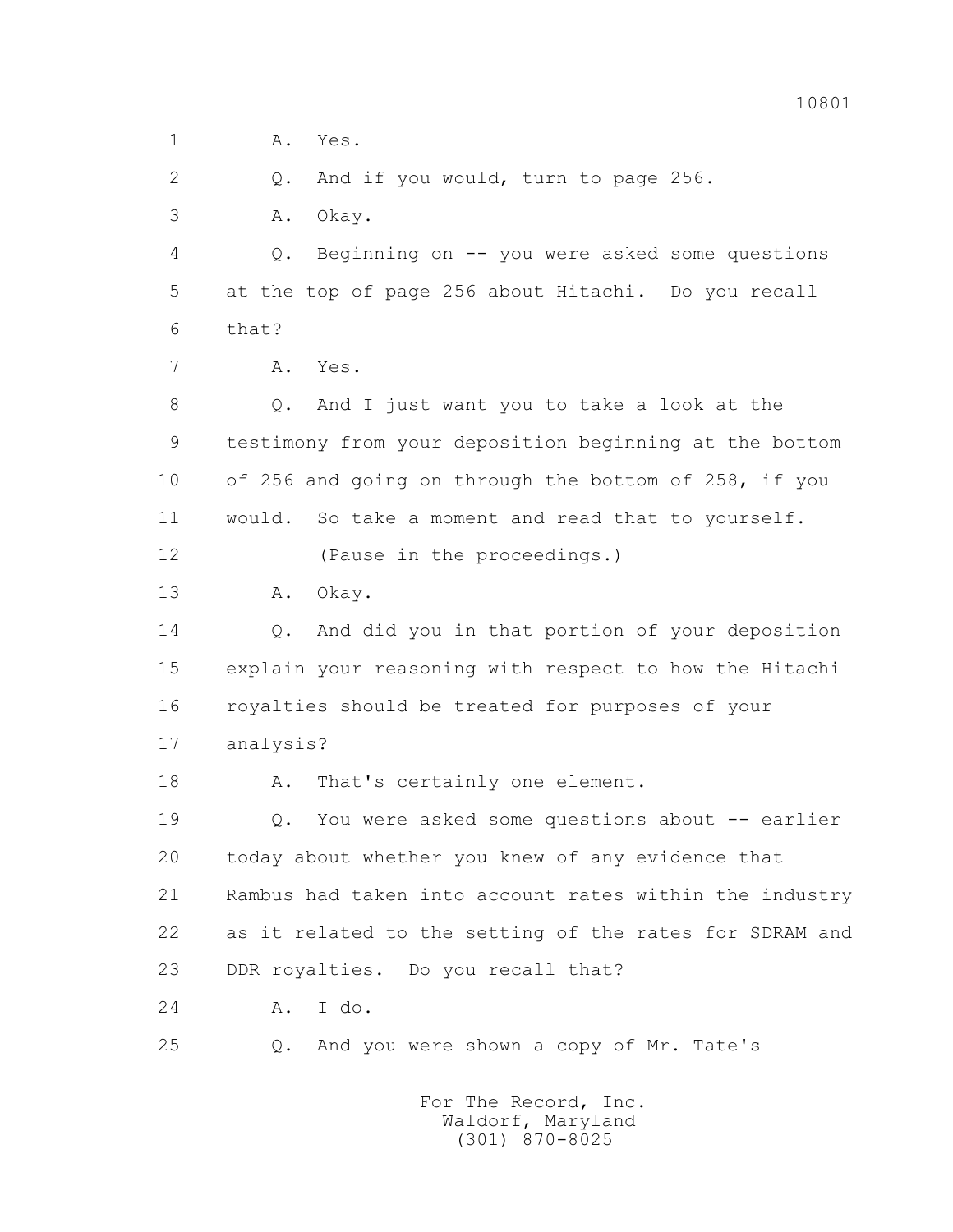1 A. Yes.

2 Q. And if you would, turn to page 256.

3 A. Okay.

4 Q. Beginning on -- you were asked some questions

5 at the top of page 256 about Hitachi. Do you recall

6 that?

7 A. Yes.

8 Q. And I just want you to take a look at the

9 testimony from your deposition beginning at the bottom

10 of 256 and going on through the bottom of 258, if you

11 would. So take a moment and read that to yourself.

12 (Pause in the proceedings.)

13 A. Okay.

14 Q. And did you in that portion of your deposition

15 explain your reasoning with respect to how the Hitachi

16 royalties should be treated for purposes of your

17 analysis?

18 A. That's certainly one element.

19 Q. You were asked some questions about -- earlier

20 today about whether you knew of any evidence that

21 Rambus had taken into account rates within the industry

22 as it related to the setting of the rates for SDRAM and

23 DDR royalties. Do you recall that?

24 A. I do.

25 Q. And you were shown a copy of Mr. Tate's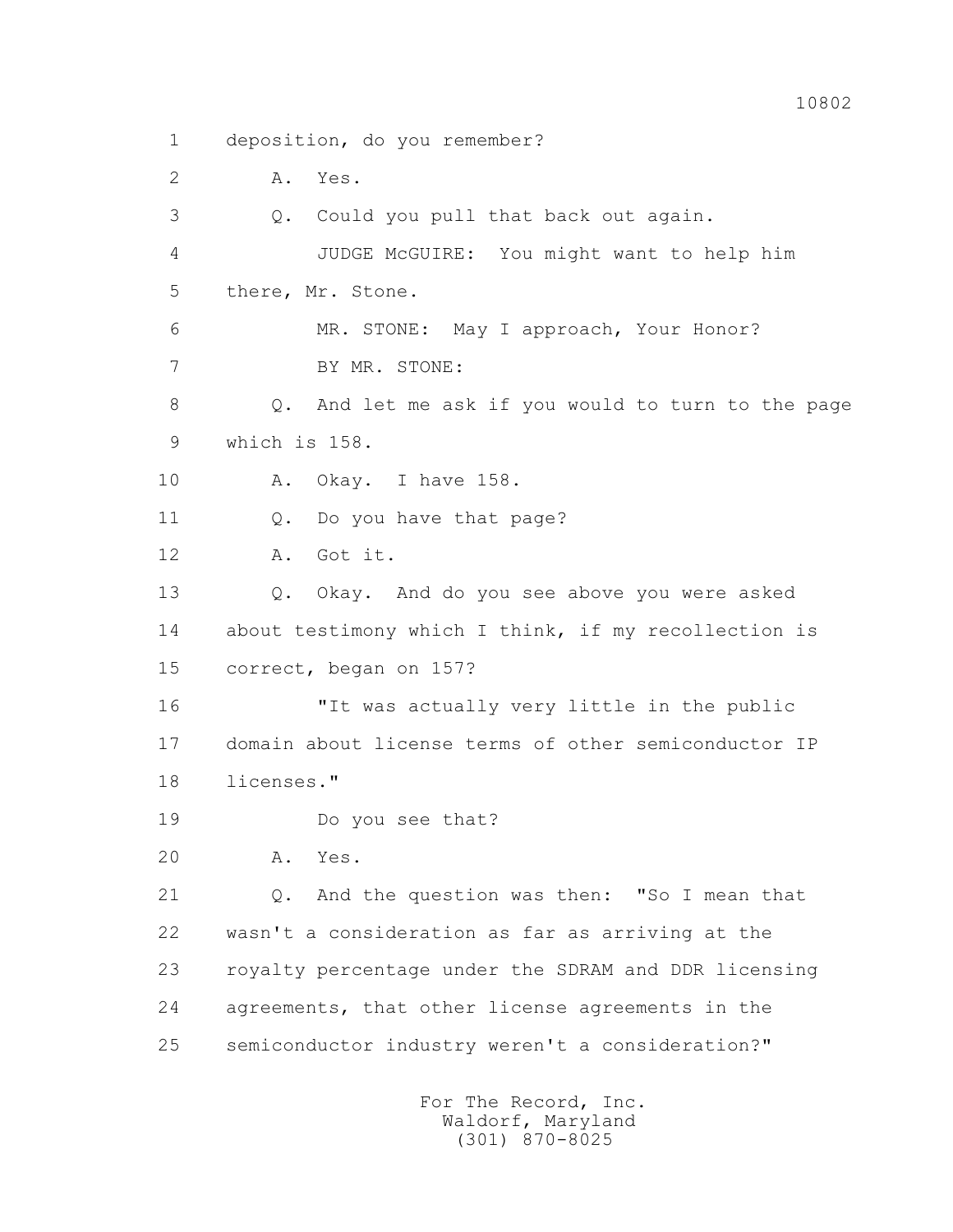1 deposition, do you remember?

2 A. Yes.

3 Q. Could you pull that back out again.

4 JUDGE McGUIRE: You might want to help him

5 there, Mr. Stone.

6 MR. STONE: May I approach, Your Honor?

7 BY MR. STONE:

8 Q. And let me ask if you would to turn to the page

9 which is 158.

10 A. Okay. I have 158.

11 Q. Do you have that page?

12 A. Got it.

13 Q. Okay. And do you see above you were asked

14 about testimony which I think, if my recollection is

15 correct, began on 157?

16 "It was actually very little in the public

17 domain about license terms of other semiconductor IP

18 licenses."

19 Do you see that?

20 A. Yes.

21 Q. And the question was then: "So I mean that

22 wasn't a consideration as far as arriving at the

23 royalty percentage under the SDRAM and DDR licensing

24 agreements, that other license agreements in the

25 semiconductor industry weren't a consideration?"

For The Record, Inc.
Waldorf, Maryland
(301) 870-8025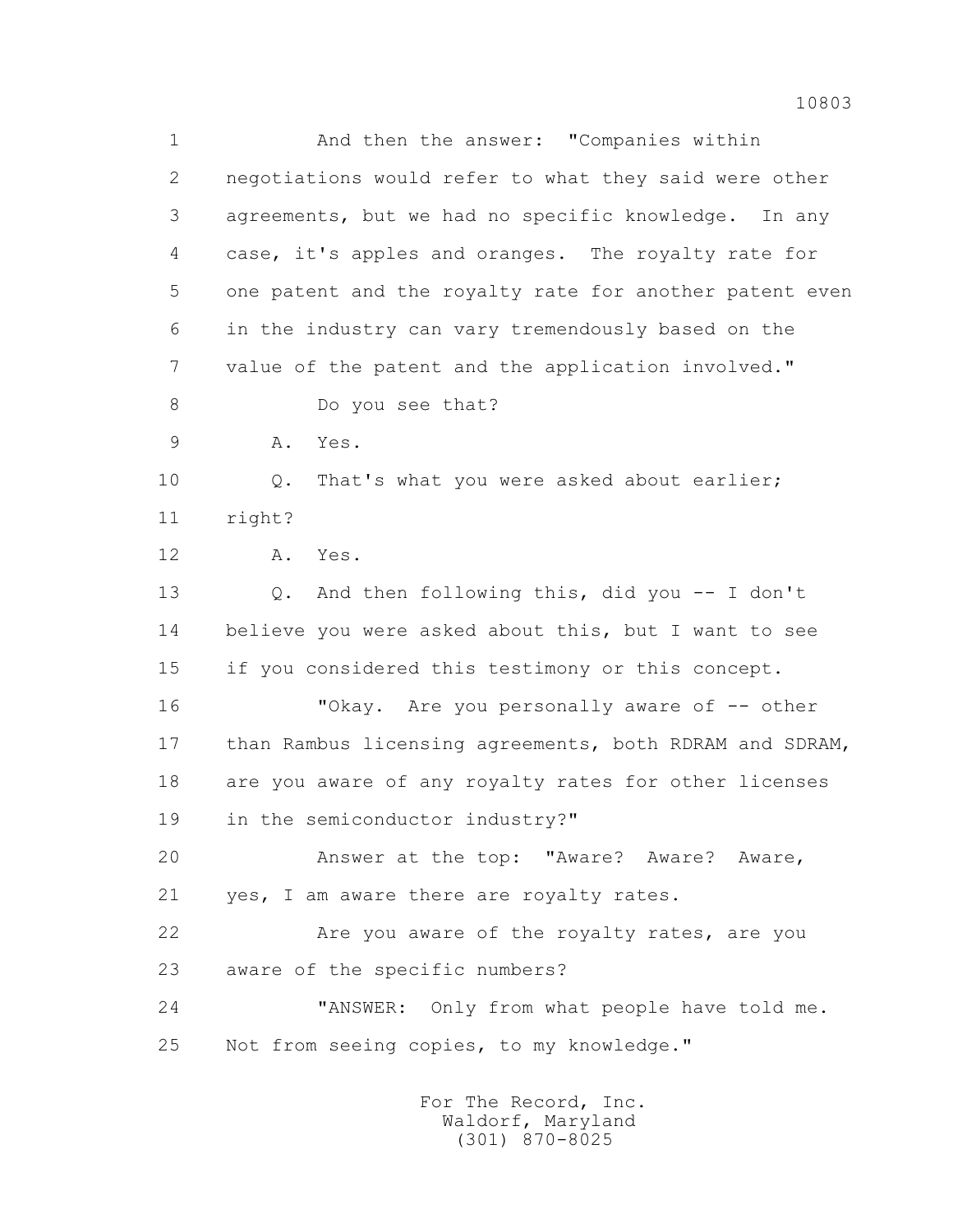1 And then the answer: "Companies within
2 negotiations would refer to what they said were other
3 agreements, but we had no specific knowledge. In any
4 case, it's apples and oranges. The royalty rate for
5 one patent and the royalty rate for another patent even
6 in the industry can vary tremendously based on the
7 value of the patent and the application involved."
8 Do you see that?
9 A. Yes.
10 Q. That's what you were asked about earlier;
11 right?
12 A. Yes.
13 Q. And then following this, did you -- I don't
14 believe you were asked about this, but I want to see
15 if you considered this testimony or this concept.
16 "Okay. Are you personally aware of -- other
17 than Rambus licensing agreements, both RDRAM and SDRAM,
18 are you aware of any royalty rates for other licenses
19 in the semiconductor industry?"
20 Answer at the top: "Aware? Aware? Aware,
21 yes, I am aware there are royalty rates.
22 Are you aware of the royalty rates, are you
23 aware of the specific numbers?
24 "ANSWER: Only from what people have told me.
25 Not from seeing copies, to my knowledge."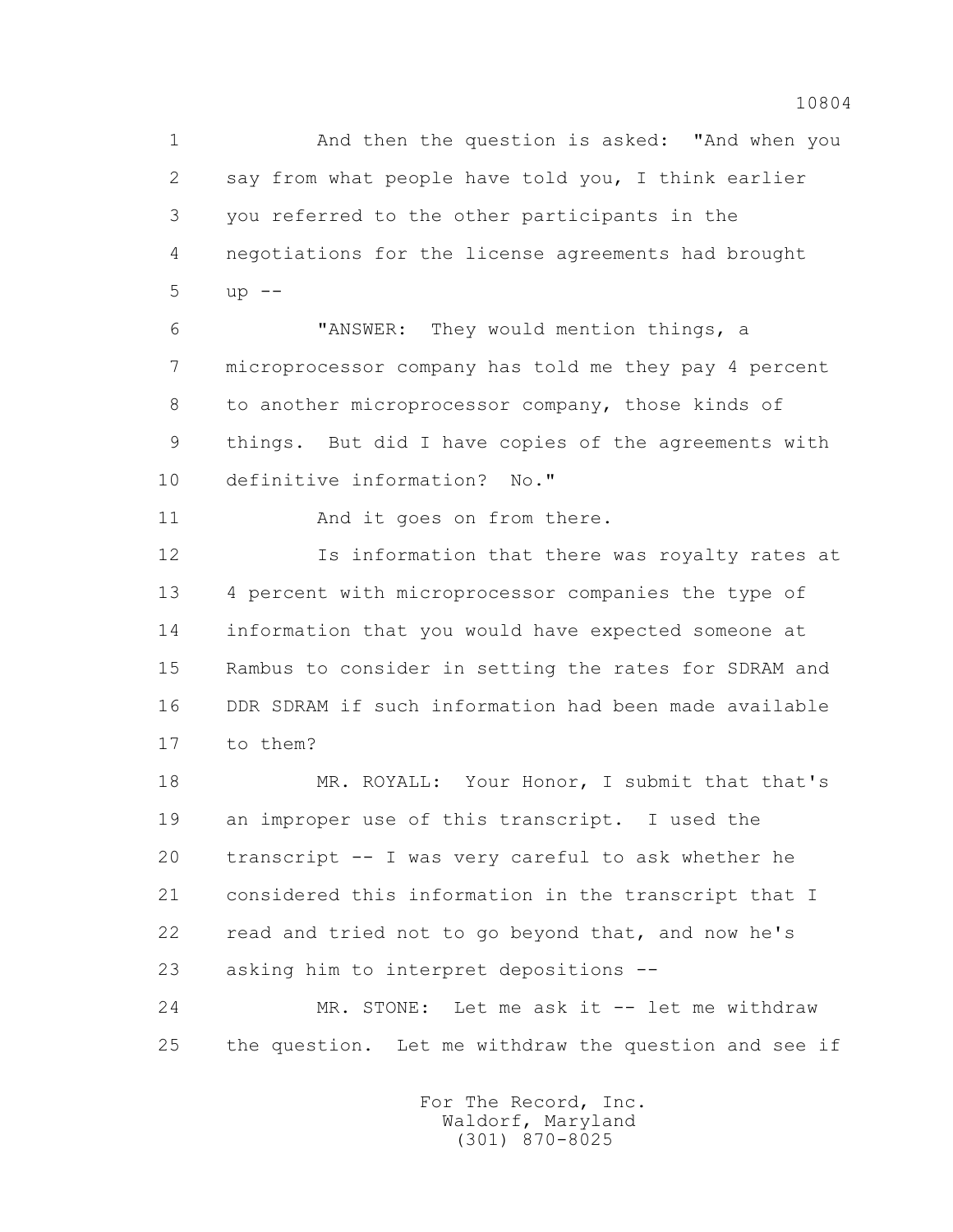1 And then the question is asked: "And when you
2 say from what people have told you, I think earlier
3 you referred to the other participants in the
4 negotiations for the license agreements had brought
5 up --

6 "ANSWER: They would mention things, a
7 microprocessor company has told me they pay 4 percent
8 to another microprocessor company, those kinds of
9 things. But did I have copies of the agreements with
10 definitive information? No."

11 And it goes on from there.

12 Is information that there was royalty rates at
13 4 percent with microprocessor companies the type of
14 information that you would have expected someone at
15 Rambus to consider in setting the rates for SDRAM and
16 DDR SDRAM if such information had been made available
17 to them?

18 MR. ROYALL: Your Honor, I submit that that's
19 an improper use of this transcript. I used the
20 transcript -- I was very careful to ask whether he
21 considered this information in the transcript that I
22 read and tried not to go beyond that, and now he's
23 asking him to interpret depositions --

24 MR. STONE: Let me ask it -- let me withdraw
25 the question. Let me withdraw the question and see if

For The Record, Inc.
Waldorf, Maryland
(301) 870-8025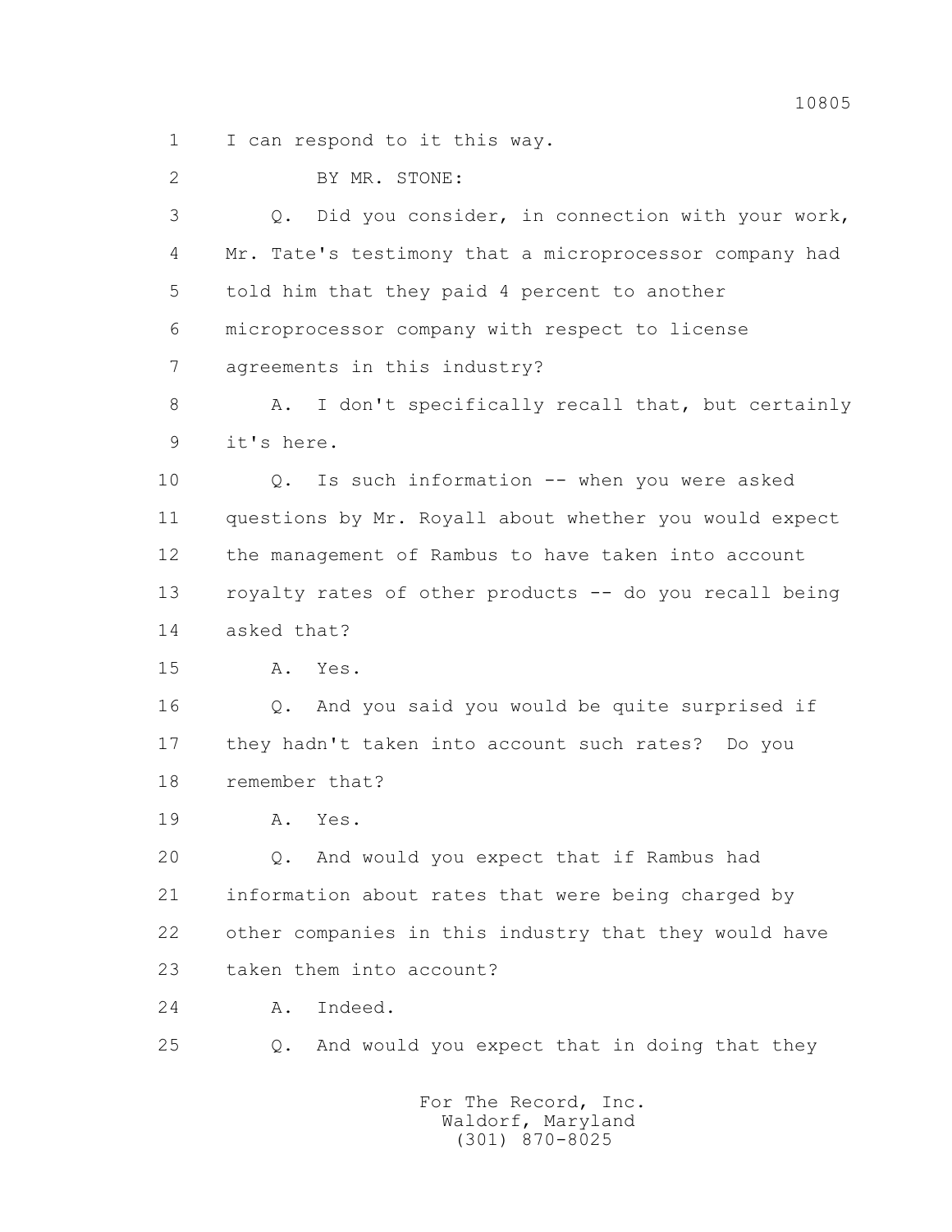1 I can respond to it this way.

2 BY MR. STONE:

3 Q. Did you consider, in connection with your work,

4 Mr. Tate's testimony that a microprocessor company had

5 told him that they paid 4 percent to another

6 microprocessor company with respect to license

7 agreements in this industry?

8 A. I don't specifically recall that, but certainly

9 it's here.

10 Q. Is such information -- when you were asked

11 questions by Mr. Royall about whether you would expect

12 the management of Rambus to have taken into account

13 royalty rates of other products -- do you recall being

14 asked that?

15 A. Yes.

16 Q. And you said you would be quite surprised if

17 they hadn't taken into account such rates? Do you

18 remember that?

19 A. Yes.

20 Q. And would you expect that if Rambus had

21 information about rates that were being charged by

22 other companies in this industry that they would have

23 taken them into account?

24 A. Indeed.

25 Q. And would you expect that in doing that they

For The Record, Inc.
Waldorf, Maryland
(301) 870-8025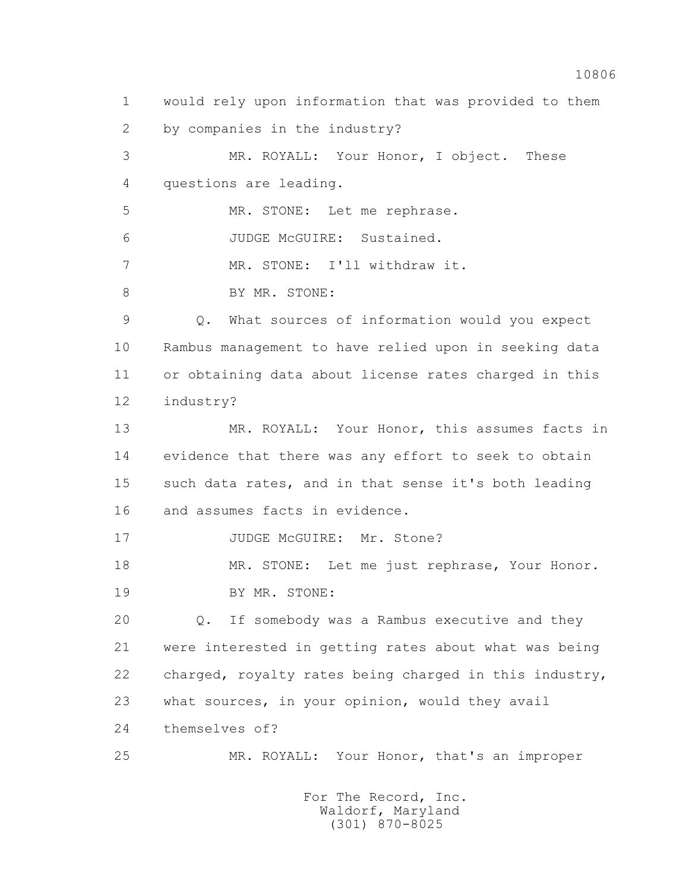1 would rely upon information that was provided to them
2 by companies in the industry?

3 MR. ROYALL: Your Honor, I object. These
4 questions are leading.

5 MR. STONE: Let me rephrase.

6 JUDGE McGUIRE: Sustained.

7 MR. STONE: I'll withdraw it.

8 BY MR. STONE:

9 Q. What sources of information would you expect
10 Rambus management to have relied upon in seeking data
11 or obtaining data about license rates charged in this
12 industry?

13 MR. ROYALL: Your Honor, this assumes facts in
14 evidence that there was any effort to seek to obtain
15 such data rates, and in that sense it's both leading
16 and assumes facts in evidence.

17 JUDGE McGUIRE: Mr. Stone?

18 MR. STONE: Let me just rephrase, Your Honor.

19 BY MR. STONE:

20 Q. If somebody was a Rambus executive and they
21 were interested in getting rates about what was being
22 charged, royalty rates being charged in this industry,
23 what sources, in your opinion, would they avail
24 themselves of?

25 MR. ROYALL: Your Honor, that's an improper

For The Record, Inc.
Waldorf, Maryland
(301) 870-8025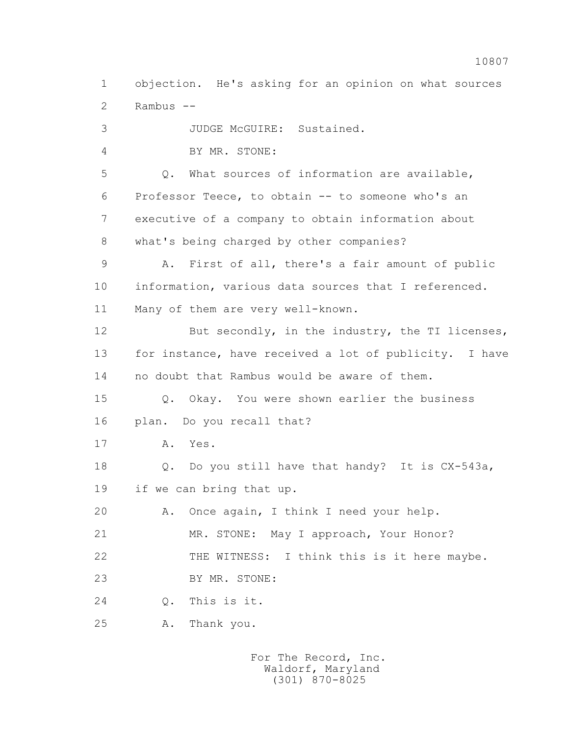1 objection. He's asking for an opinion on what sources
2 Rambus --
3 JUDGE McGUIRE: Sustained.
4 BY MR. STONE:
5 Q. What sources of information are available,
6 Professor Teece, to obtain -- to someone who's an
7 executive of a company to obtain information about
8 what's being charged by other companies?
9 A. First of all, there's a fair amount of public
10 information, various data sources that I referenced.
11 Many of them are very well-known.
12 But secondly, in the industry, the TI licenses,
13 for instance, have received a lot of publicity. I have
14 no doubt that Rambus would be aware of them.
15 Q. Okay. You were shown earlier the business
16 plan. Do you recall that?
17 A. Yes.
18 Q. Do you still have that handy? It is CX-543a,
19 if we can bring that up.
20 A. Once again, I think I need your help.
21 MR. STONE: May I approach, Your Honor?
22 THE WITNESS: I think this is it here maybe.
23 BY MR. STONE:
24 Q. This is it.
25 A. Thank you.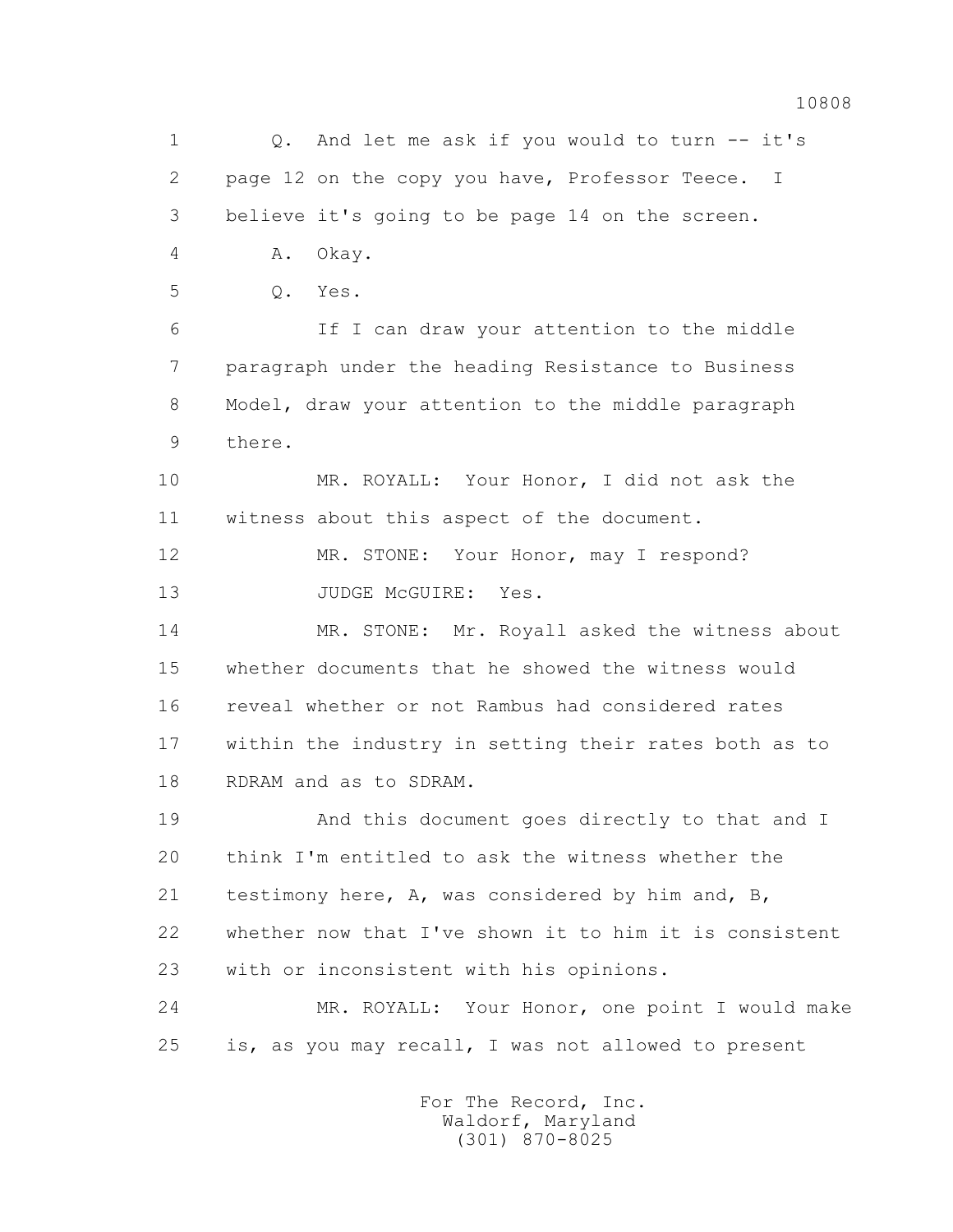Q. And let me ask if you would to turn -- it's page 12 on the copy you have, Professor Teece. I believe it's going to be page 14 on the screen.

A. Okay.

Q. Yes.

If I can draw your attention to the middle paragraph under the heading Resistance to Business Model, draw your attention to the middle paragraph there.

MR. ROYALL: Your Honor, I did not ask the witness about this aspect of the document.

MR. STONE: Your Honor, may I respond?

JUDGE McGUIRE: Yes.

MR. STONE: Mr. Royall asked the witness about whether documents that he showed the witness would reveal whether or not Rambus had considered rates within the industry in setting their rates both as to RDRAM and as to SDRAM.

And this document goes directly to that and I think I'm entitled to ask the witness whether the testimony here, A, was considered by him and, B, whether now that I've shown it to him it is consistent with or inconsistent with his opinions.

MR. ROYALL: Your Honor, one point I would make is, as you may recall, I was not allowed to present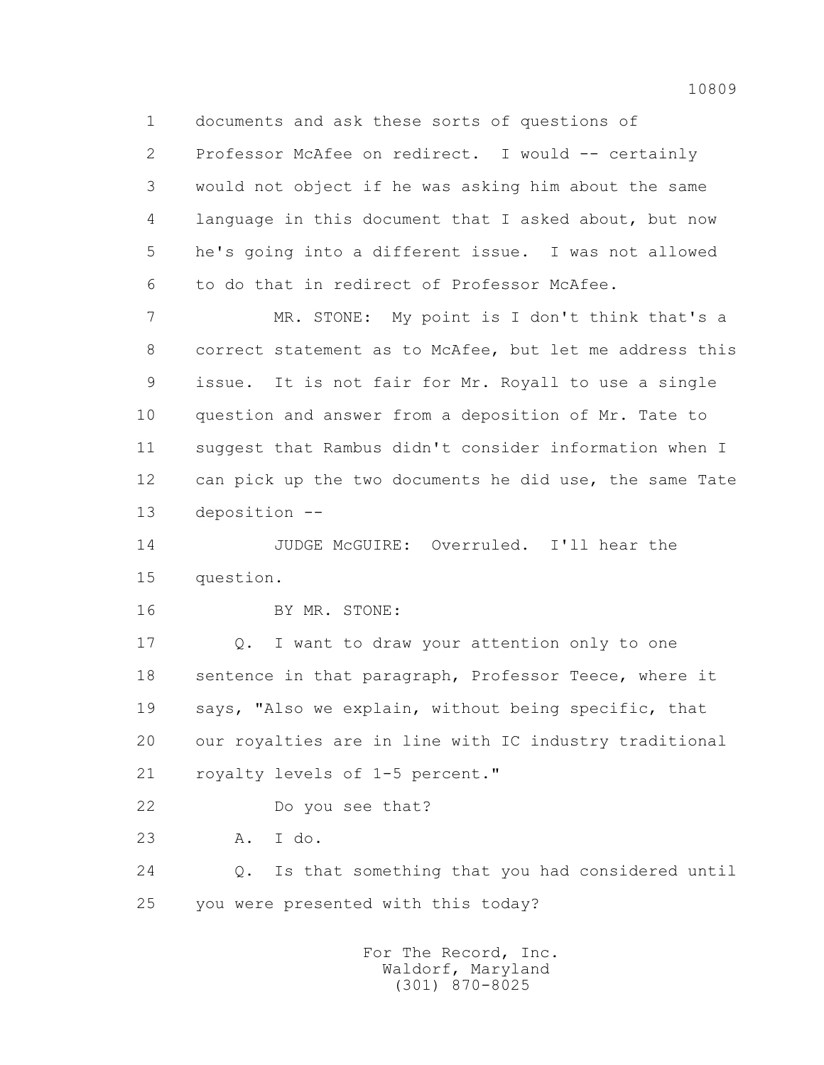1 documents and ask these sorts of questions of
2 Professor McAfee on redirect. I would -- certainly
3 would not object if he was asking him about the same
4 language in this document that I asked about, but now
5 he's going into a different issue. I was not allowed
6 to do that in redirect of Professor McAfee.

7 MR. STONE: My point is I don't think that's a
8 correct statement as to McAfee, but let me address this
9 issue. It is not fair for Mr. Royall to use a single
10 question and answer from a deposition of Mr. Tate to
11 suggest that Rambus didn't consider information when I
12 can pick up the two documents he did use, the same Tate
13 deposition --

14 JUDGE McGUIRE: Overruled. I'll hear the
15 question.

16 BY MR. STONE:

17 Q. I want to draw your attention only to one
18 sentence in that paragraph, Professor Teece, where it
19 says, "Also we explain, without being specific, that
20 our royalties are in line with IC industry traditional
21 royalty levels of 1-5 percent."

22 Do you see that?

23 A. I do.

24 Q. Is that something that you had considered until
25 you were presented with this today?

For The Record, Inc.
Waldorf, Maryland
(301) 870-8025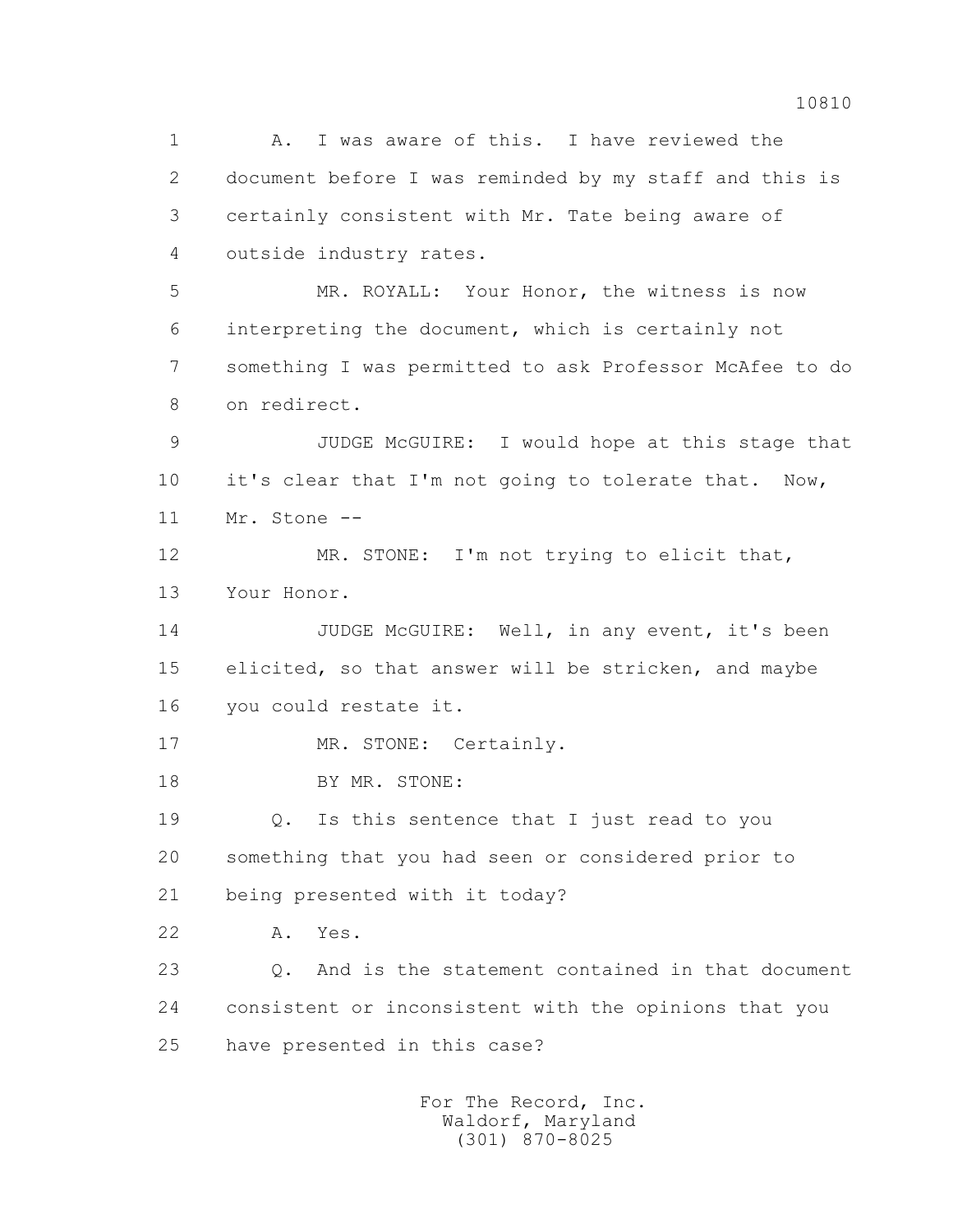1 A. I was aware of this. I have reviewed the

2 document before I was reminded by my staff and this is

3 certainly consistent with Mr. Tate being aware of

4 outside industry rates.

5 MR. ROYALL: Your Honor, the witness is now

6 interpreting the document, which is certainly not

7 something I was permitted to ask Professor McAfee to do

8 on redirect.

9 JUDGE McGUIRE: I would hope at this stage that

10 it's clear that I'm not going to tolerate that. Now,

11 Mr. Stone --

12 MR. STONE: I'm not trying to elicit that,

13 Your Honor.

14 JUDGE McGUIRE: Well, in any event, it's been

15 elicited, so that answer will be stricken, and maybe

16 you could restate it.

17 MR. STONE: Certainly.

18 BY MR. STONE:

19 Q. Is this sentence that I just read to you

20 something that you had seen or considered prior to

21 being presented with it today?

22 A. Yes.

23 Q. And is the statement contained in that document

24 consistent or inconsistent with the opinions that you

25 have presented in this case?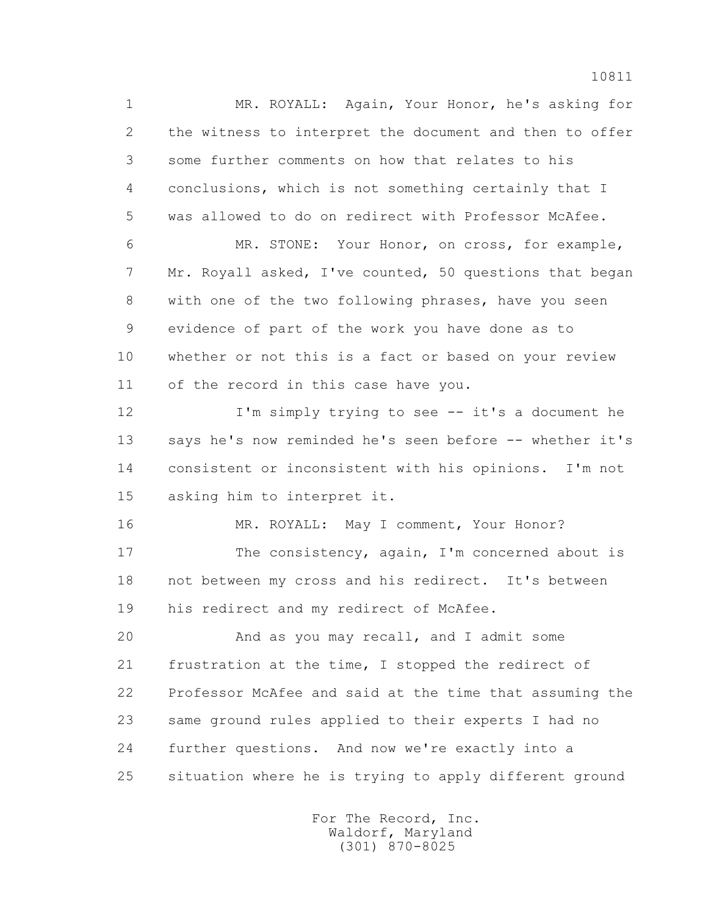MR. ROYALL: Again, Your Honor, he's asking for the witness to interpret the document and then to offer some further comments on how that relates to his conclusions, which is not something certainly that I was allowed to do on redirect with Professor McAfee.

MR. STONE: Your Honor, on cross, for example, Mr. Royall asked, I've counted, 50 questions that began with one of the two following phrases, have you seen evidence of part of the work you have done as to whether or not this is a fact or based on your review of the record in this case have you.

I'm simply trying to see -- it's a document he says he's now reminded he's seen before -- whether it's consistent or inconsistent with his opinions. I'm not asking him to interpret it.

MR. ROYALL: May I comment, Your Honor?

The consistency, again, I'm concerned about is not between my cross and his redirect. It's between his redirect and my redirect of McAfee.

And as you may recall, and I admit some frustration at the time, I stopped the redirect of Professor McAfee and said at the time that assuming the same ground rules applied to their experts I had no further questions. And now we're exactly into a situation where he is trying to apply different ground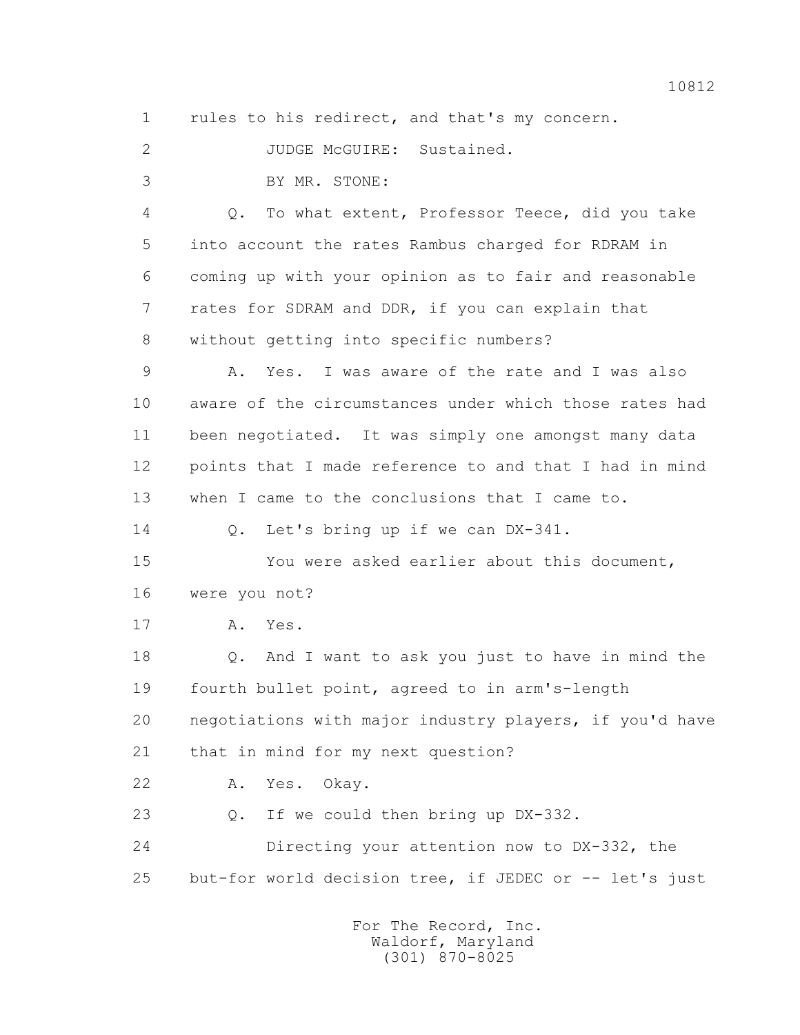1 rules to his redirect, and that's my concern.

2 JUDGE McGUIRE: Sustained.

3 BY MR. STONE:

4 Q. To what extent, Professor Teece, did you take

5 into account the rates Rambus charged for RDRAM in

6 coming up with your opinion as to fair and reasonable

7 rates for SDRAM and DDR, if you can explain that

8 without getting into specific numbers?

9 A. Yes. I was aware of the rate and I was also

10 aware of the circumstances under which those rates had

11 been negotiated. It was simply one amongst many data

12 points that I made reference to and that I had in mind

13 when I came to the conclusions that I came to.

14 Q. Let's bring up if we can DX-341.

15 You were asked earlier about this document,

16 were you not?

17 A. Yes.

18 Q. And I want to ask you just to have in mind the

19 fourth bullet point, agreed to in arm's-length

20 negotiations with major industry players, if you'd have

21 that in mind for my next question?

22 A. Yes. Okay.

23 Q. If we could then bring up DX-332.

24 Directing your attention now to DX-332, the

25 but-for world decision tree, if JEDEC or -- let's just

For The Record, Inc.
Waldorf, Maryland
(301) 870-8025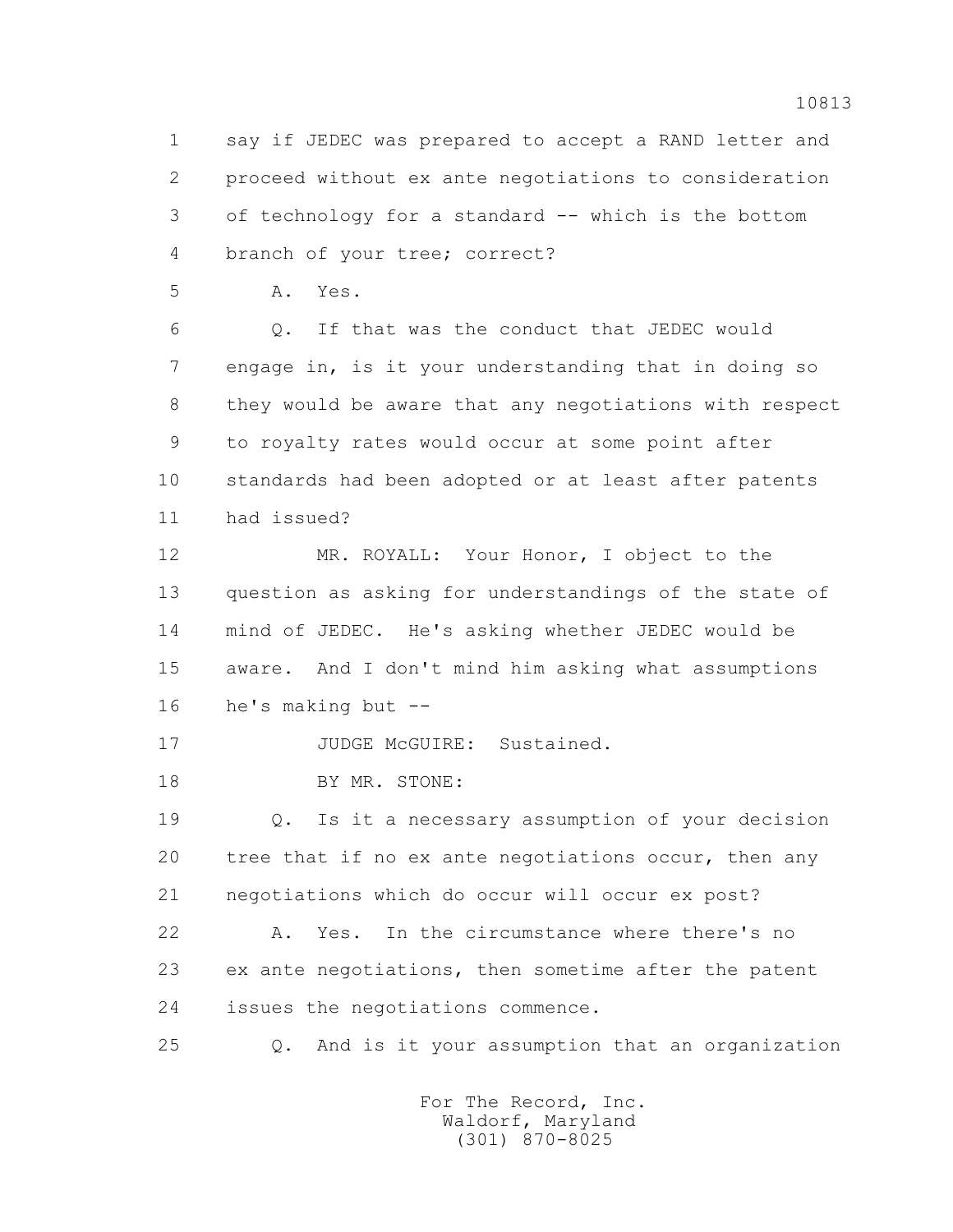1 say if JEDEC was prepared to accept a RAND letter and
2 proceed without ex ante negotiations to consideration
3 of technology for a standard -- which is the bottom
4 branch of your tree; correct?

5 A. Yes.

6 Q. If that was the conduct that JEDEC would
7 engage in, is it your understanding that in doing so
8 they would be aware that any negotiations with respect
9 to royalty rates would occur at some point after
10 standards had been adopted or at least after patents
11 had issued?

12 MR. ROYALL: Your Honor, I object to the
13 question as asking for understandings of the state of
14 mind of JEDEC. He's asking whether JEDEC would be
15 aware. And I don't mind him asking what assumptions
16 he's making but --

17 JUDGE McGUIRE: Sustained.

18 BY MR. STONE:

19 Q. Is it a necessary assumption of your decision
20 tree that if no ex ante negotiations occur, then any
21 negotiations which do occur will occur ex post?

22 A. Yes. In the circumstance where there's no
23 ex ante negotiations, then sometime after the patent
24 issues the negotiations commence.

25 Q. And is it your assumption that an organization

For The Record, Inc.
Waldorf, Maryland
(301) 870-8025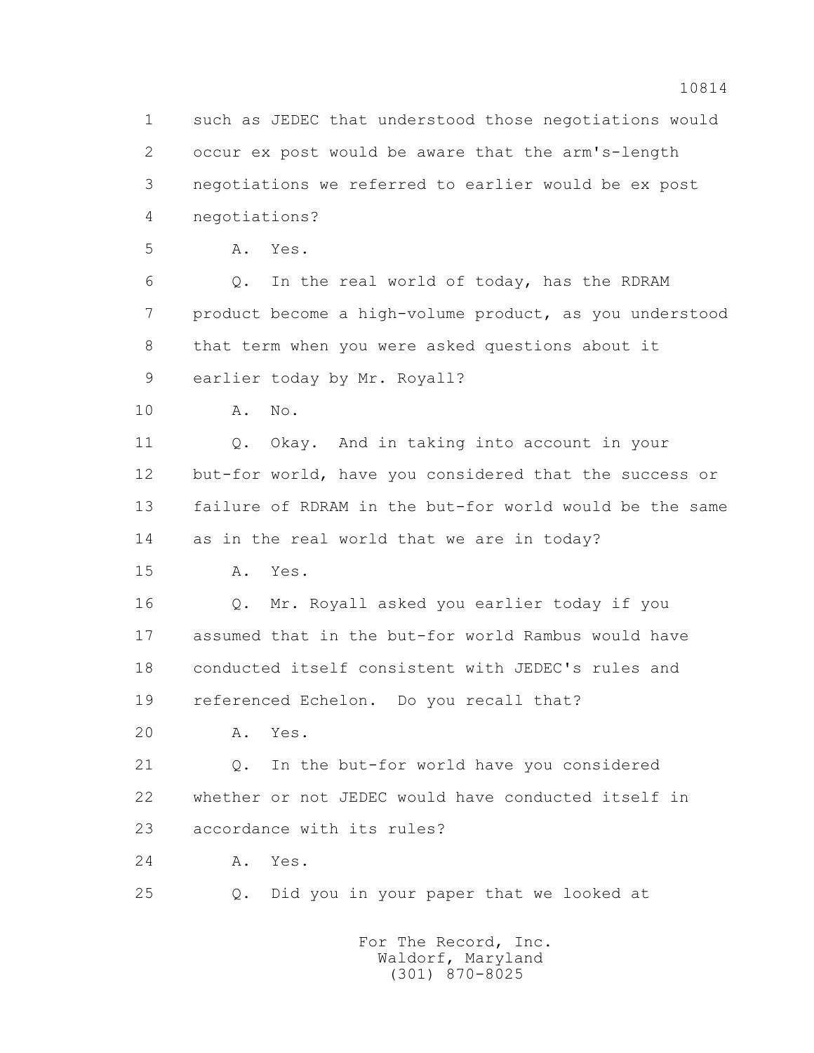1 such as JEDEC that understood those negotiations would
2 occur ex post would be aware that the arm's-length
3 negotiations we referred to earlier would be ex post
4 negotiations?

5 A. Yes.

6 Q. In the real world of today, has the RDRAM
7 product become a high-volume product, as you understood
8 that term when you were asked questions about it
9 earlier today by Mr. Royall?

10 A. No.

11 Q. Okay. And in taking into account in your
12 but-for world, have you considered that the success or
13 failure of RDRAM in the but-for world would be the same
14 as in the real world that we are in today?

15 A. Yes.

16 Q. Mr. Royall asked you earlier today if you
17 assumed that in the but-for world Rambus would have
18 conducted itself consistent with JEDEC's rules and
19 referenced Echelon. Do you recall that?

20 A. Yes.

21 Q. In the but-for world have you considered
22 whether or not JEDEC would have conducted itself in
23 accordance with its rules?

24 A. Yes.

25 Q. Did you in your paper that we looked at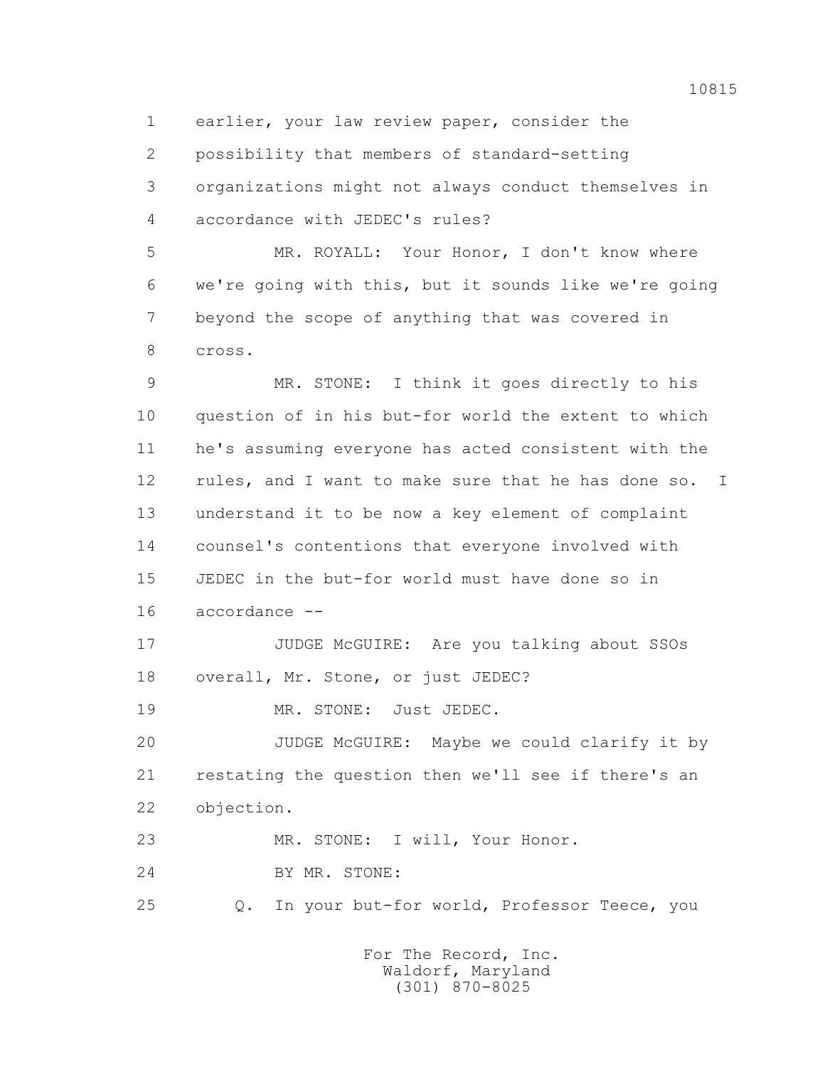1 earlier, your law review paper, consider the
2 possibility that members of standard-setting
3 organizations might not always conduct themselves in
4 accordance with JEDEC's rules?

5 MR. ROYALL: Your Honor, I don't know where
6 we're going with this, but it sounds like we're going
7 beyond the scope of anything that was covered in
8 cross.

9 MR. STONE: I think it goes directly to his
10 question of in his but-for world the extent to which
11 he's assuming everyone has acted consistent with the
12 rules, and I want to make sure that he has done so. I
13 understand it to be now a key element of complaint
14 counsel's contentions that everyone involved with
15 JEDEC in the but-for world must have done so in
16 accordance --

17 JUDGE McGUIRE: Are you talking about SSOs
18 overall, Mr. Stone, or just JEDEC?

19 MR. STONE: Just JEDEC.

20 JUDGE McGUIRE: Maybe we could clarify it by
21 restating the question then we'll see if there's an
22 objection.

23 MR. STONE: I will, Your Honor.

24 BY MR. STONE:

25 Q. In your but-for world, Professor Teece, you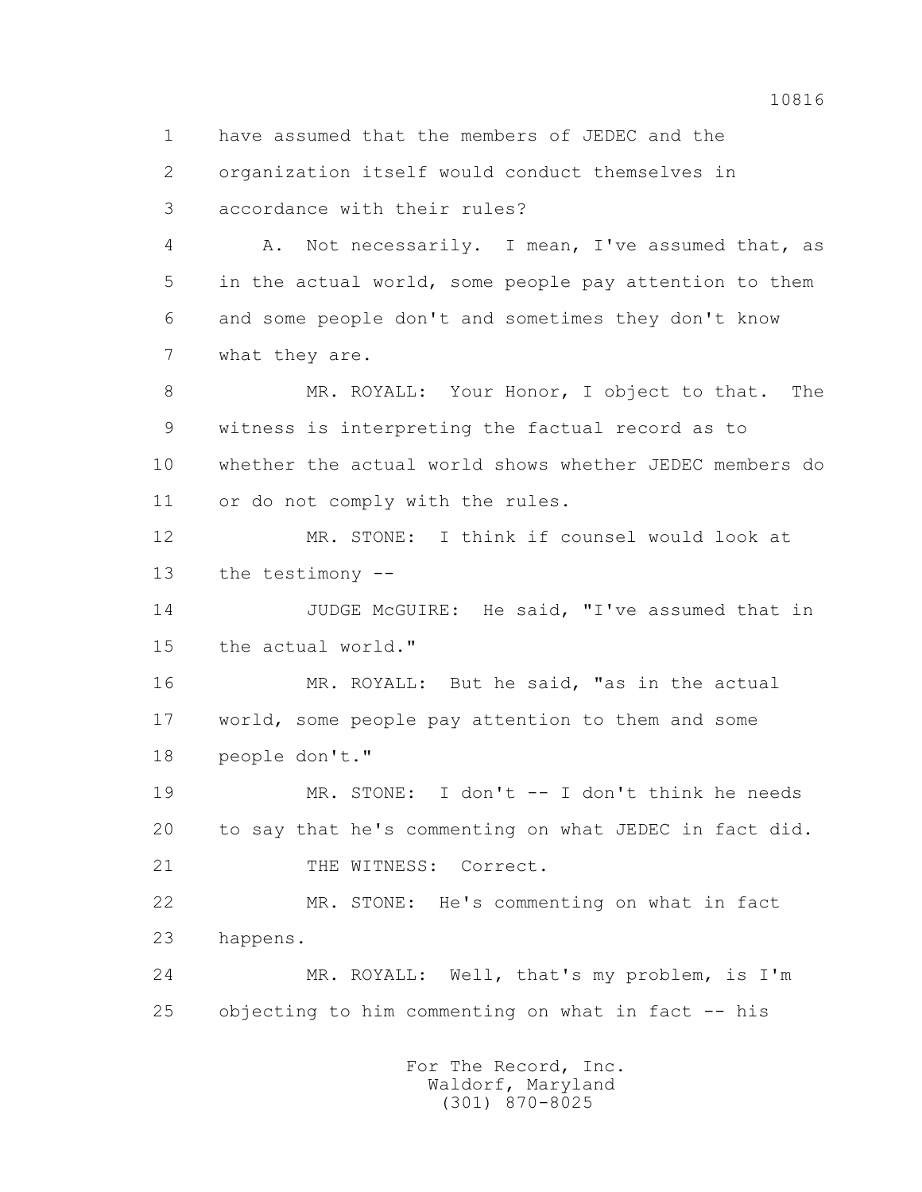1 have assumed that the members of JEDEC and the
2 organization itself would conduct themselves in
3 accordance with their rules?

4 A. Not necessarily. I mean, I've assumed that, as
5 in the actual world, some people pay attention to them
6 and some people don't and sometimes they don't know
7 what they are.

8 MR. ROYALL: Your Honor, I object to that. The
9 witness is interpreting the factual record as to
10 whether the actual world shows whether JEDEC members do
11 or do not comply with the rules.

12 MR. STONE: I think if counsel would look at
13 the testimony --

14 JUDGE McGUIRE: He said, "I've assumed that in
15 the actual world."

16 MR. ROYALL: But he said, "as in the actual
17 world, some people pay attention to them and some
18 people don't."

19 MR. STONE: I don't -- I don't think he needs
20 to say that he's commenting on what JEDEC in fact did.

21 THE WITNESS: Correct.

22 MR. STONE: He's commenting on what in fact
23 happens.

24 MR. ROYALL: Well, that's my problem, is I'm
25 objecting to him commenting on what in fact -- his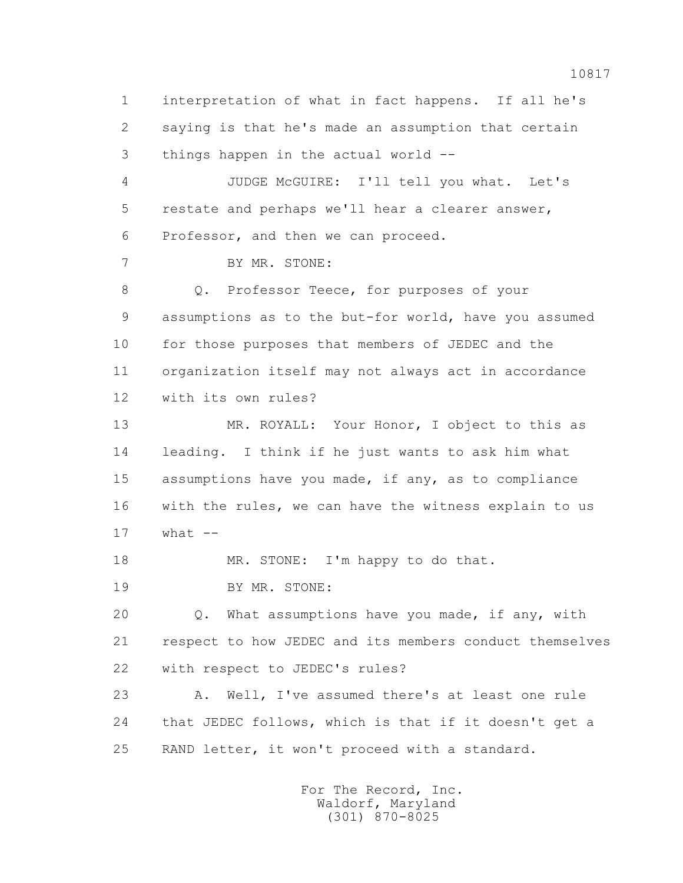interpretation of what in fact happens. If all he's saying is that he's made an assumption that certain things happen in the actual world --

JUDGE McGUIRE: I'll tell you what. Let's restate and perhaps we'll hear a clearer answer, Professor, and then we can proceed.

BY MR. STONE:

Q. Professor Teece, for purposes of your assumptions as to the but-for world, have you assumed for those purposes that members of JEDEC and the organization itself may not always act in accordance with its own rules?

MR. ROYALL: Your Honor, I object to this as leading. I think if he just wants to ask him what assumptions have you made, if any, as to compliance with the rules, we can have the witness explain to us what --

MR. STONE: I'm happy to do that.

BY MR. STONE:

Q. What assumptions have you made, if any, with respect to how JEDEC and its members conduct themselves with respect to JEDEC's rules?

A. Well, I've assumed there's at least one rule that JEDEC follows, which is that if it doesn't get a RAND letter, it won't proceed with a standard.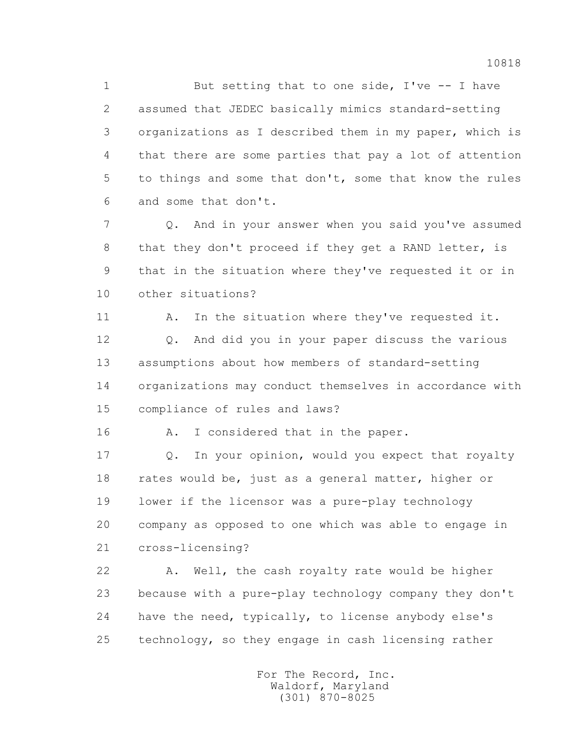But setting that to one side, I've -- I have assumed that JEDEC basically mimics standard-setting organizations as I described them in my paper, which is that there are some parties that pay a lot of attention to things and some that don't, some that know the rules and some that don't.

Q. And in your answer when you said you've assumed that they don't proceed if they get a RAND letter, is that in the situation where they've requested it or in other situations?

A. In the situation where they've requested it.

Q. And did you in your paper discuss the various assumptions about how members of standard-setting organizations may conduct themselves in accordance with compliance of rules and laws?

A. I considered that in the paper.

Q. In your opinion, would you expect that royalty rates would be, just as a general matter, higher or lower if the licensor was a pure-play technology company as opposed to one which was able to engage in cross-licensing?

A. Well, the cash royalty rate would be higher because with a pure-play technology company they don't have the need, typically, to license anybody else's technology, so they engage in cash licensing rather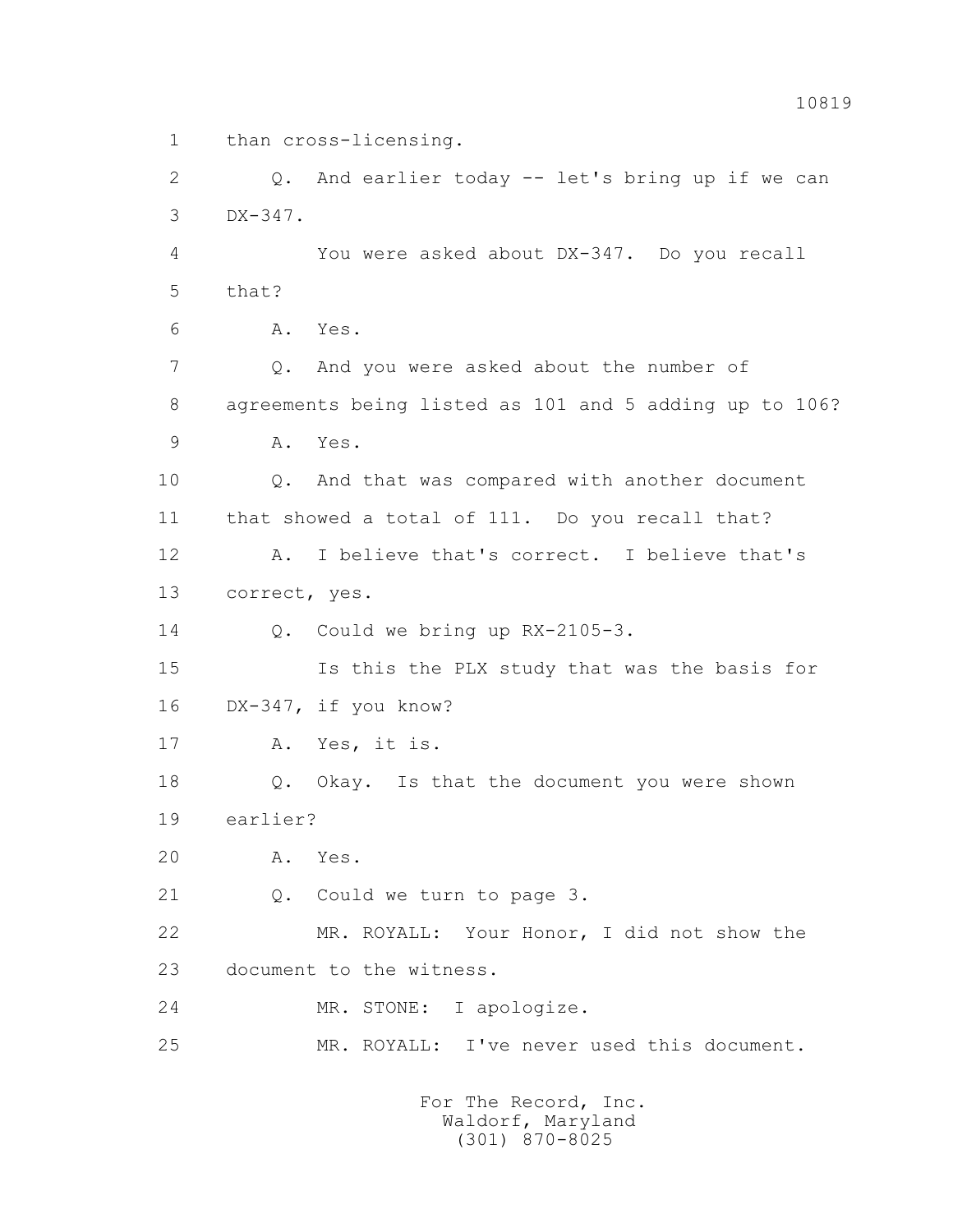1 than cross-licensing.

2 Q. And earlier today -- let's bring up if we can

3 DX-347.

4 You were asked about DX-347. Do you recall

5 that?

6 A. Yes.

7 Q. And you were asked about the number of

8 agreements being listed as 101 and 5 adding up to 106?

9 A. Yes.

10 Q. And that was compared with another document

11 that showed a total of 111. Do you recall that?

12 A. I believe that's correct. I believe that's

13 correct, yes.

14 Q. Could we bring up RX-2105-3.

15 Is this the PLX study that was the basis for

16 DX-347, if you know?

17 A. Yes, it is.

18 Q. Okay. Is that the document you were shown

19 earlier?

20 A. Yes.

21 Q. Could we turn to page 3.

22 MR. ROYALL: Your Honor, I did not show the

23 document to the witness.

24 MR. STONE: I apologize.

25 MR. ROYALL: I've never used this document.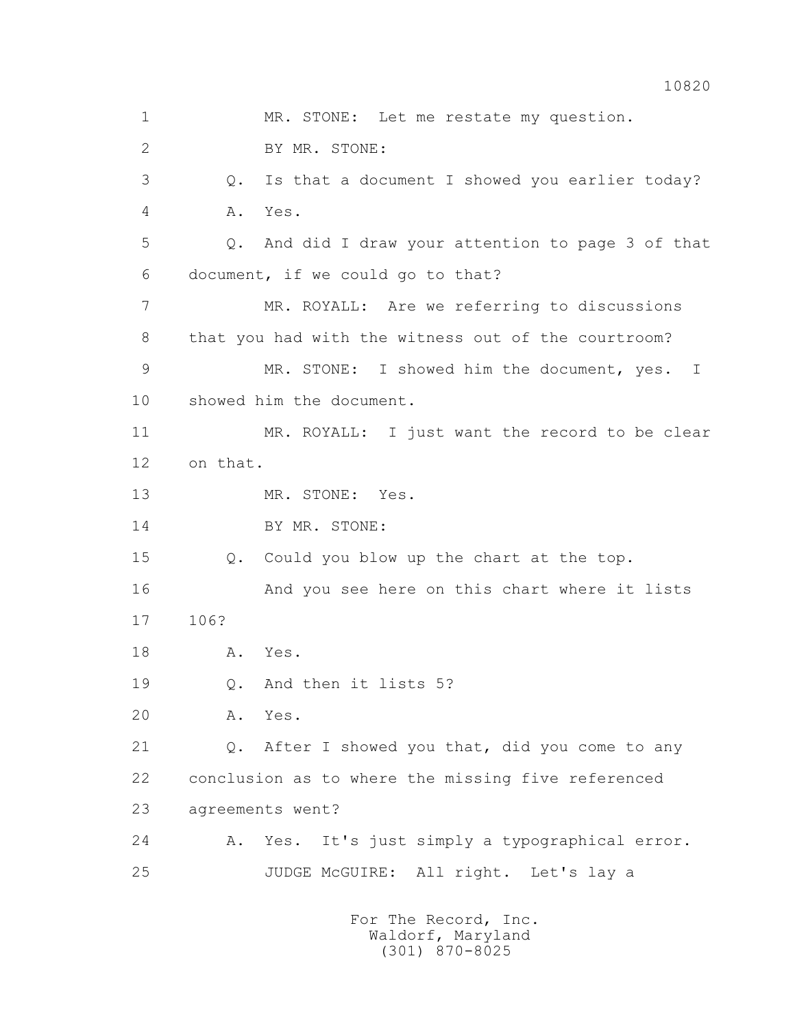MR. STONE: Let me restate my question.

BY MR. STONE:

Q. Is that a document I showed you earlier today?

A. Yes.

Q. And did I draw your attention to page 3 of that document, if we could go to that?

MR. ROYALL: Are we referring to discussions that you had with the witness out of the courtroom?

MR. STONE: I showed him the document, yes. I showed him the document.

MR. ROYALL: I just want the record to be clear on that.

MR. STONE: Yes.

BY MR. STONE:

Q. Could you blow up the chart at the top.

And you see here on this chart where it lists 106?

A. Yes.

Q. And then it lists 5?

A. Yes.

Q. After I showed you that, did you come to any conclusion as to where the missing five referenced agreements went?

A. Yes. It's just simply a typographical error.

JUDGE McGUIRE: All right. Let's lay a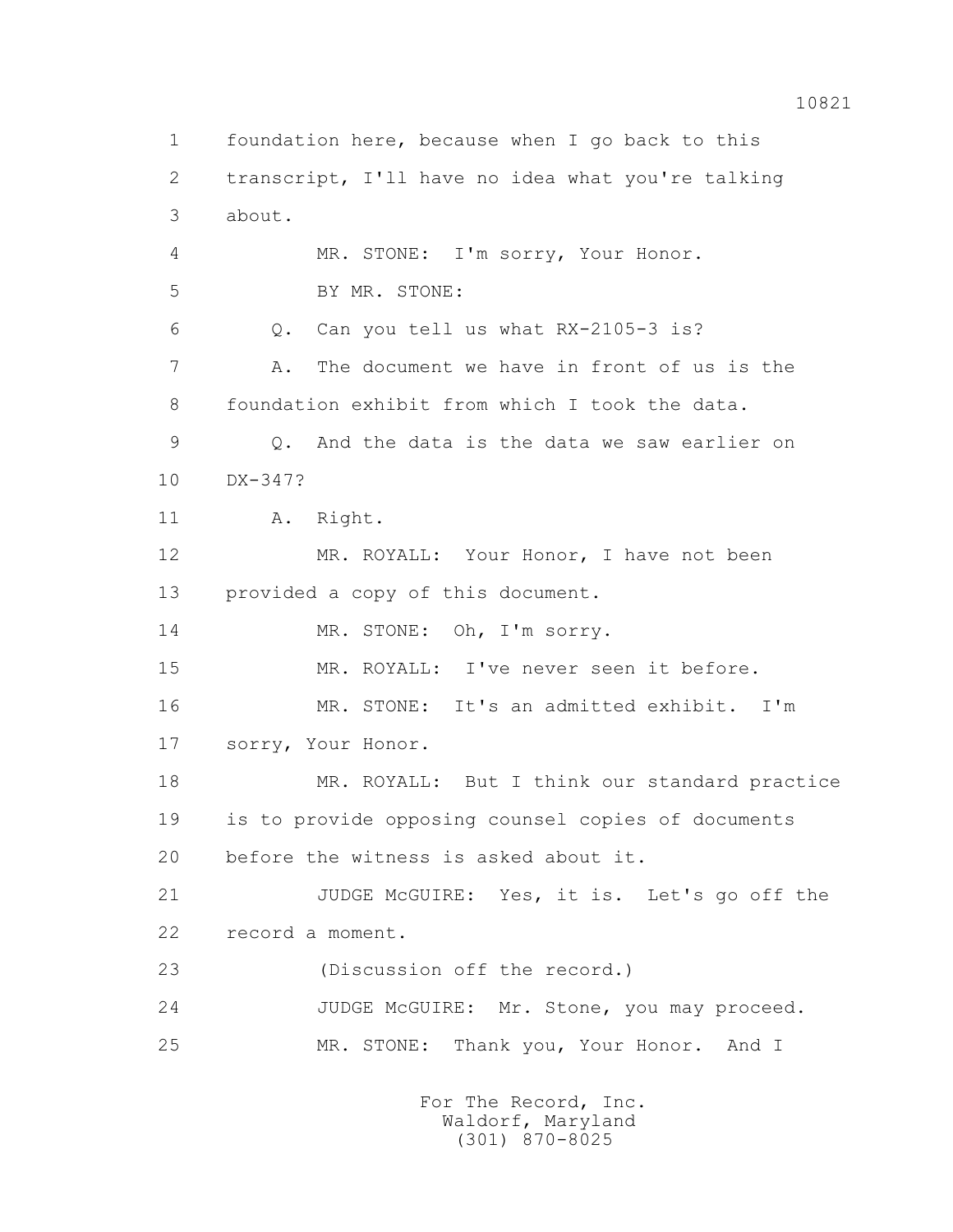1 foundation here, because when I go back to this
2 transcript, I'll have no idea what you're talking
3 about.
4 MR. STONE: I'm sorry, Your Honor.
5 BY MR. STONE:
6 Q. Can you tell us what RX-2105-3 is?
7 A. The document we have in front of us is the
8 foundation exhibit from which I took the data.
9 Q. And the data is the data we saw earlier on
10 DX-347?
11 A. Right.
12 MR. ROYALL: Your Honor, I have not been
13 provided a copy of this document.
14 MR. STONE: Oh, I'm sorry.
15 MR. ROYALL: I've never seen it before.
16 MR. STONE: It's an admitted exhibit. I'm
17 sorry, Your Honor.
18 MR. ROYALL: But I think our standard practice
19 is to provide opposing counsel copies of documents
20 before the witness is asked about it.
21 JUDGE McGUIRE: Yes, it is. Let's go off the
22 record a moment.
23 (Discussion off the record.)
24 JUDGE McGUIRE: Mr. Stone, you may proceed.
25 MR. STONE: Thank you, Your Honor. And I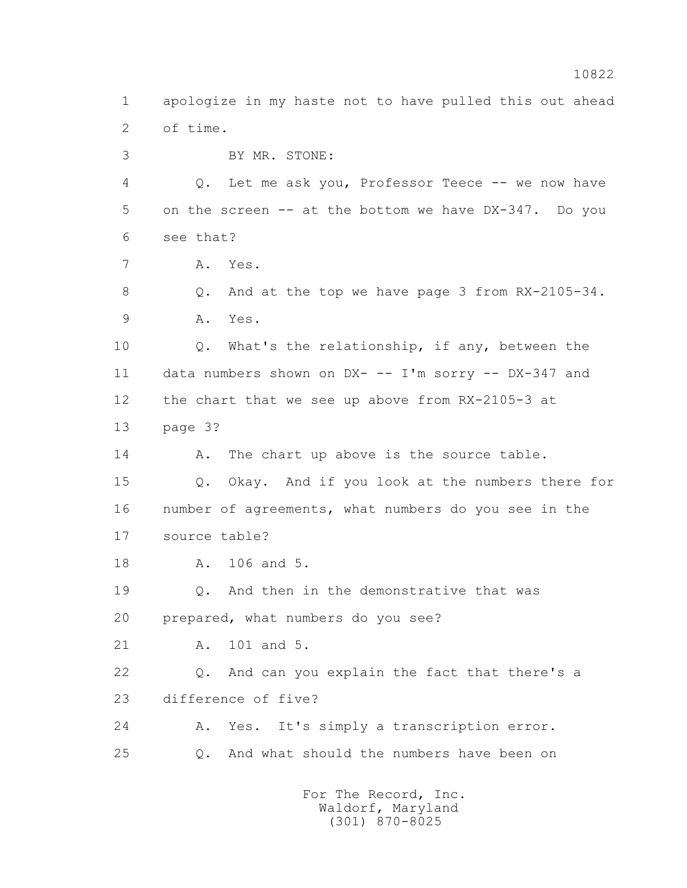1 apologize in my haste not to have pulled this out ahead

2 of time.

3 BY MR. STONE:

4 Q. Let me ask you, Professor Teece -- we now have

5 on the screen -- at the bottom we have DX-347. Do you

6 see that?

7 A. Yes.

8 Q. And at the top we have page 3 from RX-2105-34.

9 A. Yes.

10 Q. What's the relationship, if any, between the

11 data numbers shown on DX- -- I'm sorry -- DX-347 and

12 the chart that we see up above from RX-2105-3 at

13 page 3?

14 A. The chart up above is the source table.

15 Q. Okay. And if you look at the numbers there for

16 number of agreements, what numbers do you see in the

17 source table?

18 A. 106 and 5.

19 Q. And then in the demonstrative that was

20 prepared, what numbers do you see?

21 A. 101 and 5.

22 Q. And can you explain the fact that there's a

23 difference of five?

24 A. Yes. It's simply a transcription error.

25 Q. And what should the numbers have been on

For The Record, Inc.
Waldorf, Maryland
(301) 870-8025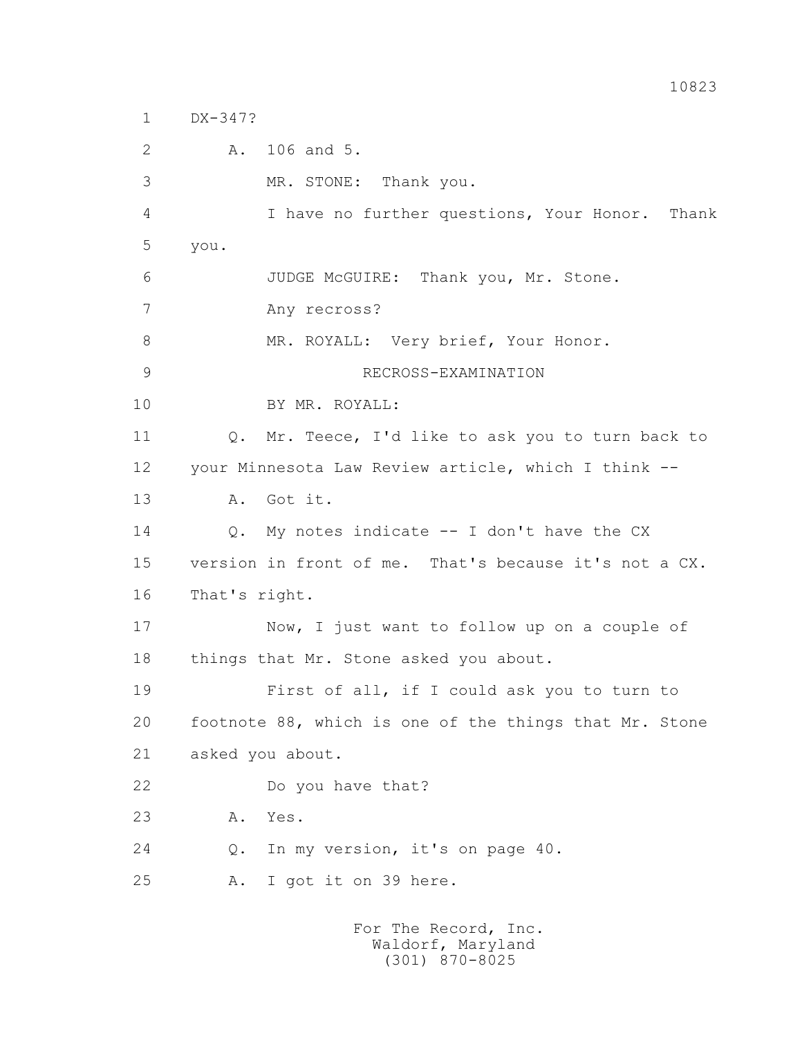1 DX-347?

2 A. 106 and 5.

3 MR. STONE: Thank you.

4 I have no further questions, Your Honor. Thank

5 you.

6 JUDGE McGUIRE: Thank you, Mr. Stone.

7 Any recross?

8 MR. ROYALL: Very brief, Your Honor.

9 RECROSS-EXAMINATION

10 BY MR. ROYALL:

11 Q. Mr. Teece, I'd like to ask you to turn back to

12 your Minnesota Law Review article, which I think --

13 A. Got it.

14 Q. My notes indicate -- I don't have the CX

15 version in front of me. That's because it's not a CX.

16 That's right.

17 Now, I just want to follow up on a couple of

18 things that Mr. Stone asked you about.

19 First of all, if I could ask you to turn to

20 footnote 88, which is one of the things that Mr. Stone

21 asked you about.

22 Do you have that?

23 A. Yes.

24 Q. In my version, it's on page 40.

25 A. I got it on 39 here.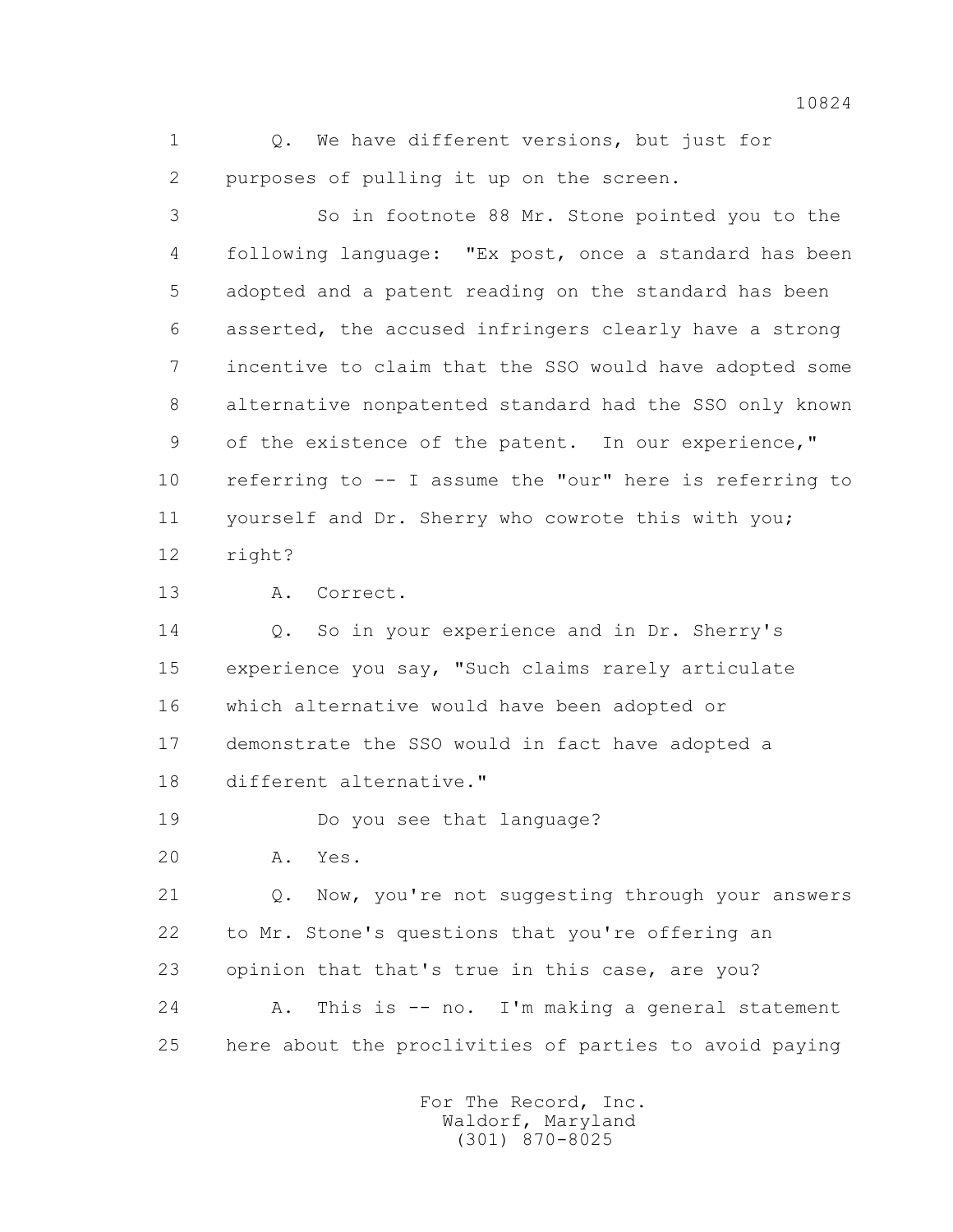1 Q. We have different versions, but just for
2 purposes of pulling it up on the screen.
3 So in footnote 88 Mr. Stone pointed you to the
4 following language: "Ex post, once a standard has been
5 adopted and a patent reading on the standard has been
6 asserted, the accused infringers clearly have a strong
7 incentive to claim that the SSO would have adopted some
8 alternative nonpatented standard had the SSO only known
9 of the existence of the patent. In our experience,"
10 referring to -- I assume the "our" here is referring to
11 yourself and Dr. Sherry who cowrote this with you;
12 right?
13 A. Correct.
14 Q. So in your experience and in Dr. Sherry's
15 experience you say, "Such claims rarely articulate
16 which alternative would have been adopted or
17 demonstrate the SSO would in fact have adopted a
18 different alternative."
19 Do you see that language?
20 A. Yes.
21 Q. Now, you're not suggesting through your answers
22 to Mr. Stone's questions that you're offering an
23 opinion that that's true in this case, are you?
24 A. This is -- no. I'm making a general statement
25 here about the proclivities of parties to avoid paying

For The Record, Inc.
Waldorf, Maryland
(301) 870-8025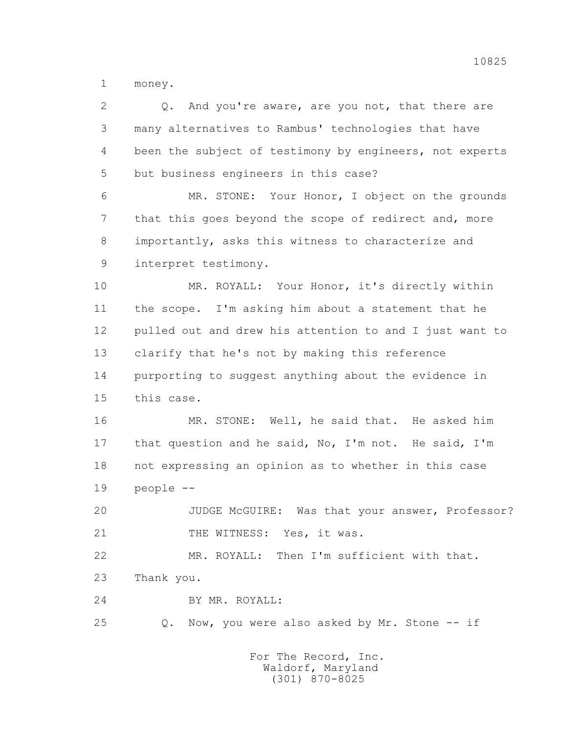1 money.

2 Q. And you're aware, are you not, that there are

3 many alternatives to Rambus' technologies that have

4 been the subject of testimony by engineers, not experts

5 but business engineers in this case?

6 MR. STONE: Your Honor, I object on the grounds

7 that this goes beyond the scope of redirect and, more

8 importantly, asks this witness to characterize and

9 interpret testimony.

10 MR. ROYALL: Your Honor, it's directly within

11 the scope. I'm asking him about a statement that he

12 pulled out and drew his attention to and I just want to

13 clarify that he's not by making this reference

14 purporting to suggest anything about the evidence in

15 this case.

16 MR. STONE: Well, he said that. He asked him

17 that question and he said, No, I'm not. He said, I'm

18 not expressing an opinion as to whether in this case

19 people --

20 JUDGE McGUIRE: Was that your answer, Professor?

21 THE WITNESS: Yes, it was.

22 MR. ROYALL: Then I'm sufficient with that.

23 Thank you.

24 BY MR. ROYALL:

25 Q. Now, you were also asked by Mr. Stone -- if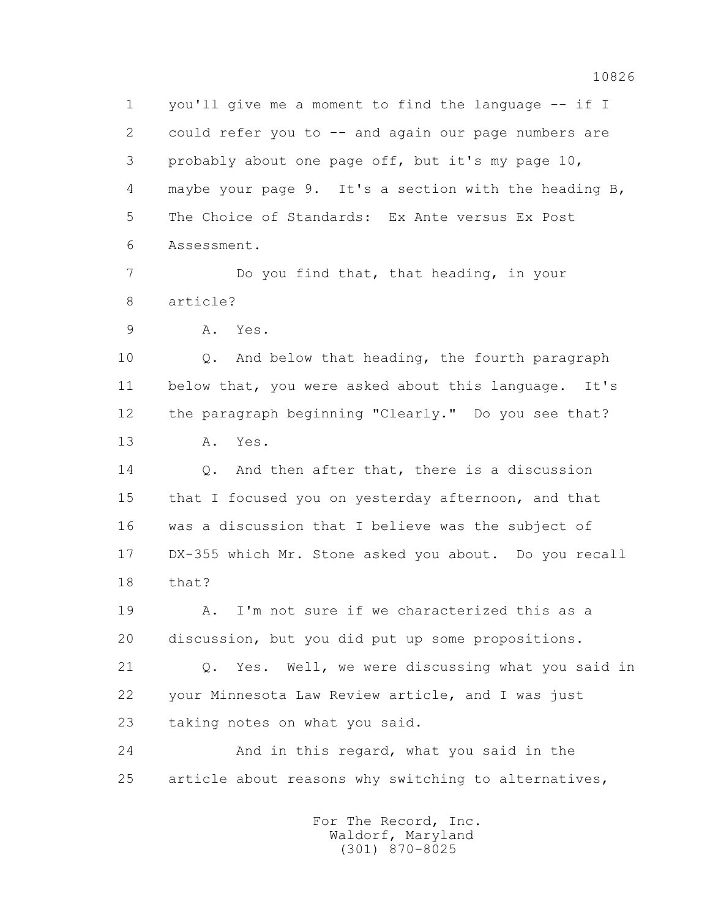1 you'll give me a moment to find the language -- if I
2 could refer you to -- and again our page numbers are
3 probably about one page off, but it's my page 10,
4 maybe your page 9. It's a section with the heading B,
5 The Choice of Standards: Ex Ante versus Ex Post
6 Assessment.

7 Do you find that, that heading, in your
8 article?

9 A. Yes.

10 Q. And below that heading, the fourth paragraph
11 below that, you were asked about this language. It's
12 the paragraph beginning "Clearly." Do you see that?

13 A. Yes.

14 Q. And then after that, there is a discussion
15 that I focused you on yesterday afternoon, and that
16 was a discussion that I believe was the subject of
17 DX-355 which Mr. Stone asked you about. Do you recall
18 that?

19 A. I'm not sure if we characterized this as a
20 discussion, but you did put up some propositions.

21 Q. Yes. Well, we were discussing what you said in
22 your Minnesota Law Review article, and I was just
23 taking notes on what you said.

24 And in this regard, what you said in the
25 article about reasons why switching to alternatives,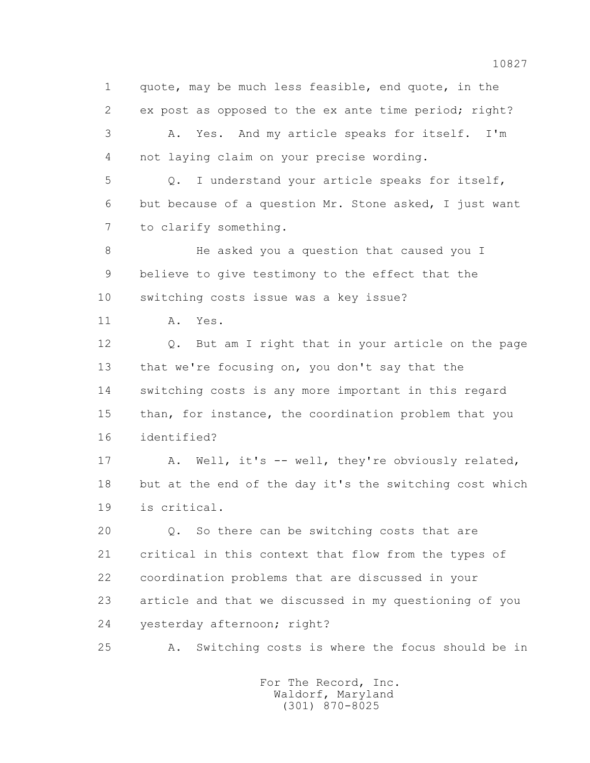1 quote, may be much less feasible, end quote, in the
2 ex post as opposed to the ex ante time period; right?
3 A. Yes. And my article speaks for itself. I'm
4 not laying claim on your precise wording.
5 Q. I understand your article speaks for itself,
6 but because of a question Mr. Stone asked, I just want
7 to clarify something.
8 He asked you a question that caused you I
9 believe to give testimony to the effect that the
10 switching costs issue was a key issue?
11 A. Yes.
12 Q. But am I right that in your article on the page
13 that we're focusing on, you don't say that the
14 switching costs is any more important in this regard
15 than, for instance, the coordination problem that you
16 identified?
17 A. Well, it's -- well, they're obviously related,
18 but at the end of the day it's the switching cost which
19 is critical.
20 Q. So there can be switching costs that are
21 critical in this context that flow from the types of
22 coordination problems that are discussed in your
23 article and that we discussed in my questioning of you
24 yesterday afternoon; right?
25 A. Switching costs is where the focus should be in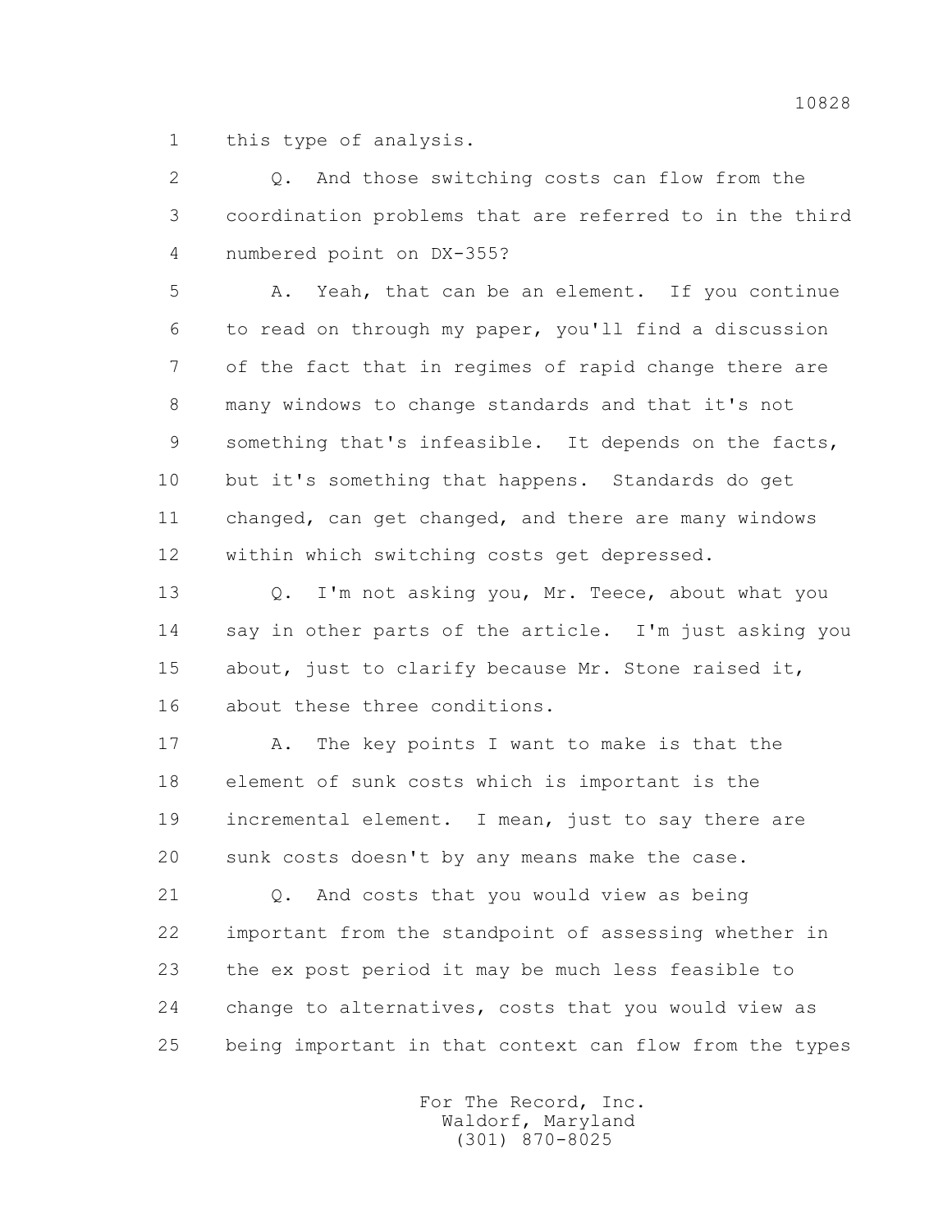1 this type of analysis.

2 Q. And those switching costs can flow from the
3 coordination problems that are referred to in the third
4 numbered point on DX-355?

5 A. Yeah, that can be an element. If you continue
6 to read on through my paper, you'll find a discussion
7 of the fact that in regimes of rapid change there are
8 many windows to change standards and that it's not
9 something that's infeasible. It depends on the facts,
10 but it's something that happens. Standards do get
11 changed, can get changed, and there are many windows
12 within which switching costs get depressed.

13 Q. I'm not asking you, Mr. Teece, about what you
14 say in other parts of the article. I'm just asking you
15 about, just to clarify because Mr. Stone raised it,
16 about these three conditions.

17 A. The key points I want to make is that the
18 element of sunk costs which is important is the
19 incremental element. I mean, just to say there are
20 sunk costs doesn't by any means make the case.

21 Q. And costs that you would view as being
22 important from the standpoint of assessing whether in
23 the ex post period it may be much less feasible to
24 change to alternatives, costs that you would view as
25 being important in that context can flow from the types

For The Record, Inc.
Waldorf, Maryland
(301) 870-8025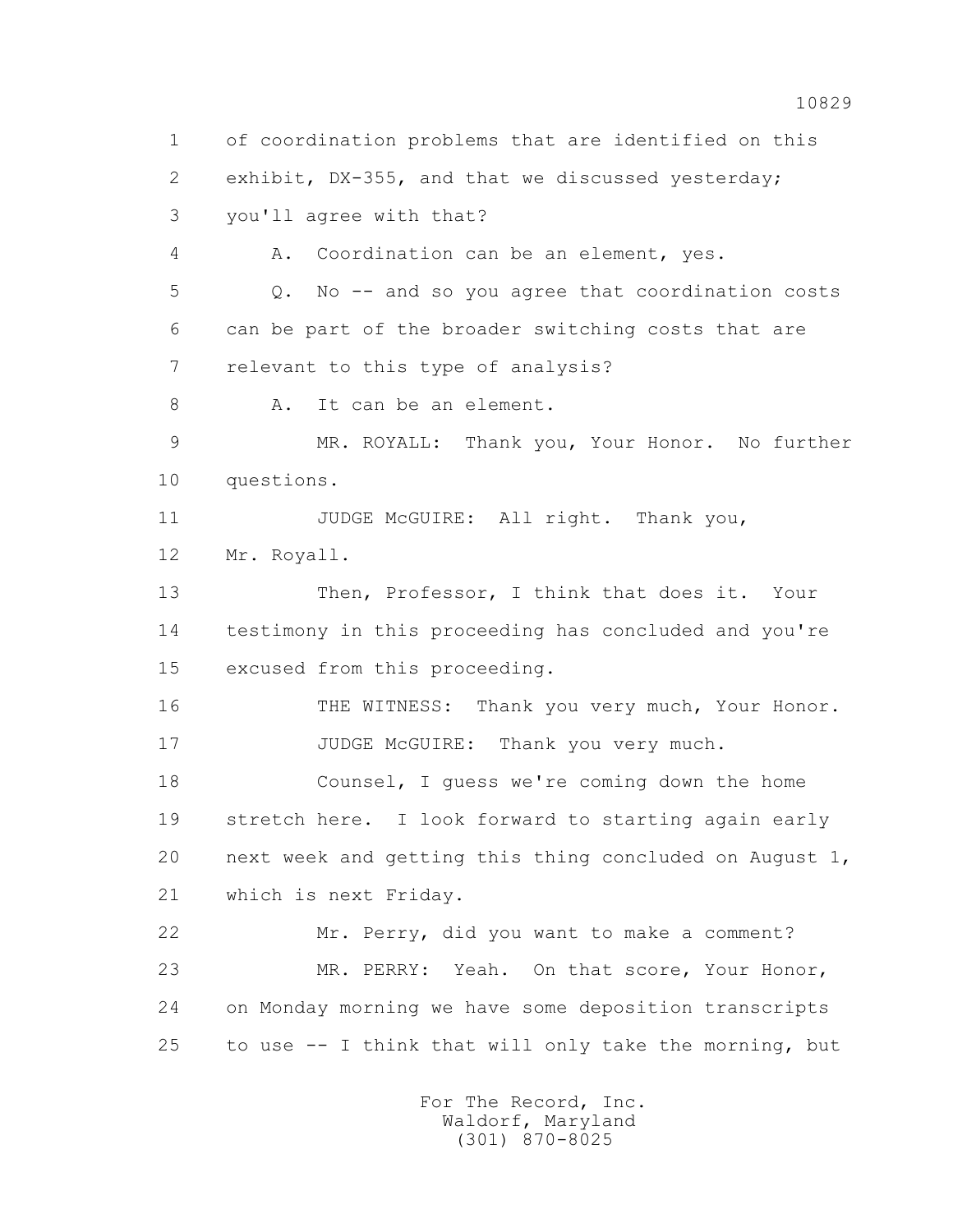1 of coordination problems that are identified on this
2 exhibit, DX-355, and that we discussed yesterday;
3 you'll agree with that?
4 A. Coordination can be an element, yes.
5 Q. No -- and so you agree that coordination costs
6 can be part of the broader switching costs that are
7 relevant to this type of analysis?
8 A. It can be an element.
9 MR. ROYALL: Thank you, Your Honor. No further
10 questions.
11 JUDGE McGUIRE: All right. Thank you,
12 Mr. Royall.
13 Then, Professor, I think that does it. Your
14 testimony in this proceeding has concluded and you're
15 excused from this proceeding.
16 THE WITNESS: Thank you very much, Your Honor.
17 JUDGE McGUIRE: Thank you very much.
18 Counsel, I guess we're coming down the home
19 stretch here. I look forward to starting again early
20 next week and getting this thing concluded on August 1,
21 which is next Friday.
22 Mr. Perry, did you want to make a comment?
23 MR. PERRY: Yeah. On that score, Your Honor,
24 on Monday morning we have some deposition transcripts
25 to use -- I think that will only take the morning, but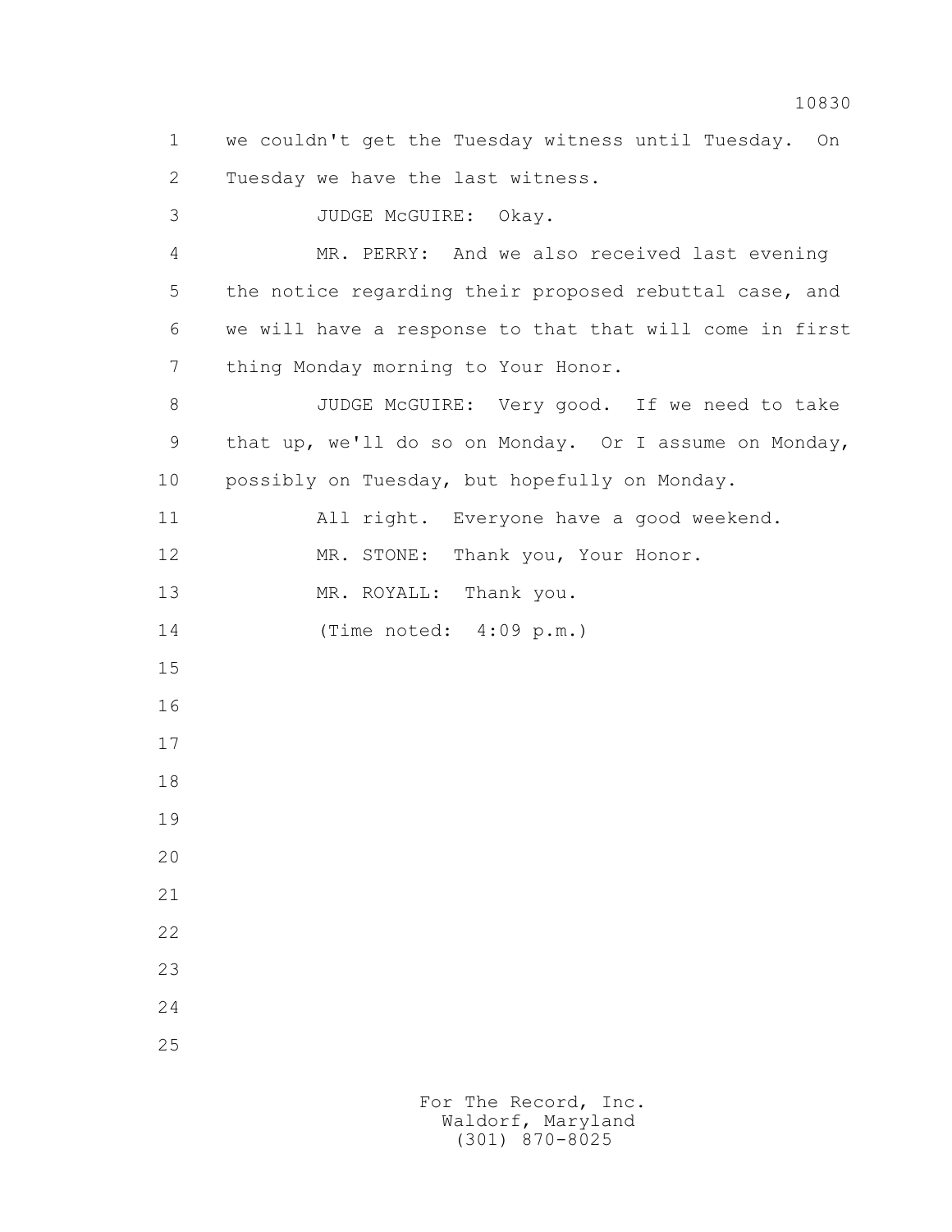we couldn't get the Tuesday witness until Tuesday. On Tuesday we have the last witness.

JUDGE McGUIRE: Okay.

MR. PERRY: And we also received last evening the notice regarding their proposed rebuttal case, and we will have a response to that that will come in first thing Monday morning to Your Honor.

JUDGE McGUIRE: Very good. If we need to take that up, we'll do so on Monday. Or I assume on Monday, possibly on Tuesday, but hopefully on Monday.

All right. Everyone have a good weekend.

MR. STONE: Thank you, Your Honor.

MR. ROYALL: Thank you.

(Time noted: 4:09 p.m.)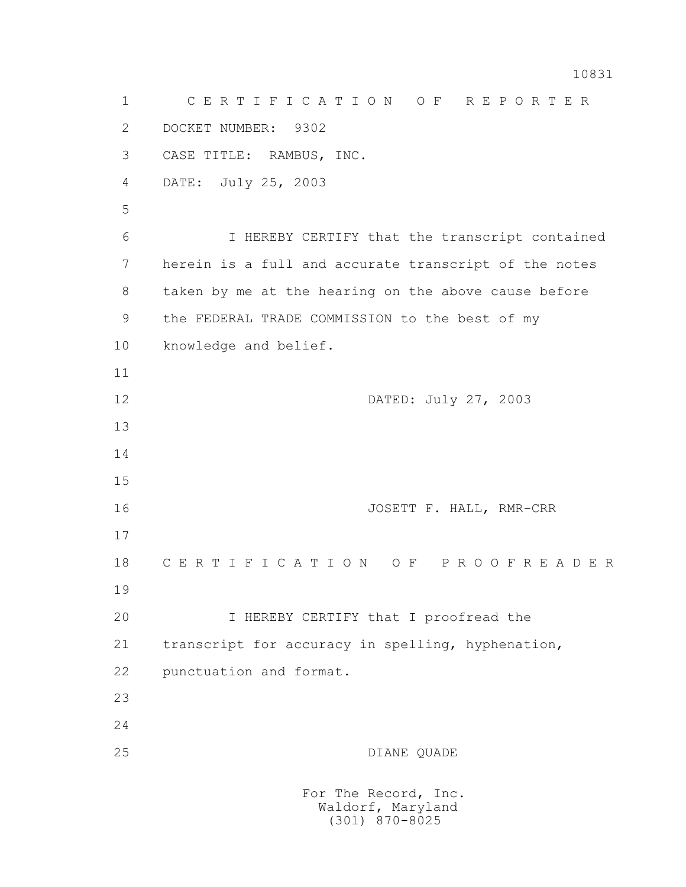# C E R T I F I C A T I O N O F R E P O R T E R

DOCKET NUMBER: 9302

CASE TITLE: RAMBUS, INC.

DATE: July 25, 2003

I HEREBY CERTIFY that the transcript contained herein is a full and accurate transcript of the notes taken by me at the hearing on the above cause before the FEDERAL TRADE COMMISSION to the best of my knowledge and belief.

DATED: July 27, 2003

JOSETT F. HALL, RMR-CRR

# C E R T I F I C A T I O N O F P R O O F R E A D E R

I HEREBY CERTIFY that I proofread the transcript for accuracy in spelling, hyphenation, punctuation and format.

DIANE QUADE